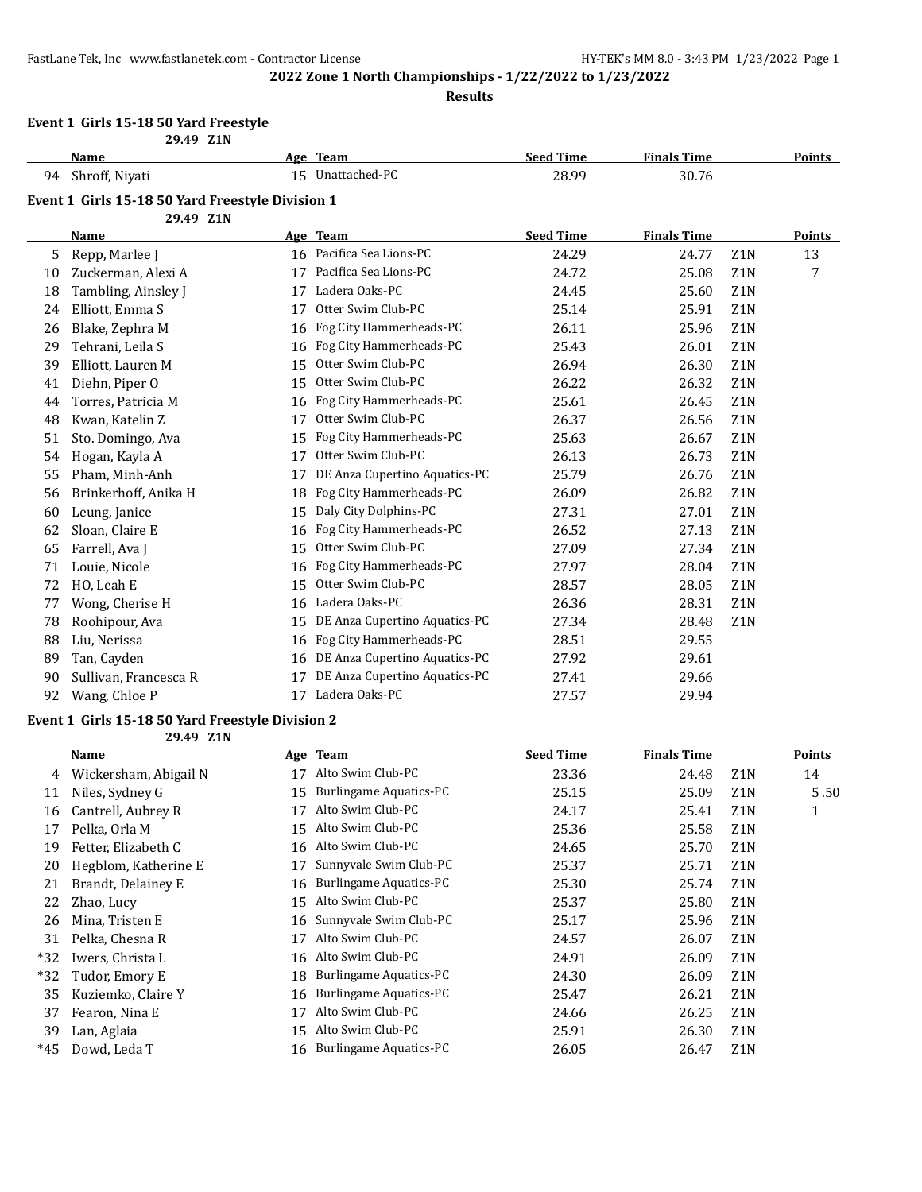## 2022 Zone 1 North Championships - 1/22/2022 to 1/23/2022

### Results

### Event 1 Girls 15-18 50 Yard Freestyle

29.49 Z1N

| | Name | Age | Team | Seed Time | Finals Time | | Points |
|---|---|---|---|---|---|---|---|
| 94 | Shroff, Niyati | 15 | Unattached-PC | 28.99 | 30.76 | | |

### Event 1 Girls 15-18 50 Yard Freestyle Division 1

29.49 Z1N

| | Name | Age | Team | Seed Time | Finals Time | | Points |
|---|---|---|---|---|---|---|---|
| 5 | Repp, Marlee J | 16 | Pacifica Sea Lions-PC | 24.29 | 24.77 | Z1N | 13 |
| 10 | Zuckerman, Alexi A | 17 | Pacifica Sea Lions-PC | 24.72 | 25.08 | Z1N | 7 |
| 18 | Tambling, Ainsley J | 17 | Ladera Oaks-PC | 24.45 | 25.60 | Z1N | |
| 24 | Elliott, Emma S | 17 | Otter Swim Club-PC | 25.14 | 25.91 | Z1N | |
| 26 | Blake, Zephra M | 16 | Fog City Hammerheads-PC | 26.11 | 25.96 | Z1N | |
| 29 | Tehrani, Leila S | 16 | Fog City Hammerheads-PC | 25.43 | 26.01 | Z1N | |
| 39 | Elliott, Lauren M | 15 | Otter Swim Club-PC | 26.94 | 26.30 | Z1N | |
| 41 | Diehn, Piper O | 15 | Otter Swim Club-PC | 26.22 | 26.32 | Z1N | |
| 44 | Torres, Patricia M | 16 | Fog City Hammerheads-PC | 25.61 | 26.45 | Z1N | |
| 48 | Kwan, Katelin Z | 17 | Otter Swim Club-PC | 26.37 | 26.56 | Z1N | |
| 51 | Sto. Domingo, Ava | 15 | Fog City Hammerheads-PC | 25.63 | 26.67 | Z1N | |
| 54 | Hogan, Kayla A | 17 | Otter Swim Club-PC | 26.13 | 26.73 | Z1N | |
| 55 | Pham, Minh-Anh | 17 | DE Anza Cupertino Aquatics-PC | 25.79 | 26.76 | Z1N | |
| 56 | Brinkerhoff, Anika H | 18 | Fog City Hammerheads-PC | 26.09 | 26.82 | Z1N | |
| 60 | Leung, Janice | 15 | Daly City Dolphins-PC | 27.31 | 27.01 | Z1N | |
| 62 | Sloan, Claire E | 16 | Fog City Hammerheads-PC | 26.52 | 27.13 | Z1N | |
| 65 | Farrell, Ava J | 15 | Otter Swim Club-PC | 27.09 | 27.34 | Z1N | |
| 71 | Louie, Nicole | 16 | Fog City Hammerheads-PC | 27.97 | 28.04 | Z1N | |
| 72 | HO, Leah E | 15 | Otter Swim Club-PC | 28.57 | 28.05 | Z1N | |
| 77 | Wong, Cherise H | 16 | Ladera Oaks-PC | 26.36 | 28.31 | Z1N | |
| 78 | Roohipour, Ava | 15 | DE Anza Cupertino Aquatics-PC | 27.34 | 28.48 | Z1N | |
| 88 | Liu, Nerissa | 16 | Fog City Hammerheads-PC | 28.51 | 29.55 | | |
| 89 | Tan, Cayden | 16 | DE Anza Cupertino Aquatics-PC | 27.92 | 29.61 | | |
| 90 | Sullivan, Francesca R | 17 | DE Anza Cupertino Aquatics-PC | 27.41 | 29.66 | | |
| 92 | Wang, Chloe P | 17 | Ladera Oaks-PC | 27.57 | 29.94 | | |

### Event 1 Girls 15-18 50 Yard Freestyle Division 2

29.49 Z1N

| | Name | Age | Team | Seed Time | Finals Time | | Points |
|---|---|---|---|---|---|---|---|
| 4 | Wickersham, Abigail N | 17 | Alto Swim Club-PC | 23.36 | 24.48 | Z1N | 14 |
| 11 | Niles, Sydney G | 15 | Burlingame Aquatics-PC | 25.15 | 25.09 | Z1N | 5.50 |
| 16 | Cantrell, Aubrey R | 17 | Alto Swim Club-PC | 24.17 | 25.41 | Z1N | 1 |
| 17 | Pelka, Orla M | 15 | Alto Swim Club-PC | 25.36 | 25.58 | Z1N | |
| 19 | Fetter, Elizabeth C | 16 | Alto Swim Club-PC | 24.65 | 25.70 | Z1N | |
| 20 | Hegblom, Katherine E | 17 | Sunnyvale Swim Club-PC | 25.37 | 25.71 | Z1N | |
| 21 | Brandt, Delainey E | 16 | Burlingame Aquatics-PC | 25.30 | 25.74 | Z1N | |
| 22 | Zhao, Lucy | 15 | Alto Swim Club-PC | 25.37 | 25.80 | Z1N | |
| 26 | Mina, Tristen E | 16 | Sunnyvale Swim Club-PC | 25.17 | 25.96 | Z1N | |
| 31 | Pelka, Chesna R | 17 | Alto Swim Club-PC | 24.57 | 26.07 | Z1N | |
| *32 | Iwers, Christa L | 16 | Alto Swim Club-PC | 24.91 | 26.09 | Z1N | |
| *32 | Tudor, Emory E | 18 | Burlingame Aquatics-PC | 24.30 | 26.09 | Z1N | |
| 35 | Kuziemko, Claire Y | 16 | Burlingame Aquatics-PC | 25.47 | 26.21 | Z1N | |
| 37 | Fearon, Nina E | 17 | Alto Swim Club-PC | 24.66 | 26.25 | Z1N | |
| 39 | Lan, Aglaia | 15 | Alto Swim Club-PC | 25.91 | 26.30 | Z1N | |
| *45 | Dowd, Leda T | 16 | Burlingame Aquatics-PC | 26.05 | 26.47 | Z1N | |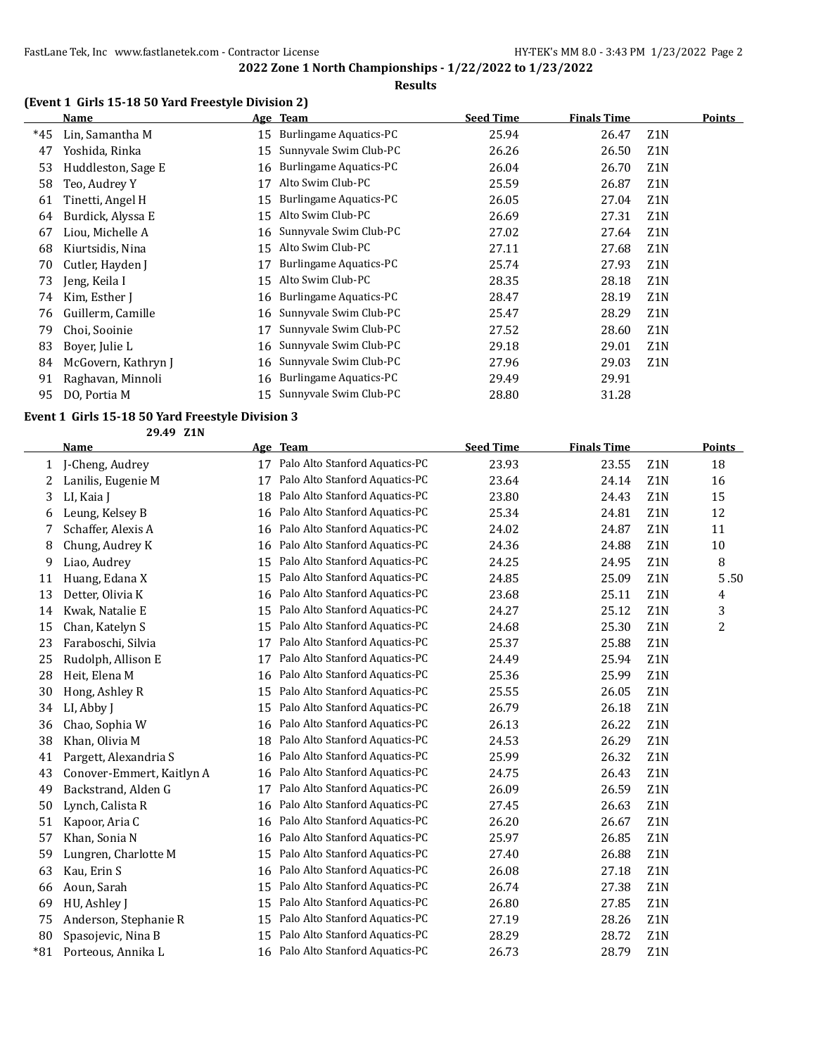## 2022 Zone 1 North Championships - 1/22/2022 to 1/23/2022

### Results

### (Event 1 Girls 15-18 50 Yard Freestyle Division 2)

| | Name | Age | Team | Seed Time | Finals Time | | Points |
|---|---|---|---|---|---|---|---|
| *45 | Lin, Samantha M | 15 | Burlingame Aquatics-PC | 25.94 | 26.47 | Z1N | |
| 47 | Yoshida, Rinka | 15 | Sunnyvale Swim Club-PC | 26.26 | 26.50 | Z1N | |
| 53 | Huddleston, Sage E | 16 | Burlingame Aquatics-PC | 26.04 | 26.70 | Z1N | |
| 58 | Teo, Audrey Y | 17 | Alto Swim Club-PC | 25.59 | 26.87 | Z1N | |
| 61 | Tinetti, Angel H | 15 | Burlingame Aquatics-PC | 26.05 | 27.04 | Z1N | |
| 64 | Burdick, Alyssa E | 15 | Alto Swim Club-PC | 26.69 | 27.31 | Z1N | |
| 67 | Liou, Michelle A | 16 | Sunnyvale Swim Club-PC | 27.02 | 27.64 | Z1N | |
| 68 | Kiurtsidis, Nina | 15 | Alto Swim Club-PC | 27.11 | 27.68 | Z1N | |
| 70 | Cutler, Hayden J | 17 | Burlingame Aquatics-PC | 25.74 | 27.93 | Z1N | |
| 73 | Jeng, Keila I | 15 | Alto Swim Club-PC | 28.35 | 28.18 | Z1N | |
| 74 | Kim, Esther J | 16 | Burlingame Aquatics-PC | 28.47 | 28.19 | Z1N | |
| 76 | Guillerm, Camille | 16 | Sunnyvale Swim Club-PC | 25.47 | 28.29 | Z1N | |
| 79 | Choi, Sooinie | 17 | Sunnyvale Swim Club-PC | 27.52 | 28.60 | Z1N | |
| 83 | Boyer, Julie L | 16 | Sunnyvale Swim Club-PC | 29.18 | 29.01 | Z1N | |
| 84 | McGovern, Kathryn J | 16 | Sunnyvale Swim Club-PC | 27.96 | 29.03 | Z1N | |
| 91 | Raghavan, Minnoli | 16 | Burlingame Aquatics-PC | 29.49 | 29.91 | | |
| 95 | DO, Portia M | 15 | Sunnyvale Swim Club-PC | 28.80 | 31.28 | | |

### Event 1 Girls 15-18 50 Yard Freestyle Division 3

29.49 Z1N

| | Name | Age | Team | Seed Time | Finals Time | | Points |
|---|---|---|---|---|---|---|---|
| 1 | J-Cheng, Audrey | 17 | Palo Alto Stanford Aquatics-PC | 23.93 | 23.55 | Z1N | 18 |
| 2 | Lanilis, Eugenie M | 17 | Palo Alto Stanford Aquatics-PC | 23.64 | 24.14 | Z1N | 16 |
| 3 | LI, Kaia J | 18 | Palo Alto Stanford Aquatics-PC | 23.80 | 24.43 | Z1N | 15 |
| 6 | Leung, Kelsey B | 16 | Palo Alto Stanford Aquatics-PC | 25.34 | 24.81 | Z1N | 12 |
| 7 | Schaffer, Alexis A | 16 | Palo Alto Stanford Aquatics-PC | 24.02 | 24.87 | Z1N | 11 |
| 8 | Chung, Audrey K | 16 | Palo Alto Stanford Aquatics-PC | 24.36 | 24.88 | Z1N | 10 |
| 9 | Liao, Audrey | 15 | Palo Alto Stanford Aquatics-PC | 24.25 | 24.95 | Z1N | 8 |
| 11 | Huang, Edana X | 15 | Palo Alto Stanford Aquatics-PC | 24.85 | 25.09 | Z1N | 5.50 |
| 13 | Detter, Olivia K | 16 | Palo Alto Stanford Aquatics-PC | 23.68 | 25.11 | Z1N | 4 |
| 14 | Kwak, Natalie E | 15 | Palo Alto Stanford Aquatics-PC | 24.27 | 25.12 | Z1N | 3 |
| 15 | Chan, Katelyn S | 15 | Palo Alto Stanford Aquatics-PC | 24.68 | 25.30 | Z1N | 2 |
| 23 | Faraboschi, Silvia | 17 | Palo Alto Stanford Aquatics-PC | 25.37 | 25.88 | Z1N | |
| 25 | Rudolph, Allison E | 17 | Palo Alto Stanford Aquatics-PC | 24.49 | 25.94 | Z1N | |
| 28 | Heit, Elena M | 16 | Palo Alto Stanford Aquatics-PC | 25.36 | 25.99 | Z1N | |
| 30 | Hong, Ashley R | 15 | Palo Alto Stanford Aquatics-PC | 25.55 | 26.05 | Z1N | |
| 34 | LI, Abby J | 15 | Palo Alto Stanford Aquatics-PC | 26.79 | 26.18 | Z1N | |
| 36 | Chao, Sophia W | 16 | Palo Alto Stanford Aquatics-PC | 26.13 | 26.22 | Z1N | |
| 38 | Khan, Olivia M | 18 | Palo Alto Stanford Aquatics-PC | 24.53 | 26.29 | Z1N | |
| 41 | Pargett, Alexandria S | 16 | Palo Alto Stanford Aquatics-PC | 25.99 | 26.32 | Z1N | |
| 43 | Conover-Emmert, Kaitlyn A | 16 | Palo Alto Stanford Aquatics-PC | 24.75 | 26.43 | Z1N | |
| 49 | Backstrand, Alden G | 17 | Palo Alto Stanford Aquatics-PC | 26.09 | 26.59 | Z1N | |
| 50 | Lynch, Calista R | 16 | Palo Alto Stanford Aquatics-PC | 27.45 | 26.63 | Z1N | |
| 51 | Kapoor, Aria C | 16 | Palo Alto Stanford Aquatics-PC | 26.20 | 26.67 | Z1N | |
| 57 | Khan, Sonia N | 16 | Palo Alto Stanford Aquatics-PC | 25.97 | 26.85 | Z1N | |
| 59 | Lungren, Charlotte M | 15 | Palo Alto Stanford Aquatics-PC | 27.40 | 26.88 | Z1N | |
| 63 | Kau, Erin S | 16 | Palo Alto Stanford Aquatics-PC | 26.08 | 27.18 | Z1N | |
| 66 | Aoun, Sarah | 15 | Palo Alto Stanford Aquatics-PC | 26.74 | 27.38 | Z1N | |
| 69 | HU, Ashley J | 15 | Palo Alto Stanford Aquatics-PC | 26.80 | 27.85 | Z1N | |
| 75 | Anderson, Stephanie R | 15 | Palo Alto Stanford Aquatics-PC | 27.19 | 28.26 | Z1N | |
| 80 | Spasojevic, Nina B | 15 | Palo Alto Stanford Aquatics-PC | 28.29 | 28.72 | Z1N | |
| *81 | Porteous, Annika L | 16 | Palo Alto Stanford Aquatics-PC | 26.73 | 28.79 | Z1N | |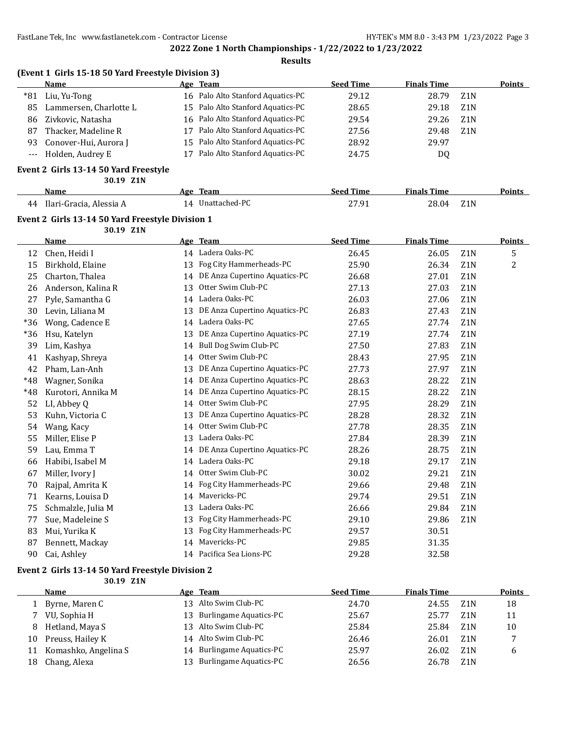**2022 Zone 1 North Championships - 1/22/2022 to 1/23/2022**

**Results**

### (Event 1 Girls 15-18 50 Yard Freestyle Division 3)

| | Name | Age | Team | Seed Time | Finals Time | | Points |
|---|---|---|---|---|---|---|---|
| *81 | Liu, Yu-Tong | 16 | Palo Alto Stanford Aquatics-PC | 29.12 | 28.79 | Z1N | |
| 85 | Lammersen, Charlotte L | 15 | Palo Alto Stanford Aquatics-PC | 28.65 | 29.18 | Z1N | |
| 86 | Zivkovic, Natasha | 16 | Palo Alto Stanford Aquatics-PC | 29.54 | 29.26 | Z1N | |
| 87 | Thacker, Madeline R | 17 | Palo Alto Stanford Aquatics-PC | 27.56 | 29.48 | Z1N | |
| 93 | Conover-Hui, Aurora J | 15 | Palo Alto Stanford Aquatics-PC | 28.92 | 29.97 | | |
| --- | Holden, Audrey E | 17 | Palo Alto Stanford Aquatics-PC | 24.75 | DQ | | |

### Event 2 Girls 13-14 50 Yard Freestyle

30.19 Z1N

| | Name | Age | Team | Seed Time | Finals Time | | Points |
|---|---|---|---|---|---|---|---|
| 44 | Ilari-Gracia, Alessia A | 14 | Unattached-PC | 27.91 | 28.04 | Z1N | |

### Event 2 Girls 13-14 50 Yard Freestyle Division 1

30.19 Z1N

| | Name | Age | Team | Seed Time | Finals Time | | Points |
|---|---|---|---|---|---|---|---|
| 12 | Chen, Heidi I | 14 | Ladera Oaks-PC | 26.45 | 26.05 | Z1N | 5 |
| 15 | Birkhold, Elaine | 13 | Fog City Hammerheads-PC | 25.90 | 26.34 | Z1N | 2 |
| 25 | Charton, Thalea | 14 | DE Anza Cupertino Aquatics-PC | 26.68 | 27.01 | Z1N | |
| 26 | Anderson, Kalina R | 13 | Otter Swim Club-PC | 27.13 | 27.03 | Z1N | |
| 27 | Pyle, Samantha G | 14 | Ladera Oaks-PC | 26.03 | 27.06 | Z1N | |
| 30 | Levin, Liliana M | 13 | DE Anza Cupertino Aquatics-PC | 26.83 | 27.43 | Z1N | |
| *36 | Wong, Cadence E | 14 | Ladera Oaks-PC | 27.65 | 27.74 | Z1N | |
| *36 | Hsu, Katelyn | 13 | DE Anza Cupertino Aquatics-PC | 27.19 | 27.74 | Z1N | |
| 39 | Lim, Kashya | 14 | Bull Dog Swim Club-PC | 27.50 | 27.83 | Z1N | |
| 41 | Kashyap, Shreya | 14 | Otter Swim Club-PC | 28.43 | 27.95 | Z1N | |
| 42 | Pham, Lan-Anh | 13 | DE Anza Cupertino Aquatics-PC | 27.73 | 27.97 | Z1N | |
| *48 | Wagner, Sonika | 14 | DE Anza Cupertino Aquatics-PC | 28.63 | 28.22 | Z1N | |
| *48 | Kurotori, Annika M | 14 | DE Anza Cupertino Aquatics-PC | 28.15 | 28.22 | Z1N | |
| 52 | LI, Abbey Q | 14 | Otter Swim Club-PC | 27.95 | 28.29 | Z1N | |
| 53 | Kuhn, Victoria C | 13 | DE Anza Cupertino Aquatics-PC | 28.28 | 28.32 | Z1N | |
| 54 | Wang, Kacy | 14 | Otter Swim Club-PC | 27.78 | 28.35 | Z1N | |
| 55 | Miller, Elise P | 13 | Ladera Oaks-PC | 27.84 | 28.39 | Z1N | |
| 59 | Lau, Emma T | 14 | DE Anza Cupertino Aquatics-PC | 28.26 | 28.75 | Z1N | |
| 66 | Habibi, Isabel M | 14 | Ladera Oaks-PC | 29.18 | 29.17 | Z1N | |
| 67 | Miller, Ivory J | 14 | Otter Swim Club-PC | 30.02 | 29.21 | Z1N | |
| 70 | Rajpal, Amrita K | 14 | Fog City Hammerheads-PC | 29.66 | 29.48 | Z1N | |
| 71 | Kearns, Louisa D | 14 | Mavericks-PC | 29.74 | 29.51 | Z1N | |
| 75 | Schmalzle, Julia M | 13 | Ladera Oaks-PC | 26.66 | 29.84 | Z1N | |
| 77 | Sue, Madeleine S | 13 | Fog City Hammerheads-PC | 29.10 | 29.86 | Z1N | |
| 83 | Mui, Yurika K | 13 | Fog City Hammerheads-PC | 29.57 | 30.51 | | |
| 87 | Bennett, Mackay | 14 | Mavericks-PC | 29.85 | 31.35 | | |
| 90 | Cai, Ashley | 14 | Pacifica Sea Lions-PC | 29.28 | 32.58 | | |

### Event 2 Girls 13-14 50 Yard Freestyle Division 2

30.19 Z1N

| | Name | Age | Team | Seed Time | Finals Time | | Points |
|---|---|---|---|---|---|---|---|
| 1 | Byrne, Maren C | 13 | Alto Swim Club-PC | 24.70 | 24.55 | Z1N | 18 |
| 7 | VU, Sophia H | 13 | Burlingame Aquatics-PC | 25.67 | 25.77 | Z1N | 11 |
| 8 | Hetland, Maya S | 13 | Alto Swim Club-PC | 25.84 | 25.84 | Z1N | 10 |
| 10 | Preuss, Hailey K | 14 | Alto Swim Club-PC | 26.46 | 26.01 | Z1N | 7 |
| 11 | Komashko, Angelina S | 14 | Burlingame Aquatics-PC | 25.97 | 26.02 | Z1N | 6 |
| 18 | Chang, Alexa | 13 | Burlingame Aquatics-PC | 26.56 | 26.78 | Z1N | |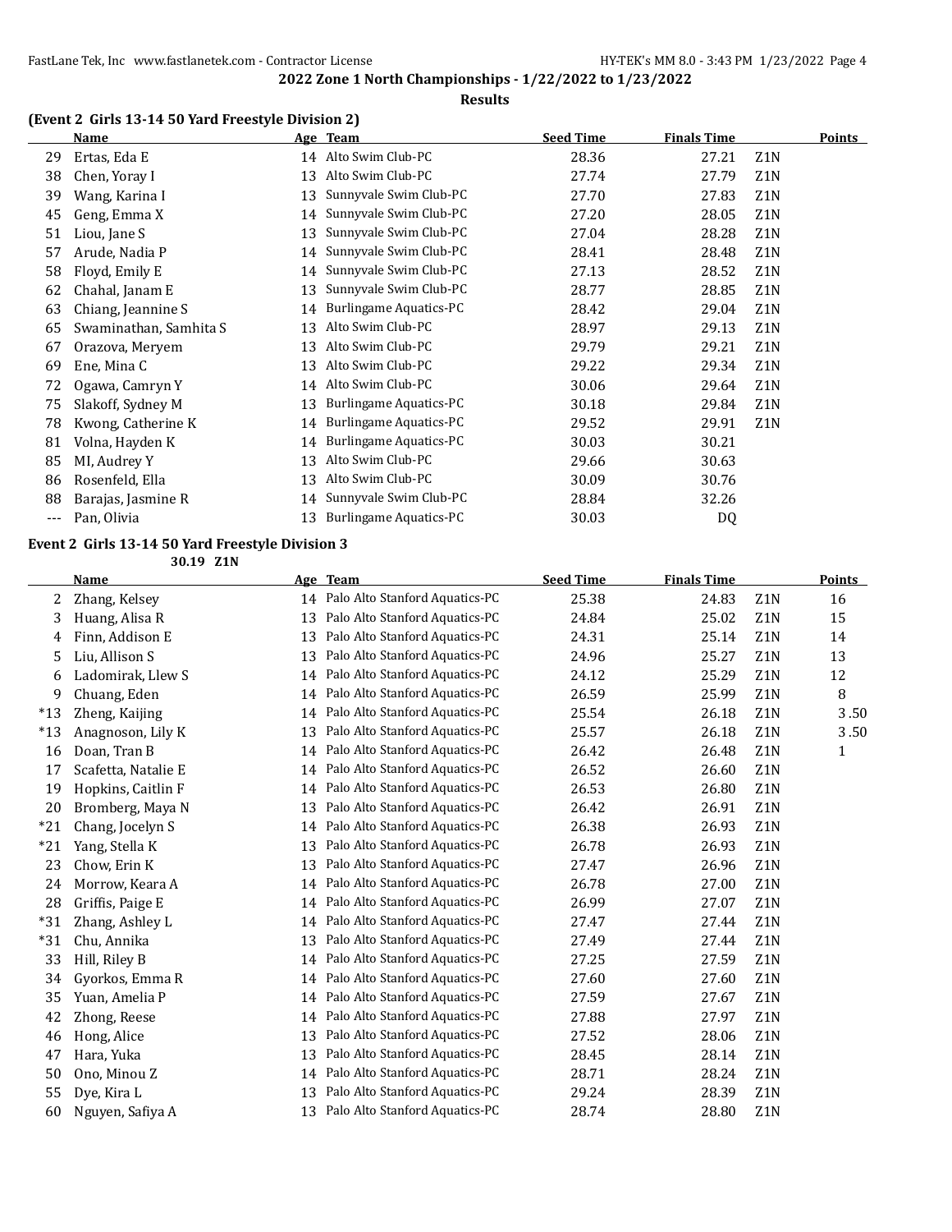**2022 Zone 1 North Championships - 1/22/2022 to 1/23/2022**

**Results**

### (Event 2 Girls 13-14 50 Yard Freestyle Division 2)

| | Name | Age | Team | Seed Time | Finals Time | | Points |
|---|---|---|---|---|---|---|---|
| 29 | Ertas, Eda E | 14 | Alto Swim Club-PC | 28.36 | 27.21 | Z1N | |
| 38 | Chen, Yoray I | 13 | Alto Swim Club-PC | 27.74 | 27.79 | Z1N | |
| 39 | Wang, Karina I | 13 | Sunnyvale Swim Club-PC | 27.70 | 27.83 | Z1N | |
| 45 | Geng, Emma X | 14 | Sunnyvale Swim Club-PC | 27.20 | 28.05 | Z1N | |
| 51 | Liou, Jane S | 13 | Sunnyvale Swim Club-PC | 27.04 | 28.28 | Z1N | |
| 57 | Arude, Nadia P | 14 | Sunnyvale Swim Club-PC | 28.41 | 28.48 | Z1N | |
| 58 | Floyd, Emily E | 14 | Sunnyvale Swim Club-PC | 27.13 | 28.52 | Z1N | |
| 62 | Chahal, Janam E | 13 | Sunnyvale Swim Club-PC | 28.77 | 28.85 | Z1N | |
| 63 | Chiang, Jeannine S | 14 | Burlingame Aquatics-PC | 28.42 | 29.04 | Z1N | |
| 65 | Swaminathan, Samhita S | 13 | Alto Swim Club-PC | 28.97 | 29.13 | Z1N | |
| 67 | Orazova, Meryem | 13 | Alto Swim Club-PC | 29.79 | 29.21 | Z1N | |
| 69 | Ene, Mina C | 13 | Alto Swim Club-PC | 29.22 | 29.34 | Z1N | |
| 72 | Ogawa, Camryn Y | 14 | Alto Swim Club-PC | 30.06 | 29.64 | Z1N | |
| 75 | Slakoff, Sydney M | 13 | Burlingame Aquatics-PC | 30.18 | 29.84 | Z1N | |
| 78 | Kwong, Catherine K | 14 | Burlingame Aquatics-PC | 29.52 | 29.91 | Z1N | |
| 81 | Volna, Hayden K | 14 | Burlingame Aquatics-PC | 30.03 | 30.21 | | |
| 85 | MI, Audrey Y | 13 | Alto Swim Club-PC | 29.66 | 30.63 | | |
| 86 | Rosenfeld, Ella | 13 | Alto Swim Club-PC | 30.09 | 30.76 | | |
| 88 | Barajas, Jasmine R | 14 | Sunnyvale Swim Club-PC | 28.84 | 32.26 | | |
| --- | Pan, Olivia | 13 | Burlingame Aquatics-PC | 30.03 | DQ | | |

### Event 2 Girls 13-14 50 Yard Freestyle Division 3

30.19 Z1N

| | Name | Age | Team | Seed Time | Finals Time | | Points |
|---|---|---|---|---|---|---|---|
| 2 | Zhang, Kelsey | 14 | Palo Alto Stanford Aquatics-PC | 25.38 | 24.83 | Z1N | 16 |
| 3 | Huang, Alisa R | 13 | Palo Alto Stanford Aquatics-PC | 24.84 | 25.02 | Z1N | 15 |
| 4 | Finn, Addison E | 13 | Palo Alto Stanford Aquatics-PC | 24.31 | 25.14 | Z1N | 14 |
| 5 | Liu, Allison S | 13 | Palo Alto Stanford Aquatics-PC | 24.96 | 25.27 | Z1N | 13 |
| 6 | Ladomirak, Llew S | 14 | Palo Alto Stanford Aquatics-PC | 24.12 | 25.29 | Z1N | 12 |
| 9 | Chuang, Eden | 14 | Palo Alto Stanford Aquatics-PC | 26.59 | 25.99 | Z1N | 8 |
| *13 | Zheng, Kaijing | 14 | Palo Alto Stanford Aquatics-PC | 25.54 | 26.18 | Z1N | 3.50 |
| *13 | Anagnoson, Lily K | 13 | Palo Alto Stanford Aquatics-PC | 25.57 | 26.18 | Z1N | 3.50 |
| 16 | Doan, Tran B | 14 | Palo Alto Stanford Aquatics-PC | 26.42 | 26.48 | Z1N | 1 |
| 17 | Scafetta, Natalie E | 14 | Palo Alto Stanford Aquatics-PC | 26.52 | 26.60 | Z1N | |
| 19 | Hopkins, Caitlin F | 14 | Palo Alto Stanford Aquatics-PC | 26.53 | 26.80 | Z1N | |
| 20 | Bromberg, Maya N | 13 | Palo Alto Stanford Aquatics-PC | 26.42 | 26.91 | Z1N | |
| *21 | Chang, Jocelyn S | 14 | Palo Alto Stanford Aquatics-PC | 26.38 | 26.93 | Z1N | |
| *21 | Yang, Stella K | 13 | Palo Alto Stanford Aquatics-PC | 26.78 | 26.93 | Z1N | |
| 23 | Chow, Erin K | 13 | Palo Alto Stanford Aquatics-PC | 27.47 | 26.96 | Z1N | |
| 24 | Morrow, Keara A | 14 | Palo Alto Stanford Aquatics-PC | 26.78 | 27.00 | Z1N | |
| 28 | Griffis, Paige E | 14 | Palo Alto Stanford Aquatics-PC | 26.99 | 27.07 | Z1N | |
| *31 | Zhang, Ashley L | 14 | Palo Alto Stanford Aquatics-PC | 27.47 | 27.44 | Z1N | |
| *31 | Chu, Annika | 13 | Palo Alto Stanford Aquatics-PC | 27.49 | 27.44 | Z1N | |
| 33 | Hill, Riley B | 14 | Palo Alto Stanford Aquatics-PC | 27.25 | 27.59 | Z1N | |
| 34 | Gyorkos, Emma R | 14 | Palo Alto Stanford Aquatics-PC | 27.60 | 27.60 | Z1N | |
| 35 | Yuan, Amelia P | 14 | Palo Alto Stanford Aquatics-PC | 27.59 | 27.67 | Z1N | |
| 42 | Zhong, Reese | 14 | Palo Alto Stanford Aquatics-PC | 27.88 | 27.97 | Z1N | |
| 46 | Hong, Alice | 13 | Palo Alto Stanford Aquatics-PC | 27.52 | 28.06 | Z1N | |
| 47 | Hara, Yuka | 13 | Palo Alto Stanford Aquatics-PC | 28.45 | 28.14 | Z1N | |
| 50 | Ono, Minou Z | 14 | Palo Alto Stanford Aquatics-PC | 28.71 | 28.24 | Z1N | |
| 55 | Dye, Kira L | 13 | Palo Alto Stanford Aquatics-PC | 29.24 | 28.39 | Z1N | |
| 60 | Nguyen, Safiya A | 13 | Palo Alto Stanford Aquatics-PC | 28.74 | 28.80 | Z1N | |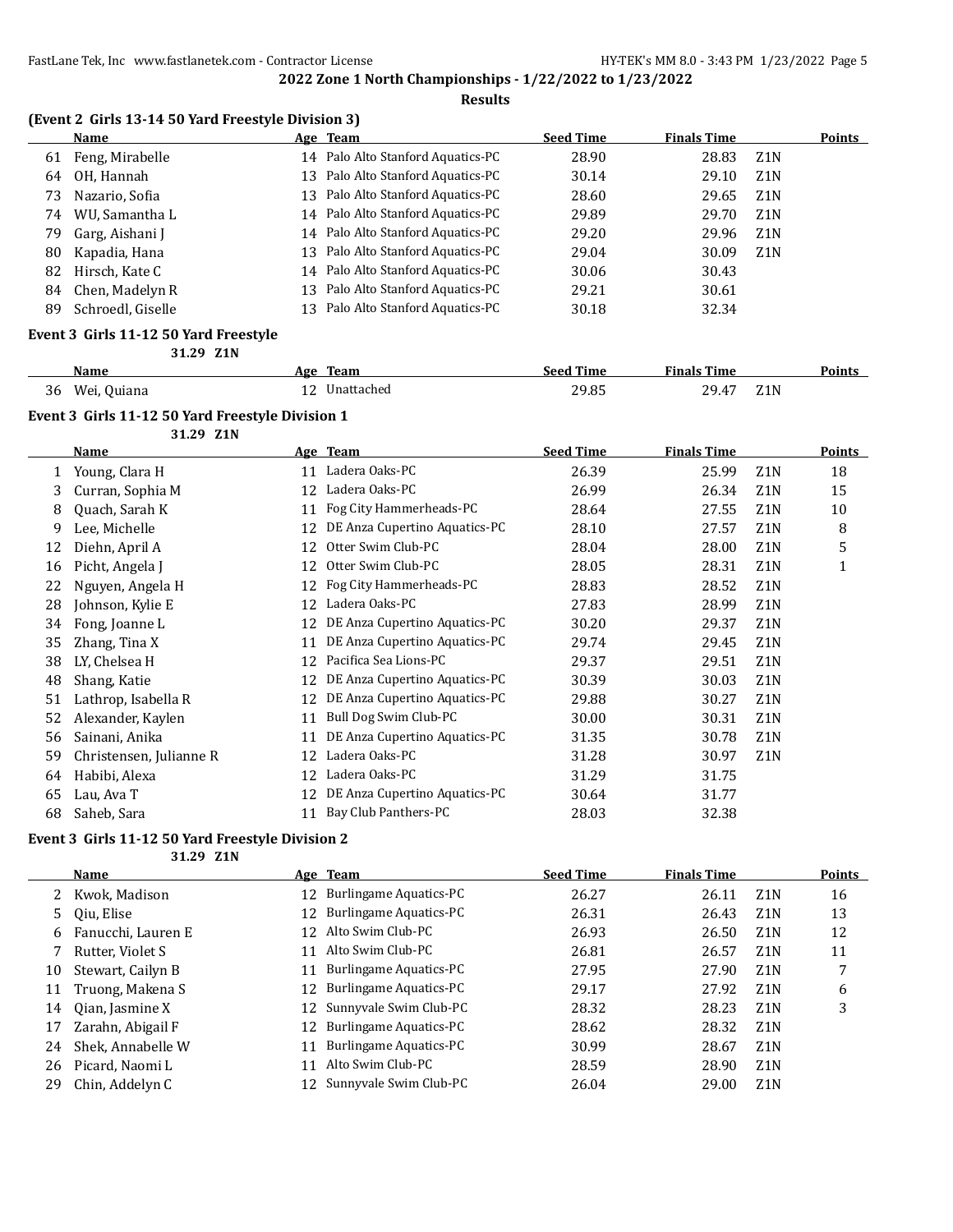## 2022 Zone 1 North Championships - 1/22/2022 to 1/23/2022

### Results

### (Event 2 Girls 13-14 50 Yard Freestyle Division 3)

| | Name | Age | Team | Seed Time | Finals Time | | Points |
|---|---|---|---|---|---|---|---|
| 61 | Feng, Mirabelle | 14 | Palo Alto Stanford Aquatics-PC | 28.90 | 28.83 | Z1N | |
| 64 | OH, Hannah | 13 | Palo Alto Stanford Aquatics-PC | 30.14 | 29.10 | Z1N | |
| 73 | Nazario, Sofia | 13 | Palo Alto Stanford Aquatics-PC | 28.60 | 29.65 | Z1N | |
| 74 | WU, Samantha L | 14 | Palo Alto Stanford Aquatics-PC | 29.89 | 29.70 | Z1N | |
| 79 | Garg, Aishani J | 14 | Palo Alto Stanford Aquatics-PC | 29.20 | 29.96 | Z1N | |
| 80 | Kapadia, Hana | 13 | Palo Alto Stanford Aquatics-PC | 29.04 | 30.09 | Z1N | |
| 82 | Hirsch, Kate C | 14 | Palo Alto Stanford Aquatics-PC | 30.06 | 30.43 | | |
| 84 | Chen, Madelyn R | 13 | Palo Alto Stanford Aquatics-PC | 29.21 | 30.61 | | |
| 89 | Schroedl, Giselle | 13 | Palo Alto Stanford Aquatics-PC | 30.18 | 32.34 | | |

### Event 3 Girls 11-12 50 Yard Freestyle

31.29 Z1N

| | Name | Age | Team | Seed Time | Finals Time | | Points |
|---|---|---|---|---|---|---|---|
| 36 | Wei, Quiana | 12 | Unattached | 29.85 | 29.47 | Z1N | |

### Event 3 Girls 11-12 50 Yard Freestyle Division 1

31.29 Z1N

| | Name | Age | Team | Seed Time | Finals Time | | Points |
|---|---|---|---|---|---|---|---|
| 1 | Young, Clara H | 11 | Ladera Oaks-PC | 26.39 | 25.99 | Z1N | 18 |
| 3 | Curran, Sophia M | 12 | Ladera Oaks-PC | 26.99 | 26.34 | Z1N | 15 |
| 8 | Quach, Sarah K | 11 | Fog City Hammerheads-PC | 28.64 | 27.55 | Z1N | 10 |
| 9 | Lee, Michelle | 12 | DE Anza Cupertino Aquatics-PC | 28.10 | 27.57 | Z1N | 8 |
| 12 | Diehn, April A | 12 | Otter Swim Club-PC | 28.04 | 28.00 | Z1N | 5 |
| 16 | Picht, Angela J | 12 | Otter Swim Club-PC | 28.05 | 28.31 | Z1N | 1 |
| 22 | Nguyen, Angela H | 12 | Fog City Hammerheads-PC | 28.83 | 28.52 | Z1N | |
| 28 | Johnson, Kylie E | 12 | Ladera Oaks-PC | 27.83 | 28.99 | Z1N | |
| 34 | Fong, Joanne L | 12 | DE Anza Cupertino Aquatics-PC | 30.20 | 29.37 | Z1N | |
| 35 | Zhang, Tina X | 11 | DE Anza Cupertino Aquatics-PC | 29.74 | 29.45 | Z1N | |
| 38 | LY, Chelsea H | 12 | Pacifica Sea Lions-PC | 29.37 | 29.51 | Z1N | |
| 48 | Shang, Katie | 12 | DE Anza Cupertino Aquatics-PC | 30.39 | 30.03 | Z1N | |
| 51 | Lathrop, Isabella R | 12 | DE Anza Cupertino Aquatics-PC | 29.88 | 30.27 | Z1N | |
| 52 | Alexander, Kaylen | 11 | Bull Dog Swim Club-PC | 30.00 | 30.31 | Z1N | |
| 56 | Sainani, Anika | 11 | DE Anza Cupertino Aquatics-PC | 31.35 | 30.78 | Z1N | |
| 59 | Christensen, Julianne R | 12 | Ladera Oaks-PC | 31.28 | 30.97 | Z1N | |
| 64 | Habibi, Alexa | 12 | Ladera Oaks-PC | 31.29 | 31.75 | | |
| 65 | Lau, Ava T | 12 | DE Anza Cupertino Aquatics-PC | 30.64 | 31.77 | | |
| 68 | Saheb, Sara | 11 | Bay Club Panthers-PC | 28.03 | 32.38 | | |

### Event 3 Girls 11-12 50 Yard Freestyle Division 2

31.29 Z1N

| | Name | Age | Team | Seed Time | Finals Time | | Points |
|---|---|---|---|---|---|---|---|
| 2 | Kwok, Madison | 12 | Burlingame Aquatics-PC | 26.27 | 26.11 | Z1N | 16 |
| 5 | Qiu, Elise | 12 | Burlingame Aquatics-PC | 26.31 | 26.43 | Z1N | 13 |
| 6 | Fanucchi, Lauren E | 12 | Alto Swim Club-PC | 26.93 | 26.50 | Z1N | 12 |
| 7 | Rutter, Violet S | 11 | Alto Swim Club-PC | 26.81 | 26.57 | Z1N | 11 |
| 10 | Stewart, Cailyn B | 11 | Burlingame Aquatics-PC | 27.95 | 27.90 | Z1N | 7 |
| 11 | Truong, Makena S | 12 | Burlingame Aquatics-PC | 29.17 | 27.92 | Z1N | 6 |
| 14 | Qian, Jasmine X | 12 | Sunnyvale Swim Club-PC | 28.32 | 28.23 | Z1N | 3 |
| 17 | Zarahn, Abigail F | 12 | Burlingame Aquatics-PC | 28.62 | 28.32 | Z1N | |
| 24 | Shek, Annabelle W | 11 | Burlingame Aquatics-PC | 30.99 | 28.67 | Z1N | |
| 26 | Picard, Naomi L | 11 | Alto Swim Club-PC | 28.59 | 28.90 | Z1N | |
| 29 | Chin, Addelyn C | 12 | Sunnyvale Swim Club-PC | 26.04 | 29.00 | Z1N | |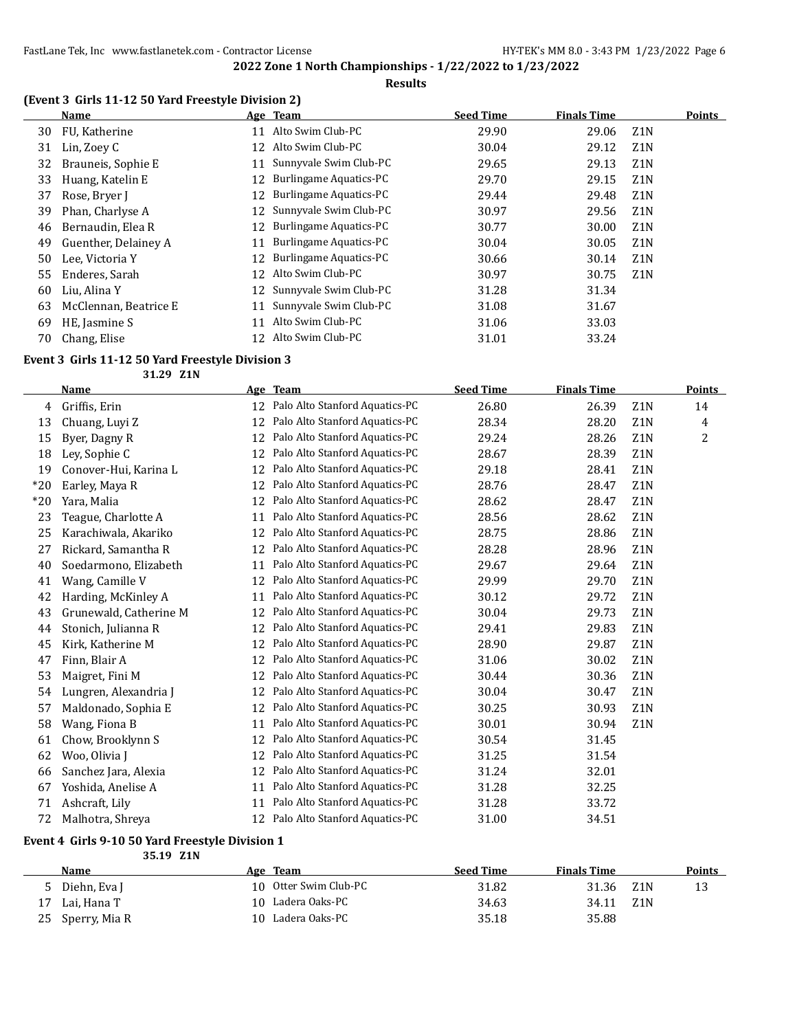## 2022 Zone 1 North Championships - 1/22/2022 to 1/23/2022

**Results**

### (Event 3 Girls 11-12 50 Yard Freestyle Division 2)

| | Name | Age | Team | Seed Time | Finals Time | | Points |
|---|---|---|---|---|---|---|---|
| 30 | FU, Katherine | 11 | Alto Swim Club-PC | 29.90 | 29.06 | Z1N | |
| 31 | Lin, Zoey C | 12 | Alto Swim Club-PC | 30.04 | 29.12 | Z1N | |
| 32 | Brauneis, Sophie E | 11 | Sunnyvale Swim Club-PC | 29.65 | 29.13 | Z1N | |
| 33 | Huang, Katelin E | 12 | Burlingame Aquatics-PC | 29.70 | 29.15 | Z1N | |
| 37 | Rose, Bryer J | 12 | Burlingame Aquatics-PC | 29.44 | 29.48 | Z1N | |
| 39 | Phan, Charlyse A | 12 | Sunnyvale Swim Club-PC | 30.97 | 29.56 | Z1N | |
| 46 | Bernaudin, Elea R | 12 | Burlingame Aquatics-PC | 30.77 | 30.00 | Z1N | |
| 49 | Guenther, Delainey A | 11 | Burlingame Aquatics-PC | 30.04 | 30.05 | Z1N | |
| 50 | Lee, Victoria Y | 12 | Burlingame Aquatics-PC | 30.66 | 30.14 | Z1N | |
| 55 | Enderes, Sarah | 12 | Alto Swim Club-PC | 30.97 | 30.75 | Z1N | |
| 60 | Liu, Alina Y | 12 | Sunnyvale Swim Club-PC | 31.28 | 31.34 | | |
| 63 | McClennan, Beatrice E | 11 | Sunnyvale Swim Club-PC | 31.08 | 31.67 | | |
| 69 | HE, Jasmine S | 11 | Alto Swim Club-PC | 31.06 | 33.03 | | |
| 70 | Chang, Elise | 12 | Alto Swim Club-PC | 31.01 | 33.24 | | |

### Event 3 Girls 11-12 50 Yard Freestyle Division 3

31.29 Z1N

| | Name | Age | Team | Seed Time | Finals Time | | Points |
|---|---|---|---|---|---|---|---|
| 4 | Griffis, Erin | 12 | Palo Alto Stanford Aquatics-PC | 26.80 | 26.39 | Z1N | 14 |
| 13 | Chuang, Luyi Z | 12 | Palo Alto Stanford Aquatics-PC | 28.34 | 28.20 | Z1N | 4 |
| 15 | Byer, Dagny R | 12 | Palo Alto Stanford Aquatics-PC | 29.24 | 28.26 | Z1N | 2 |
| 18 | Ley, Sophie C | 12 | Palo Alto Stanford Aquatics-PC | 28.67 | 28.39 | Z1N | |
| 19 | Conover-Hui, Karina L | 12 | Palo Alto Stanford Aquatics-PC | 29.18 | 28.41 | Z1N | |
| *20 | Earley, Maya R | 12 | Palo Alto Stanford Aquatics-PC | 28.76 | 28.47 | Z1N | |
| *20 | Yara, Malia | 12 | Palo Alto Stanford Aquatics-PC | 28.62 | 28.47 | Z1N | |
| 23 | Teague, Charlotte A | 11 | Palo Alto Stanford Aquatics-PC | 28.56 | 28.62 | Z1N | |
| 25 | Karachiwala, Akariko | 12 | Palo Alto Stanford Aquatics-PC | 28.75 | 28.86 | Z1N | |
| 27 | Rickard, Samantha R | 12 | Palo Alto Stanford Aquatics-PC | 28.28 | 28.96 | Z1N | |
| 40 | Soedarmono, Elizabeth | 11 | Palo Alto Stanford Aquatics-PC | 29.67 | 29.64 | Z1N | |
| 41 | Wang, Camille V | 12 | Palo Alto Stanford Aquatics-PC | 29.99 | 29.70 | Z1N | |
| 42 | Harding, McKinley A | 11 | Palo Alto Stanford Aquatics-PC | 30.12 | 29.72 | Z1N | |
| 43 | Grunewald, Catherine M | 12 | Palo Alto Stanford Aquatics-PC | 30.04 | 29.73 | Z1N | |
| 44 | Stonich, Julianna R | 12 | Palo Alto Stanford Aquatics-PC | 29.41 | 29.83 | Z1N | |
| 45 | Kirk, Katherine M | 12 | Palo Alto Stanford Aquatics-PC | 28.90 | 29.87 | Z1N | |
| 47 | Finn, Blair A | 12 | Palo Alto Stanford Aquatics-PC | 31.06 | 30.02 | Z1N | |
| 53 | Maigret, Fini M | 12 | Palo Alto Stanford Aquatics-PC | 30.44 | 30.36 | Z1N | |
| 54 | Lungren, Alexandria J | 12 | Palo Alto Stanford Aquatics-PC | 30.04 | 30.47 | Z1N | |
| 57 | Maldonado, Sophia E | 12 | Palo Alto Stanford Aquatics-PC | 30.25 | 30.93 | Z1N | |
| 58 | Wang, Fiona B | 11 | Palo Alto Stanford Aquatics-PC | 30.01 | 30.94 | Z1N | |
| 61 | Chow, Brooklynn S | 12 | Palo Alto Stanford Aquatics-PC | 30.54 | 31.45 | | |
| 62 | Woo, Olivia J | 12 | Palo Alto Stanford Aquatics-PC | 31.25 | 31.54 | | |
| 66 | Sanchez Jara, Alexia | 12 | Palo Alto Stanford Aquatics-PC | 31.24 | 32.01 | | |
| 67 | Yoshida, Anelise A | 11 | Palo Alto Stanford Aquatics-PC | 31.28 | 32.25 | | |
| 71 | Ashcraft, Lily | 11 | Palo Alto Stanford Aquatics-PC | 31.28 | 33.72 | | |
| 72 | Malhotra, Shreya | 12 | Palo Alto Stanford Aquatics-PC | 31.00 | 34.51 | | |

### Event 4 Girls 9-10 50 Yard Freestyle Division 1

35.19 Z1N

| | Name | Age | Team | Seed Time | Finals Time | | Points |
|---|---|---|---|---|---|---|---|
| 5 | Diehn, Eva J | 10 | Otter Swim Club-PC | 31.82 | 31.36 | Z1N | 13 |
| 17 | Lai, Hana T | 10 | Ladera Oaks-PC | 34.63 | 34.11 | Z1N | |
| 25 | Sperry, Mia R | 10 | Ladera Oaks-PC | 35.18 | 35.88 | | |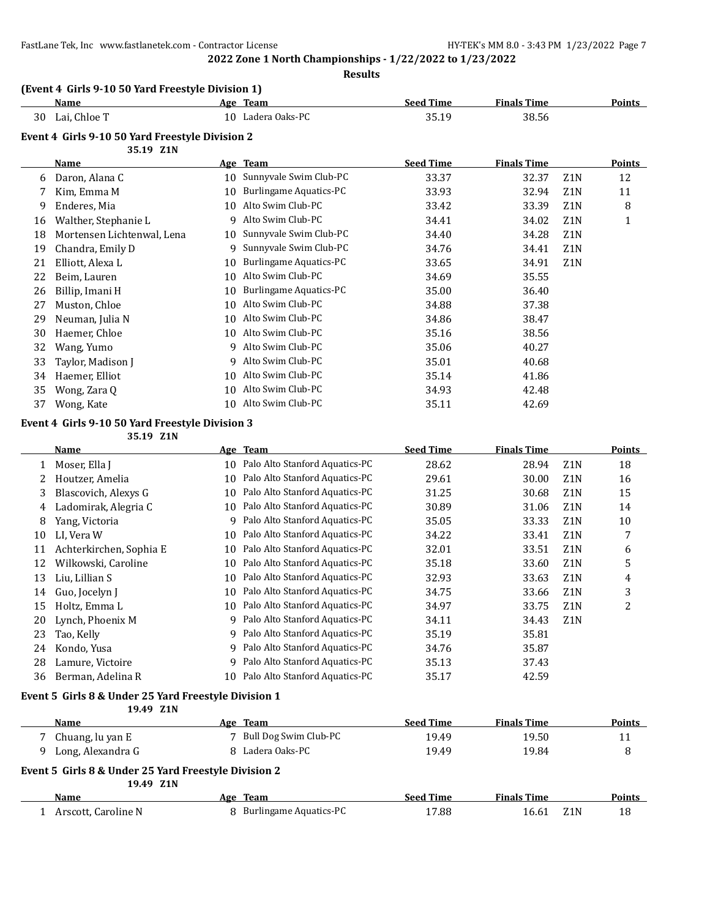**2022 Zone 1 North Championships - 1/22/2022 to 1/23/2022**

**Results**

### (Event 4 Girls 9-10 50 Yard Freestyle Division 1)

| | Name | Age | Team | Seed Time | Finals Time | | Points |
|---|---|---|---|---|---|---|---|
| 30 | Lai, Chloe T | 10 | Ladera Oaks-PC | 35.19 | 38.56 | | |

### Event 4 Girls 9-10 50 Yard Freestyle Division 2

35.19 Z1N

| | Name | Age | Team | Seed Time | Finals Time | | Points |
|---|---|---|---|---|---|---|---|
| 6 | Daron, Alana C | 10 | Sunnyvale Swim Club-PC | 33.37 | 32.37 | Z1N | 12 |
| 7 | Kim, Emma M | 10 | Burlingame Aquatics-PC | 33.93 | 32.94 | Z1N | 11 |
| 9 | Enderes, Mia | 10 | Alto Swim Club-PC | 33.42 | 33.39 | Z1N | 8 |
| 16 | Walther, Stephanie L | 9 | Alto Swim Club-PC | 34.41 | 34.02 | Z1N | 1 |
| 18 | Mortensen Lichtenwal, Lena | 10 | Sunnyvale Swim Club-PC | 34.40 | 34.28 | Z1N | |
| 19 | Chandra, Emily D | 9 | Sunnyvale Swim Club-PC | 34.76 | 34.41 | Z1N | |
| 21 | Elliott, Alexa L | 10 | Burlingame Aquatics-PC | 33.65 | 34.91 | Z1N | |
| 22 | Beim, Lauren | 10 | Alto Swim Club-PC | 34.69 | 35.55 | | |
| 26 | Billip, Imani H | 10 | Burlingame Aquatics-PC | 35.00 | 36.40 | | |
| 27 | Muston, Chloe | 10 | Alto Swim Club-PC | 34.88 | 37.38 | | |
| 29 | Neuman, Julia N | 10 | Alto Swim Club-PC | 34.86 | 38.47 | | |
| 30 | Haemer, Chloe | 10 | Alto Swim Club-PC | 35.16 | 38.56 | | |
| 32 | Wang, Yumo | 9 | Alto Swim Club-PC | 35.06 | 40.27 | | |
| 33 | Taylor, Madison J | 9 | Alto Swim Club-PC | 35.01 | 40.68 | | |
| 34 | Haemer, Elliot | 10 | Alto Swim Club-PC | 35.14 | 41.86 | | |
| 35 | Wong, Zara Q | 10 | Alto Swim Club-PC | 34.93 | 42.48 | | |
| 37 | Wong, Kate | 10 | Alto Swim Club-PC | 35.11 | 42.69 | | |

### Event 4 Girls 9-10 50 Yard Freestyle Division 3

35.19 Z1N

| | Name | Age | Team | Seed Time | Finals Time | | Points |
|---|---|---|---|---|---|---|---|
| 1 | Moser, Ella J | 10 | Palo Alto Stanford Aquatics-PC | 28.62 | 28.94 | Z1N | 18 |
| 2 | Houtzer, Amelia | 10 | Palo Alto Stanford Aquatics-PC | 29.61 | 30.00 | Z1N | 16 |
| 3 | Blascovich, Alexys G | 10 | Palo Alto Stanford Aquatics-PC | 31.25 | 30.68 | Z1N | 15 |
| 4 | Ladomirak, Alegria C | 10 | Palo Alto Stanford Aquatics-PC | 30.89 | 31.06 | Z1N | 14 |
| 8 | Yang, Victoria | 9 | Palo Alto Stanford Aquatics-PC | 35.05 | 33.33 | Z1N | 10 |
| 10 | LI, Vera W | 10 | Palo Alto Stanford Aquatics-PC | 34.22 | 33.41 | Z1N | 7 |
| 11 | Achterkirchen, Sophia E | 10 | Palo Alto Stanford Aquatics-PC | 32.01 | 33.51 | Z1N | 6 |
| 12 | Wilkowski, Caroline | 10 | Palo Alto Stanford Aquatics-PC | 35.18 | 33.60 | Z1N | 5 |
| 13 | Liu, Lillian S | 10 | Palo Alto Stanford Aquatics-PC | 32.93 | 33.63 | Z1N | 4 |
| 14 | Guo, Jocelyn J | 10 | Palo Alto Stanford Aquatics-PC | 34.75 | 33.66 | Z1N | 3 |
| 15 | Holtz, Emma L | 10 | Palo Alto Stanford Aquatics-PC | 34.97 | 33.75 | Z1N | 2 |
| 20 | Lynch, Phoenix M | 9 | Palo Alto Stanford Aquatics-PC | 34.11 | 34.43 | Z1N | |
| 23 | Tao, Kelly | 9 | Palo Alto Stanford Aquatics-PC | 35.19 | 35.81 | | |
| 24 | Kondo, Yusa | 9 | Palo Alto Stanford Aquatics-PC | 34.76 | 35.87 | | |
| 28 | Lamure, Victoire | 9 | Palo Alto Stanford Aquatics-PC | 35.13 | 37.43 | | |
| 36 | Berman, Adelina R | 10 | Palo Alto Stanford Aquatics-PC | 35.17 | 42.59 | | |

### Event 5 Girls 8 & Under 25 Yard Freestyle Division 1

19.49 Z1N

| | Name | Age | Team | Seed Time | Finals Time | | Points |
|---|---|---|---|---|---|---|---|
| 7 | Chuang, lu yan E | 7 | Bull Dog Swim Club-PC | 19.49 | 19.50 | | 11 |
| 9 | Long, Alexandra G | 8 | Ladera Oaks-PC | 19.49 | 19.84 | | 8 |

### Event 5 Girls 8 & Under 25 Yard Freestyle Division 2

19.49 Z1N

| | Name | Age | Team | Seed Time | Finals Time | | Points |
|---|---|---|---|---|---|---|---|
| 1 | Arscott, Caroline N | 8 | Burlingame Aquatics-PC | 17.88 | 16.61 | Z1N | 18 |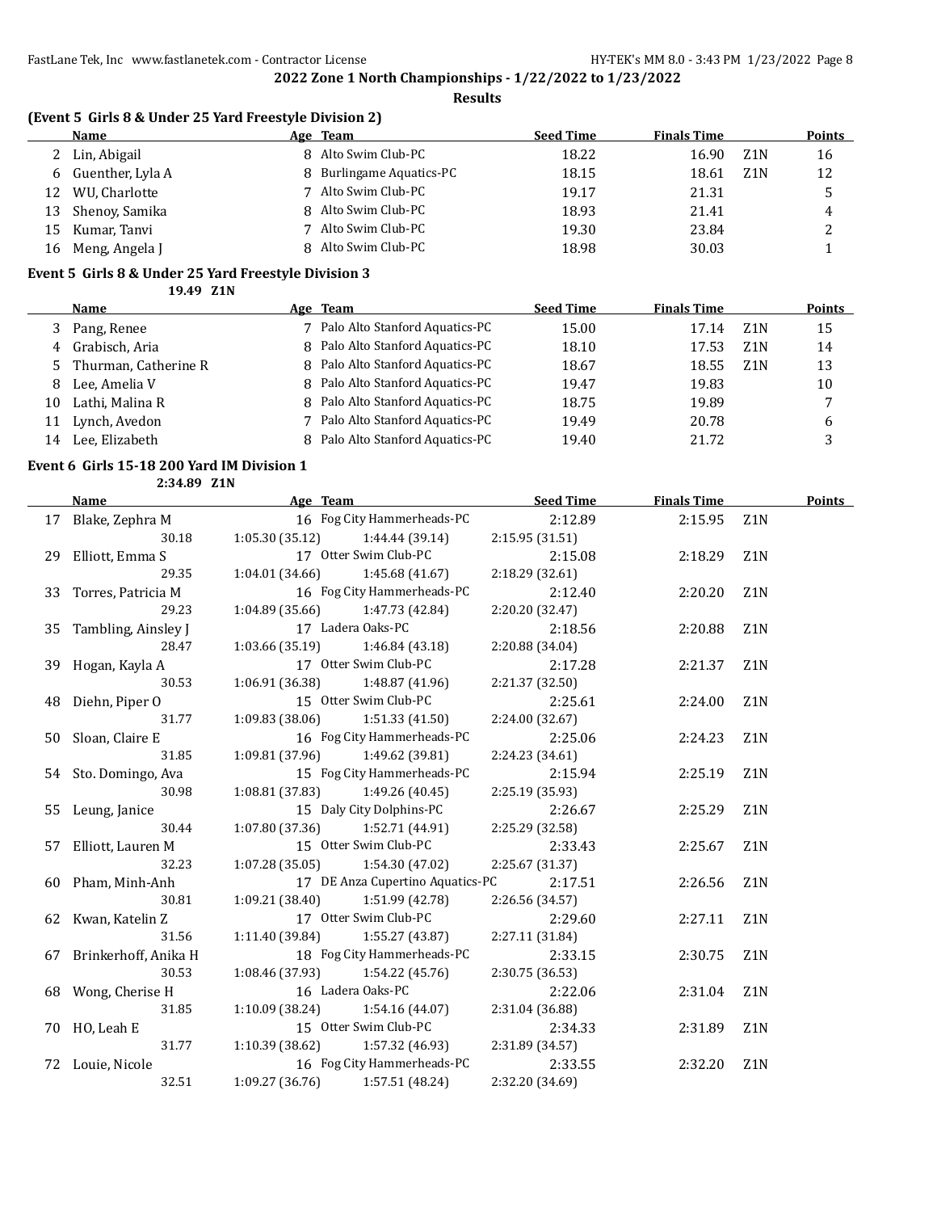**2022 Zone 1 North Championships - 1/22/2022 to 1/23/2022**

**Results**

### (Event 5 Girls 8 & Under 25 Yard Freestyle Division 2)

| | Name | Age | Team | Seed Time | Finals Time | | Points |
|---|---|---|---|---|---|---|---|
| 2 | Lin, Abigail | 8 | Alto Swim Club-PC | 18.22 | 16.90 | Z1N | 16 |
| 6 | Guenther, Lyla A | 8 | Burlingame Aquatics-PC | 18.15 | 18.61 | Z1N | 12 |
| 12 | WU, Charlotte | 7 | Alto Swim Club-PC | 19.17 | 21.31 | | 5 |
| 13 | Shenoy, Samika | 8 | Alto Swim Club-PC | 18.93 | 21.41 | | 4 |
| 15 | Kumar, Tanvi | 7 | Alto Swim Club-PC | 19.30 | 23.84 | | 2 |
| 16 | Meng, Angela J | 8 | Alto Swim Club-PC | 18.98 | 30.03 | | 1 |

### Event 5 Girls 8 & Under 25 Yard Freestyle Division 3

19.49 Z1N

| | Name | Age | Team | Seed Time | Finals Time | | Points |
|---|---|---|---|---|---|---|---|
| 3 | Pang, Renee | 7 | Palo Alto Stanford Aquatics-PC | 15.00 | 17.14 | Z1N | 15 |
| 4 | Grabisch, Aria | 8 | Palo Alto Stanford Aquatics-PC | 18.10 | 17.53 | Z1N | 14 |
| 5 | Thurman, Catherine R | 8 | Palo Alto Stanford Aquatics-PC | 18.67 | 18.55 | Z1N | 13 |
| 8 | Lee, Amelia V | 8 | Palo Alto Stanford Aquatics-PC | 19.47 | 19.83 | | 10 |
| 10 | Lathi, Malina R | 8 | Palo Alto Stanford Aquatics-PC | 18.75 | 19.89 | | 7 |
| 11 | Lynch, Avedon | 7 | Palo Alto Stanford Aquatics-PC | 19.49 | 20.78 | | 6 |
| 14 | Lee, Elizabeth | 8 | Palo Alto Stanford Aquatics-PC | 19.40 | 21.72 | | 3 |

### Event 6 Girls 15-18 200 Yard IM Division 1

2:34.89 Z1N

| | Name | Age | Team | Seed Time | Finals Time | | Points |
|---|---|---|---|---|---|---|---|
| 17 | Blake, Zephra M | 16 | Fog City Hammerheads-PC | 2:12.89 | 2:15.95 | Z1N | |
| | 30.18 | 1:05.30 (35.12) | 1:44.44 (39.14) | 2:15.95 (31.51) | | | |
| 29 | Elliott, Emma S | 17 | Otter Swim Club-PC | 2:15.08 | 2:18.29 | Z1N | |
| | 29.35 | 1:04.01 (34.66) | 1:45.68 (41.67) | 2:18.29 (32.61) | | | |
| 33 | Torres, Patricia M | 16 | Fog City Hammerheads-PC | 2:12.40 | 2:20.20 | Z1N | |
| | 29.23 | 1:04.89 (35.66) | 1:47.73 (42.84) | 2:20.20 (32.47) | | | |
| 35 | Tambling, Ainsley J | 17 | Ladera Oaks-PC | 2:18.56 | 2:20.88 | Z1N | |
| | 28.47 | 1:03.66 (35.19) | 1:46.84 (43.18) | 2:20.88 (34.04) | | | |
| 39 | Hogan, Kayla A | 17 | Otter Swim Club-PC | 2:17.28 | 2:21.37 | Z1N | |
| | 30.53 | 1:06.91 (36.38) | 1:48.87 (41.96) | 2:21.37 (32.50) | | | |
| 48 | Diehn, Piper O | 15 | Otter Swim Club-PC | 2:25.61 | 2:24.00 | Z1N | |
| | 31.77 | 1:09.83 (38.06) | 1:51.33 (41.50) | 2:24.00 (32.67) | | | |
| 50 | Sloan, Claire E | 16 | Fog City Hammerheads-PC | 2:25.06 | 2:24.23 | Z1N | |
| | 31.85 | 1:09.81 (37.96) | 1:49.62 (39.81) | 2:24.23 (34.61) | | | |
| 54 | Sto. Domingo, Ava | 15 | Fog City Hammerheads-PC | 2:15.94 | 2:25.19 | Z1N | |
| | 30.98 | 1:08.81 (37.83) | 1:49.26 (40.45) | 2:25.19 (35.93) | | | |
| 55 | Leung, Janice | 15 | Daly City Dolphins-PC | 2:26.67 | 2:25.29 | Z1N | |
| | 30.44 | 1:07.80 (37.36) | 1:52.71 (44.91) | 2:25.29 (32.58) | | | |
| 57 | Elliott, Lauren M | 15 | Otter Swim Club-PC | 2:33.43 | 2:25.67 | Z1N | |
| | 32.23 | 1:07.28 (35.05) | 1:54.30 (47.02) | 2:25.67 (31.37) | | | |
| 60 | Pham, Minh-Anh | 17 | DE Anza Cupertino Aquatics-PC | 2:17.51 | 2:26.56 | Z1N | |
| | 30.81 | 1:09.21 (38.40) | 1:51.99 (42.78) | 2:26.56 (34.57) | | | |
| 62 | Kwan, Katelin Z | 17 | Otter Swim Club-PC | 2:29.60 | 2:27.11 | Z1N | |
| | 31.56 | 1:11.40 (39.84) | 1:55.27 (43.87) | 2:27.11 (31.84) | | | |
| 67 | Brinkerhoff, Anika H | 18 | Fog City Hammerheads-PC | 2:33.15 | 2:30.75 | Z1N | |
| | 30.53 | 1:08.46 (37.93) | 1:54.22 (45.76) | 2:30.75 (36.53) | | | |
| 68 | Wong, Cherise H | 16 | Ladera Oaks-PC | 2:22.06 | 2:31.04 | Z1N | |
| | 31.85 | 1:10.09 (38.24) | 1:54.16 (44.07) | 2:31.04 (36.88) | | | |
| 70 | HO, Leah E | 15 | Otter Swim Club-PC | 2:34.33 | 2:31.89 | Z1N | |
| | 31.77 | 1:10.39 (38.62) | 1:57.32 (46.93) | 2:31.89 (34.57) | | | |
| 72 | Louie, Nicole | 16 | Fog City Hammerheads-PC | 2:33.55 | 2:32.20 | Z1N | |
| | 32.51 | 1:09.27 (36.76) | 1:57.51 (48.24) | 2:32.20 (34.69) | | | |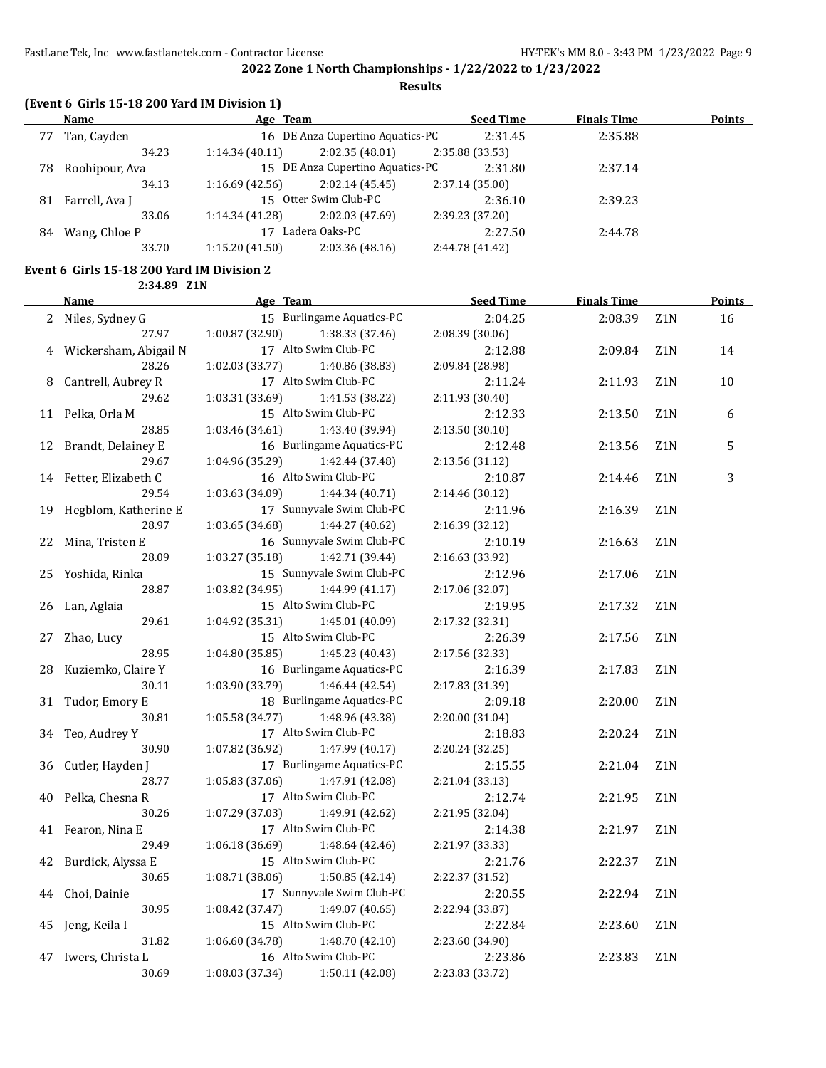## 2022 Zone 1 North Championships - 1/22/2022 to 1/23/2022

### Results

**(Event 6 Girls 15-18 200 Yard IM Division 1)**

| | Name | Age | Team | Seed Time | Finals Time | | Points |
|---|---|---|---|---|---|---|---|
| 77 | Tan, Cayden | 16 | DE Anza Cupertino Aquatics-PC | 2:31.45 | 2:35.88 | | |
| | 34.23 | 1:14.34 (40.11) | 2:02.35 (48.01) | 2:35.88 (33.53) | | | |
| 78 | Roohipour, Ava | 15 | DE Anza Cupertino Aquatics-PC | 2:31.80 | 2:37.14 | | |
| | 34.13 | 1:16.69 (42.56) | 2:02.14 (45.45) | 2:37.14 (35.00) | | | |
| 81 | Farrell, Ava J | 15 | Otter Swim Club-PC | 2:36.10 | 2:39.23 | | |
| | 33.06 | 1:14.34 (41.28) | 2:02.03 (47.69) | 2:39.23 (37.20) | | | |
| 84 | Wang, Chloe P | 17 | Ladera Oaks-PC | 2:27.50 | 2:44.78 | | |
| | 33.70 | 1:15.20 (41.50) | 2:03.36 (48.16) | 2:44.78 (41.42) | | | |

**Event 6 Girls 15-18 200 Yard IM Division 2**

2:34.89 Z1N

| | Name | Age | Team | Seed Time | Finals Time | | Points |
|---|---|---|---|---|---|---|---|
| 2 | Niles, Sydney G | 15 | Burlingame Aquatics-PC | 2:04.25 | 2:08.39 | Z1N | 16 |
| | 27.97 | 1:00.87 (32.90) | 1:38.33 (37.46) | 2:08.39 (30.06) | | | |
| 4 | Wickersham, Abigail N | 17 | Alto Swim Club-PC | 2:12.88 | 2:09.84 | Z1N | 14 |
| | 28.26 | 1:02.03 (33.77) | 1:40.86 (38.83) | 2:09.84 (28.98) | | | |
| 8 | Cantrell, Aubrey R | 17 | Alto Swim Club-PC | 2:11.24 | 2:11.93 | Z1N | 10 |
| | 29.62 | 1:03.31 (33.69) | 1:41.53 (38.22) | 2:11.93 (30.40) | | | |
| 11 | Pelka, Orla M | 15 | Alto Swim Club-PC | 2:12.33 | 2:13.50 | Z1N | 6 |
| | 28.85 | 1:03.46 (34.61) | 1:43.40 (39.94) | 2:13.50 (30.10) | | | |
| 12 | Brandt, Delainey E | 16 | Burlingame Aquatics-PC | 2:12.48 | 2:13.56 | Z1N | 5 |
| | 29.67 | 1:04.96 (35.29) | 1:42.44 (37.48) | 2:13.56 (31.12) | | | |
| 14 | Fetter, Elizabeth C | 16 | Alto Swim Club-PC | 2:10.87 | 2:14.46 | Z1N | 3 |
| | 29.54 | 1:03.63 (34.09) | 1:44.34 (40.71) | 2:14.46 (30.12) | | | |
| 19 | Hegblom, Katherine E | 17 | Sunnyvale Swim Club-PC | 2:11.96 | 2:16.39 | Z1N | |
| | 28.97 | 1:03.65 (34.68) | 1:44.27 (40.62) | 2:16.39 (32.12) | | | |
| 22 | Mina, Tristen E | 16 | Sunnyvale Swim Club-PC | 2:10.19 | 2:16.63 | Z1N | |
| | 28.09 | 1:03.27 (35.18) | 1:42.71 (39.44) | 2:16.63 (33.92) | | | |
| 25 | Yoshida, Rinka | 15 | Sunnyvale Swim Club-PC | 2:12.96 | 2:17.06 | Z1N | |
| | 28.87 | 1:03.82 (34.95) | 1:44.99 (41.17) | 2:17.06 (32.07) | | | |
| 26 | Lan, Aglaia | 15 | Alto Swim Club-PC | 2:19.95 | 2:17.32 | Z1N | |
| | 29.61 | 1:04.92 (35.31) | 1:45.01 (40.09) | 2:17.32 (32.31) | | | |
| 27 | Zhao, Lucy | 15 | Alto Swim Club-PC | 2:26.39 | 2:17.56 | Z1N | |
| | 28.95 | 1:04.80 (35.85) | 1:45.23 (40.43) | 2:17.56 (32.33) | | | |
| 28 | Kuziemko, Claire Y | 16 | Burlingame Aquatics-PC | 2:16.39 | 2:17.83 | Z1N | |
| | 30.11 | 1:03.90 (33.79) | 1:46.44 (42.54) | 2:17.83 (31.39) | | | |
| 31 | Tudor, Emory E | 18 | Burlingame Aquatics-PC | 2:09.18 | 2:20.00 | Z1N | |
| | 30.81 | 1:05.58 (34.77) | 1:48.96 (43.38) | 2:20.00 (31.04) | | | |
| 34 | Teo, Audrey Y | 17 | Alto Swim Club-PC | 2:18.83 | 2:20.24 | Z1N | |
| | 30.90 | 1:07.82 (36.92) | 1:47.99 (40.17) | 2:20.24 (32.25) | | | |
| 36 | Cutler, Hayden J | 17 | Burlingame Aquatics-PC | 2:15.55 | 2:21.04 | Z1N | |
| | 28.77 | 1:05.83 (37.06) | 1:47.91 (42.08) | 2:21.04 (33.13) | | | |
| 40 | Pelka, Chesna R | 17 | Alto Swim Club-PC | 2:12.74 | 2:21.95 | Z1N | |
| | 30.26 | 1:07.29 (37.03) | 1:49.91 (42.62) | 2:21.95 (32.04) | | | |
| 41 | Fearon, Nina E | 17 | Alto Swim Club-PC | 2:14.38 | 2:21.97 | Z1N | |
| | 29.49 | 1:06.18 (36.69) | 1:48.64 (42.46) | 2:21.97 (33.33) | | | |
| 42 | Burdick, Alyssa E | 15 | Alto Swim Club-PC | 2:21.76 | 2:22.37 | Z1N | |
| | 30.65 | 1:08.71 (38.06) | 1:50.85 (42.14) | 2:22.37 (31.52) | | | |
| 44 | Choi, Dainie | 17 | Sunnyvale Swim Club-PC | 2:20.55 | 2:22.94 | Z1N | |
| | 30.95 | 1:08.42 (37.47) | 1:49.07 (40.65) | 2:22.94 (33.87) | | | |
| 45 | Jeng, Keila I | 15 | Alto Swim Club-PC | 2:22.84 | 2:23.60 | Z1N | |
| | 31.82 | 1:06.60 (34.78) | 1:48.70 (42.10) | 2:23.60 (34.90) | | | |
| 47 | Iwers, Christa L | 16 | Alto Swim Club-PC | 2:23.86 | 2:23.83 | Z1N | |
| | 30.69 | 1:08.03 (37.34) | 1:50.11 (42.08) | 2:23.83 (33.72) | | | |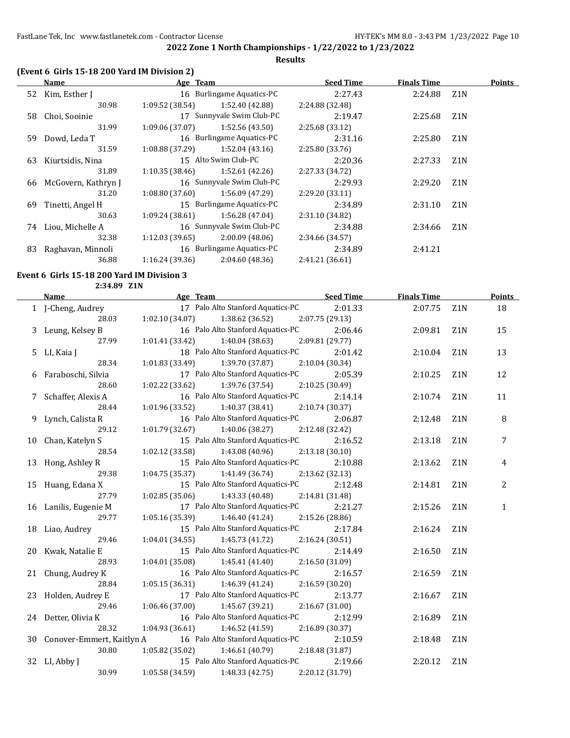2022 Zone 1 North Championships - 1/22/2022 to 1/23/2022

Results

### (Event 6 Girls 15-18 200 Yard IM Division 2)

| | Name | Age | Team | Seed Time | Finals Time | | Points |
|---|---|---|---|---|---|---|---|
| 52 | Kim, Esther J | 16 | Burlingame Aquatics-PC | 2:27.43 | 2:24.88 | Z1N | |
| | 30.98 | 1:09.52 (38.54) | 1:52.40 (42.88) | 2:24.88 (32.48) | | | |
| 58 | Choi, Sooinie | 17 | Sunnyvale Swim Club-PC | 2:19.47 | 2:25.68 | Z1N | |
| | 31.99 | 1:09.06 (37.07) | 1:52.56 (43.50) | 2:25.68 (33.12) | | | |
| 59 | Dowd, Leda T | 16 | Burlingame Aquatics-PC | 2:31.16 | 2:25.80 | Z1N | |
| | 31.59 | 1:08.88 (37.29) | 1:52.04 (43.16) | 2:25.80 (33.76) | | | |
| 63 | Kiurtsidis, Nina | 15 | Alto Swim Club-PC | 2:20.36 | 2:27.33 | Z1N | |
| | 31.89 | 1:10.35 (38.46) | 1:52.61 (42.26) | 2:27.33 (34.72) | | | |
| 66 | McGovern, Kathryn J | 16 | Sunnyvale Swim Club-PC | 2:29.93 | 2:29.20 | Z1N | |
| | 31.20 | 1:08.80 (37.60) | 1:56.09 (47.29) | 2:29.20 (33.11) | | | |
| 69 | Tinetti, Angel H | 15 | Burlingame Aquatics-PC | 2:34.89 | 2:31.10 | Z1N | |
| | 30.63 | 1:09.24 (38.61) | 1:56.28 (47.04) | 2:31.10 (34.82) | | | |
| 74 | Liou, Michelle A | 16 | Sunnyvale Swim Club-PC | 2:34.88 | 2:34.66 | Z1N | |
| | 32.38 | 1:12.03 (39.65) | 2:00.09 (48.06) | 2:34.66 (34.57) | | | |
| 83 | Raghavan, Minnoli | 16 | Burlingame Aquatics-PC | 2:34.89 | 2:41.21 | | |
| | 36.88 | 1:16.24 (39.36) | 2:04.60 (48.36) | 2:41.21 (36.61) | | | |

### Event 6 Girls 15-18 200 Yard IM Division 3

2:34.89 Z1N

| | Name | Age | Team | Seed Time | Finals Time | | Points |
|---|---|---|---|---|---|---|---|
| 1 | J-Cheng, Audrey | 17 | Palo Alto Stanford Aquatics-PC | 2:01.33 | 2:07.75 | Z1N | 18 |
| | 28.03 | 1:02.10 (34.07) | 1:38.62 (36.52) | 2:07.75 (29.13) | | | |
| 3 | Leung, Kelsey B | 16 | Palo Alto Stanford Aquatics-PC | 2:06.46 | 2:09.81 | Z1N | 15 |
| | 27.99 | 1:01.41 (33.42) | 1:40.04 (38.63) | 2:09.81 (29.77) | | | |
| 5 | LI, Kaia J | 18 | Palo Alto Stanford Aquatics-PC | 2:01.42 | 2:10.04 | Z1N | 13 |
| | 28.34 | 1:01.83 (33.49) | 1:39.70 (37.87) | 2:10.04 (30.34) | | | |
| 6 | Faraboschi, Silvia | 17 | Palo Alto Stanford Aquatics-PC | 2:05.39 | 2:10.25 | Z1N | 12 |
| | 28.60 | 1:02.22 (33.62) | 1:39.76 (37.54) | 2:10.25 (30.49) | | | |
| 7 | Schaffer, Alexis A | 16 | Palo Alto Stanford Aquatics-PC | 2:14.14 | 2:10.74 | Z1N | 11 |
| | 28.44 | 1:01.96 (33.52) | 1:40.37 (38.41) | 2:10.74 (30.37) | | | |
| 9 | Lynch, Calista R | 16 | Palo Alto Stanford Aquatics-PC | 2:06.87 | 2:12.48 | Z1N | 8 |
| | 29.12 | 1:01.79 (32.67) | 1:40.06 (38.27) | 2:12.48 (32.42) | | | |
| 10 | Chan, Katelyn S | 15 | Palo Alto Stanford Aquatics-PC | 2:16.52 | 2:13.18 | Z1N | 7 |
| | 28.54 | 1:02.12 (33.58) | 1:43.08 (40.96) | 2:13.18 (30.10) | | | |
| 13 | Hong, Ashley R | 15 | Palo Alto Stanford Aquatics-PC | 2:10.88 | 2:13.62 | Z1N | 4 |
| | 29.38 | 1:04.75 (35.37) | 1:41.49 (36.74) | 2:13.62 (32.13) | | | |
| 15 | Huang, Edana X | 15 | Palo Alto Stanford Aquatics-PC | 2:12.48 | 2:14.81 | Z1N | 2 |
| | 27.79 | 1:02.85 (35.06) | 1:43.33 (40.48) | 2:14.81 (31.48) | | | |
| 16 | Lanilis, Eugenie M | 17 | Palo Alto Stanford Aquatics-PC | 2:21.27 | 2:15.26 | Z1N | 1 |
| | 29.77 | 1:05.16 (35.39) | 1:46.40 (41.24) | 2:15.26 (28.86) | | | |
| 18 | Liao, Audrey | 15 | Palo Alto Stanford Aquatics-PC | 2:17.84 | 2:16.24 | Z1N | |
| | 29.46 | 1:04.01 (34.55) | 1:45.73 (41.72) | 2:16.24 (30.51) | | | |
| 20 | Kwak, Natalie E | 15 | Palo Alto Stanford Aquatics-PC | 2:14.49 | 2:16.50 | Z1N | |
| | 28.93 | 1:04.01 (35.08) | 1:45.41 (41.40) | 2:16.50 (31.09) | | | |
| 21 | Chung, Audrey K | 16 | Palo Alto Stanford Aquatics-PC | 2:16.57 | 2:16.59 | Z1N | |
| | 28.84 | 1:05.15 (36.31) | 1:46.39 (41.24) | 2:16.59 (30.20) | | | |
| 23 | Holden, Audrey E | 17 | Palo Alto Stanford Aquatics-PC | 2:13.77 | 2:16.67 | Z1N | |
| | 29.46 | 1:06.46 (37.00) | 1:45.67 (39.21) | 2:16.67 (31.00) | | | |
| 24 | Detter, Olivia K | 16 | Palo Alto Stanford Aquatics-PC | 2:12.99 | 2:16.89 | Z1N | |
| | 28.32 | 1:04.93 (36.61) | 1:46.52 (41.59) | 2:16.89 (30.37) | | | |
| 30 | Conover-Emmert, Kaitlyn A | 16 | Palo Alto Stanford Aquatics-PC | 2:10.59 | 2:18.48 | Z1N | |
| | 30.80 | 1:05.82 (35.02) | 1:46.61 (40.79) | 2:18.48 (31.87) | | | |
| 32 | LI, Abby J | 15 | Palo Alto Stanford Aquatics-PC | 2:19.66 | 2:20.12 | Z1N | |
| | 30.99 | 1:05.58 (34.59) | 1:48.33 (42.75) | 2:20.12 (31.79) | | | |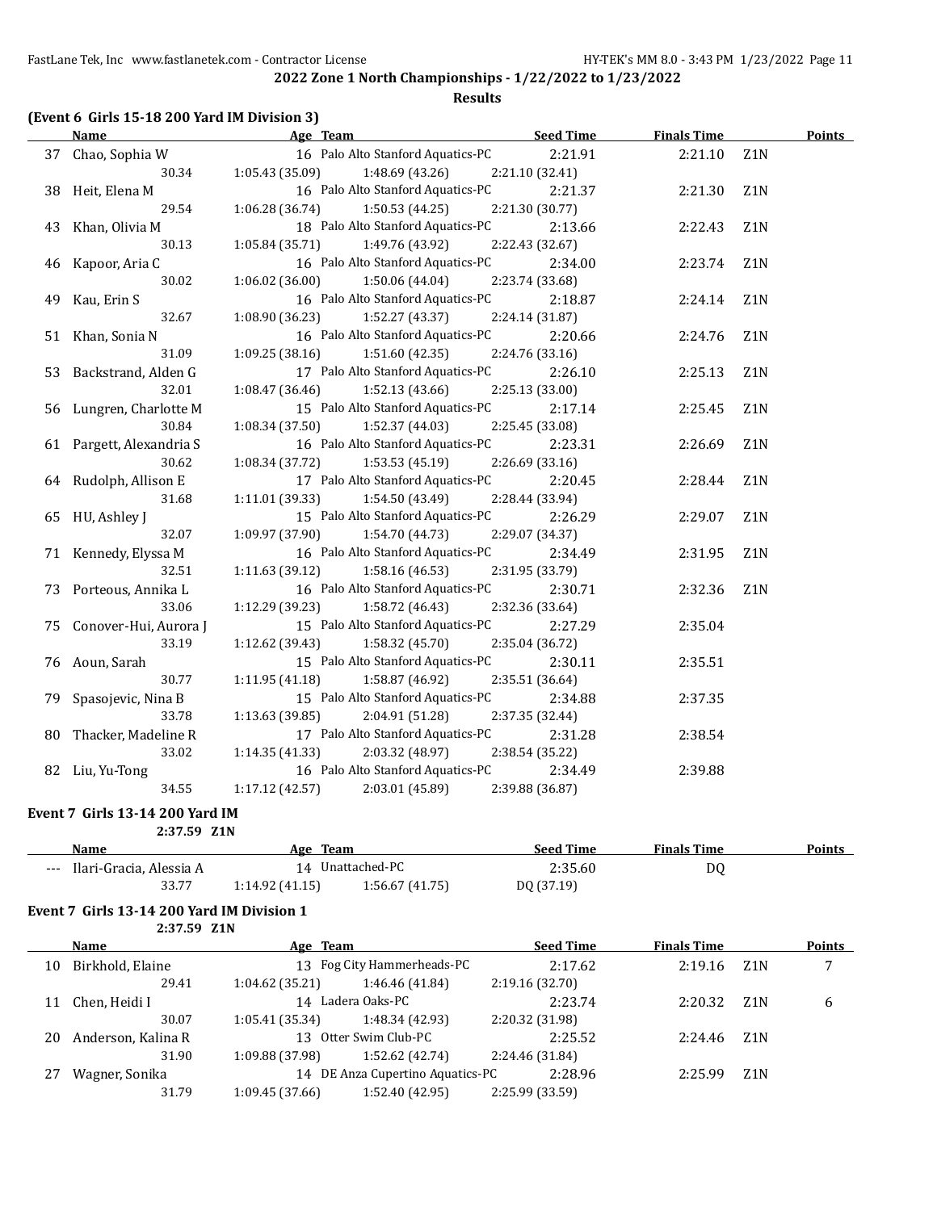## 2022 Zone 1 North Championships - 1/22/2022 to 1/23/2022

### Results

**(Event 6 Girls 15-18 200 Yard IM Division 3)**

| | Name | Age | Team | Seed Time | Finals Time | | Points |
|---|---|---|---|---|---|---|---|
| 37 | Chao, Sophia W | 16 | Palo Alto Stanford Aquatics-PC | 2:21.91 | 2:21.10 | Z1N | |
| | 30.34 | 1:05.43 (35.09) | 1:48.69 (43.26) | 2:21.10 (32.41) | | | |
| 38 | Heit, Elena M | 16 | Palo Alto Stanford Aquatics-PC | 2:21.37 | 2:21.30 | Z1N | |
| | 29.54 | 1:06.28 (36.74) | 1:50.53 (44.25) | 2:21.30 (30.77) | | | |
| 43 | Khan, Olivia M | 18 | Palo Alto Stanford Aquatics-PC | 2:13.66 | 2:22.43 | Z1N | |
| | 30.13 | 1:05.84 (35.71) | 1:49.76 (43.92) | 2:22.43 (32.67) | | | |
| 46 | Kapoor, Aria C | 16 | Palo Alto Stanford Aquatics-PC | 2:34.00 | 2:23.74 | Z1N | |
| | 30.02 | 1:06.02 (36.00) | 1:50.06 (44.04) | 2:23.74 (33.68) | | | |
| 49 | Kau, Erin S | 16 | Palo Alto Stanford Aquatics-PC | 2:18.87 | 2:24.14 | Z1N | |
| | 32.67 | 1:08.90 (36.23) | 1:52.27 (43.37) | 2:24.14 (31.87) | | | |
| 51 | Khan, Sonia N | 16 | Palo Alto Stanford Aquatics-PC | 2:20.66 | 2:24.76 | Z1N | |
| | 31.09 | 1:09.25 (38.16) | 1:51.60 (42.35) | 2:24.76 (33.16) | | | |
| 53 | Backstrand, Alden G | 17 | Palo Alto Stanford Aquatics-PC | 2:26.10 | 2:25.13 | Z1N | |
| | 32.01 | 1:08.47 (36.46) | 1:52.13 (43.66) | 2:25.13 (33.00) | | | |
| 56 | Lungren, Charlotte M | 15 | Palo Alto Stanford Aquatics-PC | 2:17.14 | 2:25.45 | Z1N | |
| | 30.84 | 1:08.34 (37.50) | 1:52.37 (44.03) | 2:25.45 (33.08) | | | |
| 61 | Pargett, Alexandria S | 16 | Palo Alto Stanford Aquatics-PC | 2:23.31 | 2:26.69 | Z1N | |
| | 30.62 | 1:08.34 (37.72) | 1:53.53 (45.19) | 2:26.69 (33.16) | | | |
| 64 | Rudolph, Allison E | 17 | Palo Alto Stanford Aquatics-PC | 2:20.45 | 2:28.44 | Z1N | |
| | 31.68 | 1:11.01 (39.33) | 1:54.50 (43.49) | 2:28.44 (33.94) | | | |
| 65 | HU, Ashley J | 15 | Palo Alto Stanford Aquatics-PC | 2:26.29 | 2:29.07 | Z1N | |
| | 32.07 | 1:09.97 (37.90) | 1:54.70 (44.73) | 2:29.07 (34.37) | | | |
| 71 | Kennedy, Elyssa M | 16 | Palo Alto Stanford Aquatics-PC | 2:34.49 | 2:31.95 | Z1N | |
| | 32.51 | 1:11.63 (39.12) | 1:58.16 (46.53) | 2:31.95 (33.79) | | | |
| 73 | Porteous, Annika L | 16 | Palo Alto Stanford Aquatics-PC | 2:30.71 | 2:32.36 | Z1N | |
| | 33.06 | 1:12.29 (39.23) | 1:58.72 (46.43) | 2:32.36 (33.64) | | | |
| 75 | Conover-Hui, Aurora J | 15 | Palo Alto Stanford Aquatics-PC | 2:27.29 | 2:35.04 | | |
| | 33.19 | 1:12.62 (39.43) | 1:58.32 (45.70) | 2:35.04 (36.72) | | | |
| 76 | Aoun, Sarah | 15 | Palo Alto Stanford Aquatics-PC | 2:30.11 | 2:35.51 | | |
| | 30.77 | 1:11.95 (41.18) | 1:58.87 (46.92) | 2:35.51 (36.64) | | | |
| 79 | Spasojevic, Nina B | 15 | Palo Alto Stanford Aquatics-PC | 2:34.88 | 2:37.35 | | |
| | 33.78 | 1:13.63 (39.85) | 2:04.91 (51.28) | 2:37.35 (32.44) | | | |
| 80 | Thacker, Madeline R | 17 | Palo Alto Stanford Aquatics-PC | 2:31.28 | 2:38.54 | | |
| | 33.02 | 1:14.35 (41.33) | 2:03.32 (48.97) | 2:38.54 (35.22) | | | |
| 82 | Liu, Yu-Tong | 16 | Palo Alto Stanford Aquatics-PC | 2:34.49 | 2:39.88 | | |
| | 34.55 | 1:17.12 (42.57) | 2:03.01 (45.89) | 2:39.88 (36.87) | | | |

**Event 7 Girls 13-14 200 Yard IM**

2:37.59 Z1N

| | Name | Age | Team | Seed Time | Finals Time | Points |
|---|---|---|---|---|---|---|
| --- | Ilari-Gracia, Alessia A | 14 | Unattached-PC | 2:35.60 | DQ | |
| | 33.77 | 1:14.92 (41.15) | 1:56.67 (41.75) | DQ (37.19) | | |

**Event 7 Girls 13-14 200 Yard IM Division 1**

2:37.59 Z1N

| | Name | Age | Team | Seed Time | Finals Time | | Points |
|---|---|---|---|---|---|---|---|
| 10 | Birkhold, Elaine | 13 | Fog City Hammerheads-PC | 2:17.62 | 2:19.16 | Z1N | 7 |
| | 29.41 | 1:04.62 (35.21) | 1:46.46 (41.84) | 2:19.16 (32.70) | | | |
| 11 | Chen, Heidi I | 14 | Ladera Oaks-PC | 2:23.74 | 2:20.32 | Z1N | 6 |
| | 30.07 | 1:05.41 (35.34) | 1:48.34 (42.93) | 2:20.32 (31.98) | | | |
| 20 | Anderson, Kalina R | 13 | Otter Swim Club-PC | 2:25.52 | 2:24.46 | Z1N | |
| | 31.90 | 1:09.88 (37.98) | 1:52.62 (42.74) | 2:24.46 (31.84) | | | |
| 27 | Wagner, Sonika | 14 | DE Anza Cupertino Aquatics-PC | 2:28.96 | 2:25.99 | Z1N | |
| | 31.79 | 1:09.45 (37.66) | 1:52.40 (42.95) | 2:25.99 (33.59) | | | |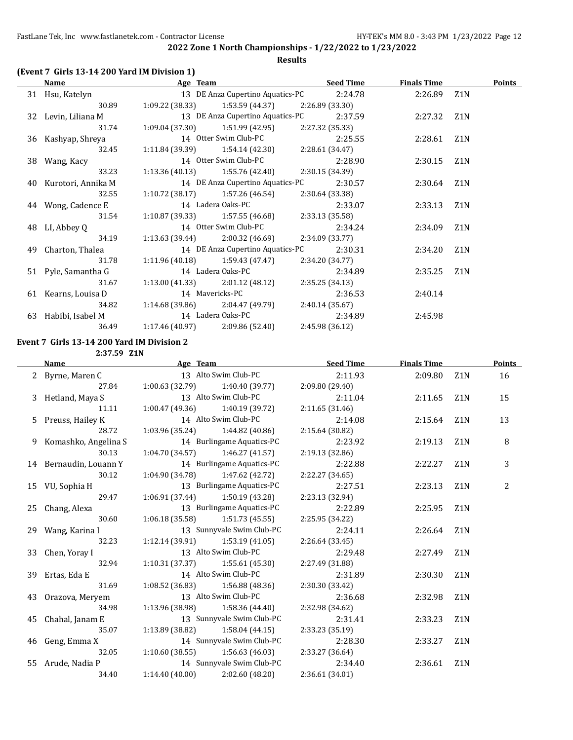## 2022 Zone 1 North Championships - 1/22/2022 to 1/23/2022

### Results

**(Event 7 Girls 13-14 200 Yard IM Division 1)**

| | Name | Age | Team | Seed Time | Finals Time | | Points |
|---|---|---|---|---|---|---|---|
| 31 | Hsu, Katelyn | 13 | DE Anza Cupertino Aquatics-PC | 2:24.78 | 2:26.89 | Z1N | |
| | 30.89 | 1:09.22 (38.33) | 1:53.59 (44.37) | 2:26.89 (33.30) | | | |
| 32 | Levin, Liliana M | 13 | DE Anza Cupertino Aquatics-PC | 2:37.59 | 2:27.32 | Z1N | |
| | 31.74 | 1:09.04 (37.30) | 1:51.99 (42.95) | 2:27.32 (35.33) | | | |
| 36 | Kashyap, Shreya | 14 | Otter Swim Club-PC | 2:25.55 | 2:28.61 | Z1N | |
| | 32.45 | 1:11.84 (39.39) | 1:54.14 (42.30) | 2:28.61 (34.47) | | | |
| 38 | Wang, Kacy | 14 | Otter Swim Club-PC | 2:28.90 | 2:30.15 | Z1N | |
| | 33.23 | 1:13.36 (40.13) | 1:55.76 (42.40) | 2:30.15 (34.39) | | | |
| 40 | Kurotori, Annika M | 14 | DE Anza Cupertino Aquatics-PC | 2:30.57 | 2:30.64 | Z1N | |
| | 32.55 | 1:10.72 (38.17) | 1:57.26 (46.54) | 2:30.64 (33.38) | | | |
| 44 | Wong, Cadence E | 14 | Ladera Oaks-PC | 2:33.07 | 2:33.13 | Z1N | |
| | 31.54 | 1:10.87 (39.33) | 1:57.55 (46.68) | 2:33.13 (35.58) | | | |
| 48 | LI, Abbey Q | 14 | Otter Swim Club-PC | 2:34.24 | 2:34.09 | Z1N | |
| | 34.19 | 1:13.63 (39.44) | 2:00.32 (46.69) | 2:34.09 (33.77) | | | |
| 49 | Charton, Thalea | 14 | DE Anza Cupertino Aquatics-PC | 2:30.31 | 2:34.20 | Z1N | |
| | 31.78 | 1:11.96 (40.18) | 1:59.43 (47.47) | 2:34.20 (34.77) | | | |
| 51 | Pyle, Samantha G | 14 | Ladera Oaks-PC | 2:34.89 | 2:35.25 | Z1N | |
| | 31.67 | 1:13.00 (41.33) | 2:01.12 (48.12) | 2:35.25 (34.13) | | | |
| 61 | Kearns, Louisa D | 14 | Mavericks-PC | 2:36.53 | 2:40.14 | | |
| | 34.82 | 1:14.68 (39.86) | 2:04.47 (49.79) | 2:40.14 (35.67) | | | |
| 63 | Habibi, Isabel M | 14 | Ladera Oaks-PC | 2:34.89 | 2:45.98 | | |
| | 36.49 | 1:17.46 (40.97) | 2:09.86 (52.40) | 2:45.98 (36.12) | | | |

**Event 7 Girls 13-14 200 Yard IM Division 2**

2:37.59 Z1N

| | Name | Age | Team | Seed Time | Finals Time | | Points |
|---|---|---|---|---|---|---|---|
| 2 | Byrne, Maren C | 13 | Alto Swim Club-PC | 2:11.93 | 2:09.80 | Z1N | 16 |
| | 27.84 | 1:00.63 (32.79) | 1:40.40 (39.77) | 2:09.80 (29.40) | | | |
| 3 | Hetland, Maya S | 13 | Alto Swim Club-PC | 2:11.04 | 2:11.65 | Z1N | 15 |
| | 11.11 | 1:00.47 (49.36) | 1:40.19 (39.72) | 2:11.65 (31.46) | | | |
| 5 | Preuss, Hailey K | 14 | Alto Swim Club-PC | 2:14.08 | 2:15.64 | Z1N | 13 |
| | 28.72 | 1:03.96 (35.24) | 1:44.82 (40.86) | 2:15.64 (30.82) | | | |
| 9 | Komashko, Angelina S | 14 | Burlingame Aquatics-PC | 2:23.92 | 2:19.13 | Z1N | 8 |
| | 30.13 | 1:04.70 (34.57) | 1:46.27 (41.57) | 2:19.13 (32.86) | | | |
| 14 | Bernaudin, Louann Y | 14 | Burlingame Aquatics-PC | 2:22.88 | 2:22.27 | Z1N | 3 |
| | 30.12 | 1:04.90 (34.78) | 1:47.62 (42.72) | 2:22.27 (34.65) | | | |
| 15 | VU, Sophia H | 13 | Burlingame Aquatics-PC | 2:27.51 | 2:23.13 | Z1N | 2 |
| | 29.47 | 1:06.91 (37.44) | 1:50.19 (43.28) | 2:23.13 (32.94) | | | |
| 25 | Chang, Alexa | 13 | Burlingame Aquatics-PC | 2:22.89 | 2:25.95 | Z1N | |
| | 30.60 | 1:06.18 (35.58) | 1:51.73 (45.55) | 2:25.95 (34.22) | | | |
| 29 | Wang, Karina I | 13 | Sunnyvale Swim Club-PC | 2:24.11 | 2:26.64 | Z1N | |
| | 32.23 | 1:12.14 (39.91) | 1:53.19 (41.05) | 2:26.64 (33.45) | | | |
| 33 | Chen, Yoray I | 13 | Alto Swim Club-PC | 2:29.48 | 2:27.49 | Z1N | |
| | 32.94 | 1:10.31 (37.37) | 1:55.61 (45.30) | 2:27.49 (31.88) | | | |
| 39 | Ertas, Eda E | 14 | Alto Swim Club-PC | 2:31.89 | 2:30.30 | Z1N | |
| | 31.69 | 1:08.52 (36.83) | 1:56.88 (48.36) | 2:30.30 (33.42) | | | |
| 43 | Orazova, Meryem | 13 | Alto Swim Club-PC | 2:36.68 | 2:32.98 | Z1N | |
| | 34.98 | 1:13.96 (38.98) | 1:58.36 (44.40) | 2:32.98 (34.62) | | | |
| 45 | Chahal, Janam E | 13 | Sunnyvale Swim Club-PC | 2:31.41 | 2:33.23 | Z1N | |
| | 35.07 | 1:13.89 (38.82) | 1:58.04 (44.15) | 2:33.23 (35.19) | | | |
| 46 | Geng, Emma X | 14 | Sunnyvale Swim Club-PC | 2:28.30 | 2:33.27 | Z1N | |
| | 32.05 | 1:10.60 (38.55) | 1:56.63 (46.03) | 2:33.27 (36.64) | | | |
| 55 | Arude, Nadia P | 14 | Sunnyvale Swim Club-PC | 2:34.40 | 2:36.61 | Z1N | |
| | 34.40 | 1:14.40 (40.00) | 2:02.60 (48.20) | 2:36.61 (34.01) | | | |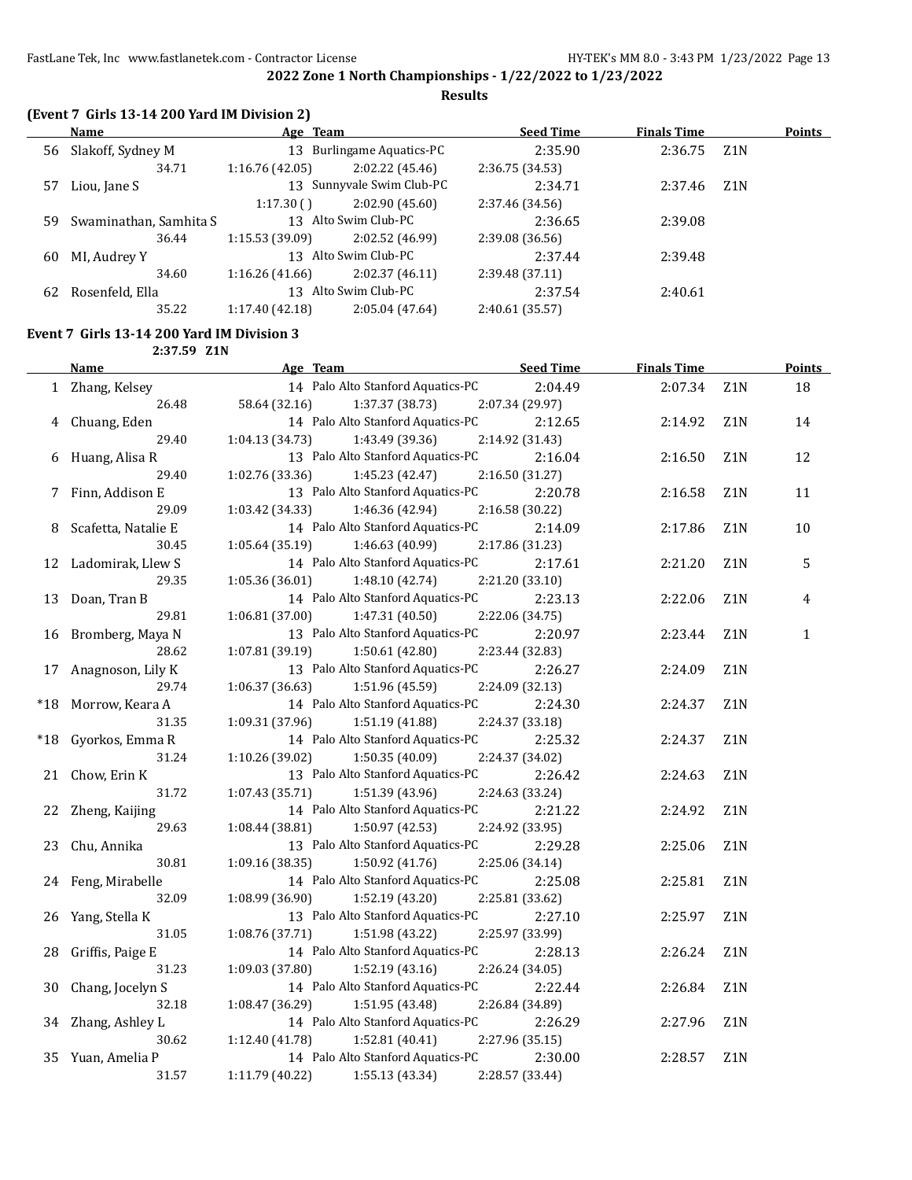## 2022 Zone 1 North Championships - 1/22/2022 to 1/23/2022

### Results

**(Event 7 Girls 13-14 200 Yard IM Division 2)**

| | Name | Age | Team | Seed Time | Finals Time | | Points |
|---|---|---|---|---|---|---|---|
| 56 | Slakoff, Sydney M | 13 | Burlingame Aquatics-PC | 2:35.90 | 2:36.75 | Z1N | |
| | 34.71 | 1:16.76 (42.05) | 2:02.22 (45.46) | 2:36.75 (34.53) | | | |
| 57 | Liou, Jane S | 13 | Sunnyvale Swim Club-PC | 2:34.71 | 2:37.46 | Z1N | |
| | | 1:17.30 ( ) | 2:02.90 (45.60) | 2:37.46 (34.56) | | | |
| 59 | Swaminathan, Samhita S | 13 | Alto Swim Club-PC | 2:36.65 | 2:39.08 | | |
| | 36.44 | 1:15.53 (39.09) | 2:02.52 (46.99) | 2:39.08 (36.56) | | | |
| 60 | MI, Audrey Y | 13 | Alto Swim Club-PC | 2:37.44 | 2:39.48 | | |
| | 34.60 | 1:16.26 (41.66) | 2:02.37 (46.11) | 2:39.48 (37.11) | | | |
| 62 | Rosenfeld, Ella | 13 | Alto Swim Club-PC | 2:37.54 | 2:40.61 | | |
| | 35.22 | 1:17.40 (42.18) | 2:05.04 (47.64) | 2:40.61 (35.57) | | | |

**Event 7 Girls 13-14 200 Yard IM Division 3**

2:37.59 Z1N

| | Name | Age | Team | Seed Time | Finals Time | | Points |
|---|---|---|---|---|---|---|---|
| 1 | Zhang, Kelsey | 14 | Palo Alto Stanford Aquatics-PC | 2:04.49 | 2:07.34 | Z1N | 18 |
| | 26.48 | 58.64 (32.16) | 1:37.37 (38.73) | 2:07.34 (29.97) | | | |
| 4 | Chuang, Eden | 14 | Palo Alto Stanford Aquatics-PC | 2:12.65 | 2:14.92 | Z1N | 14 |
| | 29.40 | 1:04.13 (34.73) | 1:43.49 (39.36) | 2:14.92 (31.43) | | | |
| 6 | Huang, Alisa R | 13 | Palo Alto Stanford Aquatics-PC | 2:16.04 | 2:16.50 | Z1N | 12 |
| | 29.40 | 1:02.76 (33.36) | 1:45.23 (42.47) | 2:16.50 (31.27) | | | |
| 7 | Finn, Addison E | 13 | Palo Alto Stanford Aquatics-PC | 2:20.78 | 2:16.58 | Z1N | 11 |
| | 29.09 | 1:03.42 (34.33) | 1:46.36 (42.94) | 2:16.58 (30.22) | | | |
| 8 | Scafetta, Natalie E | 14 | Palo Alto Stanford Aquatics-PC | 2:14.09 | 2:17.86 | Z1N | 10 |
| | 30.45 | 1:05.64 (35.19) | 1:46.63 (40.99) | 2:17.86 (31.23) | | | |
| 12 | Ladomirak, Llew S | 14 | Palo Alto Stanford Aquatics-PC | 2:17.61 | 2:21.20 | Z1N | 5 |
| | 29.35 | 1:05.36 (36.01) | 1:48.10 (42.74) | 2:21.20 (33.10) | | | |
| 13 | Doan, Tran B | 14 | Palo Alto Stanford Aquatics-PC | 2:23.13 | 2:22.06 | Z1N | 4 |
| | 29.81 | 1:06.81 (37.00) | 1:47.31 (40.50) | 2:22.06 (34.75) | | | |
| 16 | Bromberg, Maya N | 13 | Palo Alto Stanford Aquatics-PC | 2:20.97 | 2:23.44 | Z1N | 1 |
| | 28.62 | 1:07.81 (39.19) | 1:50.61 (42.80) | 2:23.44 (32.83) | | | |
| 17 | Anagnoson, Lily K | 13 | Palo Alto Stanford Aquatics-PC | 2:26.27 | 2:24.09 | Z1N | |
| | 29.74 | 1:06.37 (36.63) | 1:51.96 (45.59) | 2:24.09 (32.13) | | | |
| *18 | Morrow, Keara A | 14 | Palo Alto Stanford Aquatics-PC | 2:24.30 | 2:24.37 | Z1N | |
| | 31.35 | 1:09.31 (37.96) | 1:51.19 (41.88) | 2:24.37 (33.18) | | | |
| *18 | Gyorkos, Emma R | 14 | Palo Alto Stanford Aquatics-PC | 2:25.32 | 2:24.37 | Z1N | |
| | 31.24 | 1:10.26 (39.02) | 1:50.35 (40.09) | 2:24.37 (34.02) | | | |
| 21 | Chow, Erin K | 13 | Palo Alto Stanford Aquatics-PC | 2:26.42 | 2:24.63 | Z1N | |
| | 31.72 | 1:07.43 (35.71) | 1:51.39 (43.96) | 2:24.63 (33.24) | | | |
| 22 | Zheng, Kaijing | 14 | Palo Alto Stanford Aquatics-PC | 2:21.22 | 2:24.92 | Z1N | |
| | 29.63 | 1:08.44 (38.81) | 1:50.97 (42.53) | 2:24.92 (33.95) | | | |
| 23 | Chu, Annika | 13 | Palo Alto Stanford Aquatics-PC | 2:29.28 | 2:25.06 | Z1N | |
| | 30.81 | 1:09.16 (38.35) | 1:50.92 (41.76) | 2:25.06 (34.14) | | | |
| 24 | Feng, Mirabelle | 14 | Palo Alto Stanford Aquatics-PC | 2:25.08 | 2:25.81 | Z1N | |
| | 32.09 | 1:08.99 (36.90) | 1:52.19 (43.20) | 2:25.81 (33.62) | | | |
| 26 | Yang, Stella K | 13 | Palo Alto Stanford Aquatics-PC | 2:27.10 | 2:25.97 | Z1N | |
| | 31.05 | 1:08.76 (37.71) | 1:51.98 (43.22) | 2:25.97 (33.99) | | | |
| 28 | Griffis, Paige E | 14 | Palo Alto Stanford Aquatics-PC | 2:28.13 | 2:26.24 | Z1N | |
| | 31.23 | 1:09.03 (37.80) | 1:52.19 (43.16) | 2:26.24 (34.05) | | | |
| 30 | Chang, Jocelyn S | 14 | Palo Alto Stanford Aquatics-PC | 2:22.44 | 2:26.84 | Z1N | |
| | 32.18 | 1:08.47 (36.29) | 1:51.95 (43.48) | 2:26.84 (34.89) | | | |
| 34 | Zhang, Ashley L | 14 | Palo Alto Stanford Aquatics-PC | 2:26.29 | 2:27.96 | Z1N | |
| | 30.62 | 1:12.40 (41.78) | 1:52.81 (40.41) | 2:27.96 (35.15) | | | |
| 35 | Yuan, Amelia P | 14 | Palo Alto Stanford Aquatics-PC | 2:30.00 | 2:28.57 | Z1N | |
| | 31.57 | 1:11.79 (40.22) | 1:55.13 (43.34) | 2:28.57 (33.44) | | | |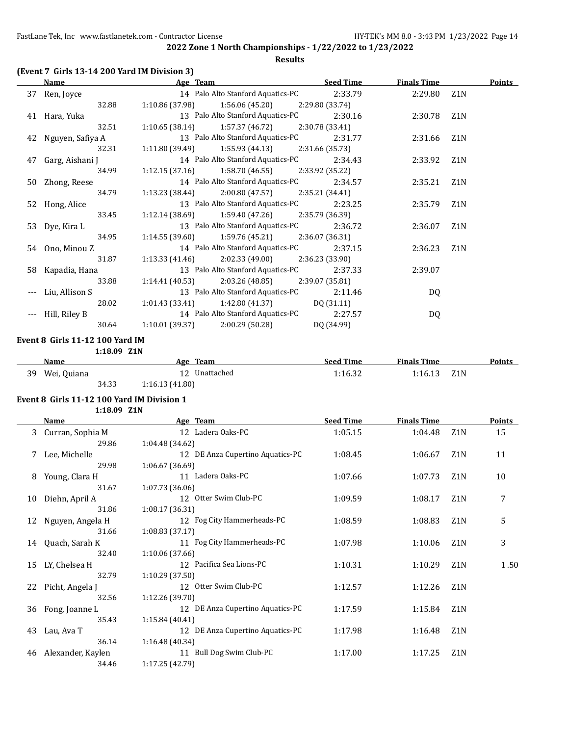## 2022 Zone 1 North Championships - 1/22/2022 to 1/23/2022

### Results

### (Event 7 Girls 13-14 200 Yard IM Division 3)

| | Name | Age | Team | Seed Time | Finals Time | | Points |
|---|---|---|---|---|---|---|---|
| 37 | Ren, Joyce | 14 | Palo Alto Stanford Aquatics-PC | 2:33.79 | 2:29.80 | Z1N | |
| | 32.88 | 1:10.86 (37.98) | 1:56.06 (45.20) | 2:29.80 (33.74) | | | |
| 41 | Hara, Yuka | 13 | Palo Alto Stanford Aquatics-PC | 2:30.16 | 2:30.78 | Z1N | |
| | 32.51 | 1:10.65 (38.14) | 1:57.37 (46.72) | 2:30.78 (33.41) | | | |
| 42 | Nguyen, Safiya A | 13 | Palo Alto Stanford Aquatics-PC | 2:31.77 | 2:31.66 | Z1N | |
| | 32.31 | 1:11.80 (39.49) | 1:55.93 (44.13) | 2:31.66 (35.73) | | | |
| 47 | Garg, Aishani J | 14 | Palo Alto Stanford Aquatics-PC | 2:34.43 | 2:33.92 | Z1N | |
| | 34.99 | 1:12.15 (37.16) | 1:58.70 (46.55) | 2:33.92 (35.22) | | | |
| 50 | Zhong, Reese | 14 | Palo Alto Stanford Aquatics-PC | 2:34.57 | 2:35.21 | Z1N | |
| | 34.79 | 1:13.23 (38.44) | 2:00.80 (47.57) | 2:35.21 (34.41) | | | |
| 52 | Hong, Alice | 13 | Palo Alto Stanford Aquatics-PC | 2:23.25 | 2:35.79 | Z1N | |
| | 33.45 | 1:12.14 (38.69) | 1:59.40 (47.26) | 2:35.79 (36.39) | | | |
| 53 | Dye, Kira L | 13 | Palo Alto Stanford Aquatics-PC | 2:36.72 | 2:36.07 | Z1N | |
| | 34.95 | 1:14.55 (39.60) | 1:59.76 (45.21) | 2:36.07 (36.31) | | | |
| 54 | Ono, Minou Z | 14 | Palo Alto Stanford Aquatics-PC | 2:37.15 | 2:36.23 | Z1N | |
| | 31.87 | 1:13.33 (41.46) | 2:02.33 (49.00) | 2:36.23 (33.90) | | | |
| 58 | Kapadia, Hana | 13 | Palo Alto Stanford Aquatics-PC | 2:37.33 | 2:39.07 | | |
| | 33.88 | 1:14.41 (40.53) | 2:03.26 (48.85) | 2:39.07 (35.81) | | | |
| --- | Liu, Allison S | 13 | Palo Alto Stanford Aquatics-PC | 2:11.46 | DQ | | |
| | 28.02 | 1:01.43 (33.41) | 1:42.80 (41.37) | DQ (31.11) | | | |
| --- | Hill, Riley B | 14 | Palo Alto Stanford Aquatics-PC | 2:27.57 | DQ | | |
| | 30.64 | 1:10.01 (39.37) | 2:00.29 (50.28) | DQ (34.99) | | | |

### Event 8 Girls 11-12 100 Yard IM

1:18.09 Z1N

| | Name | Age | Team | Seed Time | Finals Time | | Points |
|---|---|---|---|---|---|---|---|
| 39 | Wei, Quiana | 12 | Unattached | 1:16.32 | 1:16.13 | Z1N | |
| | 34.33 | 1:16.13 (41.80) | | | | | |

### Event 8 Girls 11-12 100 Yard IM Division 1

1:18.09 Z1N

| | Name | Age | Team | Seed Time | Finals Time | | Points |
|---|---|---|---|---|---|---|---|
| 3 | Curran, Sophia M | 12 | Ladera Oaks-PC | 1:05.15 | 1:04.48 | Z1N | 15 |
| | 29.86 | 1:04.48 (34.62) | | | | | |
| 7 | Lee, Michelle | 12 | DE Anza Cupertino Aquatics-PC | 1:08.45 | 1:06.67 | Z1N | 11 |
| | 29.98 | 1:06.67 (36.69) | | | | | |
| 8 | Young, Clara H | 11 | Ladera Oaks-PC | 1:07.66 | 1:07.73 | Z1N | 10 |
| | 31.67 | 1:07.73 (36.06) | | | | | |
| 10 | Diehn, April A | 12 | Otter Swim Club-PC | 1:09.59 | 1:08.17 | Z1N | 7 |
| | 31.86 | 1:08.17 (36.31) | | | | | |
| 12 | Nguyen, Angela H | 12 | Fog City Hammerheads-PC | 1:08.59 | 1:08.83 | Z1N | 5 |
| | 31.66 | 1:08.83 (37.17) | | | | | |
| 14 | Quach, Sarah K | 11 | Fog City Hammerheads-PC | 1:07.98 | 1:10.06 | Z1N | 3 |
| | 32.40 | 1:10.06 (37.66) | | | | | |
| 15 | LY, Chelsea H | 12 | Pacifica Sea Lions-PC | 1:10.31 | 1:10.29 | Z1N | 1.50 |
| | 32.79 | 1:10.29 (37.50) | | | | | |
| 22 | Picht, Angela J | 12 | Otter Swim Club-PC | 1:12.57 | 1:12.26 | Z1N | |
| | 32.56 | 1:12.26 (39.70) | | | | | |
| 36 | Fong, Joanne L | 12 | DE Anza Cupertino Aquatics-PC | 1:17.59 | 1:15.84 | Z1N | |
| | 35.43 | 1:15.84 (40.41) | | | | | |
| 43 | Lau, Ava T | 12 | DE Anza Cupertino Aquatics-PC | 1:17.98 | 1:16.48 | Z1N | |
| | 36.14 | 1:16.48 (40.34) | | | | | |
| 46 | Alexander, Kaylen | 11 | Bull Dog Swim Club-PC | 1:17.00 | 1:17.25 | Z1N | |
| | 34.46 | 1:17.25 (42.79) | | | | | |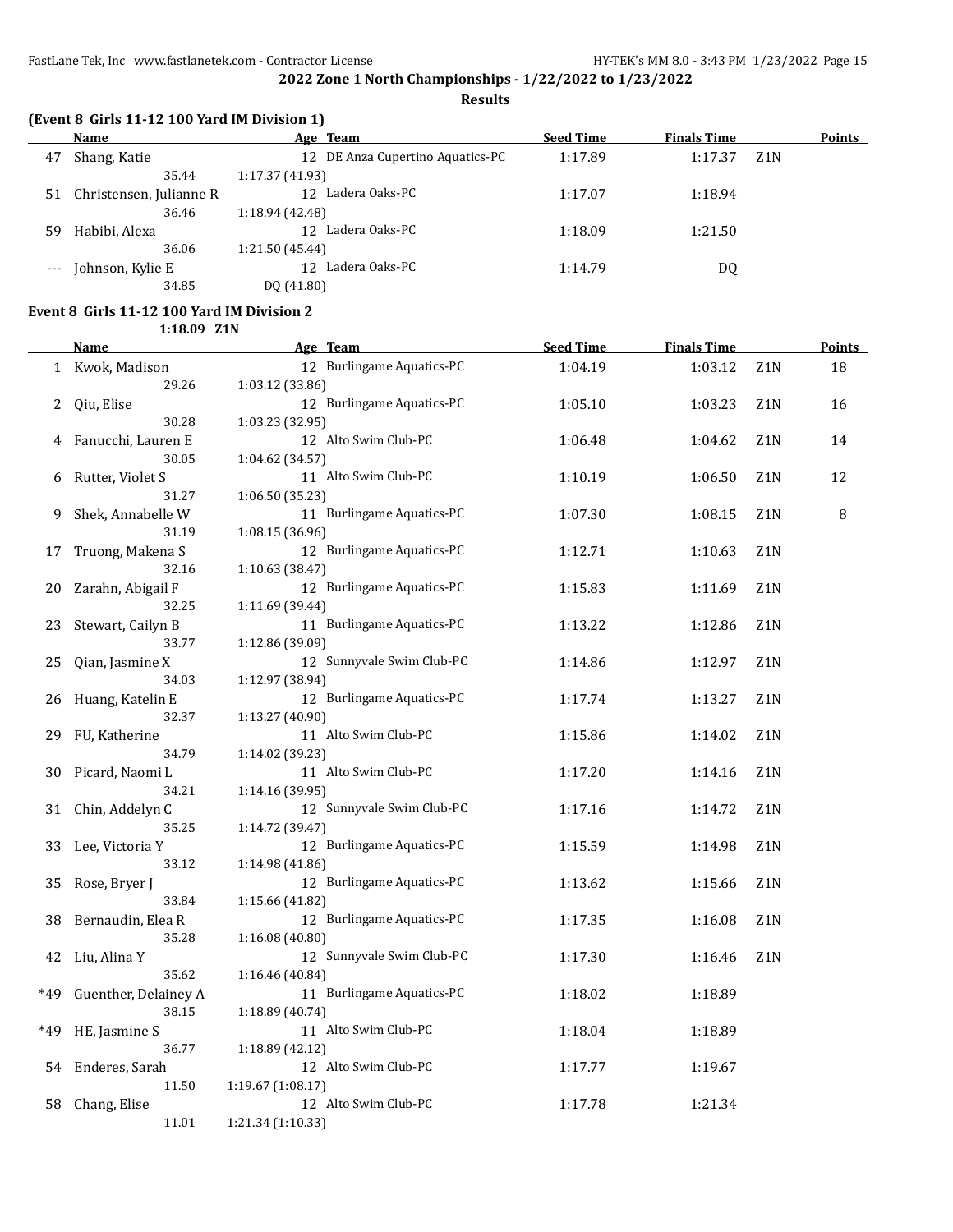**2022 Zone 1 North Championships - 1/22/2022 to 1/23/2022**

**Results**

### (Event 8 Girls 11-12 100 Yard IM Division 1)

| | Name | Age | Team | Seed Time | Finals Time | | Points |
|---|---|---|---|---|---|---|---|
| 47 | Shang, Katie | 12 | DE Anza Cupertino Aquatics-PC | 1:17.89 | 1:17.37 | Z1N | |
| | 35.44 | 1:17.37 (41.93) | | | | | |
| 51 | Christensen, Julianne R | 12 | Ladera Oaks-PC | 1:17.07 | 1:18.94 | | |
| | 36.46 | 1:18.94 (42.48) | | | | | |
| 59 | Habibi, Alexa | 12 | Ladera Oaks-PC | 1:18.09 | 1:21.50 | | |
| | 36.06 | 1:21.50 (45.44) | | | | | |
| --- | Johnson, Kylie E | 12 | Ladera Oaks-PC | 1:14.79 | DQ | | |
| | 34.85 | DQ (41.80) | | | | | |

### Event 8 Girls 11-12 100 Yard IM Division 2

1:18.09 Z1N

| | Name | Age | Team | Seed Time | Finals Time | | Points |
|---|---|---|---|---|---|---|---|
| 1 | Kwok, Madison | 12 | Burlingame Aquatics-PC | 1:04.19 | 1:03.12 | Z1N | 18 |
| | 29.26 | 1:03.12 (33.86) | | | | | |
| 2 | Qiu, Elise | 12 | Burlingame Aquatics-PC | 1:05.10 | 1:03.23 | Z1N | 16 |
| | 30.28 | 1:03.23 (32.95) | | | | | |
| 4 | Fanucchi, Lauren E | 12 | Alto Swim Club-PC | 1:06.48 | 1:04.62 | Z1N | 14 |
| | 30.05 | 1:04.62 (34.57) | | | | | |
| 6 | Rutter, Violet S | 11 | Alto Swim Club-PC | 1:10.19 | 1:06.50 | Z1N | 12 |
| | 31.27 | 1:06.50 (35.23) | | | | | |
| 9 | Shek, Annabelle W | 11 | Burlingame Aquatics-PC | 1:07.30 | 1:08.15 | Z1N | 8 |
| | 31.19 | 1:08.15 (36.96) | | | | | |
| 17 | Truong, Makena S | 12 | Burlingame Aquatics-PC | 1:12.71 | 1:10.63 | Z1N | |
| | 32.16 | 1:10.63 (38.47) | | | | | |
| 20 | Zarahn, Abigail F | 12 | Burlingame Aquatics-PC | 1:15.83 | 1:11.69 | Z1N | |
| | 32.25 | 1:11.69 (39.44) | | | | | |
| 23 | Stewart, Cailyn B | 11 | Burlingame Aquatics-PC | 1:13.22 | 1:12.86 | Z1N | |
| | 33.77 | 1:12.86 (39.09) | | | | | |
| 25 | Qian, Jasmine X | 12 | Sunnyvale Swim Club-PC | 1:14.86 | 1:12.97 | Z1N | |
| | 34.03 | 1:12.97 (38.94) | | | | | |
| 26 | Huang, Katelin E | 12 | Burlingame Aquatics-PC | 1:17.74 | 1:13.27 | Z1N | |
| | 32.37 | 1:13.27 (40.90) | | | | | |
| 29 | FU, Katherine | 11 | Alto Swim Club-PC | 1:15.86 | 1:14.02 | Z1N | |
| | 34.79 | 1:14.02 (39.23) | | | | | |
| 30 | Picard, Naomi L | 11 | Alto Swim Club-PC | 1:17.20 | 1:14.16 | Z1N | |
| | 34.21 | 1:14.16 (39.95) | | | | | |
| 31 | Chin, Addelyn C | 12 | Sunnyvale Swim Club-PC | 1:17.16 | 1:14.72 | Z1N | |
| | 35.25 | 1:14.72 (39.47) | | | | | |
| 33 | Lee, Victoria Y | 12 | Burlingame Aquatics-PC | 1:15.59 | 1:14.98 | Z1N | |
| | 33.12 | 1:14.98 (41.86) | | | | | |
| 35 | Rose, Bryer J | 12 | Burlingame Aquatics-PC | 1:13.62 | 1:15.66 | Z1N | |
| | 33.84 | 1:15.66 (41.82) | | | | | |
| 38 | Bernaudin, Elea R | 12 | Burlingame Aquatics-PC | 1:17.35 | 1:16.08 | Z1N | |
| | 35.28 | 1:16.08 (40.80) | | | | | |
| 42 | Liu, Alina Y | 12 | Sunnyvale Swim Club-PC | 1:17.30 | 1:16.46 | Z1N | |
| | 35.62 | 1:16.46 (40.84) | | | | | |
| *49 | Guenther, Delainey A | 11 | Burlingame Aquatics-PC | 1:18.02 | 1:18.89 | | |
| | 38.15 | 1:18.89 (40.74) | | | | | |
| *49 | HE, Jasmine S | 11 | Alto Swim Club-PC | 1:18.04 | 1:18.89 | | |
| | 36.77 | 1:18.89 (42.12) | | | | | |
| 54 | Enderes, Sarah | 12 | Alto Swim Club-PC | 1:17.77 | 1:19.67 | | |
| | 11.50 | 1:19.67 (1:08.17) | | | | | |
| 58 | Chang, Elise | 12 | Alto Swim Club-PC | 1:17.78 | 1:21.34 | | |
| | 11.01 | 1:21.34 (1:10.33) | | | | | |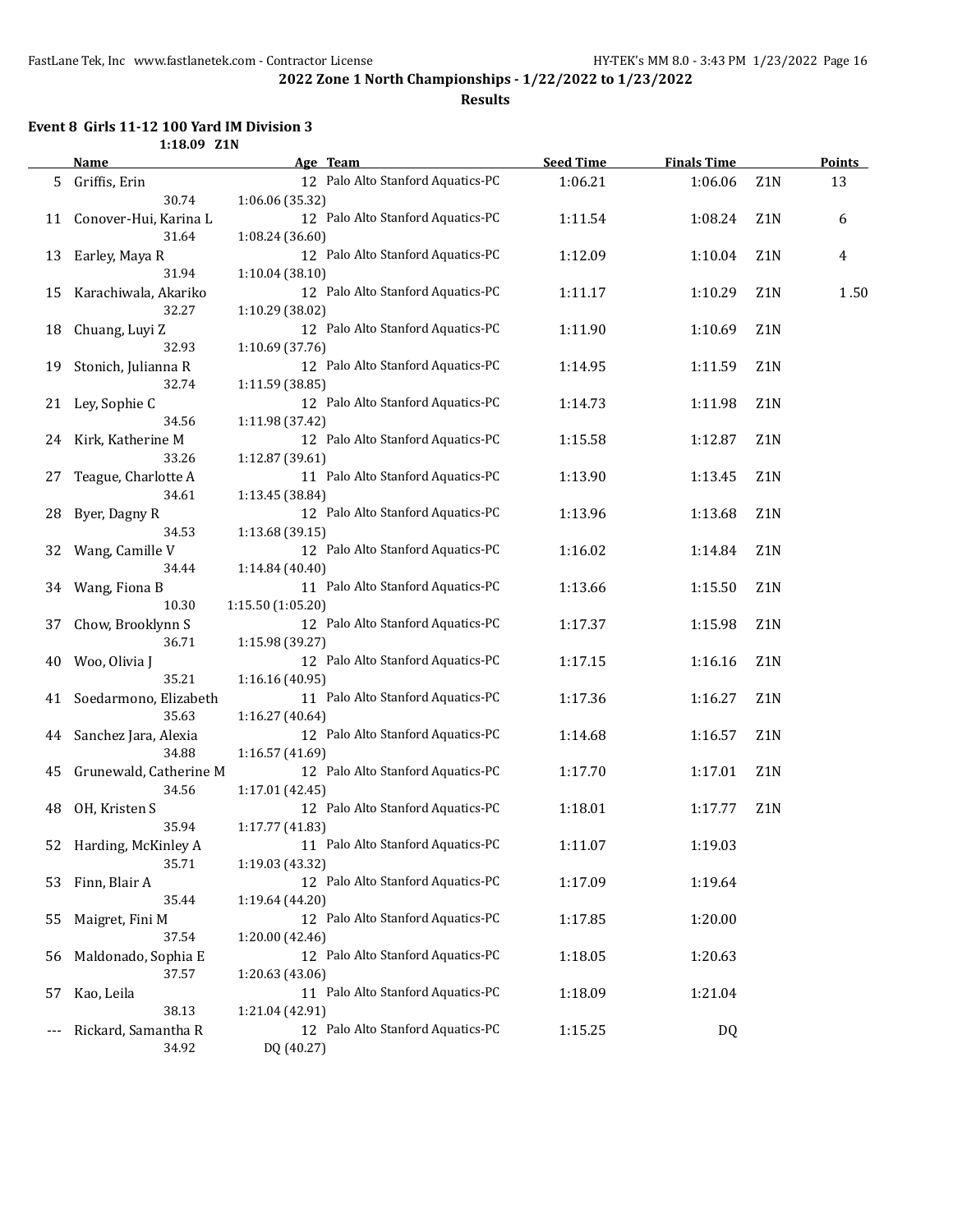**2022 Zone 1 North Championships - 1/22/2022 to 1/23/2022**

**Results**

### Event 8 Girls 11-12 100 Yard IM Division 3

1:18.09 Z1N

| | Name | Age | Team | Seed Time | Finals Time | | Points |
|---|---|---|---|---|---|---|---|
| 5 | Griffis, Erin | 12 | Palo Alto Stanford Aquatics-PC | 1:06.21 | 1:06.06 | Z1N | 13 |
| | 30.74 | 1:06.06 (35.32) | | | | | |
| 11 | Conover-Hui, Karina L | 12 | Palo Alto Stanford Aquatics-PC | 1:11.54 | 1:08.24 | Z1N | 6 |
| | 31.64 | 1:08.24 (36.60) | | | | | |
| 13 | Earley, Maya R | 12 | Palo Alto Stanford Aquatics-PC | 1:12.09 | 1:10.04 | Z1N | 4 |
| | 31.94 | 1:10.04 (38.10) | | | | | |
| 15 | Karachiwala, Akariko | 12 | Palo Alto Stanford Aquatics-PC | 1:11.17 | 1:10.29 | Z1N | 1.50 |
| | 32.27 | 1:10.29 (38.02) | | | | | |
| 18 | Chuang, Luyi Z | 12 | Palo Alto Stanford Aquatics-PC | 1:11.90 | 1:10.69 | Z1N | |
| | 32.93 | 1:10.69 (37.76) | | | | | |
| 19 | Stonich, Julianna R | 12 | Palo Alto Stanford Aquatics-PC | 1:14.95 | 1:11.59 | Z1N | |
| | 32.74 | 1:11.59 (38.85) | | | | | |
| 21 | Ley, Sophie C | 12 | Palo Alto Stanford Aquatics-PC | 1:14.73 | 1:11.98 | Z1N | |
| | 34.56 | 1:11.98 (37.42) | | | | | |
| 24 | Kirk, Katherine M | 12 | Palo Alto Stanford Aquatics-PC | 1:15.58 | 1:12.87 | Z1N | |
| | 33.26 | 1:12.87 (39.61) | | | | | |
| 27 | Teague, Charlotte A | 11 | Palo Alto Stanford Aquatics-PC | 1:13.90 | 1:13.45 | Z1N | |
| | 34.61 | 1:13.45 (38.84) | | | | | |
| 28 | Byer, Dagny R | 12 | Palo Alto Stanford Aquatics-PC | 1:13.96 | 1:13.68 | Z1N | |
| | 34.53 | 1:13.68 (39.15) | | | | | |
| 32 | Wang, Camille V | 12 | Palo Alto Stanford Aquatics-PC | 1:16.02 | 1:14.84 | Z1N | |
| | 34.44 | 1:14.84 (40.40) | | | | | |
| 34 | Wang, Fiona B | 11 | Palo Alto Stanford Aquatics-PC | 1:13.66 | 1:15.50 | Z1N | |
| | 10.30 | 1:15.50 (1:05.20) | | | | | |
| 37 | Chow, Brooklynn S | 12 | Palo Alto Stanford Aquatics-PC | 1:17.37 | 1:15.98 | Z1N | |
| | 36.71 | 1:15.98 (39.27) | | | | | |
| 40 | Woo, Olivia J | 12 | Palo Alto Stanford Aquatics-PC | 1:17.15 | 1:16.16 | Z1N | |
| | 35.21 | 1:16.16 (40.95) | | | | | |
| 41 | Soedarmono, Elizabeth | 11 | Palo Alto Stanford Aquatics-PC | 1:17.36 | 1:16.27 | Z1N | |
| | 35.63 | 1:16.27 (40.64) | | | | | |
| 44 | Sanchez Jara, Alexia | 12 | Palo Alto Stanford Aquatics-PC | 1:14.68 | 1:16.57 | Z1N | |
| | 34.88 | 1:16.57 (41.69) | | | | | |
| 45 | Grunewald, Catherine M | 12 | Palo Alto Stanford Aquatics-PC | 1:17.70 | 1:17.01 | Z1N | |
| | 34.56 | 1:17.01 (42.45) | | | | | |
| 48 | OH, Kristen S | 12 | Palo Alto Stanford Aquatics-PC | 1:18.01 | 1:17.77 | Z1N | |
| | 35.94 | 1:17.77 (41.83) | | | | | |
| 52 | Harding, McKinley A | 11 | Palo Alto Stanford Aquatics-PC | 1:11.07 | 1:19.03 | | |
| | 35.71 | 1:19.03 (43.32) | | | | | |
| 53 | Finn, Blair A | 12 | Palo Alto Stanford Aquatics-PC | 1:17.09 | 1:19.64 | | |
| | 35.44 | 1:19.64 (44.20) | | | | | |
| 55 | Maigret, Fini M | 12 | Palo Alto Stanford Aquatics-PC | 1:17.85 | 1:20.00 | | |
| | 37.54 | 1:20.00 (42.46) | | | | | |
| 56 | Maldonado, Sophia E | 12 | Palo Alto Stanford Aquatics-PC | 1:18.05 | 1:20.63 | | |
| | 37.57 | 1:20.63 (43.06) | | | | | |
| 57 | Kao, Leila | 11 | Palo Alto Stanford Aquatics-PC | 1:18.09 | 1:21.04 | | |
| | 38.13 | 1:21.04 (42.91) | | | | | |
| --- | Rickard, Samantha R | 12 | Palo Alto Stanford Aquatics-PC | 1:15.25 | DQ | | |
| | 34.92 | DQ (40.27) | | | | | |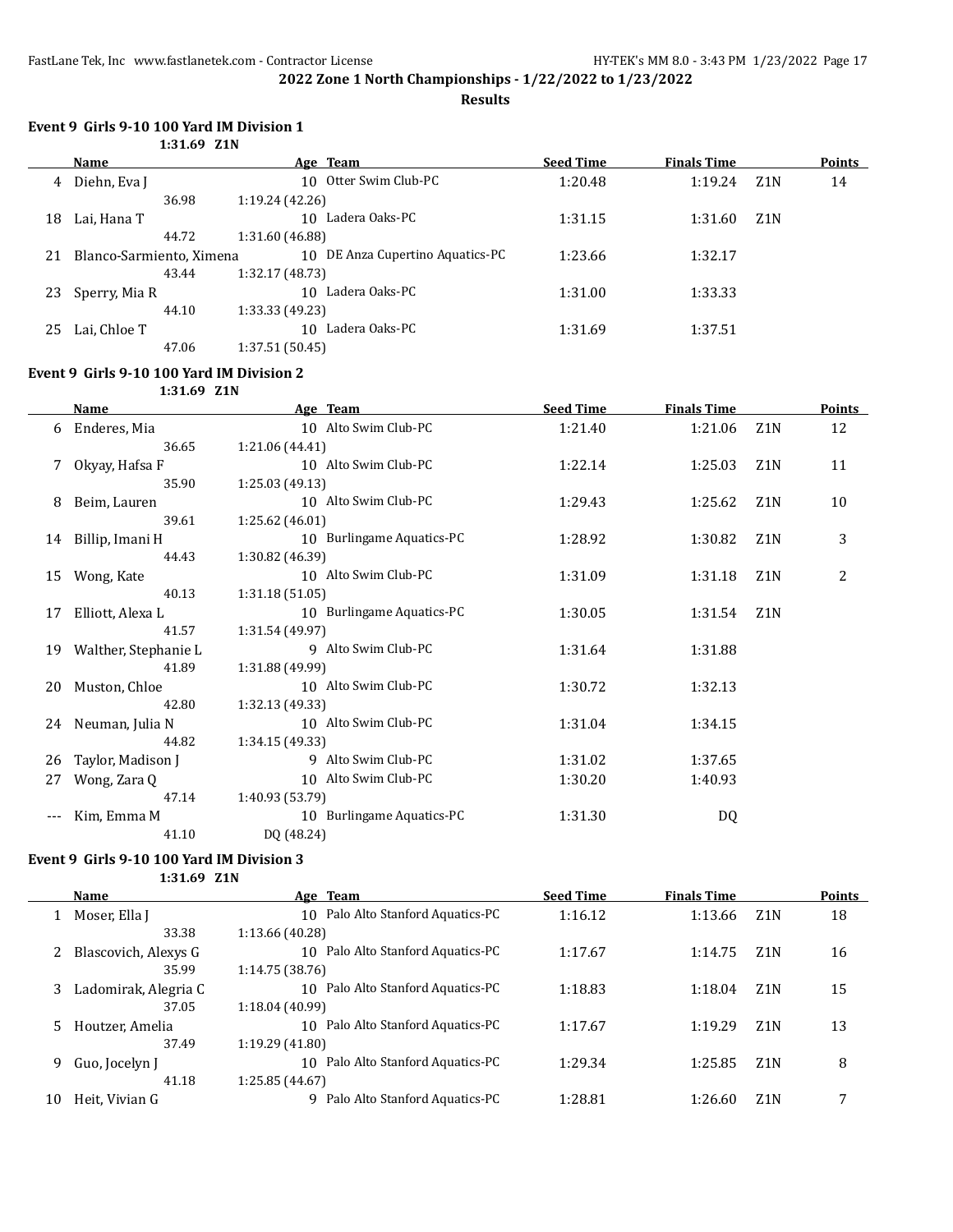**2022 Zone 1 North Championships - 1/22/2022 to 1/23/2022**

**Results**

### Event 9 Girls 9-10 100 Yard IM Division 1

1:31.69 Z1N

| | Name | Age | Team | Seed Time | Finals Time | | Points |
|---|---|---|---|---|---|---|---|
| 4 | Diehn, Eva J | 10 | Otter Swim Club-PC | 1:20.48 | 1:19.24 | Z1N | 14 |
| | 36.98 | 1:19.24 (42.26) | | | | | |
| 18 | Lai, Hana T | 10 | Ladera Oaks-PC | 1:31.15 | 1:31.60 | Z1N | |
| | 44.72 | 1:31.60 (46.88) | | | | | |
| 21 | Blanco-Sarmiento, Ximena | 10 | DE Anza Cupertino Aquatics-PC | 1:23.66 | 1:32.17 | | |
| | 43.44 | 1:32.17 (48.73) | | | | | |
| 23 | Sperry, Mia R | 10 | Ladera Oaks-PC | 1:31.00 | 1:33.33 | | |
| | 44.10 | 1:33.33 (49.23) | | | | | |
| 25 | Lai, Chloe T | 10 | Ladera Oaks-PC | 1:31.69 | 1:37.51 | | |
| | 47.06 | 1:37.51 (50.45) | | | | | |

### Event 9 Girls 9-10 100 Yard IM Division 2

1:31.69 Z1N

| | Name | Age | Team | Seed Time | Finals Time | | Points |
|---|---|---|---|---|---|---|---|
| 6 | Enderes, Mia | 10 | Alto Swim Club-PC | 1:21.40 | 1:21.06 | Z1N | 12 |
| | 36.65 | 1:21.06 (44.41) | | | | | |
| 7 | Okyay, Hafsa F | 10 | Alto Swim Club-PC | 1:22.14 | 1:25.03 | Z1N | 11 |
| | 35.90 | 1:25.03 (49.13) | | | | | |
| 8 | Beim, Lauren | 10 | Alto Swim Club-PC | 1:29.43 | 1:25.62 | Z1N | 10 |
| | 39.61 | 1:25.62 (46.01) | | | | | |
| 14 | Billip, Imani H | 10 | Burlingame Aquatics-PC | 1:28.92 | 1:30.82 | Z1N | 3 |
| | 44.43 | 1:30.82 (46.39) | | | | | |
| 15 | Wong, Kate | 10 | Alto Swim Club-PC | 1:31.09 | 1:31.18 | Z1N | 2 |
| | 40.13 | 1:31.18 (51.05) | | | | | |
| 17 | Elliott, Alexa L | 10 | Burlingame Aquatics-PC | 1:30.05 | 1:31.54 | Z1N | |
| | 41.57 | 1:31.54 (49.97) | | | | | |
| 19 | Walther, Stephanie L | 9 | Alto Swim Club-PC | 1:31.64 | 1:31.88 | | |
| | 41.89 | 1:31.88 (49.99) | | | | | |
| 20 | Muston, Chloe | 10 | Alto Swim Club-PC | 1:30.72 | 1:32.13 | | |
| | 42.80 | 1:32.13 (49.33) | | | | | |
| 24 | Neuman, Julia N | 10 | Alto Swim Club-PC | 1:31.04 | 1:34.15 | | |
| | 44.82 | 1:34.15 (49.33) | | | | | |
| 26 | Taylor, Madison J | 9 | Alto Swim Club-PC | 1:31.02 | 1:37.65 | | |
| 27 | Wong, Zara Q | 10 | Alto Swim Club-PC | 1:30.20 | 1:40.93 | | |
| | 47.14 | 1:40.93 (53.79) | | | | | |
| --- | Kim, Emma M | 10 | Burlingame Aquatics-PC | 1:31.30 | DQ | | |
| | 41.10 | DQ (48.24) | | | | | |

### Event 9 Girls 9-10 100 Yard IM Division 3

1:31.69 Z1N

| | Name | Age | Team | Seed Time | Finals Time | | Points |
|---|---|---|---|---|---|---|---|
| 1 | Moser, Ella J | 10 | Palo Alto Stanford Aquatics-PC | 1:16.12 | 1:13.66 | Z1N | 18 |
| | 33.38 | 1:13.66 (40.28) | | | | | |
| 2 | Blascovich, Alexys G | 10 | Palo Alto Stanford Aquatics-PC | 1:17.67 | 1:14.75 | Z1N | 16 |
| | 35.99 | 1:14.75 (38.76) | | | | | |
| 3 | Ladomirak, Alegria C | 10 | Palo Alto Stanford Aquatics-PC | 1:18.83 | 1:18.04 | Z1N | 15 |
| | 37.05 | 1:18.04 (40.99) | | | | | |
| 5 | Houtzer, Amelia | 10 | Palo Alto Stanford Aquatics-PC | 1:17.67 | 1:19.29 | Z1N | 13 |
| | 37.49 | 1:19.29 (41.80) | | | | | |
| 9 | Guo, Jocelyn J | 10 | Palo Alto Stanford Aquatics-PC | 1:29.34 | 1:25.85 | Z1N | 8 |
| | 41.18 | 1:25.85 (44.67) | | | | | |
| 10 | Heit, Vivian G | 9 | Palo Alto Stanford Aquatics-PC | 1:28.81 | 1:26.60 | Z1N | 7 |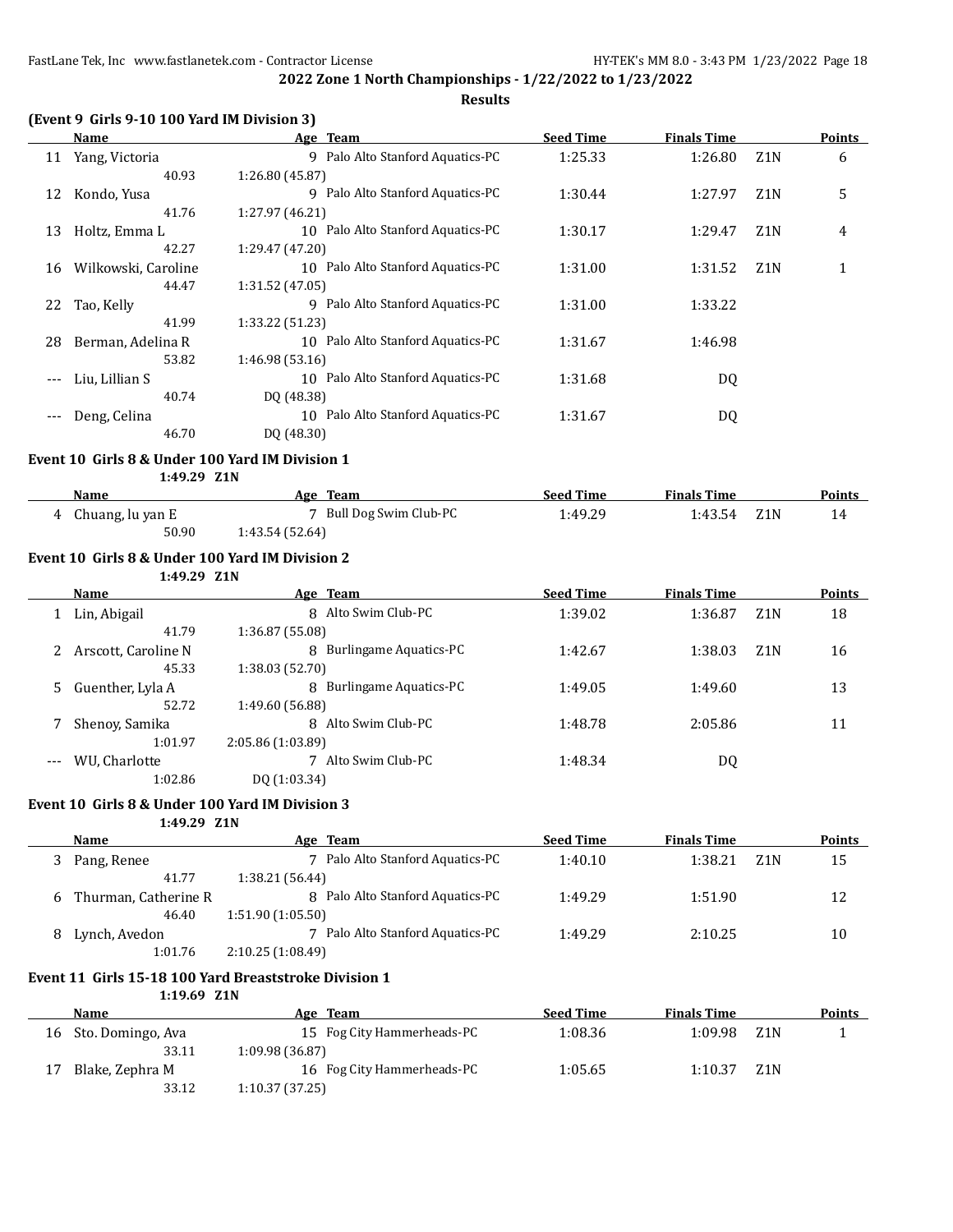**2022 Zone 1 North Championships - 1/22/2022 to 1/23/2022**

**Results**

### (Event 9 Girls 9-10 100 Yard IM Division 3)

| | Name | Age | Team | Seed Time | Finals Time | | Points |
|---|---|---|---|---|---|---|---|
| 11 | Yang, Victoria | 9 | Palo Alto Stanford Aquatics-PC | 1:25.33 | 1:26.80 | Z1N | 6 |
| | 40.93 | 1:26.80 (45.87) | | | | | |
| 12 | Kondo, Yusa | 9 | Palo Alto Stanford Aquatics-PC | 1:30.44 | 1:27.97 | Z1N | 5 |
| | 41.76 | 1:27.97 (46.21) | | | | | |
| 13 | Holtz, Emma L | 10 | Palo Alto Stanford Aquatics-PC | 1:30.17 | 1:29.47 | Z1N | 4 |
| | 42.27 | 1:29.47 (47.20) | | | | | |
| 16 | Wilkowski, Caroline | 10 | Palo Alto Stanford Aquatics-PC | 1:31.00 | 1:31.52 | Z1N | 1 |
| | 44.47 | 1:31.52 (47.05) | | | | | |
| 22 | Tao, Kelly | 9 | Palo Alto Stanford Aquatics-PC | 1:31.00 | 1:33.22 | | |
| | 41.99 | 1:33.22 (51.23) | | | | | |
| 28 | Berman, Adelina R | 10 | Palo Alto Stanford Aquatics-PC | 1:31.67 | 1:46.98 | | |
| | 53.82 | 1:46.98 (53.16) | | | | | |
| --- | Liu, Lillian S | 10 | Palo Alto Stanford Aquatics-PC | 1:31.68 | DQ | | |
| | 40.74 | DQ (48.38) | | | | | |
| --- | Deng, Celina | 10 | Palo Alto Stanford Aquatics-PC | 1:31.67 | DQ | | |
| | 46.70 | DQ (48.30) | | | | | |

### Event 10 Girls 8 & Under 100 Yard IM Division 1

1:49.29 Z1N

| | Name | Age | Team | Seed Time | Finals Time | | Points |
|---|---|---|---|---|---|---|---|
| 4 | Chuang, lu yan E | 7 | Bull Dog Swim Club-PC | 1:49.29 | 1:43.54 | Z1N | 14 |
| | 50.90 | 1:43.54 (52.64) | | | | | |

### Event 10 Girls 8 & Under 100 Yard IM Division 2

1:49.29 Z1N

| | Name | Age | Team | Seed Time | Finals Time | | Points |
|---|---|---|---|---|---|---|---|
| 1 | Lin, Abigail | 8 | Alto Swim Club-PC | 1:39.02 | 1:36.87 | Z1N | 18 |
| | 41.79 | 1:36.87 (55.08) | | | | | |
| 2 | Arscott, Caroline N | 8 | Burlingame Aquatics-PC | 1:42.67 | 1:38.03 | Z1N | 16 |
| | 45.33 | 1:38.03 (52.70) | | | | | |
| 5 | Guenther, Lyla A | 8 | Burlingame Aquatics-PC | 1:49.05 | 1:49.60 | | 13 |
| | 52.72 | 1:49.60 (56.88) | | | | | |
| 7 | Shenoy, Samika | 8 | Alto Swim Club-PC | 1:48.78 | 2:05.86 | | 11 |
| | 1:01.97 | 2:05.86 (1:03.89) | | | | | |
| --- | WU, Charlotte | 7 | Alto Swim Club-PC | 1:48.34 | DQ | | |
| | 1:02.86 | DQ (1:03.34) | | | | | |

### Event 10 Girls 8 & Under 100 Yard IM Division 3

1:49.29 Z1N

| | Name | Age | Team | Seed Time | Finals Time | | Points |
|---|---|---|---|---|---|---|---|
| 3 | Pang, Renee | 7 | Palo Alto Stanford Aquatics-PC | 1:40.10 | 1:38.21 | Z1N | 15 |
| | 41.77 | 1:38.21 (56.44) | | | | | |
| 6 | Thurman, Catherine R | 8 | Palo Alto Stanford Aquatics-PC | 1:49.29 | 1:51.90 | | 12 |
| | 46.40 | 1:51.90 (1:05.50) | | | | | |
| 8 | Lynch, Avedon | 7 | Palo Alto Stanford Aquatics-PC | 1:49.29 | 2:10.25 | | 10 |
| | 1:01.76 | 2:10.25 (1:08.49) | | | | | |

### Event 11 Girls 15-18 100 Yard Breaststroke Division 1

1:19.69 Z1N

| | Name | Age | Team | Seed Time | Finals Time | | Points |
|---|---|---|---|---|---|---|---|
| 16 | Sto. Domingo, Ava | 15 | Fog City Hammerheads-PC | 1:08.36 | 1:09.98 | Z1N | 1 |
| | 33.11 | 1:09.98 (36.87) | | | | | |
| 17 | Blake, Zephra M | 16 | Fog City Hammerheads-PC | 1:05.65 | 1:10.37 | Z1N | |
| | 33.12 | 1:10.37 (37.25) | | | | | |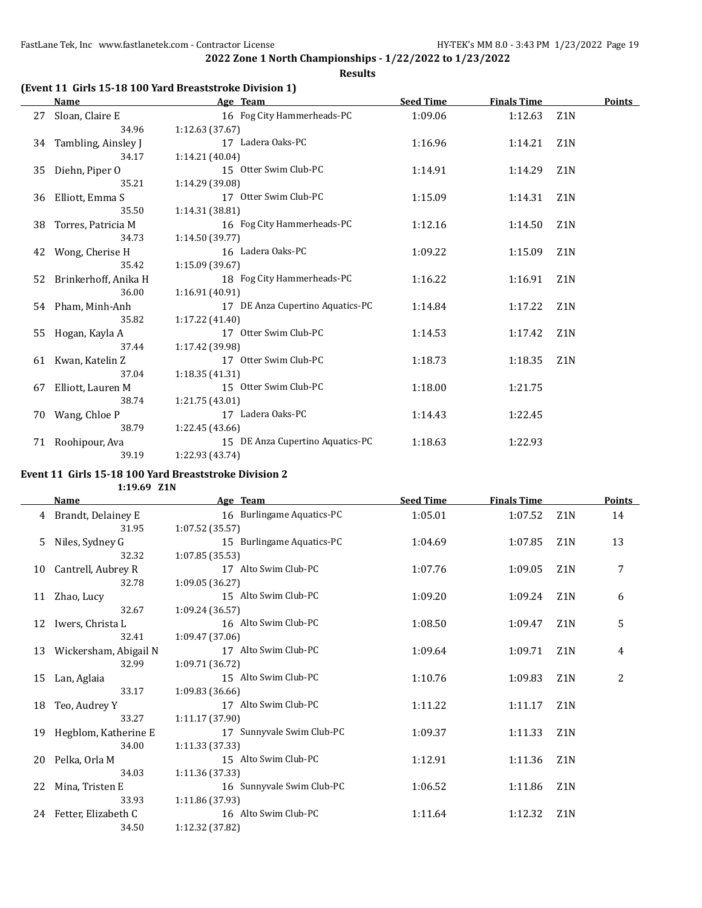**2022 Zone 1 North Championships - 1/22/2022 to 1/23/2022**

**Results**

### (Event 11 Girls 15-18 100 Yard Breaststroke Division 1)

| | Name | Age | Team | Seed Time | Finals Time | | Points |
|---|---|---|---|---|---|---|---|
| 27 | Sloan, Claire E | 16 | Fog City Hammerheads-PC | 1:09.06 | 1:12.63 | Z1N | |
| | 34.96 | 1:12.63 (37.67) | | | | | |
| 34 | Tambling, Ainsley J | 17 | Ladera Oaks-PC | 1:16.96 | 1:14.21 | Z1N | |
| | 34.17 | 1:14.21 (40.04) | | | | | |
| 35 | Diehn, Piper O | 15 | Otter Swim Club-PC | 1:14.91 | 1:14.29 | Z1N | |
| | 35.21 | 1:14.29 (39.08) | | | | | |
| 36 | Elliott, Emma S | 17 | Otter Swim Club-PC | 1:15.09 | 1:14.31 | Z1N | |
| | 35.50 | 1:14.31 (38.81) | | | | | |
| 38 | Torres, Patricia M | 16 | Fog City Hammerheads-PC | 1:12.16 | 1:14.50 | Z1N | |
| | 34.73 | 1:14.50 (39.77) | | | | | |
| 42 | Wong, Cherise H | 16 | Ladera Oaks-PC | 1:09.22 | 1:15.09 | Z1N | |
| | 35.42 | 1:15.09 (39.67) | | | | | |
| 52 | Brinkerhoff, Anika H | 18 | Fog City Hammerheads-PC | 1:16.22 | 1:16.91 | Z1N | |
| | 36.00 | 1:16.91 (40.91) | | | | | |
| 54 | Pham, Minh-Anh | 17 | DE Anza Cupertino Aquatics-PC | 1:14.84 | 1:17.22 | Z1N | |
| | 35.82 | 1:17.22 (41.40) | | | | | |
| 55 | Hogan, Kayla A | 17 | Otter Swim Club-PC | 1:14.53 | 1:17.42 | Z1N | |
| | 37.44 | 1:17.42 (39.98) | | | | | |
| 61 | Kwan, Katelin Z | 17 | Otter Swim Club-PC | 1:18.73 | 1:18.35 | Z1N | |
| | 37.04 | 1:18.35 (41.31) | | | | | |
| 67 | Elliott, Lauren M | 15 | Otter Swim Club-PC | 1:18.00 | 1:21.75 | | |
| | 38.74 | 1:21.75 (43.01) | | | | | |
| 70 | Wang, Chloe P | 17 | Ladera Oaks-PC | 1:14.43 | 1:22.45 | | |
| | 38.79 | 1:22.45 (43.66) | | | | | |
| 71 | Roohipour, Ava | 15 | DE Anza Cupertino Aquatics-PC | 1:18.63 | 1:22.93 | | |
| | 39.19 | 1:22.93 (43.74) | | | | | |

### Event 11 Girls 15-18 100 Yard Breaststroke Division 2

1:19.69 Z1N

| | Name | Age | Team | Seed Time | Finals Time | | Points |
|---|---|---|---|---|---|---|---|
| 4 | Brandt, Delainey E | 16 | Burlingame Aquatics-PC | 1:05.01 | 1:07.52 | Z1N | 14 |
| | 31.95 | 1:07.52 (35.57) | | | | | |
| 5 | Niles, Sydney G | 15 | Burlingame Aquatics-PC | 1:04.69 | 1:07.85 | Z1N | 13 |
| | 32.32 | 1:07.85 (35.53) | | | | | |
| 10 | Cantrell, Aubrey R | 17 | Alto Swim Club-PC | 1:07.76 | 1:09.05 | Z1N | 7 |
| | 32.78 | 1:09.05 (36.27) | | | | | |
| 11 | Zhao, Lucy | 15 | Alto Swim Club-PC | 1:09.20 | 1:09.24 | Z1N | 6 |
| | 32.67 | 1:09.24 (36.57) | | | | | |
| 12 | Iwers, Christa L | 16 | Alto Swim Club-PC | 1:08.50 | 1:09.47 | Z1N | 5 |
| | 32.41 | 1:09.47 (37.06) | | | | | |
| 13 | Wickersham, Abigail N | 17 | Alto Swim Club-PC | 1:09.64 | 1:09.71 | Z1N | 4 |
| | 32.99 | 1:09.71 (36.72) | | | | | |
| 15 | Lan, Aglaia | 15 | Alto Swim Club-PC | 1:10.76 | 1:09.83 | Z1N | 2 |
| | 33.17 | 1:09.83 (36.66) | | | | | |
| 18 | Teo, Audrey Y | 17 | Alto Swim Club-PC | 1:11.22 | 1:11.17 | Z1N | |
| | 33.27 | 1:11.17 (37.90) | | | | | |
| 19 | Hegblom, Katherine E | 17 | Sunnyvale Swim Club-PC | 1:09.37 | 1:11.33 | Z1N | |
| | 34.00 | 1:11.33 (37.33) | | | | | |
| 20 | Pelka, Orla M | 15 | Alto Swim Club-PC | 1:12.91 | 1:11.36 | Z1N | |
| | 34.03 | 1:11.36 (37.33) | | | | | |
| 22 | Mina, Tristen E | 16 | Sunnyvale Swim Club-PC | 1:06.52 | 1:11.86 | Z1N | |
| | 33.93 | 1:11.86 (37.93) | | | | | |
| 24 | Fetter, Elizabeth C | 16 | Alto Swim Club-PC | 1:11.64 | 1:12.32 | Z1N | |
| | 34.50 | 1:12.32 (37.82) | | | | | |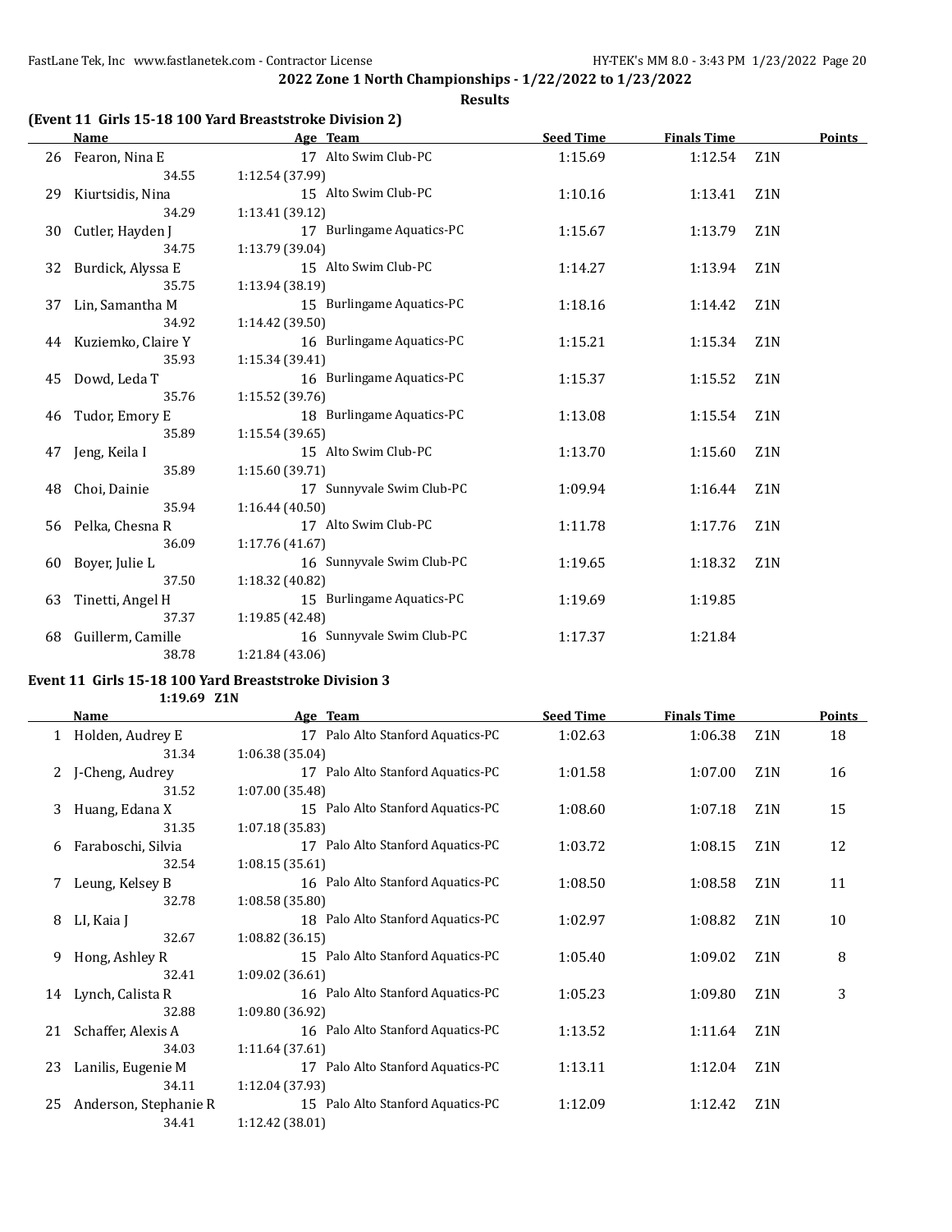**2022 Zone 1 North Championships - 1/22/2022 to 1/23/2022**

**Results**

### (Event 11 Girls 15-18 100 Yard Breaststroke Division 2)

| | Name | Age | Team | Seed Time | Finals Time | | Points |
|---|---|---|---|---|---|---|---|
| 26 | Fearon, Nina E | 17 | Alto Swim Club-PC | 1:15.69 | 1:12.54 | Z1N | |
| | 34.55 | 1:12.54 (37.99) | | | | | |
| 29 | Kiurtsidis, Nina | 15 | Alto Swim Club-PC | 1:10.16 | 1:13.41 | Z1N | |
| | 34.29 | 1:13.41 (39.12) | | | | | |
| 30 | Cutler, Hayden J | 17 | Burlingame Aquatics-PC | 1:15.67 | 1:13.79 | Z1N | |
| | 34.75 | 1:13.79 (39.04) | | | | | |
| 32 | Burdick, Alyssa E | 15 | Alto Swim Club-PC | 1:14.27 | 1:13.94 | Z1N | |
| | 35.75 | 1:13.94 (38.19) | | | | | |
| 37 | Lin, Samantha M | 15 | Burlingame Aquatics-PC | 1:18.16 | 1:14.42 | Z1N | |
| | 34.92 | 1:14.42 (39.50) | | | | | |
| 44 | Kuziemko, Claire Y | 16 | Burlingame Aquatics-PC | 1:15.21 | 1:15.34 | Z1N | |
| | 35.93 | 1:15.34 (39.41) | | | | | |
| 45 | Dowd, Leda T | 16 | Burlingame Aquatics-PC | 1:15.37 | 1:15.52 | Z1N | |
| | 35.76 | 1:15.52 (39.76) | | | | | |
| 46 | Tudor, Emory E | 18 | Burlingame Aquatics-PC | 1:13.08 | 1:15.54 | Z1N | |
| | 35.89 | 1:15.54 (39.65) | | | | | |
| 47 | Jeng, Keila I | 15 | Alto Swim Club-PC | 1:13.70 | 1:15.60 | Z1N | |
| | 35.89 | 1:15.60 (39.71) | | | | | |
| 48 | Choi, Dainie | 17 | Sunnyvale Swim Club-PC | 1:09.94 | 1:16.44 | Z1N | |
| | 35.94 | 1:16.44 (40.50) | | | | | |
| 56 | Pelka, Chesna R | 17 | Alto Swim Club-PC | 1:11.78 | 1:17.76 | Z1N | |
| | 36.09 | 1:17.76 (41.67) | | | | | |
| 60 | Boyer, Julie L | 16 | Sunnyvale Swim Club-PC | 1:19.65 | 1:18.32 | Z1N | |
| | 37.50 | 1:18.32 (40.82) | | | | | |
| 63 | Tinetti, Angel H | 15 | Burlingame Aquatics-PC | 1:19.69 | 1:19.85 | | |
| | 37.37 | 1:19.85 (42.48) | | | | | |
| 68 | Guillerm, Camille | 16 | Sunnyvale Swim Club-PC | 1:17.37 | 1:21.84 | | |
| | 38.78 | 1:21.84 (43.06) | | | | | |

### Event 11 Girls 15-18 100 Yard Breaststroke Division 3

1:19.69 Z1N

| | Name | Age | Team | Seed Time | Finals Time | | Points |
|---|---|---|---|---|---|---|---|
| 1 | Holden, Audrey E | 17 | Palo Alto Stanford Aquatics-PC | 1:02.63 | 1:06.38 | Z1N | 18 |
| | 31.34 | 1:06.38 (35.04) | | | | | |
| 2 | J-Cheng, Audrey | 17 | Palo Alto Stanford Aquatics-PC | 1:01.58 | 1:07.00 | Z1N | 16 |
| | 31.52 | 1:07.00 (35.48) | | | | | |
| 3 | Huang, Edana X | 15 | Palo Alto Stanford Aquatics-PC | 1:08.60 | 1:07.18 | Z1N | 15 |
| | 31.35 | 1:07.18 (35.83) | | | | | |
| 6 | Faraboschi, Silvia | 17 | Palo Alto Stanford Aquatics-PC | 1:03.72 | 1:08.15 | Z1N | 12 |
| | 32.54 | 1:08.15 (35.61) | | | | | |
| 7 | Leung, Kelsey B | 16 | Palo Alto Stanford Aquatics-PC | 1:08.50 | 1:08.58 | Z1N | 11 |
| | 32.78 | 1:08.58 (35.80) | | | | | |
| 8 | LI, Kaia J | 18 | Palo Alto Stanford Aquatics-PC | 1:02.97 | 1:08.82 | Z1N | 10 |
| | 32.67 | 1:08.82 (36.15) | | | | | |
| 9 | Hong, Ashley R | 15 | Palo Alto Stanford Aquatics-PC | 1:05.40 | 1:09.02 | Z1N | 8 |
| | 32.41 | 1:09.02 (36.61) | | | | | |
| 14 | Lynch, Calista R | 16 | Palo Alto Stanford Aquatics-PC | 1:05.23 | 1:09.80 | Z1N | 3 |
| | 32.88 | 1:09.80 (36.92) | | | | | |
| 21 | Schaffer, Alexis A | 16 | Palo Alto Stanford Aquatics-PC | 1:13.52 | 1:11.64 | Z1N | |
| | 34.03 | 1:11.64 (37.61) | | | | | |
| 23 | Lanilis, Eugenie M | 17 | Palo Alto Stanford Aquatics-PC | 1:13.11 | 1:12.04 | Z1N | |
| | 34.11 | 1:12.04 (37.93) | | | | | |
| 25 | Anderson, Stephanie R | 15 | Palo Alto Stanford Aquatics-PC | 1:12.09 | 1:12.42 | Z1N | |
| | 34.41 | 1:12.42 (38.01) | | | | | |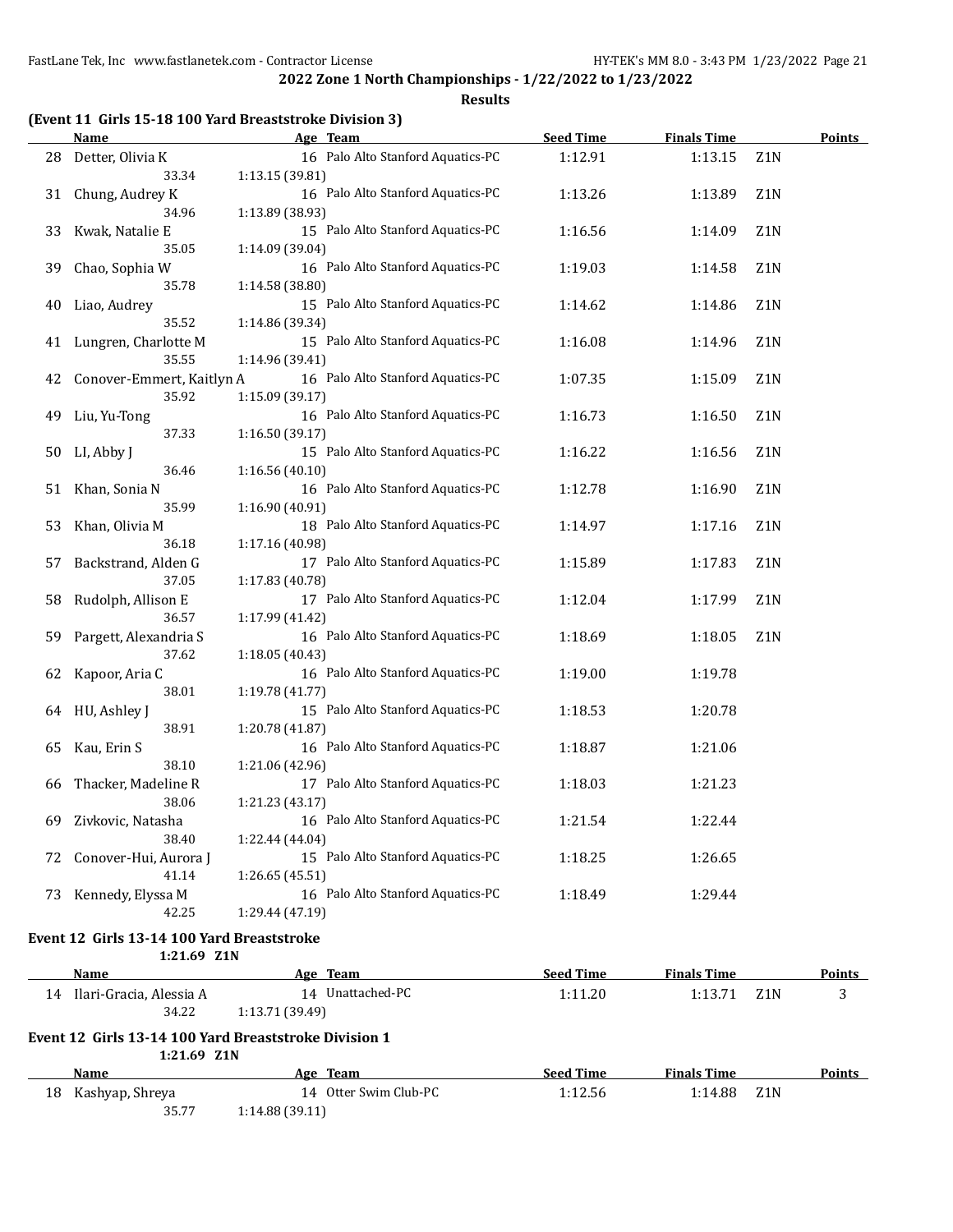## 2022 Zone 1 North Championships - 1/22/2022 to 1/23/2022

### Results

**(Event 11 Girls 15-18 100 Yard Breaststroke Division 3)**

| | Name | Age | Team | Seed Time | Finals Time | | Points |
|---|---|---|---|---|---|---|---|
| 28 | Detter, Olivia K | 16 | Palo Alto Stanford Aquatics-PC | 1:12.91 | 1:13.15 | Z1N | |
| | 33.34 | 1:13.15 (39.81) | | | | | |
| 31 | Chung, Audrey K | 16 | Palo Alto Stanford Aquatics-PC | 1:13.26 | 1:13.89 | Z1N | |
| | 34.96 | 1:13.89 (38.93) | | | | | |
| 33 | Kwak, Natalie E | 15 | Palo Alto Stanford Aquatics-PC | 1:16.56 | 1:14.09 | Z1N | |
| | 35.05 | 1:14.09 (39.04) | | | | | |
| 39 | Chao, Sophia W | 16 | Palo Alto Stanford Aquatics-PC | 1:19.03 | 1:14.58 | Z1N | |
| | 35.78 | 1:14.58 (38.80) | | | | | |
| 40 | Liao, Audrey | 15 | Palo Alto Stanford Aquatics-PC | 1:14.62 | 1:14.86 | Z1N | |
| | 35.52 | 1:14.86 (39.34) | | | | | |
| 41 | Lungren, Charlotte M | 15 | Palo Alto Stanford Aquatics-PC | 1:16.08 | 1:14.96 | Z1N | |
| | 35.55 | 1:14.96 (39.41) | | | | | |
| 42 | Conover-Emmert, Kaitlyn A | 16 | Palo Alto Stanford Aquatics-PC | 1:07.35 | 1:15.09 | Z1N | |
| | 35.92 | 1:15.09 (39.17) | | | | | |
| 49 | Liu, Yu-Tong | 16 | Palo Alto Stanford Aquatics-PC | 1:16.73 | 1:16.50 | Z1N | |
| | 37.33 | 1:16.50 (39.17) | | | | | |
| 50 | LI, Abby J | 15 | Palo Alto Stanford Aquatics-PC | 1:16.22 | 1:16.56 | Z1N | |
| | 36.46 | 1:16.56 (40.10) | | | | | |
| 51 | Khan, Sonia N | 16 | Palo Alto Stanford Aquatics-PC | 1:12.78 | 1:16.90 | Z1N | |
| | 35.99 | 1:16.90 (40.91) | | | | | |
| 53 | Khan, Olivia M | 18 | Palo Alto Stanford Aquatics-PC | 1:14.97 | 1:17.16 | Z1N | |
| | 36.18 | 1:17.16 (40.98) | | | | | |
| 57 | Backstrand, Alden G | 17 | Palo Alto Stanford Aquatics-PC | 1:15.89 | 1:17.83 | Z1N | |
| | 37.05 | 1:17.83 (40.78) | | | | | |
| 58 | Rudolph, Allison E | 17 | Palo Alto Stanford Aquatics-PC | 1:12.04 | 1:17.99 | Z1N | |
| | 36.57 | 1:17.99 (41.42) | | | | | |
| 59 | Pargett, Alexandria S | 16 | Palo Alto Stanford Aquatics-PC | 1:18.69 | 1:18.05 | Z1N | |
| | 37.62 | 1:18.05 (40.43) | | | | | |
| 62 | Kapoor, Aria C | 16 | Palo Alto Stanford Aquatics-PC | 1:19.00 | 1:19.78 | | |
| | 38.01 | 1:19.78 (41.77) | | | | | |
| 64 | HU, Ashley J | 15 | Palo Alto Stanford Aquatics-PC | 1:18.53 | 1:20.78 | | |
| | 38.91 | 1:20.78 (41.87) | | | | | |
| 65 | Kau, Erin S | 16 | Palo Alto Stanford Aquatics-PC | 1:18.87 | 1:21.06 | | |
| | 38.10 | 1:21.06 (42.96) | | | | | |
| 66 | Thacker, Madeline R | 17 | Palo Alto Stanford Aquatics-PC | 1:18.03 | 1:21.23 | | |
| | 38.06 | 1:21.23 (43.17) | | | | | |
| 69 | Zivkovic, Natasha | 16 | Palo Alto Stanford Aquatics-PC | 1:21.54 | 1:22.44 | | |
| | 38.40 | 1:22.44 (44.04) | | | | | |
| 72 | Conover-Hui, Aurora J | 15 | Palo Alto Stanford Aquatics-PC | 1:18.25 | 1:26.65 | | |
| | 41.14 | 1:26.65 (45.51) | | | | | |
| 73 | Kennedy, Elyssa M | 16 | Palo Alto Stanford Aquatics-PC | 1:18.49 | 1:29.44 | | |
| | 42.25 | 1:29.44 (47.19) | | | | | |

**Event 12 Girls 13-14 100 Yard Breaststroke**

1:21.69 Z1N

| | Name | Age | Team | Seed Time | Finals Time | | Points |
|---|---|---|---|---|---|---|---|
| 14 | Ilari-Gracia, Alessia A | 14 | Unattached-PC | 1:11.20 | 1:13.71 | Z1N | 3 |
| | 34.22 | 1:13.71 (39.49) | | | | | |

**Event 12 Girls 13-14 100 Yard Breaststroke Division 1**

1:21.69 Z1N

| | Name | Age | Team | Seed Time | Finals Time | | Points |
|---|---|---|---|---|---|---|---|
| 18 | Kashyap, Shreya | 14 | Otter Swim Club-PC | 1:12.56 | 1:14.88 | Z1N | |
| | 35.77 | 1:14.88 (39.11) | | | | | |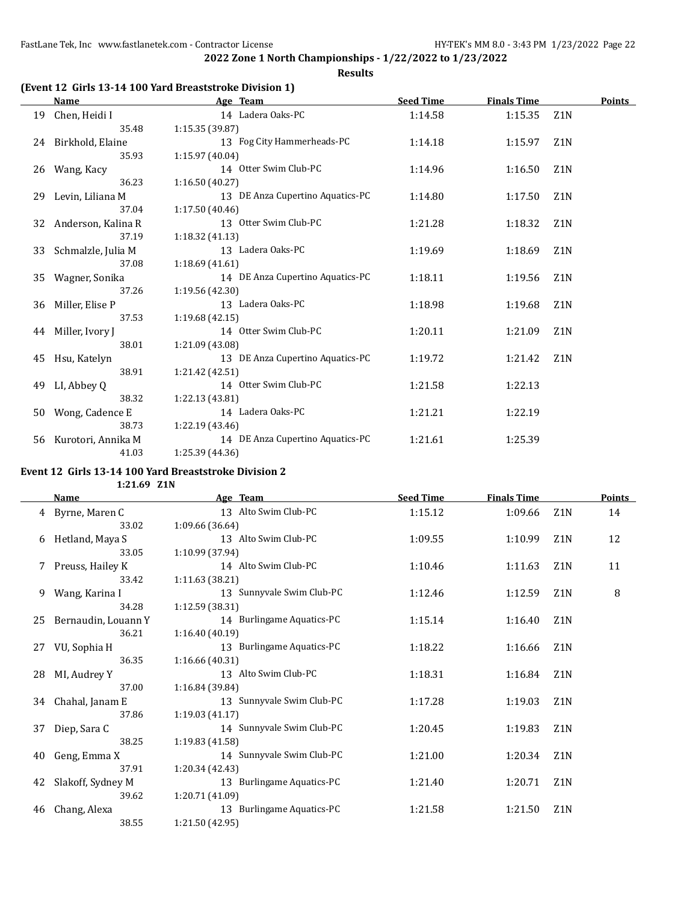**2022 Zone 1 North Championships - 1/22/2022 to 1/23/2022**

**Results**

### (Event 12 Girls 13-14 100 Yard Breaststroke Division 1)

| | Name | Age | Team | Seed Time | Finals Time | | Points |
|---|---|---|---|---|---|---|---|
| 19 | Chen, Heidi I | 14 | Ladera Oaks-PC | 1:14.58 | 1:15.35 | Z1N | |
| | 35.48 | 1:15.35 (39.87) | | | | | |
| 24 | Birkhold, Elaine | 13 | Fog City Hammerheads-PC | 1:14.18 | 1:15.97 | Z1N | |
| | 35.93 | 1:15.97 (40.04) | | | | | |
| 26 | Wang, Kacy | 14 | Otter Swim Club-PC | 1:14.96 | 1:16.50 | Z1N | |
| | 36.23 | 1:16.50 (40.27) | | | | | |
| 29 | Levin, Liliana M | 13 | DE Anza Cupertino Aquatics-PC | 1:14.80 | 1:17.50 | Z1N | |
| | 37.04 | 1:17.50 (40.46) | | | | | |
| 32 | Anderson, Kalina R | 13 | Otter Swim Club-PC | 1:21.28 | 1:18.32 | Z1N | |
| | 37.19 | 1:18.32 (41.13) | | | | | |
| 33 | Schmalzle, Julia M | 13 | Ladera Oaks-PC | 1:19.69 | 1:18.69 | Z1N | |
| | 37.08 | 1:18.69 (41.61) | | | | | |
| 35 | Wagner, Sonika | 14 | DE Anza Cupertino Aquatics-PC | 1:18.11 | 1:19.56 | Z1N | |
| | 37.26 | 1:19.56 (42.30) | | | | | |
| 36 | Miller, Elise P | 13 | Ladera Oaks-PC | 1:18.98 | 1:19.68 | Z1N | |
| | 37.53 | 1:19.68 (42.15) | | | | | |
| 44 | Miller, Ivory J | 14 | Otter Swim Club-PC | 1:20.11 | 1:21.09 | Z1N | |
| | 38.01 | 1:21.09 (43.08) | | | | | |
| 45 | Hsu, Katelyn | 13 | DE Anza Cupertino Aquatics-PC | 1:19.72 | 1:21.42 | Z1N | |
| | 38.91 | 1:21.42 (42.51) | | | | | |
| 49 | LI, Abbey Q | 14 | Otter Swim Club-PC | 1:21.58 | 1:22.13 | | |
| | 38.32 | 1:22.13 (43.81) | | | | | |
| 50 | Wong, Cadence E | 14 | Ladera Oaks-PC | 1:21.21 | 1:22.19 | | |
| | 38.73 | 1:22.19 (43.46) | | | | | |
| 56 | Kurotori, Annika M | 14 | DE Anza Cupertino Aquatics-PC | 1:21.61 | 1:25.39 | | |
| | 41.03 | 1:25.39 (44.36) | | | | | |

### Event 12 Girls 13-14 100 Yard Breaststroke Division 2

1:21.69 Z1N

| | Name | Age | Team | Seed Time | Finals Time | | Points |
|---|---|---|---|---|---|---|---|
| 4 | Byrne, Maren C | 13 | Alto Swim Club-PC | 1:15.12 | 1:09.66 | Z1N | 14 |
| | 33.02 | 1:09.66 (36.64) | | | | | |
| 6 | Hetland, Maya S | 13 | Alto Swim Club-PC | 1:09.55 | 1:10.99 | Z1N | 12 |
| | 33.05 | 1:10.99 (37.94) | | | | | |
| 7 | Preuss, Hailey K | 14 | Alto Swim Club-PC | 1:10.46 | 1:11.63 | Z1N | 11 |
| | 33.42 | 1:11.63 (38.21) | | | | | |
| 9 | Wang, Karina I | 13 | Sunnyvale Swim Club-PC | 1:12.46 | 1:12.59 | Z1N | 8 |
| | 34.28 | 1:12.59 (38.31) | | | | | |
| 25 | Bernaudin, Louann Y | 14 | Burlingame Aquatics-PC | 1:15.14 | 1:16.40 | Z1N | |
| | 36.21 | 1:16.40 (40.19) | | | | | |
| 27 | VU, Sophia H | 13 | Burlingame Aquatics-PC | 1:18.22 | 1:16.66 | Z1N | |
| | 36.35 | 1:16.66 (40.31) | | | | | |
| 28 | MI, Audrey Y | 13 | Alto Swim Club-PC | 1:18.31 | 1:16.84 | Z1N | |
| | 37.00 | 1:16.84 (39.84) | | | | | |
| 34 | Chahal, Janam E | 13 | Sunnyvale Swim Club-PC | 1:17.28 | 1:19.03 | Z1N | |
| | 37.86 | 1:19.03 (41.17) | | | | | |
| 37 | Diep, Sara C | 14 | Sunnyvale Swim Club-PC | 1:20.45 | 1:19.83 | Z1N | |
| | 38.25 | 1:19.83 (41.58) | | | | | |
| 40 | Geng, Emma X | 14 | Sunnyvale Swim Club-PC | 1:21.00 | 1:20.34 | Z1N | |
| | 37.91 | 1:20.34 (42.43) | | | | | |
| 42 | Slakoff, Sydney M | 13 | Burlingame Aquatics-PC | 1:21.40 | 1:20.71 | Z1N | |
| | 39.62 | 1:20.71 (41.09) | | | | | |
| 46 | Chang, Alexa | 13 | Burlingame Aquatics-PC | 1:21.58 | 1:21.50 | Z1N | |
| | 38.55 | 1:21.50 (42.95) | | | | | |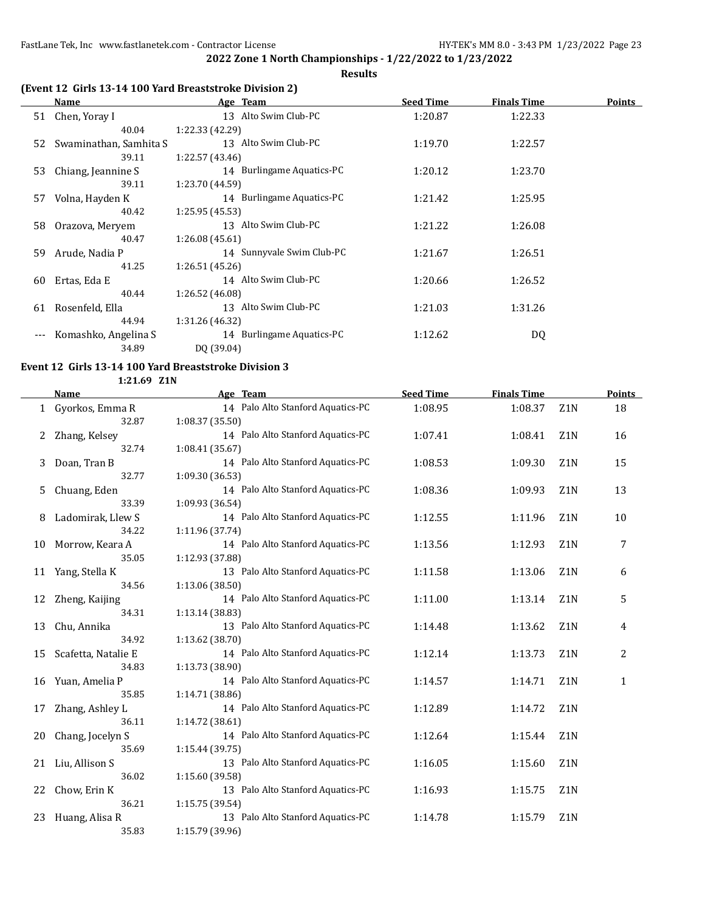**2022 Zone 1 North Championships - 1/22/2022 to 1/23/2022**

**Results**

### (Event 12 Girls 13-14 100 Yard Breaststroke Division 2)

| | Name | Age | Team | Seed Time | Finals Time | | Points |
|---|---|---|---|---|---|---|---|
| 51 | Chen, Yoray I | 13 | Alto Swim Club-PC | 1:20.87 | 1:22.33 | | |
| | 40.04 | 1:22.33 (42.29) | | | | | |
| 52 | Swaminathan, Samhita S | 13 | Alto Swim Club-PC | 1:19.70 | 1:22.57 | | |
| | 39.11 | 1:22.57 (43.46) | | | | | |
| 53 | Chiang, Jeannine S | 14 | Burlingame Aquatics-PC | 1:20.12 | 1:23.70 | | |
| | 39.11 | 1:23.70 (44.59) | | | | | |
| 57 | Volna, Hayden K | 14 | Burlingame Aquatics-PC | 1:21.42 | 1:25.95 | | |
| | 40.42 | 1:25.95 (45.53) | | | | | |
| 58 | Orazova, Meryem | 13 | Alto Swim Club-PC | 1:21.22 | 1:26.08 | | |
| | 40.47 | 1:26.08 (45.61) | | | | | |
| 59 | Arude, Nadia P | 14 | Sunnyvale Swim Club-PC | 1:21.67 | 1:26.51 | | |
| | 41.25 | 1:26.51 (45.26) | | | | | |
| 60 | Ertas, Eda E | 14 | Alto Swim Club-PC | 1:20.66 | 1:26.52 | | |
| | 40.44 | 1:26.52 (46.08) | | | | | |
| 61 | Rosenfeld, Ella | 13 | Alto Swim Club-PC | 1:21.03 | 1:31.26 | | |
| | 44.94 | 1:31.26 (46.32) | | | | | |
| --- | Komashko, Angelina S | 14 | Burlingame Aquatics-PC | 1:12.62 | DQ | | |
| | 34.89 | DQ (39.04) | | | | | |

### Event 12 Girls 13-14 100 Yard Breaststroke Division 3

1:21.69 Z1N

| | Name | Age | Team | Seed Time | Finals Time | | Points |
|---|---|---|---|---|---|---|---|
| 1 | Gyorkos, Emma R | 14 | Palo Alto Stanford Aquatics-PC | 1:08.95 | 1:08.37 | Z1N | 18 |
| | 32.87 | 1:08.37 (35.50) | | | | | |
| 2 | Zhang, Kelsey | 14 | Palo Alto Stanford Aquatics-PC | 1:07.41 | 1:08.41 | Z1N | 16 |
| | 32.74 | 1:08.41 (35.67) | | | | | |
| 3 | Doan, Tran B | 14 | Palo Alto Stanford Aquatics-PC | 1:08.53 | 1:09.30 | Z1N | 15 |
| | 32.77 | 1:09.30 (36.53) | | | | | |
| 5 | Chuang, Eden | 14 | Palo Alto Stanford Aquatics-PC | 1:08.36 | 1:09.93 | Z1N | 13 |
| | 33.39 | 1:09.93 (36.54) | | | | | |
| 8 | Ladomirak, Llew S | 14 | Palo Alto Stanford Aquatics-PC | 1:12.55 | 1:11.96 | Z1N | 10 |
| | 34.22 | 1:11.96 (37.74) | | | | | |
| 10 | Morrow, Keara A | 14 | Palo Alto Stanford Aquatics-PC | 1:13.56 | 1:12.93 | Z1N | 7 |
| | 35.05 | 1:12.93 (37.88) | | | | | |
| 11 | Yang, Stella K | 13 | Palo Alto Stanford Aquatics-PC | 1:11.58 | 1:13.06 | Z1N | 6 |
| | 34.56 | 1:13.06 (38.50) | | | | | |
| 12 | Zheng, Kaijing | 14 | Palo Alto Stanford Aquatics-PC | 1:11.00 | 1:13.14 | Z1N | 5 |
| | 34.31 | 1:13.14 (38.83) | | | | | |
| 13 | Chu, Annika | 13 | Palo Alto Stanford Aquatics-PC | 1:14.48 | 1:13.62 | Z1N | 4 |
| | 34.92 | 1:13.62 (38.70) | | | | | |
| 15 | Scafetta, Natalie E | 14 | Palo Alto Stanford Aquatics-PC | 1:12.14 | 1:13.73 | Z1N | 2 |
| | 34.83 | 1:13.73 (38.90) | | | | | |
| 16 | Yuan, Amelia P | 14 | Palo Alto Stanford Aquatics-PC | 1:14.57 | 1:14.71 | Z1N | 1 |
| | 35.85 | 1:14.71 (38.86) | | | | | |
| 17 | Zhang, Ashley L | 14 | Palo Alto Stanford Aquatics-PC | 1:12.89 | 1:14.72 | Z1N | |
| | 36.11 | 1:14.72 (38.61) | | | | | |
| 20 | Chang, Jocelyn S | 14 | Palo Alto Stanford Aquatics-PC | 1:12.64 | 1:15.44 | Z1N | |
| | 35.69 | 1:15.44 (39.75) | | | | | |
| 21 | Liu, Allison S | 13 | Palo Alto Stanford Aquatics-PC | 1:16.05 | 1:15.60 | Z1N | |
| | 36.02 | 1:15.60 (39.58) | | | | | |
| 22 | Chow, Erin K | 13 | Palo Alto Stanford Aquatics-PC | 1:16.93 | 1:15.75 | Z1N | |
| | 36.21 | 1:15.75 (39.54) | | | | | |
| 23 | Huang, Alisa R | 13 | Palo Alto Stanford Aquatics-PC | 1:14.78 | 1:15.79 | Z1N | |
| | 35.83 | 1:15.79 (39.96) | | | | | |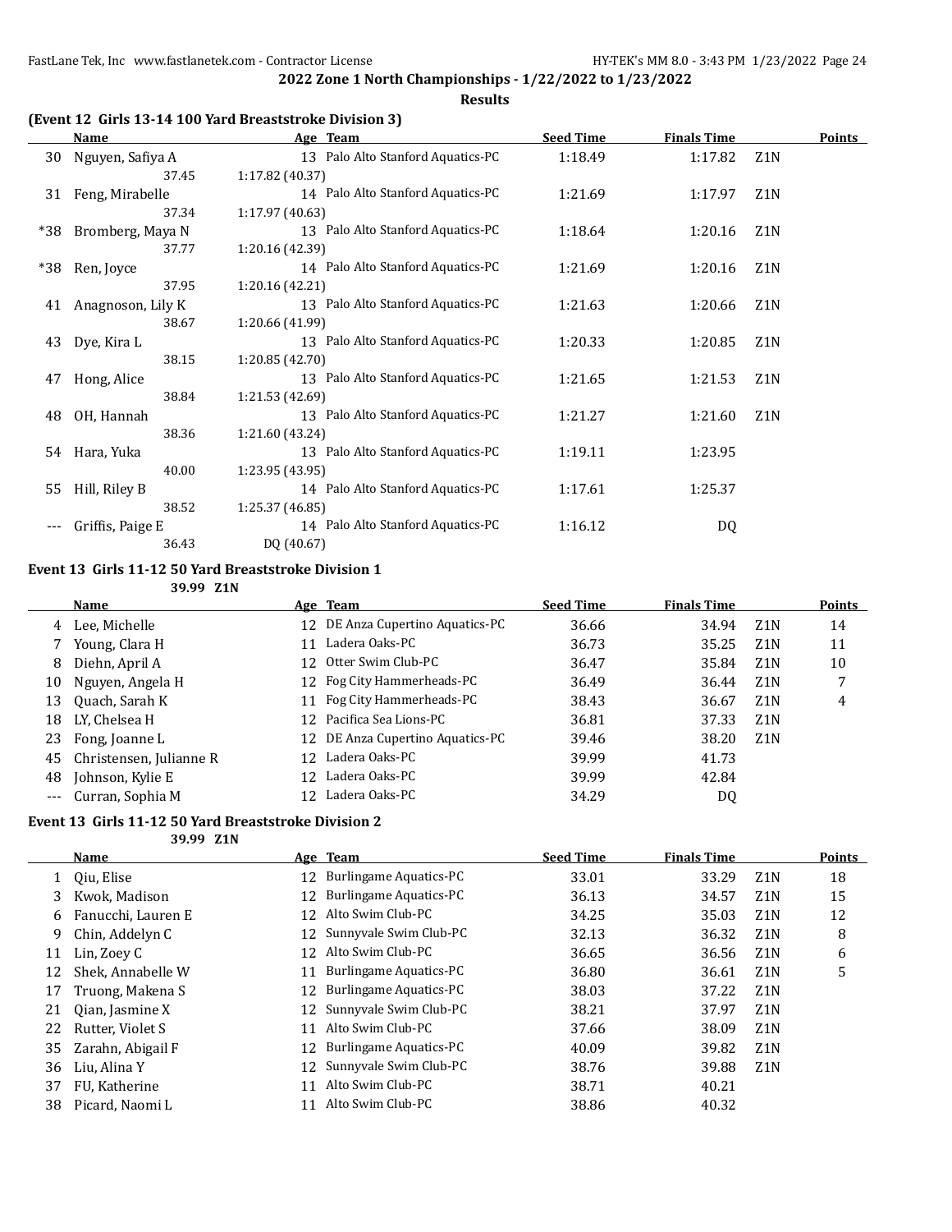**2022 Zone 1 North Championships - 1/22/2022 to 1/23/2022**

**Results**

### (Event 12 Girls 13-14 100 Yard Breaststroke Division 3)

| | Name | Age | Team | Seed Time | Finals Time | | Points |
|---|---|---|---|---|---|---|---|
| 30 | Nguyen, Safiya A | 13 | Palo Alto Stanford Aquatics-PC | 1:18.49 | 1:17.82 | Z1N | |
| | 37.45 | 1:17.82 (40.37) | | | | | |
| 31 | Feng, Mirabelle | 14 | Palo Alto Stanford Aquatics-PC | 1:21.69 | 1:17.97 | Z1N | |
| | 37.34 | 1:17.97 (40.63) | | | | | |
| *38 | Bromberg, Maya N | 13 | Palo Alto Stanford Aquatics-PC | 1:18.64 | 1:20.16 | Z1N | |
| | 37.77 | 1:20.16 (42.39) | | | | | |
| *38 | Ren, Joyce | 14 | Palo Alto Stanford Aquatics-PC | 1:21.69 | 1:20.16 | Z1N | |
| | 37.95 | 1:20.16 (42.21) | | | | | |
| 41 | Anagnoson, Lily K | 13 | Palo Alto Stanford Aquatics-PC | 1:21.63 | 1:20.66 | Z1N | |
| | 38.67 | 1:20.66 (41.99) | | | | | |
| 43 | Dye, Kira L | 13 | Palo Alto Stanford Aquatics-PC | 1:20.33 | 1:20.85 | Z1N | |
| | 38.15 | 1:20.85 (42.70) | | | | | |
| 47 | Hong, Alice | 13 | Palo Alto Stanford Aquatics-PC | 1:21.65 | 1:21.53 | Z1N | |
| | 38.84 | 1:21.53 (42.69) | | | | | |
| 48 | OH, Hannah | 13 | Palo Alto Stanford Aquatics-PC | 1:21.27 | 1:21.60 | Z1N | |
| | 38.36 | 1:21.60 (43.24) | | | | | |
| 54 | Hara, Yuka | 13 | Palo Alto Stanford Aquatics-PC | 1:19.11 | 1:23.95 | | |
| | 40.00 | 1:23.95 (43.95) | | | | | |
| 55 | Hill, Riley B | 14 | Palo Alto Stanford Aquatics-PC | 1:17.61 | 1:25.37 | | |
| | 38.52 | 1:25.37 (46.85) | | | | | |
| --- | Griffis, Paige E | 14 | Palo Alto Stanford Aquatics-PC | 1:16.12 | DQ | | |
| | 36.43 | DQ (40.67) | | | | | |

### Event 13 Girls 11-12 50 Yard Breaststroke Division 1

39.99 Z1N

| | Name | Age | Team | Seed Time | Finals Time | | Points |
|---|---|---|---|---|---|---|---|
| 4 | Lee, Michelle | 12 | DE Anza Cupertino Aquatics-PC | 36.66 | 34.94 | Z1N | 14 |
| 7 | Young, Clara H | 11 | Ladera Oaks-PC | 36.73 | 35.25 | Z1N | 11 |
| 8 | Diehn, April A | 12 | Otter Swim Club-PC | 36.47 | 35.84 | Z1N | 10 |
| 10 | Nguyen, Angela H | 12 | Fog City Hammerheads-PC | 36.49 | 36.44 | Z1N | 7 |
| 13 | Quach, Sarah K | 11 | Fog City Hammerheads-PC | 38.43 | 36.67 | Z1N | 4 |
| 18 | LY, Chelsea H | 12 | Pacifica Sea Lions-PC | 36.81 | 37.33 | Z1N | |
| 23 | Fong, Joanne L | 12 | DE Anza Cupertino Aquatics-PC | 39.46 | 38.20 | Z1N | |
| 45 | Christensen, Julianne R | 12 | Ladera Oaks-PC | 39.99 | 41.73 | | |
| 48 | Johnson, Kylie E | 12 | Ladera Oaks-PC | 39.99 | 42.84 | | |
| --- | Curran, Sophia M | 12 | Ladera Oaks-PC | 34.29 | DQ | | |

### Event 13 Girls 11-12 50 Yard Breaststroke Division 2

39.99 Z1N

| | Name | Age | Team | Seed Time | Finals Time | | Points |
|---|---|---|---|---|---|---|---|
| 1 | Qiu, Elise | 12 | Burlingame Aquatics-PC | 33.01 | 33.29 | Z1N | 18 |
| 3 | Kwok, Madison | 12 | Burlingame Aquatics-PC | 36.13 | 34.57 | Z1N | 15 |
| 6 | Fanucchi, Lauren E | 12 | Alto Swim Club-PC | 34.25 | 35.03 | Z1N | 12 |
| 9 | Chin, Addelyn C | 12 | Sunnyvale Swim Club-PC | 32.13 | 36.32 | Z1N | 8 |
| 11 | Lin, Zoey C | 12 | Alto Swim Club-PC | 36.65 | 36.56 | Z1N | 6 |
| 12 | Shek, Annabelle W | 11 | Burlingame Aquatics-PC | 36.80 | 36.61 | Z1N | 5 |
| 17 | Truong, Makena S | 12 | Burlingame Aquatics-PC | 38.03 | 37.22 | Z1N | |
| 21 | Qian, Jasmine X | 12 | Sunnyvale Swim Club-PC | 38.21 | 37.97 | Z1N | |
| 22 | Rutter, Violet S | 11 | Alto Swim Club-PC | 37.66 | 38.09 | Z1N | |
| 35 | Zarahn, Abigail F | 12 | Burlingame Aquatics-PC | 40.09 | 39.82 | Z1N | |
| 36 | Liu, Alina Y | 12 | Sunnyvale Swim Club-PC | 38.76 | 39.88 | Z1N | |
| 37 | FU, Katherine | 11 | Alto Swim Club-PC | 38.71 | 40.21 | | |
| 38 | Picard, Naomi L | 11 | Alto Swim Club-PC | 38.86 | 40.32 | | |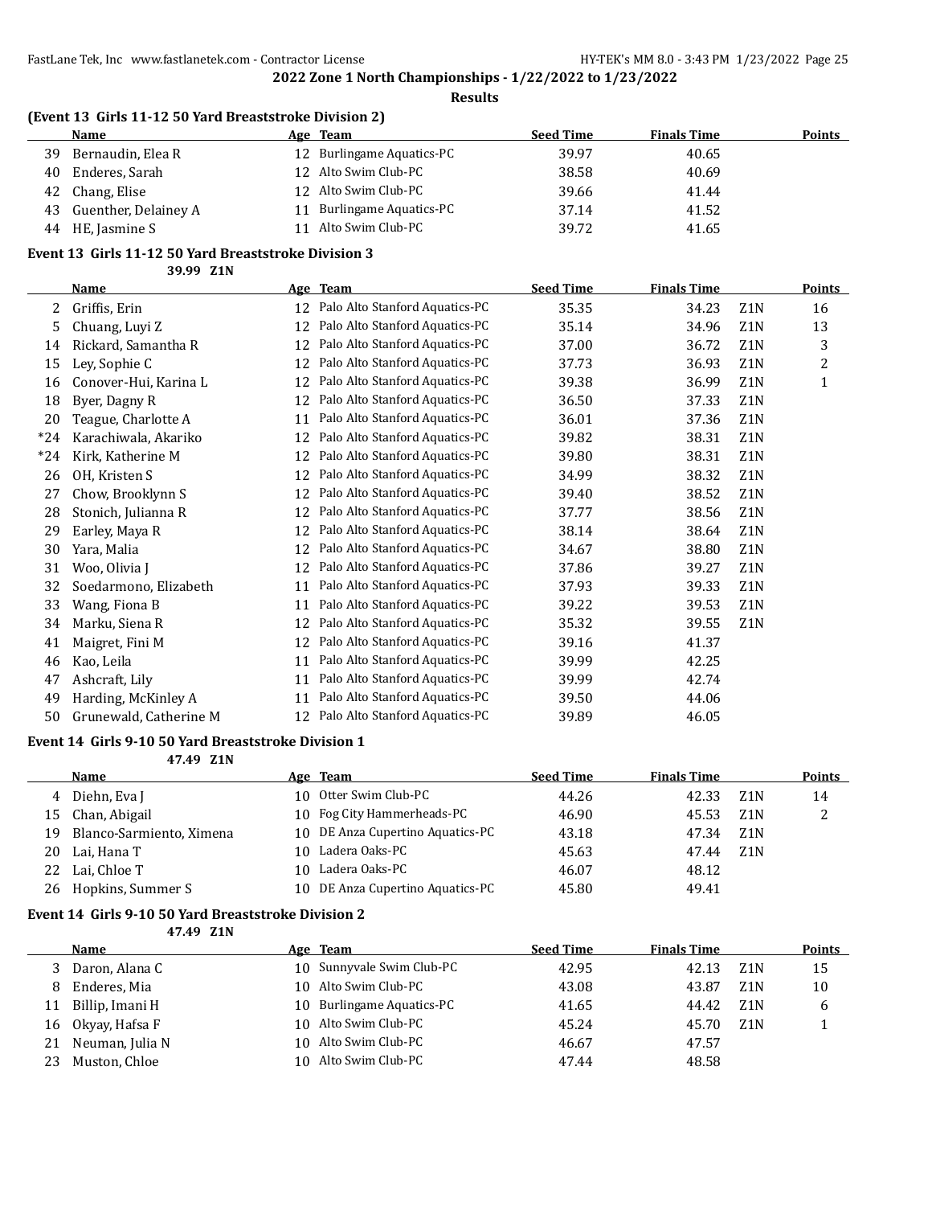## 2022 Zone 1 North Championships - 1/22/2022 to 1/23/2022

**Results**

### (Event 13 Girls 11-12 50 Yard Breaststroke Division 2)

| | Name | Age | Team | Seed Time | Finals Time | | Points |
|---|---|---|---|---|---|---|---|
| 39 | Bernaudin, Elea R | 12 | Burlingame Aquatics-PC | 39.97 | 40.65 | | |
| 40 | Enderes, Sarah | 12 | Alto Swim Club-PC | 38.58 | 40.69 | | |
| 42 | Chang, Elise | 12 | Alto Swim Club-PC | 39.66 | 41.44 | | |
| 43 | Guenther, Delainey A | 11 | Burlingame Aquatics-PC | 37.14 | 41.52 | | |
| 44 | HE, Jasmine S | 11 | Alto Swim Club-PC | 39.72 | 41.65 | | |

### Event 13 Girls 11-12 50 Yard Breaststroke Division 3

39.99 Z1N

| | Name | Age | Team | Seed Time | Finals Time | | Points |
|---|---|---|---|---|---|---|---|
| 2 | Griffis, Erin | 12 | Palo Alto Stanford Aquatics-PC | 35.35 | 34.23 | Z1N | 16 |
| 5 | Chuang, Luyi Z | 12 | Palo Alto Stanford Aquatics-PC | 35.14 | 34.96 | Z1N | 13 |
| 14 | Rickard, Samantha R | 12 | Palo Alto Stanford Aquatics-PC | 37.00 | 36.72 | Z1N | 3 |
| 15 | Ley, Sophie C | 12 | Palo Alto Stanford Aquatics-PC | 37.73 | 36.93 | Z1N | 2 |
| 16 | Conover-Hui, Karina L | 12 | Palo Alto Stanford Aquatics-PC | 39.38 | 36.99 | Z1N | 1 |
| 18 | Byer, Dagny R | 12 | Palo Alto Stanford Aquatics-PC | 36.50 | 37.33 | Z1N | |
| 20 | Teague, Charlotte A | 11 | Palo Alto Stanford Aquatics-PC | 36.01 | 37.36 | Z1N | |
| *24 | Karachiwala, Akariko | 12 | Palo Alto Stanford Aquatics-PC | 39.82 | 38.31 | Z1N | |
| *24 | Kirk, Katherine M | 12 | Palo Alto Stanford Aquatics-PC | 39.80 | 38.31 | Z1N | |
| 26 | OH, Kristen S | 12 | Palo Alto Stanford Aquatics-PC | 34.99 | 38.32 | Z1N | |
| 27 | Chow, Brooklynn S | 12 | Palo Alto Stanford Aquatics-PC | 39.40 | 38.52 | Z1N | |
| 28 | Stonich, Julianna R | 12 | Palo Alto Stanford Aquatics-PC | 37.77 | 38.56 | Z1N | |
| 29 | Earley, Maya R | 12 | Palo Alto Stanford Aquatics-PC | 38.14 | 38.64 | Z1N | |
| 30 | Yara, Malia | 12 | Palo Alto Stanford Aquatics-PC | 34.67 | 38.80 | Z1N | |
| 31 | Woo, Olivia J | 12 | Palo Alto Stanford Aquatics-PC | 37.86 | 39.27 | Z1N | |
| 32 | Soedarmono, Elizabeth | 11 | Palo Alto Stanford Aquatics-PC | 37.93 | 39.33 | Z1N | |
| 33 | Wang, Fiona B | 11 | Palo Alto Stanford Aquatics-PC | 39.22 | 39.53 | Z1N | |
| 34 | Marku, Siena R | 12 | Palo Alto Stanford Aquatics-PC | 35.32 | 39.55 | Z1N | |
| 41 | Maigret, Fini M | 12 | Palo Alto Stanford Aquatics-PC | 39.16 | 41.37 | | |
| 46 | Kao, Leila | 11 | Palo Alto Stanford Aquatics-PC | 39.99 | 42.25 | | |
| 47 | Ashcraft, Lily | 11 | Palo Alto Stanford Aquatics-PC | 39.99 | 42.74 | | |
| 49 | Harding, McKinley A | 11 | Palo Alto Stanford Aquatics-PC | 39.50 | 44.06 | | |
| 50 | Grunewald, Catherine M | 12 | Palo Alto Stanford Aquatics-PC | 39.89 | 46.05 | | |

### Event 14 Girls 9-10 50 Yard Breaststroke Division 1

47.49 Z1N

| | Name | Age | Team | Seed Time | Finals Time | | Points |
|---|---|---|---|---|---|---|---|
| 4 | Diehn, Eva J | 10 | Otter Swim Club-PC | 44.26 | 42.33 | Z1N | 14 |
| 15 | Chan, Abigail | 10 | Fog City Hammerheads-PC | 46.90 | 45.53 | Z1N | 2 |
| 19 | Blanco-Sarmiento, Ximena | 10 | DE Anza Cupertino Aquatics-PC | 43.18 | 47.34 | Z1N | |
| 20 | Lai, Hana T | 10 | Ladera Oaks-PC | 45.63 | 47.44 | Z1N | |
| 22 | Lai, Chloe T | 10 | Ladera Oaks-PC | 46.07 | 48.12 | | |
| 26 | Hopkins, Summer S | 10 | DE Anza Cupertino Aquatics-PC | 45.80 | 49.41 | | |

### Event 14 Girls 9-10 50 Yard Breaststroke Division 2

47.49 Z1N

| | Name | Age | Team | Seed Time | Finals Time | | Points |
|---|---|---|---|---|---|---|---|
| 3 | Daron, Alana C | 10 | Sunnyvale Swim Club-PC | 42.95 | 42.13 | Z1N | 15 |
| 8 | Enderes, Mia | 10 | Alto Swim Club-PC | 43.08 | 43.87 | Z1N | 10 |
| 11 | Billip, Imani H | 10 | Burlingame Aquatics-PC | 41.65 | 44.42 | Z1N | 6 |
| 16 | Okyay, Hafsa F | 10 | Alto Swim Club-PC | 45.24 | 45.70 | Z1N | 1 |
| 21 | Neuman, Julia N | 10 | Alto Swim Club-PC | 46.67 | 47.57 | | |
| 23 | Muston, Chloe | 10 | Alto Swim Club-PC | 47.44 | 48.58 | | |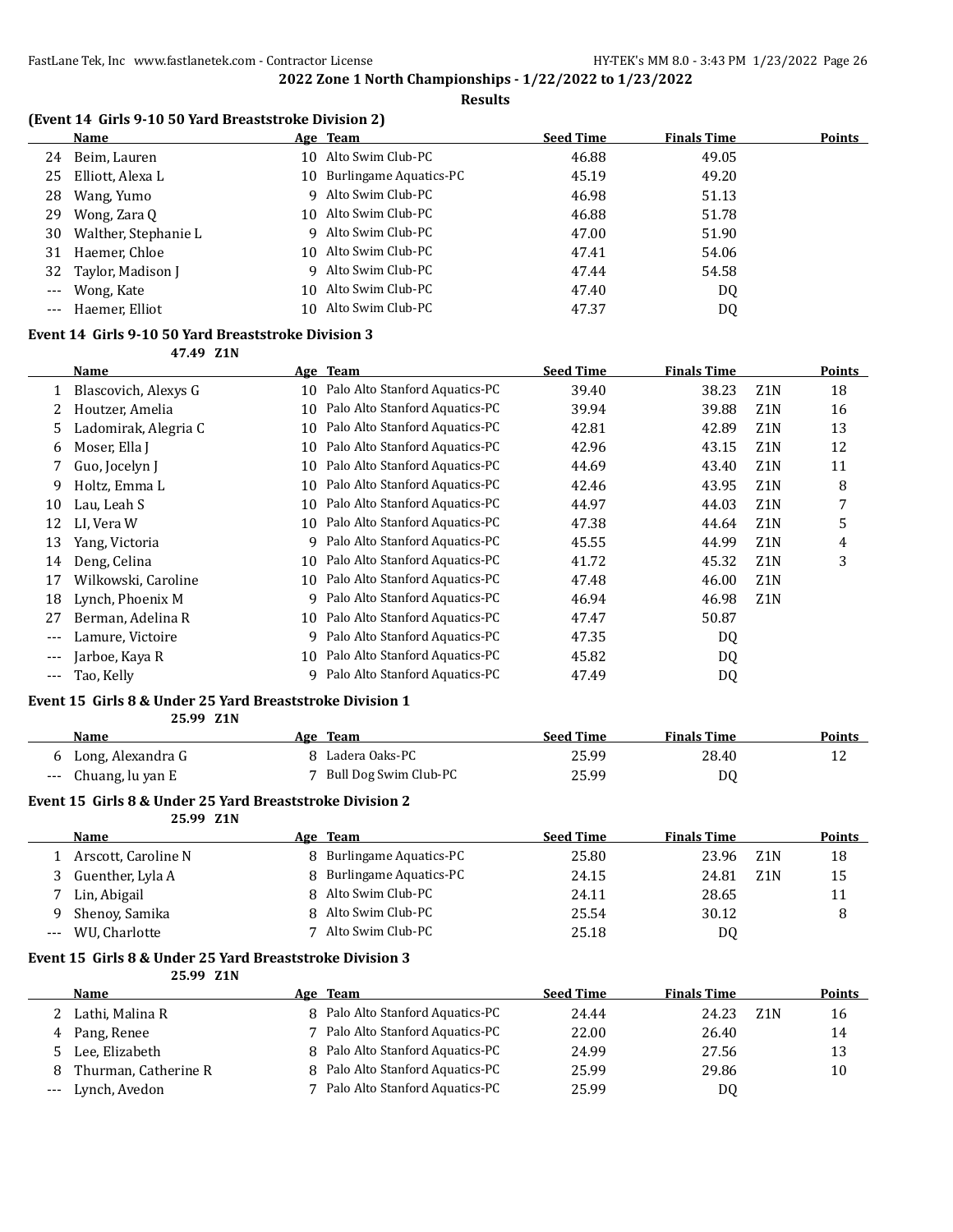## 2022 Zone 1 North Championships - 1/22/2022 to 1/23/2022

**Results**

### (Event 14 Girls 9-10 50 Yard Breaststroke Division 2)

| | Name | Age | Team | Seed Time | Finals Time | | Points |
|---|---|---|---|---|---|---|---|
| 24 | Beim, Lauren | 10 | Alto Swim Club-PC | 46.88 | 49.05 | | |
| 25 | Elliott, Alexa L | 10 | Burlingame Aquatics-PC | 45.19 | 49.20 | | |
| 28 | Wang, Yumo | 9 | Alto Swim Club-PC | 46.98 | 51.13 | | |
| 29 | Wong, Zara Q | 10 | Alto Swim Club-PC | 46.88 | 51.78 | | |
| 30 | Walther, Stephanie L | 9 | Alto Swim Club-PC | 47.00 | 51.90 | | |
| 31 | Haemer, Chloe | 10 | Alto Swim Club-PC | 47.41 | 54.06 | | |
| 32 | Taylor, Madison J | 9 | Alto Swim Club-PC | 47.44 | 54.58 | | |
| --- | Wong, Kate | 10 | Alto Swim Club-PC | 47.40 | DQ | | |
| --- | Haemer, Elliot | 10 | Alto Swim Club-PC | 47.37 | DQ | | |

### Event 14 Girls 9-10 50 Yard Breaststroke Division 3

47.49 Z1N

| | Name | Age | Team | Seed Time | Finals Time | | Points |
|---|---|---|---|---|---|---|---|
| 1 | Blascovich, Alexys G | 10 | Palo Alto Stanford Aquatics-PC | 39.40 | 38.23 | Z1N | 18 |
| 2 | Houtzer, Amelia | 10 | Palo Alto Stanford Aquatics-PC | 39.94 | 39.88 | Z1N | 16 |
| 5 | Ladomirak, Alegria C | 10 | Palo Alto Stanford Aquatics-PC | 42.81 | 42.89 | Z1N | 13 |
| 6 | Moser, Ella J | 10 | Palo Alto Stanford Aquatics-PC | 42.96 | 43.15 | Z1N | 12 |
| 7 | Guo, Jocelyn J | 10 | Palo Alto Stanford Aquatics-PC | 44.69 | 43.40 | Z1N | 11 |
| 9 | Holtz, Emma L | 10 | Palo Alto Stanford Aquatics-PC | 42.46 | 43.95 | Z1N | 8 |
| 10 | Lau, Leah S | 10 | Palo Alto Stanford Aquatics-PC | 44.97 | 44.03 | Z1N | 7 |
| 12 | LI, Vera W | 10 | Palo Alto Stanford Aquatics-PC | 47.38 | 44.64 | Z1N | 5 |
| 13 | Yang, Victoria | 9 | Palo Alto Stanford Aquatics-PC | 45.55 | 44.99 | Z1N | 4 |
| 14 | Deng, Celina | 10 | Palo Alto Stanford Aquatics-PC | 41.72 | 45.32 | Z1N | 3 |
| 17 | Wilkowski, Caroline | 10 | Palo Alto Stanford Aquatics-PC | 47.48 | 46.00 | Z1N | |
| 18 | Lynch, Phoenix M | 9 | Palo Alto Stanford Aquatics-PC | 46.94 | 46.98 | Z1N | |
| 27 | Berman, Adelina R | 10 | Palo Alto Stanford Aquatics-PC | 47.47 | 50.87 | | |
| --- | Lamure, Victoire | 9 | Palo Alto Stanford Aquatics-PC | 47.35 | DQ | | |
| --- | Jarboe, Kaya R | 10 | Palo Alto Stanford Aquatics-PC | 45.82 | DQ | | |
| --- | Tao, Kelly | 9 | Palo Alto Stanford Aquatics-PC | 47.49 | DQ | | |

### Event 15 Girls 8 & Under 25 Yard Breaststroke Division 1

25.99 Z1N

| | Name | Age | Team | Seed Time | Finals Time | | Points |
|---|---|---|---|---|---|---|---|
| 6 | Long, Alexandra G | 8 | Ladera Oaks-PC | 25.99 | 28.40 | | 12 |
| --- | Chuang, lu yan E | 7 | Bull Dog Swim Club-PC | 25.99 | DQ | | |

### Event 15 Girls 8 & Under 25 Yard Breaststroke Division 2

25.99 Z1N

| | Name | Age | Team | Seed Time | Finals Time | | Points |
|---|---|---|---|---|---|---|---|
| 1 | Arscott, Caroline N | 8 | Burlingame Aquatics-PC | 25.80 | 23.96 | Z1N | 18 |
| 3 | Guenther, Lyla A | 8 | Burlingame Aquatics-PC | 24.15 | 24.81 | Z1N | 15 |
| 7 | Lin, Abigail | 8 | Alto Swim Club-PC | 24.11 | 28.65 | | 11 |
| 9 | Shenoy, Samika | 8 | Alto Swim Club-PC | 25.54 | 30.12 | | 8 |
| --- | WU, Charlotte | 7 | Alto Swim Club-PC | 25.18 | DQ | | |

### Event 15 Girls 8 & Under 25 Yard Breaststroke Division 3

25.99 Z1N

| | Name | Age | Team | Seed Time | Finals Time | | Points |
|---|---|---|---|---|---|---|---|
| 2 | Lathi, Malina R | 8 | Palo Alto Stanford Aquatics-PC | 24.44 | 24.23 | Z1N | 16 |
| 4 | Pang, Renee | 7 | Palo Alto Stanford Aquatics-PC | 22.00 | 26.40 | | 14 |
| 5 | Lee, Elizabeth | 8 | Palo Alto Stanford Aquatics-PC | 24.99 | 27.56 | | 13 |
| 8 | Thurman, Catherine R | 8 | Palo Alto Stanford Aquatics-PC | 25.99 | 29.86 | | 10 |
| --- | Lynch, Avedon | 7 | Palo Alto Stanford Aquatics-PC | 25.99 | DQ | | |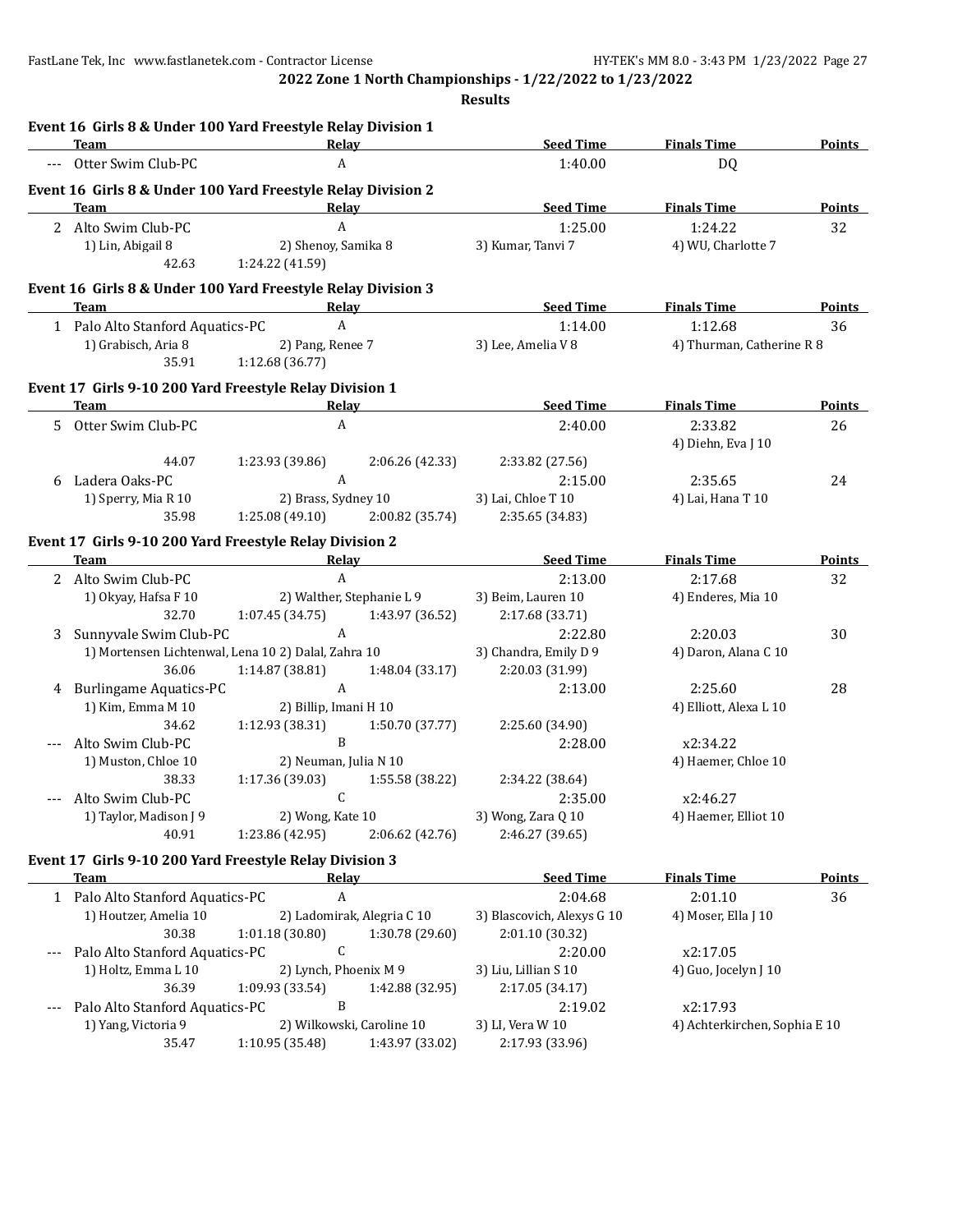**2022 Zone 1 North Championships - 1/22/2022 to 1/23/2022**

**Results**

### Event 16 Girls 8 & Under 100 Yard Freestyle Relay Division 1

| | Team | Relay | Seed Time | Finals Time | Points |
|---|---|---|---|---|---|
| --- | Otter Swim Club-PC | A | 1:40.00 | DQ | |

### Event 16 Girls 8 & Under 100 Yard Freestyle Relay Division 2

| | Team | Relay | Seed Time | Finals Time | Points |
|---|---|---|---|---|---|
| 2 | Alto Swim Club-PC | A | 1:25.00 | 1:24.22 | 32 |
| | 1) Lin, Abigail 8 | 2) Shenoy, Samika 8 | 3) Kumar, Tanvi 7 | 4) WU, Charlotte 7 | |
| | 42.63 | 1:24.22 (41.59) | | | |

### Event 16 Girls 8 & Under 100 Yard Freestyle Relay Division 3

| | Team | Relay | Seed Time | Finals Time | Points |
|---|---|---|---|---|---|
| 1 | Palo Alto Stanford Aquatics-PC | A | 1:14.00 | 1:12.68 | 36 |
| | 1) Grabisch, Aria 8 | 2) Pang, Renee 7 | 3) Lee, Amelia V 8 | 4) Thurman, Catherine R 8 | |
| | 35.91 | 1:12.68 (36.77) | | | |

### Event 17 Girls 9-10 200 Yard Freestyle Relay Division 1

| | Team | Relay | | Seed Time | Finals Time | Points |
|---|---|---|---|---|---|---|
| 5 | Otter Swim Club-PC | A | | 2:40.00 | 2:33.82 | 26 |
| | | | | | 4) Diehn, Eva J 10 | |
| | 44.07 | 1:23.93 (39.86) | 2:06.26 (42.33) | 2:33.82 (27.56) | | |
| 6 | Ladera Oaks-PC | A | | 2:15.00 | 2:35.65 | 24 |
| | 1) Sperry, Mia R 10 | 2) Brass, Sydney 10 | | 3) Lai, Chloe T 10 | 4) Lai, Hana T 10 | |
| | 35.98 | 1:25.08 (49.10) | 2:00.82 (35.74) | 2:35.65 (34.83) | | |

### Event 17 Girls 9-10 200 Yard Freestyle Relay Division 2

| | Team | Relay | | Seed Time | Finals Time | Points |
|---|---|---|---|---|---|---|
| 2 | Alto Swim Club-PC | A | | 2:13.00 | 2:17.68 | 32 |
| | 1) Okyay, Hafsa F 10 | 2) Walther, Stephanie L 9 | | 3) Beim, Lauren 10 | 4) Enderes, Mia 10 | |
| | 32.70 | 1:07.45 (34.75) | 1:43.97 (36.52) | 2:17.68 (33.71) | | |
| 3 | Sunnyvale Swim Club-PC | A | | 2:22.80 | 2:20.03 | 30 |
| | 1) Mortensen Lichtenwal, Lena 10 | 2) Dalal, Zahra 10 | | 3) Chandra, Emily D 9 | 4) Daron, Alana C 10 | |
| | 36.06 | 1:14.87 (38.81) | 1:48.04 (33.17) | 2:20.03 (31.99) | | |
| 4 | Burlingame Aquatics-PC | A | | 2:13.00 | 2:25.60 | 28 |
| | 1) Kim, Emma M 10 | 2) Billip, Imani H 10 | | | 4) Elliott, Alexa L 10 | |
| | 34.62 | 1:12.93 (38.31) | 1:50.70 (37.77) | 2:25.60 (34.90) | | |
| --- | Alto Swim Club-PC | B | | 2:28.00 | x2:34.22 | |
| | 1) Muston, Chloe 10 | 2) Neuman, Julia N 10 | | | 4) Haemer, Chloe 10 | |
| | 38.33 | 1:17.36 (39.03) | 1:55.58 (38.22) | 2:34.22 (38.64) | | |
| --- | Alto Swim Club-PC | C | | 2:35.00 | x2:46.27 | |
| | 1) Taylor, Madison J 9 | 2) Wong, Kate 10 | | 3) Wong, Zara Q 10 | 4) Haemer, Elliot 10 | |
| | 40.91 | 1:23.86 (42.95) | 2:06.62 (42.76) | 2:46.27 (39.65) | | |

### Event 17 Girls 9-10 200 Yard Freestyle Relay Division 3

| | Team | Relay | | Seed Time | Finals Time | Points |
|---|---|---|---|---|---|---|
| 1 | Palo Alto Stanford Aquatics-PC | A | | 2:04.68 | 2:01.10 | 36 |
| | 1) Houtzer, Amelia 10 | 2) Ladomirak, Alegria C 10 | | 3) Blascovich, Alexys G 10 | 4) Moser, Ella J 10 | |
| | 30.38 | 1:01.18 (30.80) | 1:30.78 (29.60) | 2:01.10 (30.32) | | |
| --- | Palo Alto Stanford Aquatics-PC | C | | 2:20.00 | x2:17.05 | |
| | 1) Holtz, Emma L 10 | 2) Lynch, Phoenix M 9 | | 3) Liu, Lillian S 10 | 4) Guo, Jocelyn J 10 | |
| | 36.39 | 1:09.93 (33.54) | 1:42.88 (32.95) | 2:17.05 (34.17) | | |
| --- | Palo Alto Stanford Aquatics-PC | B | | 2:19.02 | x2:17.93 | |
| | 1) Yang, Victoria 9 | 2) Wilkowski, Caroline 10 | | 3) LI, Vera W 10 | 4) Achterkirchen, Sophia E 10 | |
| | 35.47 | 1:10.95 (35.48) | 1:43.97 (33.02) | 2:17.93 (33.96) | | |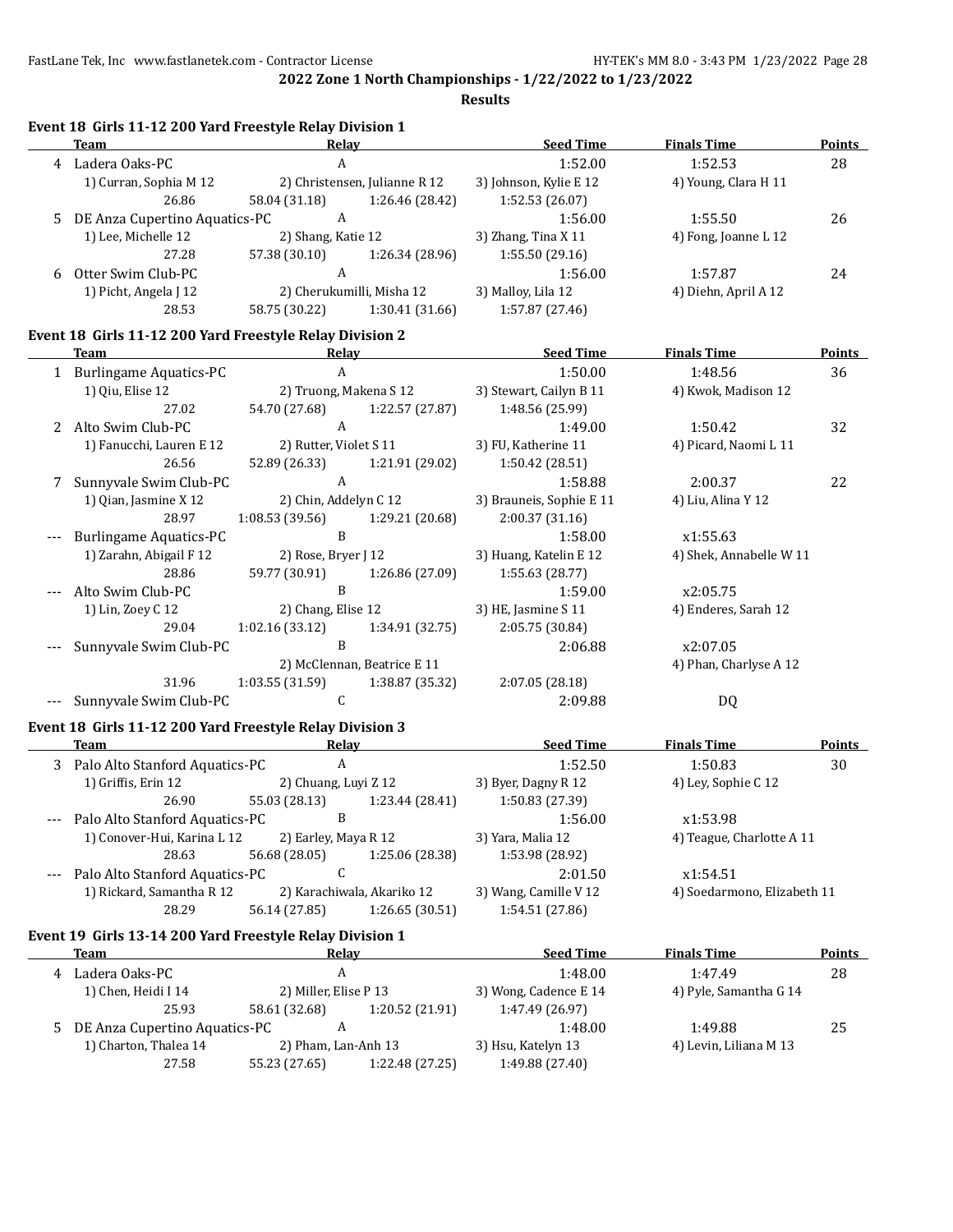**2022 Zone 1 North Championships - 1/22/2022 to 1/23/2022**

**Results**

### Event 18 Girls 11-12 200 Yard Freestyle Relay Division 1

| | Team | Relay | | Seed Time | Finals Time | Points |
|---|---|---|---|---|---|---|
| 4 | Ladera Oaks-PC | A | | 1:52.00 | 1:52.53 | 28 |
| | 1) Curran, Sophia M 12 | 2) Christensen, Julianne R 12 | | 3) Johnson, Kylie E 12 | 4) Young, Clara H 11 | |
| | 26.86 | 58.04 (31.18) | 1:26.46 (28.42) | 1:52.53 (26.07) | | |
| 5 | DE Anza Cupertino Aquatics-PC | A | | 1:56.00 | 1:55.50 | 26 |
| | 1) Lee, Michelle 12 | 2) Shang, Katie 12 | | 3) Zhang, Tina X 11 | 4) Fong, Joanne L 12 | |
| | 27.28 | 57.38 (30.10) | 1:26.34 (28.96) | 1:55.50 (29.16) | | |
| 6 | Otter Swim Club-PC | A | | 1:56.00 | 1:57.87 | 24 |
| | 1) Picht, Angela J 12 | 2) Cherukumilli, Misha 12 | | 3) Malloy, Lila 12 | 4) Diehn, April A 12 | |
| | 28.53 | 58.75 (30.22) | 1:30.41 (31.66) | 1:57.87 (27.46) | | |

### Event 18 Girls 11-12 200 Yard Freestyle Relay Division 2

| | Team | Relay | | Seed Time | Finals Time | Points |
|---|---|---|---|---|---|---|
| 1 | Burlingame Aquatics-PC | A | | 1:50.00 | 1:48.56 | 36 |
| | 1) Qiu, Elise 12 | 2) Truong, Makena S 12 | | 3) Stewart, Cailyn B 11 | 4) Kwok, Madison 12 | |
| | 27.02 | 54.70 (27.68) | 1:22.57 (27.87) | 1:48.56 (25.99) | | |
| 2 | Alto Swim Club-PC | A | | 1:49.00 | 1:50.42 | 32 |
| | 1) Fanucchi, Lauren E 12 | 2) Rutter, Violet S 11 | | 3) FU, Katherine 11 | 4) Picard, Naomi L 11 | |
| | 26.56 | 52.89 (26.33) | 1:21.91 (29.02) | 1:50.42 (28.51) | | |
| 7 | Sunnyvale Swim Club-PC | A | | 1:58.88 | 2:00.37 | 22 |
| | 1) Qian, Jasmine X 12 | 2) Chin, Addelyn C 12 | | 3) Brauneis, Sophie E 11 | 4) Liu, Alina Y 12 | |
| | 28.97 | 1:08.53 (39.56) | 1:29.21 (20.68) | 2:00.37 (31.16) | | |
| --- | Burlingame Aquatics-PC | B | | 1:58.00 | x1:55.63 | |
| | 1) Zarahn, Abigail F 12 | 2) Rose, Bryer J 12 | | 3) Huang, Katelin E 12 | 4) Shek, Annabelle W 11 | |
| | 28.86 | 59.77 (30.91) | 1:26.86 (27.09) | 1:55.63 (28.77) | | |
| --- | Alto Swim Club-PC | B | | 1:59.00 | x2:05.75 | |
| | 1) Lin, Zoey C 12 | 2) Chang, Elise 12 | | 3) HE, Jasmine S 11 | 4) Enderes, Sarah 12 | |
| | 29.04 | 1:02.16 (33.12) | 1:34.91 (32.75) | 2:05.75 (30.84) | | |
| --- | Sunnyvale Swim Club-PC | B | | 2:06.88 | x2:07.05 | |
| | | 2) McClennan, Beatrice E 11 | | | 4) Phan, Charlyse A 12 | |
| | 31.96 | 1:03.55 (31.59) | 1:38.87 (35.32) | 2:07.05 (28.18) | | |
| --- | Sunnyvale Swim Club-PC | C | | 2:09.88 | DQ | |

### Event 18 Girls 11-12 200 Yard Freestyle Relay Division 3

| | Team | Relay | | Seed Time | Finals Time | Points |
|---|---|---|---|---|---|---|
| 3 | Palo Alto Stanford Aquatics-PC | A | | 1:52.50 | 1:50.83 | 30 |
| | 1) Griffis, Erin 12 | 2) Chuang, Luyi Z 12 | | 3) Byer, Dagny R 12 | 4) Ley, Sophie C 12 | |
| | 26.90 | 55.03 (28.13) | 1:23.44 (28.41) | 1:50.83 (27.39) | | |
| --- | Palo Alto Stanford Aquatics-PC | B | | 1:56.00 | x1:53.98 | |
| | 1) Conover-Hui, Karina L 12 | 2) Earley, Maya R 12 | | 3) Yara, Malia 12 | 4) Teague, Charlotte A 11 | |
| | 28.63 | 56.68 (28.05) | 1:25.06 (28.38) | 1:53.98 (28.92) | | |
| --- | Palo Alto Stanford Aquatics-PC | C | | 2:01.50 | x1:54.51 | |
| | 1) Rickard, Samantha R 12 | 2) Karachiwala, Akariko 12 | | 3) Wang, Camille V 12 | 4) Soedarmono, Elizabeth 11 | |
| | 28.29 | 56.14 (27.85) | 1:26.65 (30.51) | 1:54.51 (27.86) | | |

### Event 19 Girls 13-14 200 Yard Freestyle Relay Division 1

| | Team | Relay | | Seed Time | Finals Time | Points |
|---|---|---|---|---|---|---|
| 4 | Ladera Oaks-PC | A | | 1:48.00 | 1:47.49 | 28 |
| | 1) Chen, Heidi I 14 | 2) Miller, Elise P 13 | | 3) Wong, Cadence E 14 | 4) Pyle, Samantha G 14 | |
| | 25.93 | 58.61 (32.68) | 1:20.52 (21.91) | 1:47.49 (26.97) | | |
| 5 | DE Anza Cupertino Aquatics-PC | A | | 1:48.00 | 1:49.88 | 25 |
| | 1) Charton, Thalea 14 | 2) Pham, Lan-Anh 13 | | 3) Hsu, Katelyn 13 | 4) Levin, Liliana M 13 | |
| | 27.58 | 55.23 (27.65) | 1:22.48 (27.25) | 1:49.88 (27.40) | | |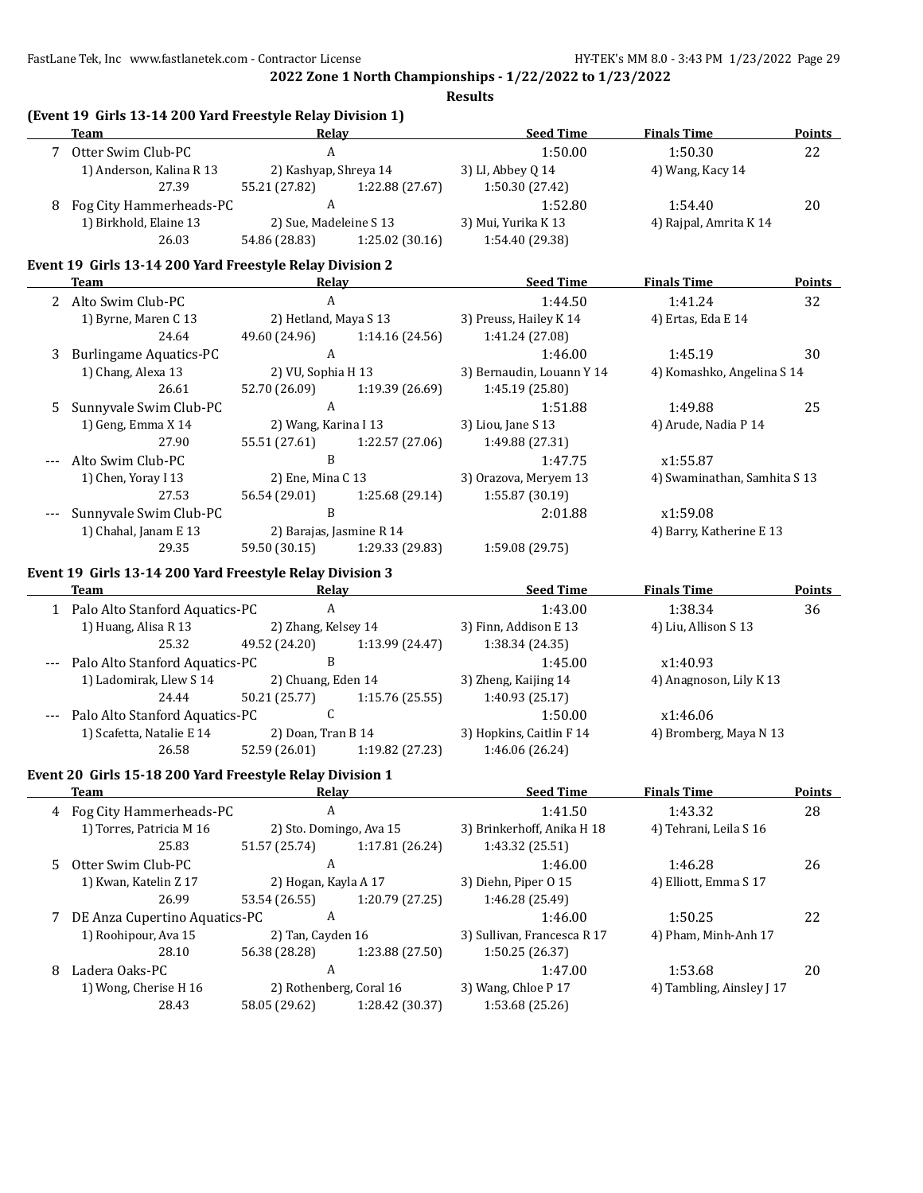**2022 Zone 1 North Championships - 1/22/2022 to 1/23/2022**

**Results**

## (Event 19 Girls 13-14 200 Yard Freestyle Relay Division 1)

| | Team | Relay | | Seed Time | Finals Time | Points |
|---|---|---|---|---|---|---|
| 7 | Otter Swim Club-PC | A | | 1:50.00 | 1:50.30 | 22 |
| | 1) Anderson, Kalina R 13 | 2) Kashyap, Shreya 14 | | 3) LI, Abbey Q 14 | 4) Wang, Kacy 14 | |
| | 27.39 | 55.21 (27.82) | 1:22.88 (27.67) | 1:50.30 (27.42) | | |
| 8 | Fog City Hammerheads-PC | A | | 1:52.80 | 1:54.40 | 20 |
| | 1) Birkhold, Elaine 13 | 2) Sue, Madeleine S 13 | | 3) Mui, Yurika K 13 | 4) Rajpal, Amrita K 14 | |
| | 26.03 | 54.86 (28.83) | 1:25.02 (30.16) | 1:54.40 (29.38) | | |

## Event 19 Girls 13-14 200 Yard Freestyle Relay Division 2

| | Team | Relay | | Seed Time | Finals Time | Points |
|---|---|---|---|---|---|---|
| 2 | Alto Swim Club-PC | A | | 1:44.50 | 1:41.24 | 32 |
| | 1) Byrne, Maren C 13 | 2) Hetland, Maya S 13 | | 3) Preuss, Hailey K 14 | 4) Ertas, Eda E 14 | |
| | 24.64 | 49.60 (24.96) | 1:14.16 (24.56) | 1:41.24 (27.08) | | |
| 3 | Burlingame Aquatics-PC | A | | 1:46.00 | 1:45.19 | 30 |
| | 1) Chang, Alexa 13 | 2) VU, Sophia H 13 | | 3) Bernaudin, Louann Y 14 | 4) Komashko, Angelina S 14 | |
| | 26.61 | 52.70 (26.09) | 1:19.39 (26.69) | 1:45.19 (25.80) | | |
| 5 | Sunnyvale Swim Club-PC | A | | 1:51.88 | 1:49.88 | 25 |
| | 1) Geng, Emma X 14 | 2) Wang, Karina I 13 | | 3) Liou, Jane S 13 | 4) Arude, Nadia P 14 | |
| | 27.90 | 55.51 (27.61) | 1:22.57 (27.06) | 1:49.88 (27.31) | | |
| --- | Alto Swim Club-PC | B | | 1:47.75 | x1:55.87 | |
| | 1) Chen, Yoray I 13 | 2) Ene, Mina C 13 | | 3) Orazova, Meryem 13 | 4) Swaminathan, Samhita S 13 | |
| | 27.53 | 56.54 (29.01) | 1:25.68 (29.14) | 1:55.87 (30.19) | | |
| --- | Sunnyvale Swim Club-PC | B | | 2:01.88 | x1:59.08 | |
| | 1) Chahal, Janam E 13 | 2) Barajas, Jasmine R 14 | | | 4) Barry, Katherine E 13 | |
| | 29.35 | 59.50 (30.15) | 1:29.33 (29.83) | 1:59.08 (29.75) | | |

## Event 19 Girls 13-14 200 Yard Freestyle Relay Division 3

| | Team | Relay | | Seed Time | Finals Time | Points |
|---|---|---|---|---|---|---|
| 1 | Palo Alto Stanford Aquatics-PC | A | | 1:43.00 | 1:38.34 | 36 |
| | 1) Huang, Alisa R 13 | 2) Zhang, Kelsey 14 | | 3) Finn, Addison E 13 | 4) Liu, Allison S 13 | |
| | 25.32 | 49.52 (24.20) | 1:13.99 (24.47) | 1:38.34 (24.35) | | |
| --- | Palo Alto Stanford Aquatics-PC | B | | 1:45.00 | x1:40.93 | |
| | 1) Ladomirak, Llew S 14 | 2) Chuang, Eden 14 | | 3) Zheng, Kaijing 14 | 4) Anagnoson, Lily K 13 | |
| | 24.44 | 50.21 (25.77) | 1:15.76 (25.55) | 1:40.93 (25.17) | | |
| --- | Palo Alto Stanford Aquatics-PC | C | | 1:50.00 | x1:46.06 | |
| | 1) Scafetta, Natalie E 14 | 2) Doan, Tran B 14 | | 3) Hopkins, Caitlin F 14 | 4) Bromberg, Maya N 13 | |
| | 26.58 | 52.59 (26.01) | 1:19.82 (27.23) | 1:46.06 (26.24) | | |

## Event 20 Girls 15-18 200 Yard Freestyle Relay Division 1

| | Team | Relay | | Seed Time | Finals Time | Points |
|---|---|---|---|---|---|---|
| 4 | Fog City Hammerheads-PC | A | | 1:41.50 | 1:43.32 | 28 |
| | 1) Torres, Patricia M 16 | 2) Sto. Domingo, Ava 15 | | 3) Brinkerhoff, Anika H 18 | 4) Tehrani, Leila S 16 | |
| | 25.83 | 51.57 (25.74) | 1:17.81 (26.24) | 1:43.32 (25.51) | | |
| 5 | Otter Swim Club-PC | A | | 1:46.00 | 1:46.28 | 26 |
| | 1) Kwan, Katelin Z 17 | 2) Hogan, Kayla A 17 | | 3) Diehn, Piper O 15 | 4) Elliott, Emma S 17 | |
| | 26.99 | 53.54 (26.55) | 1:20.79 (27.25) | 1:46.28 (25.49) | | |
| 7 | DE Anza Cupertino Aquatics-PC | A | | 1:46.00 | 1:50.25 | 22 |
| | 1) Roohipour, Ava 15 | 2) Tan, Cayden 16 | | 3) Sullivan, Francesca R 17 | 4) Pham, Minh-Anh 17 | |
| | 28.10 | 56.38 (28.28) | 1:23.88 (27.50) | 1:50.25 (26.37) | | |
| 8 | Ladera Oaks-PC | A | | 1:47.00 | 1:53.68 | 20 |
| | 1) Wong, Cherise H 16 | 2) Rothenberg, Coral 16 | | 3) Wang, Chloe P 17 | 4) Tambling, Ainsley J 17 | |
| | 28.43 | 58.05 (29.62) | 1:28.42 (30.37) | 1:53.68 (25.26) | | |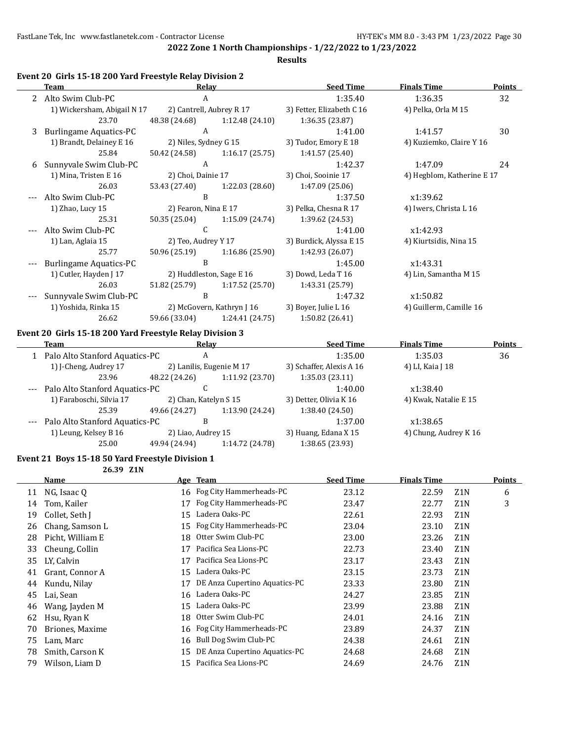## 2022 Zone 1 North Championships - 1/22/2022 to 1/23/2022

### Results

#### Event 20 Girls 15-18 200 Yard Freestyle Relay Division 2

| | Team | Relay | | Seed Time | Finals Time | Points |
|---|---|---|---|---|---|---|
| 2 | Alto Swim Club-PC | A | | 1:35.40 | 1:36.35 | 32 |
| | 1) Wickersham, Abigail N 17 | 2) Cantrell, Aubrey R 17 | | 3) Fetter, Elizabeth C 16 | 4) Pelka, Orla M 15 | |
| | 23.70 | 48.38 (24.68) | 1:12.48 (24.10) | 1:36.35 (23.87) | | |
| 3 | Burlingame Aquatics-PC | A | | 1:41.00 | 1:41.57 | 30 |
| | 1) Brandt, Delainey E 16 | 2) Niles, Sydney G 15 | | 3) Tudor, Emory E 18 | 4) Kuziemko, Claire Y 16 | |
| | 25.84 | 50.42 (24.58) | 1:16.17 (25.75) | 1:41.57 (25.40) | | |
| 6 | Sunnyvale Swim Club-PC | A | | 1:42.37 | 1:47.09 | 24 |
| | 1) Mina, Tristen E 16 | 2) Choi, Dainie 17 | | 3) Choi, Sooinie 17 | 4) Hegblom, Katherine E 17 | |
| | 26.03 | 53.43 (27.40) | 1:22.03 (28.60) | 1:47.09 (25.06) | | |
| --- | Alto Swim Club-PC | B | | 1:37.50 | x1:39.62 | |
| | 1) Zhao, Lucy 15 | 2) Fearon, Nina E 17 | | 3) Pelka, Chesna R 17 | 4) Iwers, Christa L 16 | |
| | 25.31 | 50.35 (25.04) | 1:15.09 (24.74) | 1:39.62 (24.53) | | |
| --- | Alto Swim Club-PC | C | | 1:41.00 | x1:42.93 | |
| | 1) Lan, Aglaia 15 | 2) Teo, Audrey Y 17 | | 3) Burdick, Alyssa E 15 | 4) Kiurtsidis, Nina 15 | |
| | 25.77 | 50.96 (25.19) | 1:16.86 (25.90) | 1:42.93 (26.07) | | |
| --- | Burlingame Aquatics-PC | B | | 1:45.00 | x1:43.31 | |
| | 1) Cutler, Hayden J 17 | 2) Huddleston, Sage E 16 | | 3) Dowd, Leda T 16 | 4) Lin, Samantha M 15 | |
| | 26.03 | 51.82 (25.79) | 1:17.52 (25.70) | 1:43.31 (25.79) | | |
| --- | Sunnyvale Swim Club-PC | B | | 1:47.32 | x1:50.82 | |
| | 1) Yoshida, Rinka 15 | 2) McGovern, Kathryn J 16 | | 3) Boyer, Julie L 16 | 4) Guillerm, Camille 16 | |
| | 26.62 | 59.66 (33.04) | 1:24.41 (24.75) | 1:50.82 (26.41) | | |

#### Event 20 Girls 15-18 200 Yard Freestyle Relay Division 3

| | Team | Relay | | Seed Time | Finals Time | Points |
|---|---|---|---|---|---|---|
| 1 | Palo Alto Stanford Aquatics-PC | A | | 1:35.00 | 1:35.03 | 36 |
| | 1) J-Cheng, Audrey 17 | 2) Lanilis, Eugenie M 17 | | 3) Schaffer, Alexis A 16 | 4) LI, Kaia J 18 | |
| | 23.96 | 48.22 (24.26) | 1:11.92 (23.70) | 1:35.03 (23.11) | | |
| --- | Palo Alto Stanford Aquatics-PC | C | | 1:40.00 | x1:38.40 | |
| | 1) Faraboschi, Silvia 17 | 2) Chan, Katelyn S 15 | | 3) Detter, Olivia K 16 | 4) Kwak, Natalie E 15 | |
| | 25.39 | 49.66 (24.27) | 1:13.90 (24.24) | 1:38.40 (24.50) | | |
| --- | Palo Alto Stanford Aquatics-PC | B | | 1:37.00 | x1:38.65 | |
| | 1) Leung, Kelsey B 16 | 2) Liao, Audrey 15 | | 3) Huang, Edana X 15 | 4) Chung, Audrey K 16 | |
| | 25.00 | 49.94 (24.94) | 1:14.72 (24.78) | 1:38.65 (23.93) | | |

#### Event 21 Boys 15-18 50 Yard Freestyle Division 1

26.39 Z1N

| | Name | Age | Team | Seed Time | Finals Time | | Points |
|---|---|---|---|---|---|---|---|
| 11 | NG, Isaac Q | 16 | Fog City Hammerheads-PC | 23.12 | 22.59 | Z1N | 6 |
| 14 | Tom, Kailer | 17 | Fog City Hammerheads-PC | 23.47 | 22.77 | Z1N | 3 |
| 19 | Collet, Seth J | 15 | Ladera Oaks-PC | 22.61 | 22.93 | Z1N | |
| 26 | Chang, Samson L | 15 | Fog City Hammerheads-PC | 23.04 | 23.10 | Z1N | |
| 28 | Picht, William E | 18 | Otter Swim Club-PC | 23.00 | 23.26 | Z1N | |
| 33 | Cheung, Collin | 17 | Pacifica Sea Lions-PC | 22.73 | 23.40 | Z1N | |
| 35 | LY, Calvin | 17 | Pacifica Sea Lions-PC | 23.17 | 23.43 | Z1N | |
| 41 | Grant, Connor A | 15 | Ladera Oaks-PC | 23.15 | 23.73 | Z1N | |
| 44 | Kundu, Nilay | 17 | DE Anza Cupertino Aquatics-PC | 23.33 | 23.80 | Z1N | |
| 45 | Lai, Sean | 16 | Ladera Oaks-PC | 24.27 | 23.85 | Z1N | |
| 46 | Wang, Jayden M | 15 | Ladera Oaks-PC | 23.99 | 23.88 | Z1N | |
| 62 | Hsu, Ryan K | 18 | Otter Swim Club-PC | 24.01 | 24.16 | Z1N | |
| 70 | Briones, Maxime | 16 | Fog City Hammerheads-PC | 23.89 | 24.37 | Z1N | |
| 75 | Lam, Marc | 16 | Bull Dog Swim Club-PC | 24.38 | 24.61 | Z1N | |
| 78 | Smith, Carson K | 15 | DE Anza Cupertino Aquatics-PC | 24.68 | 24.68 | Z1N | |
| 79 | Wilson, Liam D | 15 | Pacifica Sea Lions-PC | 24.69 | 24.76 | Z1N | |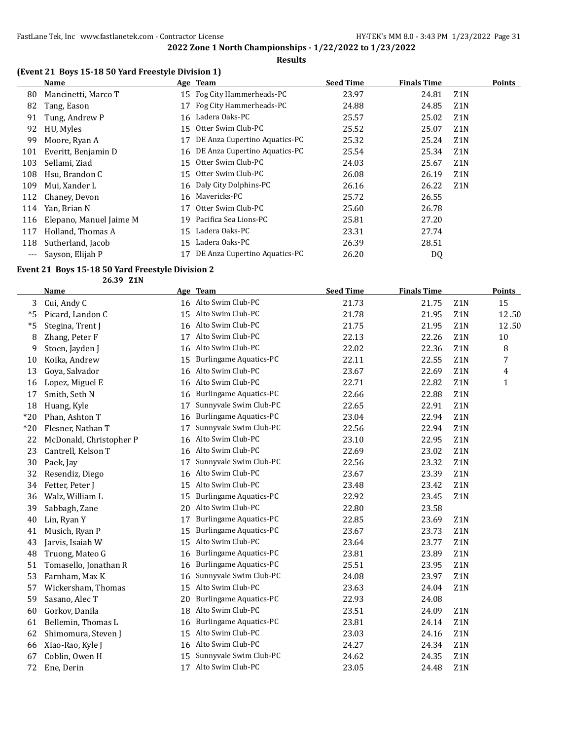**2022 Zone 1 North Championships - 1/22/2022 to 1/23/2022**

**Results**

### (Event 21 Boys 15-18 50 Yard Freestyle Division 1)

| | Name | Age | Team | Seed Time | Finals Time | | Points |
|---|---|---|---|---|---|---|---|
| 80 | Mancinetti, Marco T | 15 | Fog City Hammerheads-PC | 23.97 | 24.81 | Z1N | |
| 82 | Tang, Eason | 17 | Fog City Hammerheads-PC | 24.88 | 24.85 | Z1N | |
| 91 | Tung, Andrew P | 16 | Ladera Oaks-PC | 25.57 | 25.02 | Z1N | |
| 92 | HU, Myles | 15 | Otter Swim Club-PC | 25.52 | 25.07 | Z1N | |
| 99 | Moore, Ryan A | 17 | DE Anza Cupertino Aquatics-PC | 25.32 | 25.24 | Z1N | |
| 101 | Everitt, Benjamin D | 16 | DE Anza Cupertino Aquatics-PC | 25.54 | 25.34 | Z1N | |
| 103 | Sellami, Ziad | 15 | Otter Swim Club-PC | 24.03 | 25.67 | Z1N | |
| 108 | Hsu, Brandon C | 15 | Otter Swim Club-PC | 26.08 | 26.19 | Z1N | |
| 109 | Mui, Xander L | 16 | Daly City Dolphins-PC | 26.16 | 26.22 | Z1N | |
| 112 | Chaney, Devon | 16 | Mavericks-PC | 25.72 | 26.55 | | |
| 114 | Yan, Brian N | 17 | Otter Swim Club-PC | 25.60 | 26.78 | | |
| 116 | Elepano, Manuel Jaime M | 19 | Pacifica Sea Lions-PC | 25.81 | 27.20 | | |
| 117 | Holland, Thomas A | 15 | Ladera Oaks-PC | 23.31 | 27.74 | | |
| 118 | Sutherland, Jacob | 15 | Ladera Oaks-PC | 26.39 | 28.51 | | |
| --- | Sayson, Elijah P | 17 | DE Anza Cupertino Aquatics-PC | 26.20 | DQ | | |

### Event 21 Boys 15-18 50 Yard Freestyle Division 2

26.39 Z1N

| | Name | Age | Team | Seed Time | Finals Time | | Points |
|---|---|---|---|---|---|---|---|
| 3 | Cui, Andy C | 16 | Alto Swim Club-PC | 21.73 | 21.75 | Z1N | 15 |
| *5 | Picard, Landon C | 15 | Alto Swim Club-PC | 21.78 | 21.95 | Z1N | 12.50 |
| *5 | Stegina, Trent J | 16 | Alto Swim Club-PC | 21.75 | 21.95 | Z1N | 12.50 |
| 8 | Zhang, Peter F | 17 | Alto Swim Club-PC | 22.13 | 22.26 | Z1N | 10 |
| 9 | Stoen, Jayden J | 16 | Alto Swim Club-PC | 22.02 | 22.36 | Z1N | 8 |
| 10 | Koika, Andrew | 15 | Burlingame Aquatics-PC | 22.11 | 22.55 | Z1N | 7 |
| 13 | Goya, Salvador | 16 | Alto Swim Club-PC | 23.67 | 22.69 | Z1N | 4 |
| 16 | Lopez, Miguel E | 16 | Alto Swim Club-PC | 22.71 | 22.82 | Z1N | 1 |
| 17 | Smith, Seth N | 16 | Burlingame Aquatics-PC | 22.66 | 22.88 | Z1N | |
| 18 | Huang, Kyle | 17 | Sunnyvale Swim Club-PC | 22.65 | 22.91 | Z1N | |
| *20 | Phan, Ashton T | 16 | Burlingame Aquatics-PC | 23.04 | 22.94 | Z1N | |
| *20 | Flesner, Nathan T | 17 | Sunnyvale Swim Club-PC | 22.56 | 22.94 | Z1N | |
| 22 | McDonald, Christopher P | 16 | Alto Swim Club-PC | 23.10 | 22.95 | Z1N | |
| 23 | Cantrell, Kelson T | 16 | Alto Swim Club-PC | 22.69 | 23.02 | Z1N | |
| 30 | Paek, Jay | 17 | Sunnyvale Swim Club-PC | 22.56 | 23.32 | Z1N | |
| 32 | Resendiz, Diego | 16 | Alto Swim Club-PC | 23.67 | 23.39 | Z1N | |
| 34 | Fetter, Peter J | 15 | Alto Swim Club-PC | 23.48 | 23.42 | Z1N | |
| 36 | Walz, William L | 15 | Burlingame Aquatics-PC | 22.92 | 23.45 | Z1N | |
| 39 | Sabbagh, Zane | 20 | Alto Swim Club-PC | 22.80 | 23.58 | | |
| 40 | Lin, Ryan Y | 17 | Burlingame Aquatics-PC | 22.85 | 23.69 | Z1N | |
| 41 | Musich, Ryan P | 15 | Burlingame Aquatics-PC | 23.67 | 23.73 | Z1N | |
| 43 | Jarvis, Isaiah W | 15 | Alto Swim Club-PC | 23.64 | 23.77 | Z1N | |
| 48 | Truong, Mateo G | 16 | Burlingame Aquatics-PC | 23.81 | 23.89 | Z1N | |
| 51 | Tomasello, Jonathan R | 16 | Burlingame Aquatics-PC | 25.51 | 23.95 | Z1N | |
| 53 | Farnham, Max K | 16 | Sunnyvale Swim Club-PC | 24.08 | 23.97 | Z1N | |
| 57 | Wickersham, Thomas | 15 | Alto Swim Club-PC | 23.63 | 24.04 | Z1N | |
| 59 | Sasano, Alec T | 20 | Burlingame Aquatics-PC | 22.93 | 24.08 | | |
| 60 | Gorkov, Danila | 18 | Alto Swim Club-PC | 23.51 | 24.09 | Z1N | |
| 61 | Bellemin, Thomas L | 16 | Burlingame Aquatics-PC | 23.81 | 24.14 | Z1N | |
| 62 | Shimomura, Steven J | 15 | Alto Swim Club-PC | 23.03 | 24.16 | Z1N | |
| 66 | Xiao-Rao, Kyle J | 16 | Alto Swim Club-PC | 24.27 | 24.34 | Z1N | |
| 67 | Coblin, Owen H | 15 | Sunnyvale Swim Club-PC | 24.62 | 24.35 | Z1N | |
| 72 | Ene, Derin | 17 | Alto Swim Club-PC | 23.05 | 24.48 | Z1N | |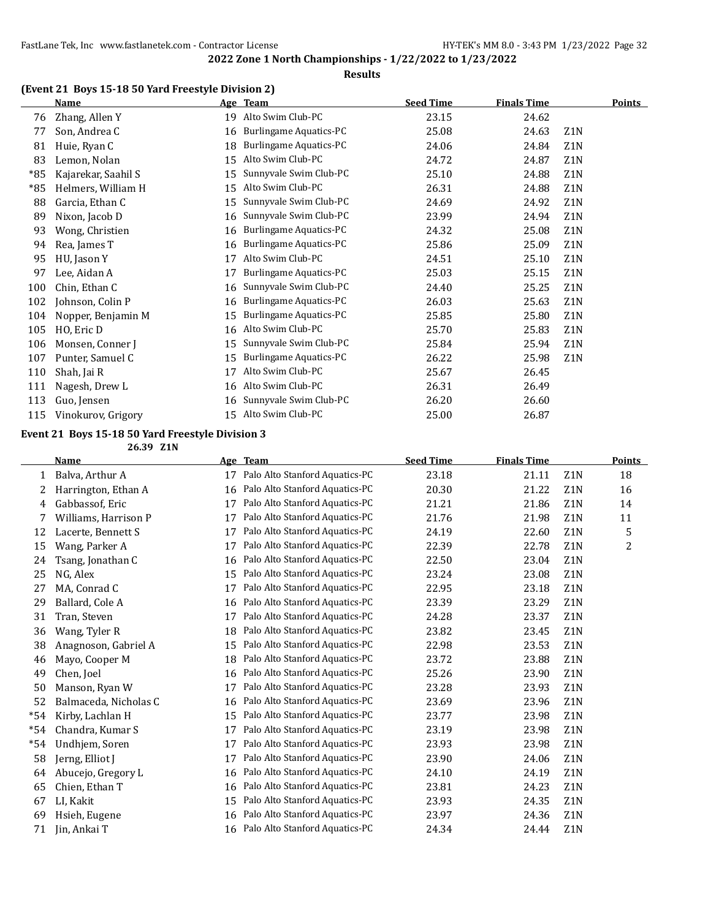## 2022 Zone 1 North Championships - 1/22/2022 to 1/23/2022

### Results

### (Event 21 Boys 15-18 50 Yard Freestyle Division 2)

| | Name | Age | Team | Seed Time | Finals Time | | Points |
|---|---|---|---|---|---|---|---|
| 76 | Zhang, Allen Y | 19 | Alto Swim Club-PC | 23.15 | 24.62 | | |
| 77 | Son, Andrea C | 16 | Burlingame Aquatics-PC | 25.08 | 24.63 | Z1N | |
| 81 | Huie, Ryan C | 18 | Burlingame Aquatics-PC | 24.06 | 24.84 | Z1N | |
| 83 | Lemon, Nolan | 15 | Alto Swim Club-PC | 24.72 | 24.87 | Z1N | |
| *85 | Kajarekar, Saahil S | 15 | Sunnyvale Swim Club-PC | 25.10 | 24.88 | Z1N | |
| *85 | Helmers, William H | 15 | Alto Swim Club-PC | 26.31 | 24.88 | Z1N | |
| 88 | Garcia, Ethan C | 15 | Sunnyvale Swim Club-PC | 24.69 | 24.92 | Z1N | |
| 89 | Nixon, Jacob D | 16 | Sunnyvale Swim Club-PC | 23.99 | 24.94 | Z1N | |
| 93 | Wong, Christien | 16 | Burlingame Aquatics-PC | 24.32 | 25.08 | Z1N | |
| 94 | Rea, James T | 16 | Burlingame Aquatics-PC | 25.86 | 25.09 | Z1N | |
| 95 | HU, Jason Y | 17 | Alto Swim Club-PC | 24.51 | 25.10 | Z1N | |
| 97 | Lee, Aidan A | 17 | Burlingame Aquatics-PC | 25.03 | 25.15 | Z1N | |
| 100 | Chin, Ethan C | 16 | Sunnyvale Swim Club-PC | 24.40 | 25.25 | Z1N | |
| 102 | Johnson, Colin P | 16 | Burlingame Aquatics-PC | 26.03 | 25.63 | Z1N | |
| 104 | Nopper, Benjamin M | 15 | Burlingame Aquatics-PC | 25.85 | 25.80 | Z1N | |
| 105 | HO, Eric D | 16 | Alto Swim Club-PC | 25.70 | 25.83 | Z1N | |
| 106 | Monsen, Conner J | 15 | Sunnyvale Swim Club-PC | 25.84 | 25.94 | Z1N | |
| 107 | Punter, Samuel C | 15 | Burlingame Aquatics-PC | 26.22 | 25.98 | Z1N | |
| 110 | Shah, Jai R | 17 | Alto Swim Club-PC | 25.67 | 26.45 | | |
| 111 | Nagesh, Drew L | 16 | Alto Swim Club-PC | 26.31 | 26.49 | | |
| 113 | Guo, Jensen | 16 | Sunnyvale Swim Club-PC | 26.20 | 26.60 | | |
| 115 | Vinokurov, Grigory | 15 | Alto Swim Club-PC | 25.00 | 26.87 | | |

### Event 21 Boys 15-18 50 Yard Freestyle Division 3

26.39 Z1N

| | Name | Age | Team | Seed Time | Finals Time | | Points |
|---|---|---|---|---|---|---|---|
| 1 | Balva, Arthur A | 17 | Palo Alto Stanford Aquatics-PC | 23.18 | 21.11 | Z1N | 18 |
| 2 | Harrington, Ethan A | 16 | Palo Alto Stanford Aquatics-PC | 20.30 | 21.22 | Z1N | 16 |
| 4 | Gabbassof, Eric | 17 | Palo Alto Stanford Aquatics-PC | 21.21 | 21.86 | Z1N | 14 |
| 7 | Williams, Harrison P | 17 | Palo Alto Stanford Aquatics-PC | 21.76 | 21.98 | Z1N | 11 |
| 12 | Lacerte, Bennett S | 17 | Palo Alto Stanford Aquatics-PC | 24.19 | 22.60 | Z1N | 5 |
| 15 | Wang, Parker A | 17 | Palo Alto Stanford Aquatics-PC | 22.39 | 22.78 | Z1N | 2 |
| 24 | Tsang, Jonathan C | 16 | Palo Alto Stanford Aquatics-PC | 22.50 | 23.04 | Z1N | |
| 25 | NG, Alex | 15 | Palo Alto Stanford Aquatics-PC | 23.24 | 23.08 | Z1N | |
| 27 | MA, Conrad C | 17 | Palo Alto Stanford Aquatics-PC | 22.95 | 23.18 | Z1N | |
| 29 | Ballard, Cole A | 16 | Palo Alto Stanford Aquatics-PC | 23.39 | 23.29 | Z1N | |
| 31 | Tran, Steven | 17 | Palo Alto Stanford Aquatics-PC | 24.28 | 23.37 | Z1N | |
| 36 | Wang, Tyler R | 18 | Palo Alto Stanford Aquatics-PC | 23.82 | 23.45 | Z1N | |
| 38 | Anagnoson, Gabriel A | 15 | Palo Alto Stanford Aquatics-PC | 22.98 | 23.53 | Z1N | |
| 46 | Mayo, Cooper M | 18 | Palo Alto Stanford Aquatics-PC | 23.72 | 23.88 | Z1N | |
| 49 | Chen, Joel | 16 | Palo Alto Stanford Aquatics-PC | 25.26 | 23.90 | Z1N | |
| 50 | Manson, Ryan W | 17 | Palo Alto Stanford Aquatics-PC | 23.28 | 23.93 | Z1N | |
| 52 | Balmaceda, Nicholas C | 16 | Palo Alto Stanford Aquatics-PC | 23.69 | 23.96 | Z1N | |
| *54 | Kirby, Lachlan H | 15 | Palo Alto Stanford Aquatics-PC | 23.77 | 23.98 | Z1N | |
| *54 | Chandra, Kumar S | 17 | Palo Alto Stanford Aquatics-PC | 23.19 | 23.98 | Z1N | |
| *54 | Undhjem, Soren | 17 | Palo Alto Stanford Aquatics-PC | 23.93 | 23.98 | Z1N | |
| 58 | Jerng, Elliot J | 17 | Palo Alto Stanford Aquatics-PC | 23.90 | 24.06 | Z1N | |
| 64 | Abucejo, Gregory L | 16 | Palo Alto Stanford Aquatics-PC | 24.10 | 24.19 | Z1N | |
| 65 | Chien, Ethan T | 16 | Palo Alto Stanford Aquatics-PC | 23.81 | 24.23 | Z1N | |
| 67 | LI, Kakit | 15 | Palo Alto Stanford Aquatics-PC | 23.93 | 24.35 | Z1N | |
| 69 | Hsieh, Eugene | 16 | Palo Alto Stanford Aquatics-PC | 23.97 | 24.36 | Z1N | |
| 71 | Jin, Ankai T | 16 | Palo Alto Stanford Aquatics-PC | 24.34 | 24.44 | Z1N | |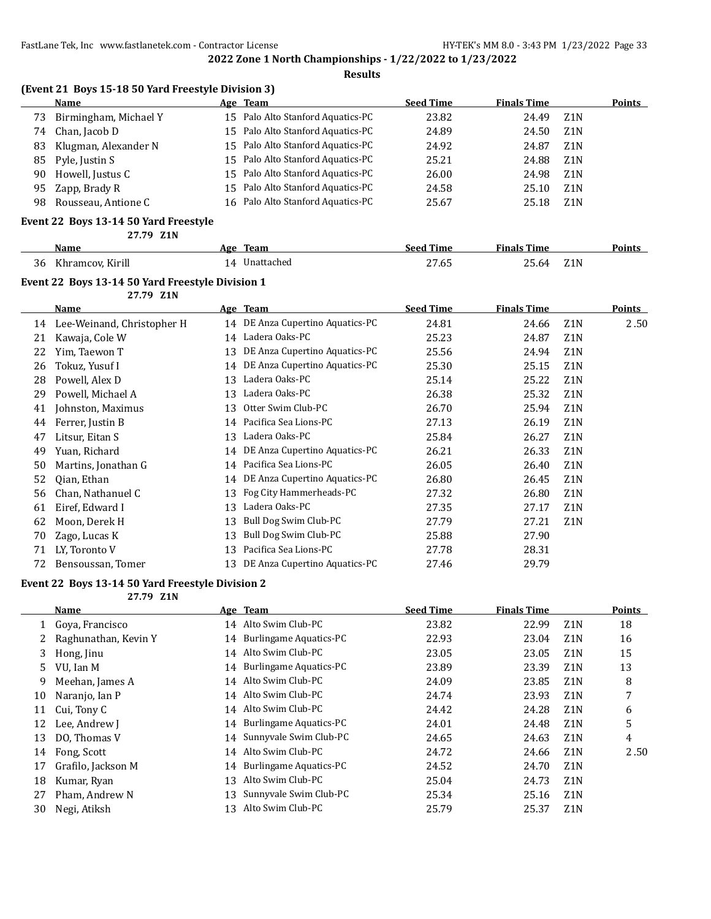## 2022 Zone 1 North Championships - 1/22/2022 to 1/23/2022

**Results**

### (Event 21 Boys 15-18 50 Yard Freestyle Division 3)

| | Name | Age | Team | Seed Time | Finals Time | | Points |
|---|---|---|---|---|---|---|---|
| 73 | Birmingham, Michael Y | 15 | Palo Alto Stanford Aquatics-PC | 23.82 | 24.49 | Z1N | |
| 74 | Chan, Jacob D | 15 | Palo Alto Stanford Aquatics-PC | 24.89 | 24.50 | Z1N | |
| 83 | Klugman, Alexander N | 15 | Palo Alto Stanford Aquatics-PC | 24.92 | 24.87 | Z1N | |
| 85 | Pyle, Justin S | 15 | Palo Alto Stanford Aquatics-PC | 25.21 | 24.88 | Z1N | |
| 90 | Howell, Justus C | 15 | Palo Alto Stanford Aquatics-PC | 26.00 | 24.98 | Z1N | |
| 95 | Zapp, Brady R | 15 | Palo Alto Stanford Aquatics-PC | 24.58 | 25.10 | Z1N | |
| 98 | Rousseau, Antione C | 16 | Palo Alto Stanford Aquatics-PC | 25.67 | 25.18 | Z1N | |

### Event 22 Boys 13-14 50 Yard Freestyle

27.79 Z1N

| | Name | Age | Team | Seed Time | Finals Time | | Points |
|---|---|---|---|---|---|---|---|
| 36 | Khramcov, Kirill | 14 | Unattached | 27.65 | 25.64 | Z1N | |

### Event 22 Boys 13-14 50 Yard Freestyle Division 1

27.79 Z1N

| | Name | Age | Team | Seed Time | Finals Time | | Points |
|---|---|---|---|---|---|---|---|
| 14 | Lee-Weinand, Christopher H | 14 | DE Anza Cupertino Aquatics-PC | 24.81 | 24.66 | Z1N | 2.50 |
| 21 | Kawaja, Cole W | 14 | Ladera Oaks-PC | 25.23 | 24.87 | Z1N | |
| 22 | Yim, Taewon T | 13 | DE Anza Cupertino Aquatics-PC | 25.56 | 24.94 | Z1N | |
| 26 | Tokuz, Yusuf I | 14 | DE Anza Cupertino Aquatics-PC | 25.30 | 25.15 | Z1N | |
| 28 | Powell, Alex D | 13 | Ladera Oaks-PC | 25.14 | 25.22 | Z1N | |
| 29 | Powell, Michael A | 13 | Ladera Oaks-PC | 26.38 | 25.32 | Z1N | |
| 41 | Johnston, Maximus | 13 | Otter Swim Club-PC | 26.70 | 25.94 | Z1N | |
| 44 | Ferrer, Justin B | 14 | Pacifica Sea Lions-PC | 27.13 | 26.19 | Z1N | |
| 47 | Litsur, Eitan S | 13 | Ladera Oaks-PC | 25.84 | 26.27 | Z1N | |
| 49 | Yuan, Richard | 14 | DE Anza Cupertino Aquatics-PC | 26.21 | 26.33 | Z1N | |
| 50 | Martins, Jonathan G | 14 | Pacifica Sea Lions-PC | 26.05 | 26.40 | Z1N | |
| 52 | Qian, Ethan | 14 | DE Anza Cupertino Aquatics-PC | 26.80 | 26.45 | Z1N | |
| 56 | Chan, Nathanuel C | 13 | Fog City Hammerheads-PC | 27.32 | 26.80 | Z1N | |
| 61 | Eiref, Edward I | 13 | Ladera Oaks-PC | 27.35 | 27.17 | Z1N | |
| 62 | Moon, Derek H | 13 | Bull Dog Swim Club-PC | 27.79 | 27.21 | Z1N | |
| 70 | Zago, Lucas K | 13 | Bull Dog Swim Club-PC | 25.88 | 27.90 | | |
| 71 | LY, Toronto V | 13 | Pacifica Sea Lions-PC | 27.78 | 28.31 | | |
| 72 | Bensoussan, Tomer | 13 | DE Anza Cupertino Aquatics-PC | 27.46 | 29.79 | | |

### Event 22 Boys 13-14 50 Yard Freestyle Division 2

27.79 Z1N

| | Name | Age | Team | Seed Time | Finals Time | | Points |
|---|---|---|---|---|---|---|---|
| 1 | Goya, Francisco | 14 | Alto Swim Club-PC | 23.82 | 22.99 | Z1N | 18 |
| 2 | Raghunathan, Kevin Y | 14 | Burlingame Aquatics-PC | 22.93 | 23.04 | Z1N | 16 |
| 3 | Hong, Jinu | 14 | Alto Swim Club-PC | 23.05 | 23.05 | Z1N | 15 |
| 5 | VU, Ian M | 14 | Burlingame Aquatics-PC | 23.89 | 23.39 | Z1N | 13 |
| 9 | Meehan, James A | 14 | Alto Swim Club-PC | 24.09 | 23.85 | Z1N | 8 |
| 10 | Naranjo, Ian P | 14 | Alto Swim Club-PC | 24.74 | 23.93 | Z1N | 7 |
| 11 | Cui, Tony C | 14 | Alto Swim Club-PC | 24.42 | 24.28 | Z1N | 6 |
| 12 | Lee, Andrew J | 14 | Burlingame Aquatics-PC | 24.01 | 24.48 | Z1N | 5 |
| 13 | DO, Thomas V | 14 | Sunnyvale Swim Club-PC | 24.65 | 24.63 | Z1N | 4 |
| 14 | Fong, Scott | 14 | Alto Swim Club-PC | 24.72 | 24.66 | Z1N | 2.50 |
| 17 | Grafilo, Jackson M | 14 | Burlingame Aquatics-PC | 24.52 | 24.70 | Z1N | |
| 18 | Kumar, Ryan | 13 | Alto Swim Club-PC | 25.04 | 24.73 | Z1N | |
| 27 | Pham, Andrew N | 13 | Sunnyvale Swim Club-PC | 25.34 | 25.16 | Z1N | |
| 30 | Negi, Atiksh | 13 | Alto Swim Club-PC | 25.79 | 25.37 | Z1N | |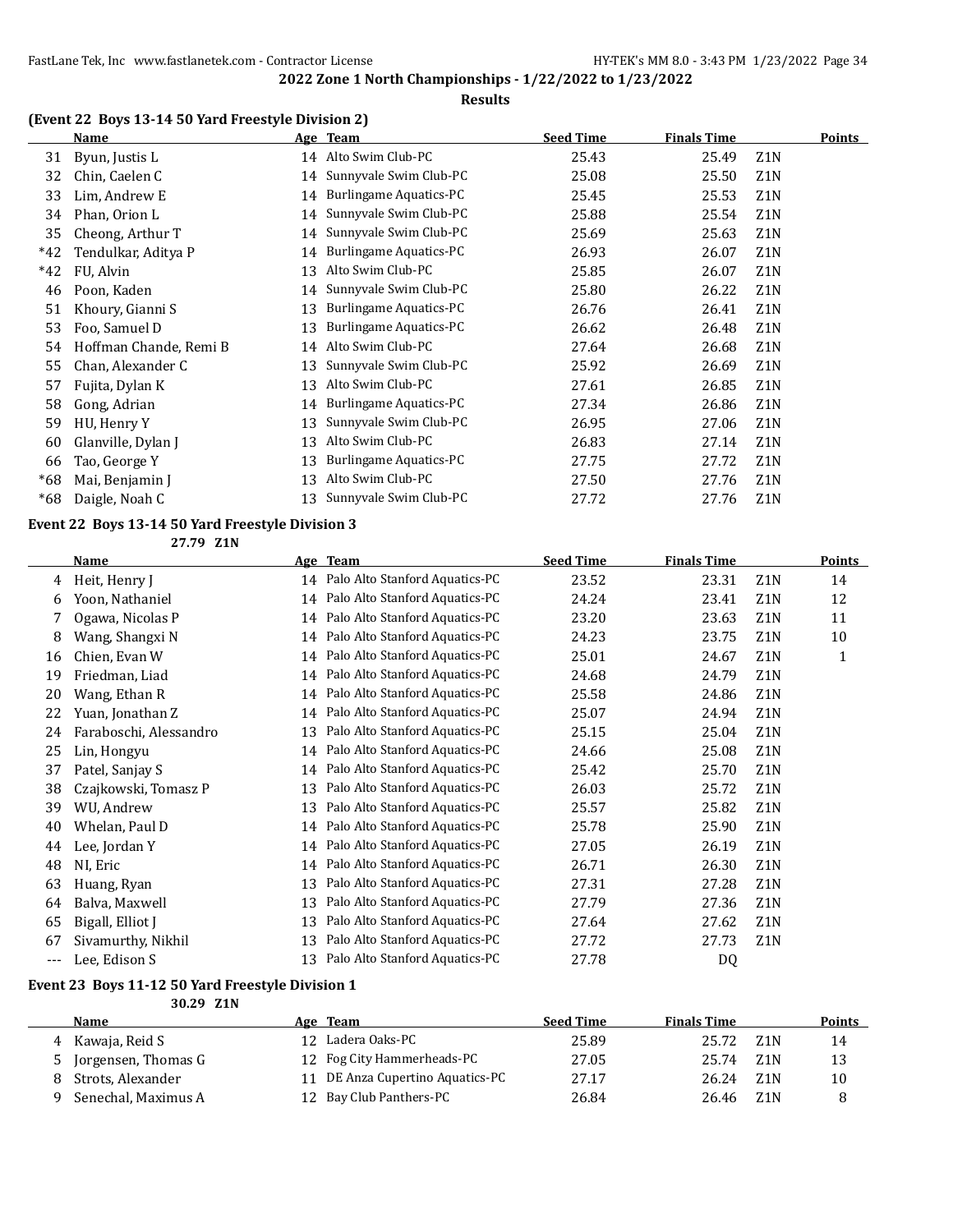**2022 Zone 1 North Championships - 1/22/2022 to 1/23/2022**

**Results**

### (Event 22 Boys 13-14 50 Yard Freestyle Division 2)

| | Name | Age | Team | Seed Time | Finals Time | | Points |
|---|---|---|---|---|---|---|---|
| 31 | Byun, Justis L | 14 | Alto Swim Club-PC | 25.43 | 25.49 | Z1N | |
| 32 | Chin, Caelen C | 14 | Sunnyvale Swim Club-PC | 25.08 | 25.50 | Z1N | |
| 33 | Lim, Andrew E | 14 | Burlingame Aquatics-PC | 25.45 | 25.53 | Z1N | |
| 34 | Phan, Orion L | 14 | Sunnyvale Swim Club-PC | 25.88 | 25.54 | Z1N | |
| 35 | Cheong, Arthur T | 14 | Sunnyvale Swim Club-PC | 25.69 | 25.63 | Z1N | |
| *42 | Tendulkar, Aditya P | 14 | Burlingame Aquatics-PC | 26.93 | 26.07 | Z1N | |
| *42 | FU, Alvin | 13 | Alto Swim Club-PC | 25.85 | 26.07 | Z1N | |
| 46 | Poon, Kaden | 14 | Sunnyvale Swim Club-PC | 25.80 | 26.22 | Z1N | |
| 51 | Khoury, Gianni S | 13 | Burlingame Aquatics-PC | 26.76 | 26.41 | Z1N | |
| 53 | Foo, Samuel D | 13 | Burlingame Aquatics-PC | 26.62 | 26.48 | Z1N | |
| 54 | Hoffman Chande, Remi B | 14 | Alto Swim Club-PC | 27.64 | 26.68 | Z1N | |
| 55 | Chan, Alexander C | 13 | Sunnyvale Swim Club-PC | 25.92 | 26.69 | Z1N | |
| 57 | Fujita, Dylan K | 13 | Alto Swim Club-PC | 27.61 | 26.85 | Z1N | |
| 58 | Gong, Adrian | 14 | Burlingame Aquatics-PC | 27.34 | 26.86 | Z1N | |
| 59 | HU, Henry Y | 13 | Sunnyvale Swim Club-PC | 26.95 | 27.06 | Z1N | |
| 60 | Glanville, Dylan J | 13 | Alto Swim Club-PC | 26.83 | 27.14 | Z1N | |
| 66 | Tao, George Y | 13 | Burlingame Aquatics-PC | 27.75 | 27.72 | Z1N | |
| *68 | Mai, Benjamin J | 13 | Alto Swim Club-PC | 27.50 | 27.76 | Z1N | |
| *68 | Daigle, Noah C | 13 | Sunnyvale Swim Club-PC | 27.72 | 27.76 | Z1N | |

### Event 22 Boys 13-14 50 Yard Freestyle Division 3

27.79 Z1N

| | Name | Age | Team | Seed Time | Finals Time | | Points |
|---|---|---|---|---|---|---|---|
| 4 | Heit, Henry J | 14 | Palo Alto Stanford Aquatics-PC | 23.52 | 23.31 | Z1N | 14 |
| 6 | Yoon, Nathaniel | 14 | Palo Alto Stanford Aquatics-PC | 24.24 | 23.41 | Z1N | 12 |
| 7 | Ogawa, Nicolas P | 14 | Palo Alto Stanford Aquatics-PC | 23.20 | 23.63 | Z1N | 11 |
| 8 | Wang, Shangxi N | 14 | Palo Alto Stanford Aquatics-PC | 24.23 | 23.75 | Z1N | 10 |
| 16 | Chien, Evan W | 14 | Palo Alto Stanford Aquatics-PC | 25.01 | 24.67 | Z1N | 1 |
| 19 | Friedman, Liad | 14 | Palo Alto Stanford Aquatics-PC | 24.68 | 24.79 | Z1N | |
| 20 | Wang, Ethan R | 14 | Palo Alto Stanford Aquatics-PC | 25.58 | 24.86 | Z1N | |
| 22 | Yuan, Jonathan Z | 14 | Palo Alto Stanford Aquatics-PC | 25.07 | 24.94 | Z1N | |
| 24 | Faraboschi, Alessandro | 13 | Palo Alto Stanford Aquatics-PC | 25.15 | 25.04 | Z1N | |
| 25 | Lin, Hongyu | 14 | Palo Alto Stanford Aquatics-PC | 24.66 | 25.08 | Z1N | |
| 37 | Patel, Sanjay S | 14 | Palo Alto Stanford Aquatics-PC | 25.42 | 25.70 | Z1N | |
| 38 | Czajkowski, Tomasz P | 13 | Palo Alto Stanford Aquatics-PC | 26.03 | 25.72 | Z1N | |
| 39 | WU, Andrew | 13 | Palo Alto Stanford Aquatics-PC | 25.57 | 25.82 | Z1N | |
| 40 | Whelan, Paul D | 14 | Palo Alto Stanford Aquatics-PC | 25.78 | 25.90 | Z1N | |
| 44 | Lee, Jordan Y | 14 | Palo Alto Stanford Aquatics-PC | 27.05 | 26.19 | Z1N | |
| 48 | NI, Eric | 14 | Palo Alto Stanford Aquatics-PC | 26.71 | 26.30 | Z1N | |
| 63 | Huang, Ryan | 13 | Palo Alto Stanford Aquatics-PC | 27.31 | 27.28 | Z1N | |
| 64 | Balva, Maxwell | 13 | Palo Alto Stanford Aquatics-PC | 27.79 | 27.36 | Z1N | |
| 65 | Bigall, Elliot J | 13 | Palo Alto Stanford Aquatics-PC | 27.64 | 27.62 | Z1N | |
| 67 | Sivamurthy, Nikhil | 13 | Palo Alto Stanford Aquatics-PC | 27.72 | 27.73 | Z1N | |
| --- | Lee, Edison S | 13 | Palo Alto Stanford Aquatics-PC | 27.78 | DQ | | |

### Event 23 Boys 11-12 50 Yard Freestyle Division 1

30.29 Z1N

| | Name | Age | Team | Seed Time | Finals Time | | Points |
|---|---|---|---|---|---|---|---|
| 4 | Kawaja, Reid S | 12 | Ladera Oaks-PC | 25.89 | 25.72 | Z1N | 14 |
| 5 | Jorgensen, Thomas G | 12 | Fog City Hammerheads-PC | 27.05 | 25.74 | Z1N | 13 |
| 8 | Strots, Alexander | 11 | DE Anza Cupertino Aquatics-PC | 27.17 | 26.24 | Z1N | 10 |
| 9 | Senechal, Maximus A | 12 | Bay Club Panthers-PC | 26.84 | 26.46 | Z1N | 8 |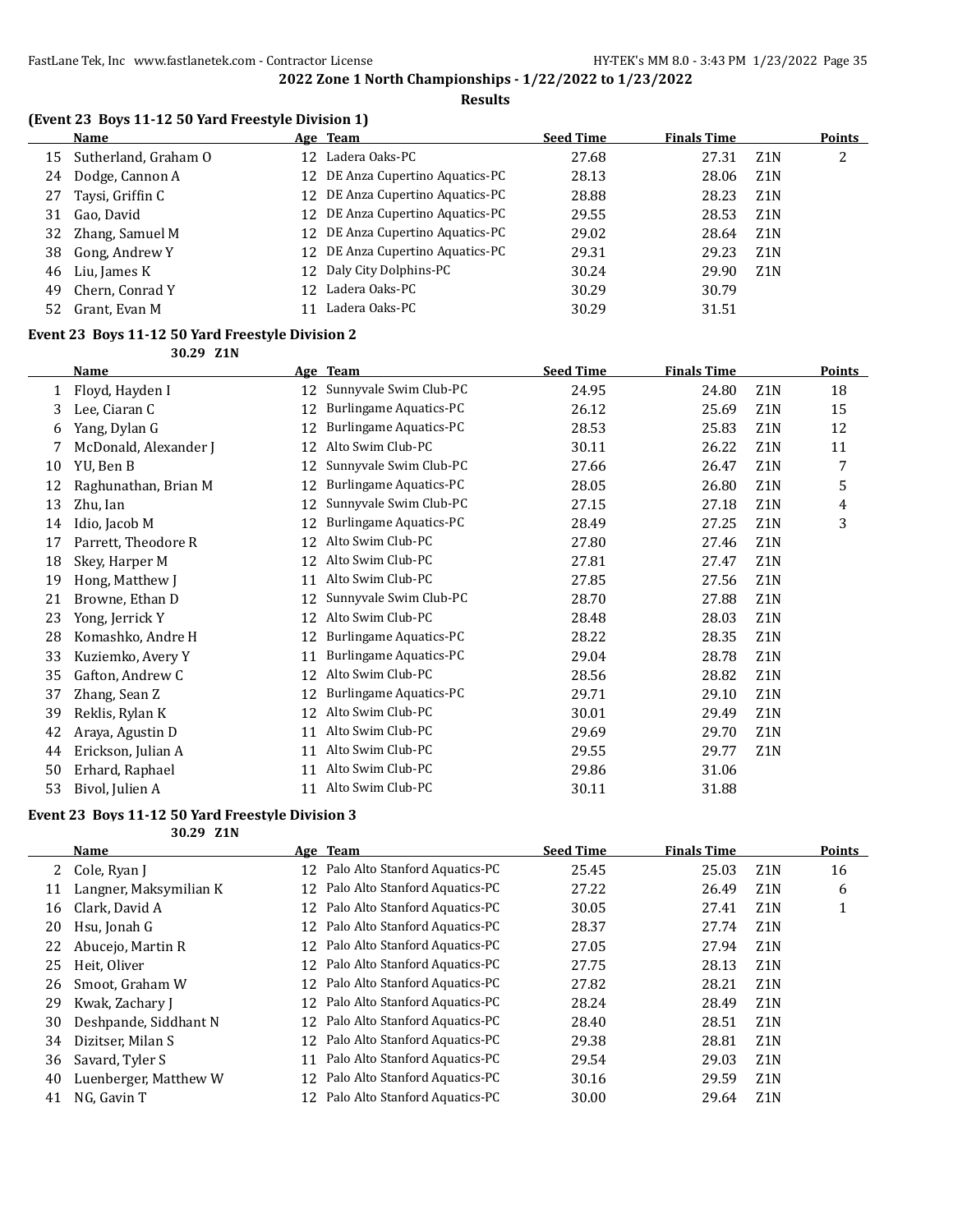## 2022 Zone 1 North Championships - 1/22/2022 to 1/23/2022

**Results**

### (Event 23 Boys 11-12 50 Yard Freestyle Division 1)

| | Name | Age | Team | Seed Time | Finals Time | | Points |
|---|---|---|---|---|---|---|---|
| 15 | Sutherland, Graham O | 12 | Ladera Oaks-PC | 27.68 | 27.31 | Z1N | 2 |
| 24 | Dodge, Cannon A | 12 | DE Anza Cupertino Aquatics-PC | 28.13 | 28.06 | Z1N | |
| 27 | Taysi, Griffin C | 12 | DE Anza Cupertino Aquatics-PC | 28.88 | 28.23 | Z1N | |
| 31 | Gao, David | 12 | DE Anza Cupertino Aquatics-PC | 29.55 | 28.53 | Z1N | |
| 32 | Zhang, Samuel M | 12 | DE Anza Cupertino Aquatics-PC | 29.02 | 28.64 | Z1N | |
| 38 | Gong, Andrew Y | 12 | DE Anza Cupertino Aquatics-PC | 29.31 | 29.23 | Z1N | |
| 46 | Liu, James K | 12 | Daly City Dolphins-PC | 30.24 | 29.90 | Z1N | |
| 49 | Chern, Conrad Y | 12 | Ladera Oaks-PC | 30.29 | 30.79 | | |
| 52 | Grant, Evan M | 11 | Ladera Oaks-PC | 30.29 | 31.51 | | |

### Event 23 Boys 11-12 50 Yard Freestyle Division 2

30.29 Z1N

| | Name | Age | Team | Seed Time | Finals Time | | Points |
|---|---|---|---|---|---|---|---|
| 1 | Floyd, Hayden I | 12 | Sunnyvale Swim Club-PC | 24.95 | 24.80 | Z1N | 18 |
| 3 | Lee, Ciaran C | 12 | Burlingame Aquatics-PC | 26.12 | 25.69 | Z1N | 15 |
| 6 | Yang, Dylan G | 12 | Burlingame Aquatics-PC | 28.53 | 25.83 | Z1N | 12 |
| 7 | McDonald, Alexander J | 12 | Alto Swim Club-PC | 30.11 | 26.22 | Z1N | 11 |
| 10 | YU, Ben B | 12 | Sunnyvale Swim Club-PC | 27.66 | 26.47 | Z1N | 7 |
| 12 | Raghunathan, Brian M | 12 | Burlingame Aquatics-PC | 28.05 | 26.80 | Z1N | 5 |
| 13 | Zhu, Ian | 12 | Sunnyvale Swim Club-PC | 27.15 | 27.18 | Z1N | 4 |
| 14 | Idio, Jacob M | 12 | Burlingame Aquatics-PC | 28.49 | 27.25 | Z1N | 3 |
| 17 | Parrett, Theodore R | 12 | Alto Swim Club-PC | 27.80 | 27.46 | Z1N | |
| 18 | Skey, Harper M | 12 | Alto Swim Club-PC | 27.81 | 27.47 | Z1N | |
| 19 | Hong, Matthew J | 11 | Alto Swim Club-PC | 27.85 | 27.56 | Z1N | |
| 21 | Browne, Ethan D | 12 | Sunnyvale Swim Club-PC | 28.70 | 27.88 | Z1N | |
| 23 | Yong, Jerrick Y | 12 | Alto Swim Club-PC | 28.48 | 28.03 | Z1N | |
| 28 | Komashko, Andre H | 12 | Burlingame Aquatics-PC | 28.22 | 28.35 | Z1N | |
| 33 | Kuziemko, Avery Y | 11 | Burlingame Aquatics-PC | 29.04 | 28.78 | Z1N | |
| 35 | Gafton, Andrew C | 12 | Alto Swim Club-PC | 28.56 | 28.82 | Z1N | |
| 37 | Zhang, Sean Z | 12 | Burlingame Aquatics-PC | 29.71 | 29.10 | Z1N | |
| 39 | Reklis, Rylan K | 12 | Alto Swim Club-PC | 30.01 | 29.49 | Z1N | |
| 42 | Araya, Agustin D | 11 | Alto Swim Club-PC | 29.69 | 29.70 | Z1N | |
| 44 | Erickson, Julian A | 11 | Alto Swim Club-PC | 29.55 | 29.77 | Z1N | |
| 50 | Erhard, Raphael | 11 | Alto Swim Club-PC | 29.86 | 31.06 | | |
| 53 | Bivol, Julien A | 11 | Alto Swim Club-PC | 30.11 | 31.88 | | |

### Event 23 Boys 11-12 50 Yard Freestyle Division 3

30.29 Z1N

| | Name | Age | Team | Seed Time | Finals Time | | Points |
|---|---|---|---|---|---|---|---|
| 2 | Cole, Ryan J | 12 | Palo Alto Stanford Aquatics-PC | 25.45 | 25.03 | Z1N | 16 |
| 11 | Langner, Maksymilian K | 12 | Palo Alto Stanford Aquatics-PC | 27.22 | 26.49 | Z1N | 6 |
| 16 | Clark, David A | 12 | Palo Alto Stanford Aquatics-PC | 30.05 | 27.41 | Z1N | 1 |
| 20 | Hsu, Jonah G | 12 | Palo Alto Stanford Aquatics-PC | 28.37 | 27.74 | Z1N | |
| 22 | Abucejo, Martin R | 12 | Palo Alto Stanford Aquatics-PC | 27.05 | 27.94 | Z1N | |
| 25 | Heit, Oliver | 12 | Palo Alto Stanford Aquatics-PC | 27.75 | 28.13 | Z1N | |
| 26 | Smoot, Graham W | 12 | Palo Alto Stanford Aquatics-PC | 27.82 | 28.21 | Z1N | |
| 29 | Kwak, Zachary J | 12 | Palo Alto Stanford Aquatics-PC | 28.24 | 28.49 | Z1N | |
| 30 | Deshpande, Siddhant N | 12 | Palo Alto Stanford Aquatics-PC | 28.40 | 28.51 | Z1N | |
| 34 | Dizitser, Milan S | 12 | Palo Alto Stanford Aquatics-PC | 29.38 | 28.81 | Z1N | |
| 36 | Savard, Tyler S | 11 | Palo Alto Stanford Aquatics-PC | 29.54 | 29.03 | Z1N | |
| 40 | Luenberger, Matthew W | 12 | Palo Alto Stanford Aquatics-PC | 30.16 | 29.59 | Z1N | |
| 41 | NG, Gavin T | 12 | Palo Alto Stanford Aquatics-PC | 30.00 | 29.64 | Z1N | |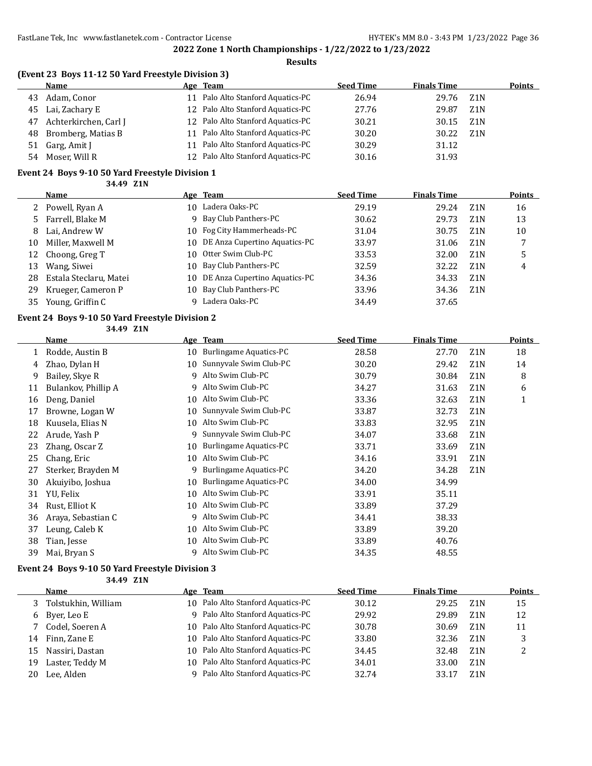**2022 Zone 1 North Championships - 1/22/2022 to 1/23/2022**

**Results**

### (Event 23 Boys 11-12 50 Yard Freestyle Division 3)

| | Name | Age | Team | Seed Time | Finals Time | | Points |
|---|---|---|---|---|---|---|---|
| 43 | Adam, Conor | 11 | Palo Alto Stanford Aquatics-PC | 26.94 | 29.76 | Z1N | |
| 45 | Lai, Zachary E | 12 | Palo Alto Stanford Aquatics-PC | 27.76 | 29.87 | Z1N | |
| 47 | Achterkirchen, Carl J | 12 | Palo Alto Stanford Aquatics-PC | 30.21 | 30.15 | Z1N | |
| 48 | Bromberg, Matias B | 11 | Palo Alto Stanford Aquatics-PC | 30.20 | 30.22 | Z1N | |
| 51 | Garg, Amit J | 11 | Palo Alto Stanford Aquatics-PC | 30.29 | 31.12 | | |
| 54 | Moser, Will R | 12 | Palo Alto Stanford Aquatics-PC | 30.16 | 31.93 | | |

### Event 24 Boys 9-10 50 Yard Freestyle Division 1

34.49 Z1N

| | Name | Age | Team | Seed Time | Finals Time | | Points |
|---|---|---|---|---|---|---|---|
| 2 | Powell, Ryan A | 10 | Ladera Oaks-PC | 29.19 | 29.24 | Z1N | 16 |
| 5 | Farrell, Blake M | 9 | Bay Club Panthers-PC | 30.62 | 29.73 | Z1N | 13 |
| 8 | Lai, Andrew W | 10 | Fog City Hammerheads-PC | 31.04 | 30.75 | Z1N | 10 |
| 10 | Miller, Maxwell M | 10 | DE Anza Cupertino Aquatics-PC | 33.97 | 31.06 | Z1N | 7 |
| 12 | Choong, Greg T | 10 | Otter Swim Club-PC | 33.53 | 32.00 | Z1N | 5 |
| 13 | Wang, Siwei | 10 | Bay Club Panthers-PC | 32.59 | 32.22 | Z1N | 4 |
| 28 | Estala Steclaru, Matei | 10 | DE Anza Cupertino Aquatics-PC | 34.36 | 34.33 | Z1N | |
| 29 | Krueger, Cameron P | 10 | Bay Club Panthers-PC | 33.96 | 34.36 | Z1N | |
| 35 | Young, Griffin C | 9 | Ladera Oaks-PC | 34.49 | 37.65 | | |

### Event 24 Boys 9-10 50 Yard Freestyle Division 2

34.49 Z1N

| | Name | Age | Team | Seed Time | Finals Time | | Points |
|---|---|---|---|---|---|---|---|
| 1 | Rodde, Austin B | 10 | Burlingame Aquatics-PC | 28.58 | 27.70 | Z1N | 18 |
| 4 | Zhao, Dylan H | 10 | Sunnyvale Swim Club-PC | 30.20 | 29.42 | Z1N | 14 |
| 9 | Bailey, Skye R | 9 | Alto Swim Club-PC | 30.79 | 30.84 | Z1N | 8 |
| 11 | Bulankov, Phillip A | 9 | Alto Swim Club-PC | 34.27 | 31.63 | Z1N | 6 |
| 16 | Deng, Daniel | 10 | Alto Swim Club-PC | 33.36 | 32.63 | Z1N | 1 |
| 17 | Browne, Logan W | 10 | Sunnyvale Swim Club-PC | 33.87 | 32.73 | Z1N | |
| 18 | Kuusela, Elias N | 10 | Alto Swim Club-PC | 33.83 | 32.95 | Z1N | |
| 22 | Arude, Yash P | 9 | Sunnyvale Swim Club-PC | 34.07 | 33.68 | Z1N | |
| 23 | Zhang, Oscar Z | 10 | Burlingame Aquatics-PC | 33.71 | 33.69 | Z1N | |
| 25 | Chang, Eric | 10 | Alto Swim Club-PC | 34.16 | 33.91 | Z1N | |
| 27 | Sterker, Brayden M | 9 | Burlingame Aquatics-PC | 34.20 | 34.28 | Z1N | |
| 30 | Akuiyibo, Joshua | 10 | Burlingame Aquatics-PC | 34.00 | 34.99 | | |
| 31 | YU, Felix | 10 | Alto Swim Club-PC | 33.91 | 35.11 | | |
| 34 | Rust, Elliot K | 10 | Alto Swim Club-PC | 33.89 | 37.29 | | |
| 36 | Araya, Sebastian C | 9 | Alto Swim Club-PC | 34.41 | 38.33 | | |
| 37 | Leung, Caleb K | 10 | Alto Swim Club-PC | 33.89 | 39.20 | | |
| 38 | Tian, Jesse | 10 | Alto Swim Club-PC | 33.89 | 40.76 | | |
| 39 | Mai, Bryan S | 9 | Alto Swim Club-PC | 34.35 | 48.55 | | |

### Event 24 Boys 9-10 50 Yard Freestyle Division 3

34.49 Z1N

| | Name | Age | Team | Seed Time | Finals Time | | Points |
|---|---|---|---|---|---|---|---|
| 3 | Tolstukhin, William | 10 | Palo Alto Stanford Aquatics-PC | 30.12 | 29.25 | Z1N | 15 |
| 6 | Byer, Leo E | 9 | Palo Alto Stanford Aquatics-PC | 29.92 | 29.89 | Z1N | 12 |
| 7 | Codel, Soeren A | 10 | Palo Alto Stanford Aquatics-PC | 30.78 | 30.69 | Z1N | 11 |
| 14 | Finn, Zane E | 10 | Palo Alto Stanford Aquatics-PC | 33.80 | 32.36 | Z1N | 3 |
| 15 | Nassiri, Dastan | 10 | Palo Alto Stanford Aquatics-PC | 34.45 | 32.48 | Z1N | 2 |
| 19 | Laster, Teddy M | 10 | Palo Alto Stanford Aquatics-PC | 34.01 | 33.00 | Z1N | |
| 20 | Lee, Alden | 9 | Palo Alto Stanford Aquatics-PC | 32.74 | 33.17 | Z1N | |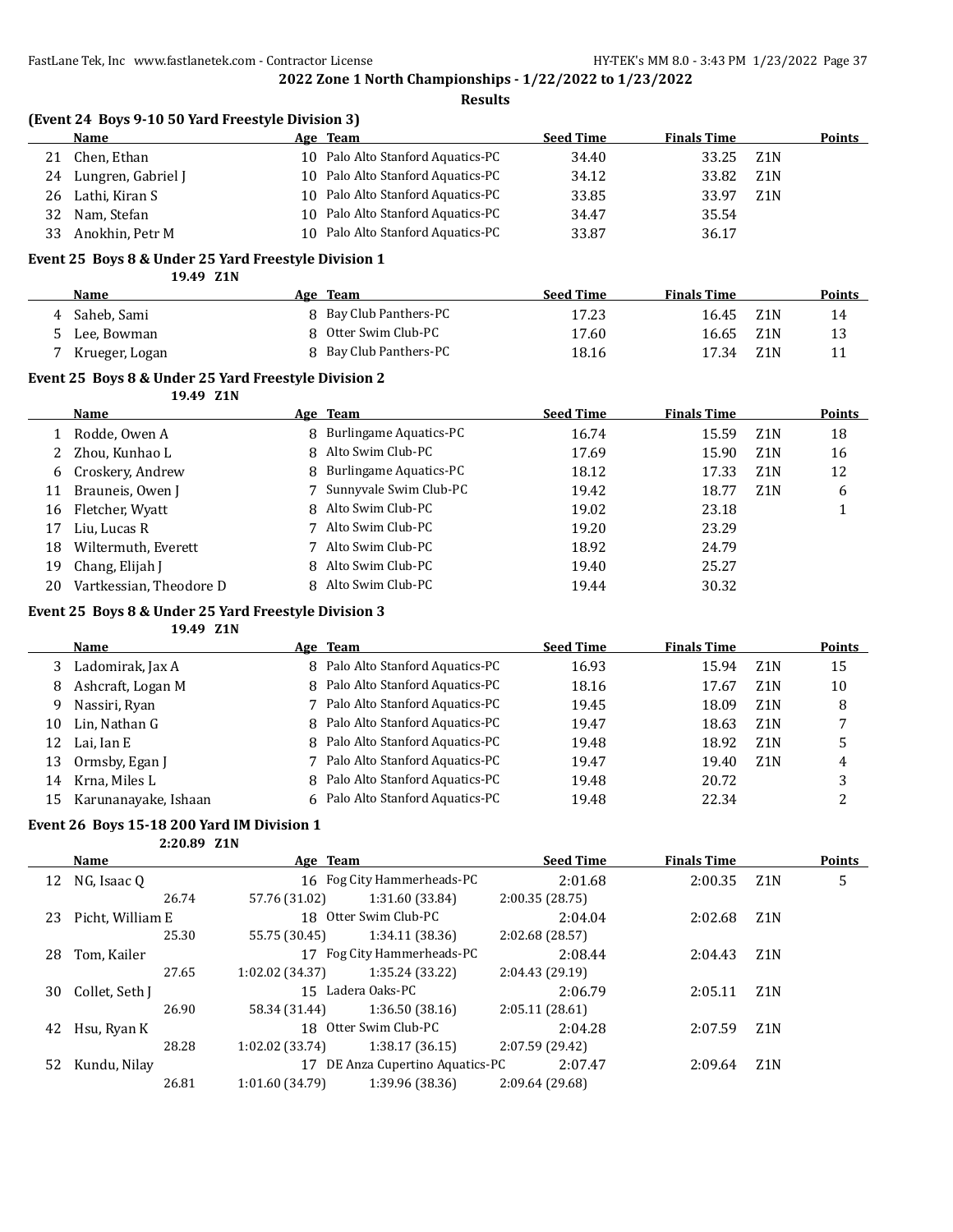**2022 Zone 1 North Championships - 1/22/2022 to 1/23/2022**

**Results**

### (Event 24 Boys 9-10 50 Yard Freestyle Division 3)

| | Name | Age | Team | Seed Time | Finals Time | | Points |
|---|---|---|---|---|---|---|---|
| 21 | Chen, Ethan | 10 | Palo Alto Stanford Aquatics-PC | 34.40 | 33.25 | Z1N | |
| 24 | Lungren, Gabriel J | 10 | Palo Alto Stanford Aquatics-PC | 34.12 | 33.82 | Z1N | |
| 26 | Lathi, Kiran S | 10 | Palo Alto Stanford Aquatics-PC | 33.85 | 33.97 | Z1N | |
| 32 | Nam, Stefan | 10 | Palo Alto Stanford Aquatics-PC | 34.47 | 35.54 | | |
| 33 | Anokhin, Petr M | 10 | Palo Alto Stanford Aquatics-PC | 33.87 | 36.17 | | |

### Event 25 Boys 8 & Under 25 Yard Freestyle Division 1

19.49 Z1N

| | Name | Age | Team | Seed Time | Finals Time | | Points |
|---|---|---|---|---|---|---|---|
| 4 | Saheb, Sami | 8 | Bay Club Panthers-PC | 17.23 | 16.45 | Z1N | 14 |
| 5 | Lee, Bowman | 8 | Otter Swim Club-PC | 17.60 | 16.65 | Z1N | 13 |
| 7 | Krueger, Logan | 8 | Bay Club Panthers-PC | 18.16 | 17.34 | Z1N | 11 |

### Event 25 Boys 8 & Under 25 Yard Freestyle Division 2

19.49 Z1N

| | Name | Age | Team | Seed Time | Finals Time | | Points |
|---|---|---|---|---|---|---|---|
| 1 | Rodde, Owen A | 8 | Burlingame Aquatics-PC | 16.74 | 15.59 | Z1N | 18 |
| 2 | Zhou, Kunhao L | 8 | Alto Swim Club-PC | 17.69 | 15.90 | Z1N | 16 |
| 6 | Croskery, Andrew | 8 | Burlingame Aquatics-PC | 18.12 | 17.33 | Z1N | 12 |
| 11 | Brauneis, Owen J | 7 | Sunnyvale Swim Club-PC | 19.42 | 18.77 | Z1N | 6 |
| 16 | Fletcher, Wyatt | 8 | Alto Swim Club-PC | 19.02 | 23.18 | | 1 |
| 17 | Liu, Lucas R | 7 | Alto Swim Club-PC | 19.20 | 23.29 | | |
| 18 | Wiltermuth, Everett | 7 | Alto Swim Club-PC | 18.92 | 24.79 | | |
| 19 | Chang, Elijah J | 8 | Alto Swim Club-PC | 19.40 | 25.27 | | |
| 20 | Vartkessian, Theodore D | 8 | Alto Swim Club-PC | 19.44 | 30.32 | | |

### Event 25 Boys 8 & Under 25 Yard Freestyle Division 3

19.49 Z1N

| | Name | Age | Team | Seed Time | Finals Time | | Points |
|---|---|---|---|---|---|---|---|
| 3 | Ladomirak, Jax A | 8 | Palo Alto Stanford Aquatics-PC | 16.93 | 15.94 | Z1N | 15 |
| 8 | Ashcraft, Logan M | 8 | Palo Alto Stanford Aquatics-PC | 18.16 | 17.67 | Z1N | 10 |
| 9 | Nassiri, Ryan | 7 | Palo Alto Stanford Aquatics-PC | 19.45 | 18.09 | Z1N | 8 |
| 10 | Lin, Nathan G | 8 | Palo Alto Stanford Aquatics-PC | 19.47 | 18.63 | Z1N | 7 |
| 12 | Lai, Ian E | 8 | Palo Alto Stanford Aquatics-PC | 19.48 | 18.92 | Z1N | 5 |
| 13 | Ormsby, Egan J | 7 | Palo Alto Stanford Aquatics-PC | 19.47 | 19.40 | Z1N | 4 |
| 14 | Krna, Miles L | 8 | Palo Alto Stanford Aquatics-PC | 19.48 | 20.72 | | 3 |
| 15 | Karunanayake, Ishaan | 6 | Palo Alto Stanford Aquatics-PC | 19.48 | 22.34 | | 2 |

### Event 26 Boys 15-18 200 Yard IM Division 1

2:20.89 Z1N

| | Name | Age | Team | Seed Time | Finals Time | | Points |
|---|---|---|---|---|---|---|---|
| 12 | NG, Isaac Q | 16 | Fog City Hammerheads-PC | 2:01.68 | 2:00.35 | Z1N | 5 |
| | 26.74 | 57.76 (31.02) | 1:31.60 (33.84) | 2:00.35 (28.75) | | | |
| 23 | Picht, William E | 18 | Otter Swim Club-PC | 2:04.04 | 2:02.68 | Z1N | |
| | 25.30 | 55.75 (30.45) | 1:34.11 (38.36) | 2:02.68 (28.57) | | | |
| 28 | Tom, Kailer | 17 | Fog City Hammerheads-PC | 2:08.44 | 2:04.43 | Z1N | |
| | 27.65 | 1:02.02 (34.37) | 1:35.24 (33.22) | 2:04.43 (29.19) | | | |
| 30 | Collet, Seth J | 15 | Ladera Oaks-PC | 2:06.79 | 2:05.11 | Z1N | |
| | 26.90 | 58.34 (31.44) | 1:36.50 (38.16) | 2:05.11 (28.61) | | | |
| 42 | Hsu, Ryan K | 18 | Otter Swim Club-PC | 2:04.28 | 2:07.59 | Z1N | |
| | 28.28 | 1:02.02 (33.74) | 1:38.17 (36.15) | 2:07.59 (29.42) | | | |
| 52 | Kundu, Nilay | 17 | DE Anza Cupertino Aquatics-PC | 2:07.47 | 2:09.64 | Z1N | |
| | 26.81 | 1:01.60 (34.79) | 1:39.96 (38.36) | 2:09.64 (29.68) | | | |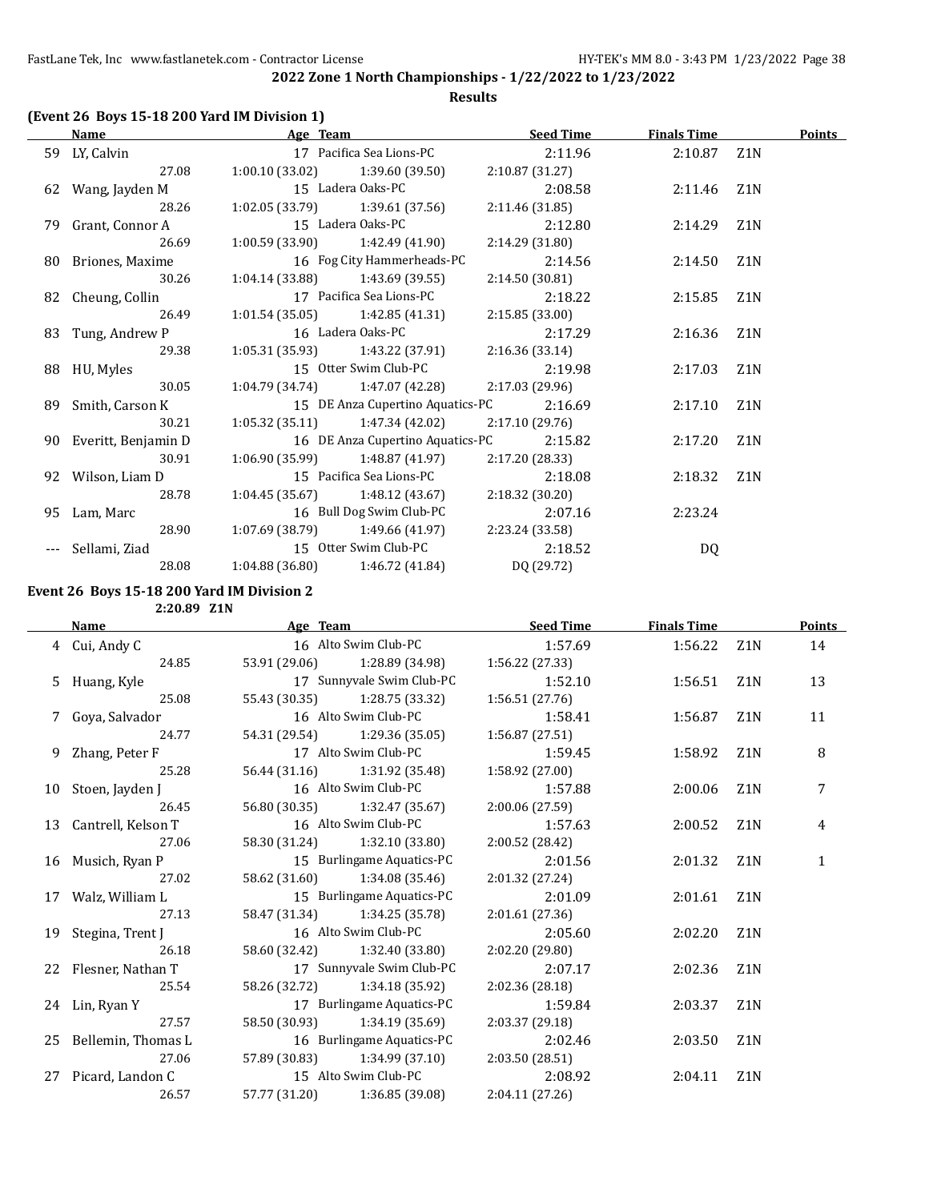**2022 Zone 1 North Championships - 1/22/2022 to 1/23/2022**

**Results**

### (Event 26 Boys 15-18 200 Yard IM Division 1)

| | Name | Age | Team | Seed Time | Finals Time | | Points |
|---|---|---|---|---|---|---|---|
| 59 | LY, Calvin | 17 | Pacifica Sea Lions-PC | 2:11.96 | 2:10.87 | Z1N | |
| | 27.08 | 1:00.10 (33.02) | 1:39.60 (39.50) | 2:10.87 (31.27) | | | |
| 62 | Wang, Jayden M | 15 | Ladera Oaks-PC | 2:08.58 | 2:11.46 | Z1N | |
| | 28.26 | 1:02.05 (33.79) | 1:39.61 (37.56) | 2:11.46 (31.85) | | | |
| 79 | Grant, Connor A | 15 | Ladera Oaks-PC | 2:12.80 | 2:14.29 | Z1N | |
| | 26.69 | 1:00.59 (33.90) | 1:42.49 (41.90) | 2:14.29 (31.80) | | | |
| 80 | Briones, Maxime | 16 | Fog City Hammerheads-PC | 2:14.56 | 2:14.50 | Z1N | |
| | 30.26 | 1:04.14 (33.88) | 1:43.69 (39.55) | 2:14.50 (30.81) | | | |
| 82 | Cheung, Collin | 17 | Pacifica Sea Lions-PC | 2:18.22 | 2:15.85 | Z1N | |
| | 26.49 | 1:01.54 (35.05) | 1:42.85 (41.31) | 2:15.85 (33.00) | | | |
| 83 | Tung, Andrew P | 16 | Ladera Oaks-PC | 2:17.29 | 2:16.36 | Z1N | |
| | 29.38 | 1:05.31 (35.93) | 1:43.22 (37.91) | 2:16.36 (33.14) | | | |
| 88 | HU, Myles | 15 | Otter Swim Club-PC | 2:19.98 | 2:17.03 | Z1N | |
| | 30.05 | 1:04.79 (34.74) | 1:47.07 (42.28) | 2:17.03 (29.96) | | | |
| 89 | Smith, Carson K | 15 | DE Anza Cupertino Aquatics-PC | 2:16.69 | 2:17.10 | Z1N | |
| | 30.21 | 1:05.32 (35.11) | 1:47.34 (42.02) | 2:17.10 (29.76) | | | |
| 90 | Everitt, Benjamin D | 16 | DE Anza Cupertino Aquatics-PC | 2:15.82 | 2:17.20 | Z1N | |
| | 30.91 | 1:06.90 (35.99) | 1:48.87 (41.97) | 2:17.20 (28.33) | | | |
| 92 | Wilson, Liam D | 15 | Pacifica Sea Lions-PC | 2:18.08 | 2:18.32 | Z1N | |
| | 28.78 | 1:04.45 (35.67) | 1:48.12 (43.67) | 2:18.32 (30.20) | | | |
| 95 | Lam, Marc | 16 | Bull Dog Swim Club-PC | 2:07.16 | 2:23.24 | | |
| | 28.90 | 1:07.69 (38.79) | 1:49.66 (41.97) | 2:23.24 (33.58) | | | |
| --- | Sellami, Ziad | 15 | Otter Swim Club-PC | 2:18.52 | DQ | | |
| | 28.08 | 1:04.88 (36.80) | 1:46.72 (41.84) | DQ (29.72) | | | |

### Event 26 Boys 15-18 200 Yard IM Division 2

2:20.89 Z1N

| | Name | Age | Team | Seed Time | Finals Time | | Points |
|---|---|---|---|---|---|---|---|
| 4 | Cui, Andy C | 16 | Alto Swim Club-PC | 1:57.69 | 1:56.22 | Z1N | 14 |
| | 24.85 | 53.91 (29.06) | 1:28.89 (34.98) | 1:56.22 (27.33) | | | |
| 5 | Huang, Kyle | 17 | Sunnyvale Swim Club-PC | 1:52.10 | 1:56.51 | Z1N | 13 |
| | 25.08 | 55.43 (30.35) | 1:28.75 (33.32) | 1:56.51 (27.76) | | | |
| 7 | Goya, Salvador | 16 | Alto Swim Club-PC | 1:58.41 | 1:56.87 | Z1N | 11 |
| | 24.77 | 54.31 (29.54) | 1:29.36 (35.05) | 1:56.87 (27.51) | | | |
| 9 | Zhang, Peter F | 17 | Alto Swim Club-PC | 1:59.45 | 1:58.92 | Z1N | 8 |
| | 25.28 | 56.44 (31.16) | 1:31.92 (35.48) | 1:58.92 (27.00) | | | |
| 10 | Stoen, Jayden J | 16 | Alto Swim Club-PC | 1:57.88 | 2:00.06 | Z1N | 7 |
| | 26.45 | 56.80 (30.35) | 1:32.47 (35.67) | 2:00.06 (27.59) | | | |
| 13 | Cantrell, Kelson T | 16 | Alto Swim Club-PC | 1:57.63 | 2:00.52 | Z1N | 4 |
| | 27.06 | 58.30 (31.24) | 1:32.10 (33.80) | 2:00.52 (28.42) | | | |
| 16 | Musich, Ryan P | 15 | Burlingame Aquatics-PC | 2:01.56 | 2:01.32 | Z1N | 1 |
| | 27.02 | 58.62 (31.60) | 1:34.08 (35.46) | 2:01.32 (27.24) | | | |
| 17 | Walz, William L | 15 | Burlingame Aquatics-PC | 2:01.09 | 2:01.61 | Z1N | |
| | 27.13 | 58.47 (31.34) | 1:34.25 (35.78) | 2:01.61 (27.36) | | | |
| 19 | Stegina, Trent J | 16 | Alto Swim Club-PC | 2:05.60 | 2:02.20 | Z1N | |
| | 26.18 | 58.60 (32.42) | 1:32.40 (33.80) | 2:02.20 (29.80) | | | |
| 22 | Flesner, Nathan T | 17 | Sunnyvale Swim Club-PC | 2:07.17 | 2:02.36 | Z1N | |
| | 25.54 | 58.26 (32.72) | 1:34.18 (35.92) | 2:02.36 (28.18) | | | |
| 24 | Lin, Ryan Y | 17 | Burlingame Aquatics-PC | 1:59.84 | 2:03.37 | Z1N | |
| | 27.57 | 58.50 (30.93) | 1:34.19 (35.69) | 2:03.37 (29.18) | | | |
| 25 | Bellemin, Thomas L | 16 | Burlingame Aquatics-PC | 2:02.46 | 2:03.50 | Z1N | |
| | 27.06 | 57.89 (30.83) | 1:34.99 (37.10) | 2:03.50 (28.51) | | | |
| 27 | Picard, Landon C | 15 | Alto Swim Club-PC | 2:08.92 | 2:04.11 | Z1N | |
| | 26.57 | 57.77 (31.20) | 1:36.85 (39.08) | 2:04.11 (27.26) | | | |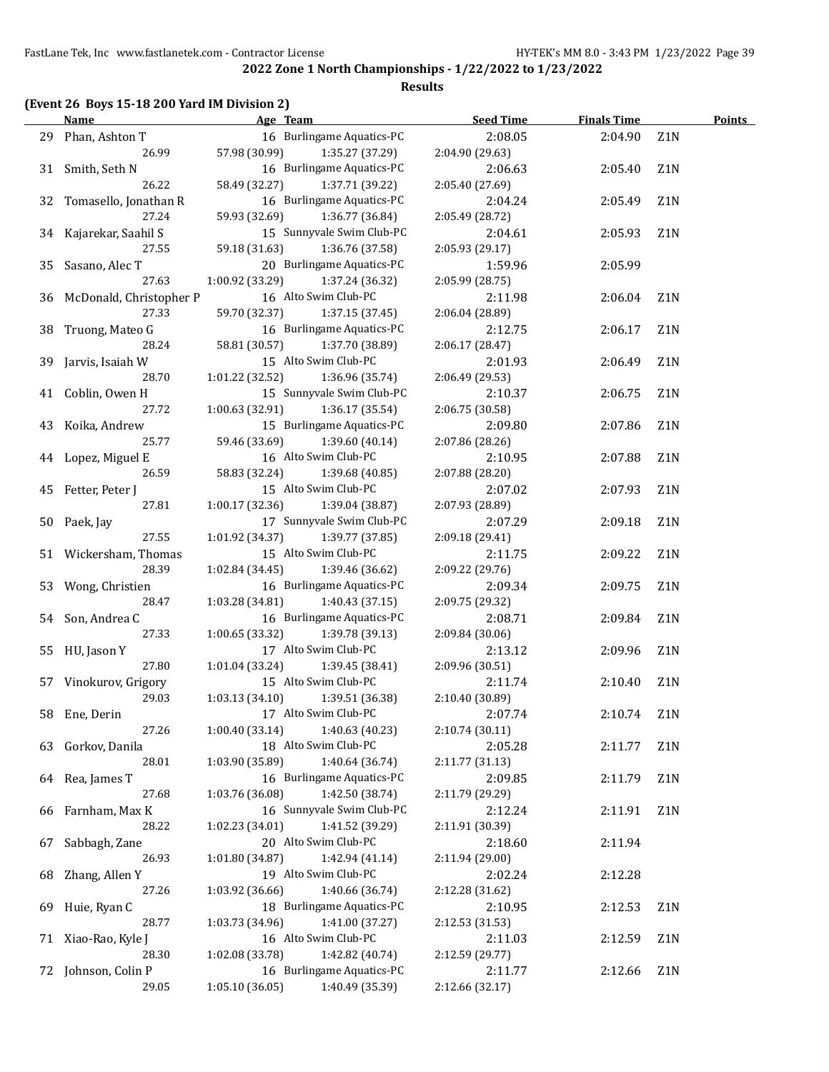**2022 Zone 1 North Championships - 1/22/2022 to 1/23/2022**

**Results**

**(Event 26 Boys 15-18 200 Yard IM Division 2)**

| | Name | Age | Team | Seed Time | Finals Time | | Points |
|---|---|---|---|---|---|---|---|
| 29 | Phan, Ashton T | 16 | Burlingame Aquatics-PC | 2:08.05 | 2:04.90 | Z1N | |
| | 26.99 | 57.98 (30.99) | 1:35.27 (37.29) | 2:04.90 (29.63) | | | |
| 31 | Smith, Seth N | 16 | Burlingame Aquatics-PC | 2:06.63 | 2:05.40 | Z1N | |
| | 26.22 | 58.49 (32.27) | 1:37.71 (39.22) | 2:05.40 (27.69) | | | |
| 32 | Tomasello, Jonathan R | 16 | Burlingame Aquatics-PC | 2:04.24 | 2:05.49 | Z1N | |
| | 27.24 | 59.93 (32.69) | 1:36.77 (36.84) | 2:05.49 (28.72) | | | |
| 34 | Kajarekar, Saahil S | 15 | Sunnyvale Swim Club-PC | 2:04.61 | 2:05.93 | Z1N | |
| | 27.55 | 59.18 (31.63) | 1:36.76 (37.58) | 2:05.93 (29.17) | | | |
| 35 | Sasano, Alec T | 20 | Burlingame Aquatics-PC | 1:59.96 | 2:05.99 | | |
| | 27.63 | 1:00.92 (33.29) | 1:37.24 (36.32) | 2:05.99 (28.75) | | | |
| 36 | McDonald, Christopher P | 16 | Alto Swim Club-PC | 2:11.98 | 2:06.04 | Z1N | |
| | 27.33 | 59.70 (32.37) | 1:37.15 (37.45) | 2:06.04 (28.89) | | | |
| 38 | Truong, Mateo G | 16 | Burlingame Aquatics-PC | 2:12.75 | 2:06.17 | Z1N | |
| | 28.24 | 58.81 (30.57) | 1:37.70 (38.89) | 2:06.17 (28.47) | | | |
| 39 | Jarvis, Isaiah W | 15 | Alto Swim Club-PC | 2:01.93 | 2:06.49 | Z1N | |
| | 28.70 | 1:01.22 (32.52) | 1:36.96 (35.74) | 2:06.49 (29.53) | | | |
| 41 | Coblin, Owen H | 15 | Sunnyvale Swim Club-PC | 2:10.37 | 2:06.75 | Z1N | |
| | 27.72 | 1:00.63 (32.91) | 1:36.17 (35.54) | 2:06.75 (30.58) | | | |
| 43 | Koika, Andrew | 15 | Burlingame Aquatics-PC | 2:09.80 | 2:07.86 | Z1N | |
| | 25.77 | 59.46 (33.69) | 1:39.60 (40.14) | 2:07.86 (28.26) | | | |
| 44 | Lopez, Miguel E | 16 | Alto Swim Club-PC | 2:10.95 | 2:07.88 | Z1N | |
| | 26.59 | 58.83 (32.24) | 1:39.68 (40.85) | 2:07.88 (28.20) | | | |
| 45 | Fetter, Peter J | 15 | Alto Swim Club-PC | 2:07.02 | 2:07.93 | Z1N | |
| | 27.81 | 1:00.17 (32.36) | 1:39.04 (38.87) | 2:07.93 (28.89) | | | |
| 50 | Paek, Jay | 17 | Sunnyvale Swim Club-PC | 2:07.29 | 2:09.18 | Z1N | |
| | 27.55 | 1:01.92 (34.37) | 1:39.77 (37.85) | 2:09.18 (29.41) | | | |
| 51 | Wickersham, Thomas | 15 | Alto Swim Club-PC | 2:11.75 | 2:09.22 | Z1N | |
| | 28.39 | 1:02.84 (34.45) | 1:39.46 (36.62) | 2:09.22 (29.76) | | | |
| 53 | Wong, Christien | 16 | Burlingame Aquatics-PC | 2:09.34 | 2:09.75 | Z1N | |
| | 28.47 | 1:03.28 (34.81) | 1:40.43 (37.15) | 2:09.75 (29.32) | | | |
| 54 | Son, Andrea C | 16 | Burlingame Aquatics-PC | 2:08.71 | 2:09.84 | Z1N | |
| | 27.33 | 1:00.65 (33.32) | 1:39.78 (39.13) | 2:09.84 (30.06) | | | |
| 55 | HU, Jason Y | 17 | Alto Swim Club-PC | 2:13.12 | 2:09.96 | Z1N | |
| | 27.80 | 1:01.04 (33.24) | 1:39.45 (38.41) | 2:09.96 (30.51) | | | |
| 57 | Vinokurov, Grigory | 15 | Alto Swim Club-PC | 2:11.74 | 2:10.40 | Z1N | |
| | 29.03 | 1:03.13 (34.10) | 1:39.51 (36.38) | 2:10.40 (30.89) | | | |
| 58 | Ene, Derin | 17 | Alto Swim Club-PC | 2:07.74 | 2:10.74 | Z1N | |
| | 27.26 | 1:00.40 (33.14) | 1:40.63 (40.23) | 2:10.74 (30.11) | | | |
| 63 | Gorkov, Danila | 18 | Alto Swim Club-PC | 2:05.28 | 2:11.77 | Z1N | |
| | 28.01 | 1:03.90 (35.89) | 1:40.64 (36.74) | 2:11.77 (31.13) | | | |
| 64 | Rea, James T | 16 | Burlingame Aquatics-PC | 2:09.85 | 2:11.79 | Z1N | |
| | 27.68 | 1:03.76 (36.08) | 1:42.50 (38.74) | 2:11.79 (29.29) | | | |
| 66 | Farnham, Max K | 16 | Sunnyvale Swim Club-PC | 2:12.24 | 2:11.91 | Z1N | |
| | 28.22 | 1:02.23 (34.01) | 1:41.52 (39.29) | 2:11.91 (30.39) | | | |
| 67 | Sabbagh, Zane | 20 | Alto Swim Club-PC | 2:18.60 | 2:11.94 | | |
| | 26.93 | 1:01.80 (34.87) | 1:42.94 (41.14) | 2:11.94 (29.00) | | | |
| 68 | Zhang, Allen Y | 19 | Alto Swim Club-PC | 2:02.24 | 2:12.28 | | |
| | 27.26 | 1:03.92 (36.66) | 1:40.66 (36.74) | 2:12.28 (31.62) | | | |
| 69 | Huie, Ryan C | 18 | Burlingame Aquatics-PC | 2:10.95 | 2:12.53 | Z1N | |
| | 28.77 | 1:03.73 (34.96) | 1:41.00 (37.27) | 2:12.53 (31.53) | | | |
| 71 | Xiao-Rao, Kyle J | 16 | Alto Swim Club-PC | 2:11.03 | 2:12.59 | Z1N | |
| | 28.30 | 1:02.08 (33.78) | 1:42.82 (40.74) | 2:12.59 (29.77) | | | |
| 72 | Johnson, Colin P | 16 | Burlingame Aquatics-PC | 2:11.77 | 2:12.66 | Z1N | |
| | 29.05 | 1:05.10 (36.05) | 1:40.49 (35.39) | 2:12.66 (32.17) | | | |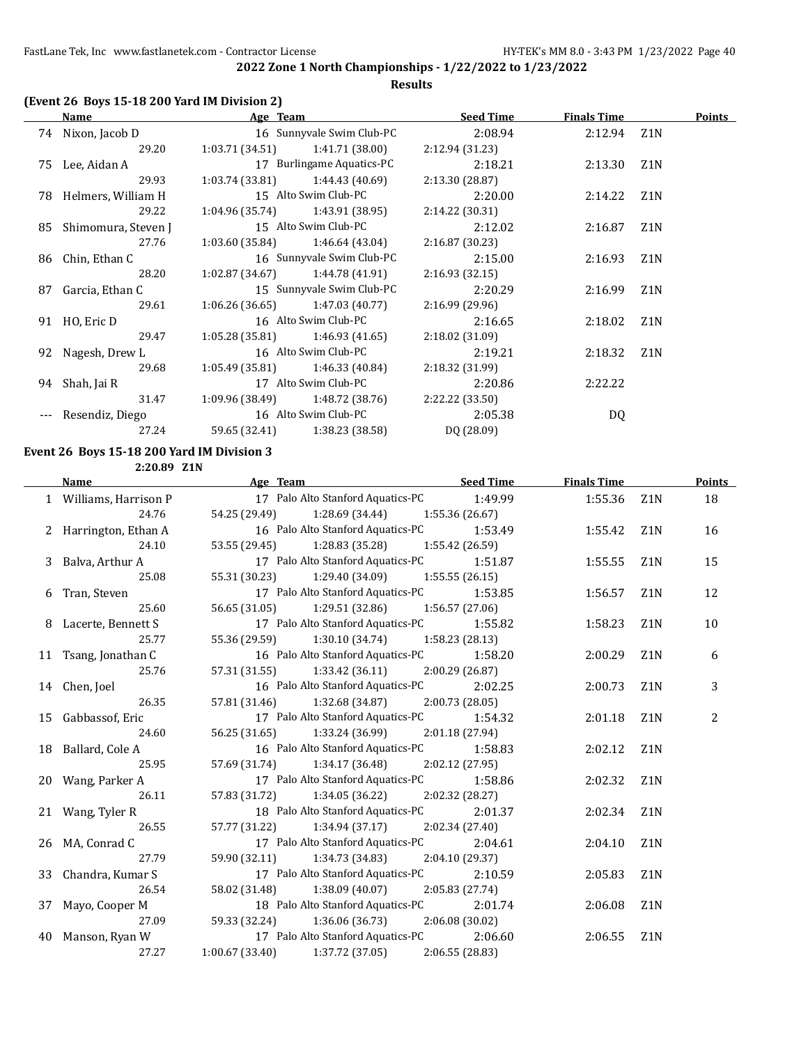## 2022 Zone 1 North Championships - 1/22/2022 to 1/23/2022

**Results**

### (Event 26 Boys 15-18 200 Yard IM Division 2)

| | Name | Age | Team | Seed Time | Finals Time | | Points |
|---|---|---|---|---|---|---|---|
| 74 | Nixon, Jacob D | 16 | Sunnyvale Swim Club-PC | 2:08.94 | 2:12.94 | Z1N | |
| | 29.20 | 1:03.71 (34.51) | 1:41.71 (38.00) | 2:12.94 (31.23) | | | |
| 75 | Lee, Aidan A | 17 | Burlingame Aquatics-PC | 2:18.21 | 2:13.30 | Z1N | |
| | 29.93 | 1:03.74 (33.81) | 1:44.43 (40.69) | 2:13.30 (28.87) | | | |
| 78 | Helmers, William H | 15 | Alto Swim Club-PC | 2:20.00 | 2:14.22 | Z1N | |
| | 29.22 | 1:04.96 (35.74) | 1:43.91 (38.95) | 2:14.22 (30.31) | | | |
| 85 | Shimomura, Steven J | 15 | Alto Swim Club-PC | 2:12.02 | 2:16.87 | Z1N | |
| | 27.76 | 1:03.60 (35.84) | 1:46.64 (43.04) | 2:16.87 (30.23) | | | |
| 86 | Chin, Ethan C | 16 | Sunnyvale Swim Club-PC | 2:15.00 | 2:16.93 | Z1N | |
| | 28.20 | 1:02.87 (34.67) | 1:44.78 (41.91) | 2:16.93 (32.15) | | | |
| 87 | Garcia, Ethan C | 15 | Sunnyvale Swim Club-PC | 2:20.29 | 2:16.99 | Z1N | |
| | 29.61 | 1:06.26 (36.65) | 1:47.03 (40.77) | 2:16.99 (29.96) | | | |
| 91 | HO, Eric D | 16 | Alto Swim Club-PC | 2:16.65 | 2:18.02 | Z1N | |
| | 29.47 | 1:05.28 (35.81) | 1:46.93 (41.65) | 2:18.02 (31.09) | | | |
| 92 | Nagesh, Drew L | 16 | Alto Swim Club-PC | 2:19.21 | 2:18.32 | Z1N | |
| | 29.68 | 1:05.49 (35.81) | 1:46.33 (40.84) | 2:18.32 (31.99) | | | |
| 94 | Shah, Jai R | 17 | Alto Swim Club-PC | 2:20.86 | 2:22.22 | | |
| | 31.47 | 1:09.96 (38.49) | 1:48.72 (38.76) | 2:22.22 (33.50) | | | |
| --- | Resendiz, Diego | 16 | Alto Swim Club-PC | 2:05.38 | DQ | | |
| | 27.24 | 59.65 (32.41) | 1:38.23 (38.58) | DQ (28.09) | | | |

### Event 26 Boys 15-18 200 Yard IM Division 3

2:20.89 Z1N

| | Name | Age | Team | Seed Time | Finals Time | | Points |
|---|---|---|---|---|---|---|---|
| 1 | Williams, Harrison P | 17 | Palo Alto Stanford Aquatics-PC | 1:49.99 | 1:55.36 | Z1N | 18 |
| | 24.76 | 54.25 (29.49) | 1:28.69 (34.44) | 1:55.36 (26.67) | | | |
| 2 | Harrington, Ethan A | 16 | Palo Alto Stanford Aquatics-PC | 1:53.49 | 1:55.42 | Z1N | 16 |
| | 24.10 | 53.55 (29.45) | 1:28.83 (35.28) | 1:55.42 (26.59) | | | |
| 3 | Balva, Arthur A | 17 | Palo Alto Stanford Aquatics-PC | 1:51.87 | 1:55.55 | Z1N | 15 |
| | 25.08 | 55.31 (30.23) | 1:29.40 (34.09) | 1:55.55 (26.15) | | | |
| 6 | Tran, Steven | 17 | Palo Alto Stanford Aquatics-PC | 1:53.85 | 1:56.57 | Z1N | 12 |
| | 25.60 | 56.65 (31.05) | 1:29.51 (32.86) | 1:56.57 (27.06) | | | |
| 8 | Lacerte, Bennett S | 17 | Palo Alto Stanford Aquatics-PC | 1:55.82 | 1:58.23 | Z1N | 10 |
| | 25.77 | 55.36 (29.59) | 1:30.10 (34.74) | 1:58.23 (28.13) | | | |
| 11 | Tsang, Jonathan C | 16 | Palo Alto Stanford Aquatics-PC | 1:58.20 | 2:00.29 | Z1N | 6 |
| | 25.76 | 57.31 (31.55) | 1:33.42 (36.11) | 2:00.29 (26.87) | | | |
| 14 | Chen, Joel | 16 | Palo Alto Stanford Aquatics-PC | 2:02.25 | 2:00.73 | Z1N | 3 |
| | 26.35 | 57.81 (31.46) | 1:32.68 (34.87) | 2:00.73 (28.05) | | | |
| 15 | Gabbassof, Eric | 17 | Palo Alto Stanford Aquatics-PC | 1:54.32 | 2:01.18 | Z1N | 2 |
| | 24.60 | 56.25 (31.65) | 1:33.24 (36.99) | 2:01.18 (27.94) | | | |
| 18 | Ballard, Cole A | 16 | Palo Alto Stanford Aquatics-PC | 1:58.83 | 2:02.12 | Z1N | |
| | 25.95 | 57.69 (31.74) | 1:34.17 (36.48) | 2:02.12 (27.95) | | | |
| 20 | Wang, Parker A | 17 | Palo Alto Stanford Aquatics-PC | 1:58.86 | 2:02.32 | Z1N | |
| | 26.11 | 57.83 (31.72) | 1:34.05 (36.22) | 2:02.32 (28.27) | | | |
| 21 | Wang, Tyler R | 18 | Palo Alto Stanford Aquatics-PC | 2:01.37 | 2:02.34 | Z1N | |
| | 26.55 | 57.77 (31.22) | 1:34.94 (37.17) | 2:02.34 (27.40) | | | |
| 26 | MA, Conrad C | 17 | Palo Alto Stanford Aquatics-PC | 2:04.61 | 2:04.10 | Z1N | |
| | 27.79 | 59.90 (32.11) | 1:34.73 (34.83) | 2:04.10 (29.37) | | | |
| 33 | Chandra, Kumar S | 17 | Palo Alto Stanford Aquatics-PC | 2:10.59 | 2:05.83 | Z1N | |
| | 26.54 | 58.02 (31.48) | 1:38.09 (40.07) | 2:05.83 (27.74) | | | |
| 37 | Mayo, Cooper M | 18 | Palo Alto Stanford Aquatics-PC | 2:01.74 | 2:06.08 | Z1N | |
| | 27.09 | 59.33 (32.24) | 1:36.06 (36.73) | 2:06.08 (30.02) | | | |
| 40 | Manson, Ryan W | 17 | Palo Alto Stanford Aquatics-PC | 2:06.60 | 2:06.55 | Z1N | |
| | 27.27 | 1:00.67 (33.40) | 1:37.72 (37.05) | 2:06.55 (28.83) | | | |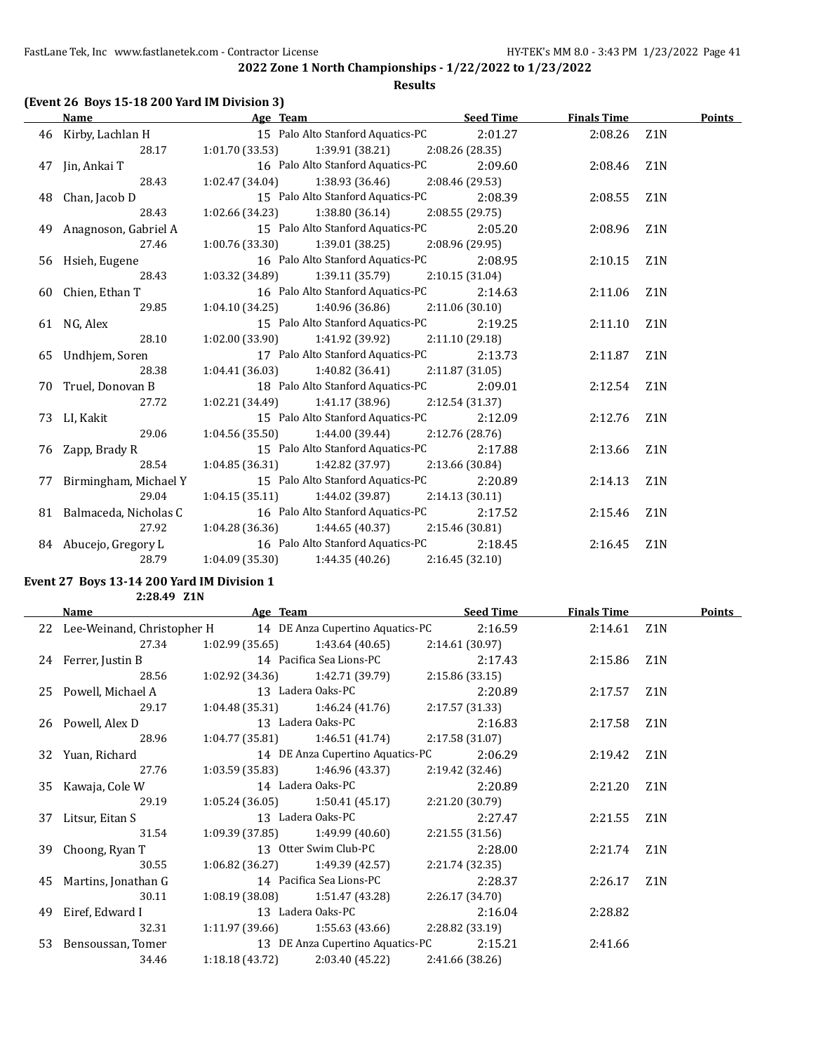## 2022 Zone 1 North Championships - 1/22/2022 to 1/23/2022

### Results

**(Event 26 Boys 15-18 200 Yard IM Division 3)**

| | Name | Age | Team | Seed Time | Finals Time | | Points |
|---|---|---|---|---|---|---|---|
| 46 | Kirby, Lachlan H | 15 | Palo Alto Stanford Aquatics-PC | 2:01.27 | 2:08.26 | Z1N | |
| | 28.17 | 1:01.70 (33.53) | 1:39.91 (38.21) | 2:08.26 (28.35) | | | |
| 47 | Jin, Ankai T | 16 | Palo Alto Stanford Aquatics-PC | 2:09.60 | 2:08.46 | Z1N | |
| | 28.43 | 1:02.47 (34.04) | 1:38.93 (36.46) | 2:08.46 (29.53) | | | |
| 48 | Chan, Jacob D | 15 | Palo Alto Stanford Aquatics-PC | 2:08.39 | 2:08.55 | Z1N | |
| | 28.43 | 1:02.66 (34.23) | 1:38.80 (36.14) | 2:08.55 (29.75) | | | |
| 49 | Anagnoson, Gabriel A | 15 | Palo Alto Stanford Aquatics-PC | 2:05.20 | 2:08.96 | Z1N | |
| | 27.46 | 1:00.76 (33.30) | 1:39.01 (38.25) | 2:08.96 (29.95) | | | |
| 56 | Hsieh, Eugene | 16 | Palo Alto Stanford Aquatics-PC | 2:08.95 | 2:10.15 | Z1N | |
| | 28.43 | 1:03.32 (34.89) | 1:39.11 (35.79) | 2:10.15 (31.04) | | | |
| 60 | Chien, Ethan T | 16 | Palo Alto Stanford Aquatics-PC | 2:14.63 | 2:11.06 | Z1N | |
| | 29.85 | 1:04.10 (34.25) | 1:40.96 (36.86) | 2:11.06 (30.10) | | | |
| 61 | NG, Alex | 15 | Palo Alto Stanford Aquatics-PC | 2:19.25 | 2:11.10 | Z1N | |
| | 28.10 | 1:02.00 (33.90) | 1:41.92 (39.92) | 2:11.10 (29.18) | | | |
| 65 | Undhjem, Soren | 17 | Palo Alto Stanford Aquatics-PC | 2:13.73 | 2:11.87 | Z1N | |
| | 28.38 | 1:04.41 (36.03) | 1:40.82 (36.41) | 2:11.87 (31.05) | | | |
| 70 | Truel, Donovan B | 18 | Palo Alto Stanford Aquatics-PC | 2:09.01 | 2:12.54 | Z1N | |
| | 27.72 | 1:02.21 (34.49) | 1:41.17 (38.96) | 2:12.54 (31.37) | | | |
| 73 | LI, Kakit | 15 | Palo Alto Stanford Aquatics-PC | 2:12.09 | 2:12.76 | Z1N | |
| | 29.06 | 1:04.56 (35.50) | 1:44.00 (39.44) | 2:12.76 (28.76) | | | |
| 76 | Zapp, Brady R | 15 | Palo Alto Stanford Aquatics-PC | 2:17.88 | 2:13.66 | Z1N | |
| | 28.54 | 1:04.85 (36.31) | 1:42.82 (37.97) | 2:13.66 (30.84) | | | |
| 77 | Birmingham, Michael Y | 15 | Palo Alto Stanford Aquatics-PC | 2:20.89 | 2:14.13 | Z1N | |
| | 29.04 | 1:04.15 (35.11) | 1:44.02 (39.87) | 2:14.13 (30.11) | | | |
| 81 | Balmaceda, Nicholas C | 16 | Palo Alto Stanford Aquatics-PC | 2:17.52 | 2:15.46 | Z1N | |
| | 27.92 | 1:04.28 (36.36) | 1:44.65 (40.37) | 2:15.46 (30.81) | | | |
| 84 | Abucejo, Gregory L | 16 | Palo Alto Stanford Aquatics-PC | 2:18.45 | 2:16.45 | Z1N | |
| | 28.79 | 1:04.09 (35.30) | 1:44.35 (40.26) | 2:16.45 (32.10) | | | |

**Event 27 Boys 13-14 200 Yard IM Division 1**

2:28.49 Z1N

| | Name | Age | Team | Seed Time | Finals Time | | Points |
|---|---|---|---|---|---|---|---|
| 22 | Lee-Weinand, Christopher H | 14 | DE Anza Cupertino Aquatics-PC | 2:16.59 | 2:14.61 | Z1N | |
| | 27.34 | 1:02.99 (35.65) | 1:43.64 (40.65) | 2:14.61 (30.97) | | | |
| 24 | Ferrer, Justin B | 14 | Pacifica Sea Lions-PC | 2:17.43 | 2:15.86 | Z1N | |
| | 28.56 | 1:02.92 (34.36) | 1:42.71 (39.79) | 2:15.86 (33.15) | | | |
| 25 | Powell, Michael A | 13 | Ladera Oaks-PC | 2:20.89 | 2:17.57 | Z1N | |
| | 29.17 | 1:04.48 (35.31) | 1:46.24 (41.76) | 2:17.57 (31.33) | | | |
| 26 | Powell, Alex D | 13 | Ladera Oaks-PC | 2:16.83 | 2:17.58 | Z1N | |
| | 28.96 | 1:04.77 (35.81) | 1:46.51 (41.74) | 2:17.58 (31.07) | | | |
| 32 | Yuan, Richard | 14 | DE Anza Cupertino Aquatics-PC | 2:06.29 | 2:19.42 | Z1N | |
| | 27.76 | 1:03.59 (35.83) | 1:46.96 (43.37) | 2:19.42 (32.46) | | | |
| 35 | Kawaja, Cole W | 14 | Ladera Oaks-PC | 2:20.89 | 2:21.20 | Z1N | |
| | 29.19 | 1:05.24 (36.05) | 1:50.41 (45.17) | 2:21.20 (30.79) | | | |
| 37 | Litsur, Eitan S | 13 | Ladera Oaks-PC | 2:27.47 | 2:21.55 | Z1N | |
| | 31.54 | 1:09.39 (37.85) | 1:49.99 (40.60) | 2:21.55 (31.56) | | | |
| 39 | Choong, Ryan T | 13 | Otter Swim Club-PC | 2:28.00 | 2:21.74 | Z1N | |
| | 30.55 | 1:06.82 (36.27) | 1:49.39 (42.57) | 2:21.74 (32.35) | | | |
| 45 | Martins, Jonathan G | 14 | Pacifica Sea Lions-PC | 2:28.37 | 2:26.17 | Z1N | |
| | 30.11 | 1:08.19 (38.08) | 1:51.47 (43.28) | 2:26.17 (34.70) | | | |
| 49 | Eiref, Edward I | 13 | Ladera Oaks-PC | 2:16.04 | 2:28.82 | | |
| | 32.31 | 1:11.97 (39.66) | 1:55.63 (43.66) | 2:28.82 (33.19) | | | |
| 53 | Bensoussan, Tomer | 13 | DE Anza Cupertino Aquatics-PC | 2:15.21 | 2:41.66 | | |
| | 34.46 | 1:18.18 (43.72) | 2:03.40 (45.22) | 2:41.66 (38.26) | | | |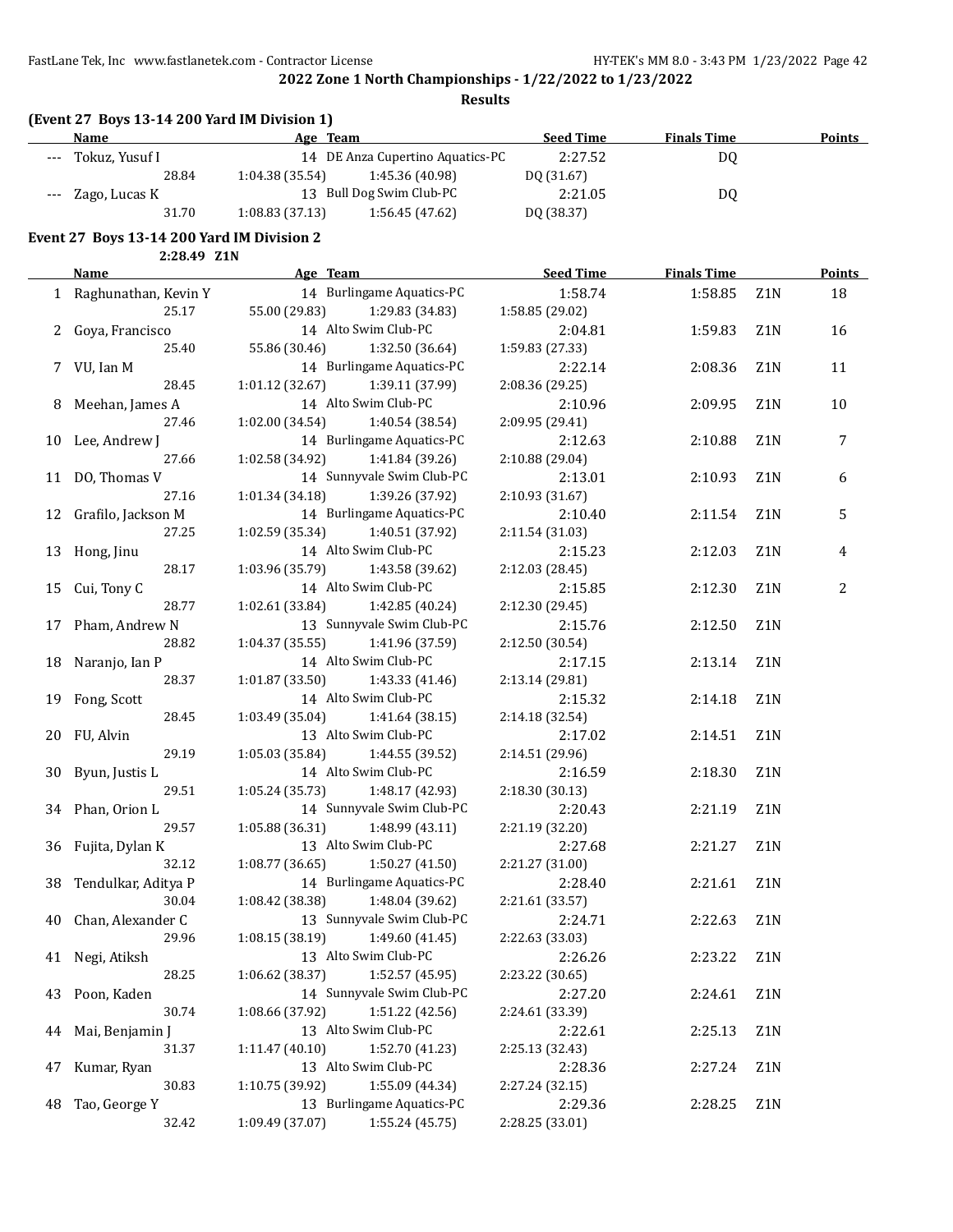2022 Zone 1 North Championships - 1/22/2022 to 1/23/2022

Results

**(Event 27 Boys 13-14 200 Yard IM Division 1)**

| | Name | Age | Team | Seed Time | Finals Time | | Points |
|---|---|---|---|---|---|---|---|
| --- | Tokuz, Yusuf I | 14 | DE Anza Cupertino Aquatics-PC | 2:27.52 | DQ | | |
| | 28.84 | 1:04.38 (35.54) | 1:45.36 (40.98) | DQ (31.67) | | | |
| --- | Zago, Lucas K | 13 | Bull Dog Swim Club-PC | 2:21.05 | DQ | | |
| | 31.70 | 1:08.83 (37.13) | 1:56.45 (47.62) | DQ (38.37) | | | |

**Event 27 Boys 13-14 200 Yard IM Division 2**

2:28.49 Z1N

| | Name | Age | Team | Seed Time | Finals Time | | Points |
|---|---|---|---|---|---|---|---|
| 1 | Raghunathan, Kevin Y | 14 | Burlingame Aquatics-PC | 1:58.74 | 1:58.85 | Z1N | 18 |
| | 25.17 | 55.00 (29.83) | 1:29.83 (34.83) | 1:58.85 (29.02) | | | |
| 2 | Goya, Francisco | 14 | Alto Swim Club-PC | 2:04.81 | 1:59.83 | Z1N | 16 |
| | 25.40 | 55.86 (30.46) | 1:32.50 (36.64) | 1:59.83 (27.33) | | | |
| 7 | VU, Ian M | 14 | Burlingame Aquatics-PC | 2:22.14 | 2:08.36 | Z1N | 11 |
| | 28.45 | 1:01.12 (32.67) | 1:39.11 (37.99) | 2:08.36 (29.25) | | | |
| 8 | Meehan, James A | 14 | Alto Swim Club-PC | 2:10.96 | 2:09.95 | Z1N | 10 |
| | 27.46 | 1:02.00 (34.54) | 1:40.54 (38.54) | 2:09.95 (29.41) | | | |
| 10 | Lee, Andrew J | 14 | Burlingame Aquatics-PC | 2:12.63 | 2:10.88 | Z1N | 7 |
| | 27.66 | 1:02.58 (34.92) | 1:41.84 (39.26) | 2:10.88 (29.04) | | | |
| 11 | DO, Thomas V | 14 | Sunnyvale Swim Club-PC | 2:13.01 | 2:10.93 | Z1N | 6 |
| | 27.16 | 1:01.34 (34.18) | 1:39.26 (37.92) | 2:10.93 (31.67) | | | |
| 12 | Grafilo, Jackson M | 14 | Burlingame Aquatics-PC | 2:10.40 | 2:11.54 | Z1N | 5 |
| | 27.25 | 1:02.59 (35.34) | 1:40.51 (37.92) | 2:11.54 (31.03) | | | |
| 13 | Hong, Jinu | 14 | Alto Swim Club-PC | 2:15.23 | 2:12.03 | Z1N | 4 |
| | 28.17 | 1:03.96 (35.79) | 1:43.58 (39.62) | 2:12.03 (28.45) | | | |
| 15 | Cui, Tony C | 14 | Alto Swim Club-PC | 2:15.85 | 2:12.30 | Z1N | 2 |
| | 28.77 | 1:02.61 (33.84) | 1:42.85 (40.24) | 2:12.30 (29.45) | | | |
| 17 | Pham, Andrew N | 13 | Sunnyvale Swim Club-PC | 2:15.76 | 2:12.50 | Z1N | |
| | 28.82 | 1:04.37 (35.55) | 1:41.96 (37.59) | 2:12.50 (30.54) | | | |
| 18 | Naranjo, Ian P | 14 | Alto Swim Club-PC | 2:17.15 | 2:13.14 | Z1N | |
| | 28.37 | 1:01.87 (33.50) | 1:43.33 (41.46) | 2:13.14 (29.81) | | | |
| 19 | Fong, Scott | 14 | Alto Swim Club-PC | 2:15.32 | 2:14.18 | Z1N | |
| | 28.45 | 1:03.49 (35.04) | 1:41.64 (38.15) | 2:14.18 (32.54) | | | |
| 20 | FU, Alvin | 13 | Alto Swim Club-PC | 2:17.02 | 2:14.51 | Z1N | |
| | 29.19 | 1:05.03 (35.84) | 1:44.55 (39.52) | 2:14.51 (29.96) | | | |
| 30 | Byun, Justis L | 14 | Alto Swim Club-PC | 2:16.59 | 2:18.30 | Z1N | |
| | 29.51 | 1:05.24 (35.73) | 1:48.17 (42.93) | 2:18.30 (30.13) | | | |
| 34 | Phan, Orion L | 14 | Sunnyvale Swim Club-PC | 2:20.43 | 2:21.19 | Z1N | |
| | 29.57 | 1:05.88 (36.31) | 1:48.99 (43.11) | 2:21.19 (32.20) | | | |
| 36 | Fujita, Dylan K | 13 | Alto Swim Club-PC | 2:27.68 | 2:21.27 | Z1N | |
| | 32.12 | 1:08.77 (36.65) | 1:50.27 (41.50) | 2:21.27 (31.00) | | | |
| 38 | Tendulkar, Aditya P | 14 | Burlingame Aquatics-PC | 2:28.40 | 2:21.61 | Z1N | |
| | 30.04 | 1:08.42 (38.38) | 1:48.04 (39.62) | 2:21.61 (33.57) | | | |
| 40 | Chan, Alexander C | 13 | Sunnyvale Swim Club-PC | 2:24.71 | 2:22.63 | Z1N | |
| | 29.96 | 1:08.15 (38.19) | 1:49.60 (41.45) | 2:22.63 (33.03) | | | |
| 41 | Negi, Atiksh | 13 | Alto Swim Club-PC | 2:26.26 | 2:23.22 | Z1N | |
| | 28.25 | 1:06.62 (38.37) | 1:52.57 (45.95) | 2:23.22 (30.65) | | | |
| 43 | Poon, Kaden | 14 | Sunnyvale Swim Club-PC | 2:27.20 | 2:24.61 | Z1N | |
| | 30.74 | 1:08.66 (37.92) | 1:51.22 (42.56) | 2:24.61 (33.39) | | | |
| 44 | Mai, Benjamin J | 13 | Alto Swim Club-PC | 2:22.61 | 2:25.13 | Z1N | |
| | 31.37 | 1:11.47 (40.10) | 1:52.70 (41.23) | 2:25.13 (32.43) | | | |
| 47 | Kumar, Ryan | 13 | Alto Swim Club-PC | 2:28.36 | 2:27.24 | Z1N | |
| | 30.83 | 1:10.75 (39.92) | 1:55.09 (44.34) | 2:27.24 (32.15) | | | |
| 48 | Tao, George Y | 13 | Burlingame Aquatics-PC | 2:29.36 | 2:28.25 | Z1N | |
| | 32.42 | 1:09.49 (37.07) | 1:55.24 (45.75) | 2:28.25 (33.01) | | | |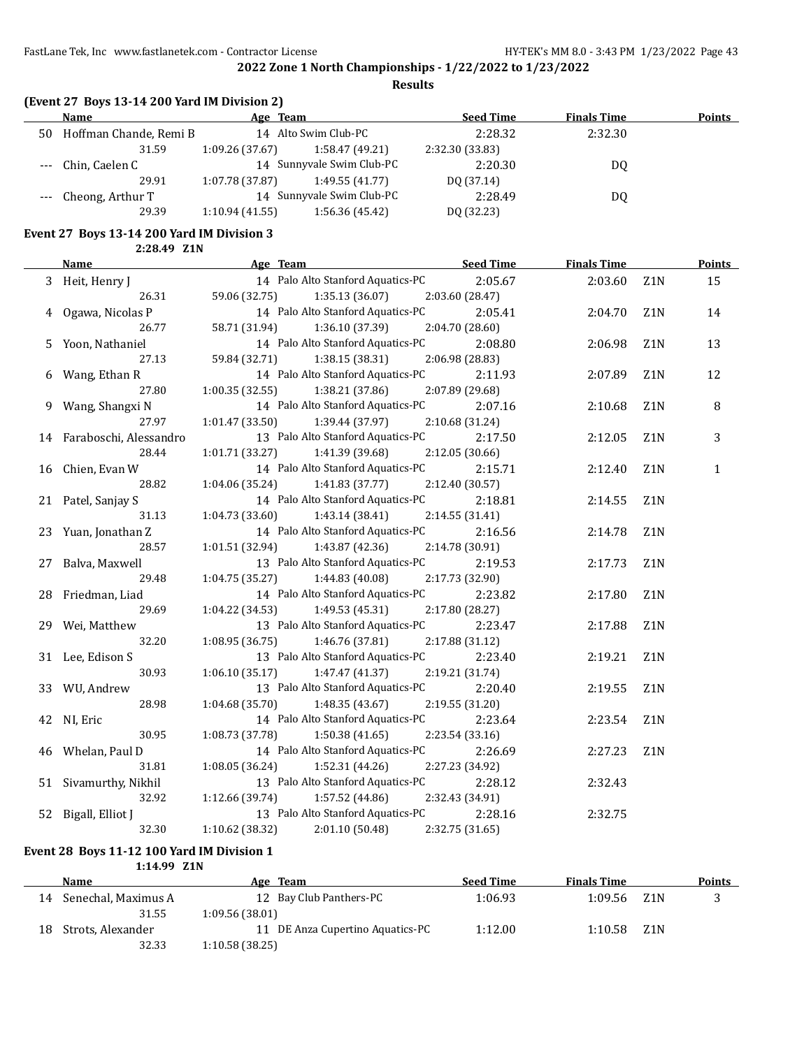## 2022 Zone 1 North Championships - 1/22/2022 to 1/23/2022

### Results

### (Event 27 Boys 13-14 200 Yard IM Division 2)

| | Name | Age | Team | Seed Time | Finals Time | | Points |
|---|---|---|---|---|---|---|---|
| 50 | Hoffman Chande, Remi B | 14 | Alto Swim Club-PC | 2:28.32 | 2:32.30 | | |
| | 31.59 | 1:09.26 (37.67) | 1:58.47 (49.21) | 2:32.30 (33.83) | | | |
| --- | Chin, Caelen C | 14 | Sunnyvale Swim Club-PC | 2:20.30 | DQ | | |
| | 29.91 | 1:07.78 (37.87) | 1:49.55 (41.77) | DQ (37.14) | | | |
| --- | Cheong, Arthur T | 14 | Sunnyvale Swim Club-PC | 2:28.49 | DQ | | |
| | 29.39 | 1:10.94 (41.55) | 1:56.36 (45.42) | DQ (32.23) | | | |

### Event 27 Boys 13-14 200 Yard IM Division 3

2:28.49 Z1N

| | Name | Age | Team | Seed Time | Finals Time | | Points |
|---|---|---|---|---|---|---|---|
| 3 | Heit, Henry J | 14 | Palo Alto Stanford Aquatics-PC | 2:05.67 | 2:03.60 | Z1N | 15 |
| | 26.31 | 59.06 (32.75) | 1:35.13 (36.07) | 2:03.60 (28.47) | | | |
| 4 | Ogawa, Nicolas P | 14 | Palo Alto Stanford Aquatics-PC | 2:05.41 | 2:04.70 | Z1N | 14 |
| | 26.77 | 58.71 (31.94) | 1:36.10 (37.39) | 2:04.70 (28.60) | | | |
| 5 | Yoon, Nathaniel | 14 | Palo Alto Stanford Aquatics-PC | 2:08.80 | 2:06.98 | Z1N | 13 |
| | 27.13 | 59.84 (32.71) | 1:38.15 (38.31) | 2:06.98 (28.83) | | | |
| 6 | Wang, Ethan R | 14 | Palo Alto Stanford Aquatics-PC | 2:11.93 | 2:07.89 | Z1N | 12 |
| | 27.80 | 1:00.35 (32.55) | 1:38.21 (37.86) | 2:07.89 (29.68) | | | |
| 9 | Wang, Shangxi N | 14 | Palo Alto Stanford Aquatics-PC | 2:07.16 | 2:10.68 | Z1N | 8 |
| | 27.97 | 1:01.47 (33.50) | 1:39.44 (37.97) | 2:10.68 (31.24) | | | |
| 14 | Faraboschi, Alessandro | 13 | Palo Alto Stanford Aquatics-PC | 2:17.50 | 2:12.05 | Z1N | 3 |
| | 28.44 | 1:01.71 (33.27) | 1:41.39 (39.68) | 2:12.05 (30.66) | | | |
| 16 | Chien, Evan W | 14 | Palo Alto Stanford Aquatics-PC | 2:15.71 | 2:12.40 | Z1N | 1 |
| | 28.82 | 1:04.06 (35.24) | 1:41.83 (37.77) | 2:12.40 (30.57) | | | |
| 21 | Patel, Sanjay S | 14 | Palo Alto Stanford Aquatics-PC | 2:18.81 | 2:14.55 | Z1N | |
| | 31.13 | 1:04.73 (33.60) | 1:43.14 (38.41) | 2:14.55 (31.41) | | | |
| 23 | Yuan, Jonathan Z | 14 | Palo Alto Stanford Aquatics-PC | 2:16.56 | 2:14.78 | Z1N | |
| | 28.57 | 1:01.51 (32.94) | 1:43.87 (42.36) | 2:14.78 (30.91) | | | |
| 27 | Balva, Maxwell | 13 | Palo Alto Stanford Aquatics-PC | 2:19.53 | 2:17.73 | Z1N | |
| | 29.48 | 1:04.75 (35.27) | 1:44.83 (40.08) | 2:17.73 (32.90) | | | |
| 28 | Friedman, Liad | 14 | Palo Alto Stanford Aquatics-PC | 2:23.82 | 2:17.80 | Z1N | |
| | 29.69 | 1:04.22 (34.53) | 1:49.53 (45.31) | 2:17.80 (28.27) | | | |
| 29 | Wei, Matthew | 13 | Palo Alto Stanford Aquatics-PC | 2:23.47 | 2:17.88 | Z1N | |
| | 32.20 | 1:08.95 (36.75) | 1:46.76 (37.81) | 2:17.88 (31.12) | | | |
| 31 | Lee, Edison S | 13 | Palo Alto Stanford Aquatics-PC | 2:23.40 | 2:19.21 | Z1N | |
| | 30.93 | 1:06.10 (35.17) | 1:47.47 (41.37) | 2:19.21 (31.74) | | | |
| 33 | WU, Andrew | 13 | Palo Alto Stanford Aquatics-PC | 2:20.40 | 2:19.55 | Z1N | |
| | 28.98 | 1:04.68 (35.70) | 1:48.35 (43.67) | 2:19.55 (31.20) | | | |
| 42 | NI, Eric | 14 | Palo Alto Stanford Aquatics-PC | 2:23.64 | 2:23.54 | Z1N | |
| | 30.95 | 1:08.73 (37.78) | 1:50.38 (41.65) | 2:23.54 (33.16) | | | |
| 46 | Whelan, Paul D | 14 | Palo Alto Stanford Aquatics-PC | 2:26.69 | 2:27.23 | Z1N | |
| | 31.81 | 1:08.05 (36.24) | 1:52.31 (44.26) | 2:27.23 (34.92) | | | |
| 51 | Sivamurthy, Nikhil | 13 | Palo Alto Stanford Aquatics-PC | 2:28.12 | 2:32.43 | | |
| | 32.92 | 1:12.66 (39.74) | 1:57.52 (44.86) | 2:32.43 (34.91) | | | |
| 52 | Bigall, Elliot J | 13 | Palo Alto Stanford Aquatics-PC | 2:28.16 | 2:32.75 | | |
| | 32.30 | 1:10.62 (38.32) | 2:01.10 (50.48) | 2:32.75 (31.65) | | | |

### Event 28 Boys 11-12 100 Yard IM Division 1

1:14.99 Z1N

| | Name | Age | Team | Seed Time | Finals Time | | Points |
|---|---|---|---|---|---|---|---|
| 14 | Senechal, Maximus A | 12 | Bay Club Panthers-PC | 1:06.93 | 1:09.56 | Z1N | 3 |
| | 31.55 | 1:09.56 (38.01) | | | | | |
| 18 | Strots, Alexander | 11 | DE Anza Cupertino Aquatics-PC | 1:12.00 | 1:10.58 | Z1N | |
| | 32.33 | 1:10.58 (38.25) | | | | | |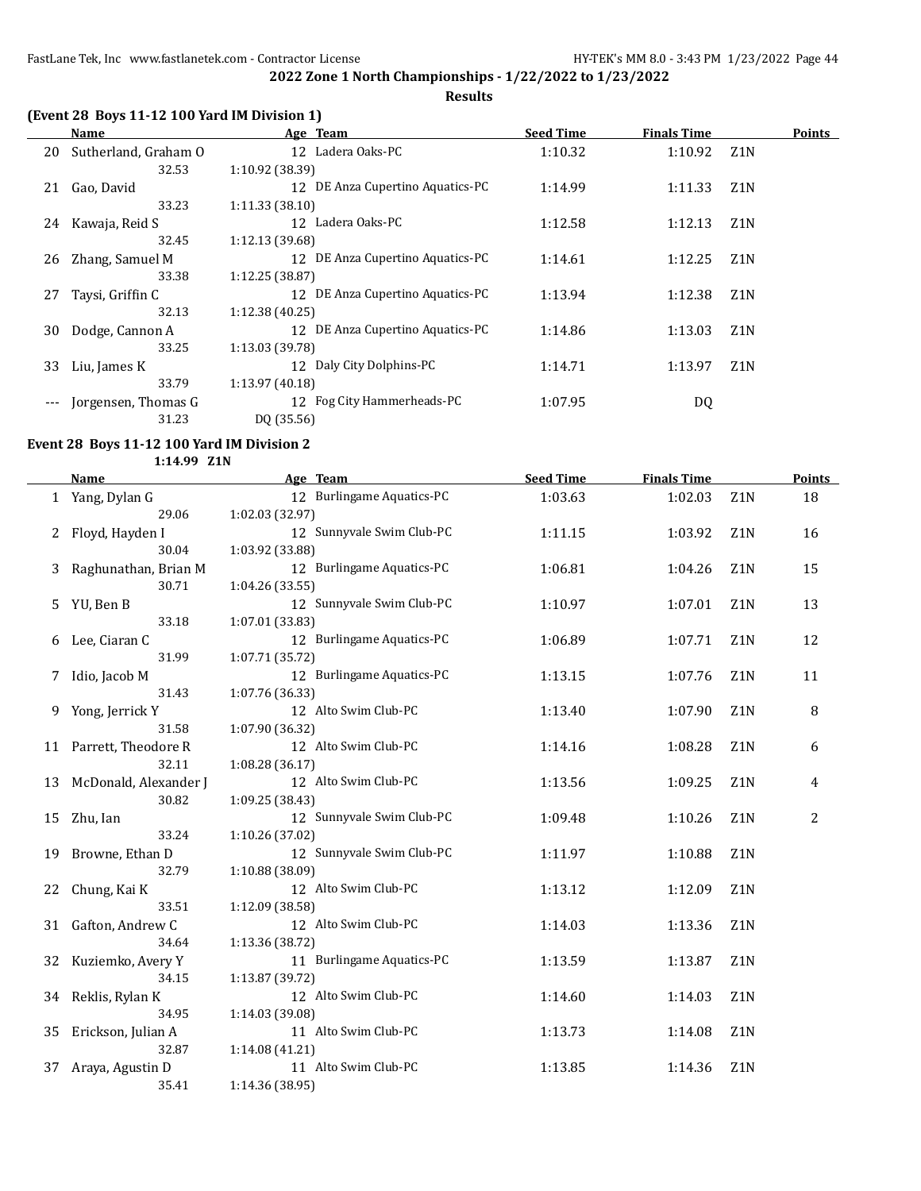**2022 Zone 1 North Championships - 1/22/2022 to 1/23/2022**

**Results**

### (Event 28 Boys 11-12 100 Yard IM Division 1)

| | Name | Age | Team | Seed Time | Finals Time | | Points |
|---|---|---|---|---|---|---|---|
| 20 | Sutherland, Graham O | 12 | Ladera Oaks-PC | 1:10.32 | 1:10.92 | Z1N | |
| | 32.53 | 1:10.92 (38.39) | | | | | |
| 21 | Gao, David | 12 | DE Anza Cupertino Aquatics-PC | 1:14.99 | 1:11.33 | Z1N | |
| | 33.23 | 1:11.33 (38.10) | | | | | |
| 24 | Kawaja, Reid S | 12 | Ladera Oaks-PC | 1:12.58 | 1:12.13 | Z1N | |
| | 32.45 | 1:12.13 (39.68) | | | | | |
| 26 | Zhang, Samuel M | 12 | DE Anza Cupertino Aquatics-PC | 1:14.61 | 1:12.25 | Z1N | |
| | 33.38 | 1:12.25 (38.87) | | | | | |
| 27 | Taysi, Griffin C | 12 | DE Anza Cupertino Aquatics-PC | 1:13.94 | 1:12.38 | Z1N | |
| | 32.13 | 1:12.38 (40.25) | | | | | |
| 30 | Dodge, Cannon A | 12 | DE Anza Cupertino Aquatics-PC | 1:14.86 | 1:13.03 | Z1N | |
| | 33.25 | 1:13.03 (39.78) | | | | | |
| 33 | Liu, James K | 12 | Daly City Dolphins-PC | 1:14.71 | 1:13.97 | Z1N | |
| | 33.79 | 1:13.97 (40.18) | | | | | |
| --- | Jorgensen, Thomas G | 12 | Fog City Hammerheads-PC | 1:07.95 | DQ | | |
| | 31.23 | DQ (35.56) | | | | | |

### Event 28 Boys 11-12 100 Yard IM Division 2

1:14.99 Z1N

| | Name | Age | Team | Seed Time | Finals Time | | Points |
|---|---|---|---|---|---|---|---|
| 1 | Yang, Dylan G | 12 | Burlingame Aquatics-PC | 1:03.63 | 1:02.03 | Z1N | 18 |
| | 29.06 | 1:02.03 (32.97) | | | | | |
| 2 | Floyd, Hayden I | 12 | Sunnyvale Swim Club-PC | 1:11.15 | 1:03.92 | Z1N | 16 |
| | 30.04 | 1:03.92 (33.88) | | | | | |
| 3 | Raghunathan, Brian M | 12 | Burlingame Aquatics-PC | 1:06.81 | 1:04.26 | Z1N | 15 |
| | 30.71 | 1:04.26 (33.55) | | | | | |
| 5 | YU, Ben B | 12 | Sunnyvale Swim Club-PC | 1:10.97 | 1:07.01 | Z1N | 13 |
| | 33.18 | 1:07.01 (33.83) | | | | | |
| 6 | Lee, Ciaran C | 12 | Burlingame Aquatics-PC | 1:06.89 | 1:07.71 | Z1N | 12 |
| | 31.99 | 1:07.71 (35.72) | | | | | |
| 7 | Idio, Jacob M | 12 | Burlingame Aquatics-PC | 1:13.15 | 1:07.76 | Z1N | 11 |
| | 31.43 | 1:07.76 (36.33) | | | | | |
| 9 | Yong, Jerrick Y | 12 | Alto Swim Club-PC | 1:13.40 | 1:07.90 | Z1N | 8 |
| | 31.58 | 1:07.90 (36.32) | | | | | |
| 11 | Parrett, Theodore R | 12 | Alto Swim Club-PC | 1:14.16 | 1:08.28 | Z1N | 6 |
| | 32.11 | 1:08.28 (36.17) | | | | | |
| 13 | McDonald, Alexander J | 12 | Alto Swim Club-PC | 1:13.56 | 1:09.25 | Z1N | 4 |
| | 30.82 | 1:09.25 (38.43) | | | | | |
| 15 | Zhu, Ian | 12 | Sunnyvale Swim Club-PC | 1:09.48 | 1:10.26 | Z1N | 2 |
| | 33.24 | 1:10.26 (37.02) | | | | | |
| 19 | Browne, Ethan D | 12 | Sunnyvale Swim Club-PC | 1:11.97 | 1:10.88 | Z1N | |
| | 32.79 | 1:10.88 (38.09) | | | | | |
| 22 | Chung, Kai K | 12 | Alto Swim Club-PC | 1:13.12 | 1:12.09 | Z1N | |
| | 33.51 | 1:12.09 (38.58) | | | | | |
| 31 | Gafton, Andrew C | 12 | Alto Swim Club-PC | 1:14.03 | 1:13.36 | Z1N | |
| | 34.64 | 1:13.36 (38.72) | | | | | |
| 32 | Kuziemko, Avery Y | 11 | Burlingame Aquatics-PC | 1:13.59 | 1:13.87 | Z1N | |
| | 34.15 | 1:13.87 (39.72) | | | | | |
| 34 | Reklis, Rylan K | 12 | Alto Swim Club-PC | 1:14.60 | 1:14.03 | Z1N | |
| | 34.95 | 1:14.03 (39.08) | | | | | |
| 35 | Erickson, Julian A | 11 | Alto Swim Club-PC | 1:13.73 | 1:14.08 | Z1N | |
| | 32.87 | 1:14.08 (41.21) | | | | | |
| 37 | Araya, Agustin D | 11 | Alto Swim Club-PC | 1:13.85 | 1:14.36 | Z1N | |
| | 35.41 | 1:14.36 (38.95) | | | | | |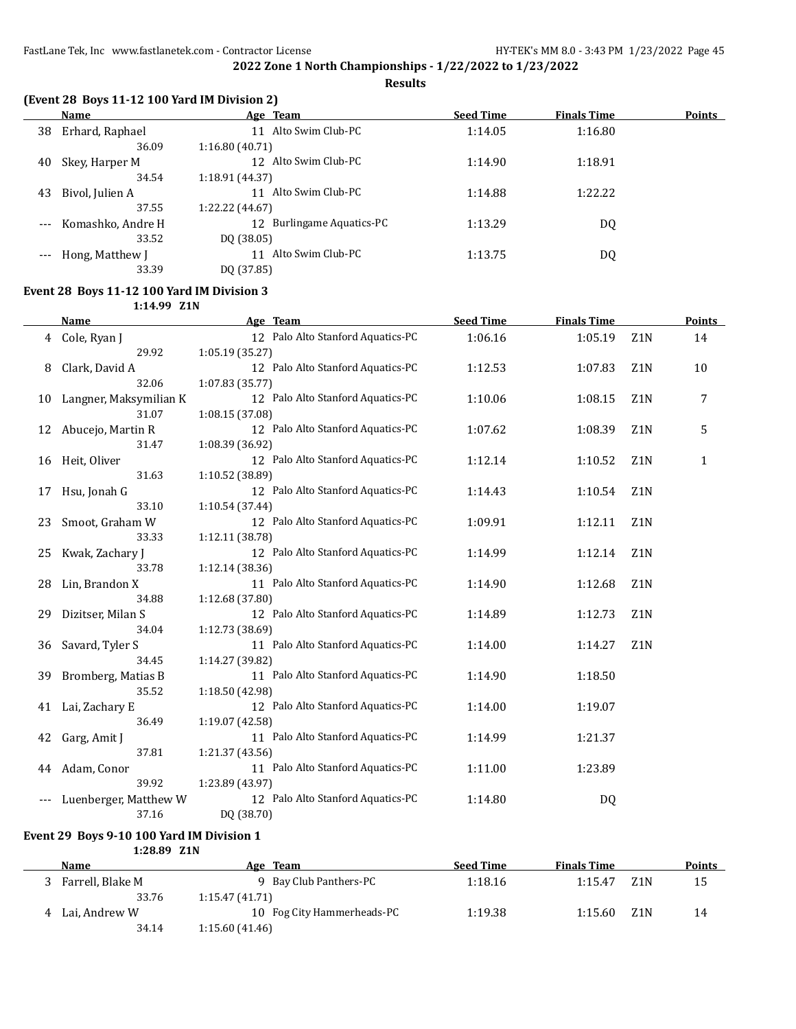**2022 Zone 1 North Championships - 1/22/2022 to 1/23/2022**

**Results**

### (Event 28 Boys 11-12 100 Yard IM Division 2)

| | Name | Age | Team | Seed Time | Finals Time | | Points |
|---|---|---|---|---|---|---|---|
| 38 | Erhard, Raphael | 11 | Alto Swim Club-PC | 1:14.05 | 1:16.80 | | |
| | 36.09 | 1:16.80 (40.71) | | | | | |
| 40 | Skey, Harper M | 12 | Alto Swim Club-PC | 1:14.90 | 1:18.91 | | |
| | 34.54 | 1:18.91 (44.37) | | | | | |
| 43 | Bivol, Julien A | 11 | Alto Swim Club-PC | 1:14.88 | 1:22.22 | | |
| | 37.55 | 1:22.22 (44.67) | | | | | |
| --- | Komashko, Andre H | 12 | Burlingame Aquatics-PC | 1:13.29 | DQ | | |
| | 33.52 | DQ (38.05) | | | | | |
| --- | Hong, Matthew J | 11 | Alto Swim Club-PC | 1:13.75 | DQ | | |
| | 33.39 | DQ (37.85) | | | | | |

### Event 28 Boys 11-12 100 Yard IM Division 3

1:14.99 Z1N

| | Name | Age | Team | Seed Time | Finals Time | | Points |
|---|---|---|---|---|---|---|---|
| 4 | Cole, Ryan J | 12 | Palo Alto Stanford Aquatics-PC | 1:06.16 | 1:05.19 | Z1N | 14 |
| | 29.92 | 1:05.19 (35.27) | | | | | |
| 8 | Clark, David A | 12 | Palo Alto Stanford Aquatics-PC | 1:12.53 | 1:07.83 | Z1N | 10 |
| | 32.06 | 1:07.83 (35.77) | | | | | |
| 10 | Langner, Maksymilian K | 12 | Palo Alto Stanford Aquatics-PC | 1:10.06 | 1:08.15 | Z1N | 7 |
| | 31.07 | 1:08.15 (37.08) | | | | | |
| 12 | Abucejo, Martin R | 12 | Palo Alto Stanford Aquatics-PC | 1:07.62 | 1:08.39 | Z1N | 5 |
| | 31.47 | 1:08.39 (36.92) | | | | | |
| 16 | Heit, Oliver | 12 | Palo Alto Stanford Aquatics-PC | 1:12.14 | 1:10.52 | Z1N | 1 |
| | 31.63 | 1:10.52 (38.89) | | | | | |
| 17 | Hsu, Jonah G | 12 | Palo Alto Stanford Aquatics-PC | 1:14.43 | 1:10.54 | Z1N | |
| | 33.10 | 1:10.54 (37.44) | | | | | |
| 23 | Smoot, Graham W | 12 | Palo Alto Stanford Aquatics-PC | 1:09.91 | 1:12.11 | Z1N | |
| | 33.33 | 1:12.11 (38.78) | | | | | |
| 25 | Kwak, Zachary J | 12 | Palo Alto Stanford Aquatics-PC | 1:14.99 | 1:12.14 | Z1N | |
| | 33.78 | 1:12.14 (38.36) | | | | | |
| 28 | Lin, Brandon X | 11 | Palo Alto Stanford Aquatics-PC | 1:14.90 | 1:12.68 | Z1N | |
| | 34.88 | 1:12.68 (37.80) | | | | | |
| 29 | Dizitser, Milan S | 12 | Palo Alto Stanford Aquatics-PC | 1:14.89 | 1:12.73 | Z1N | |
| | 34.04 | 1:12.73 (38.69) | | | | | |
| 36 | Savard, Tyler S | 11 | Palo Alto Stanford Aquatics-PC | 1:14.00 | 1:14.27 | Z1N | |
| | 34.45 | 1:14.27 (39.82) | | | | | |
| 39 | Bromberg, Matias B | 11 | Palo Alto Stanford Aquatics-PC | 1:14.90 | 1:18.50 | | |
| | 35.52 | 1:18.50 (42.98) | | | | | |
| 41 | Lai, Zachary E | 12 | Palo Alto Stanford Aquatics-PC | 1:14.00 | 1:19.07 | | |
| | 36.49 | 1:19.07 (42.58) | | | | | |
| 42 | Garg, Amit J | 11 | Palo Alto Stanford Aquatics-PC | 1:14.99 | 1:21.37 | | |
| | 37.81 | 1:21.37 (43.56) | | | | | |
| 44 | Adam, Conor | 11 | Palo Alto Stanford Aquatics-PC | 1:11.00 | 1:23.89 | | |
| | 39.92 | 1:23.89 (43.97) | | | | | |
| --- | Luenberger, Matthew W | 12 | Palo Alto Stanford Aquatics-PC | 1:14.80 | DQ | | |
| | 37.16 | DQ (38.70) | | | | | |

### Event 29 Boys 9-10 100 Yard IM Division 1

1:28.89 Z1N

| | Name | Age | Team | Seed Time | Finals Time | | Points |
|---|---|---|---|---|---|---|---|
| 3 | Farrell, Blake M | 9 | Bay Club Panthers-PC | 1:18.16 | 1:15.47 | Z1N | 15 |
| | 33.76 | 1:15.47 (41.71) | | | | | |
| 4 | Lai, Andrew W | 10 | Fog City Hammerheads-PC | 1:19.38 | 1:15.60 | Z1N | 14 |
| | 34.14 | 1:15.60 (41.46) | | | | | |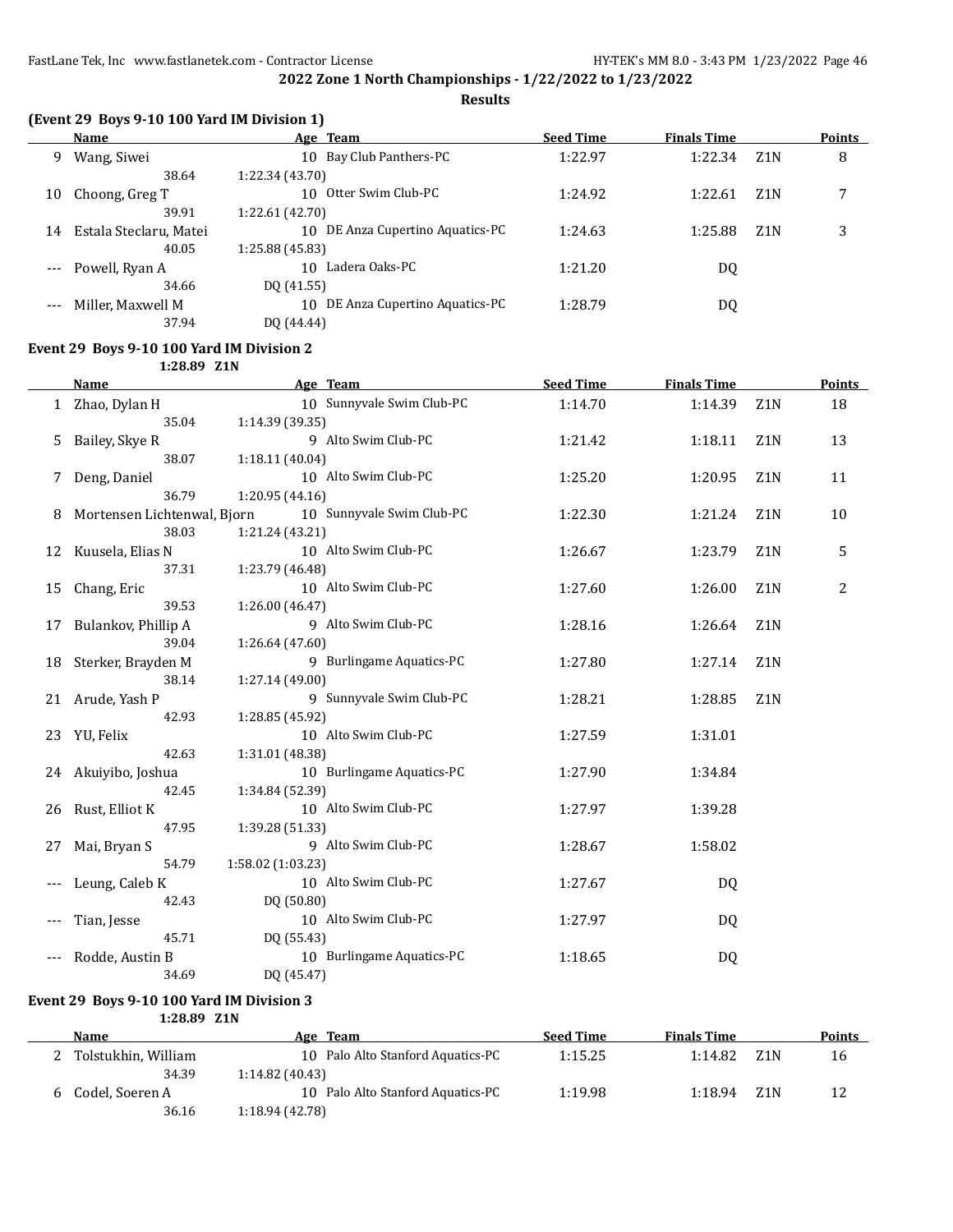**2022 Zone 1 North Championships - 1/22/2022 to 1/23/2022**

**Results**

### (Event 29 Boys 9-10 100 Yard IM Division 1)

| | Name | Age | Team | Seed Time | Finals Time | | Points |
|---|---|---|---|---|---|---|---|
| 9 | Wang, Siwei | 10 | Bay Club Panthers-PC | 1:22.97 | 1:22.34 | Z1N | 8 |
| | 38.64 | 1:22.34 (43.70) | | | | | |
| 10 | Choong, Greg T | 10 | Otter Swim Club-PC | 1:24.92 | 1:22.61 | Z1N | 7 |
| | 39.91 | 1:22.61 (42.70) | | | | | |
| 14 | Estala Steclaru, Matei | 10 | DE Anza Cupertino Aquatics-PC | 1:24.63 | 1:25.88 | Z1N | 3 |
| | 40.05 | 1:25.88 (45.83) | | | | | |
| --- | Powell, Ryan A | 10 | Ladera Oaks-PC | 1:21.20 | DQ | | |
| | 34.66 | DQ (41.55) | | | | | |
| --- | Miller, Maxwell M | 10 | DE Anza Cupertino Aquatics-PC | 1:28.79 | DQ | | |
| | 37.94 | DQ (44.44) | | | | | |

### Event 29 Boys 9-10 100 Yard IM Division 2

1:28.89 Z1N

| | Name | Age | Team | Seed Time | Finals Time | | Points |
|---|---|---|---|---|---|---|---|
| 1 | Zhao, Dylan H | 10 | Sunnyvale Swim Club-PC | 1:14.70 | 1:14.39 | Z1N | 18 |
| | 35.04 | 1:14.39 (39.35) | | | | | |
| 5 | Bailey, Skye R | 9 | Alto Swim Club-PC | 1:21.42 | 1:18.11 | Z1N | 13 |
| | 38.07 | 1:18.11 (40.04) | | | | | |
| 7 | Deng, Daniel | 10 | Alto Swim Club-PC | 1:25.20 | 1:20.95 | Z1N | 11 |
| | 36.79 | 1:20.95 (44.16) | | | | | |
| 8 | Mortensen Lichtenwal, Bjorn | 10 | Sunnyvale Swim Club-PC | 1:22.30 | 1:21.24 | Z1N | 10 |
| | 38.03 | 1:21.24 (43.21) | | | | | |
| 12 | Kuusela, Elias N | 10 | Alto Swim Club-PC | 1:26.67 | 1:23.79 | Z1N | 5 |
| | 37.31 | 1:23.79 (46.48) | | | | | |
| 15 | Chang, Eric | 10 | Alto Swim Club-PC | 1:27.60 | 1:26.00 | Z1N | 2 |
| | 39.53 | 1:26.00 (46.47) | | | | | |
| 17 | Bulankov, Phillip A | 9 | Alto Swim Club-PC | 1:28.16 | 1:26.64 | Z1N | |
| | 39.04 | 1:26.64 (47.60) | | | | | |
| 18 | Sterker, Brayden M | 9 | Burlingame Aquatics-PC | 1:27.80 | 1:27.14 | Z1N | |
| | 38.14 | 1:27.14 (49.00) | | | | | |
| 21 | Arude, Yash P | 9 | Sunnyvale Swim Club-PC | 1:28.21 | 1:28.85 | Z1N | |
| | 42.93 | 1:28.85 (45.92) | | | | | |
| 23 | YU, Felix | 10 | Alto Swim Club-PC | 1:27.59 | 1:31.01 | | |
| | 42.63 | 1:31.01 (48.38) | | | | | |
| 24 | Akuiyibo, Joshua | 10 | Burlingame Aquatics-PC | 1:27.90 | 1:34.84 | | |
| | 42.45 | 1:34.84 (52.39) | | | | | |
| 26 | Rust, Elliot K | 10 | Alto Swim Club-PC | 1:27.97 | 1:39.28 | | |
| | 47.95 | 1:39.28 (51.33) | | | | | |
| 27 | Mai, Bryan S | 9 | Alto Swim Club-PC | 1:28.67 | 1:58.02 | | |
| | 54.79 | 1:58.02 (1:03.23) | | | | | |
| --- | Leung, Caleb K | 10 | Alto Swim Club-PC | 1:27.67 | DQ | | |
| | 42.43 | DQ (50.80) | | | | | |
| --- | Tian, Jesse | 10 | Alto Swim Club-PC | 1:27.97 | DQ | | |
| | 45.71 | DQ (55.43) | | | | | |
| --- | Rodde, Austin B | 10 | Burlingame Aquatics-PC | 1:18.65 | DQ | | |
| | 34.69 | DQ (45.47) | | | | | |

### Event 29 Boys 9-10 100 Yard IM Division 3

1:28.89 Z1N

| | Name | Age | Team | Seed Time | Finals Time | | Points |
|---|---|---|---|---|---|---|---|
| 2 | Tolstukhin, William | 10 | Palo Alto Stanford Aquatics-PC | 1:15.25 | 1:14.82 | Z1N | 16 |
| | 34.39 | 1:14.82 (40.43) | | | | | |
| 6 | Codel, Soeren A | 10 | Palo Alto Stanford Aquatics-PC | 1:19.98 | 1:18.94 | Z1N | 12 |
| | 36.16 | 1:18.94 (42.78) | | | | | |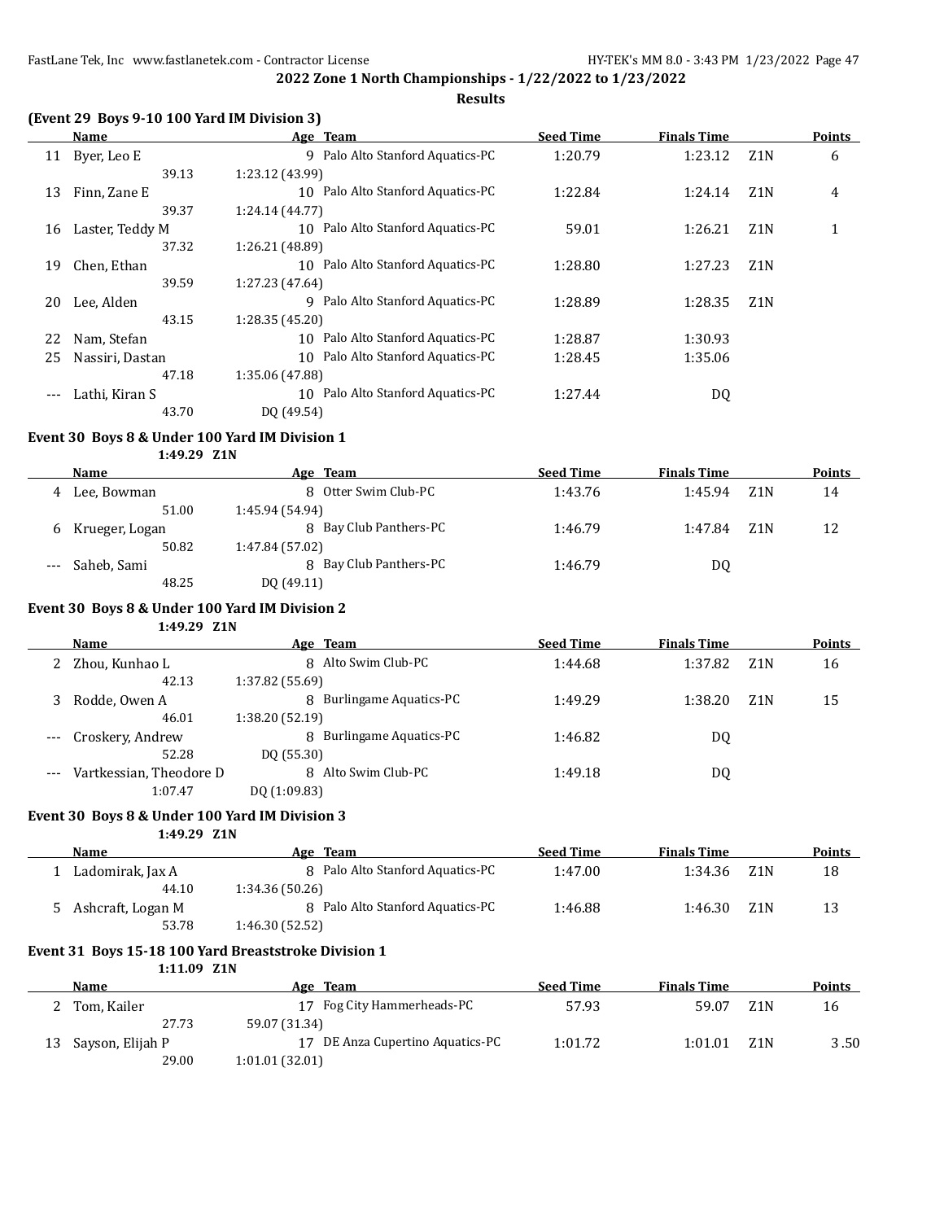**2022 Zone 1 North Championships - 1/22/2022 to 1/23/2022**

**Results**

### (Event 29 Boys 9-10 100 Yard IM Division 3)

| | Name | Age | Team | Seed Time | Finals Time | | Points |
|---|---|---|---|---|---|---|---|
| 11 | Byer, Leo E | 9 | Palo Alto Stanford Aquatics-PC | 1:20.79 | 1:23.12 | Z1N | 6 |
| | 39.13 | 1:23.12 (43.99) | | | | | |
| 13 | Finn, Zane E | 10 | Palo Alto Stanford Aquatics-PC | 1:22.84 | 1:24.14 | Z1N | 4 |
| | 39.37 | 1:24.14 (44.77) | | | | | |
| 16 | Laster, Teddy M | 10 | Palo Alto Stanford Aquatics-PC | 59.01 | 1:26.21 | Z1N | 1 |
| | 37.32 | 1:26.21 (48.89) | | | | | |
| 19 | Chen, Ethan | 10 | Palo Alto Stanford Aquatics-PC | 1:28.80 | 1:27.23 | Z1N | |
| | 39.59 | 1:27.23 (47.64) | | | | | |
| 20 | Lee, Alden | 9 | Palo Alto Stanford Aquatics-PC | 1:28.89 | 1:28.35 | Z1N | |
| | 43.15 | 1:28.35 (45.20) | | | | | |
| 22 | Nam, Stefan | 10 | Palo Alto Stanford Aquatics-PC | 1:28.87 | 1:30.93 | | |
| 25 | Nassiri, Dastan | 10 | Palo Alto Stanford Aquatics-PC | 1:28.45 | 1:35.06 | | |
| | 47.18 | 1:35.06 (47.88) | | | | | |
| --- | Lathi, Kiran S | 10 | Palo Alto Stanford Aquatics-PC | 1:27.44 | DQ | | |
| | 43.70 | DQ (49.54) | | | | | |

### Event 30 Boys 8 & Under 100 Yard IM Division 1

1:49.29 Z1N

| | Name | Age | Team | Seed Time | Finals Time | | Points |
|---|---|---|---|---|---|---|---|
| 4 | Lee, Bowman | 8 | Otter Swim Club-PC | 1:43.76 | 1:45.94 | Z1N | 14 |
| | 51.00 | 1:45.94 (54.94) | | | | | |
| 6 | Krueger, Logan | 8 | Bay Club Panthers-PC | 1:46.79 | 1:47.84 | Z1N | 12 |
| | 50.82 | 1:47.84 (57.02) | | | | | |
| --- | Saheb, Sami | 8 | Bay Club Panthers-PC | 1:46.79 | DQ | | |
| | 48.25 | DQ (49.11) | | | | | |

### Event 30 Boys 8 & Under 100 Yard IM Division 2

1:49.29 Z1N

| | Name | Age | Team | Seed Time | Finals Time | | Points |
|---|---|---|---|---|---|---|---|
| 2 | Zhou, Kunhao L | 8 | Alto Swim Club-PC | 1:44.68 | 1:37.82 | Z1N | 16 |
| | 42.13 | 1:37.82 (55.69) | | | | | |
| 3 | Rodde, Owen A | 8 | Burlingame Aquatics-PC | 1:49.29 | 1:38.20 | Z1N | 15 |
| | 46.01 | 1:38.20 (52.19) | | | | | |
| --- | Croskery, Andrew | 8 | Burlingame Aquatics-PC | 1:46.82 | DQ | | |
| | 52.28 | DQ (55.30) | | | | | |
| --- | Vartkessian, Theodore D | 8 | Alto Swim Club-PC | 1:49.18 | DQ | | |
| | 1:07.47 | DQ (1:09.83) | | | | | |

### Event 30 Boys 8 & Under 100 Yard IM Division 3

1:49.29 Z1N

| | Name | Age | Team | Seed Time | Finals Time | | Points |
|---|---|---|---|---|---|---|---|
| 1 | Ladomirak, Jax A | 8 | Palo Alto Stanford Aquatics-PC | 1:47.00 | 1:34.36 | Z1N | 18 |
| | 44.10 | 1:34.36 (50.26) | | | | | |
| 5 | Ashcraft, Logan M | 8 | Palo Alto Stanford Aquatics-PC | 1:46.88 | 1:46.30 | Z1N | 13 |
| | 53.78 | 1:46.30 (52.52) | | | | | |

### Event 31 Boys 15-18 100 Yard Breaststroke Division 1

1:11.09 Z1N

| | Name | Age | Team | Seed Time | Finals Time | | Points |
|---|---|---|---|---|---|---|---|
| 2 | Tom, Kailer | 17 | Fog City Hammerheads-PC | 57.93 | 59.07 | Z1N | 16 |
| | 27.73 | 59.07 (31.34) | | | | | |
| 13 | Sayson, Elijah P | 17 | DE Anza Cupertino Aquatics-PC | 1:01.72 | 1:01.01 | Z1N | 3.50 |
| | 29.00 | 1:01.01 (32.01) | | | | | |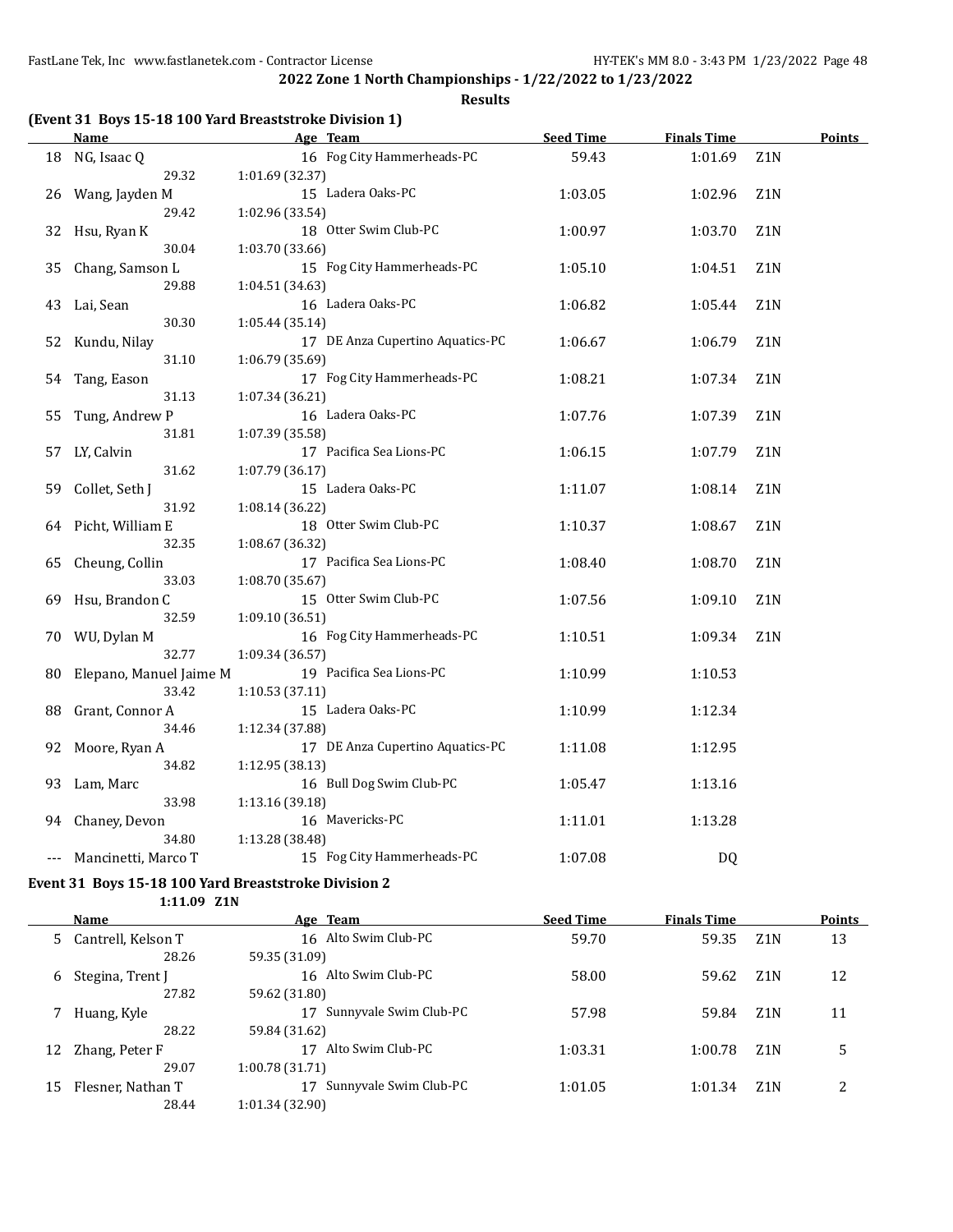**2022 Zone 1 North Championships - 1/22/2022 to 1/23/2022**

**Results**

### (Event 31 Boys 15-18 100 Yard Breaststroke Division 1)

| | Name | Age | Team | Seed Time | Finals Time | | Points |
|---|---|---|---|---|---|---|---|
| 18 | NG, Isaac Q | 16 | Fog City Hammerheads-PC | 59.43 | 1:01.69 | Z1N | |
| | 29.32 | 1:01.69 (32.37) | | | | | |
| 26 | Wang, Jayden M | 15 | Ladera Oaks-PC | 1:03.05 | 1:02.96 | Z1N | |
| | 29.42 | 1:02.96 (33.54) | | | | | |
| 32 | Hsu, Ryan K | 18 | Otter Swim Club-PC | 1:00.97 | 1:03.70 | Z1N | |
| | 30.04 | 1:03.70 (33.66) | | | | | |
| 35 | Chang, Samson L | 15 | Fog City Hammerheads-PC | 1:05.10 | 1:04.51 | Z1N | |
| | 29.88 | 1:04.51 (34.63) | | | | | |
| 43 | Lai, Sean | 16 | Ladera Oaks-PC | 1:06.82 | 1:05.44 | Z1N | |
| | 30.30 | 1:05.44 (35.14) | | | | | |
| 52 | Kundu, Nilay | 17 | DE Anza Cupertino Aquatics-PC | 1:06.67 | 1:06.79 | Z1N | |
| | 31.10 | 1:06.79 (35.69) | | | | | |
| 54 | Tang, Eason | 17 | Fog City Hammerheads-PC | 1:08.21 | 1:07.34 | Z1N | |
| | 31.13 | 1:07.34 (36.21) | | | | | |
| 55 | Tung, Andrew P | 16 | Ladera Oaks-PC | 1:07.76 | 1:07.39 | Z1N | |
| | 31.81 | 1:07.39 (35.58) | | | | | |
| 57 | LY, Calvin | 17 | Pacifica Sea Lions-PC | 1:06.15 | 1:07.79 | Z1N | |
| | 31.62 | 1:07.79 (36.17) | | | | | |
| 59 | Collet, Seth J | 15 | Ladera Oaks-PC | 1:11.07 | 1:08.14 | Z1N | |
| | 31.92 | 1:08.14 (36.22) | | | | | |
| 64 | Picht, William E | 18 | Otter Swim Club-PC | 1:10.37 | 1:08.67 | Z1N | |
| | 32.35 | 1:08.67 (36.32) | | | | | |
| 65 | Cheung, Collin | 17 | Pacifica Sea Lions-PC | 1:08.40 | 1:08.70 | Z1N | |
| | 33.03 | 1:08.70 (35.67) | | | | | |
| 69 | Hsu, Brandon C | 15 | Otter Swim Club-PC | 1:07.56 | 1:09.10 | Z1N | |
| | 32.59 | 1:09.10 (36.51) | | | | | |
| 70 | WU, Dylan M | 16 | Fog City Hammerheads-PC | 1:10.51 | 1:09.34 | Z1N | |
| | 32.77 | 1:09.34 (36.57) | | | | | |
| 80 | Elepano, Manuel Jaime M | 19 | Pacifica Sea Lions-PC | 1:10.99 | 1:10.53 | | |
| | 33.42 | 1:10.53 (37.11) | | | | | |
| 88 | Grant, Connor A | 15 | Ladera Oaks-PC | 1:10.99 | 1:12.34 | | |
| | 34.46 | 1:12.34 (37.88) | | | | | |
| 92 | Moore, Ryan A | 17 | DE Anza Cupertino Aquatics-PC | 1:11.08 | 1:12.95 | | |
| | 34.82 | 1:12.95 (38.13) | | | | | |
| 93 | Lam, Marc | 16 | Bull Dog Swim Club-PC | 1:05.47 | 1:13.16 | | |
| | 33.98 | 1:13.16 (39.18) | | | | | |
| 94 | Chaney, Devon | 16 | Mavericks-PC | 1:11.01 | 1:13.28 | | |
| | 34.80 | 1:13.28 (38.48) | | | | | |
| --- | Mancinetti, Marco T | 15 | Fog City Hammerheads-PC | 1:07.08 | DQ | | |

### Event 31 Boys 15-18 100 Yard Breaststroke Division 2

1:11.09 Z1N

| | Name | Age | Team | Seed Time | Finals Time | | Points |
|---|---|---|---|---|---|---|---|
| 5 | Cantrell, Kelson T | 16 | Alto Swim Club-PC | 59.70 | 59.35 | Z1N | 13 |
| | 28.26 | 59.35 (31.09) | | | | | |
| 6 | Stegina, Trent J | 16 | Alto Swim Club-PC | 58.00 | 59.62 | Z1N | 12 |
| | 27.82 | 59.62 (31.80) | | | | | |
| 7 | Huang, Kyle | 17 | Sunnyvale Swim Club-PC | 57.98 | 59.84 | Z1N | 11 |
| | 28.22 | 59.84 (31.62) | | | | | |
| 12 | Zhang, Peter F | 17 | Alto Swim Club-PC | 1:03.31 | 1:00.78 | Z1N | 5 |
| | 29.07 | 1:00.78 (31.71) | | | | | |
| 15 | Flesner, Nathan T | 17 | Sunnyvale Swim Club-PC | 1:01.05 | 1:01.34 | Z1N | 2 |
| | 28.44 | 1:01.34 (32.90) | | | | | |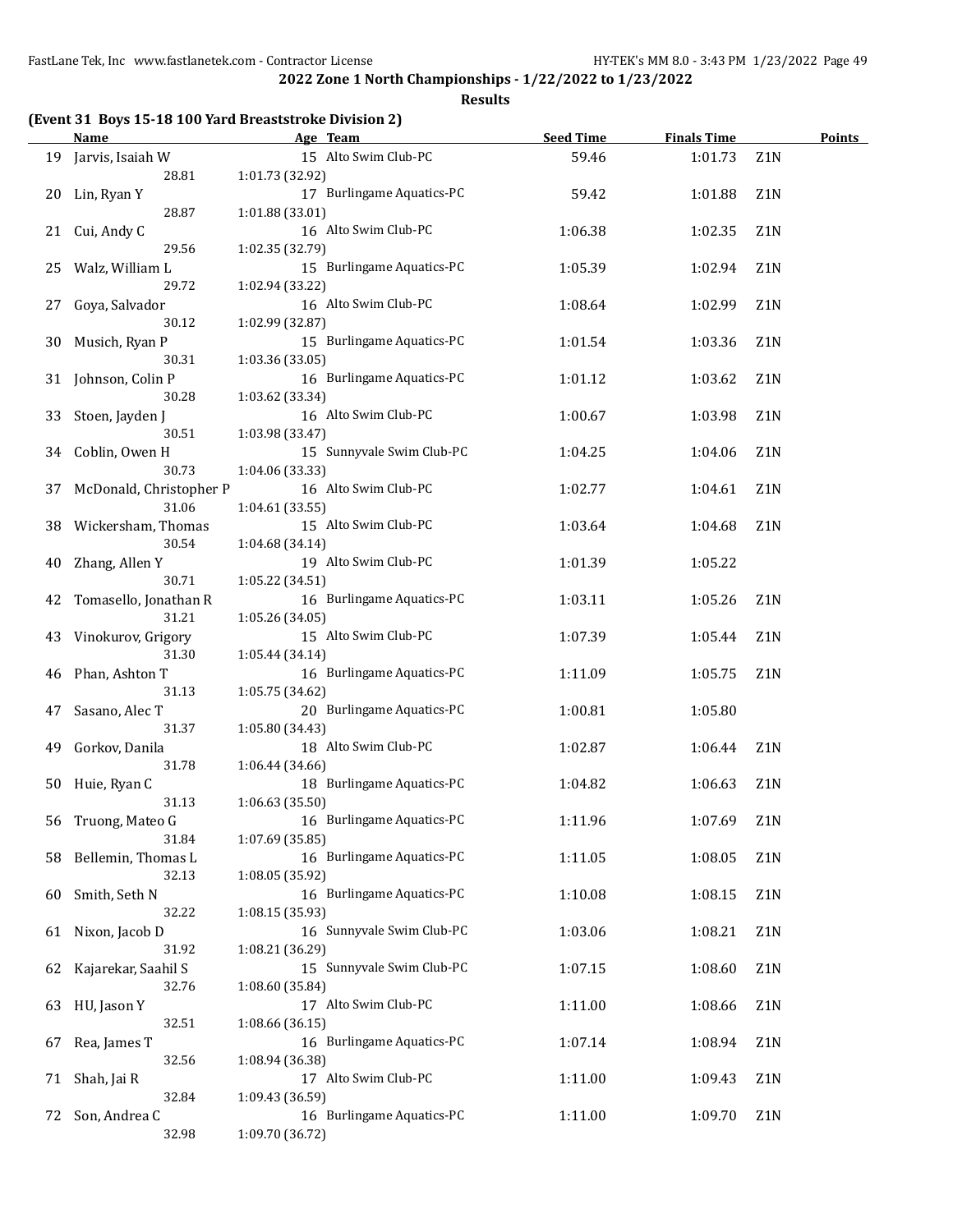## 2022 Zone 1 North Championships - 1/22/2022 to 1/23/2022

### Results

**(Event 31 Boys 15-18 100 Yard Breaststroke Division 2)**

| | Name | Age | Team | Seed Time | Finals Time | | Points |
|---|---|---|---|---|---|---|---|
| 19 | Jarvis, Isaiah W | 15 | Alto Swim Club-PC | 59.46 | 1:01.73 | Z1N | |
| | 28.81 | 1:01.73 (32.92) | | | | | |
| 20 | Lin, Ryan Y | 17 | Burlingame Aquatics-PC | 59.42 | 1:01.88 | Z1N | |
| | 28.87 | 1:01.88 (33.01) | | | | | |
| 21 | Cui, Andy C | 16 | Alto Swim Club-PC | 1:06.38 | 1:02.35 | Z1N | |
| | 29.56 | 1:02.35 (32.79) | | | | | |
| 25 | Walz, William L | 15 | Burlingame Aquatics-PC | 1:05.39 | 1:02.94 | Z1N | |
| | 29.72 | 1:02.94 (33.22) | | | | | |
| 27 | Goya, Salvador | 16 | Alto Swim Club-PC | 1:08.64 | 1:02.99 | Z1N | |
| | 30.12 | 1:02.99 (32.87) | | | | | |
| 30 | Musich, Ryan P | 15 | Burlingame Aquatics-PC | 1:01.54 | 1:03.36 | Z1N | |
| | 30.31 | 1:03.36 (33.05) | | | | | |
| 31 | Johnson, Colin P | 16 | Burlingame Aquatics-PC | 1:01.12 | 1:03.62 | Z1N | |
| | 30.28 | 1:03.62 (33.34) | | | | | |
| 33 | Stoen, Jayden J | 16 | Alto Swim Club-PC | 1:00.67 | 1:03.98 | Z1N | |
| | 30.51 | 1:03.98 (33.47) | | | | | |
| 34 | Coblin, Owen H | 15 | Sunnyvale Swim Club-PC | 1:04.25 | 1:04.06 | Z1N | |
| | 30.73 | 1:04.06 (33.33) | | | | | |
| 37 | McDonald, Christopher P | 16 | Alto Swim Club-PC | 1:02.77 | 1:04.61 | Z1N | |
| | 31.06 | 1:04.61 (33.55) | | | | | |
| 38 | Wickersham, Thomas | 15 | Alto Swim Club-PC | 1:03.64 | 1:04.68 | Z1N | |
| | 30.54 | 1:04.68 (34.14) | | | | | |
| 40 | Zhang, Allen Y | 19 | Alto Swim Club-PC | 1:01.39 | 1:05.22 | | |
| | 30.71 | 1:05.22 (34.51) | | | | | |
| 42 | Tomasello, Jonathan R | 16 | Burlingame Aquatics-PC | 1:03.11 | 1:05.26 | Z1N | |
| | 31.21 | 1:05.26 (34.05) | | | | | |
| 43 | Vinokurov, Grigory | 15 | Alto Swim Club-PC | 1:07.39 | 1:05.44 | Z1N | |
| | 31.30 | 1:05.44 (34.14) | | | | | |
| 46 | Phan, Ashton T | 16 | Burlingame Aquatics-PC | 1:11.09 | 1:05.75 | Z1N | |
| | 31.13 | 1:05.75 (34.62) | | | | | |
| 47 | Sasano, Alec T | 20 | Burlingame Aquatics-PC | 1:00.81 | 1:05.80 | | |
| | 31.37 | 1:05.80 (34.43) | | | | | |
| 49 | Gorkov, Danila | 18 | Alto Swim Club-PC | 1:02.87 | 1:06.44 | Z1N | |
| | 31.78 | 1:06.44 (34.66) | | | | | |
| 50 | Huie, Ryan C | 18 | Burlingame Aquatics-PC | 1:04.82 | 1:06.63 | Z1N | |
| | 31.13 | 1:06.63 (35.50) | | | | | |
| 56 | Truong, Mateo G | 16 | Burlingame Aquatics-PC | 1:11.96 | 1:07.69 | Z1N | |
| | 31.84 | 1:07.69 (35.85) | | | | | |
| 58 | Bellemin, Thomas L | 16 | Burlingame Aquatics-PC | 1:11.05 | 1:08.05 | Z1N | |
| | 32.13 | 1:08.05 (35.92) | | | | | |
| 60 | Smith, Seth N | 16 | Burlingame Aquatics-PC | 1:10.08 | 1:08.15 | Z1N | |
| | 32.22 | 1:08.15 (35.93) | | | | | |
| 61 | Nixon, Jacob D | 16 | Sunnyvale Swim Club-PC | 1:03.06 | 1:08.21 | Z1N | |
| | 31.92 | 1:08.21 (36.29) | | | | | |
| 62 | Kajarekar, Saahil S | 15 | Sunnyvale Swim Club-PC | 1:07.15 | 1:08.60 | Z1N | |
| | 32.76 | 1:08.60 (35.84) | | | | | |
| 63 | HU, Jason Y | 17 | Alto Swim Club-PC | 1:11.00 | 1:08.66 | Z1N | |
| | 32.51 | 1:08.66 (36.15) | | | | | |
| 67 | Rea, James T | 16 | Burlingame Aquatics-PC | 1:07.14 | 1:08.94 | Z1N | |
| | 32.56 | 1:08.94 (36.38) | | | | | |
| 71 | Shah, Jai R | 17 | Alto Swim Club-PC | 1:11.00 | 1:09.43 | Z1N | |
| | 32.84 | 1:09.43 (36.59) | | | | | |
| 72 | Son, Andrea C | 16 | Burlingame Aquatics-PC | 1:11.00 | 1:09.70 | Z1N | |
| | 32.98 | 1:09.70 (36.72) | | | | | |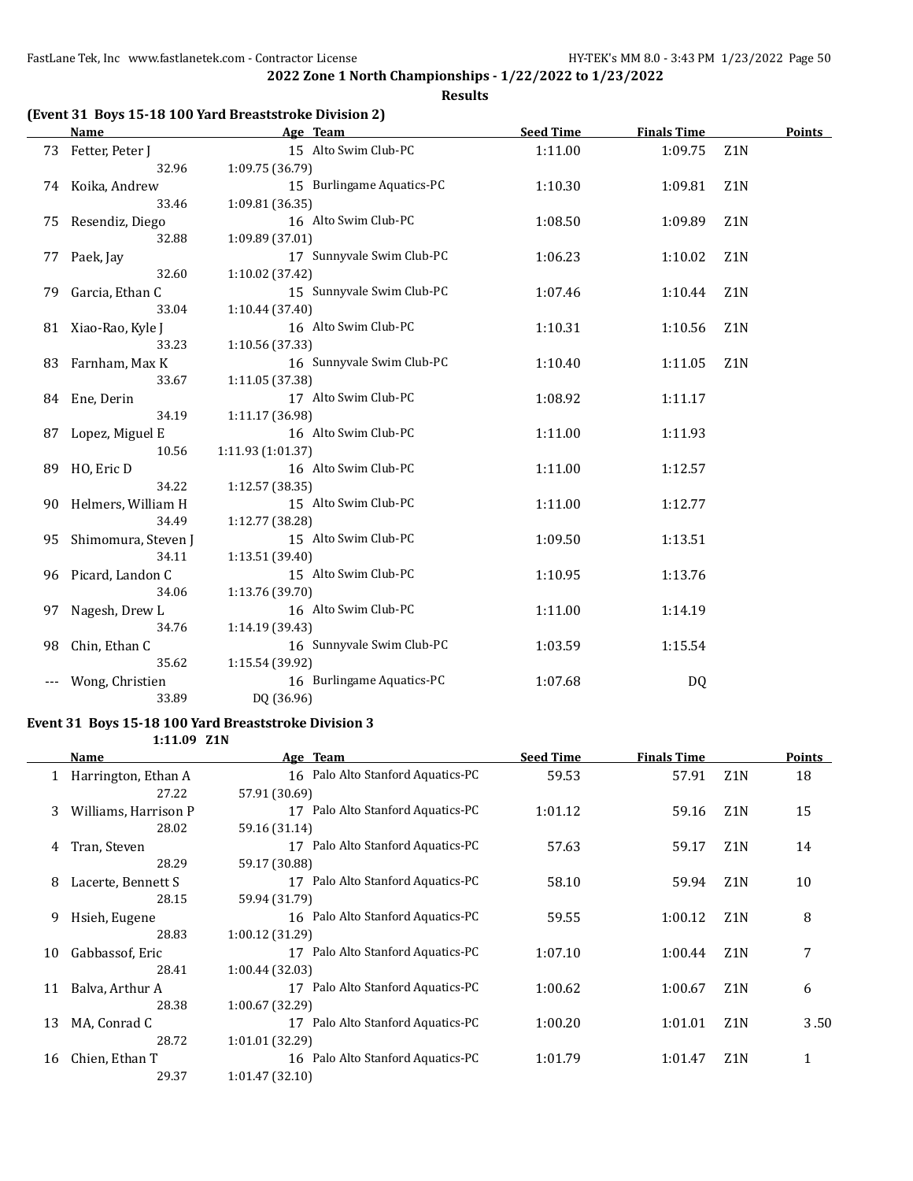**2022 Zone 1 North Championships - 1/22/2022 to 1/23/2022**

**Results**

### (Event 31 Boys 15-18 100 Yard Breaststroke Division 2)

| | Name | Age | Team | Seed Time | Finals Time | | Points |
|---|---|---|---|---|---|---|---|
| 73 | Fetter, Peter J | 15 | Alto Swim Club-PC | 1:11.00 | 1:09.75 | Z1N | |
| | 32.96 | 1:09.75 (36.79) | | | | | |
| 74 | Koika, Andrew | 15 | Burlingame Aquatics-PC | 1:10.30 | 1:09.81 | Z1N | |
| | 33.46 | 1:09.81 (36.35) | | | | | |
| 75 | Resendiz, Diego | 16 | Alto Swim Club-PC | 1:08.50 | 1:09.89 | Z1N | |
| | 32.88 | 1:09.89 (37.01) | | | | | |
| 77 | Paek, Jay | 17 | Sunnyvale Swim Club-PC | 1:06.23 | 1:10.02 | Z1N | |
| | 32.60 | 1:10.02 (37.42) | | | | | |
| 79 | Garcia, Ethan C | 15 | Sunnyvale Swim Club-PC | 1:07.46 | 1:10.44 | Z1N | |
| | 33.04 | 1:10.44 (37.40) | | | | | |
| 81 | Xiao-Rao, Kyle J | 16 | Alto Swim Club-PC | 1:10.31 | 1:10.56 | Z1N | |
| | 33.23 | 1:10.56 (37.33) | | | | | |
| 83 | Farnham, Max K | 16 | Sunnyvale Swim Club-PC | 1:10.40 | 1:11.05 | Z1N | |
| | 33.67 | 1:11.05 (37.38) | | | | | |
| 84 | Ene, Derin | 17 | Alto Swim Club-PC | 1:08.92 | 1:11.17 | | |
| | 34.19 | 1:11.17 (36.98) | | | | | |
| 87 | Lopez, Miguel E | 16 | Alto Swim Club-PC | 1:11.00 | 1:11.93 | | |
| | 10.56 | 1:11.93 (1:01.37) | | | | | |
| 89 | HO, Eric D | 16 | Alto Swim Club-PC | 1:11.00 | 1:12.57 | | |
| | 34.22 | 1:12.57 (38.35) | | | | | |
| 90 | Helmers, William H | 15 | Alto Swim Club-PC | 1:11.00 | 1:12.77 | | |
| | 34.49 | 1:12.77 (38.28) | | | | | |
| 95 | Shimomura, Steven J | 15 | Alto Swim Club-PC | 1:09.50 | 1:13.51 | | |
| | 34.11 | 1:13.51 (39.40) | | | | | |
| 96 | Picard, Landon C | 15 | Alto Swim Club-PC | 1:10.95 | 1:13.76 | | |
| | 34.06 | 1:13.76 (39.70) | | | | | |
| 97 | Nagesh, Drew L | 16 | Alto Swim Club-PC | 1:11.00 | 1:14.19 | | |
| | 34.76 | 1:14.19 (39.43) | | | | | |
| 98 | Chin, Ethan C | 16 | Sunnyvale Swim Club-PC | 1:03.59 | 1:15.54 | | |
| | 35.62 | 1:15.54 (39.92) | | | | | |
| --- | Wong, Christien | 16 | Burlingame Aquatics-PC | 1:07.68 | DQ | | |
| | 33.89 | DQ (36.96) | | | | | |

### Event 31 Boys 15-18 100 Yard Breaststroke Division 3

1:11.09 Z1N

| | Name | Age | Team | Seed Time | Finals Time | | Points |
|---|---|---|---|---|---|---|---|
| 1 | Harrington, Ethan A | 16 | Palo Alto Stanford Aquatics-PC | 59.53 | 57.91 | Z1N | 18 |
| | 27.22 | 57.91 (30.69) | | | | | |
| 3 | Williams, Harrison P | 17 | Palo Alto Stanford Aquatics-PC | 1:01.12 | 59.16 | Z1N | 15 |
| | 28.02 | 59.16 (31.14) | | | | | |
| 4 | Tran, Steven | 17 | Palo Alto Stanford Aquatics-PC | 57.63 | 59.17 | Z1N | 14 |
| | 28.29 | 59.17 (30.88) | | | | | |
| 8 | Lacerte, Bennett S | 17 | Palo Alto Stanford Aquatics-PC | 58.10 | 59.94 | Z1N | 10 |
| | 28.15 | 59.94 (31.79) | | | | | |
| 9 | Hsieh, Eugene | 16 | Palo Alto Stanford Aquatics-PC | 59.55 | 1:00.12 | Z1N | 8 |
| | 28.83 | 1:00.12 (31.29) | | | | | |
| 10 | Gabbassof, Eric | 17 | Palo Alto Stanford Aquatics-PC | 1:07.10 | 1:00.44 | Z1N | 7 |
| | 28.41 | 1:00.44 (32.03) | | | | | |
| 11 | Balva, Arthur A | 17 | Palo Alto Stanford Aquatics-PC | 1:00.62 | 1:00.67 | Z1N | 6 |
| | 28.38 | 1:00.67 (32.29) | | | | | |
| 13 | MA, Conrad C | 17 | Palo Alto Stanford Aquatics-PC | 1:00.20 | 1:01.01 | Z1N | 3.50 |
| | 28.72 | 1:01.01 (32.29) | | | | | |
| 16 | Chien, Ethan T | 16 | Palo Alto Stanford Aquatics-PC | 1:01.79 | 1:01.47 | Z1N | 1 |
| | 29.37 | 1:01.47 (32.10) | | | | | |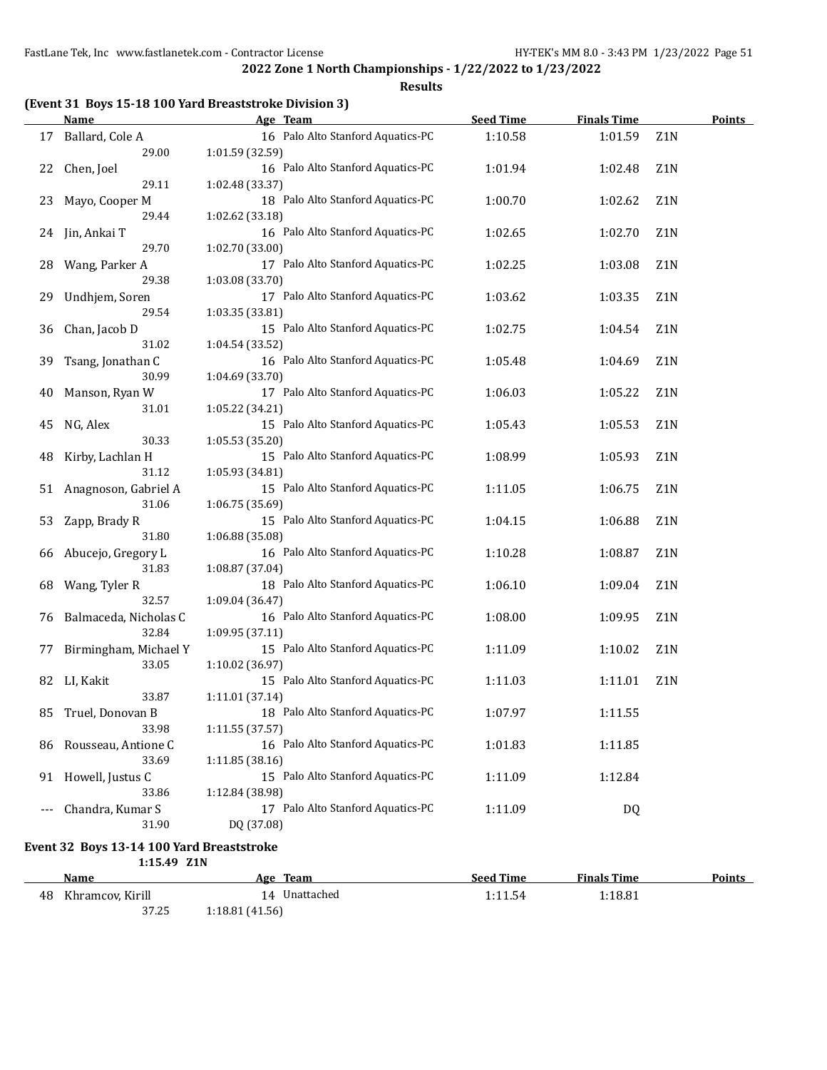## 2022 Zone 1 North Championships - 1/22/2022 to 1/23/2022

**Results**

### (Event 31 Boys 15-18 100 Yard Breaststroke Division 3)

| | Name | Age | Team | Seed Time | Finals Time | | Points |
|---|---|---|---|---|---|---|---|
| 17 | Ballard, Cole A | 16 | Palo Alto Stanford Aquatics-PC | 1:10.58 | 1:01.59 | Z1N | |
| | 29.00 | 1:01.59 (32.59) | | | | | |
| 22 | Chen, Joel | 16 | Palo Alto Stanford Aquatics-PC | 1:01.94 | 1:02.48 | Z1N | |
| | 29.11 | 1:02.48 (33.37) | | | | | |
| 23 | Mayo, Cooper M | 18 | Palo Alto Stanford Aquatics-PC | 1:00.70 | 1:02.62 | Z1N | |
| | 29.44 | 1:02.62 (33.18) | | | | | |
| 24 | Jin, Ankai T | 16 | Palo Alto Stanford Aquatics-PC | 1:02.65 | 1:02.70 | Z1N | |
| | 29.70 | 1:02.70 (33.00) | | | | | |
| 28 | Wang, Parker A | 17 | Palo Alto Stanford Aquatics-PC | 1:02.25 | 1:03.08 | Z1N | |
| | 29.38 | 1:03.08 (33.70) | | | | | |
| 29 | Undhjem, Soren | 17 | Palo Alto Stanford Aquatics-PC | 1:03.62 | 1:03.35 | Z1N | |
| | 29.54 | 1:03.35 (33.81) | | | | | |
| 36 | Chan, Jacob D | 15 | Palo Alto Stanford Aquatics-PC | 1:02.75 | 1:04.54 | Z1N | |
| | 31.02 | 1:04.54 (33.52) | | | | | |
| 39 | Tsang, Jonathan C | 16 | Palo Alto Stanford Aquatics-PC | 1:05.48 | 1:04.69 | Z1N | |
| | 30.99 | 1:04.69 (33.70) | | | | | |
| 40 | Manson, Ryan W | 17 | Palo Alto Stanford Aquatics-PC | 1:06.03 | 1:05.22 | Z1N | |
| | 31.01 | 1:05.22 (34.21) | | | | | |
| 45 | NG, Alex | 15 | Palo Alto Stanford Aquatics-PC | 1:05.43 | 1:05.53 | Z1N | |
| | 30.33 | 1:05.53 (35.20) | | | | | |
| 48 | Kirby, Lachlan H | 15 | Palo Alto Stanford Aquatics-PC | 1:08.99 | 1:05.93 | Z1N | |
| | 31.12 | 1:05.93 (34.81) | | | | | |
| 51 | Anagnoson, Gabriel A | 15 | Palo Alto Stanford Aquatics-PC | 1:11.05 | 1:06.75 | Z1N | |
| | 31.06 | 1:06.75 (35.69) | | | | | |
| 53 | Zapp, Brady R | 15 | Palo Alto Stanford Aquatics-PC | 1:04.15 | 1:06.88 | Z1N | |
| | 31.80 | 1:06.88 (35.08) | | | | | |
| 66 | Abucejo, Gregory L | 16 | Palo Alto Stanford Aquatics-PC | 1:10.28 | 1:08.87 | Z1N | |
| | 31.83 | 1:08.87 (37.04) | | | | | |
| 68 | Wang, Tyler R | 18 | Palo Alto Stanford Aquatics-PC | 1:06.10 | 1:09.04 | Z1N | |
| | 32.57 | 1:09.04 (36.47) | | | | | |
| 76 | Balmaceda, Nicholas C | 16 | Palo Alto Stanford Aquatics-PC | 1:08.00 | 1:09.95 | Z1N | |
| | 32.84 | 1:09.95 (37.11) | | | | | |
| 77 | Birmingham, Michael Y | 15 | Palo Alto Stanford Aquatics-PC | 1:11.09 | 1:10.02 | Z1N | |
| | 33.05 | 1:10.02 (36.97) | | | | | |
| 82 | LI, Kakit | 15 | Palo Alto Stanford Aquatics-PC | 1:11.03 | 1:11.01 | Z1N | |
| | 33.87 | 1:11.01 (37.14) | | | | | |
| 85 | Truel, Donovan B | 18 | Palo Alto Stanford Aquatics-PC | 1:07.97 | 1:11.55 | | |
| | 33.98 | 1:11.55 (37.57) | | | | | |
| 86 | Rousseau, Antione C | 16 | Palo Alto Stanford Aquatics-PC | 1:01.83 | 1:11.85 | | |
| | 33.69 | 1:11.85 (38.16) | | | | | |
| 91 | Howell, Justus C | 15 | Palo Alto Stanford Aquatics-PC | 1:11.09 | 1:12.84 | | |
| | 33.86 | 1:12.84 (38.98) | | | | | |
| --- | Chandra, Kumar S | 17 | Palo Alto Stanford Aquatics-PC | 1:11.09 | DQ | | |
| | 31.90 | DQ (37.08) | | | | | |

### Event 32 Boys 13-14 100 Yard Breaststroke

1:15.49 Z1N

| | Name | Age | Team | Seed Time | Finals Time | Points |
|---|---|---|---|---|---|---|
| 48 | Khramcov, Kirill | 14 | Unattached | 1:11.54 | 1:18.81 | |
| | 37.25 | 1:18.81 (41.56) | | | | |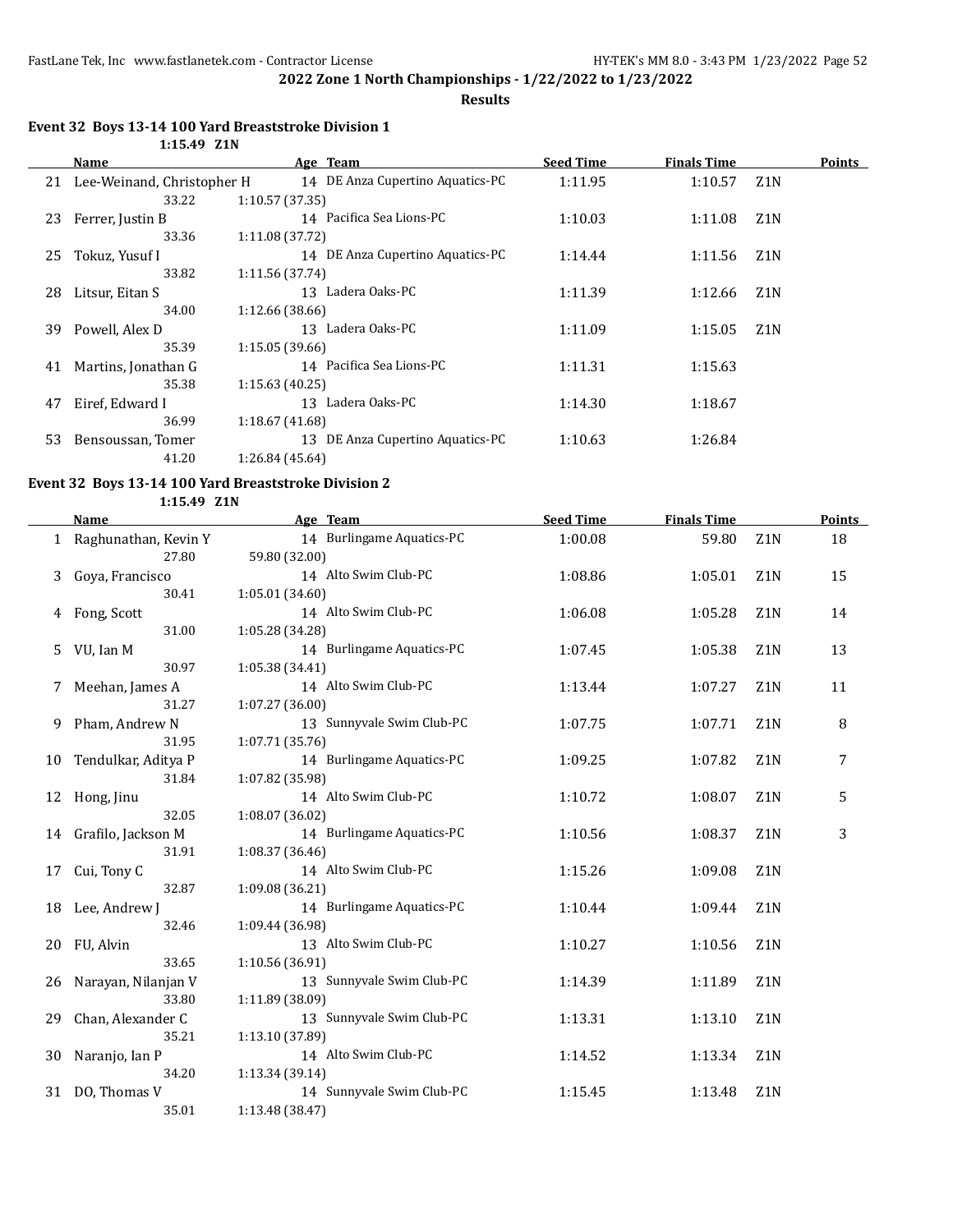**2022 Zone 1 North Championships - 1/22/2022 to 1/23/2022**

**Results**

### Event 32 Boys 13-14 100 Yard Breaststroke Division 1

1:15.49 Z1N

| | Name | Age | Team | Seed Time | Finals Time | | Points |
|---|---|---|---|---|---|---|---|
| 21 | Lee-Weinand, Christopher H | 14 | DE Anza Cupertino Aquatics-PC | 1:11.95 | 1:10.57 | Z1N | |
| | 33.22 | 1:10.57 (37.35) | | | | | |
| 23 | Ferrer, Justin B | 14 | Pacifica Sea Lions-PC | 1:10.03 | 1:11.08 | Z1N | |
| | 33.36 | 1:11.08 (37.72) | | | | | |
| 25 | Tokuz, Yusuf I | 14 | DE Anza Cupertino Aquatics-PC | 1:14.44 | 1:11.56 | Z1N | |
| | 33.82 | 1:11.56 (37.74) | | | | | |
| 28 | Litsur, Eitan S | 13 | Ladera Oaks-PC | 1:11.39 | 1:12.66 | Z1N | |
| | 34.00 | 1:12.66 (38.66) | | | | | |
| 39 | Powell, Alex D | 13 | Ladera Oaks-PC | 1:11.09 | 1:15.05 | Z1N | |
| | 35.39 | 1:15.05 (39.66) | | | | | |
| 41 | Martins, Jonathan G | 14 | Pacifica Sea Lions-PC | 1:11.31 | 1:15.63 | | |
| | 35.38 | 1:15.63 (40.25) | | | | | |
| 47 | Eiref, Edward I | 13 | Ladera Oaks-PC | 1:14.30 | 1:18.67 | | |
| | 36.99 | 1:18.67 (41.68) | | | | | |
| 53 | Bensoussan, Tomer | 13 | DE Anza Cupertino Aquatics-PC | 1:10.63 | 1:26.84 | | |
| | 41.20 | 1:26.84 (45.64) | | | | | |

### Event 32 Boys 13-14 100 Yard Breaststroke Division 2

1:15.49 Z1N

| | Name | Age | Team | Seed Time | Finals Time | | Points |
|---|---|---|---|---|---|---|---|
| 1 | Raghunathan, Kevin Y | 14 | Burlingame Aquatics-PC | 1:00.08 | 59.80 | Z1N | 18 |
| | 27.80 | 59.80 (32.00) | | | | | |
| 3 | Goya, Francisco | 14 | Alto Swim Club-PC | 1:08.86 | 1:05.01 | Z1N | 15 |
| | 30.41 | 1:05.01 (34.60) | | | | | |
| 4 | Fong, Scott | 14 | Alto Swim Club-PC | 1:06.08 | 1:05.28 | Z1N | 14 |
| | 31.00 | 1:05.28 (34.28) | | | | | |
| 5 | VU, Ian M | 14 | Burlingame Aquatics-PC | 1:07.45 | 1:05.38 | Z1N | 13 |
| | 30.97 | 1:05.38 (34.41) | | | | | |
| 7 | Meehan, James A | 14 | Alto Swim Club-PC | 1:13.44 | 1:07.27 | Z1N | 11 |
| | 31.27 | 1:07.27 (36.00) | | | | | |
| 9 | Pham, Andrew N | 13 | Sunnyvale Swim Club-PC | 1:07.75 | 1:07.71 | Z1N | 8 |
| | 31.95 | 1:07.71 (35.76) | | | | | |
| 10 | Tendulkar, Aditya P | 14 | Burlingame Aquatics-PC | 1:09.25 | 1:07.82 | Z1N | 7 |
| | 31.84 | 1:07.82 (35.98) | | | | | |
| 12 | Hong, Jinu | 14 | Alto Swim Club-PC | 1:10.72 | 1:08.07 | Z1N | 5 |
| | 32.05 | 1:08.07 (36.02) | | | | | |
| 14 | Grafilo, Jackson M | 14 | Burlingame Aquatics-PC | 1:10.56 | 1:08.37 | Z1N | 3 |
| | 31.91 | 1:08.37 (36.46) | | | | | |
| 17 | Cui, Tony C | 14 | Alto Swim Club-PC | 1:15.26 | 1:09.08 | Z1N | |
| | 32.87 | 1:09.08 (36.21) | | | | | |
| 18 | Lee, Andrew J | 14 | Burlingame Aquatics-PC | 1:10.44 | 1:09.44 | Z1N | |
| | 32.46 | 1:09.44 (36.98) | | | | | |
| 20 | FU, Alvin | 13 | Alto Swim Club-PC | 1:10.27 | 1:10.56 | Z1N | |
| | 33.65 | 1:10.56 (36.91) | | | | | |
| 26 | Narayan, Nilanjan V | 13 | Sunnyvale Swim Club-PC | 1:14.39 | 1:11.89 | Z1N | |
| | 33.80 | 1:11.89 (38.09) | | | | | |
| 29 | Chan, Alexander C | 13 | Sunnyvale Swim Club-PC | 1:13.31 | 1:13.10 | Z1N | |
| | 35.21 | 1:13.10 (37.89) | | | | | |
| 30 | Naranjo, Ian P | 14 | Alto Swim Club-PC | 1:14.52 | 1:13.34 | Z1N | |
| | 34.20 | 1:13.34 (39.14) | | | | | |
| 31 | DO, Thomas V | 14 | Sunnyvale Swim Club-PC | 1:15.45 | 1:13.48 | Z1N | |
| | 35.01 | 1:13.48 (38.47) | | | | | |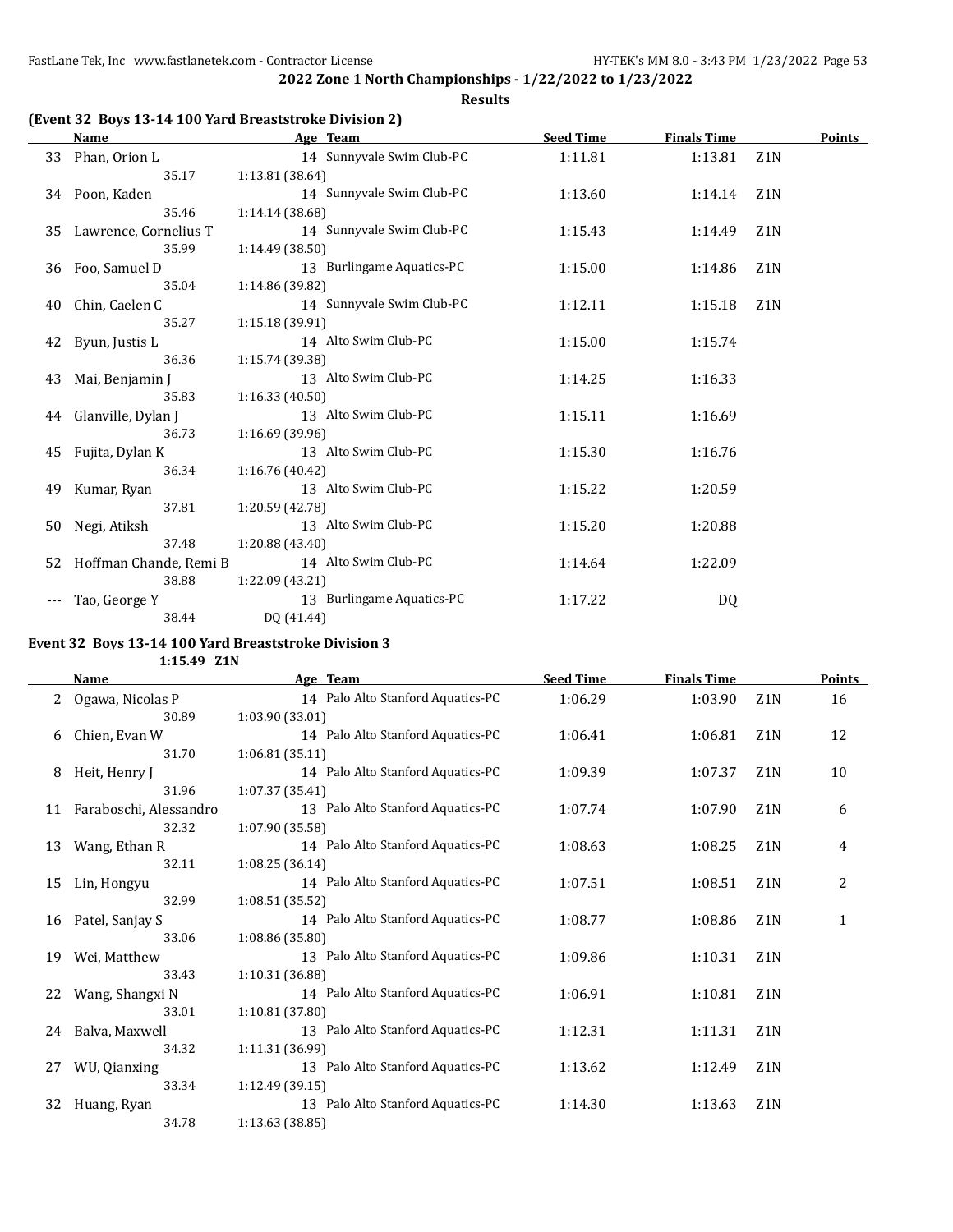2022 Zone 1 North Championships - 1/22/2022 to 1/23/2022

Results

### (Event 32 Boys 13-14 100 Yard Breaststroke Division 2)

| | Name | Age | Team | Seed Time | Finals Time | | Points |
|---|---|---|---|---|---|---|---|
| 33 | Phan, Orion L | 14 | Sunnyvale Swim Club-PC | 1:11.81 | 1:13.81 | Z1N | |
| | 35.17 | 1:13.81 (38.64) | | | | | |
| 34 | Poon, Kaden | 14 | Sunnyvale Swim Club-PC | 1:13.60 | 1:14.14 | Z1N | |
| | 35.46 | 1:14.14 (38.68) | | | | | |
| 35 | Lawrence, Cornelius T | 14 | Sunnyvale Swim Club-PC | 1:15.43 | 1:14.49 | Z1N | |
| | 35.99 | 1:14.49 (38.50) | | | | | |
| 36 | Foo, Samuel D | 13 | Burlingame Aquatics-PC | 1:15.00 | 1:14.86 | Z1N | |
| | 35.04 | 1:14.86 (39.82) | | | | | |
| 40 | Chin, Caelen C | 14 | Sunnyvale Swim Club-PC | 1:12.11 | 1:15.18 | Z1N | |
| | 35.27 | 1:15.18 (39.91) | | | | | |
| 42 | Byun, Justis L | 14 | Alto Swim Club-PC | 1:15.00 | 1:15.74 | | |
| | 36.36 | 1:15.74 (39.38) | | | | | |
| 43 | Mai, Benjamin J | 13 | Alto Swim Club-PC | 1:14.25 | 1:16.33 | | |
| | 35.83 | 1:16.33 (40.50) | | | | | |
| 44 | Glanville, Dylan J | 13 | Alto Swim Club-PC | 1:15.11 | 1:16.69 | | |
| | 36.73 | 1:16.69 (39.96) | | | | | |
| 45 | Fujita, Dylan K | 13 | Alto Swim Club-PC | 1:15.30 | 1:16.76 | | |
| | 36.34 | 1:16.76 (40.42) | | | | | |
| 49 | Kumar, Ryan | 13 | Alto Swim Club-PC | 1:15.22 | 1:20.59 | | |
| | 37.81 | 1:20.59 (42.78) | | | | | |
| 50 | Negi, Atiksh | 13 | Alto Swim Club-PC | 1:15.20 | 1:20.88 | | |
| | 37.48 | 1:20.88 (43.40) | | | | | |
| 52 | Hoffman Chande, Remi B | 14 | Alto Swim Club-PC | 1:14.64 | 1:22.09 | | |
| | 38.88 | 1:22.09 (43.21) | | | | | |
| --- | Tao, George Y | 13 | Burlingame Aquatics-PC | 1:17.22 | DQ | | |
| | 38.44 | DQ (41.44) | | | | | |

### Event 32 Boys 13-14 100 Yard Breaststroke Division 3

1:15.49 Z1N

| | Name | Age | Team | Seed Time | Finals Time | | Points |
|---|---|---|---|---|---|---|---|
| 2 | Ogawa, Nicolas P | 14 | Palo Alto Stanford Aquatics-PC | 1:06.29 | 1:03.90 | Z1N | 16 |
| | 30.89 | 1:03.90 (33.01) | | | | | |
| 6 | Chien, Evan W | 14 | Palo Alto Stanford Aquatics-PC | 1:06.41 | 1:06.81 | Z1N | 12 |
| | 31.70 | 1:06.81 (35.11) | | | | | |
| 8 | Heit, Henry J | 14 | Palo Alto Stanford Aquatics-PC | 1:09.39 | 1:07.37 | Z1N | 10 |
| | 31.96 | 1:07.37 (35.41) | | | | | |
| 11 | Faraboschi, Alessandro | 13 | Palo Alto Stanford Aquatics-PC | 1:07.74 | 1:07.90 | Z1N | 6 |
| | 32.32 | 1:07.90 (35.58) | | | | | |
| 13 | Wang, Ethan R | 14 | Palo Alto Stanford Aquatics-PC | 1:08.63 | 1:08.25 | Z1N | 4 |
| | 32.11 | 1:08.25 (36.14) | | | | | |
| 15 | Lin, Hongyu | 14 | Palo Alto Stanford Aquatics-PC | 1:07.51 | 1:08.51 | Z1N | 2 |
| | 32.99 | 1:08.51 (35.52) | | | | | |
| 16 | Patel, Sanjay S | 14 | Palo Alto Stanford Aquatics-PC | 1:08.77 | 1:08.86 | Z1N | 1 |
| | 33.06 | 1:08.86 (35.80) | | | | | |
| 19 | Wei, Matthew | 13 | Palo Alto Stanford Aquatics-PC | 1:09.86 | 1:10.31 | Z1N | |
| | 33.43 | 1:10.31 (36.88) | | | | | |
| 22 | Wang, Shangxi N | 14 | Palo Alto Stanford Aquatics-PC | 1:06.91 | 1:10.81 | Z1N | |
| | 33.01 | 1:10.81 (37.80) | | | | | |
| 24 | Balva, Maxwell | 13 | Palo Alto Stanford Aquatics-PC | 1:12.31 | 1:11.31 | Z1N | |
| | 34.32 | 1:11.31 (36.99) | | | | | |
| 27 | WU, Qianxing | 13 | Palo Alto Stanford Aquatics-PC | 1:13.62 | 1:12.49 | Z1N | |
| | 33.34 | 1:12.49 (39.15) | | | | | |
| 32 | Huang, Ryan | 13 | Palo Alto Stanford Aquatics-PC | 1:14.30 | 1:13.63 | Z1N | |
| | 34.78 | 1:13.63 (38.85) | | | | | |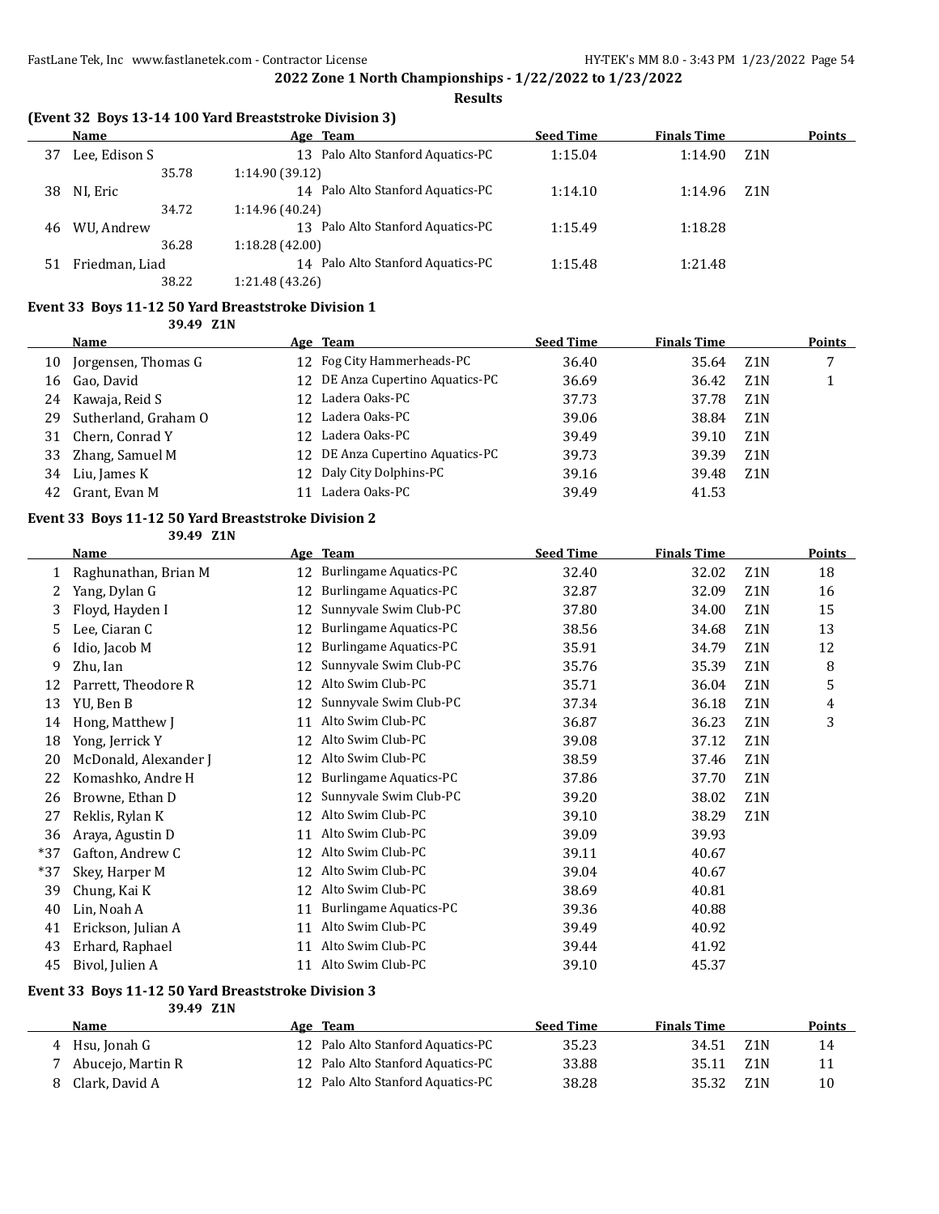**2022 Zone 1 North Championships - 1/22/2022 to 1/23/2022**

**Results**

### (Event 32 Boys 13-14 100 Yard Breaststroke Division 3)

| | Name | Age | Team | Seed Time | Finals Time | | Points |
|---|---|---|---|---|---|---|---|
| 37 | Lee, Edison S | 13 | Palo Alto Stanford Aquatics-PC | 1:15.04 | 1:14.90 | Z1N | |
| | 35.78 | | 1:14.90 (39.12) | | | | |
| 38 | NI, Eric | 14 | Palo Alto Stanford Aquatics-PC | 1:14.10 | 1:14.96 | Z1N | |
| | 34.72 | | 1:14.96 (40.24) | | | | |
| 46 | WU, Andrew | 13 | Palo Alto Stanford Aquatics-PC | 1:15.49 | 1:18.28 | | |
| | 36.28 | | 1:18.28 (42.00) | | | | |
| 51 | Friedman, Liad | 14 | Palo Alto Stanford Aquatics-PC | 1:15.48 | 1:21.48 | | |
| | 38.22 | | 1:21.48 (43.26) | | | | |

### Event 33 Boys 11-12 50 Yard Breaststroke Division 1

39.49 Z1N

| | Name | Age | Team | Seed Time | Finals Time | | Points |
|---|---|---|---|---|---|---|---|
| 10 | Jorgensen, Thomas G | 12 | Fog City Hammerheads-PC | 36.40 | 35.64 | Z1N | 7 |
| 16 | Gao, David | 12 | DE Anza Cupertino Aquatics-PC | 36.69 | 36.42 | Z1N | 1 |
| 24 | Kawaja, Reid S | 12 | Ladera Oaks-PC | 37.73 | 37.78 | Z1N | |
| 29 | Sutherland, Graham O | 12 | Ladera Oaks-PC | 39.06 | 38.84 | Z1N | |
| 31 | Chern, Conrad Y | 12 | Ladera Oaks-PC | 39.49 | 39.10 | Z1N | |
| 33 | Zhang, Samuel M | 12 | DE Anza Cupertino Aquatics-PC | 39.73 | 39.39 | Z1N | |
| 34 | Liu, James K | 12 | Daly City Dolphins-PC | 39.16 | 39.48 | Z1N | |
| 42 | Grant, Evan M | 11 | Ladera Oaks-PC | 39.49 | 41.53 | | |

### Event 33 Boys 11-12 50 Yard Breaststroke Division 2

39.49 Z1N

| | Name | Age | Team | Seed Time | Finals Time | | Points |
|---|---|---|---|---|---|---|---|
| 1 | Raghunathan, Brian M | 12 | Burlingame Aquatics-PC | 32.40 | 32.02 | Z1N | 18 |
| 2 | Yang, Dylan G | 12 | Burlingame Aquatics-PC | 32.87 | 32.09 | Z1N | 16 |
| 3 | Floyd, Hayden I | 12 | Sunnyvale Swim Club-PC | 37.80 | 34.00 | Z1N | 15 |
| 5 | Lee, Ciaran C | 12 | Burlingame Aquatics-PC | 38.56 | 34.68 | Z1N | 13 |
| 6 | Idio, Jacob M | 12 | Burlingame Aquatics-PC | 35.91 | 34.79 | Z1N | 12 |
| 9 | Zhu, Ian | 12 | Sunnyvale Swim Club-PC | 35.76 | 35.39 | Z1N | 8 |
| 12 | Parrett, Theodore R | 12 | Alto Swim Club-PC | 35.71 | 36.04 | Z1N | 5 |
| 13 | YU, Ben B | 12 | Sunnyvale Swim Club-PC | 37.34 | 36.18 | Z1N | 4 |
| 14 | Hong, Matthew J | 11 | Alto Swim Club-PC | 36.87 | 36.23 | Z1N | 3 |
| 18 | Yong, Jerrick Y | 12 | Alto Swim Club-PC | 39.08 | 37.12 | Z1N | |
| 20 | McDonald, Alexander J | 12 | Alto Swim Club-PC | 38.59 | 37.46 | Z1N | |
| 22 | Komashko, Andre H | 12 | Burlingame Aquatics-PC | 37.86 | 37.70 | Z1N | |
| 26 | Browne, Ethan D | 12 | Sunnyvale Swim Club-PC | 39.20 | 38.02 | Z1N | |
| 27 | Reklis, Rylan K | 12 | Alto Swim Club-PC | 39.10 | 38.29 | Z1N | |
| 36 | Araya, Agustin D | 11 | Alto Swim Club-PC | 39.09 | 39.93 | | |
| *37 | Gafton, Andrew C | 12 | Alto Swim Club-PC | 39.11 | 40.67 | | |
| *37 | Skey, Harper M | 12 | Alto Swim Club-PC | 39.04 | 40.67 | | |
| 39 | Chung, Kai K | 12 | Alto Swim Club-PC | 38.69 | 40.81 | | |
| 40 | Lin, Noah A | 11 | Burlingame Aquatics-PC | 39.36 | 40.88 | | |
| 41 | Erickson, Julian A | 11 | Alto Swim Club-PC | 39.49 | 40.92 | | |
| 43 | Erhard, Raphael | 11 | Alto Swim Club-PC | 39.44 | 41.92 | | |
| 45 | Bivol, Julien A | 11 | Alto Swim Club-PC | 39.10 | 45.37 | | |

### Event 33 Boys 11-12 50 Yard Breaststroke Division 3

39.49 Z1N

| | Name | Age | Team | Seed Time | Finals Time | | Points |
|---|---|---|---|---|---|---|---|
| 4 | Hsu, Jonah G | 12 | Palo Alto Stanford Aquatics-PC | 35.23 | 34.51 | Z1N | 14 |
| 7 | Abucejo, Martin R | 12 | Palo Alto Stanford Aquatics-PC | 33.88 | 35.11 | Z1N | 11 |
| 8 | Clark, David A | 12 | Palo Alto Stanford Aquatics-PC | 38.28 | 35.32 | Z1N | 10 |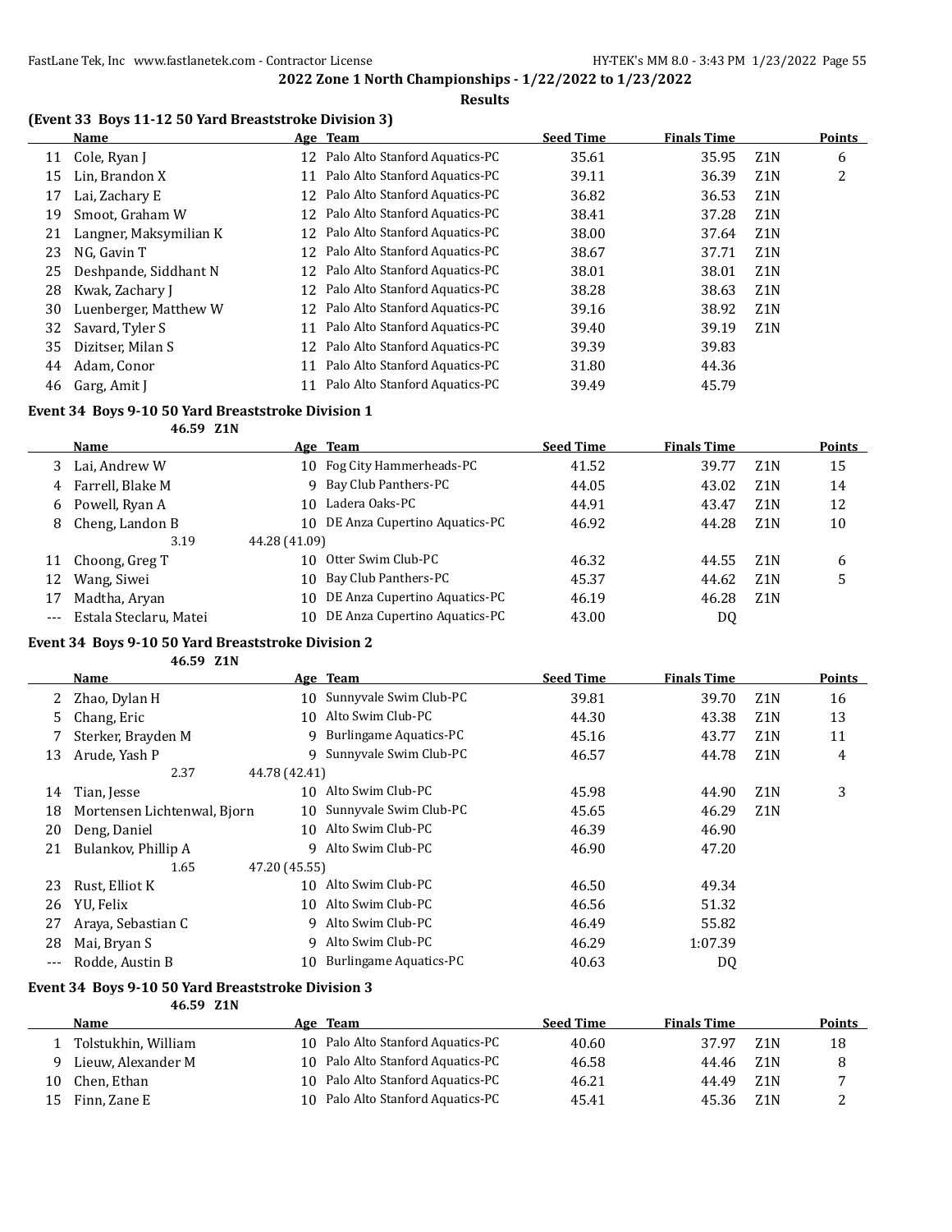**2022 Zone 1 North Championships - 1/22/2022 to 1/23/2022**

**Results**

### (Event 33 Boys 11-12 50 Yard Breaststroke Division 3)

| | Name | Age | Team | Seed Time | Finals Time | | Points |
|---|---|---|---|---|---|---|---|
| 11 | Cole, Ryan J | 12 | Palo Alto Stanford Aquatics-PC | 35.61 | 35.95 | Z1N | 6 |
| 15 | Lin, Brandon X | 11 | Palo Alto Stanford Aquatics-PC | 39.11 | 36.39 | Z1N | 2 |
| 17 | Lai, Zachary E | 12 | Palo Alto Stanford Aquatics-PC | 36.82 | 36.53 | Z1N | |
| 19 | Smoot, Graham W | 12 | Palo Alto Stanford Aquatics-PC | 38.41 | 37.28 | Z1N | |
| 21 | Langner, Maksymilian K | 12 | Palo Alto Stanford Aquatics-PC | 38.00 | 37.64 | Z1N | |
| 23 | NG, Gavin T | 12 | Palo Alto Stanford Aquatics-PC | 38.67 | 37.71 | Z1N | |
| 25 | Deshpande, Siddhant N | 12 | Palo Alto Stanford Aquatics-PC | 38.01 | 38.01 | Z1N | |
| 28 | Kwak, Zachary J | 12 | Palo Alto Stanford Aquatics-PC | 38.28 | 38.63 | Z1N | |
| 30 | Luenberger, Matthew W | 12 | Palo Alto Stanford Aquatics-PC | 39.16 | 38.92 | Z1N | |
| 32 | Savard, Tyler S | 11 | Palo Alto Stanford Aquatics-PC | 39.40 | 39.19 | Z1N | |
| 35 | Dizitser, Milan S | 12 | Palo Alto Stanford Aquatics-PC | 39.39 | 39.83 | | |
| 44 | Adam, Conor | 11 | Palo Alto Stanford Aquatics-PC | 31.80 | 44.36 | | |
| 46 | Garg, Amit J | 11 | Palo Alto Stanford Aquatics-PC | 39.49 | 45.79 | | |

### Event 34 Boys 9-10 50 Yard Breaststroke Division 1

46.59 Z1N

| | Name | Age | Team | Seed Time | Finals Time | | Points |
|---|---|---|---|---|---|---|---|
| 3 | Lai, Andrew W | 10 | Fog City Hammerheads-PC | 41.52 | 39.77 | Z1N | 15 |
| 4 | Farrell, Blake M | 9 | Bay Club Panthers-PC | 44.05 | 43.02 | Z1N | 14 |
| 6 | Powell, Ryan A | 10 | Ladera Oaks-PC | 44.91 | 43.47 | Z1N | 12 |
| 8 | Cheng, Landon B | 10 | DE Anza Cupertino Aquatics-PC | 46.92 | 44.28 | Z1N | 10 |
| | 3.19 | 44.28 (41.09) | | | | | |
| 11 | Choong, Greg T | 10 | Otter Swim Club-PC | 46.32 | 44.55 | Z1N | 6 |
| 12 | Wang, Siwei | 10 | Bay Club Panthers-PC | 45.37 | 44.62 | Z1N | 5 |
| 17 | Madtha, Aryan | 10 | DE Anza Cupertino Aquatics-PC | 46.19 | 46.28 | Z1N | |
| --- | Estala Steclaru, Matei | 10 | DE Anza Cupertino Aquatics-PC | 43.00 | DQ | | |

### Event 34 Boys 9-10 50 Yard Breaststroke Division 2

46.59 Z1N

| | Name | Age | Team | Seed Time | Finals Time | | Points |
|---|---|---|---|---|---|---|---|
| 2 | Zhao, Dylan H | 10 | Sunnyvale Swim Club-PC | 39.81 | 39.70 | Z1N | 16 |
| 5 | Chang, Eric | 10 | Alto Swim Club-PC | 44.30 | 43.38 | Z1N | 13 |
| 7 | Sterker, Brayden M | 9 | Burlingame Aquatics-PC | 45.16 | 43.77 | Z1N | 11 |
| 13 | Arude, Yash P | 9 | Sunnyvale Swim Club-PC | 46.57 | 44.78 | Z1N | 4 |
| | 2.37 | 44.78 (42.41) | | | | | |
| 14 | Tian, Jesse | 10 | Alto Swim Club-PC | 45.98 | 44.90 | Z1N | 3 |
| 18 | Mortensen Lichtenwal, Bjorn | 10 | Sunnyvale Swim Club-PC | 45.65 | 46.29 | Z1N | |
| 20 | Deng, Daniel | 10 | Alto Swim Club-PC | 46.39 | 46.90 | | |
| 21 | Bulankov, Phillip A | 9 | Alto Swim Club-PC | 46.90 | 47.20 | | |
| | 1.65 | 47.20 (45.55) | | | | | |
| 23 | Rust, Elliot K | 10 | Alto Swim Club-PC | 46.50 | 49.34 | | |
| 26 | YU, Felix | 10 | Alto Swim Club-PC | 46.56 | 51.32 | | |
| 27 | Araya, Sebastian C | 9 | Alto Swim Club-PC | 46.49 | 55.82 | | |
| 28 | Mai, Bryan S | 9 | Alto Swim Club-PC | 46.29 | 1:07.39 | | |
| --- | Rodde, Austin B | 10 | Burlingame Aquatics-PC | 40.63 | DQ | | |

### Event 34 Boys 9-10 50 Yard Breaststroke Division 3

46.59 Z1N

| | Name | Age | Team | Seed Time | Finals Time | | Points |
|---|---|---|---|---|---|---|---|
| 1 | Tolstukhin, William | 10 | Palo Alto Stanford Aquatics-PC | 40.60 | 37.97 | Z1N | 18 |
| 9 | Lieuw, Alexander M | 10 | Palo Alto Stanford Aquatics-PC | 46.58 | 44.46 | Z1N | 8 |
| 10 | Chen, Ethan | 10 | Palo Alto Stanford Aquatics-PC | 46.21 | 44.49 | Z1N | 7 |
| 15 | Finn, Zane E | 10 | Palo Alto Stanford Aquatics-PC | 45.41 | 45.36 | Z1N | 2 |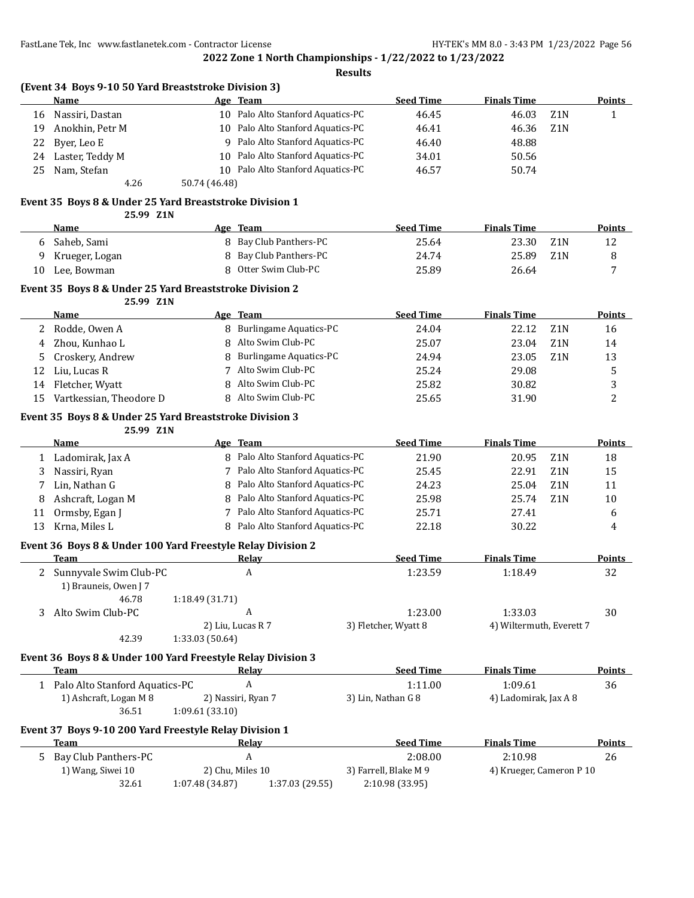**2022 Zone 1 North Championships - 1/22/2022 to 1/23/2022**

**Results**

### (Event 34 Boys 9-10 50 Yard Breaststroke Division 3)

| | Name | Age | Team | Seed Time | Finals Time | | Points |
|---|---|---|---|---|---|---|---|
| 16 | Nassiri, Dastan | 10 | Palo Alto Stanford Aquatics-PC | 46.45 | 46.03 | Z1N | 1 |
| 19 | Anokhin, Petr M | 10 | Palo Alto Stanford Aquatics-PC | 46.41 | 46.36 | Z1N | |
| 22 | Byer, Leo E | 9 | Palo Alto Stanford Aquatics-PC | 46.40 | 48.88 | | |
| 24 | Laster, Teddy M | 10 | Palo Alto Stanford Aquatics-PC | 34.01 | 50.56 | | |
| 25 | Nam, Stefan | 10 | Palo Alto Stanford Aquatics-PC | 46.57 | 50.74 | | |

4.26 50.74 (46.48)

### Event 35 Boys 8 & Under 25 Yard Breaststroke Division 1

25.99 Z1N

| | Name | Age | Team | Seed Time | Finals Time | | Points |
|---|---|---|---|---|---|---|---|
| 6 | Saheb, Sami | 8 | Bay Club Panthers-PC | 25.64 | 23.30 | Z1N | 12 |
| 9 | Krueger, Logan | 8 | Bay Club Panthers-PC | 24.74 | 25.89 | Z1N | 8 |
| 10 | Lee, Bowman | 8 | Otter Swim Club-PC | 25.89 | 26.64 | | 7 |

### Event 35 Boys 8 & Under 25 Yard Breaststroke Division 2

25.99 Z1N

| | Name | Age | Team | Seed Time | Finals Time | | Points |
|---|---|---|---|---|---|---|---|
| 2 | Rodde, Owen A | 8 | Burlingame Aquatics-PC | 24.04 | 22.12 | Z1N | 16 |
| 4 | Zhou, Kunhao L | 8 | Alto Swim Club-PC | 25.07 | 23.04 | Z1N | 14 |
| 5 | Croskery, Andrew | 8 | Burlingame Aquatics-PC | 24.94 | 23.05 | Z1N | 13 |
| 12 | Liu, Lucas R | 7 | Alto Swim Club-PC | 25.24 | 29.08 | | 5 |
| 14 | Fletcher, Wyatt | 8 | Alto Swim Club-PC | 25.82 | 30.82 | | 3 |
| 15 | Vartkessian, Theodore D | 8 | Alto Swim Club-PC | 25.65 | 31.90 | | 2 |

### Event 35 Boys 8 & Under 25 Yard Breaststroke Division 3

25.99 Z1N

| | Name | Age | Team | Seed Time | Finals Time | | Points |
|---|---|---|---|---|---|---|---|
| 1 | Ladomirak, Jax A | 8 | Palo Alto Stanford Aquatics-PC | 21.90 | 20.95 | Z1N | 18 |
| 3 | Nassiri, Ryan | 7 | Palo Alto Stanford Aquatics-PC | 25.45 | 22.91 | Z1N | 15 |
| 7 | Lin, Nathan G | 8 | Palo Alto Stanford Aquatics-PC | 24.23 | 25.04 | Z1N | 11 |
| 8 | Ashcraft, Logan M | 8 | Palo Alto Stanford Aquatics-PC | 25.98 | 25.74 | Z1N | 10 |
| 11 | Ormsby, Egan J | 7 | Palo Alto Stanford Aquatics-PC | 25.71 | 27.41 | | 6 |
| 13 | Krna, Miles L | 8 | Palo Alto Stanford Aquatics-PC | 22.18 | 30.22 | | 4 |

### Event 36 Boys 8 & Under 100 Yard Freestyle Relay Division 2

| | Team | Relay | Seed Time | Finals Time | Points |
|---|---|---|---|---|---|
| 2 | Sunnyvale Swim Club-PC | A | 1:23.59 | 1:18.49 | 32 |

1) Brauneis, Owen J 7

46.78 1:18.49 (31.71)

| | Team | Relay | Seed Time | Finals Time | Points |
|---|---|---|---|---|---|
| 3 | Alto Swim Club-PC | A | 1:23.00 | 1:33.03 | 30 |

2) Liu, Lucas R 7 — 3) Fletcher, Wyatt 8 — 4) Wiltermuth, Everett 7

42.39 1:33.03 (50.64)

### Event 36 Boys 8 & Under 100 Yard Freestyle Relay Division 3

| | Team | Relay | Seed Time | Finals Time | Points |
|---|---|---|---|---|---|
| 1 | Palo Alto Stanford Aquatics-PC | A | 1:11.00 | 1:09.61 | 36 |

1) Ashcraft, Logan M 8 — 2) Nassiri, Ryan 7 — 3) Lin, Nathan G 8 — 4) Ladomirak, Jax A 8

36.51 1:09.61 (33.10)

### Event 37 Boys 9-10 200 Yard Freestyle Relay Division 1

| | Team | Relay | Seed Time | Finals Time | Points |
|---|---|---|---|---|---|
| 5 | Bay Club Panthers-PC | A | 2:08.00 | 2:10.98 | 26 |

1) Wang, Siwei 10 — 2) Chu, Miles 10 — 3) Farrell, Blake M 9 — 4) Krueger, Cameron P 10

32.61 1:07.48 (34.87) 1:37.03 (29.55) 2:10.98 (33.95)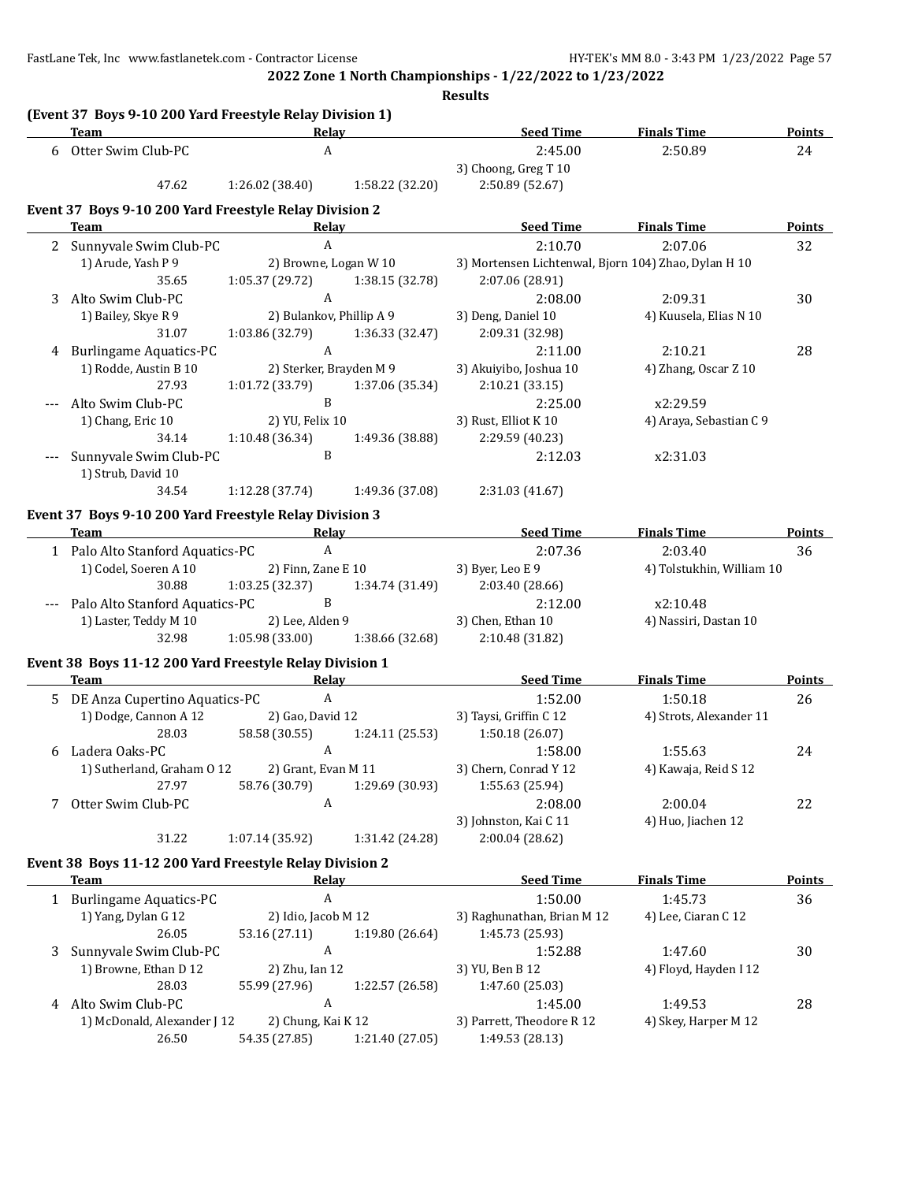**2022 Zone 1 North Championships - 1/22/2022 to 1/23/2022**

**Results**

### (Event 37 Boys 9-10 200 Yard Freestyle Relay Division 1)

| | Team | Relay | | Seed Time | Finals Time | Points |
|---|---|---|---|---|---|---|
| 6 | Otter Swim Club-PC | A | | 2:45.00 | 2:50.89 | 24 |
| | | | | 3) Choong, Greg T 10 | | |
| | 47.62 | 1:26.02 (38.40) | 1:58.22 (32.20) | 2:50.89 (52.67) | | |

### Event 37 Boys 9-10 200 Yard Freestyle Relay Division 2

| | Team | Relay | | Seed Time | Finals Time | Points |
|---|---|---|---|---|---|---|
| 2 | Sunnyvale Swim Club-PC | A | | 2:10.70 | 2:07.06 | 32 |
| | 1) Arude, Yash P 9 | 2) Browne, Logan W 10 | | 3) Mortensen Lichtenwal, Bjorn 10 | 4) Zhao, Dylan H 10 | |
| | 35.65 | 1:05.37 (29.72) | 1:38.15 (32.78) | 2:07.06 (28.91) | | |
| 3 | Alto Swim Club-PC | A | | 2:08.00 | 2:09.31 | 30 |
| | 1) Bailey, Skye R 9 | 2) Bulankov, Phillip A 9 | | 3) Deng, Daniel 10 | 4) Kuusela, Elias N 10 | |
| | 31.07 | 1:03.86 (32.79) | 1:36.33 (32.47) | 2:09.31 (32.98) | | |
| 4 | Burlingame Aquatics-PC | A | | 2:11.00 | 2:10.21 | 28 |
| | 1) Rodde, Austin B 10 | 2) Sterker, Brayden M 9 | | 3) Akuiyibo, Joshua 10 | 4) Zhang, Oscar Z 10 | |
| | 27.93 | 1:01.72 (33.79) | 1:37.06 (35.34) | 2:10.21 (33.15) | | |
| --- | Alto Swim Club-PC | B | | 2:25.00 | x2:29.59 | |
| | 1) Chang, Eric 10 | 2) YU, Felix 10 | | 3) Rust, Elliot K 10 | 4) Araya, Sebastian C 9 | |
| | 34.14 | 1:10.48 (36.34) | 1:49.36 (38.88) | 2:29.59 (40.23) | | |
| --- | Sunnyvale Swim Club-PC | B | | 2:12.03 | x2:31.03 | |
| | 1) Strub, David 10 | | | | | |
| | 34.54 | 1:12.28 (37.74) | 1:49.36 (37.08) | 2:31.03 (41.67) | | |

### Event 37 Boys 9-10 200 Yard Freestyle Relay Division 3

| | Team | Relay | | Seed Time | Finals Time | Points |
|---|---|---|---|---|---|---|
| 1 | Palo Alto Stanford Aquatics-PC | A | | 2:07.36 | 2:03.40 | 36 |
| | 1) Codel, Soeren A 10 | 2) Finn, Zane E 10 | | 3) Byer, Leo E 9 | 4) Tolstukhin, William 10 | |
| | 30.88 | 1:03.25 (32.37) | 1:34.74 (31.49) | 2:03.40 (28.66) | | |
| --- | Palo Alto Stanford Aquatics-PC | B | | 2:12.00 | x2:10.48 | |
| | 1) Laster, Teddy M 10 | 2) Lee, Alden 9 | | 3) Chen, Ethan 10 | 4) Nassiri, Dastan 10 | |
| | 32.98 | 1:05.98 (33.00) | 1:38.66 (32.68) | 2:10.48 (31.82) | | |

### Event 38 Boys 11-12 200 Yard Freestyle Relay Division 1

| | Team | Relay | | Seed Time | Finals Time | Points |
|---|---|---|---|---|---|---|
| 5 | DE Anza Cupertino Aquatics-PC | A | | 1:52.00 | 1:50.18 | 26 |
| | 1) Dodge, Cannon A 12 | 2) Gao, David 12 | | 3) Taysi, Griffin C 12 | 4) Strots, Alexander 11 | |
| | 28.03 | 58.58 (30.55) | 1:24.11 (25.53) | 1:50.18 (26.07) | | |
| 6 | Ladera Oaks-PC | A | | 1:58.00 | 1:55.63 | 24 |
| | 1) Sutherland, Graham O 12 | 2) Grant, Evan M 11 | | 3) Chern, Conrad Y 12 | 4) Kawaja, Reid S 12 | |
| | 27.97 | 58.76 (30.79) | 1:29.69 (30.93) | 1:55.63 (25.94) | | |
| 7 | Otter Swim Club-PC | A | | 2:08.00 | 2:00.04 | 22 |
| | | | | 3) Johnston, Kai C 11 | 4) Huo, Jiachen 12 | |
| | 31.22 | 1:07.14 (35.92) | 1:31.42 (24.28) | 2:00.04 (28.62) | | |

### Event 38 Boys 11-12 200 Yard Freestyle Relay Division 2

| | Team | Relay | | Seed Time | Finals Time | Points |
|---|---|---|---|---|---|---|
| 1 | Burlingame Aquatics-PC | A | | 1:50.00 | 1:45.73 | 36 |
| | 1) Yang, Dylan G 12 | 2) Idio, Jacob M 12 | | 3) Raghunathan, Brian M 12 | 4) Lee, Ciaran C 12 | |
| | 26.05 | 53.16 (27.11) | 1:19.80 (26.64) | 1:45.73 (25.93) | | |
| 3 | Sunnyvale Swim Club-PC | A | | 1:52.88 | 1:47.60 | 30 |
| | 1) Browne, Ethan D 12 | 2) Zhu, Ian 12 | | 3) YU, Ben B 12 | 4) Floyd, Hayden I 12 | |
| | 28.03 | 55.99 (27.96) | 1:22.57 (26.58) | 1:47.60 (25.03) | | |
| 4 | Alto Swim Club-PC | A | | 1:45.00 | 1:49.53 | 28 |
| | 1) McDonald, Alexander J 12 | 2) Chung, Kai K 12 | | 3) Parrett, Theodore R 12 | 4) Skey, Harper M 12 | |
| | 26.50 | 54.35 (27.85) | 1:21.40 (27.05) | 1:49.53 (28.13) | | |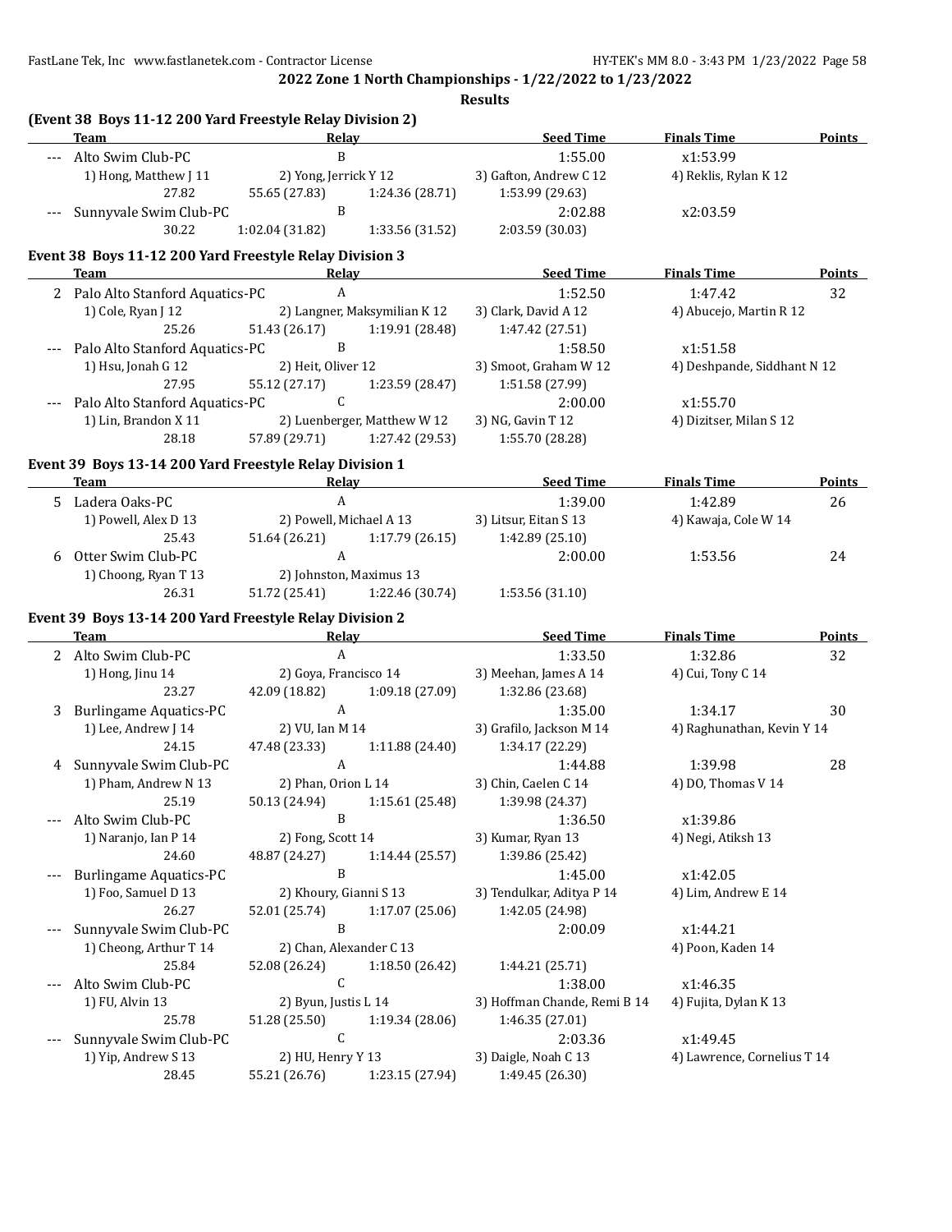**2022 Zone 1 North Championships - 1/22/2022 to 1/23/2022**

**Results**

### (Event 38 Boys 11-12 200 Yard Freestyle Relay Division 2)

| | Team | Relay | Seed Time | Finals Time | Points |
|---|---|---|---|---|---|
| --- | Alto Swim Club-PC | B | 1:55.00 | x1:53.99 | |
| | 1) Hong, Matthew J 11 | 2) Yong, Jerrick Y 12 | 3) Gafton, Andrew C 12 | 4) Reklis, Rylan K 12 | |
| | 27.82 | 55.65 (27.83) 1:24.36 (28.71) | 1:53.99 (29.63) | | |
| --- | Sunnyvale Swim Club-PC | B | 2:02.88 | x2:03.59 | |
| | 30.22 | 1:02.04 (31.82) 1:33.56 (31.52) | 2:03.59 (30.03) | | |

### Event 38 Boys 11-12 200 Yard Freestyle Relay Division 3

| | Team | Relay | Seed Time | Finals Time | Points |
|---|---|---|---|---|---|
| 2 | Palo Alto Stanford Aquatics-PC | A | 1:52.50 | 1:47.42 | 32 |
| | 1) Cole, Ryan J 12 | 2) Langner, Maksymilian K 12 | 3) Clark, David A 12 | 4) Abucejo, Martin R 12 | |
| | 25.26 | 51.43 (26.17) 1:19.91 (28.48) | 1:47.42 (27.51) | | |
| --- | Palo Alto Stanford Aquatics-PC | B | 1:58.50 | x1:51.58 | |
| | 1) Hsu, Jonah G 12 | 2) Heit, Oliver 12 | 3) Smoot, Graham W 12 | 4) Deshpande, Siddhant N 12 | |
| | 27.95 | 55.12 (27.17) 1:23.59 (28.47) | 1:51.58 (27.99) | | |
| --- | Palo Alto Stanford Aquatics-PC | C | 2:00.00 | x1:55.70 | |
| | 1) Lin, Brandon X 11 | 2) Luenberger, Matthew W 12 | 3) NG, Gavin T 12 | 4) Dizitser, Milan S 12 | |
| | 28.18 | 57.89 (29.71) 1:27.42 (29.53) | 1:55.70 (28.28) | | |

### Event 39 Boys 13-14 200 Yard Freestyle Relay Division 1

| | Team | Relay | Seed Time | Finals Time | Points |
|---|---|---|---|---|---|
| 5 | Ladera Oaks-PC | A | 1:39.00 | 1:42.89 | 26 |
| | 1) Powell, Alex D 13 | 2) Powell, Michael A 13 | 3) Litsur, Eitan S 13 | 4) Kawaja, Cole W 14 | |
| | 25.43 | 51.64 (26.21) 1:17.79 (26.15) | 1:42.89 (25.10) | | |
| 6 | Otter Swim Club-PC | A | 2:00.00 | 1:53.56 | 24 |
| | 1) Choong, Ryan T 13 | 2) Johnston, Maximus 13 | | | |
| | 26.31 | 51.72 (25.41) 1:22.46 (30.74) | 1:53.56 (31.10) | | |

### Event 39 Boys 13-14 200 Yard Freestyle Relay Division 2

| | Team | Relay | Seed Time | Finals Time | Points |
|---|---|---|---|---|---|
| 2 | Alto Swim Club-PC | A | 1:33.50 | 1:32.86 | 32 |
| | 1) Hong, Jinu 14 | 2) Goya, Francisco 14 | 3) Meehan, James A 14 | 4) Cui, Tony C 14 | |
| | 23.27 | 42.09 (18.82) 1:09.18 (27.09) | 1:32.86 (23.68) | | |
| 3 | Burlingame Aquatics-PC | A | 1:35.00 | 1:34.17 | 30 |
| | 1) Lee, Andrew J 14 | 2) VU, Ian M 14 | 3) Grafilo, Jackson M 14 | 4) Raghunathan, Kevin Y 14 | |
| | 24.15 | 47.48 (23.33) 1:11.88 (24.40) | 1:34.17 (22.29) | | |
| 4 | Sunnyvale Swim Club-PC | A | 1:44.88 | 1:39.98 | 28 |
| | 1) Pham, Andrew N 13 | 2) Phan, Orion L 14 | 3) Chin, Caelen C 14 | 4) DO, Thomas V 14 | |
| | 25.19 | 50.13 (24.94) 1:15.61 (25.48) | 1:39.98 (24.37) | | |
| --- | Alto Swim Club-PC | B | 1:36.50 | x1:39.86 | |
| | 1) Naranjo, Ian P 14 | 2) Fong, Scott 14 | 3) Kumar, Ryan 13 | 4) Negi, Atiksh 13 | |
| | 24.60 | 48.87 (24.27) 1:14.44 (25.57) | 1:39.86 (25.42) | | |
| --- | Burlingame Aquatics-PC | B | 1:45.00 | x1:42.05 | |
| | 1) Foo, Samuel D 13 | 2) Khoury, Gianni S 13 | 3) Tendulkar, Aditya P 14 | 4) Lim, Andrew E 14 | |
| | 26.27 | 52.01 (25.74) 1:17.07 (25.06) | 1:42.05 (24.98) | | |
| --- | Sunnyvale Swim Club-PC | B | 2:00.09 | x1:44.21 | |
| | 1) Cheong, Arthur T 14 | 2) Chan, Alexander C 13 | | 4) Poon, Kaden 14 | |
| | 25.84 | 52.08 (26.24) 1:18.50 (26.42) | 1:44.21 (25.71) | | |
| --- | Alto Swim Club-PC | C | 1:38.00 | x1:46.35 | |
| | 1) FU, Alvin 13 | 2) Byun, Justis L 14 | 3) Hoffman Chande, Remi B 14 | 4) Fujita, Dylan K 13 | |
| | 25.78 | 51.28 (25.50) 1:19.34 (28.06) | 1:46.35 (27.01) | | |
| --- | Sunnyvale Swim Club-PC | C | 2:03.36 | x1:49.45 | |
| | 1) Yip, Andrew S 13 | 2) HU, Henry Y 13 | 3) Daigle, Noah C 13 | 4) Lawrence, Cornelius T 14 | |
| | 28.45 | 55.21 (26.76) 1:23.15 (27.94) | 1:49.45 (26.30) | | |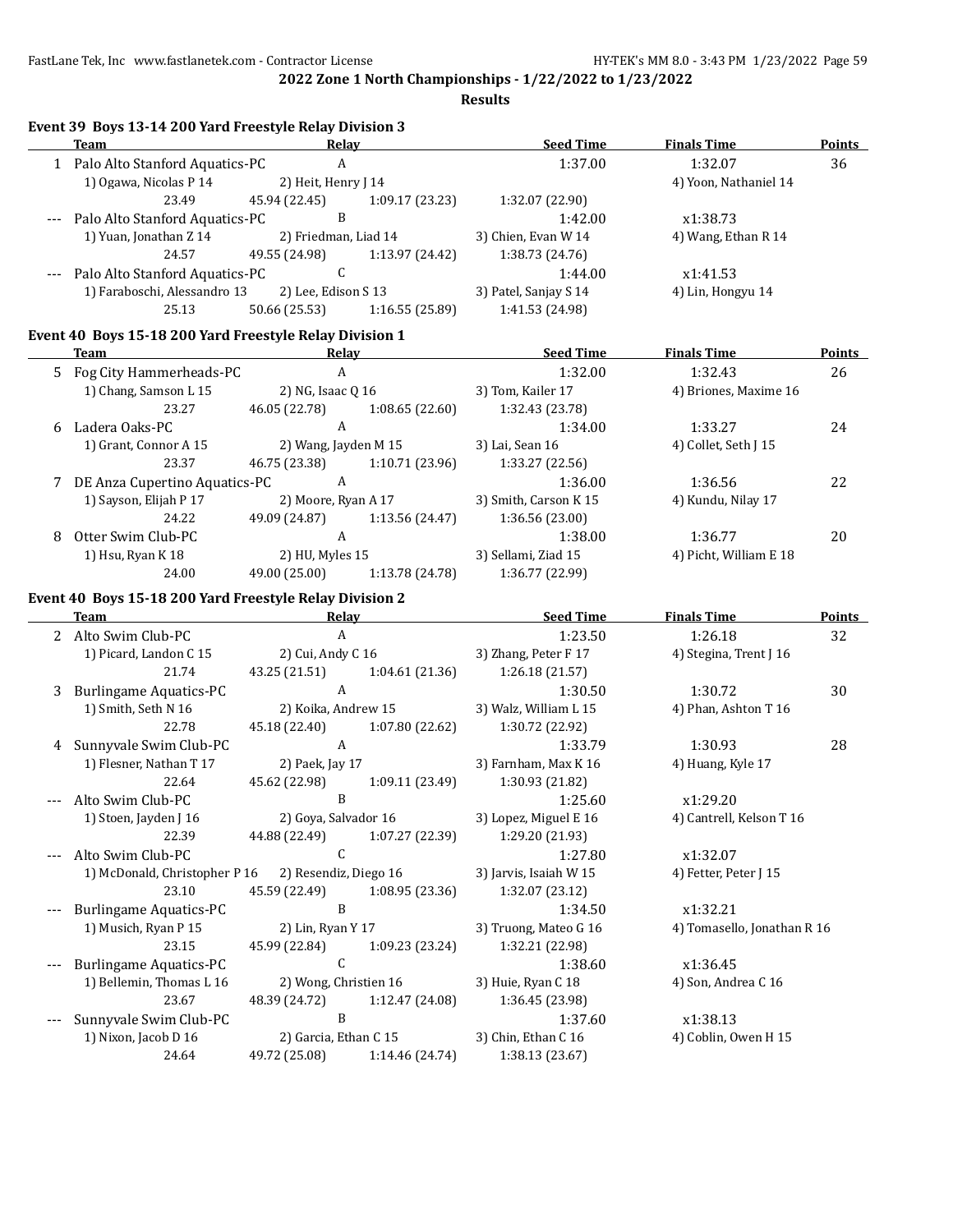**2022 Zone 1 North Championships - 1/22/2022 to 1/23/2022**

**Results**

### Event 39 Boys 13-14 200 Yard Freestyle Relay Division 3

| | Team | Relay | Seed Time | Finals Time | Points |
|---|---|---|---|---|---|
| 1 | Palo Alto Stanford Aquatics-PC | A | 1:37.00 | 1:32.07 | 36 |
| | 1) Ogawa, Nicolas P 14 | 2) Heit, Henry J 14 | | 4) Yoon, Nathaniel 14 | |
| | 23.49 | 45.94 (22.45) | 1:09.17 (23.23) | 1:32.07 (22.90) | |
| --- | Palo Alto Stanford Aquatics-PC | B | 1:42.00 | x1:38.73 | |
| | 1) Yuan, Jonathan Z 14 | 2) Friedman, Liad 14 | 3) Chien, Evan W 14 | 4) Wang, Ethan R 14 | |
| | 24.57 | 49.55 (24.98) | 1:13.97 (24.42) | 1:38.73 (24.76) | |
| --- | Palo Alto Stanford Aquatics-PC | C | 1:44.00 | x1:41.53 | |
| | 1) Faraboschi, Alessandro 13 | 2) Lee, Edison S 13 | 3) Patel, Sanjay S 14 | 4) Lin, Hongyu 14 | |
| | 25.13 | 50.66 (25.53) | 1:16.55 (25.89) | 1:41.53 (24.98) | |

### Event 40 Boys 15-18 200 Yard Freestyle Relay Division 1

| | Team | Relay | Seed Time | Finals Time | Points |
|---|---|---|---|---|---|
| 5 | Fog City Hammerheads-PC | A | 1:32.00 | 1:32.43 | 26 |
| | 1) Chang, Samson L 15 | 2) NG, Isaac Q 16 | 3) Tom, Kailer 17 | 4) Briones, Maxime 16 | |
| | 23.27 | 46.05 (22.78) | 1:08.65 (22.60) | 1:32.43 (23.78) | |
| 6 | Ladera Oaks-PC | A | 1:34.00 | 1:33.27 | 24 |
| | 1) Grant, Connor A 15 | 2) Wang, Jayden M 15 | 3) Lai, Sean 16 | 4) Collet, Seth J 15 | |
| | 23.37 | 46.75 (23.38) | 1:10.71 (23.96) | 1:33.27 (22.56) | |
| 7 | DE Anza Cupertino Aquatics-PC | A | 1:36.00 | 1:36.56 | 22 |
| | 1) Sayson, Elijah P 17 | 2) Moore, Ryan A 17 | 3) Smith, Carson K 15 | 4) Kundu, Nilay 17 | |
| | 24.22 | 49.09 (24.87) | 1:13.56 (24.47) | 1:36.56 (23.00) | |
| 8 | Otter Swim Club-PC | A | 1:38.00 | 1:36.77 | 20 |
| | 1) Hsu, Ryan K 18 | 2) HU, Myles 15 | 3) Sellami, Ziad 15 | 4) Picht, William E 18 | |
| | 24.00 | 49.00 (25.00) | 1:13.78 (24.78) | 1:36.77 (22.99) | |

### Event 40 Boys 15-18 200 Yard Freestyle Relay Division 2

| | Team | Relay | Seed Time | Finals Time | Points |
|---|---|---|---|---|---|
| 2 | Alto Swim Club-PC | A | 1:23.50 | 1:26.18 | 32 |
| | 1) Picard, Landon C 15 | 2) Cui, Andy C 16 | 3) Zhang, Peter F 17 | 4) Stegina, Trent J 16 | |
| | 21.74 | 43.25 (21.51) | 1:04.61 (21.36) | 1:26.18 (21.57) | |
| 3 | Burlingame Aquatics-PC | A | 1:30.50 | 1:30.72 | 30 |
| | 1) Smith, Seth N 16 | 2) Koika, Andrew 15 | 3) Walz, William L 15 | 4) Phan, Ashton T 16 | |
| | 22.78 | 45.18 (22.40) | 1:07.80 (22.62) | 1:30.72 (22.92) | |
| 4 | Sunnyvale Swim Club-PC | A | 1:33.79 | 1:30.93 | 28 |
| | 1) Flesner, Nathan T 17 | 2) Paek, Jay 17 | 3) Farnham, Max K 16 | 4) Huang, Kyle 17 | |
| | 22.64 | 45.62 (22.98) | 1:09.11 (23.49) | 1:30.93 (21.82) | |
| --- | Alto Swim Club-PC | B | 1:25.60 | x1:29.20 | |
| | 1) Stoen, Jayden J 16 | 2) Goya, Salvador 16 | 3) Lopez, Miguel E 16 | 4) Cantrell, Kelson T 16 | |
| | 22.39 | 44.88 (22.49) | 1:07.27 (22.39) | 1:29.20 (21.93) | |
| --- | Alto Swim Club-PC | C | 1:27.80 | x1:32.07 | |
| | 1) McDonald, Christopher P 16 | 2) Resendiz, Diego 16 | 3) Jarvis, Isaiah W 15 | 4) Fetter, Peter J 15 | |
| | 23.10 | 45.59 (22.49) | 1:08.95 (23.36) | 1:32.07 (23.12) | |
| --- | Burlingame Aquatics-PC | B | 1:34.50 | x1:32.21 | |
| | 1) Musich, Ryan P 15 | 2) Lin, Ryan Y 17 | 3) Truong, Mateo G 16 | 4) Tomasello, Jonathan R 16 | |
| | 23.15 | 45.99 (22.84) | 1:09.23 (23.24) | 1:32.21 (22.98) | |
| --- | Burlingame Aquatics-PC | C | 1:38.60 | x1:36.45 | |
| | 1) Bellemin, Thomas L 16 | 2) Wong, Christien 16 | 3) Huie, Ryan C 18 | 4) Son, Andrea C 16 | |
| | 23.67 | 48.39 (24.72) | 1:12.47 (24.08) | 1:36.45 (23.98) | |
| --- | Sunnyvale Swim Club-PC | B | 1:37.60 | x1:38.13 | |
| | 1) Nixon, Jacob D 16 | 2) Garcia, Ethan C 15 | 3) Chin, Ethan C 16 | 4) Coblin, Owen H 15 | |
| | 24.64 | 49.72 (25.08) | 1:14.46 (24.74) | 1:38.13 (23.67) | |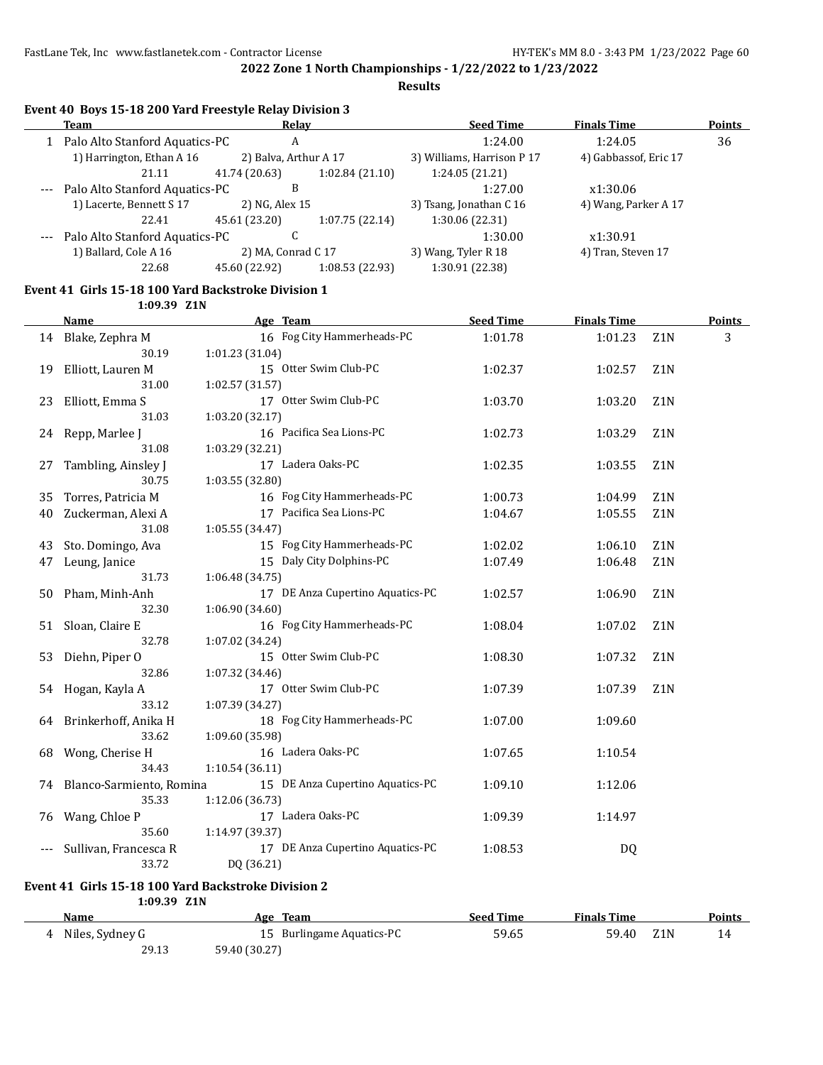## 2022 Zone 1 North Championships - 1/22/2022 to 1/23/2022

**Results**

### Event 40 Boys 15-18 200 Yard Freestyle Relay Division 3

| | Team | Relay | | Seed Time | Finals Time | Points |
|---|---|---|---|---|---|---|
| 1 | Palo Alto Stanford Aquatics-PC | A | | 1:24.00 | 1:24.05 | 36 |
| | 1) Harrington, Ethan A 16 | 2) Balva, Arthur A 17 | | 3) Williams, Harrison P 17 | 4) Gabbassof, Eric 17 | |
| | 21.11 | 41.74 (20.63) | 1:02.84 (21.10) | 1:24.05 (21.21) | | |
| --- | Palo Alto Stanford Aquatics-PC | B | | 1:27.00 | x1:30.06 | |
| | 1) Lacerte, Bennett S 17 | 2) NG, Alex 15 | | 3) Tsang, Jonathan C 16 | 4) Wang, Parker A 17 | |
| | 22.41 | 45.61 (23.20) | 1:07.75 (22.14) | 1:30.06 (22.31) | | |
| --- | Palo Alto Stanford Aquatics-PC | C | | 1:30.00 | x1:30.91 | |
| | 1) Ballard, Cole A 16 | 2) MA, Conrad C 17 | | 3) Wang, Tyler R 18 | 4) Tran, Steven 17 | |
| | 22.68 | 45.60 (22.92) | 1:08.53 (22.93) | 1:30.91 (22.38) | | |

### Event 41 Girls 15-18 100 Yard Backstroke Division 1

1:09.39 Z1N

| | Name | Age | Team | Seed Time | Finals Time | | Points |
|---|---|---|---|---|---|---|---|
| 14 | Blake, Zephra M | 16 | Fog City Hammerheads-PC | 1:01.78 | 1:01.23 | Z1N | 3 |
| | 30.19 | 1:01.23 (31.04) | | | | | |
| 19 | Elliott, Lauren M | 15 | Otter Swim Club-PC | 1:02.37 | 1:02.57 | Z1N | |
| | 31.00 | 1:02.57 (31.57) | | | | | |
| 23 | Elliott, Emma S | 17 | Otter Swim Club-PC | 1:03.70 | 1:03.20 | Z1N | |
| | 31.03 | 1:03.20 (32.17) | | | | | |
| 24 | Repp, Marlee J | 16 | Pacifica Sea Lions-PC | 1:02.73 | 1:03.29 | Z1N | |
| | 31.08 | 1:03.29 (32.21) | | | | | |
| 27 | Tambling, Ainsley J | 17 | Ladera Oaks-PC | 1:02.35 | 1:03.55 | Z1N | |
| | 30.75 | 1:03.55 (32.80) | | | | | |
| 35 | Torres, Patricia M | 16 | Fog City Hammerheads-PC | 1:00.73 | 1:04.99 | Z1N | |
| 40 | Zuckerman, Alexi A | 17 | Pacifica Sea Lions-PC | 1:04.67 | 1:05.55 | Z1N | |
| | 31.08 | 1:05.55 (34.47) | | | | | |
| 43 | Sto. Domingo, Ava | 15 | Fog City Hammerheads-PC | 1:02.02 | 1:06.10 | Z1N | |
| 47 | Leung, Janice | 15 | Daly City Dolphins-PC | 1:07.49 | 1:06.48 | Z1N | |
| | 31.73 | 1:06.48 (34.75) | | | | | |
| 50 | Pham, Minh-Anh | 17 | DE Anza Cupertino Aquatics-PC | 1:02.57 | 1:06.90 | Z1N | |
| | 32.30 | 1:06.90 (34.60) | | | | | |
| 51 | Sloan, Claire E | 16 | Fog City Hammerheads-PC | 1:08.04 | 1:07.02 | Z1N | |
| | 32.78 | 1:07.02 (34.24) | | | | | |
| 53 | Diehn, Piper O | 15 | Otter Swim Club-PC | 1:08.30 | 1:07.32 | Z1N | |
| | 32.86 | 1:07.32 (34.46) | | | | | |
| 54 | Hogan, Kayla A | 17 | Otter Swim Club-PC | 1:07.39 | 1:07.39 | Z1N | |
| | 33.12 | 1:07.39 (34.27) | | | | | |
| 64 | Brinkerhoff, Anika H | 18 | Fog City Hammerheads-PC | 1:07.00 | 1:09.60 | | |
| | 33.62 | 1:09.60 (35.98) | | | | | |
| 68 | Wong, Cherise H | 16 | Ladera Oaks-PC | 1:07.65 | 1:10.54 | | |
| | 34.43 | 1:10.54 (36.11) | | | | | |
| 74 | Blanco-Sarmiento, Romina | 15 | DE Anza Cupertino Aquatics-PC | 1:09.10 | 1:12.06 | | |
| | 35.33 | 1:12.06 (36.73) | | | | | |
| 76 | Wang, Chloe P | 17 | Ladera Oaks-PC | 1:09.39 | 1:14.97 | | |
| | 35.60 | 1:14.97 (39.37) | | | | | |
| --- | Sullivan, Francesca R | 17 | DE Anza Cupertino Aquatics-PC | 1:08.53 | DQ | | |
| | 33.72 | DQ (36.21) | | | | | |

### Event 41 Girls 15-18 100 Yard Backstroke Division 2

1:09.39 Z1N

| | Name | Age | Team | Seed Time | Finals Time | | Points |
|---|---|---|---|---|---|---|---|
| 4 | Niles, Sydney G | 15 | Burlingame Aquatics-PC | 59.65 | 59.40 | Z1N | 14 |
| | 29.13 | 59.40 (30.27) | | | | | |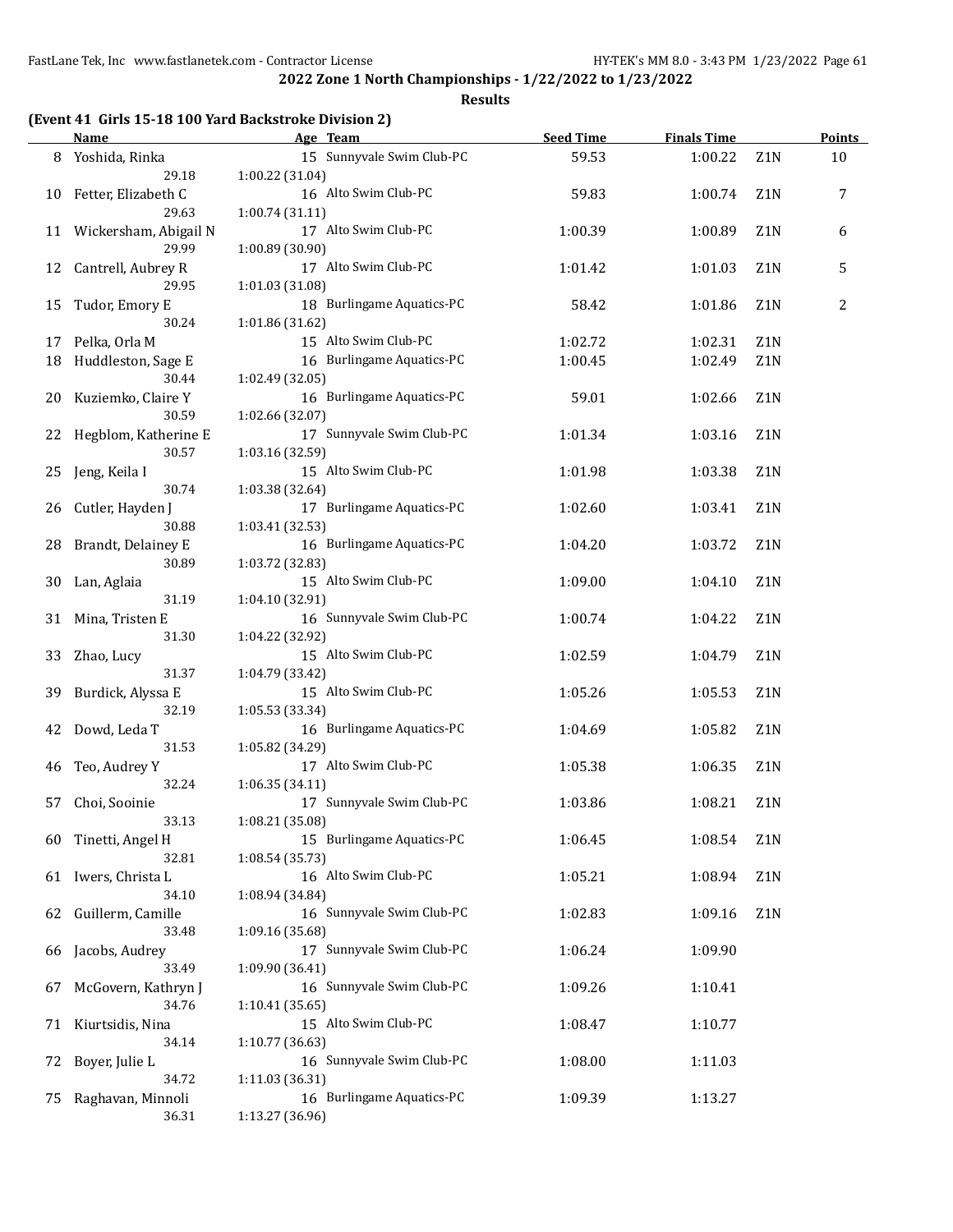**2022 Zone 1 North Championships - 1/22/2022 to 1/23/2022**

**Results**

### (Event 41 Girls 15-18 100 Yard Backstroke Division 2)

| | Name | Age | Team | Seed Time | Finals Time | | Points |
|---|---|---|---|---|---|---|---|
| 8 | Yoshida, Rinka | 15 | Sunnyvale Swim Club-PC | 59.53 | 1:00.22 | Z1N | 10 |
| | 29.18 | 1:00.22 (31.04) | | | | | |
| 10 | Fetter, Elizabeth C | 16 | Alto Swim Club-PC | 59.83 | 1:00.74 | Z1N | 7 |
| | 29.63 | 1:00.74 (31.11) | | | | | |
| 11 | Wickersham, Abigail N | 17 | Alto Swim Club-PC | 1:00.39 | 1:00.89 | Z1N | 6 |
| | 29.99 | 1:00.89 (30.90) | | | | | |
| 12 | Cantrell, Aubrey R | 17 | Alto Swim Club-PC | 1:01.42 | 1:01.03 | Z1N | 5 |
| | 29.95 | 1:01.03 (31.08) | | | | | |
| 15 | Tudor, Emory E | 18 | Burlingame Aquatics-PC | 58.42 | 1:01.86 | Z1N | 2 |
| | 30.24 | 1:01.86 (31.62) | | | | | |
| 17 | Pelka, Orla M | 15 | Alto Swim Club-PC | 1:02.72 | 1:02.31 | Z1N | |
| 18 | Huddleston, Sage E | 16 | Burlingame Aquatics-PC | 1:00.45 | 1:02.49 | Z1N | |
| | 30.44 | 1:02.49 (32.05) | | | | | |
| 20 | Kuziemko, Claire Y | 16 | Burlingame Aquatics-PC | 59.01 | 1:02.66 | Z1N | |
| | 30.59 | 1:02.66 (32.07) | | | | | |
| 22 | Hegblom, Katherine E | 17 | Sunnyvale Swim Club-PC | 1:01.34 | 1:03.16 | Z1N | |
| | 30.57 | 1:03.16 (32.59) | | | | | |
| 25 | Jeng, Keila I | 15 | Alto Swim Club-PC | 1:01.98 | 1:03.38 | Z1N | |
| | 30.74 | 1:03.38 (32.64) | | | | | |
| 26 | Cutler, Hayden J | 17 | Burlingame Aquatics-PC | 1:02.60 | 1:03.41 | Z1N | |
| | 30.88 | 1:03.41 (32.53) | | | | | |
| 28 | Brandt, Delainey E | 16 | Burlingame Aquatics-PC | 1:04.20 | 1:03.72 | Z1N | |
| | 30.89 | 1:03.72 (32.83) | | | | | |
| 30 | Lan, Aglaia | 15 | Alto Swim Club-PC | 1:09.00 | 1:04.10 | Z1N | |
| | 31.19 | 1:04.10 (32.91) | | | | | |
| 31 | Mina, Tristen E | 16 | Sunnyvale Swim Club-PC | 1:00.74 | 1:04.22 | Z1N | |
| | 31.30 | 1:04.22 (32.92) | | | | | |
| 33 | Zhao, Lucy | 15 | Alto Swim Club-PC | 1:02.59 | 1:04.79 | Z1N | |
| | 31.37 | 1:04.79 (33.42) | | | | | |
| 39 | Burdick, Alyssa E | 15 | Alto Swim Club-PC | 1:05.26 | 1:05.53 | Z1N | |
| | 32.19 | 1:05.53 (33.34) | | | | | |
| 42 | Dowd, Leda T | 16 | Burlingame Aquatics-PC | 1:04.69 | 1:05.82 | Z1N | |
| | 31.53 | 1:05.82 (34.29) | | | | | |
| 46 | Teo, Audrey Y | 17 | Alto Swim Club-PC | 1:05.38 | 1:06.35 | Z1N | |
| | 32.24 | 1:06.35 (34.11) | | | | | |
| 57 | Choi, Sooinie | 17 | Sunnyvale Swim Club-PC | 1:03.86 | 1:08.21 | Z1N | |
| | 33.13 | 1:08.21 (35.08) | | | | | |
| 60 | Tinetti, Angel H | 15 | Burlingame Aquatics-PC | 1:06.45 | 1:08.54 | Z1N | |
| | 32.81 | 1:08.54 (35.73) | | | | | |
| 61 | Iwers, Christa L | 16 | Alto Swim Club-PC | 1:05.21 | 1:08.94 | Z1N | |
| | 34.10 | 1:08.94 (34.84) | | | | | |
| 62 | Guillerm, Camille | 16 | Sunnyvale Swim Club-PC | 1:02.83 | 1:09.16 | Z1N | |
| | 33.48 | 1:09.16 (35.68) | | | | | |
| 66 | Jacobs, Audrey | 17 | Sunnyvale Swim Club-PC | 1:06.24 | 1:09.90 | | |
| | 33.49 | 1:09.90 (36.41) | | | | | |
| 67 | McGovern, Kathryn J | 16 | Sunnyvale Swim Club-PC | 1:09.26 | 1:10.41 | | |
| | 34.76 | 1:10.41 (35.65) | | | | | |
| 71 | Kiurtsidis, Nina | 15 | Alto Swim Club-PC | 1:08.47 | 1:10.77 | | |
| | 34.14 | 1:10.77 (36.63) | | | | | |
| 72 | Boyer, Julie L | 16 | Sunnyvale Swim Club-PC | 1:08.00 | 1:11.03 | | |
| | 34.72 | 1:11.03 (36.31) | | | | | |
| 75 | Raghavan, Minnoli | 16 | Burlingame Aquatics-PC | 1:09.39 | 1:13.27 | | |
| | 36.31 | 1:13.27 (36.96) | | | | | |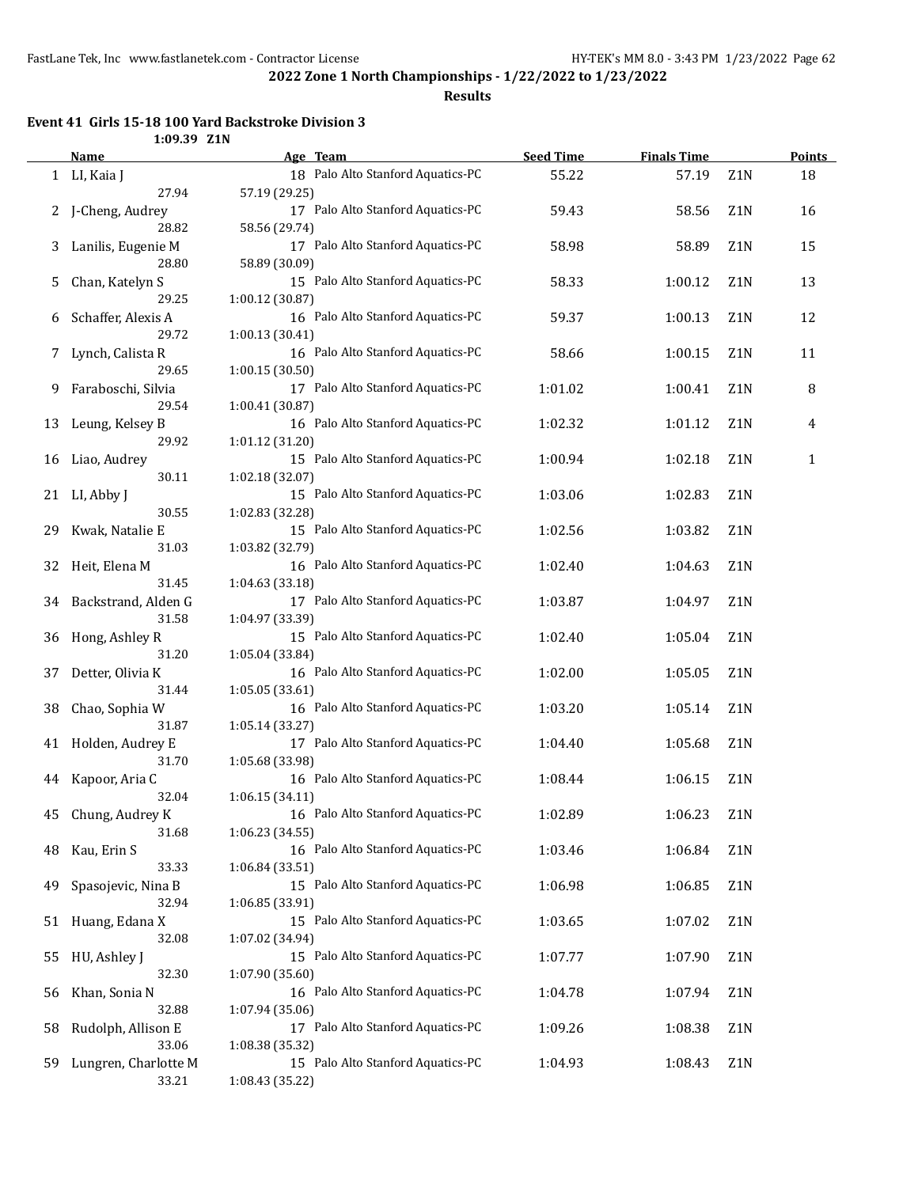## 2022 Zone 1 North Championships - 1/22/2022 to 1/23/2022

**Results**

### Event 41 Girls 15-18 100 Yard Backstroke Division 3

1:09.39 Z1N

| | Name | Age | Team | Seed Time | Finals Time | | Points |
|---|---|---|---|---|---|---|---|
| 1 | LI, Kaia J | 18 | Palo Alto Stanford Aquatics-PC | 55.22 | 57.19 | Z1N | 18 |
| | 27.94 | 57.19 (29.25) | | | | | |
| 2 | J-Cheng, Audrey | 17 | Palo Alto Stanford Aquatics-PC | 59.43 | 58.56 | Z1N | 16 |
| | 28.82 | 58.56 (29.74) | | | | | |
| 3 | Lanilis, Eugenie M | 17 | Palo Alto Stanford Aquatics-PC | 58.98 | 58.89 | Z1N | 15 |
| | 28.80 | 58.89 (30.09) | | | | | |
| 5 | Chan, Katelyn S | 15 | Palo Alto Stanford Aquatics-PC | 58.33 | 1:00.12 | Z1N | 13 |
| | 29.25 | 1:00.12 (30.87) | | | | | |
| 6 | Schaffer, Alexis A | 16 | Palo Alto Stanford Aquatics-PC | 59.37 | 1:00.13 | Z1N | 12 |
| | 29.72 | 1:00.13 (30.41) | | | | | |
| 7 | Lynch, Calista R | 16 | Palo Alto Stanford Aquatics-PC | 58.66 | 1:00.15 | Z1N | 11 |
| | 29.65 | 1:00.15 (30.50) | | | | | |
| 9 | Faraboschi, Silvia | 17 | Palo Alto Stanford Aquatics-PC | 1:01.02 | 1:00.41 | Z1N | 8 |
| | 29.54 | 1:00.41 (30.87) | | | | | |
| 13 | Leung, Kelsey B | 16 | Palo Alto Stanford Aquatics-PC | 1:02.32 | 1:01.12 | Z1N | 4 |
| | 29.92 | 1:01.12 (31.20) | | | | | |
| 16 | Liao, Audrey | 15 | Palo Alto Stanford Aquatics-PC | 1:00.94 | 1:02.18 | Z1N | 1 |
| | 30.11 | 1:02.18 (32.07) | | | | | |
| 21 | LI, Abby J | 15 | Palo Alto Stanford Aquatics-PC | 1:03.06 | 1:02.83 | Z1N | |
| | 30.55 | 1:02.83 (32.28) | | | | | |
| 29 | Kwak, Natalie E | 15 | Palo Alto Stanford Aquatics-PC | 1:02.56 | 1:03.82 | Z1N | |
| | 31.03 | 1:03.82 (32.79) | | | | | |
| 32 | Heit, Elena M | 16 | Palo Alto Stanford Aquatics-PC | 1:02.40 | 1:04.63 | Z1N | |
| | 31.45 | 1:04.63 (33.18) | | | | | |
| 34 | Backstrand, Alden G | 17 | Palo Alto Stanford Aquatics-PC | 1:03.87 | 1:04.97 | Z1N | |
| | 31.58 | 1:04.97 (33.39) | | | | | |
| 36 | Hong, Ashley R | 15 | Palo Alto Stanford Aquatics-PC | 1:02.40 | 1:05.04 | Z1N | |
| | 31.20 | 1:05.04 (33.84) | | | | | |
| 37 | Detter, Olivia K | 16 | Palo Alto Stanford Aquatics-PC | 1:02.00 | 1:05.05 | Z1N | |
| | 31.44 | 1:05.05 (33.61) | | | | | |
| 38 | Chao, Sophia W | 16 | Palo Alto Stanford Aquatics-PC | 1:03.20 | 1:05.14 | Z1N | |
| | 31.87 | 1:05.14 (33.27) | | | | | |
| 41 | Holden, Audrey E | 17 | Palo Alto Stanford Aquatics-PC | 1:04.40 | 1:05.68 | Z1N | |
| | 31.70 | 1:05.68 (33.98) | | | | | |
| 44 | Kapoor, Aria C | 16 | Palo Alto Stanford Aquatics-PC | 1:08.44 | 1:06.15 | Z1N | |
| | 32.04 | 1:06.15 (34.11) | | | | | |
| 45 | Chung, Audrey K | 16 | Palo Alto Stanford Aquatics-PC | 1:02.89 | 1:06.23 | Z1N | |
| | 31.68 | 1:06.23 (34.55) | | | | | |
| 48 | Kau, Erin S | 16 | Palo Alto Stanford Aquatics-PC | 1:03.46 | 1:06.84 | Z1N | |
| | 33.33 | 1:06.84 (33.51) | | | | | |
| 49 | Spasojevic, Nina B | 15 | Palo Alto Stanford Aquatics-PC | 1:06.98 | 1:06.85 | Z1N | |
| | 32.94 | 1:06.85 (33.91) | | | | | |
| 51 | Huang, Edana X | 15 | Palo Alto Stanford Aquatics-PC | 1:03.65 | 1:07.02 | Z1N | |
| | 32.08 | 1:07.02 (34.94) | | | | | |
| 55 | HU, Ashley J | 15 | Palo Alto Stanford Aquatics-PC | 1:07.77 | 1:07.90 | Z1N | |
| | 32.30 | 1:07.90 (35.60) | | | | | |
| 56 | Khan, Sonia N | 16 | Palo Alto Stanford Aquatics-PC | 1:04.78 | 1:07.94 | Z1N | |
| | 32.88 | 1:07.94 (35.06) | | | | | |
| 58 | Rudolph, Allison E | 17 | Palo Alto Stanford Aquatics-PC | 1:09.26 | 1:08.38 | Z1N | |
| | 33.06 | 1:08.38 (35.32) | | | | | |
| 59 | Lungren, Charlotte M | 15 | Palo Alto Stanford Aquatics-PC | 1:04.93 | 1:08.43 | Z1N | |
| | 33.21 | 1:08.43 (35.22) | | | | | |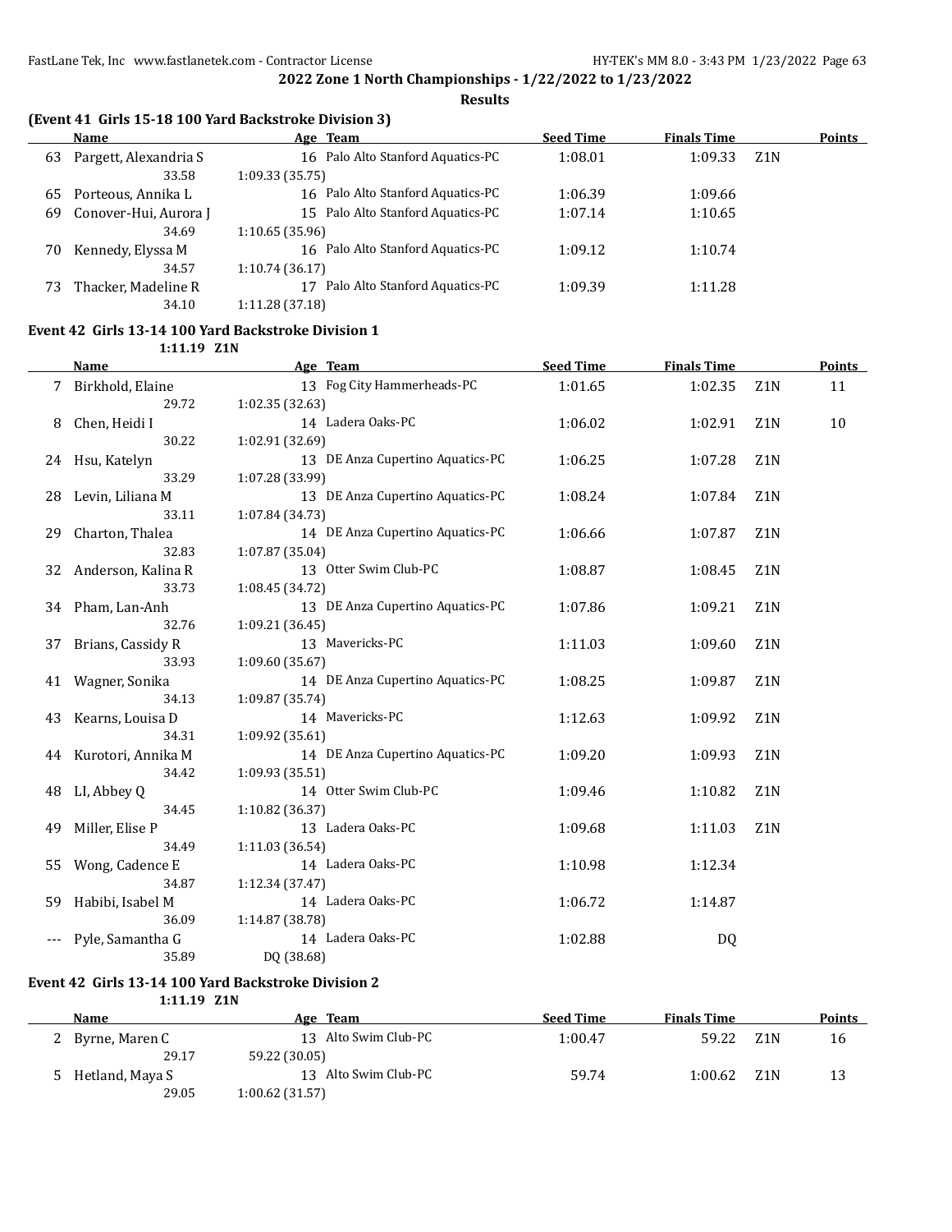**2022 Zone 1 North Championships - 1/22/2022 to 1/23/2022**

**Results**

### (Event 41 Girls 15-18 100 Yard Backstroke Division 3)

| | Name | Age | Team | Seed Time | Finals Time | | Points |
|---|---|---|---|---|---|---|---|
| 63 | Pargett, Alexandria S | 16 | Palo Alto Stanford Aquatics-PC | 1:08.01 | 1:09.33 | Z1N | |
| | 33.58 | 1:09.33 (35.75) | | | | | |
| 65 | Porteous, Annika L | 16 | Palo Alto Stanford Aquatics-PC | 1:06.39 | 1:09.66 | | |
| 69 | Conover-Hui, Aurora J | 15 | Palo Alto Stanford Aquatics-PC | 1:07.14 | 1:10.65 | | |
| | 34.69 | 1:10.65 (35.96) | | | | | |
| 70 | Kennedy, Elyssa M | 16 | Palo Alto Stanford Aquatics-PC | 1:09.12 | 1:10.74 | | |
| | 34.57 | 1:10.74 (36.17) | | | | | |
| 73 | Thacker, Madeline R | 17 | Palo Alto Stanford Aquatics-PC | 1:09.39 | 1:11.28 | | |
| | 34.10 | 1:11.28 (37.18) | | | | | |

### Event 42 Girls 13-14 100 Yard Backstroke Division 1

1:11.19 Z1N

| | Name | Age | Team | Seed Time | Finals Time | | Points |
|---|---|---|---|---|---|---|---|
| 7 | Birkhold, Elaine | 13 | Fog City Hammerheads-PC | 1:01.65 | 1:02.35 | Z1N | 11 |
| | 29.72 | 1:02.35 (32.63) | | | | | |
| 8 | Chen, Heidi I | 14 | Ladera Oaks-PC | 1:06.02 | 1:02.91 | Z1N | 10 |
| | 30.22 | 1:02.91 (32.69) | | | | | |
| 24 | Hsu, Katelyn | 13 | DE Anza Cupertino Aquatics-PC | 1:06.25 | 1:07.28 | Z1N | |
| | 33.29 | 1:07.28 (33.99) | | | | | |
| 28 | Levin, Liliana M | 13 | DE Anza Cupertino Aquatics-PC | 1:08.24 | 1:07.84 | Z1N | |
| | 33.11 | 1:07.84 (34.73) | | | | | |
| 29 | Charton, Thalea | 14 | DE Anza Cupertino Aquatics-PC | 1:06.66 | 1:07.87 | Z1N | |
| | 32.83 | 1:07.87 (35.04) | | | | | |
| 32 | Anderson, Kalina R | 13 | Otter Swim Club-PC | 1:08.87 | 1:08.45 | Z1N | |
| | 33.73 | 1:08.45 (34.72) | | | | | |
| 34 | Pham, Lan-Anh | 13 | DE Anza Cupertino Aquatics-PC | 1:07.86 | 1:09.21 | Z1N | |
| | 32.76 | 1:09.21 (36.45) | | | | | |
| 37 | Brians, Cassidy R | 13 | Mavericks-PC | 1:11.03 | 1:09.60 | Z1N | |
| | 33.93 | 1:09.60 (35.67) | | | | | |
| 41 | Wagner, Sonika | 14 | DE Anza Cupertino Aquatics-PC | 1:08.25 | 1:09.87 | Z1N | |
| | 34.13 | 1:09.87 (35.74) | | | | | |
| 43 | Kearns, Louisa D | 14 | Mavericks-PC | 1:12.63 | 1:09.92 | Z1N | |
| | 34.31 | 1:09.92 (35.61) | | | | | |
| 44 | Kurotori, Annika M | 14 | DE Anza Cupertino Aquatics-PC | 1:09.20 | 1:09.93 | Z1N | |
| | 34.42 | 1:09.93 (35.51) | | | | | |
| 48 | LI, Abbey Q | 14 | Otter Swim Club-PC | 1:09.46 | 1:10.82 | Z1N | |
| | 34.45 | 1:10.82 (36.37) | | | | | |
| 49 | Miller, Elise P | 13 | Ladera Oaks-PC | 1:09.68 | 1:11.03 | Z1N | |
| | 34.49 | 1:11.03 (36.54) | | | | | |
| 55 | Wong, Cadence E | 14 | Ladera Oaks-PC | 1:10.98 | 1:12.34 | | |
| | 34.87 | 1:12.34 (37.47) | | | | | |
| 59 | Habibi, Isabel M | 14 | Ladera Oaks-PC | 1:06.72 | 1:14.87 | | |
| | 36.09 | 1:14.87 (38.78) | | | | | |
| --- | Pyle, Samantha G | 14 | Ladera Oaks-PC | 1:02.88 | DQ | | |
| | 35.89 | DQ (38.68) | | | | | |

### Event 42 Girls 13-14 100 Yard Backstroke Division 2

1:11.19 Z1N

| | Name | Age | Team | Seed Time | Finals Time | | Points |
|---|---|---|---|---|---|---|---|
| 2 | Byrne, Maren C | 13 | Alto Swim Club-PC | 1:00.47 | 59.22 | Z1N | 16 |
| | 29.17 | 59.22 (30.05) | | | | | |
| 5 | Hetland, Maya S | 13 | Alto Swim Club-PC | 59.74 | 1:00.62 | Z1N | 13 |
| | 29.05 | 1:00.62 (31.57) | | | | | |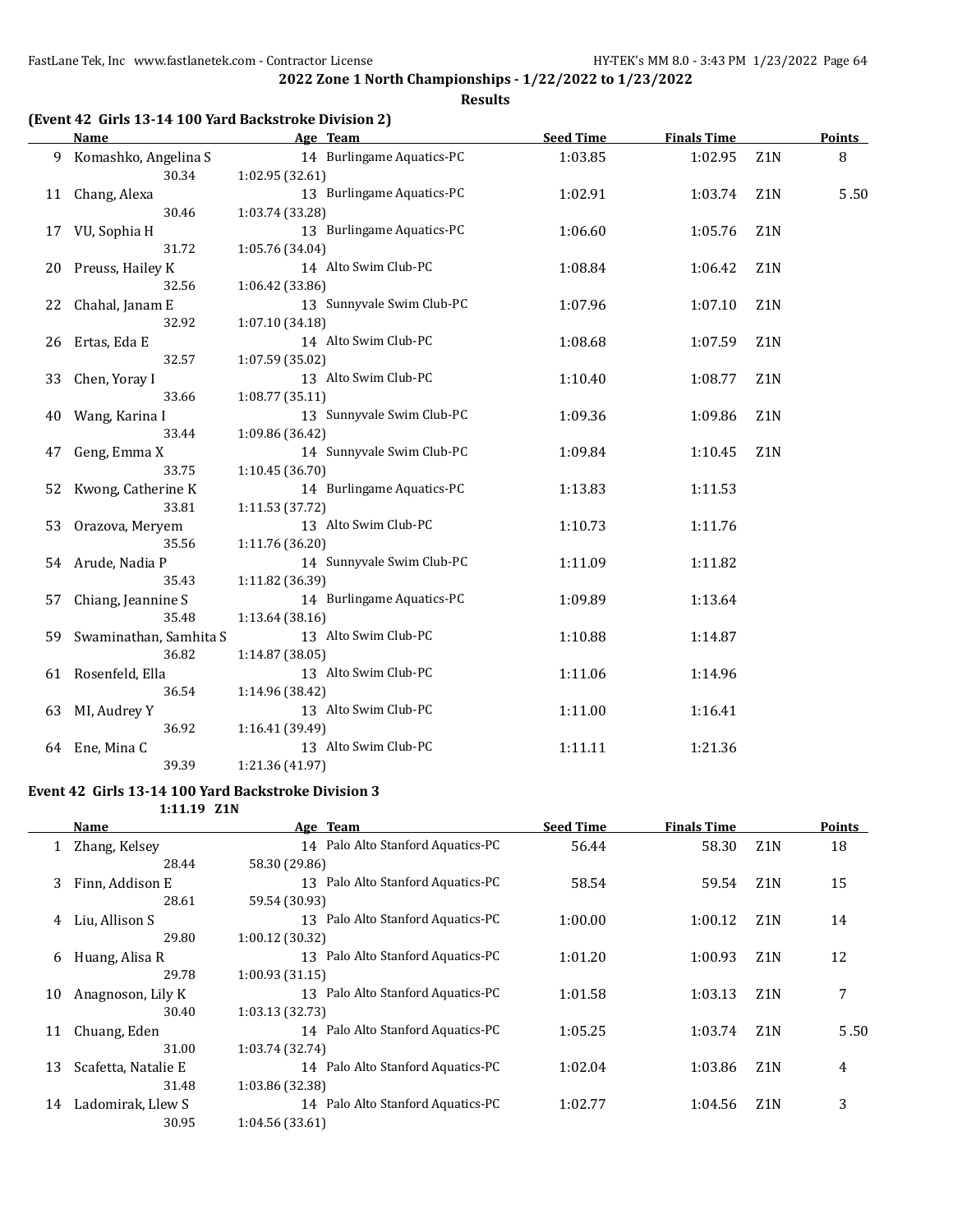## 2022 Zone 1 North Championships - 1/22/2022 to 1/23/2022

### Results

### (Event 42 Girls 13-14 100 Yard Backstroke Division 2)

| | Name | Age | Team | Seed Time | Finals Time | | Points |
|---|---|---|---|---|---|---|---|
| 9 | Komashko, Angelina S | 14 | Burlingame Aquatics-PC | 1:03.85 | 1:02.95 | Z1N | 8 |
| | 30.34 | 1:02.95 (32.61) | | | | | |
| 11 | Chang, Alexa | 13 | Burlingame Aquatics-PC | 1:02.91 | 1:03.74 | Z1N | 5.50 |
| | 30.46 | 1:03.74 (33.28) | | | | | |
| 17 | VU, Sophia H | 13 | Burlingame Aquatics-PC | 1:06.60 | 1:05.76 | Z1N | |
| | 31.72 | 1:05.76 (34.04) | | | | | |
| 20 | Preuss, Hailey K | 14 | Alto Swim Club-PC | 1:08.84 | 1:06.42 | Z1N | |
| | 32.56 | 1:06.42 (33.86) | | | | | |
| 22 | Chahal, Janam E | 13 | Sunnyvale Swim Club-PC | 1:07.96 | 1:07.10 | Z1N | |
| | 32.92 | 1:07.10 (34.18) | | | | | |
| 26 | Ertas, Eda E | 14 | Alto Swim Club-PC | 1:08.68 | 1:07.59 | Z1N | |
| | 32.57 | 1:07.59 (35.02) | | | | | |
| 33 | Chen, Yoray I | 13 | Alto Swim Club-PC | 1:10.40 | 1:08.77 | Z1N | |
| | 33.66 | 1:08.77 (35.11) | | | | | |
| 40 | Wang, Karina I | 13 | Sunnyvale Swim Club-PC | 1:09.36 | 1:09.86 | Z1N | |
| | 33.44 | 1:09.86 (36.42) | | | | | |
| 47 | Geng, Emma X | 14 | Sunnyvale Swim Club-PC | 1:09.84 | 1:10.45 | Z1N | |
| | 33.75 | 1:10.45 (36.70) | | | | | |
| 52 | Kwong, Catherine K | 14 | Burlingame Aquatics-PC | 1:13.83 | 1:11.53 | | |
| | 33.81 | 1:11.53 (37.72) | | | | | |
| 53 | Orazova, Meryem | 13 | Alto Swim Club-PC | 1:10.73 | 1:11.76 | | |
| | 35.56 | 1:11.76 (36.20) | | | | | |
| 54 | Arude, Nadia P | 14 | Sunnyvale Swim Club-PC | 1:11.09 | 1:11.82 | | |
| | 35.43 | 1:11.82 (36.39) | | | | | |
| 57 | Chiang, Jeannine S | 14 | Burlingame Aquatics-PC | 1:09.89 | 1:13.64 | | |
| | 35.48 | 1:13.64 (38.16) | | | | | |
| 59 | Swaminathan, Samhita S | 13 | Alto Swim Club-PC | 1:10.88 | 1:14.87 | | |
| | 36.82 | 1:14.87 (38.05) | | | | | |
| 61 | Rosenfeld, Ella | 13 | Alto Swim Club-PC | 1:11.06 | 1:14.96 | | |
| | 36.54 | 1:14.96 (38.42) | | | | | |
| 63 | MI, Audrey Y | 13 | Alto Swim Club-PC | 1:11.00 | 1:16.41 | | |
| | 36.92 | 1:16.41 (39.49) | | | | | |
| 64 | Ene, Mina C | 13 | Alto Swim Club-PC | 1:11.11 | 1:21.36 | | |
| | 39.39 | 1:21.36 (41.97) | | | | | |

### Event 42 Girls 13-14 100 Yard Backstroke Division 3

1:11.19 Z1N

| | Name | Age | Team | Seed Time | Finals Time | | Points |
|---|---|---|---|---|---|---|---|
| 1 | Zhang, Kelsey | 14 | Palo Alto Stanford Aquatics-PC | 56.44 | 58.30 | Z1N | 18 |
| | 28.44 | 58.30 (29.86) | | | | | |
| 3 | Finn, Addison E | 13 | Palo Alto Stanford Aquatics-PC | 58.54 | 59.54 | Z1N | 15 |
| | 28.61 | 59.54 (30.93) | | | | | |
| 4 | Liu, Allison S | 13 | Palo Alto Stanford Aquatics-PC | 1:00.00 | 1:00.12 | Z1N | 14 |
| | 29.80 | 1:00.12 (30.32) | | | | | |
| 6 | Huang, Alisa R | 13 | Palo Alto Stanford Aquatics-PC | 1:01.20 | 1:00.93 | Z1N | 12 |
| | 29.78 | 1:00.93 (31.15) | | | | | |
| 10 | Anagnoson, Lily K | 13 | Palo Alto Stanford Aquatics-PC | 1:01.58 | 1:03.13 | Z1N | 7 |
| | 30.40 | 1:03.13 (32.73) | | | | | |
| 11 | Chuang, Eden | 14 | Palo Alto Stanford Aquatics-PC | 1:05.25 | 1:03.74 | Z1N | 5.50 |
| | 31.00 | 1:03.74 (32.74) | | | | | |
| 13 | Scafetta, Natalie E | 14 | Palo Alto Stanford Aquatics-PC | 1:02.04 | 1:03.86 | Z1N | 4 |
| | 31.48 | 1:03.86 (32.38) | | | | | |
| 14 | Ladomirak, Llew S | 14 | Palo Alto Stanford Aquatics-PC | 1:02.77 | 1:04.56 | Z1N | 3 |
| | 30.95 | 1:04.56 (33.61) | | | | | |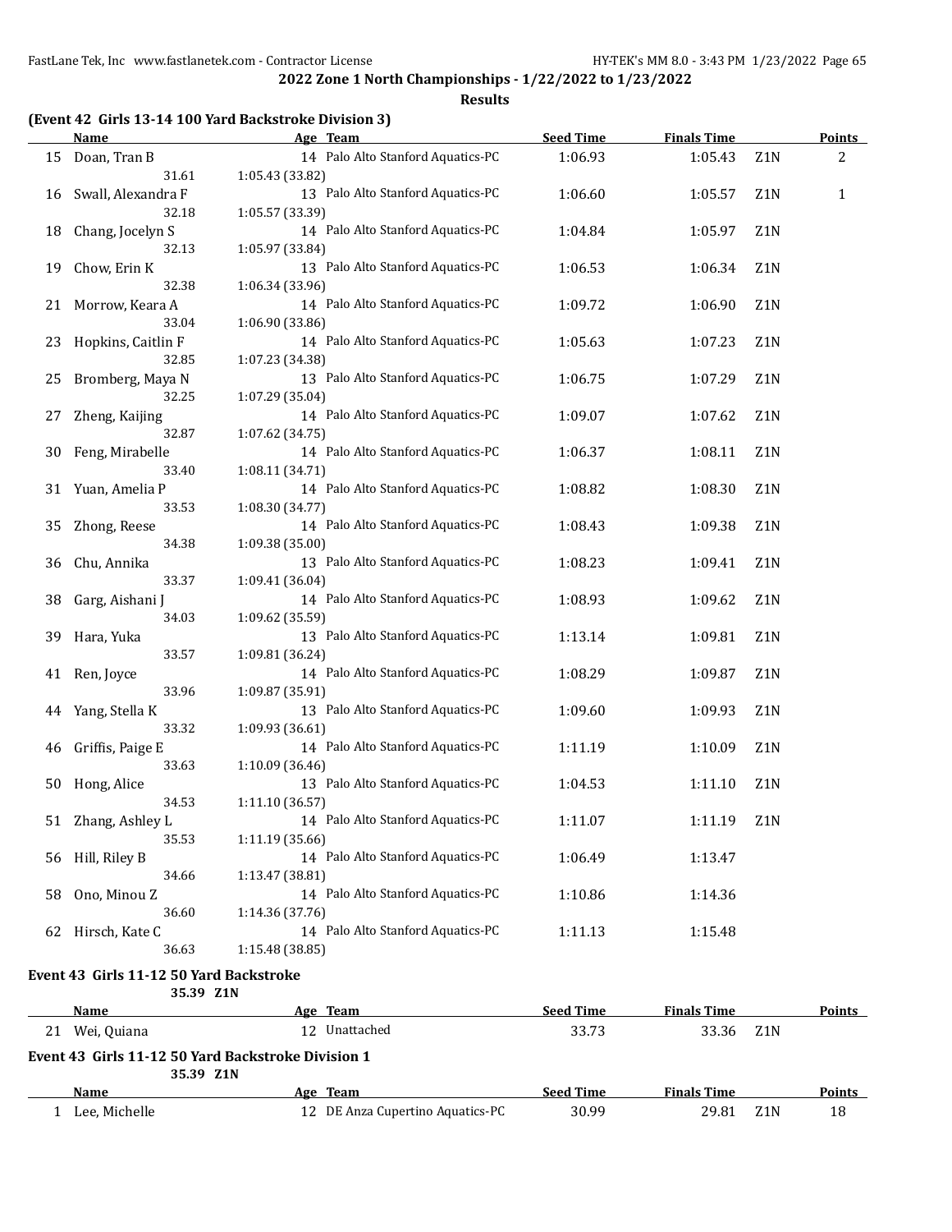## 2022 Zone 1 North Championships - 1/22/2022 to 1/23/2022

**Results**

### (Event 42 Girls 13-14 100 Yard Backstroke Division 3)

| | Name | Age | Team | Seed Time | Finals Time | | Points |
|---|---|---|---|---|---|---|---|
| 15 | Doan, Tran B | 14 | Palo Alto Stanford Aquatics-PC | 1:06.93 | 1:05.43 | Z1N | 2 |
| | 31.61 | 1:05.43 (33.82) | | | | | |
| 16 | Swall, Alexandra F | 13 | Palo Alto Stanford Aquatics-PC | 1:06.60 | 1:05.57 | Z1N | 1 |
| | 32.18 | 1:05.57 (33.39) | | | | | |
| 18 | Chang, Jocelyn S | 14 | Palo Alto Stanford Aquatics-PC | 1:04.84 | 1:05.97 | Z1N | |
| | 32.13 | 1:05.97 (33.84) | | | | | |
| 19 | Chow, Erin K | 13 | Palo Alto Stanford Aquatics-PC | 1:06.53 | 1:06.34 | Z1N | |
| | 32.38 | 1:06.34 (33.96) | | | | | |
| 21 | Morrow, Keara A | 14 | Palo Alto Stanford Aquatics-PC | 1:09.72 | 1:06.90 | Z1N | |
| | 33.04 | 1:06.90 (33.86) | | | | | |
| 23 | Hopkins, Caitlin F | 14 | Palo Alto Stanford Aquatics-PC | 1:05.63 | 1:07.23 | Z1N | |
| | 32.85 | 1:07.23 (34.38) | | | | | |
| 25 | Bromberg, Maya N | 13 | Palo Alto Stanford Aquatics-PC | 1:06.75 | 1:07.29 | Z1N | |
| | 32.25 | 1:07.29 (35.04) | | | | | |
| 27 | Zheng, Kaijing | 14 | Palo Alto Stanford Aquatics-PC | 1:09.07 | 1:07.62 | Z1N | |
| | 32.87 | 1:07.62 (34.75) | | | | | |
| 30 | Feng, Mirabelle | 14 | Palo Alto Stanford Aquatics-PC | 1:06.37 | 1:08.11 | Z1N | |
| | 33.40 | 1:08.11 (34.71) | | | | | |
| 31 | Yuan, Amelia P | 14 | Palo Alto Stanford Aquatics-PC | 1:08.82 | 1:08.30 | Z1N | |
| | 33.53 | 1:08.30 (34.77) | | | | | |
| 35 | Zhong, Reese | 14 | Palo Alto Stanford Aquatics-PC | 1:08.43 | 1:09.38 | Z1N | |
| | 34.38 | 1:09.38 (35.00) | | | | | |
| 36 | Chu, Annika | 13 | Palo Alto Stanford Aquatics-PC | 1:08.23 | 1:09.41 | Z1N | |
| | 33.37 | 1:09.41 (36.04) | | | | | |
| 38 | Garg, Aishani J | 14 | Palo Alto Stanford Aquatics-PC | 1:08.93 | 1:09.62 | Z1N | |
| | 34.03 | 1:09.62 (35.59) | | | | | |
| 39 | Hara, Yuka | 13 | Palo Alto Stanford Aquatics-PC | 1:13.14 | 1:09.81 | Z1N | |
| | 33.57 | 1:09.81 (36.24) | | | | | |
| 41 | Ren, Joyce | 14 | Palo Alto Stanford Aquatics-PC | 1:08.29 | 1:09.87 | Z1N | |
| | 33.96 | 1:09.87 (35.91) | | | | | |
| 44 | Yang, Stella K | 13 | Palo Alto Stanford Aquatics-PC | 1:09.60 | 1:09.93 | Z1N | |
| | 33.32 | 1:09.93 (36.61) | | | | | |
| 46 | Griffis, Paige E | 14 | Palo Alto Stanford Aquatics-PC | 1:11.19 | 1:10.09 | Z1N | |
| | 33.63 | 1:10.09 (36.46) | | | | | |
| 50 | Hong, Alice | 13 | Palo Alto Stanford Aquatics-PC | 1:04.53 | 1:11.10 | Z1N | |
| | 34.53 | 1:11.10 (36.57) | | | | | |
| 51 | Zhang, Ashley L | 14 | Palo Alto Stanford Aquatics-PC | 1:11.07 | 1:11.19 | Z1N | |
| | 35.53 | 1:11.19 (35.66) | | | | | |
| 56 | Hill, Riley B | 14 | Palo Alto Stanford Aquatics-PC | 1:06.49 | 1:13.47 | | |
| | 34.66 | 1:13.47 (38.81) | | | | | |
| 58 | Ono, Minou Z | 14 | Palo Alto Stanford Aquatics-PC | 1:10.86 | 1:14.36 | | |
| | 36.60 | 1:14.36 (37.76) | | | | | |
| 62 | Hirsch, Kate C | 14 | Palo Alto Stanford Aquatics-PC | 1:11.13 | 1:15.48 | | |
| | 36.63 | 1:15.48 (38.85) | | | | | |

### Event 43 Girls 11-12 50 Yard Backstroke

35.39 Z1N

| | Name | Age | Team | Seed Time | Finals Time | | Points |
|---|---|---|---|---|---|---|---|
| 21 | Wei, Quiana | 12 | Unattached | 33.73 | 33.36 | Z1N | |

### Event 43 Girls 11-12 50 Yard Backstroke Division 1

35.39 Z1N

| | Name | Age | Team | Seed Time | Finals Time | | Points |
|---|---|---|---|---|---|---|---|
| 1 | Lee, Michelle | 12 | DE Anza Cupertino Aquatics-PC | 30.99 | 29.81 | Z1N | 18 |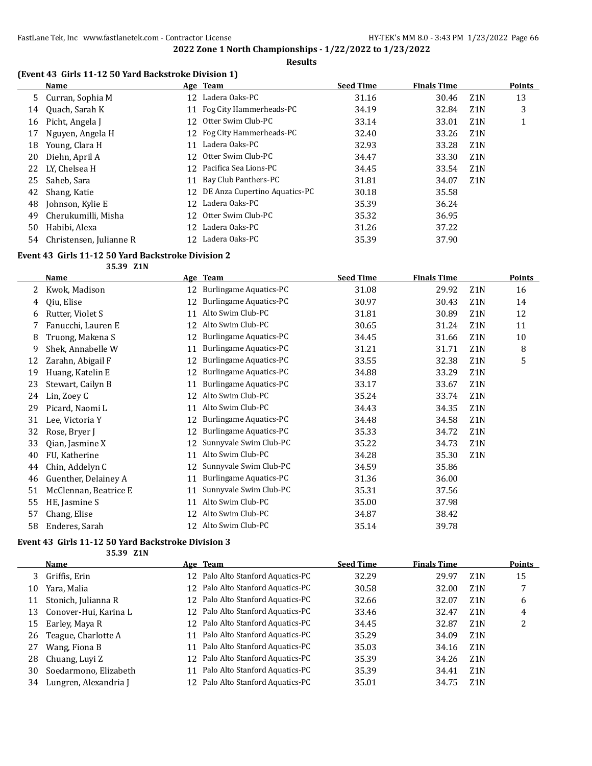## 2022 Zone 1 North Championships - 1/22/2022 to 1/23/2022

### Results

### (Event 43 Girls 11-12 50 Yard Backstroke Division 1)

| | Name | Age | Team | Seed Time | Finals Time | | Points |
|---|---|---|---|---|---|---|---|
| 5 | Curran, Sophia M | 12 | Ladera Oaks-PC | 31.16 | 30.46 | Z1N | 13 |
| 14 | Quach, Sarah K | 11 | Fog City Hammerheads-PC | 34.19 | 32.84 | Z1N | 3 |
| 16 | Picht, Angela J | 12 | Otter Swim Club-PC | 33.14 | 33.01 | Z1N | 1 |
| 17 | Nguyen, Angela H | 12 | Fog City Hammerheads-PC | 32.40 | 33.26 | Z1N | |
| 18 | Young, Clara H | 11 | Ladera Oaks-PC | 32.93 | 33.28 | Z1N | |
| 20 | Diehn, April A | 12 | Otter Swim Club-PC | 34.47 | 33.30 | Z1N | |
| 22 | LY, Chelsea H | 12 | Pacifica Sea Lions-PC | 34.45 | 33.54 | Z1N | |
| 25 | Saheb, Sara | 11 | Bay Club Panthers-PC | 31.81 | 34.07 | Z1N | |
| 42 | Shang, Katie | 12 | DE Anza Cupertino Aquatics-PC | 30.18 | 35.58 | | |
| 48 | Johnson, Kylie E | 12 | Ladera Oaks-PC | 35.39 | 36.24 | | |
| 49 | Cherukumilli, Misha | 12 | Otter Swim Club-PC | 35.32 | 36.95 | | |
| 50 | Habibi, Alexa | 12 | Ladera Oaks-PC | 31.26 | 37.22 | | |
| 54 | Christensen, Julianne R | 12 | Ladera Oaks-PC | 35.39 | 37.90 | | |

### Event 43 Girls 11-12 50 Yard Backstroke Division 2

35.39 Z1N

| | Name | Age | Team | Seed Time | Finals Time | | Points |
|---|---|---|---|---|---|---|---|
| 2 | Kwok, Madison | 12 | Burlingame Aquatics-PC | 31.08 | 29.92 | Z1N | 16 |
| 4 | Qiu, Elise | 12 | Burlingame Aquatics-PC | 30.97 | 30.43 | Z1N | 14 |
| 6 | Rutter, Violet S | 11 | Alto Swim Club-PC | 31.81 | 30.89 | Z1N | 12 |
| 7 | Fanucchi, Lauren E | 12 | Alto Swim Club-PC | 30.65 | 31.24 | Z1N | 11 |
| 8 | Truong, Makena S | 12 | Burlingame Aquatics-PC | 34.45 | 31.66 | Z1N | 10 |
| 9 | Shek, Annabelle W | 11 | Burlingame Aquatics-PC | 31.21 | 31.71 | Z1N | 8 |
| 12 | Zarahn, Abigail F | 12 | Burlingame Aquatics-PC | 33.55 | 32.38 | Z1N | 5 |
| 19 | Huang, Katelin E | 12 | Burlingame Aquatics-PC | 34.88 | 33.29 | Z1N | |
| 23 | Stewart, Cailyn B | 11 | Burlingame Aquatics-PC | 33.17 | 33.67 | Z1N | |
| 24 | Lin, Zoey C | 12 | Alto Swim Club-PC | 35.24 | 33.74 | Z1N | |
| 29 | Picard, Naomi L | 11 | Alto Swim Club-PC | 34.43 | 34.35 | Z1N | |
| 31 | Lee, Victoria Y | 12 | Burlingame Aquatics-PC | 34.48 | 34.58 | Z1N | |
| 32 | Rose, Bryer J | 12 | Burlingame Aquatics-PC | 35.33 | 34.72 | Z1N | |
| 33 | Qian, Jasmine X | 12 | Sunnyvale Swim Club-PC | 35.22 | 34.73 | Z1N | |
| 40 | FU, Katherine | 11 | Alto Swim Club-PC | 34.28 | 35.30 | Z1N | |
| 44 | Chin, Addelyn C | 12 | Sunnyvale Swim Club-PC | 34.59 | 35.86 | | |
| 46 | Guenther, Delainey A | 11 | Burlingame Aquatics-PC | 31.36 | 36.00 | | |
| 51 | McClennan, Beatrice E | 11 | Sunnyvale Swim Club-PC | 35.31 | 37.56 | | |
| 55 | HE, Jasmine S | 11 | Alto Swim Club-PC | 35.00 | 37.98 | | |
| 57 | Chang, Elise | 12 | Alto Swim Club-PC | 34.87 | 38.42 | | |
| 58 | Enderes, Sarah | 12 | Alto Swim Club-PC | 35.14 | 39.78 | | |

### Event 43 Girls 11-12 50 Yard Backstroke Division 3

35.39 Z1N

| | Name | Age | Team | Seed Time | Finals Time | | Points |
|---|---|---|---|---|---|---|---|
| 3 | Griffis, Erin | 12 | Palo Alto Stanford Aquatics-PC | 32.29 | 29.97 | Z1N | 15 |
| 10 | Yara, Malia | 12 | Palo Alto Stanford Aquatics-PC | 30.58 | 32.00 | Z1N | 7 |
| 11 | Stonich, Julianna R | 12 | Palo Alto Stanford Aquatics-PC | 32.66 | 32.07 | Z1N | 6 |
| 13 | Conover-Hui, Karina L | 12 | Palo Alto Stanford Aquatics-PC | 33.46 | 32.47 | Z1N | 4 |
| 15 | Earley, Maya R | 12 | Palo Alto Stanford Aquatics-PC | 34.45 | 32.87 | Z1N | 2 |
| 26 | Teague, Charlotte A | 11 | Palo Alto Stanford Aquatics-PC | 35.29 | 34.09 | Z1N | |
| 27 | Wang, Fiona B | 11 | Palo Alto Stanford Aquatics-PC | 35.03 | 34.16 | Z1N | |
| 28 | Chuang, Luyi Z | 12 | Palo Alto Stanford Aquatics-PC | 35.39 | 34.26 | Z1N | |
| 30 | Soedarmono, Elizabeth | 11 | Palo Alto Stanford Aquatics-PC | 35.39 | 34.41 | Z1N | |
| 34 | Lungren, Alexandria J | 12 | Palo Alto Stanford Aquatics-PC | 35.01 | 34.75 | Z1N | |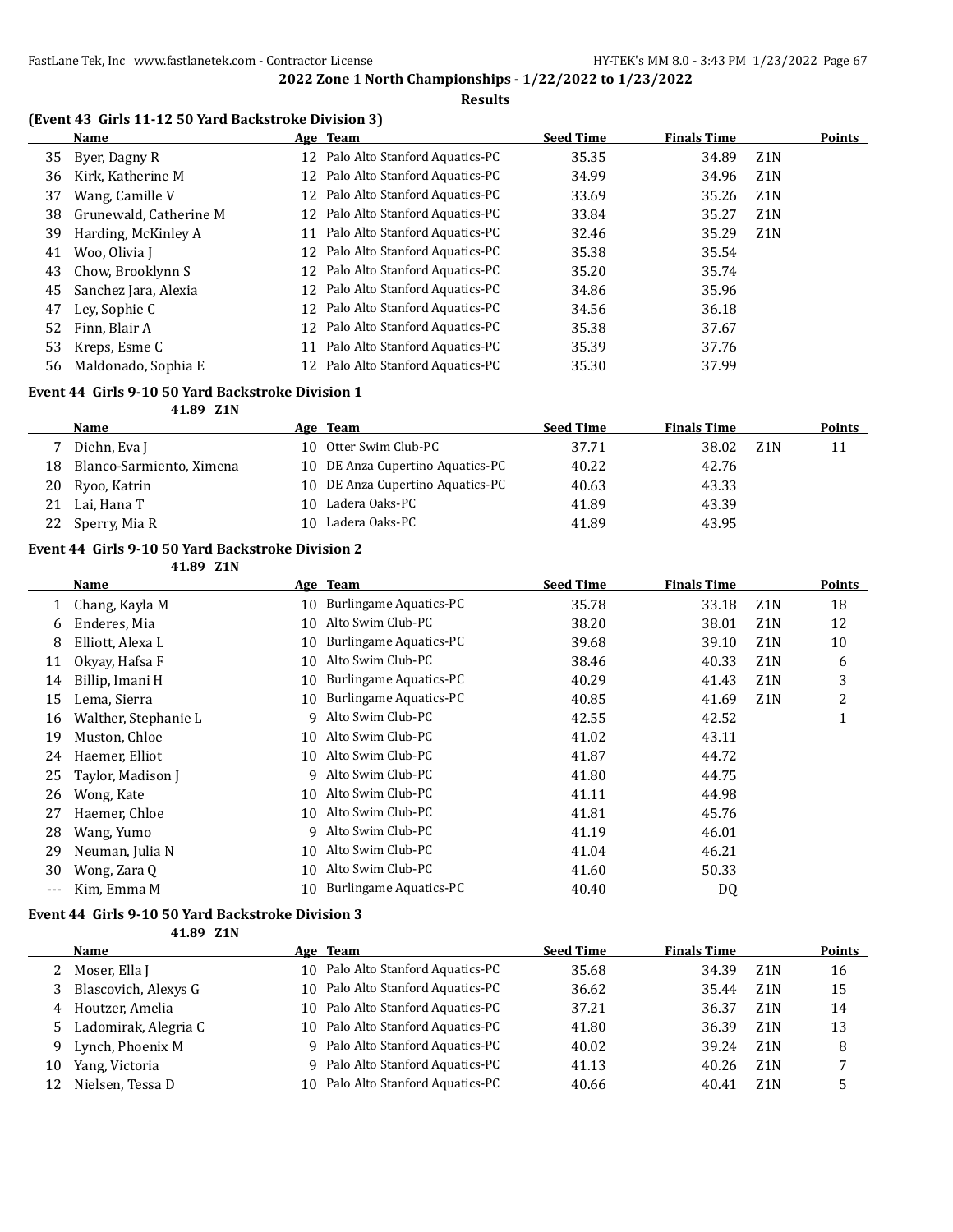## 2022 Zone 1 North Championships - 1/22/2022 to 1/23/2022

### Results

#### (Event 43 Girls 11-12 50 Yard Backstroke Division 3)

| | Name | Age | Team | Seed Time | Finals Time | | Points |
|---|---|---|---|---|---|---|---|
| 35 | Byer, Dagny R | 12 | Palo Alto Stanford Aquatics-PC | 35.35 | 34.89 | Z1N | |
| 36 | Kirk, Katherine M | 12 | Palo Alto Stanford Aquatics-PC | 34.99 | 34.96 | Z1N | |
| 37 | Wang, Camille V | 12 | Palo Alto Stanford Aquatics-PC | 33.69 | 35.26 | Z1N | |
| 38 | Grunewald, Catherine M | 12 | Palo Alto Stanford Aquatics-PC | 33.84 | 35.27 | Z1N | |
| 39 | Harding, McKinley A | 11 | Palo Alto Stanford Aquatics-PC | 32.46 | 35.29 | Z1N | |
| 41 | Woo, Olivia J | 12 | Palo Alto Stanford Aquatics-PC | 35.38 | 35.54 | | |
| 43 | Chow, Brooklynn S | 12 | Palo Alto Stanford Aquatics-PC | 35.20 | 35.74 | | |
| 45 | Sanchez Jara, Alexia | 12 | Palo Alto Stanford Aquatics-PC | 34.86 | 35.96 | | |
| 47 | Ley, Sophie C | 12 | Palo Alto Stanford Aquatics-PC | 34.56 | 36.18 | | |
| 52 | Finn, Blair A | 12 | Palo Alto Stanford Aquatics-PC | 35.38 | 37.67 | | |
| 53 | Kreps, Esme C | 11 | Palo Alto Stanford Aquatics-PC | 35.39 | 37.76 | | |
| 56 | Maldonado, Sophia E | 12 | Palo Alto Stanford Aquatics-PC | 35.30 | 37.99 | | |

#### Event 44 Girls 9-10 50 Yard Backstroke Division 1

41.89 Z1N

| | Name | Age | Team | Seed Time | Finals Time | | Points |
|---|---|---|---|---|---|---|---|
| 7 | Diehn, Eva J | 10 | Otter Swim Club-PC | 37.71 | 38.02 | Z1N | 11 |
| 18 | Blanco-Sarmiento, Ximena | 10 | DE Anza Cupertino Aquatics-PC | 40.22 | 42.76 | | |
| 20 | Ryoo, Katrin | 10 | DE Anza Cupertino Aquatics-PC | 40.63 | 43.33 | | |
| 21 | Lai, Hana T | 10 | Ladera Oaks-PC | 41.89 | 43.39 | | |
| 22 | Sperry, Mia R | 10 | Ladera Oaks-PC | 41.89 | 43.95 | | |

#### Event 44 Girls 9-10 50 Yard Backstroke Division 2

41.89 Z1N

| | Name | Age | Team | Seed Time | Finals Time | | Points |
|---|---|---|---|---|---|---|---|
| 1 | Chang, Kayla M | 10 | Burlingame Aquatics-PC | 35.78 | 33.18 | Z1N | 18 |
| 6 | Enderes, Mia | 10 | Alto Swim Club-PC | 38.20 | 38.01 | Z1N | 12 |
| 8 | Elliott, Alexa L | 10 | Burlingame Aquatics-PC | 39.68 | 39.10 | Z1N | 10 |
| 11 | Okyay, Hafsa F | 10 | Alto Swim Club-PC | 38.46 | 40.33 | Z1N | 6 |
| 14 | Billip, Imani H | 10 | Burlingame Aquatics-PC | 40.29 | 41.43 | Z1N | 3 |
| 15 | Lema, Sierra | 10 | Burlingame Aquatics-PC | 40.85 | 41.69 | Z1N | 2 |
| 16 | Walther, Stephanie L | 9 | Alto Swim Club-PC | 42.55 | 42.52 | | 1 |
| 19 | Muston, Chloe | 10 | Alto Swim Club-PC | 41.02 | 43.11 | | |
| 24 | Haemer, Elliot | 10 | Alto Swim Club-PC | 41.87 | 44.72 | | |
| 25 | Taylor, Madison J | 9 | Alto Swim Club-PC | 41.80 | 44.75 | | |
| 26 | Wong, Kate | 10 | Alto Swim Club-PC | 41.11 | 44.98 | | |
| 27 | Haemer, Chloe | 10 | Alto Swim Club-PC | 41.81 | 45.76 | | |
| 28 | Wang, Yumo | 9 | Alto Swim Club-PC | 41.19 | 46.01 | | |
| 29 | Neuman, Julia N | 10 | Alto Swim Club-PC | 41.04 | 46.21 | | |
| 30 | Wong, Zara Q | 10 | Alto Swim Club-PC | 41.60 | 50.33 | | |
| --- | Kim, Emma M | 10 | Burlingame Aquatics-PC | 40.40 | DQ | | |

#### Event 44 Girls 9-10 50 Yard Backstroke Division 3

41.89 Z1N

| | Name | Age | Team | Seed Time | Finals Time | | Points |
|---|---|---|---|---|---|---|---|
| 2 | Moser, Ella J | 10 | Palo Alto Stanford Aquatics-PC | 35.68 | 34.39 | Z1N | 16 |
| 3 | Blascovich, Alexys G | 10 | Palo Alto Stanford Aquatics-PC | 36.62 | 35.44 | Z1N | 15 |
| 4 | Houtzer, Amelia | 10 | Palo Alto Stanford Aquatics-PC | 37.21 | 36.37 | Z1N | 14 |
| 5 | Ladomirak, Alegria C | 10 | Palo Alto Stanford Aquatics-PC | 41.80 | 36.39 | Z1N | 13 |
| 9 | Lynch, Phoenix M | 9 | Palo Alto Stanford Aquatics-PC | 40.02 | 39.24 | Z1N | 8 |
| 10 | Yang, Victoria | 9 | Palo Alto Stanford Aquatics-PC | 41.13 | 40.26 | Z1N | 7 |
| 12 | Nielsen, Tessa D | 10 | Palo Alto Stanford Aquatics-PC | 40.66 | 40.41 | Z1N | 5 |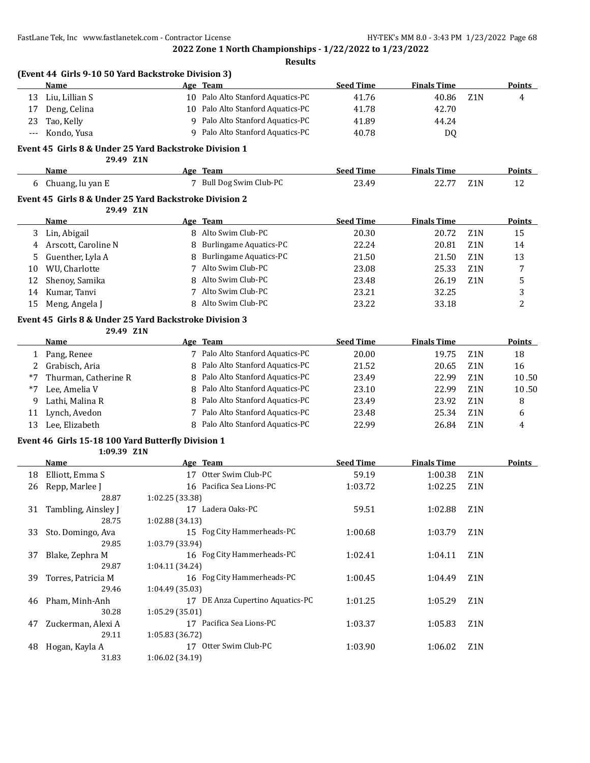**2022 Zone 1 North Championships - 1/22/2022 to 1/23/2022**

**Results**

### (Event 44 Girls 9-10 50 Yard Backstroke Division 3)

| | Name | Age | Team | Seed Time | Finals Time | | Points |
|---|---|---|---|---|---|---|---|
| 13 | Liu, Lillian S | 10 | Palo Alto Stanford Aquatics-PC | 41.76 | 40.86 | Z1N | 4 |
| 17 | Deng, Celina | 10 | Palo Alto Stanford Aquatics-PC | 41.78 | 42.70 | | |
| 23 | Tao, Kelly | 9 | Palo Alto Stanford Aquatics-PC | 41.89 | 44.24 | | |
| --- | Kondo, Yusa | 9 | Palo Alto Stanford Aquatics-PC | 40.78 | DQ | | |

### Event 45 Girls 8 & Under 25 Yard Backstroke Division 1

29.49 Z1N

| | Name | Age | Team | Seed Time | Finals Time | | Points |
|---|---|---|---|---|---|---|---|
| 6 | Chuang, lu yan E | 7 | Bull Dog Swim Club-PC | 23.49 | 22.77 | Z1N | 12 |

### Event 45 Girls 8 & Under 25 Yard Backstroke Division 2

29.49 Z1N

| | Name | Age | Team | Seed Time | Finals Time | | Points |
|---|---|---|---|---|---|---|---|
| 3 | Lin, Abigail | 8 | Alto Swim Club-PC | 20.30 | 20.72 | Z1N | 15 |
| 4 | Arscott, Caroline N | 8 | Burlingame Aquatics-PC | 22.24 | 20.81 | Z1N | 14 |
| 5 | Guenther, Lyla A | 8 | Burlingame Aquatics-PC | 21.50 | 21.50 | Z1N | 13 |
| 10 | WU, Charlotte | 7 | Alto Swim Club-PC | 23.08 | 25.33 | Z1N | 7 |
| 12 | Shenoy, Samika | 8 | Alto Swim Club-PC | 23.48 | 26.19 | Z1N | 5 |
| 14 | Kumar, Tanvi | 7 | Alto Swim Club-PC | 23.21 | 32.25 | | 3 |
| 15 | Meng, Angela J | 8 | Alto Swim Club-PC | 23.22 | 33.18 | | 2 |

### Event 45 Girls 8 & Under 25 Yard Backstroke Division 3

29.49 Z1N

| | Name | Age | Team | Seed Time | Finals Time | | Points |
|---|---|---|---|---|---|---|---|
| 1 | Pang, Renee | 7 | Palo Alto Stanford Aquatics-PC | 20.00 | 19.75 | Z1N | 18 |
| 2 | Grabisch, Aria | 8 | Palo Alto Stanford Aquatics-PC | 21.52 | 20.65 | Z1N | 16 |
| *7 | Thurman, Catherine R | 8 | Palo Alto Stanford Aquatics-PC | 23.49 | 22.99 | Z1N | 10.50 |
| *7 | Lee, Amelia V | 8 | Palo Alto Stanford Aquatics-PC | 23.10 | 22.99 | Z1N | 10.50 |
| 9 | Lathi, Malina R | 8 | Palo Alto Stanford Aquatics-PC | 23.49 | 23.92 | Z1N | 8 |
| 11 | Lynch, Avedon | 7 | Palo Alto Stanford Aquatics-PC | 23.48 | 25.34 | Z1N | 6 |
| 13 | Lee, Elizabeth | 8 | Palo Alto Stanford Aquatics-PC | 22.99 | 26.84 | Z1N | 4 |

### Event 46 Girls 15-18 100 Yard Butterfly Division 1

1:09.39 Z1N

| | Name | Age | Team | Seed Time | Finals Time | | Points |
|---|---|---|---|---|---|---|---|
| 18 | Elliott, Emma S | 17 | Otter Swim Club-PC | 59.19 | 1:00.38 | Z1N | |
| 26 | Repp, Marlee J | 16 | Pacifica Sea Lions-PC | 1:03.72 | 1:02.25 | Z1N | |
| | 28.87 | 1:02.25 (33.38) | | | | | |
| 31 | Tambling, Ainsley J | 17 | Ladera Oaks-PC | 59.51 | 1:02.88 | Z1N | |
| | 28.75 | 1:02.88 (34.13) | | | | | |
| 33 | Sto. Domingo, Ava | 15 | Fog City Hammerheads-PC | 1:00.68 | 1:03.79 | Z1N | |
| | 29.85 | 1:03.79 (33.94) | | | | | |
| 37 | Blake, Zephra M | 16 | Fog City Hammerheads-PC | 1:02.41 | 1:04.11 | Z1N | |
| | 29.87 | 1:04.11 (34.24) | | | | | |
| 39 | Torres, Patricia M | 16 | Fog City Hammerheads-PC | 1:00.45 | 1:04.49 | Z1N | |
| | 29.46 | 1:04.49 (35.03) | | | | | |
| 46 | Pham, Minh-Anh | 17 | DE Anza Cupertino Aquatics-PC | 1:01.25 | 1:05.29 | Z1N | |
| | 30.28 | 1:05.29 (35.01) | | | | | |
| 47 | Zuckerman, Alexi A | 17 | Pacifica Sea Lions-PC | 1:03.37 | 1:05.83 | Z1N | |
| | 29.11 | 1:05.83 (36.72) | | | | | |
| 48 | Hogan, Kayla A | 17 | Otter Swim Club-PC | 1:03.90 | 1:06.02 | Z1N | |
| | 31.83 | 1:06.02 (34.19) | | | | | |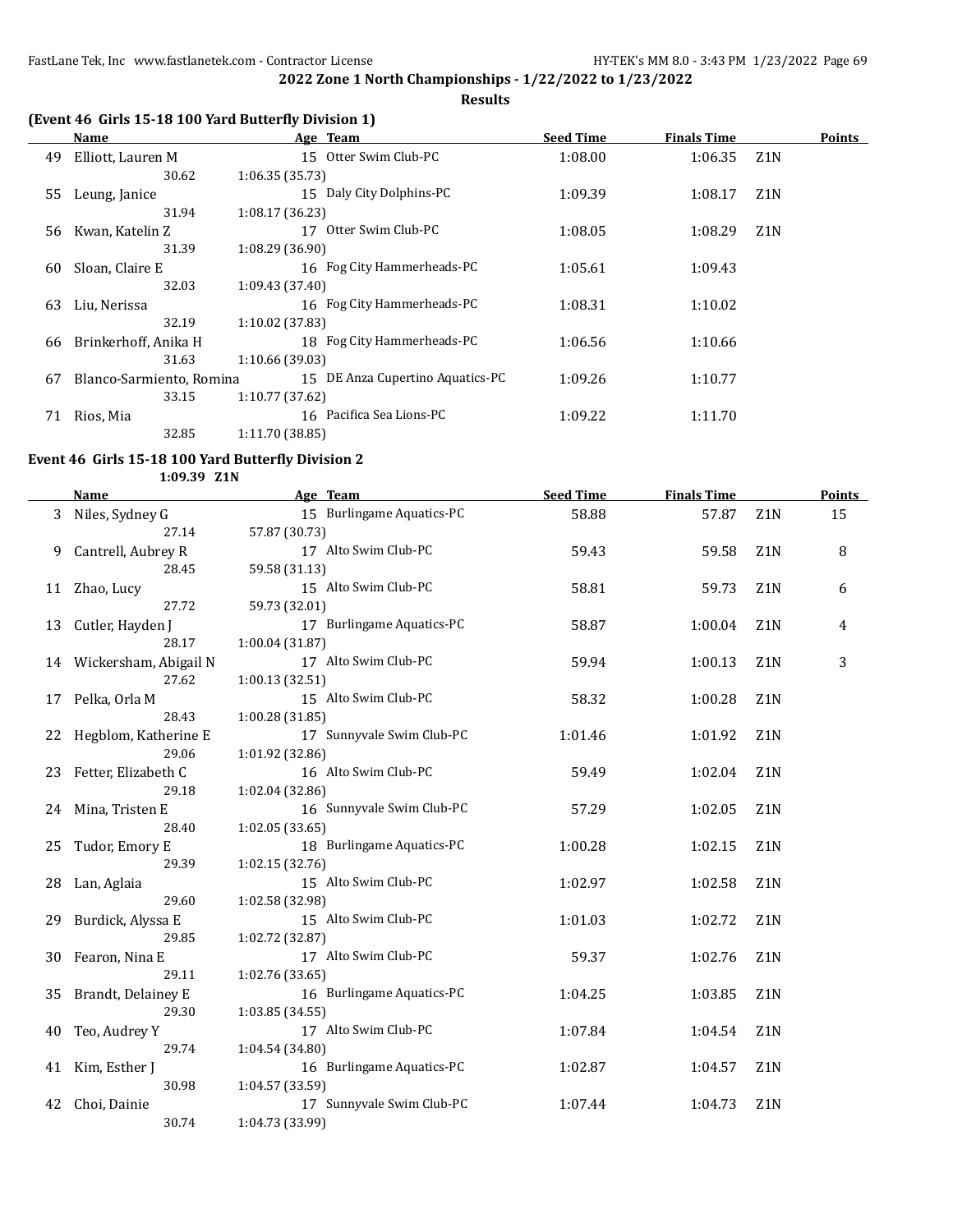## 2022 Zone 1 North Championships - 1/22/2022 to 1/23/2022

**Results**

### (Event 46 Girls 15-18 100 Yard Butterfly Division 1)

| | Name | Age | Team | Seed Time | Finals Time | | Points |
|---|---|---|---|---|---|---|---|
| 49 | Elliott, Lauren M | 15 | Otter Swim Club-PC | 1:08.00 | 1:06.35 | Z1N | |
| | 30.62 | 1:06.35 (35.73) | | | | | |
| 55 | Leung, Janice | 15 | Daly City Dolphins-PC | 1:09.39 | 1:08.17 | Z1N | |
| | 31.94 | 1:08.17 (36.23) | | | | | |
| 56 | Kwan, Katelin Z | 17 | Otter Swim Club-PC | 1:08.05 | 1:08.29 | Z1N | |
| | 31.39 | 1:08.29 (36.90) | | | | | |
| 60 | Sloan, Claire E | 16 | Fog City Hammerheads-PC | 1:05.61 | 1:09.43 | | |
| | 32.03 | 1:09.43 (37.40) | | | | | |
| 63 | Liu, Nerissa | 16 | Fog City Hammerheads-PC | 1:08.31 | 1:10.02 | | |
| | 32.19 | 1:10.02 (37.83) | | | | | |
| 66 | Brinkerhoff, Anika H | 18 | Fog City Hammerheads-PC | 1:06.56 | 1:10.66 | | |
| | 31.63 | 1:10.66 (39.03) | | | | | |
| 67 | Blanco-Sarmiento, Romina | 15 | DE Anza Cupertino Aquatics-PC | 1:09.26 | 1:10.77 | | |
| | 33.15 | 1:10.77 (37.62) | | | | | |
| 71 | Rios, Mia | 16 | Pacifica Sea Lions-PC | 1:09.22 | 1:11.70 | | |
| | 32.85 | 1:11.70 (38.85) | | | | | |

### Event 46 Girls 15-18 100 Yard Butterfly Division 2

1:09.39 Z1N

| | Name | Age | Team | Seed Time | Finals Time | | Points |
|---|---|---|---|---|---|---|---|
| 3 | Niles, Sydney G | 15 | Burlingame Aquatics-PC | 58.88 | 57.87 | Z1N | 15 |
| | 27.14 | 57.87 (30.73) | | | | | |
| 9 | Cantrell, Aubrey R | 17 | Alto Swim Club-PC | 59.43 | 59.58 | Z1N | 8 |
| | 28.45 | 59.58 (31.13) | | | | | |
| 11 | Zhao, Lucy | 15 | Alto Swim Club-PC | 58.81 | 59.73 | Z1N | 6 |
| | 27.72 | 59.73 (32.01) | | | | | |
| 13 | Cutler, Hayden J | 17 | Burlingame Aquatics-PC | 58.87 | 1:00.04 | Z1N | 4 |
| | 28.17 | 1:00.04 (31.87) | | | | | |
| 14 | Wickersham, Abigail N | 17 | Alto Swim Club-PC | 59.94 | 1:00.13 | Z1N | 3 |
| | 27.62 | 1:00.13 (32.51) | | | | | |
| 17 | Pelka, Orla M | 15 | Alto Swim Club-PC | 58.32 | 1:00.28 | Z1N | |
| | 28.43 | 1:00.28 (31.85) | | | | | |
| 22 | Hegblom, Katherine E | 17 | Sunnyvale Swim Club-PC | 1:01.46 | 1:01.92 | Z1N | |
| | 29.06 | 1:01.92 (32.86) | | | | | |
| 23 | Fetter, Elizabeth C | 16 | Alto Swim Club-PC | 59.49 | 1:02.04 | Z1N | |
| | 29.18 | 1:02.04 (32.86) | | | | | |
| 24 | Mina, Tristen E | 16 | Sunnyvale Swim Club-PC | 57.29 | 1:02.05 | Z1N | |
| | 28.40 | 1:02.05 (33.65) | | | | | |
| 25 | Tudor, Emory E | 18 | Burlingame Aquatics-PC | 1:00.28 | 1:02.15 | Z1N | |
| | 29.39 | 1:02.15 (32.76) | | | | | |
| 28 | Lan, Aglaia | 15 | Alto Swim Club-PC | 1:02.97 | 1:02.58 | Z1N | |
| | 29.60 | 1:02.58 (32.98) | | | | | |
| 29 | Burdick, Alyssa E | 15 | Alto Swim Club-PC | 1:01.03 | 1:02.72 | Z1N | |
| | 29.85 | 1:02.72 (32.87) | | | | | |
| 30 | Fearon, Nina E | 17 | Alto Swim Club-PC | 59.37 | 1:02.76 | Z1N | |
| | 29.11 | 1:02.76 (33.65) | | | | | |
| 35 | Brandt, Delainey E | 16 | Burlingame Aquatics-PC | 1:04.25 | 1:03.85 | Z1N | |
| | 29.30 | 1:03.85 (34.55) | | | | | |
| 40 | Teo, Audrey Y | 17 | Alto Swim Club-PC | 1:07.84 | 1:04.54 | Z1N | |
| | 29.74 | 1:04.54 (34.80) | | | | | |
| 41 | Kim, Esther J | 16 | Burlingame Aquatics-PC | 1:02.87 | 1:04.57 | Z1N | |
| | 30.98 | 1:04.57 (33.59) | | | | | |
| 42 | Choi, Dainie | 17 | Sunnyvale Swim Club-PC | 1:07.44 | 1:04.73 | Z1N | |
| | 30.74 | 1:04.73 (33.99) | | | | | |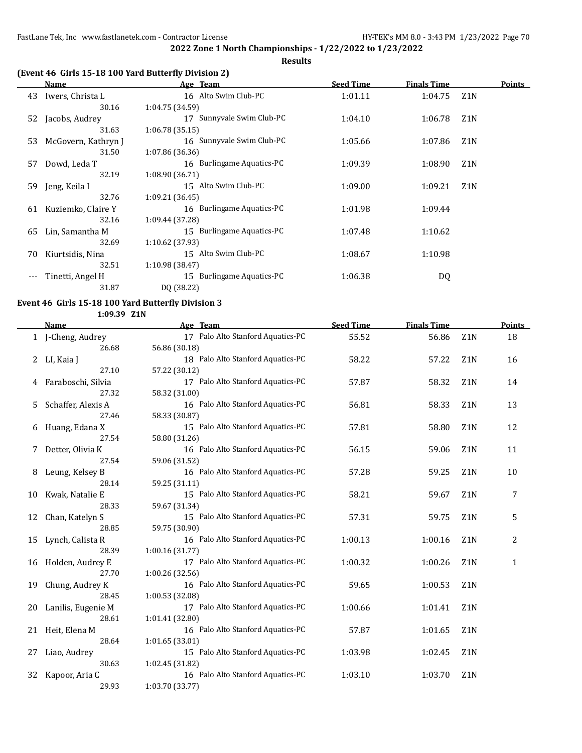**2022 Zone 1 North Championships - 1/22/2022 to 1/23/2022**

**Results**

### (Event 46 Girls 15-18 100 Yard Butterfly Division 2)

| | Name | Age | Team | Seed Time | Finals Time | | Points |
|---|---|---|---|---|---|---|---|
| 43 | Iwers, Christa L | 16 | Alto Swim Club-PC | 1:01.11 | 1:04.75 | Z1N | |
| | 30.16 | 1:04.75 (34.59) | | | | | |
| 52 | Jacobs, Audrey | 17 | Sunnyvale Swim Club-PC | 1:04.10 | 1:06.78 | Z1N | |
| | 31.63 | 1:06.78 (35.15) | | | | | |
| 53 | McGovern, Kathryn J | 16 | Sunnyvale Swim Club-PC | 1:05.66 | 1:07.86 | Z1N | |
| | 31.50 | 1:07.86 (36.36) | | | | | |
| 57 | Dowd, Leda T | 16 | Burlingame Aquatics-PC | 1:09.39 | 1:08.90 | Z1N | |
| | 32.19 | 1:08.90 (36.71) | | | | | |
| 59 | Jeng, Keila I | 15 | Alto Swim Club-PC | 1:09.00 | 1:09.21 | Z1N | |
| | 32.76 | 1:09.21 (36.45) | | | | | |
| 61 | Kuziemko, Claire Y | 16 | Burlingame Aquatics-PC | 1:01.98 | 1:09.44 | | |
| | 32.16 | 1:09.44 (37.28) | | | | | |
| 65 | Lin, Samantha M | 15 | Burlingame Aquatics-PC | 1:07.48 | 1:10.62 | | |
| | 32.69 | 1:10.62 (37.93) | | | | | |
| 70 | Kiurtsidis, Nina | 15 | Alto Swim Club-PC | 1:08.67 | 1:10.98 | | |
| | 32.51 | 1:10.98 (38.47) | | | | | |
| --- | Tinetti, Angel H | 15 | Burlingame Aquatics-PC | 1:06.38 | DQ | | |
| | 31.87 | DQ (38.22) | | | | | |

### Event 46 Girls 15-18 100 Yard Butterfly Division 3

1:09.39 Z1N

| | Name | Age | Team | Seed Time | Finals Time | | Points |
|---|---|---|---|---|---|---|---|
| 1 | J-Cheng, Audrey | 17 | Palo Alto Stanford Aquatics-PC | 55.52 | 56.86 | Z1N | 18 |
| | 26.68 | 56.86 (30.18) | | | | | |
| 2 | LI, Kaia J | 18 | Palo Alto Stanford Aquatics-PC | 58.22 | 57.22 | Z1N | 16 |
| | 27.10 | 57.22 (30.12) | | | | | |
| 4 | Faraboschi, Silvia | 17 | Palo Alto Stanford Aquatics-PC | 57.87 | 58.32 | Z1N | 14 |
| | 27.32 | 58.32 (31.00) | | | | | |
| 5 | Schaffer, Alexis A | 16 | Palo Alto Stanford Aquatics-PC | 56.81 | 58.33 | Z1N | 13 |
| | 27.46 | 58.33 (30.87) | | | | | |
| 6 | Huang, Edana X | 15 | Palo Alto Stanford Aquatics-PC | 57.81 | 58.80 | Z1N | 12 |
| | 27.54 | 58.80 (31.26) | | | | | |
| 7 | Detter, Olivia K | 16 | Palo Alto Stanford Aquatics-PC | 56.15 | 59.06 | Z1N | 11 |
| | 27.54 | 59.06 (31.52) | | | | | |
| 8 | Leung, Kelsey B | 16 | Palo Alto Stanford Aquatics-PC | 57.28 | 59.25 | Z1N | 10 |
| | 28.14 | 59.25 (31.11) | | | | | |
| 10 | Kwak, Natalie E | 15 | Palo Alto Stanford Aquatics-PC | 58.21 | 59.67 | Z1N | 7 |
| | 28.33 | 59.67 (31.34) | | | | | |
| 12 | Chan, Katelyn S | 15 | Palo Alto Stanford Aquatics-PC | 57.31 | 59.75 | Z1N | 5 |
| | 28.85 | 59.75 (30.90) | | | | | |
| 15 | Lynch, Calista R | 16 | Palo Alto Stanford Aquatics-PC | 1:00.13 | 1:00.16 | Z1N | 2 |
| | 28.39 | 1:00.16 (31.77) | | | | | |
| 16 | Holden, Audrey E | 17 | Palo Alto Stanford Aquatics-PC | 1:00.32 | 1:00.26 | Z1N | 1 |
| | 27.70 | 1:00.26 (32.56) | | | | | |
| 19 | Chung, Audrey K | 16 | Palo Alto Stanford Aquatics-PC | 59.65 | 1:00.53 | Z1N | |
| | 28.45 | 1:00.53 (32.08) | | | | | |
| 20 | Lanilis, Eugenie M | 17 | Palo Alto Stanford Aquatics-PC | 1:00.66 | 1:01.41 | Z1N | |
| | 28.61 | 1:01.41 (32.80) | | | | | |
| 21 | Heit, Elena M | 16 | Palo Alto Stanford Aquatics-PC | 57.87 | 1:01.65 | Z1N | |
| | 28.64 | 1:01.65 (33.01) | | | | | |
| 27 | Liao, Audrey | 15 | Palo Alto Stanford Aquatics-PC | 1:03.98 | 1:02.45 | Z1N | |
| | 30.63 | 1:02.45 (31.82) | | | | | |
| 32 | Kapoor, Aria C | 16 | Palo Alto Stanford Aquatics-PC | 1:03.10 | 1:03.70 | Z1N | |
| | 29.93 | 1:03.70 (33.77) | | | | | |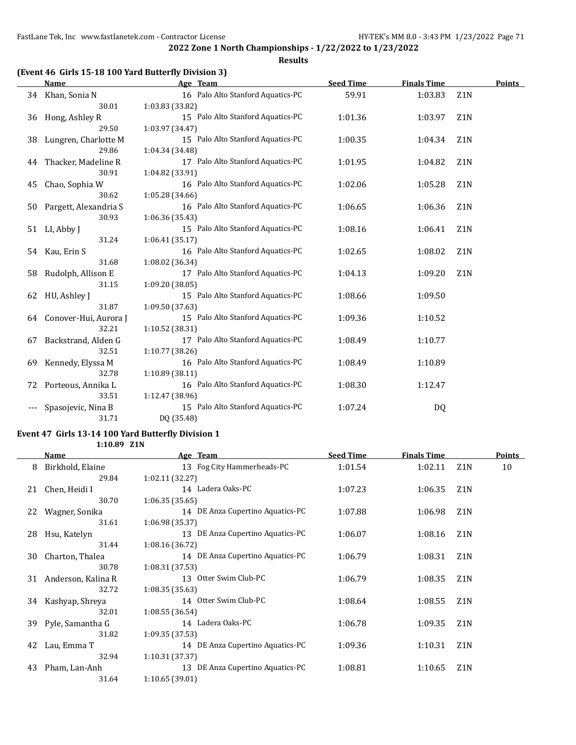2022 Zone 1 North Championships - 1/22/2022 to 1/23/2022

**Results**

### (Event 46 Girls 15-18 100 Yard Butterfly Division 3)

| | Name | Age | Team | Seed Time | Finals Time | | Points |
|---|---|---|---|---|---|---|---|
| 34 | Khan, Sonia N | 16 | Palo Alto Stanford Aquatics-PC | 59.91 | 1:03.83 | Z1N | |
| | 30.01 | 1:03.83 (33.82) | | | | | |
| 36 | Hong, Ashley R | 15 | Palo Alto Stanford Aquatics-PC | 1:01.36 | 1:03.97 | Z1N | |
| | 29.50 | 1:03.97 (34.47) | | | | | |
| 38 | Lungren, Charlotte M | 15 | Palo Alto Stanford Aquatics-PC | 1:00.35 | 1:04.34 | Z1N | |
| | 29.86 | 1:04.34 (34.48) | | | | | |
| 44 | Thacker, Madeline R | 17 | Palo Alto Stanford Aquatics-PC | 1:01.95 | 1:04.82 | Z1N | |
| | 30.91 | 1:04.82 (33.91) | | | | | |
| 45 | Chao, Sophia W | 16 | Palo Alto Stanford Aquatics-PC | 1:02.06 | 1:05.28 | Z1N | |
| | 30.62 | 1:05.28 (34.66) | | | | | |
| 50 | Pargett, Alexandria S | 16 | Palo Alto Stanford Aquatics-PC | 1:06.65 | 1:06.36 | Z1N | |
| | 30.93 | 1:06.36 (35.43) | | | | | |
| 51 | LI, Abby J | 15 | Palo Alto Stanford Aquatics-PC | 1:08.16 | 1:06.41 | Z1N | |
| | 31.24 | 1:06.41 (35.17) | | | | | |
| 54 | Kau, Erin S | 16 | Palo Alto Stanford Aquatics-PC | 1:02.65 | 1:08.02 | Z1N | |
| | 31.68 | 1:08.02 (36.34) | | | | | |
| 58 | Rudolph, Allison E | 17 | Palo Alto Stanford Aquatics-PC | 1:04.13 | 1:09.20 | Z1N | |
| | 31.15 | 1:09.20 (38.05) | | | | | |
| 62 | HU, Ashley J | 15 | Palo Alto Stanford Aquatics-PC | 1:08.66 | 1:09.50 | | |
| | 31.87 | 1:09.50 (37.63) | | | | | |
| 64 | Conover-Hui, Aurora J | 15 | Palo Alto Stanford Aquatics-PC | 1:09.36 | 1:10.52 | | |
| | 32.21 | 1:10.52 (38.31) | | | | | |
| 67 | Backstrand, Alden G | 17 | Palo Alto Stanford Aquatics-PC | 1:08.49 | 1:10.77 | | |
| | 32.51 | 1:10.77 (38.26) | | | | | |
| 69 | Kennedy, Elyssa M | 16 | Palo Alto Stanford Aquatics-PC | 1:08.49 | 1:10.89 | | |
| | 32.78 | 1:10.89 (38.11) | | | | | |
| 72 | Porteous, Annika L | 16 | Palo Alto Stanford Aquatics-PC | 1:08.30 | 1:12.47 | | |
| | 33.51 | 1:12.47 (38.96) | | | | | |
| --- | Spasojevic, Nina B | 15 | Palo Alto Stanford Aquatics-PC | 1:07.24 | DQ | | |
| | 31.71 | DQ (35.48) | | | | | |

### Event 47 Girls 13-14 100 Yard Butterfly Division 1

1:10.89 Z1N

| | Name | Age | Team | Seed Time | Finals Time | | Points |
|---|---|---|---|---|---|---|---|
| 8 | Birkhold, Elaine | 13 | Fog City Hammerheads-PC | 1:01.54 | 1:02.11 | Z1N | 10 |
| | 29.84 | 1:02.11 (32.27) | | | | | |
| 21 | Chen, Heidi I | 14 | Ladera Oaks-PC | 1:07.23 | 1:06.35 | Z1N | |
| | 30.70 | 1:06.35 (35.65) | | | | | |
| 22 | Wagner, Sonika | 14 | DE Anza Cupertino Aquatics-PC | 1:07.88 | 1:06.98 | Z1N | |
| | 31.61 | 1:06.98 (35.37) | | | | | |
| 28 | Hsu, Katelyn | 13 | DE Anza Cupertino Aquatics-PC | 1:06.07 | 1:08.16 | Z1N | |
| | 31.44 | 1:08.16 (36.72) | | | | | |
| 30 | Charton, Thalea | 14 | DE Anza Cupertino Aquatics-PC | 1:06.79 | 1:08.31 | Z1N | |
| | 30.78 | 1:08.31 (37.53) | | | | | |
| 31 | Anderson, Kalina R | 13 | Otter Swim Club-PC | 1:06.79 | 1:08.35 | Z1N | |
| | 32.72 | 1:08.35 (35.63) | | | | | |
| 34 | Kashyap, Shreya | 14 | Otter Swim Club-PC | 1:08.64 | 1:08.55 | Z1N | |
| | 32.01 | 1:08.55 (36.54) | | | | | |
| 39 | Pyle, Samantha G | 14 | Ladera Oaks-PC | 1:06.78 | 1:09.35 | Z1N | |
| | 31.82 | 1:09.35 (37.53) | | | | | |
| 42 | Lau, Emma T | 14 | DE Anza Cupertino Aquatics-PC | 1:09.36 | 1:10.31 | Z1N | |
| | 32.94 | 1:10.31 (37.37) | | | | | |
| 43 | Pham, Lan-Anh | 13 | DE Anza Cupertino Aquatics-PC | 1:08.81 | 1:10.65 | Z1N | |
| | 31.64 | 1:10.65 (39.01) | | | | | |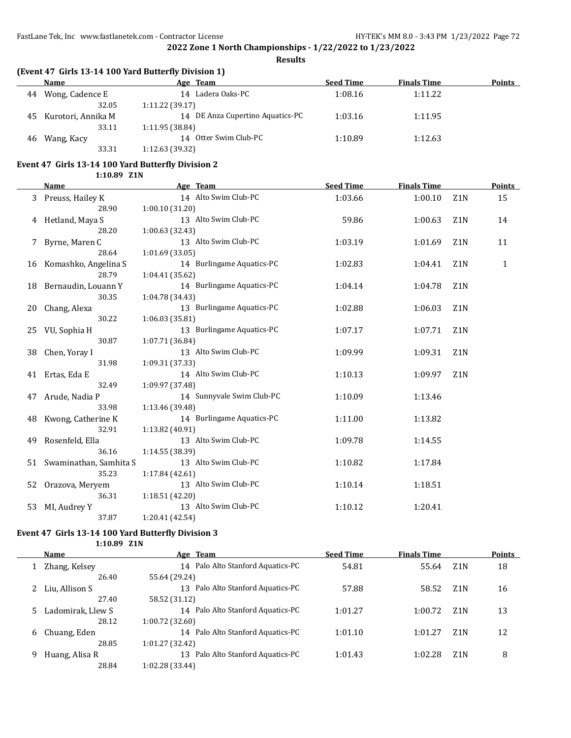**2022 Zone 1 North Championships - 1/22/2022 to 1/23/2022**

**Results**

### (Event 47 Girls 13-14 100 Yard Butterfly Division 1)

| | Name | Age | Team | Seed Time | Finals Time | | Points |
|---|---|---|---|---|---|---|---|
| 44 | Wong, Cadence E | 14 | Ladera Oaks-PC | 1:08.16 | 1:11.22 | | |
| | 32.05 | 1:11.22 (39.17) | | | | | |
| 45 | Kurotori, Annika M | 14 | DE Anza Cupertino Aquatics-PC | 1:03.16 | 1:11.95 | | |
| | 33.11 | 1:11.95 (38.84) | | | | | |
| 46 | Wang, Kacy | 14 | Otter Swim Club-PC | 1:10.89 | 1:12.63 | | |
| | 33.31 | 1:12.63 (39.32) | | | | | |

### Event 47 Girls 13-14 100 Yard Butterfly Division 2

1:10.89 Z1N

| | Name | Age | Team | Seed Time | Finals Time | | Points |
|---|---|---|---|---|---|---|---|
| 3 | Preuss, Hailey K | 14 | Alto Swim Club-PC | 1:03.66 | 1:00.10 | Z1N | 15 |
| | 28.90 | 1:00.10 (31.20) | | | | | |
| 4 | Hetland, Maya S | 13 | Alto Swim Club-PC | 59.86 | 1:00.63 | Z1N | 14 |
| | 28.20 | 1:00.63 (32.43) | | | | | |
| 7 | Byrne, Maren C | 13 | Alto Swim Club-PC | 1:03.19 | 1:01.69 | Z1N | 11 |
| | 28.64 | 1:01.69 (33.05) | | | | | |
| 16 | Komashko, Angelina S | 14 | Burlingame Aquatics-PC | 1:02.83 | 1:04.41 | Z1N | 1 |
| | 28.79 | 1:04.41 (35.62) | | | | | |
| 18 | Bernaudin, Louann Y | 14 | Burlingame Aquatics-PC | 1:04.14 | 1:04.78 | Z1N | |
| | 30.35 | 1:04.78 (34.43) | | | | | |
| 20 | Chang, Alexa | 13 | Burlingame Aquatics-PC | 1:02.88 | 1:06.03 | Z1N | |
| | 30.22 | 1:06.03 (35.81) | | | | | |
| 25 | VU, Sophia H | 13 | Burlingame Aquatics-PC | 1:07.17 | 1:07.71 | Z1N | |
| | 30.87 | 1:07.71 (36.84) | | | | | |
| 38 | Chen, Yoray I | 13 | Alto Swim Club-PC | 1:09.99 | 1:09.31 | Z1N | |
| | 31.98 | 1:09.31 (37.33) | | | | | |
| 41 | Ertas, Eda E | 14 | Alto Swim Club-PC | 1:10.13 | 1:09.97 | Z1N | |
| | 32.49 | 1:09.97 (37.48) | | | | | |
| 47 | Arude, Nadia P | 14 | Sunnyvale Swim Club-PC | 1:10.09 | 1:13.46 | | |
| | 33.98 | 1:13.46 (39.48) | | | | | |
| 48 | Kwong, Catherine K | 14 | Burlingame Aquatics-PC | 1:11.00 | 1:13.82 | | |
| | 32.91 | 1:13.82 (40.91) | | | | | |
| 49 | Rosenfeld, Ella | 13 | Alto Swim Club-PC | 1:09.78 | 1:14.55 | | |
| | 36.16 | 1:14.55 (38.39) | | | | | |
| 51 | Swaminathan, Samhita S | 13 | Alto Swim Club-PC | 1:10.82 | 1:17.84 | | |
| | 35.23 | 1:17.84 (42.61) | | | | | |
| 52 | Orazova, Meryem | 13 | Alto Swim Club-PC | 1:10.14 | 1:18.51 | | |
| | 36.31 | 1:18.51 (42.20) | | | | | |
| 53 | MI, Audrey Y | 13 | Alto Swim Club-PC | 1:10.12 | 1:20.41 | | |
| | 37.87 | 1:20.41 (42.54) | | | | | |

### Event 47 Girls 13-14 100 Yard Butterfly Division 3

1:10.89 Z1N

| | Name | Age | Team | Seed Time | Finals Time | | Points |
|---|---|---|---|---|---|---|---|
| 1 | Zhang, Kelsey | 14 | Palo Alto Stanford Aquatics-PC | 54.81 | 55.64 | Z1N | 18 |
| | 26.40 | 55.64 (29.24) | | | | | |
| 2 | Liu, Allison S | 13 | Palo Alto Stanford Aquatics-PC | 57.88 | 58.52 | Z1N | 16 |
| | 27.40 | 58.52 (31.12) | | | | | |
| 5 | Ladomirak, Llew S | 14 | Palo Alto Stanford Aquatics-PC | 1:01.27 | 1:00.72 | Z1N | 13 |
| | 28.12 | 1:00.72 (32.60) | | | | | |
| 6 | Chuang, Eden | 14 | Palo Alto Stanford Aquatics-PC | 1:01.10 | 1:01.27 | Z1N | 12 |
| | 28.85 | 1:01.27 (32.42) | | | | | |
| 9 | Huang, Alisa R | 13 | Palo Alto Stanford Aquatics-PC | 1:01.43 | 1:02.28 | Z1N | 8 |
| | 28.84 | 1:02.28 (33.44) | | | | | |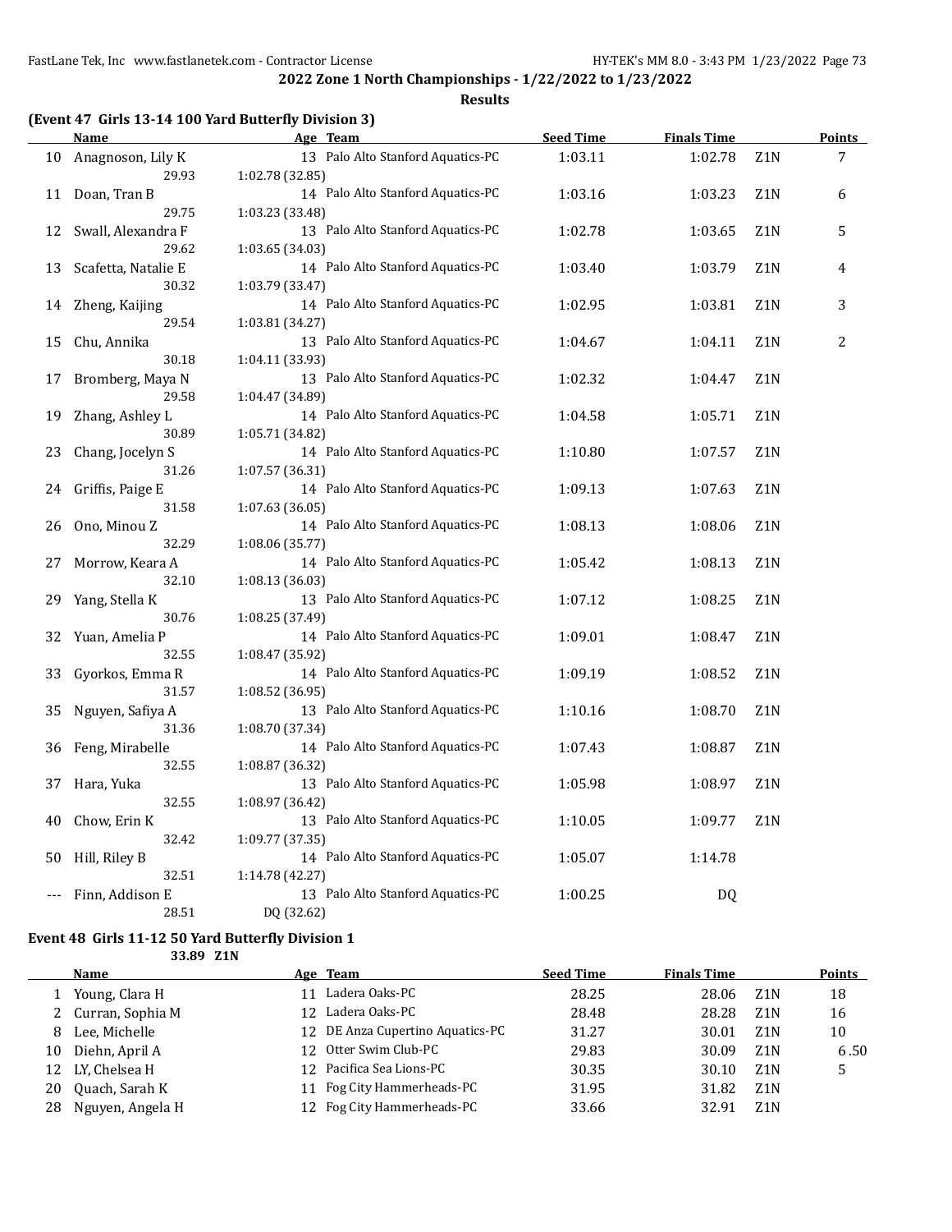2022 Zone 1 North Championships - 1/22/2022 to 1/23/2022

Results

### (Event 47 Girls 13-14 100 Yard Butterfly Division 3)

| | Name | Age | Team | Seed Time | Finals Time | | Points |
|---|---|---|---|---|---|---|---|
| 10 | Anagnoson, Lily K | 13 | Palo Alto Stanford Aquatics-PC | 1:03.11 | 1:02.78 | Z1N | 7 |
| | 29.93 | 1:02.78 (32.85) | | | | | |
| 11 | Doan, Tran B | 14 | Palo Alto Stanford Aquatics-PC | 1:03.16 | 1:03.23 | Z1N | 6 |
| | 29.75 | 1:03.23 (33.48) | | | | | |
| 12 | Swall, Alexandra F | 13 | Palo Alto Stanford Aquatics-PC | 1:02.78 | 1:03.65 | Z1N | 5 |
| | 29.62 | 1:03.65 (34.03) | | | | | |
| 13 | Scafetta, Natalie E | 14 | Palo Alto Stanford Aquatics-PC | 1:03.40 | 1:03.79 | Z1N | 4 |
| | 30.32 | 1:03.79 (33.47) | | | | | |
| 14 | Zheng, Kaijing | 14 | Palo Alto Stanford Aquatics-PC | 1:02.95 | 1:03.81 | Z1N | 3 |
| | 29.54 | 1:03.81 (34.27) | | | | | |
| 15 | Chu, Annika | 13 | Palo Alto Stanford Aquatics-PC | 1:04.67 | 1:04.11 | Z1N | 2 |
| | 30.18 | 1:04.11 (33.93) | | | | | |
| 17 | Bromberg, Maya N | 13 | Palo Alto Stanford Aquatics-PC | 1:02.32 | 1:04.47 | Z1N | |
| | 29.58 | 1:04.47 (34.89) | | | | | |
| 19 | Zhang, Ashley L | 14 | Palo Alto Stanford Aquatics-PC | 1:04.58 | 1:05.71 | Z1N | |
| | 30.89 | 1:05.71 (34.82) | | | | | |
| 23 | Chang, Jocelyn S | 14 | Palo Alto Stanford Aquatics-PC | 1:10.80 | 1:07.57 | Z1N | |
| | 31.26 | 1:07.57 (36.31) | | | | | |
| 24 | Griffis, Paige E | 14 | Palo Alto Stanford Aquatics-PC | 1:09.13 | 1:07.63 | Z1N | |
| | 31.58 | 1:07.63 (36.05) | | | | | |
| 26 | Ono, Minou Z | 14 | Palo Alto Stanford Aquatics-PC | 1:08.13 | 1:08.06 | Z1N | |
| | 32.29 | 1:08.06 (35.77) | | | | | |
| 27 | Morrow, Keara A | 14 | Palo Alto Stanford Aquatics-PC | 1:05.42 | 1:08.13 | Z1N | |
| | 32.10 | 1:08.13 (36.03) | | | | | |
| 29 | Yang, Stella K | 13 | Palo Alto Stanford Aquatics-PC | 1:07.12 | 1:08.25 | Z1N | |
| | 30.76 | 1:08.25 (37.49) | | | | | |
| 32 | Yuan, Amelia P | 14 | Palo Alto Stanford Aquatics-PC | 1:09.01 | 1:08.47 | Z1N | |
| | 32.55 | 1:08.47 (35.92) | | | | | |
| 33 | Gyorkos, Emma R | 14 | Palo Alto Stanford Aquatics-PC | 1:09.19 | 1:08.52 | Z1N | |
| | 31.57 | 1:08.52 (36.95) | | | | | |
| 35 | Nguyen, Safiya A | 13 | Palo Alto Stanford Aquatics-PC | 1:10.16 | 1:08.70 | Z1N | |
| | 31.36 | 1:08.70 (37.34) | | | | | |
| 36 | Feng, Mirabelle | 14 | Palo Alto Stanford Aquatics-PC | 1:07.43 | 1:08.87 | Z1N | |
| | 32.55 | 1:08.87 (36.32) | | | | | |
| 37 | Hara, Yuka | 13 | Palo Alto Stanford Aquatics-PC | 1:05.98 | 1:08.97 | Z1N | |
| | 32.55 | 1:08.97 (36.42) | | | | | |
| 40 | Chow, Erin K | 13 | Palo Alto Stanford Aquatics-PC | 1:10.05 | 1:09.77 | Z1N | |
| | 32.42 | 1:09.77 (37.35) | | | | | |
| 50 | Hill, Riley B | 14 | Palo Alto Stanford Aquatics-PC | 1:05.07 | 1:14.78 | | |
| | 32.51 | 1:14.78 (42.27) | | | | | |
| --- | Finn, Addison E | 13 | Palo Alto Stanford Aquatics-PC | 1:00.25 | DQ | | |
| | 28.51 | DQ (32.62) | | | | | |

### Event 48 Girls 11-12 50 Yard Butterfly Division 1

33.89 Z1N

| | Name | Age | Team | Seed Time | Finals Time | | Points |
|---|---|---|---|---|---|---|---|
| 1 | Young, Clara H | 11 | Ladera Oaks-PC | 28.25 | 28.06 | Z1N | 18 |
| 2 | Curran, Sophia M | 12 | Ladera Oaks-PC | 28.48 | 28.28 | Z1N | 16 |
| 8 | Lee, Michelle | 12 | DE Anza Cupertino Aquatics-PC | 31.27 | 30.01 | Z1N | 10 |
| 10 | Diehn, April A | 12 | Otter Swim Club-PC | 29.83 | 30.09 | Z1N | 6.50 |
| 12 | LY, Chelsea H | 12 | Pacifica Sea Lions-PC | 30.35 | 30.10 | Z1N | 5 |
| 20 | Quach, Sarah K | 11 | Fog City Hammerheads-PC | 31.95 | 31.82 | Z1N | |
| 28 | Nguyen, Angela H | 12 | Fog City Hammerheads-PC | 33.66 | 32.91 | Z1N | |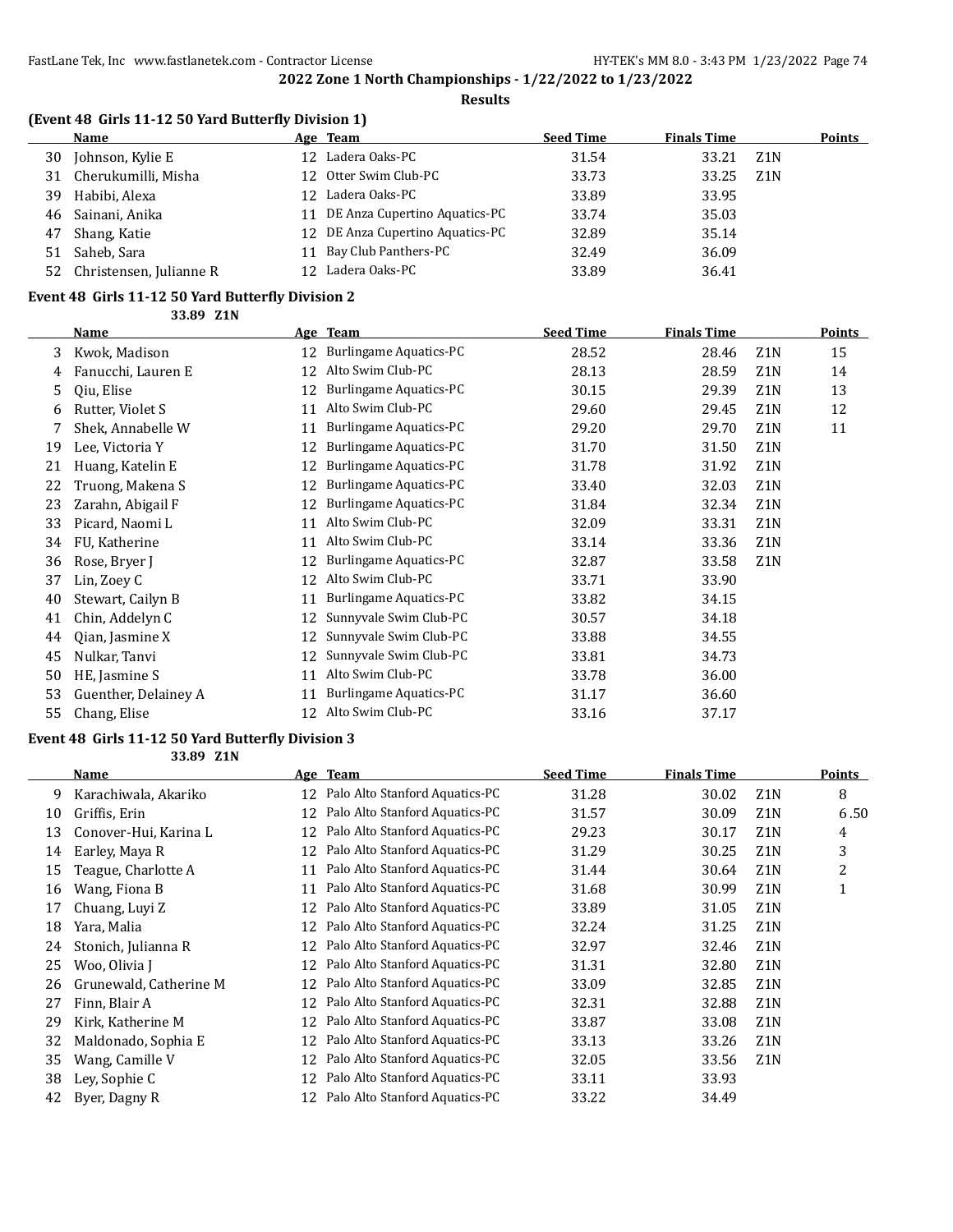## 2022 Zone 1 North Championships - 1/22/2022 to 1/23/2022

### Results

### (Event 48 Girls 11-12 50 Yard Butterfly Division 1)

| | Name | Age | Team | Seed Time | Finals Time | | Points |
|---|---|---|---|---|---|---|---|
| 30 | Johnson, Kylie E | 12 | Ladera Oaks-PC | 31.54 | 33.21 | Z1N | |
| 31 | Cherukumilli, Misha | 12 | Otter Swim Club-PC | 33.73 | 33.25 | Z1N | |
| 39 | Habibi, Alexa | 12 | Ladera Oaks-PC | 33.89 | 33.95 | | |
| 46 | Sainani, Anika | 11 | DE Anza Cupertino Aquatics-PC | 33.74 | 35.03 | | |
| 47 | Shang, Katie | 12 | DE Anza Cupertino Aquatics-PC | 32.89 | 35.14 | | |
| 51 | Saheb, Sara | 11 | Bay Club Panthers-PC | 32.49 | 36.09 | | |
| 52 | Christensen, Julianne R | 12 | Ladera Oaks-PC | 33.89 | 36.41 | | |

### Event 48 Girls 11-12 50 Yard Butterfly Division 2

33.89 Z1N

| | Name | Age | Team | Seed Time | Finals Time | | Points |
|---|---|---|---|---|---|---|---|
| 3 | Kwok, Madison | 12 | Burlingame Aquatics-PC | 28.52 | 28.46 | Z1N | 15 |
| 4 | Fanucchi, Lauren E | 12 | Alto Swim Club-PC | 28.13 | 28.59 | Z1N | 14 |
| 5 | Qiu, Elise | 12 | Burlingame Aquatics-PC | 30.15 | 29.39 | Z1N | 13 |
| 6 | Rutter, Violet S | 11 | Alto Swim Club-PC | 29.60 | 29.45 | Z1N | 12 |
| 7 | Shek, Annabelle W | 11 | Burlingame Aquatics-PC | 29.20 | 29.70 | Z1N | 11 |
| 19 | Lee, Victoria Y | 12 | Burlingame Aquatics-PC | 31.70 | 31.50 | Z1N | |
| 21 | Huang, Katelin E | 12 | Burlingame Aquatics-PC | 31.78 | 31.92 | Z1N | |
| 22 | Truong, Makena S | 12 | Burlingame Aquatics-PC | 33.40 | 32.03 | Z1N | |
| 23 | Zarahn, Abigail F | 12 | Burlingame Aquatics-PC | 31.84 | 32.34 | Z1N | |
| 33 | Picard, Naomi L | 11 | Alto Swim Club-PC | 32.09 | 33.31 | Z1N | |
| 34 | FU, Katherine | 11 | Alto Swim Club-PC | 33.14 | 33.36 | Z1N | |
| 36 | Rose, Bryer J | 12 | Burlingame Aquatics-PC | 32.87 | 33.58 | Z1N | |
| 37 | Lin, Zoey C | 12 | Alto Swim Club-PC | 33.71 | 33.90 | | |
| 40 | Stewart, Cailyn B | 11 | Burlingame Aquatics-PC | 33.82 | 34.15 | | |
| 41 | Chin, Addelyn C | 12 | Sunnyvale Swim Club-PC | 30.57 | 34.18 | | |
| 44 | Qian, Jasmine X | 12 | Sunnyvale Swim Club-PC | 33.88 | 34.55 | | |
| 45 | Nulkar, Tanvi | 12 | Sunnyvale Swim Club-PC | 33.81 | 34.73 | | |
| 50 | HE, Jasmine S | 11 | Alto Swim Club-PC | 33.78 | 36.00 | | |
| 53 | Guenther, Delainey A | 11 | Burlingame Aquatics-PC | 31.17 | 36.60 | | |
| 55 | Chang, Elise | 12 | Alto Swim Club-PC | 33.16 | 37.17 | | |

### Event 48 Girls 11-12 50 Yard Butterfly Division 3

33.89 Z1N

| | Name | Age | Team | Seed Time | Finals Time | | Points |
|---|---|---|---|---|---|---|---|
| 9 | Karachiwala, Akariko | 12 | Palo Alto Stanford Aquatics-PC | 31.28 | 30.02 | Z1N | 8 |
| 10 | Griffis, Erin | 12 | Palo Alto Stanford Aquatics-PC | 31.57 | 30.09 | Z1N | 6.50 |
| 13 | Conover-Hui, Karina L | 12 | Palo Alto Stanford Aquatics-PC | 29.23 | 30.17 | Z1N | 4 |
| 14 | Earley, Maya R | 12 | Palo Alto Stanford Aquatics-PC | 31.29 | 30.25 | Z1N | 3 |
| 15 | Teague, Charlotte A | 11 | Palo Alto Stanford Aquatics-PC | 31.44 | 30.64 | Z1N | 2 |
| 16 | Wang, Fiona B | 11 | Palo Alto Stanford Aquatics-PC | 31.68 | 30.99 | Z1N | 1 |
| 17 | Chuang, Luyi Z | 12 | Palo Alto Stanford Aquatics-PC | 33.89 | 31.05 | Z1N | |
| 18 | Yara, Malia | 12 | Palo Alto Stanford Aquatics-PC | 32.24 | 31.25 | Z1N | |
| 24 | Stonich, Julianna R | 12 | Palo Alto Stanford Aquatics-PC | 32.97 | 32.46 | Z1N | |
| 25 | Woo, Olivia J | 12 | Palo Alto Stanford Aquatics-PC | 31.31 | 32.80 | Z1N | |
| 26 | Grunewald, Catherine M | 12 | Palo Alto Stanford Aquatics-PC | 33.09 | 32.85 | Z1N | |
| 27 | Finn, Blair A | 12 | Palo Alto Stanford Aquatics-PC | 32.31 | 32.88 | Z1N | |
| 29 | Kirk, Katherine M | 12 | Palo Alto Stanford Aquatics-PC | 33.87 | 33.08 | Z1N | |
| 32 | Maldonado, Sophia E | 12 | Palo Alto Stanford Aquatics-PC | 33.13 | 33.26 | Z1N | |
| 35 | Wang, Camille V | 12 | Palo Alto Stanford Aquatics-PC | 32.05 | 33.56 | Z1N | |
| 38 | Ley, Sophie C | 12 | Palo Alto Stanford Aquatics-PC | 33.11 | 33.93 | | |
| 42 | Byer, Dagny R | 12 | Palo Alto Stanford Aquatics-PC | 33.22 | 34.49 | | |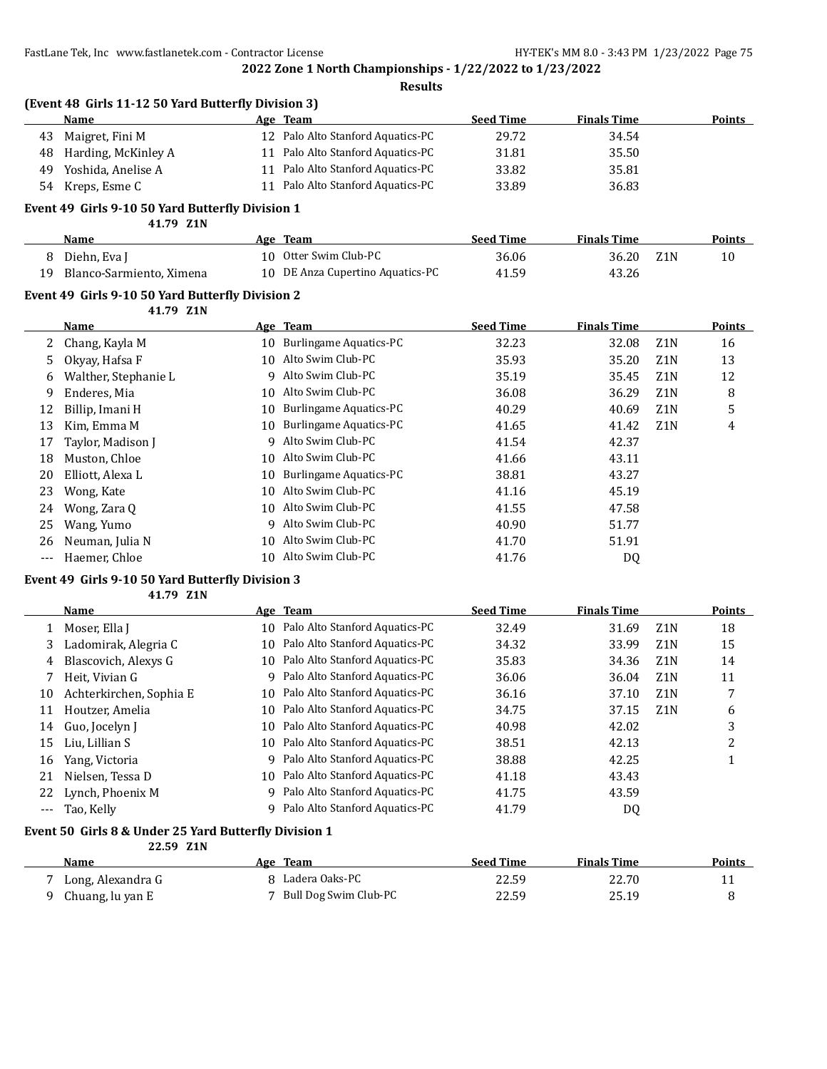**2022 Zone 1 North Championships - 1/22/2022 to 1/23/2022**

**Results**

### (Event 48 Girls 11-12 50 Yard Butterfly Division 3)

| | Name | Age | Team | Seed Time | Finals Time | | Points |
|---|---|---|---|---|---|---|---|
| 43 | Maigret, Fini M | 12 | Palo Alto Stanford Aquatics-PC | 29.72 | 34.54 | | |
| 48 | Harding, McKinley A | 11 | Palo Alto Stanford Aquatics-PC | 31.81 | 35.50 | | |
| 49 | Yoshida, Anelise A | 11 | Palo Alto Stanford Aquatics-PC | 33.82 | 35.81 | | |
| 54 | Kreps, Esme C | 11 | Palo Alto Stanford Aquatics-PC | 33.89 | 36.83 | | |

### Event 49 Girls 9-10 50 Yard Butterfly Division 1

41.79 Z1N

| | Name | Age | Team | Seed Time | Finals Time | | Points |
|---|---|---|---|---|---|---|---|
| 8 | Diehn, Eva J | 10 | Otter Swim Club-PC | 36.06 | 36.20 | Z1N | 10 |
| 19 | Blanco-Sarmiento, Ximena | 10 | DE Anza Cupertino Aquatics-PC | 41.59 | 43.26 | | |

### Event 49 Girls 9-10 50 Yard Butterfly Division 2

41.79 Z1N

| | Name | Age | Team | Seed Time | Finals Time | | Points |
|---|---|---|---|---|---|---|---|
| 2 | Chang, Kayla M | 10 | Burlingame Aquatics-PC | 32.23 | 32.08 | Z1N | 16 |
| 5 | Okyay, Hafsa F | 10 | Alto Swim Club-PC | 35.93 | 35.20 | Z1N | 13 |
| 6 | Walther, Stephanie L | 9 | Alto Swim Club-PC | 35.19 | 35.45 | Z1N | 12 |
| 9 | Enderes, Mia | 10 | Alto Swim Club-PC | 36.08 | 36.29 | Z1N | 8 |
| 12 | Billip, Imani H | 10 | Burlingame Aquatics-PC | 40.29 | 40.69 | Z1N | 5 |
| 13 | Kim, Emma M | 10 | Burlingame Aquatics-PC | 41.65 | 41.42 | Z1N | 4 |
| 17 | Taylor, Madison J | 9 | Alto Swim Club-PC | 41.54 | 42.37 | | |
| 18 | Muston, Chloe | 10 | Alto Swim Club-PC | 41.66 | 43.11 | | |
| 20 | Elliott, Alexa L | 10 | Burlingame Aquatics-PC | 38.81 | 43.27 | | |
| 23 | Wong, Kate | 10 | Alto Swim Club-PC | 41.16 | 45.19 | | |
| 24 | Wong, Zara Q | 10 | Alto Swim Club-PC | 41.55 | 47.58 | | |
| 25 | Wang, Yumo | 9 | Alto Swim Club-PC | 40.90 | 51.77 | | |
| 26 | Neuman, Julia N | 10 | Alto Swim Club-PC | 41.70 | 51.91 | | |
| --- | Haemer, Chloe | 10 | Alto Swim Club-PC | 41.76 | DQ | | |

### Event 49 Girls 9-10 50 Yard Butterfly Division 3

41.79 Z1N

| | Name | Age | Team | Seed Time | Finals Time | | Points |
|---|---|---|---|---|---|---|---|
| 1 | Moser, Ella J | 10 | Palo Alto Stanford Aquatics-PC | 32.49 | 31.69 | Z1N | 18 |
| 3 | Ladomirak, Alegria C | 10 | Palo Alto Stanford Aquatics-PC | 34.32 | 33.99 | Z1N | 15 |
| 4 | Blascovich, Alexys G | 10 | Palo Alto Stanford Aquatics-PC | 35.83 | 34.36 | Z1N | 14 |
| 7 | Heit, Vivian G | 9 | Palo Alto Stanford Aquatics-PC | 36.06 | 36.04 | Z1N | 11 |
| 10 | Achterkirchen, Sophia E | 10 | Palo Alto Stanford Aquatics-PC | 36.16 | 37.10 | Z1N | 7 |
| 11 | Houtzer, Amelia | 10 | Palo Alto Stanford Aquatics-PC | 34.75 | 37.15 | Z1N | 6 |
| 14 | Guo, Jocelyn J | 10 | Palo Alto Stanford Aquatics-PC | 40.98 | 42.02 | | 3 |
| 15 | Liu, Lillian S | 10 | Palo Alto Stanford Aquatics-PC | 38.51 | 42.13 | | 2 |
| 16 | Yang, Victoria | 9 | Palo Alto Stanford Aquatics-PC | 38.88 | 42.25 | | 1 |
| 21 | Nielsen, Tessa D | 10 | Palo Alto Stanford Aquatics-PC | 41.18 | 43.43 | | |
| 22 | Lynch, Phoenix M | 9 | Palo Alto Stanford Aquatics-PC | 41.75 | 43.59 | | |
| --- | Tao, Kelly | 9 | Palo Alto Stanford Aquatics-PC | 41.79 | DQ | | |

### Event 50 Girls 8 & Under 25 Yard Butterfly Division 1

22.59 Z1N

| | Name | Age | Team | Seed Time | Finals Time | | Points |
|---|---|---|---|---|---|---|---|
| 7 | Long, Alexandra G | 8 | Ladera Oaks-PC | 22.59 | 22.70 | | 11 |
| 9 | Chuang, lu yan E | 7 | Bull Dog Swim Club-PC | 22.59 | 25.19 | | 8 |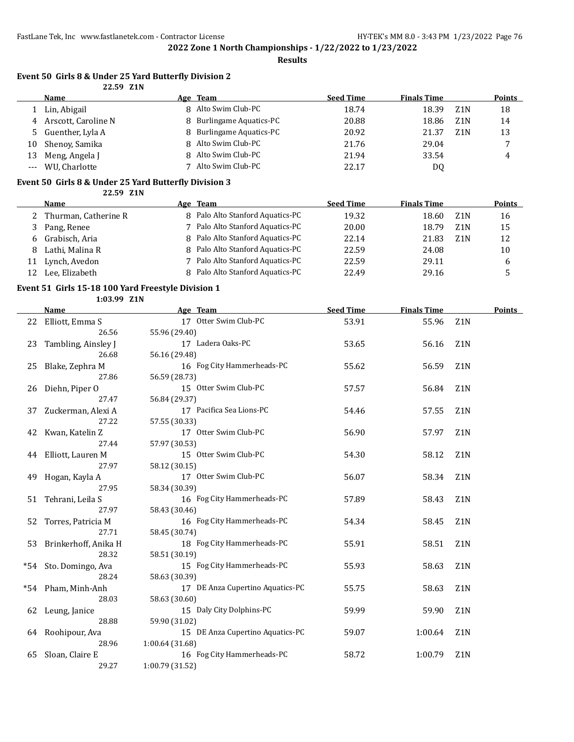**2022 Zone 1 North Championships - 1/22/2022 to 1/23/2022**

**Results**

### Event 50 Girls 8 & Under 25 Yard Butterfly Division 2

22.59 Z1N

| | Name | Age | Team | Seed Time | Finals Time | | Points |
|---|---|---|---|---|---|---|---|
| 1 | Lin, Abigail | 8 | Alto Swim Club-PC | 18.74 | 18.39 | Z1N | 18 |
| 4 | Arscott, Caroline N | 8 | Burlingame Aquatics-PC | 20.88 | 18.86 | Z1N | 14 |
| 5 | Guenther, Lyla A | 8 | Burlingame Aquatics-PC | 20.92 | 21.37 | Z1N | 13 |
| 10 | Shenoy, Samika | 8 | Alto Swim Club-PC | 21.76 | 29.04 | | 7 |
| 13 | Meng, Angela J | 8 | Alto Swim Club-PC | 21.94 | 33.54 | | 4 |
| --- | WU, Charlotte | 7 | Alto Swim Club-PC | 22.17 | DQ | | |

### Event 50 Girls 8 & Under 25 Yard Butterfly Division 3

22.59 Z1N

| | Name | Age | Team | Seed Time | Finals Time | | Points |
|---|---|---|---|---|---|---|---|
| 2 | Thurman, Catherine R | 8 | Palo Alto Stanford Aquatics-PC | 19.32 | 18.60 | Z1N | 16 |
| 3 | Pang, Renee | 7 | Palo Alto Stanford Aquatics-PC | 20.00 | 18.79 | Z1N | 15 |
| 6 | Grabisch, Aria | 8 | Palo Alto Stanford Aquatics-PC | 22.14 | 21.83 | Z1N | 12 |
| 8 | Lathi, Malina R | 8 | Palo Alto Stanford Aquatics-PC | 22.59 | 24.08 | | 10 |
| 11 | Lynch, Avedon | 7 | Palo Alto Stanford Aquatics-PC | 22.59 | 29.11 | | 6 |
| 12 | Lee, Elizabeth | 8 | Palo Alto Stanford Aquatics-PC | 22.49 | 29.16 | | 5 |

### Event 51 Girls 15-18 100 Yard Freestyle Division 1

1:03.99 Z1N

| | Name | Age | Team | Seed Time | Finals Time | | Points |
|---|---|---|---|---|---|---|---|
| 22 | Elliott, Emma S | 17 | Otter Swim Club-PC | 53.91 | 55.96 | Z1N | |
| | 26.56 | 55.96 (29.40) | | | | | |
| 23 | Tambling, Ainsley J | 17 | Ladera Oaks-PC | 53.65 | 56.16 | Z1N | |
| | 26.68 | 56.16 (29.48) | | | | | |
| 25 | Blake, Zephra M | 16 | Fog City Hammerheads-PC | 55.62 | 56.59 | Z1N | |
| | 27.86 | 56.59 (28.73) | | | | | |
| 26 | Diehn, Piper O | 15 | Otter Swim Club-PC | 57.57 | 56.84 | Z1N | |
| | 27.47 | 56.84 (29.37) | | | | | |
| 37 | Zuckerman, Alexi A | 17 | Pacifica Sea Lions-PC | 54.46 | 57.55 | Z1N | |
| | 27.22 | 57.55 (30.33) | | | | | |
| 42 | Kwan, Katelin Z | 17 | Otter Swim Club-PC | 56.90 | 57.97 | Z1N | |
| | 27.44 | 57.97 (30.53) | | | | | |
| 44 | Elliott, Lauren M | 15 | Otter Swim Club-PC | 54.30 | 58.12 | Z1N | |
| | 27.97 | 58.12 (30.15) | | | | | |
| 49 | Hogan, Kayla A | 17 | Otter Swim Club-PC | 56.07 | 58.34 | Z1N | |
| | 27.95 | 58.34 (30.39) | | | | | |
| 51 | Tehrani, Leila S | 16 | Fog City Hammerheads-PC | 57.89 | 58.43 | Z1N | |
| | 27.97 | 58.43 (30.46) | | | | | |
| 52 | Torres, Patricia M | 16 | Fog City Hammerheads-PC | 54.34 | 58.45 | Z1N | |
| | 27.71 | 58.45 (30.74) | | | | | |
| 53 | Brinkerhoff, Anika H | 18 | Fog City Hammerheads-PC | 55.91 | 58.51 | Z1N | |
| | 28.32 | 58.51 (30.19) | | | | | |
| *54 | Sto. Domingo, Ava | 15 | Fog City Hammerheads-PC | 55.93 | 58.63 | Z1N | |
| | 28.24 | 58.63 (30.39) | | | | | |
| *54 | Pham, Minh-Anh | 17 | DE Anza Cupertino Aquatics-PC | 55.75 | 58.63 | Z1N | |
| | 28.03 | 58.63 (30.60) | | | | | |
| 62 | Leung, Janice | 15 | Daly City Dolphins-PC | 59.99 | 59.90 | Z1N | |
| | 28.88 | 59.90 (31.02) | | | | | |
| 64 | Roohipour, Ava | 15 | DE Anza Cupertino Aquatics-PC | 59.07 | 1:00.64 | Z1N | |
| | 28.96 | 1:00.64 (31.68) | | | | | |
| 65 | Sloan, Claire E | 16 | Fog City Hammerheads-PC | 58.72 | 1:00.79 | Z1N | |
| | 29.27 | 1:00.79 (31.52) | | | | | |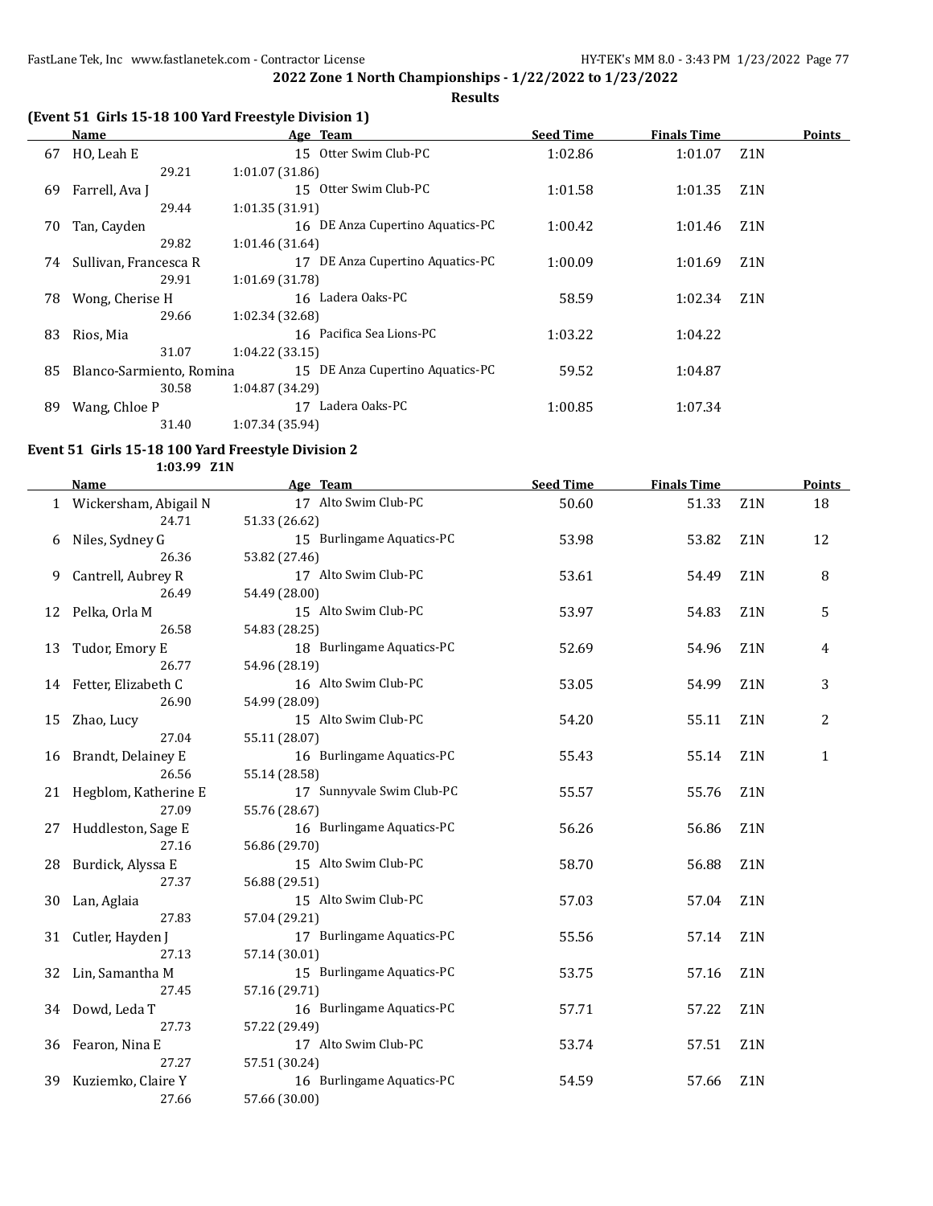**2022 Zone 1 North Championships - 1/22/2022 to 1/23/2022**

**Results**

### (Event 51 Girls 15-18 100 Yard Freestyle Division 1)

| | Name | Age | Team | Seed Time | Finals Time | | Points |
|---|---|---|---|---|---|---|---|
| 67 | HO, Leah E | 15 | Otter Swim Club-PC | 1:02.86 | 1:01.07 | Z1N | |
| | 29.21 | 1:01.07 (31.86) | | | | | |
| 69 | Farrell, Ava J | 15 | Otter Swim Club-PC | 1:01.58 | 1:01.35 | Z1N | |
| | 29.44 | 1:01.35 (31.91) | | | | | |
| 70 | Tan, Cayden | 16 | DE Anza Cupertino Aquatics-PC | 1:00.42 | 1:01.46 | Z1N | |
| | 29.82 | 1:01.46 (31.64) | | | | | |
| 74 | Sullivan, Francesca R | 17 | DE Anza Cupertino Aquatics-PC | 1:00.09 | 1:01.69 | Z1N | |
| | 29.91 | 1:01.69 (31.78) | | | | | |
| 78 | Wong, Cherise H | 16 | Ladera Oaks-PC | 58.59 | 1:02.34 | Z1N | |
| | 29.66 | 1:02.34 (32.68) | | | | | |
| 83 | Rios, Mia | 16 | Pacifica Sea Lions-PC | 1:03.22 | 1:04.22 | | |
| | 31.07 | 1:04.22 (33.15) | | | | | |
| 85 | Blanco-Sarmiento, Romina | 15 | DE Anza Cupertino Aquatics-PC | 59.52 | 1:04.87 | | |
| | 30.58 | 1:04.87 (34.29) | | | | | |
| 89 | Wang, Chloe P | 17 | Ladera Oaks-PC | 1:00.85 | 1:07.34 | | |
| | 31.40 | 1:07.34 (35.94) | | | | | |

### Event 51 Girls 15-18 100 Yard Freestyle Division 2

1:03.99 Z1N

| | Name | Age | Team | Seed Time | Finals Time | | Points |
|---|---|---|---|---|---|---|---|
| 1 | Wickersham, Abigail N | 17 | Alto Swim Club-PC | 50.60 | 51.33 | Z1N | 18 |
| | 24.71 | 51.33 (26.62) | | | | | |
| 6 | Niles, Sydney G | 15 | Burlingame Aquatics-PC | 53.98 | 53.82 | Z1N | 12 |
| | 26.36 | 53.82 (27.46) | | | | | |
| 9 | Cantrell, Aubrey R | 17 | Alto Swim Club-PC | 53.61 | 54.49 | Z1N | 8 |
| | 26.49 | 54.49 (28.00) | | | | | |
| 12 | Pelka, Orla M | 15 | Alto Swim Club-PC | 53.97 | 54.83 | Z1N | 5 |
| | 26.58 | 54.83 (28.25) | | | | | |
| 13 | Tudor, Emory E | 18 | Burlingame Aquatics-PC | 52.69 | 54.96 | Z1N | 4 |
| | 26.77 | 54.96 (28.19) | | | | | |
| 14 | Fetter, Elizabeth C | 16 | Alto Swim Club-PC | 53.05 | 54.99 | Z1N | 3 |
| | 26.90 | 54.99 (28.09) | | | | | |
| 15 | Zhao, Lucy | 15 | Alto Swim Club-PC | 54.20 | 55.11 | Z1N | 2 |
| | 27.04 | 55.11 (28.07) | | | | | |
| 16 | Brandt, Delainey E | 16 | Burlingame Aquatics-PC | 55.43 | 55.14 | Z1N | 1 |
| | 26.56 | 55.14 (28.58) | | | | | |
| 21 | Hegblom, Katherine E | 17 | Sunnyvale Swim Club-PC | 55.57 | 55.76 | Z1N | |
| | 27.09 | 55.76 (28.67) | | | | | |
| 27 | Huddleston, Sage E | 16 | Burlingame Aquatics-PC | 56.26 | 56.86 | Z1N | |
| | 27.16 | 56.86 (29.70) | | | | | |
| 28 | Burdick, Alyssa E | 15 | Alto Swim Club-PC | 58.70 | 56.88 | Z1N | |
| | 27.37 | 56.88 (29.51) | | | | | |
| 30 | Lan, Aglaia | 15 | Alto Swim Club-PC | 57.03 | 57.04 | Z1N | |
| | 27.83 | 57.04 (29.21) | | | | | |
| 31 | Cutler, Hayden J | 17 | Burlingame Aquatics-PC | 55.56 | 57.14 | Z1N | |
| | 27.13 | 57.14 (30.01) | | | | | |
| 32 | Lin, Samantha M | 15 | Burlingame Aquatics-PC | 53.75 | 57.16 | Z1N | |
| | 27.45 | 57.16 (29.71) | | | | | |
| 34 | Dowd, Leda T | 16 | Burlingame Aquatics-PC | 57.71 | 57.22 | Z1N | |
| | 27.73 | 57.22 (29.49) | | | | | |
| 36 | Fearon, Nina E | 17 | Alto Swim Club-PC | 53.74 | 57.51 | Z1N | |
| | 27.27 | 57.51 (30.24) | | | | | |
| 39 | Kuziemko, Claire Y | 16 | Burlingame Aquatics-PC | 54.59 | 57.66 | Z1N | |
| | 27.66 | 57.66 (30.00) | | | | | |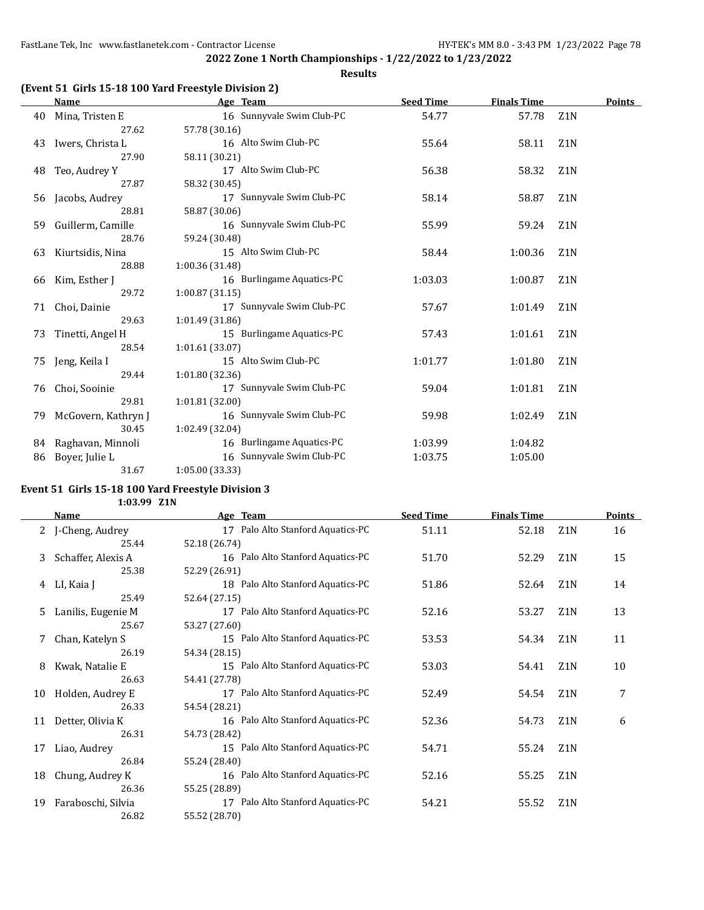## 2022 Zone 1 North Championships - 1/22/2022 to 1/23/2022

### Results

**(Event 51 Girls 15-18 100 Yard Freestyle Division 2)**

| | Name | Age | Team | Seed Time | Finals Time | | Points |
|---|---|---|---|---|---|---|---|
| 40 | Mina, Tristen E | 16 | Sunnyvale Swim Club-PC | 54.77 | 57.78 | Z1N | |
| | 27.62 | 57.78 (30.16) | | | | | |
| 43 | Iwers, Christa L | 16 | Alto Swim Club-PC | 55.64 | 58.11 | Z1N | |
| | 27.90 | 58.11 (30.21) | | | | | |
| 48 | Teo, Audrey Y | 17 | Alto Swim Club-PC | 56.38 | 58.32 | Z1N | |
| | 27.87 | 58.32 (30.45) | | | | | |
| 56 | Jacobs, Audrey | 17 | Sunnyvale Swim Club-PC | 58.14 | 58.87 | Z1N | |
| | 28.81 | 58.87 (30.06) | | | | | |
| 59 | Guillerm, Camille | 16 | Sunnyvale Swim Club-PC | 55.99 | 59.24 | Z1N | |
| | 28.76 | 59.24 (30.48) | | | | | |
| 63 | Kiurtsidis, Nina | 15 | Alto Swim Club-PC | 58.44 | 1:00.36 | Z1N | |
| | 28.88 | 1:00.36 (31.48) | | | | | |
| 66 | Kim, Esther J | 16 | Burlingame Aquatics-PC | 1:03.03 | 1:00.87 | Z1N | |
| | 29.72 | 1:00.87 (31.15) | | | | | |
| 71 | Choi, Dainie | 17 | Sunnyvale Swim Club-PC | 57.67 | 1:01.49 | Z1N | |
| | 29.63 | 1:01.49 (31.86) | | | | | |
| 73 | Tinetti, Angel H | 15 | Burlingame Aquatics-PC | 57.43 | 1:01.61 | Z1N | |
| | 28.54 | 1:01.61 (33.07) | | | | | |
| 75 | Jeng, Keila I | 15 | Alto Swim Club-PC | 1:01.77 | 1:01.80 | Z1N | |
| | 29.44 | 1:01.80 (32.36) | | | | | |
| 76 | Choi, Sooinie | 17 | Sunnyvale Swim Club-PC | 59.04 | 1:01.81 | Z1N | |
| | 29.81 | 1:01.81 (32.00) | | | | | |
| 79 | McGovern, Kathryn J | 16 | Sunnyvale Swim Club-PC | 59.98 | 1:02.49 | Z1N | |
| | 30.45 | 1:02.49 (32.04) | | | | | |
| 84 | Raghavan, Minnoli | 16 | Burlingame Aquatics-PC | 1:03.99 | 1:04.82 | | |
| 86 | Boyer, Julie L | 16 | Sunnyvale Swim Club-PC | 1:03.75 | 1:05.00 | | |
| | 31.67 | 1:05.00 (33.33) | | | | | |

**Event 51 Girls 15-18 100 Yard Freestyle Division 3**

1:03.99 Z1N

| | Name | Age | Team | Seed Time | Finals Time | | Points |
|---|---|---|---|---|---|---|---|
| 2 | J-Cheng, Audrey | 17 | Palo Alto Stanford Aquatics-PC | 51.11 | 52.18 | Z1N | 16 |
| | 25.44 | 52.18 (26.74) | | | | | |
| 3 | Schaffer, Alexis A | 16 | Palo Alto Stanford Aquatics-PC | 51.70 | 52.29 | Z1N | 15 |
| | 25.38 | 52.29 (26.91) | | | | | |
| 4 | LI, Kaia J | 18 | Palo Alto Stanford Aquatics-PC | 51.86 | 52.64 | Z1N | 14 |
| | 25.49 | 52.64 (27.15) | | | | | |
| 5 | Lanilis, Eugenie M | 17 | Palo Alto Stanford Aquatics-PC | 52.16 | 53.27 | Z1N | 13 |
| | 25.67 | 53.27 (27.60) | | | | | |
| 7 | Chan, Katelyn S | 15 | Palo Alto Stanford Aquatics-PC | 53.53 | 54.34 | Z1N | 11 |
| | 26.19 | 54.34 (28.15) | | | | | |
| 8 | Kwak, Natalie E | 15 | Palo Alto Stanford Aquatics-PC | 53.03 | 54.41 | Z1N | 10 |
| | 26.63 | 54.41 (27.78) | | | | | |
| 10 | Holden, Audrey E | 17 | Palo Alto Stanford Aquatics-PC | 52.49 | 54.54 | Z1N | 7 |
| | 26.33 | 54.54 (28.21) | | | | | |
| 11 | Detter, Olivia K | 16 | Palo Alto Stanford Aquatics-PC | 52.36 | 54.73 | Z1N | 6 |
| | 26.31 | 54.73 (28.42) | | | | | |
| 17 | Liao, Audrey | 15 | Palo Alto Stanford Aquatics-PC | 54.71 | 55.24 | Z1N | |
| | 26.84 | 55.24 (28.40) | | | | | |
| 18 | Chung, Audrey K | 16 | Palo Alto Stanford Aquatics-PC | 52.16 | 55.25 | Z1N | |
| | 26.36 | 55.25 (28.89) | | | | | |
| 19 | Faraboschi, Silvia | 17 | Palo Alto Stanford Aquatics-PC | 54.21 | 55.52 | Z1N | |
| | 26.82 | 55.52 (28.70) | | | | | |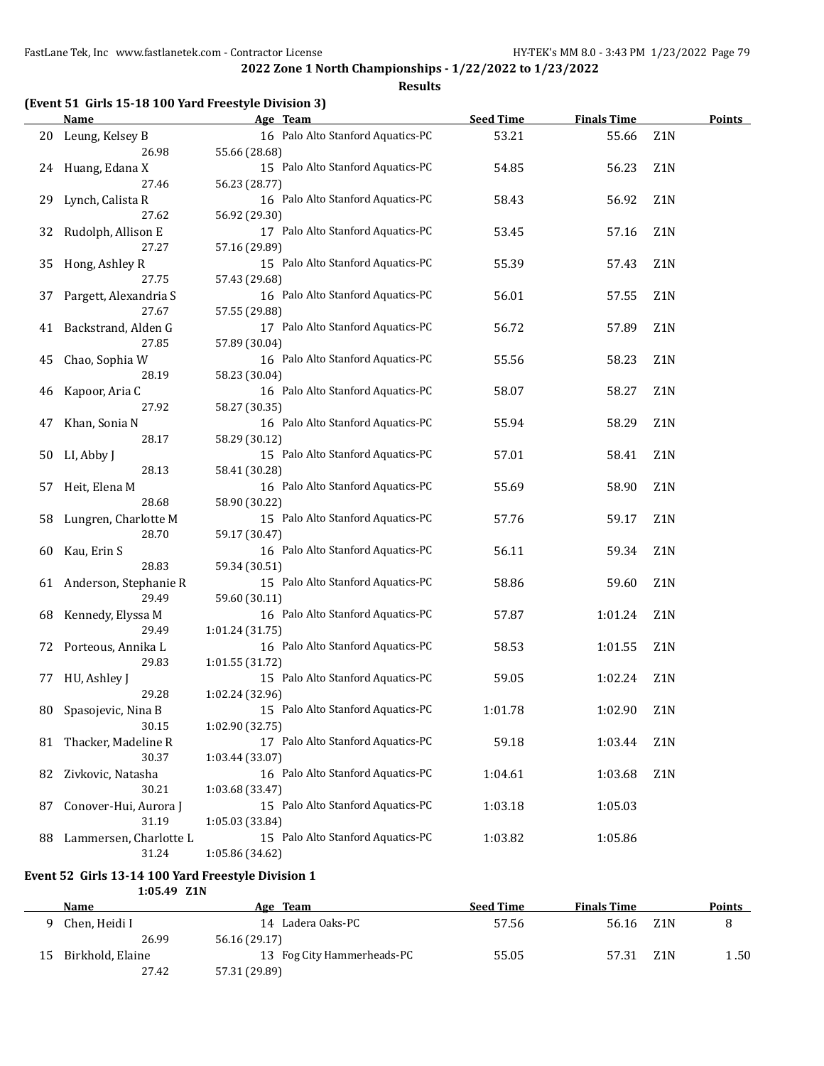## 2022 Zone 1 North Championships - 1/22/2022 to 1/23/2022

**Results**

### (Event 51 Girls 15-18 100 Yard Freestyle Division 3)

| | Name | Age | Team | Seed Time | Finals Time | | Points |
|---|---|---|---|---|---|---|---|
| 20 | Leung, Kelsey B | 16 | Palo Alto Stanford Aquatics-PC | 53.21 | 55.66 | Z1N | |
| | 26.98 | 55.66 (28.68) | | | | | |
| 24 | Huang, Edana X | 15 | Palo Alto Stanford Aquatics-PC | 54.85 | 56.23 | Z1N | |
| | 27.46 | 56.23 (28.77) | | | | | |
| 29 | Lynch, Calista R | 16 | Palo Alto Stanford Aquatics-PC | 58.43 | 56.92 | Z1N | |
| | 27.62 | 56.92 (29.30) | | | | | |
| 32 | Rudolph, Allison E | 17 | Palo Alto Stanford Aquatics-PC | 53.45 | 57.16 | Z1N | |
| | 27.27 | 57.16 (29.89) | | | | | |
| 35 | Hong, Ashley R | 15 | Palo Alto Stanford Aquatics-PC | 55.39 | 57.43 | Z1N | |
| | 27.75 | 57.43 (29.68) | | | | | |
| 37 | Pargett, Alexandria S | 16 | Palo Alto Stanford Aquatics-PC | 56.01 | 57.55 | Z1N | |
| | 27.67 | 57.55 (29.88) | | | | | |
| 41 | Backstrand, Alden G | 17 | Palo Alto Stanford Aquatics-PC | 56.72 | 57.89 | Z1N | |
| | 27.85 | 57.89 (30.04) | | | | | |
| 45 | Chao, Sophia W | 16 | Palo Alto Stanford Aquatics-PC | 55.56 | 58.23 | Z1N | |
| | 28.19 | 58.23 (30.04) | | | | | |
| 46 | Kapoor, Aria C | 16 | Palo Alto Stanford Aquatics-PC | 58.07 | 58.27 | Z1N | |
| | 27.92 | 58.27 (30.35) | | | | | |
| 47 | Khan, Sonia N | 16 | Palo Alto Stanford Aquatics-PC | 55.94 | 58.29 | Z1N | |
| | 28.17 | 58.29 (30.12) | | | | | |
| 50 | LI, Abby J | 15 | Palo Alto Stanford Aquatics-PC | 57.01 | 58.41 | Z1N | |
| | 28.13 | 58.41 (30.28) | | | | | |
| 57 | Heit, Elena M | 16 | Palo Alto Stanford Aquatics-PC | 55.69 | 58.90 | Z1N | |
| | 28.68 | 58.90 (30.22) | | | | | |
| 58 | Lungren, Charlotte M | 15 | Palo Alto Stanford Aquatics-PC | 57.76 | 59.17 | Z1N | |
| | 28.70 | 59.17 (30.47) | | | | | |
| 60 | Kau, Erin S | 16 | Palo Alto Stanford Aquatics-PC | 56.11 | 59.34 | Z1N | |
| | 28.83 | 59.34 (30.51) | | | | | |
| 61 | Anderson, Stephanie R | 15 | Palo Alto Stanford Aquatics-PC | 58.86 | 59.60 | Z1N | |
| | 29.49 | 59.60 (30.11) | | | | | |
| 68 | Kennedy, Elyssa M | 16 | Palo Alto Stanford Aquatics-PC | 57.87 | 1:01.24 | Z1N | |
| | 29.49 | 1:01.24 (31.75) | | | | | |
| 72 | Porteous, Annika L | 16 | Palo Alto Stanford Aquatics-PC | 58.53 | 1:01.55 | Z1N | |
| | 29.83 | 1:01.55 (31.72) | | | | | |
| 77 | HU, Ashley J | 15 | Palo Alto Stanford Aquatics-PC | 59.05 | 1:02.24 | Z1N | |
| | 29.28 | 1:02.24 (32.96) | | | | | |
| 80 | Spasojevic, Nina B | 15 | Palo Alto Stanford Aquatics-PC | 1:01.78 | 1:02.90 | Z1N | |
| | 30.15 | 1:02.90 (32.75) | | | | | |
| 81 | Thacker, Madeline R | 17 | Palo Alto Stanford Aquatics-PC | 59.18 | 1:03.44 | Z1N | |
| | 30.37 | 1:03.44 (33.07) | | | | | |
| 82 | Zivkovic, Natasha | 16 | Palo Alto Stanford Aquatics-PC | 1:04.61 | 1:03.68 | Z1N | |
| | 30.21 | 1:03.68 (33.47) | | | | | |
| 87 | Conover-Hui, Aurora J | 15 | Palo Alto Stanford Aquatics-PC | 1:03.18 | 1:05.03 | | |
| | 31.19 | 1:05.03 (33.84) | | | | | |
| 88 | Lammersen, Charlotte L | 15 | Palo Alto Stanford Aquatics-PC | 1:03.82 | 1:05.86 | | |
| | 31.24 | 1:05.86 (34.62) | | | | | |

### Event 52 Girls 13-14 100 Yard Freestyle Division 1

1:05.49 Z1N

| | Name | Age | Team | Seed Time | Finals Time | | Points |
|---|---|---|---|---|---|---|---|
| 9 | Chen, Heidi I | 14 | Ladera Oaks-PC | 57.56 | 56.16 | Z1N | 8 |
| | 26.99 | 56.16 (29.17) | | | | | |
| 15 | Birkhold, Elaine | 13 | Fog City Hammerheads-PC | 55.05 | 57.31 | Z1N | 1.50 |
| | 27.42 | 57.31 (29.89) | | | | | |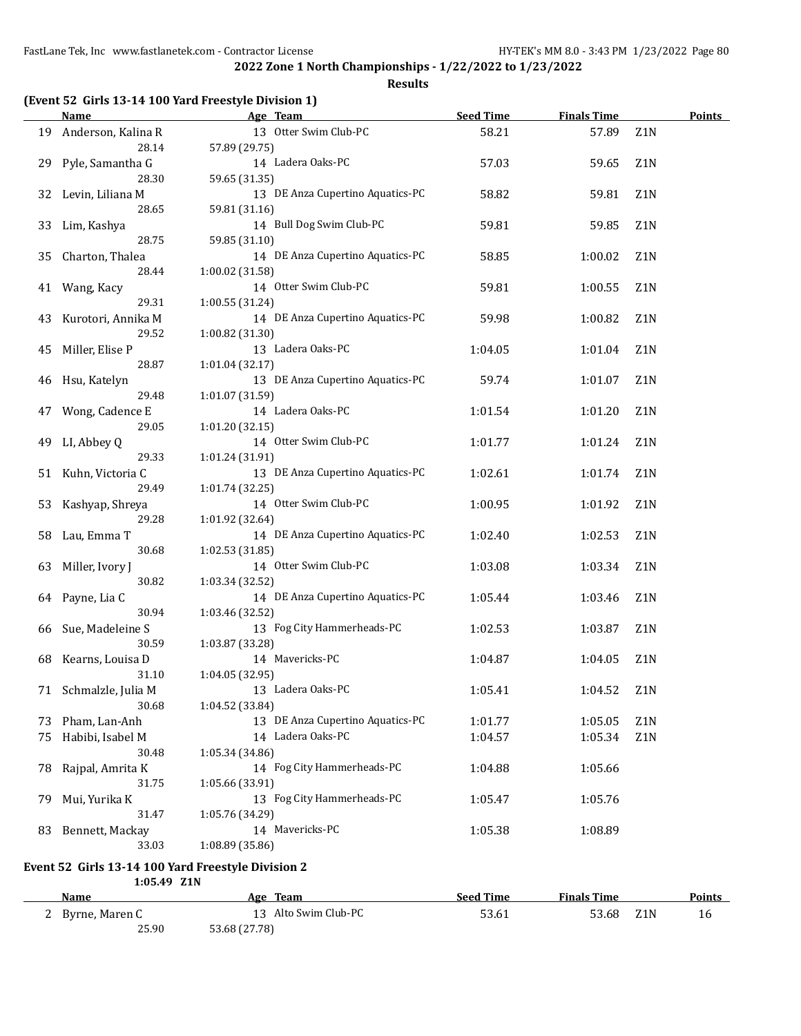2022 Zone 1 North Championships - 1/22/2022 to 1/23/2022

Results

## (Event 52 Girls 13-14 100 Yard Freestyle Division 1)

| | Name | Age | Team | Seed Time | Finals Time | | Points |
|---|---|---|---|---|---|---|---|
| 19 | Anderson, Kalina R | 13 | Otter Swim Club-PC | 58.21 | 57.89 | Z1N | |
| | 28.14 | 57.89 (29.75) | | | | | |
| 29 | Pyle, Samantha G | 14 | Ladera Oaks-PC | 57.03 | 59.65 | Z1N | |
| | 28.30 | 59.65 (31.35) | | | | | |
| 32 | Levin, Liliana M | 13 | DE Anza Cupertino Aquatics-PC | 58.82 | 59.81 | Z1N | |
| | 28.65 | 59.81 (31.16) | | | | | |
| 33 | Lim, Kashya | 14 | Bull Dog Swim Club-PC | 59.81 | 59.85 | Z1N | |
| | 28.75 | 59.85 (31.10) | | | | | |
| 35 | Charton, Thalea | 14 | DE Anza Cupertino Aquatics-PC | 58.85 | 1:00.02 | Z1N | |
| | 28.44 | 1:00.02 (31.58) | | | | | |
| 41 | Wang, Kacy | 14 | Otter Swim Club-PC | 59.81 | 1:00.55 | Z1N | |
| | 29.31 | 1:00.55 (31.24) | | | | | |
| 43 | Kurotori, Annika M | 14 | DE Anza Cupertino Aquatics-PC | 59.98 | 1:00.82 | Z1N | |
| | 29.52 | 1:00.82 (31.30) | | | | | |
| 45 | Miller, Elise P | 13 | Ladera Oaks-PC | 1:04.05 | 1:01.04 | Z1N | |
| | 28.87 | 1:01.04 (32.17) | | | | | |
| 46 | Hsu, Katelyn | 13 | DE Anza Cupertino Aquatics-PC | 59.74 | 1:01.07 | Z1N | |
| | 29.48 | 1:01.07 (31.59) | | | | | |
| 47 | Wong, Cadence E | 14 | Ladera Oaks-PC | 1:01.54 | 1:01.20 | Z1N | |
| | 29.05 | 1:01.20 (32.15) | | | | | |
| 49 | LI, Abbey Q | 14 | Otter Swim Club-PC | 1:01.77 | 1:01.24 | Z1N | |
| | 29.33 | 1:01.24 (31.91) | | | | | |
| 51 | Kuhn, Victoria C | 13 | DE Anza Cupertino Aquatics-PC | 1:02.61 | 1:01.74 | Z1N | |
| | 29.49 | 1:01.74 (32.25) | | | | | |
| 53 | Kashyap, Shreya | 14 | Otter Swim Club-PC | 1:00.95 | 1:01.92 | Z1N | |
| | 29.28 | 1:01.92 (32.64) | | | | | |
| 58 | Lau, Emma T | 14 | DE Anza Cupertino Aquatics-PC | 1:02.40 | 1:02.53 | Z1N | |
| | 30.68 | 1:02.53 (31.85) | | | | | |
| 63 | Miller, Ivory J | 14 | Otter Swim Club-PC | 1:03.08 | 1:03.34 | Z1N | |
| | 30.82 | 1:03.34 (32.52) | | | | | |
| 64 | Payne, Lia C | 14 | DE Anza Cupertino Aquatics-PC | 1:05.44 | 1:03.46 | Z1N | |
| | 30.94 | 1:03.46 (32.52) | | | | | |
| 66 | Sue, Madeleine S | 13 | Fog City Hammerheads-PC | 1:02.53 | 1:03.87 | Z1N | |
| | 30.59 | 1:03.87 (33.28) | | | | | |
| 68 | Kearns, Louisa D | 14 | Mavericks-PC | 1:04.87 | 1:04.05 | Z1N | |
| | 31.10 | 1:04.05 (32.95) | | | | | |
| 71 | Schmalzle, Julia M | 13 | Ladera Oaks-PC | 1:05.41 | 1:04.52 | Z1N | |
| | 30.68 | 1:04.52 (33.84) | | | | | |
| 73 | Pham, Lan-Anh | 13 | DE Anza Cupertino Aquatics-PC | 1:01.77 | 1:05.05 | Z1N | |
| 75 | Habibi, Isabel M | 14 | Ladera Oaks-PC | 1:04.57 | 1:05.34 | Z1N | |
| | 30.48 | 1:05.34 (34.86) | | | | | |
| 78 | Rajpal, Amrita K | 14 | Fog City Hammerheads-PC | 1:04.88 | 1:05.66 | | |
| | 31.75 | 1:05.66 (33.91) | | | | | |
| 79 | Mui, Yurika K | 13 | Fog City Hammerheads-PC | 1:05.47 | 1:05.76 | | |
| | 31.47 | 1:05.76 (34.29) | | | | | |
| 83 | Bennett, Mackay | 14 | Mavericks-PC | 1:05.38 | 1:08.89 | | |
| | 33.03 | 1:08.89 (35.86) | | | | | |

## Event 52 Girls 13-14 100 Yard Freestyle Division 2

1:05.49 Z1N

| | Name | Age | Team | Seed Time | Finals Time | | Points |
|---|---|---|---|---|---|---|---|
| 2 | Byrne, Maren C | 13 | Alto Swim Club-PC | 53.61 | 53.68 | Z1N | 16 |
| | 25.90 | 53.68 (27.78) | | | | | |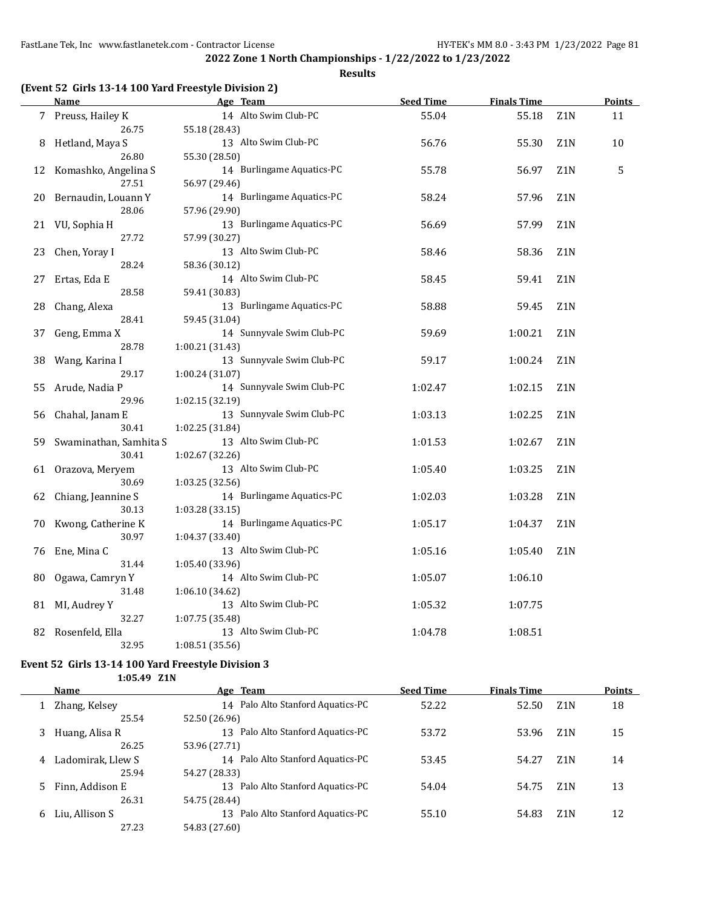**2022 Zone 1 North Championships - 1/22/2022 to 1/23/2022**

**Results**

### (Event 52 Girls 13-14 100 Yard Freestyle Division 2)

| | Name | Age | Team | Seed Time | Finals Time | | Points |
|---|---|---|---|---|---|---|---|
| 7 | Preuss, Hailey K | 14 | Alto Swim Club-PC | 55.04 | 55.18 | Z1N | 11 |
| | 26.75 | 55.18 (28.43) | | | | | |
| 8 | Hetland, Maya S | 13 | Alto Swim Club-PC | 56.76 | 55.30 | Z1N | 10 |
| | 26.80 | 55.30 (28.50) | | | | | |
| 12 | Komashko, Angelina S | 14 | Burlingame Aquatics-PC | 55.78 | 56.97 | Z1N | 5 |
| | 27.51 | 56.97 (29.46) | | | | | |
| 20 | Bernaudin, Louann Y | 14 | Burlingame Aquatics-PC | 58.24 | 57.96 | Z1N | |
| | 28.06 | 57.96 (29.90) | | | | | |
| 21 | VU, Sophia H | 13 | Burlingame Aquatics-PC | 56.69 | 57.99 | Z1N | |
| | 27.72 | 57.99 (30.27) | | | | | |
| 23 | Chen, Yoray I | 13 | Alto Swim Club-PC | 58.46 | 58.36 | Z1N | |
| | 28.24 | 58.36 (30.12) | | | | | |
| 27 | Ertas, Eda E | 14 | Alto Swim Club-PC | 58.45 | 59.41 | Z1N | |
| | 28.58 | 59.41 (30.83) | | | | | |
| 28 | Chang, Alexa | 13 | Burlingame Aquatics-PC | 58.88 | 59.45 | Z1N | |
| | 28.41 | 59.45 (31.04) | | | | | |
| 37 | Geng, Emma X | 14 | Sunnyvale Swim Club-PC | 59.69 | 1:00.21 | Z1N | |
| | 28.78 | 1:00.21 (31.43) | | | | | |
| 38 | Wang, Karina I | 13 | Sunnyvale Swim Club-PC | 59.17 | 1:00.24 | Z1N | |
| | 29.17 | 1:00.24 (31.07) | | | | | |
| 55 | Arude, Nadia P | 14 | Sunnyvale Swim Club-PC | 1:02.47 | 1:02.15 | Z1N | |
| | 29.96 | 1:02.15 (32.19) | | | | | |
| 56 | Chahal, Janam E | 13 | Sunnyvale Swim Club-PC | 1:03.13 | 1:02.25 | Z1N | |
| | 30.41 | 1:02.25 (31.84) | | | | | |
| 59 | Swaminathan, Samhita S | 13 | Alto Swim Club-PC | 1:01.53 | 1:02.67 | Z1N | |
| | 30.41 | 1:02.67 (32.26) | | | | | |
| 61 | Orazova, Meryem | 13 | Alto Swim Club-PC | 1:05.40 | 1:03.25 | Z1N | |
| | 30.69 | 1:03.25 (32.56) | | | | | |
| 62 | Chiang, Jeannine S | 14 | Burlingame Aquatics-PC | 1:02.03 | 1:03.28 | Z1N | |
| | 30.13 | 1:03.28 (33.15) | | | | | |
| 70 | Kwong, Catherine K | 14 | Burlingame Aquatics-PC | 1:05.17 | 1:04.37 | Z1N | |
| | 30.97 | 1:04.37 (33.40) | | | | | |
| 76 | Ene, Mina C | 13 | Alto Swim Club-PC | 1:05.16 | 1:05.40 | Z1N | |
| | 31.44 | 1:05.40 (33.96) | | | | | |
| 80 | Ogawa, Camryn Y | 14 | Alto Swim Club-PC | 1:05.07 | 1:06.10 | | |
| | 31.48 | 1:06.10 (34.62) | | | | | |
| 81 | MI, Audrey Y | 13 | Alto Swim Club-PC | 1:05.32 | 1:07.75 | | |
| | 32.27 | 1:07.75 (35.48) | | | | | |
| 82 | Rosenfeld, Ella | 13 | Alto Swim Club-PC | 1:04.78 | 1:08.51 | | |
| | 32.95 | 1:08.51 (35.56) | | | | | |

### Event 52 Girls 13-14 100 Yard Freestyle Division 3

1:05.49 Z1N

| | Name | Age | Team | Seed Time | Finals Time | | Points |
|---|---|---|---|---|---|---|---|
| 1 | Zhang, Kelsey | 14 | Palo Alto Stanford Aquatics-PC | 52.22 | 52.50 | Z1N | 18 |
| | 25.54 | 52.50 (26.96) | | | | | |
| 3 | Huang, Alisa R | 13 | Palo Alto Stanford Aquatics-PC | 53.72 | 53.96 | Z1N | 15 |
| | 26.25 | 53.96 (27.71) | | | | | |
| 4 | Ladomirak, Llew S | 14 | Palo Alto Stanford Aquatics-PC | 53.45 | 54.27 | Z1N | 14 |
| | 25.94 | 54.27 (28.33) | | | | | |
| 5 | Finn, Addison E | 13 | Palo Alto Stanford Aquatics-PC | 54.04 | 54.75 | Z1N | 13 |
| | 26.31 | 54.75 (28.44) | | | | | |
| 6 | Liu, Allison S | 13 | Palo Alto Stanford Aquatics-PC | 55.10 | 54.83 | Z1N | 12 |
| | 27.23 | 54.83 (27.60) | | | | | |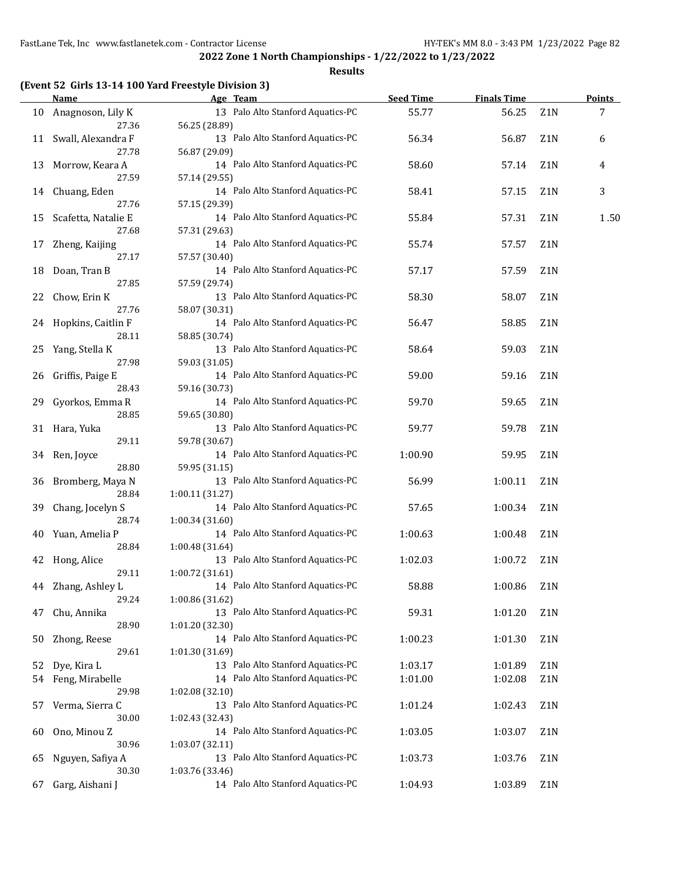**2022 Zone 1 North Championships - 1/22/2022 to 1/23/2022**

**Results**

### (Event 52 Girls 13-14 100 Yard Freestyle Division 3)

| | Name | Age | Team | Seed Time | Finals Time | | Points |
|---|---|---|---|---|---|---|---|
| 10 | Anagnoson, Lily K | 13 | Palo Alto Stanford Aquatics-PC | 55.77 | 56.25 | Z1N | 7 |
| | 27.36 | 56.25 (28.89) | | | | | |
| 11 | Swall, Alexandra F | 13 | Palo Alto Stanford Aquatics-PC | 56.34 | 56.87 | Z1N | 6 |
| | 27.78 | 56.87 (29.09) | | | | | |
| 13 | Morrow, Keara A | 14 | Palo Alto Stanford Aquatics-PC | 58.60 | 57.14 | Z1N | 4 |
| | 27.59 | 57.14 (29.55) | | | | | |
| 14 | Chuang, Eden | 14 | Palo Alto Stanford Aquatics-PC | 58.41 | 57.15 | Z1N | 3 |
| | 27.76 | 57.15 (29.39) | | | | | |
| 15 | Scafetta, Natalie E | 14 | Palo Alto Stanford Aquatics-PC | 55.84 | 57.31 | Z1N | 1.50 |
| | 27.68 | 57.31 (29.63) | | | | | |
| 17 | Zheng, Kaijing | 14 | Palo Alto Stanford Aquatics-PC | 55.74 | 57.57 | Z1N | |
| | 27.17 | 57.57 (30.40) | | | | | |
| 18 | Doan, Tran B | 14 | Palo Alto Stanford Aquatics-PC | 57.17 | 57.59 | Z1N | |
| | 27.85 | 57.59 (29.74) | | | | | |
| 22 | Chow, Erin K | 13 | Palo Alto Stanford Aquatics-PC | 58.30 | 58.07 | Z1N | |
| | 27.76 | 58.07 (30.31) | | | | | |
| 24 | Hopkins, Caitlin F | 14 | Palo Alto Stanford Aquatics-PC | 56.47 | 58.85 | Z1N | |
| | 28.11 | 58.85 (30.74) | | | | | |
| 25 | Yang, Stella K | 13 | Palo Alto Stanford Aquatics-PC | 58.64 | 59.03 | Z1N | |
| | 27.98 | 59.03 (31.05) | | | | | |
| 26 | Griffis, Paige E | 14 | Palo Alto Stanford Aquatics-PC | 59.00 | 59.16 | Z1N | |
| | 28.43 | 59.16 (30.73) | | | | | |
| 29 | Gyorkos, Emma R | 14 | Palo Alto Stanford Aquatics-PC | 59.70 | 59.65 | Z1N | |
| | 28.85 | 59.65 (30.80) | | | | | |
| 31 | Hara, Yuka | 13 | Palo Alto Stanford Aquatics-PC | 59.77 | 59.78 | Z1N | |
| | 29.11 | 59.78 (30.67) | | | | | |
| 34 | Ren, Joyce | 14 | Palo Alto Stanford Aquatics-PC | 1:00.90 | 59.95 | Z1N | |
| | 28.80 | 59.95 (31.15) | | | | | |
| 36 | Bromberg, Maya N | 13 | Palo Alto Stanford Aquatics-PC | 56.99 | 1:00.11 | Z1N | |
| | 28.84 | 1:00.11 (31.27) | | | | | |
| 39 | Chang, Jocelyn S | 14 | Palo Alto Stanford Aquatics-PC | 57.65 | 1:00.34 | Z1N | |
| | 28.74 | 1:00.34 (31.60) | | | | | |
| 40 | Yuan, Amelia P | 14 | Palo Alto Stanford Aquatics-PC | 1:00.63 | 1:00.48 | Z1N | |
| | 28.84 | 1:00.48 (31.64) | | | | | |
| 42 | Hong, Alice | 13 | Palo Alto Stanford Aquatics-PC | 1:02.03 | 1:00.72 | Z1N | |
| | 29.11 | 1:00.72 (31.61) | | | | | |
| 44 | Zhang, Ashley L | 14 | Palo Alto Stanford Aquatics-PC | 58.88 | 1:00.86 | Z1N | |
| | 29.24 | 1:00.86 (31.62) | | | | | |
| 47 | Chu, Annika | 13 | Palo Alto Stanford Aquatics-PC | 59.31 | 1:01.20 | Z1N | |
| | 28.90 | 1:01.20 (32.30) | | | | | |
| 50 | Zhong, Reese | 14 | Palo Alto Stanford Aquatics-PC | 1:00.23 | 1:01.30 | Z1N | |
| | 29.61 | 1:01.30 (31.69) | | | | | |
| 52 | Dye, Kira L | 13 | Palo Alto Stanford Aquatics-PC | 1:03.17 | 1:01.89 | Z1N | |
| 54 | Feng, Mirabelle | 14 | Palo Alto Stanford Aquatics-PC | 1:01.00 | 1:02.08 | Z1N | |
| | 29.98 | 1:02.08 (32.10) | | | | | |
| 57 | Verma, Sierra C | 13 | Palo Alto Stanford Aquatics-PC | 1:01.24 | 1:02.43 | Z1N | |
| | 30.00 | 1:02.43 (32.43) | | | | | |
| 60 | Ono, Minou Z | 14 | Palo Alto Stanford Aquatics-PC | 1:03.05 | 1:03.07 | Z1N | |
| | 30.96 | 1:03.07 (32.11) | | | | | |
| 65 | Nguyen, Safiya A | 13 | Palo Alto Stanford Aquatics-PC | 1:03.73 | 1:03.76 | Z1N | |
| | 30.30 | 1:03.76 (33.46) | | | | | |
| 67 | Garg, Aishani J | 14 | Palo Alto Stanford Aquatics-PC | 1:04.93 | 1:03.89 | Z1N | |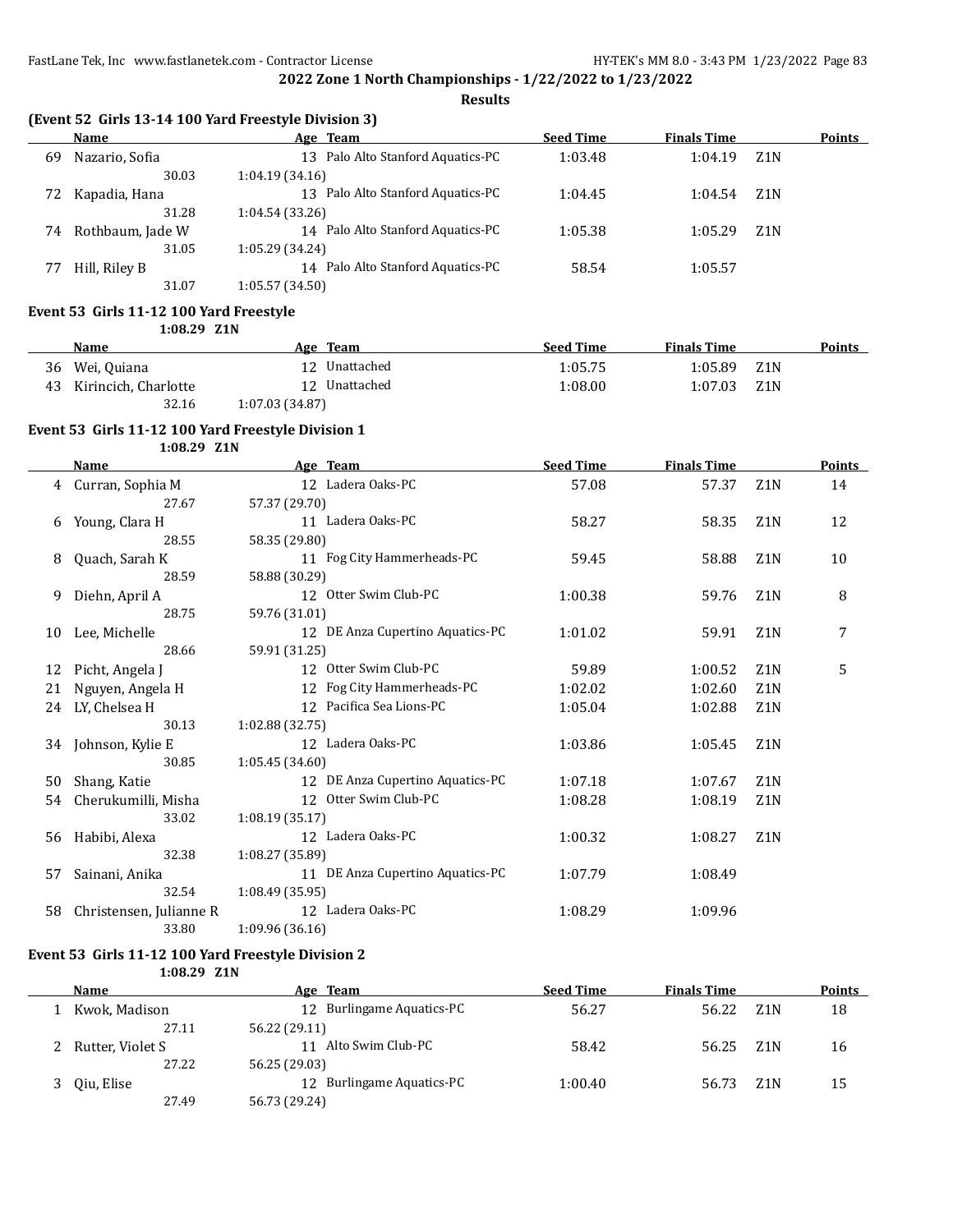## 2022 Zone 1 North Championships - 1/22/2022 to 1/23/2022

### Results

### (Event 52 Girls 13-14 100 Yard Freestyle Division 3)

| | Name | Age | Team | Seed Time | Finals Time | | Points |
|---|---|---|---|---|---|---|---|
| 69 | Nazario, Sofia | 13 | Palo Alto Stanford Aquatics-PC | 1:03.48 | 1:04.19 | Z1N | |
| | 30.03 | 1:04.19 (34.16) | | | | | |
| 72 | Kapadia, Hana | 13 | Palo Alto Stanford Aquatics-PC | 1:04.45 | 1:04.54 | Z1N | |
| | 31.28 | 1:04.54 (33.26) | | | | | |
| 74 | Rothbaum, Jade W | 14 | Palo Alto Stanford Aquatics-PC | 1:05.38 | 1:05.29 | Z1N | |
| | 31.05 | 1:05.29 (34.24) | | | | | |
| 77 | Hill, Riley B | 14 | Palo Alto Stanford Aquatics-PC | 58.54 | 1:05.57 | | |
| | 31.07 | 1:05.57 (34.50) | | | | | |

### Event 53 Girls 11-12 100 Yard Freestyle

1:08.29 Z1N

| | Name | Age | Team | Seed Time | Finals Time | | Points |
|---|---|---|---|---|---|---|---|
| 36 | Wei, Quiana | 12 | Unattached | 1:05.75 | 1:05.89 | Z1N | |
| 43 | Kirincich, Charlotte | 12 | Unattached | 1:08.00 | 1:07.03 | Z1N | |
| | 32.16 | 1:07.03 (34.87) | | | | | |

### Event 53 Girls 11-12 100 Yard Freestyle Division 1

1:08.29 Z1N

| | Name | Age | Team | Seed Time | Finals Time | | Points |
|---|---|---|---|---|---|---|---|
| 4 | Curran, Sophia M | 12 | Ladera Oaks-PC | 57.08 | 57.37 | Z1N | 14 |
| | 27.67 | 57.37 (29.70) | | | | | |
| 6 | Young, Clara H | 11 | Ladera Oaks-PC | 58.27 | 58.35 | Z1N | 12 |
| | 28.55 | 58.35 (29.80) | | | | | |
| 8 | Quach, Sarah K | 11 | Fog City Hammerheads-PC | 59.45 | 58.88 | Z1N | 10 |
| | 28.59 | 58.88 (30.29) | | | | | |
| 9 | Diehn, April A | 12 | Otter Swim Club-PC | 1:00.38 | 59.76 | Z1N | 8 |
| | 28.75 | 59.76 (31.01) | | | | | |
| 10 | Lee, Michelle | 12 | DE Anza Cupertino Aquatics-PC | 1:01.02 | 59.91 | Z1N | 7 |
| | 28.66 | 59.91 (31.25) | | | | | |
| 12 | Picht, Angela J | 12 | Otter Swim Club-PC | 59.89 | 1:00.52 | Z1N | 5 |
| 21 | Nguyen, Angela H | 12 | Fog City Hammerheads-PC | 1:02.02 | 1:02.60 | Z1N | |
| 24 | LY, Chelsea H | 12 | Pacifica Sea Lions-PC | 1:05.04 | 1:02.88 | Z1N | |
| | 30.13 | 1:02.88 (32.75) | | | | | |
| 34 | Johnson, Kylie E | 12 | Ladera Oaks-PC | 1:03.86 | 1:05.45 | Z1N | |
| | 30.85 | 1:05.45 (34.60) | | | | | |
| 50 | Shang, Katie | 12 | DE Anza Cupertino Aquatics-PC | 1:07.18 | 1:07.67 | Z1N | |
| 54 | Cherukumilli, Misha | 12 | Otter Swim Club-PC | 1:08.28 | 1:08.19 | Z1N | |
| | 33.02 | 1:08.19 (35.17) | | | | | |
| 56 | Habibi, Alexa | 12 | Ladera Oaks-PC | 1:00.32 | 1:08.27 | Z1N | |
| | 32.38 | 1:08.27 (35.89) | | | | | |
| 57 | Sainani, Anika | 11 | DE Anza Cupertino Aquatics-PC | 1:07.79 | 1:08.49 | | |
| | 32.54 | 1:08.49 (35.95) | | | | | |
| 58 | Christensen, Julianne R | 12 | Ladera Oaks-PC | 1:08.29 | 1:09.96 | | |
| | 33.80 | 1:09.96 (36.16) | | | | | |

### Event 53 Girls 11-12 100 Yard Freestyle Division 2

1:08.29 Z1N

| | Name | Age | Team | Seed Time | Finals Time | | Points |
|---|---|---|---|---|---|---|---|
| 1 | Kwok, Madison | 12 | Burlingame Aquatics-PC | 56.27 | 56.22 | Z1N | 18 |
| | 27.11 | 56.22 (29.11) | | | | | |
| 2 | Rutter, Violet S | 11 | Alto Swim Club-PC | 58.42 | 56.25 | Z1N | 16 |
| | 27.22 | 56.25 (29.03) | | | | | |
| 3 | Qiu, Elise | 12 | Burlingame Aquatics-PC | 1:00.40 | 56.73 | Z1N | 15 |
| | 27.49 | 56.73 (29.24) | | | | | |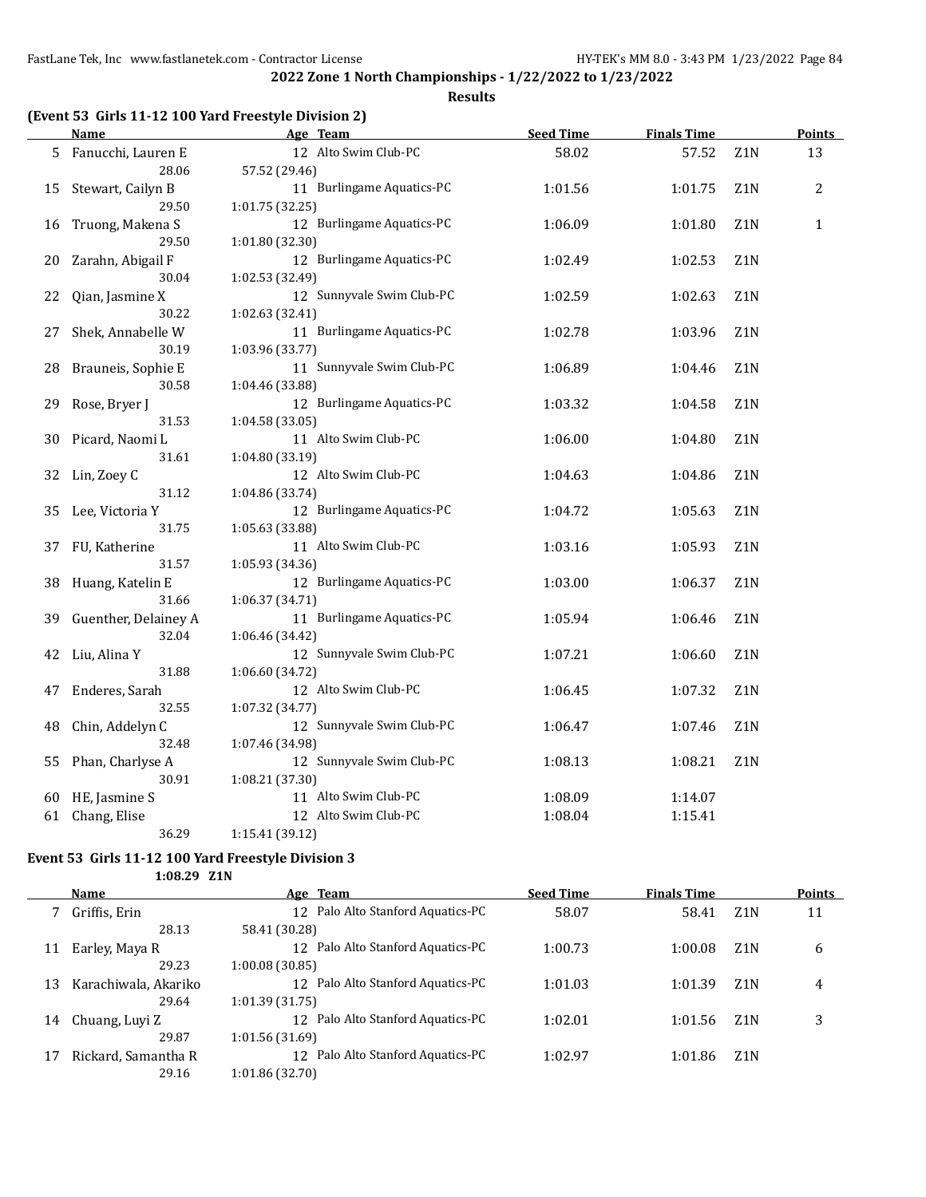**2022 Zone 1 North Championships - 1/22/2022 to 1/23/2022**

**Results**

### (Event 53 Girls 11-12 100 Yard Freestyle Division 2)

| | Name | Age | Team | Seed Time | Finals Time | | Points |
|---|---|---|---|---|---|---|---|
| 5 | Fanucchi, Lauren E | 12 | Alto Swim Club-PC | 58.02 | 57.52 | Z1N | 13 |
| | 28.06 | 57.52 (29.46) | | | | | |
| 15 | Stewart, Cailyn B | 11 | Burlingame Aquatics-PC | 1:01.56 | 1:01.75 | Z1N | 2 |
| | 29.50 | 1:01.75 (32.25) | | | | | |
| 16 | Truong, Makena S | 12 | Burlingame Aquatics-PC | 1:06.09 | 1:01.80 | Z1N | 1 |
| | 29.50 | 1:01.80 (32.30) | | | | | |
| 20 | Zarahn, Abigail F | 12 | Burlingame Aquatics-PC | 1:02.49 | 1:02.53 | Z1N | |
| | 30.04 | 1:02.53 (32.49) | | | | | |
| 22 | Qian, Jasmine X | 12 | Sunnyvale Swim Club-PC | 1:02.59 | 1:02.63 | Z1N | |
| | 30.22 | 1:02.63 (32.41) | | | | | |
| 27 | Shek, Annabelle W | 11 | Burlingame Aquatics-PC | 1:02.78 | 1:03.96 | Z1N | |
| | 30.19 | 1:03.96 (33.77) | | | | | |
| 28 | Brauneis, Sophie E | 11 | Sunnyvale Swim Club-PC | 1:06.89 | 1:04.46 | Z1N | |
| | 30.58 | 1:04.46 (33.88) | | | | | |
| 29 | Rose, Bryer J | 12 | Burlingame Aquatics-PC | 1:03.32 | 1:04.58 | Z1N | |
| | 31.53 | 1:04.58 (33.05) | | | | | |
| 30 | Picard, Naomi L | 11 | Alto Swim Club-PC | 1:06.00 | 1:04.80 | Z1N | |
| | 31.61 | 1:04.80 (33.19) | | | | | |
| 32 | Lin, Zoey C | 12 | Alto Swim Club-PC | 1:04.63 | 1:04.86 | Z1N | |
| | 31.12 | 1:04.86 (33.74) | | | | | |
| 35 | Lee, Victoria Y | 12 | Burlingame Aquatics-PC | 1:04.72 | 1:05.63 | Z1N | |
| | 31.75 | 1:05.63 (33.88) | | | | | |
| 37 | FU, Katherine | 11 | Alto Swim Club-PC | 1:03.16 | 1:05.93 | Z1N | |
| | 31.57 | 1:05.93 (34.36) | | | | | |
| 38 | Huang, Katelin E | 12 | Burlingame Aquatics-PC | 1:03.00 | 1:06.37 | Z1N | |
| | 31.66 | 1:06.37 (34.71) | | | | | |
| 39 | Guenther, Delainey A | 11 | Burlingame Aquatics-PC | 1:05.94 | 1:06.46 | Z1N | |
| | 32.04 | 1:06.46 (34.42) | | | | | |
| 42 | Liu, Alina Y | 12 | Sunnyvale Swim Club-PC | 1:07.21 | 1:06.60 | Z1N | |
| | 31.88 | 1:06.60 (34.72) | | | | | |
| 47 | Enderes, Sarah | 12 | Alto Swim Club-PC | 1:06.45 | 1:07.32 | Z1N | |
| | 32.55 | 1:07.32 (34.77) | | | | | |
| 48 | Chin, Addelyn C | 12 | Sunnyvale Swim Club-PC | 1:06.47 | 1:07.46 | Z1N | |
| | 32.48 | 1:07.46 (34.98) | | | | | |
| 55 | Phan, Charlyse A | 12 | Sunnyvale Swim Club-PC | 1:08.13 | 1:08.21 | Z1N | |
| | 30.91 | 1:08.21 (37.30) | | | | | |
| 60 | HE, Jasmine S | 11 | Alto Swim Club-PC | 1:08.09 | 1:14.07 | | |
| 61 | Chang, Elise | 12 | Alto Swim Club-PC | 1:08.04 | 1:15.41 | | |
| | 36.29 | 1:15.41 (39.12) | | | | | |

### Event 53 Girls 11-12 100 Yard Freestyle Division 3

1:08.29 Z1N

| | Name | Age | Team | Seed Time | Finals Time | | Points |
|---|---|---|---|---|---|---|---|
| 7 | Griffis, Erin | 12 | Palo Alto Stanford Aquatics-PC | 58.07 | 58.41 | Z1N | 11 |
| | 28.13 | 58.41 (30.28) | | | | | |
| 11 | Earley, Maya R | 12 | Palo Alto Stanford Aquatics-PC | 1:00.73 | 1:00.08 | Z1N | 6 |
| | 29.23 | 1:00.08 (30.85) | | | | | |
| 13 | Karachiwala, Akariko | 12 | Palo Alto Stanford Aquatics-PC | 1:01.03 | 1:01.39 | Z1N | 4 |
| | 29.64 | 1:01.39 (31.75) | | | | | |
| 14 | Chuang, Luyi Z | 12 | Palo Alto Stanford Aquatics-PC | 1:02.01 | 1:01.56 | Z1N | 3 |
| | 29.87 | 1:01.56 (31.69) | | | | | |
| 17 | Rickard, Samantha R | 12 | Palo Alto Stanford Aquatics-PC | 1:02.97 | 1:01.86 | Z1N | |
| | 29.16 | 1:01.86 (32.70) | | | | | |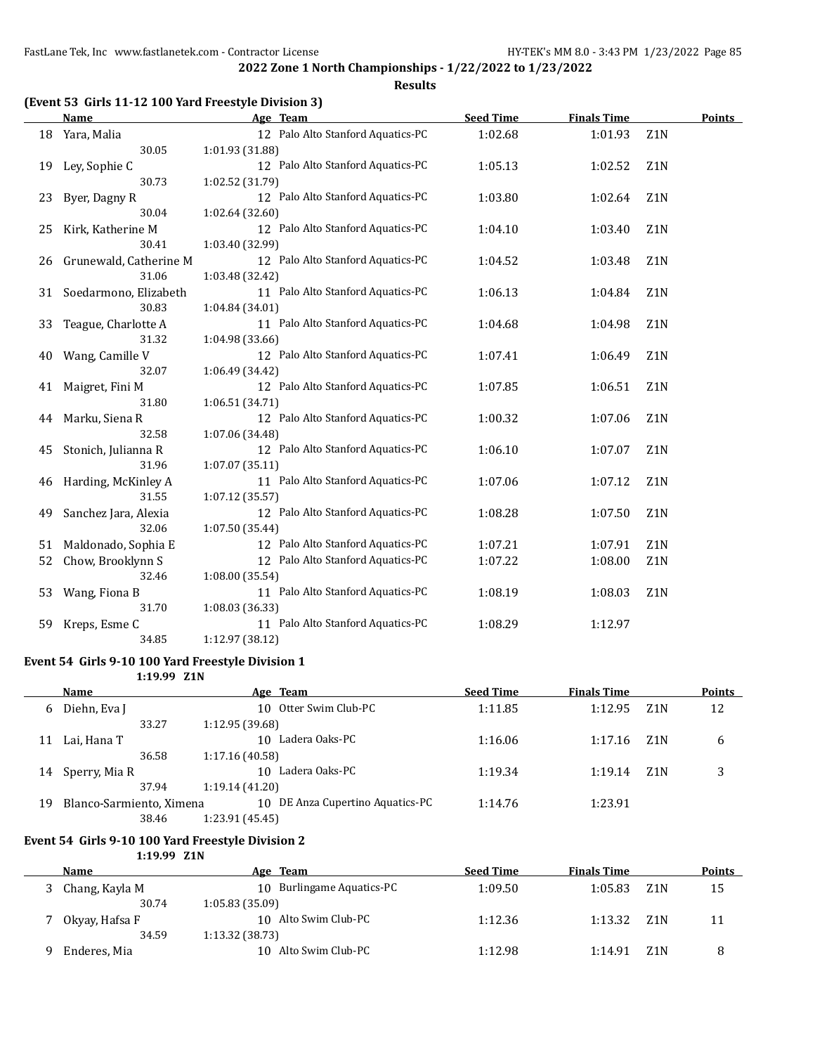**2022 Zone 1 North Championships - 1/22/2022 to 1/23/2022**

**Results**

### (Event 53 Girls 11-12 100 Yard Freestyle Division 3)

| | Name | Age | Team | Seed Time | Finals Time | | Points |
|---|---|---|---|---|---|---|---|
| 18 | Yara, Malia | 12 | Palo Alto Stanford Aquatics-PC | 1:02.68 | 1:01.93 | Z1N | |
| | 30.05 | 1:01.93 (31.88) | | | | | |
| 19 | Ley, Sophie C | 12 | Palo Alto Stanford Aquatics-PC | 1:05.13 | 1:02.52 | Z1N | |
| | 30.73 | 1:02.52 (31.79) | | | | | |
| 23 | Byer, Dagny R | 12 | Palo Alto Stanford Aquatics-PC | 1:03.80 | 1:02.64 | Z1N | |
| | 30.04 | 1:02.64 (32.60) | | | | | |
| 25 | Kirk, Katherine M | 12 | Palo Alto Stanford Aquatics-PC | 1:04.10 | 1:03.40 | Z1N | |
| | 30.41 | 1:03.40 (32.99) | | | | | |
| 26 | Grunewald, Catherine M | 12 | Palo Alto Stanford Aquatics-PC | 1:04.52 | 1:03.48 | Z1N | |
| | 31.06 | 1:03.48 (32.42) | | | | | |
| 31 | Soedarmono, Elizabeth | 11 | Palo Alto Stanford Aquatics-PC | 1:06.13 | 1:04.84 | Z1N | |
| | 30.83 | 1:04.84 (34.01) | | | | | |
| 33 | Teague, Charlotte A | 11 | Palo Alto Stanford Aquatics-PC | 1:04.68 | 1:04.98 | Z1N | |
| | 31.32 | 1:04.98 (33.66) | | | | | |
| 40 | Wang, Camille V | 12 | Palo Alto Stanford Aquatics-PC | 1:07.41 | 1:06.49 | Z1N | |
| | 32.07 | 1:06.49 (34.42) | | | | | |
| 41 | Maigret, Fini M | 12 | Palo Alto Stanford Aquatics-PC | 1:07.85 | 1:06.51 | Z1N | |
| | 31.80 | 1:06.51 (34.71) | | | | | |
| 44 | Marku, Siena R | 12 | Palo Alto Stanford Aquatics-PC | 1:00.32 | 1:07.06 | Z1N | |
| | 32.58 | 1:07.06 (34.48) | | | | | |
| 45 | Stonich, Julianna R | 12 | Palo Alto Stanford Aquatics-PC | 1:06.10 | 1:07.07 | Z1N | |
| | 31.96 | 1:07.07 (35.11) | | | | | |
| 46 | Harding, McKinley A | 11 | Palo Alto Stanford Aquatics-PC | 1:07.06 | 1:07.12 | Z1N | |
| | 31.55 | 1:07.12 (35.57) | | | | | |
| 49 | Sanchez Jara, Alexia | 12 | Palo Alto Stanford Aquatics-PC | 1:08.28 | 1:07.50 | Z1N | |
| | 32.06 | 1:07.50 (35.44) | | | | | |
| 51 | Maldonado, Sophia E | 12 | Palo Alto Stanford Aquatics-PC | 1:07.21 | 1:07.91 | Z1N | |
| 52 | Chow, Brooklynn S | 12 | Palo Alto Stanford Aquatics-PC | 1:07.22 | 1:08.00 | Z1N | |
| | 32.46 | 1:08.00 (35.54) | | | | | |
| 53 | Wang, Fiona B | 11 | Palo Alto Stanford Aquatics-PC | 1:08.19 | 1:08.03 | Z1N | |
| | 31.70 | 1:08.03 (36.33) | | | | | |
| 59 | Kreps, Esme C | 11 | Palo Alto Stanford Aquatics-PC | 1:08.29 | 1:12.97 | | |
| | 34.85 | 1:12.97 (38.12) | | | | | |

### Event 54 Girls 9-10 100 Yard Freestyle Division 1

1:19.99 Z1N

| | Name | Age | Team | Seed Time | Finals Time | | Points |
|---|---|---|---|---|---|---|---|
| 6 | Diehn, Eva J | 10 | Otter Swim Club-PC | 1:11.85 | 1:12.95 | Z1N | 12 |
| | 33.27 | 1:12.95 (39.68) | | | | | |
| 11 | Lai, Hana T | 10 | Ladera Oaks-PC | 1:16.06 | 1:17.16 | Z1N | 6 |
| | 36.58 | 1:17.16 (40.58) | | | | | |
| 14 | Sperry, Mia R | 10 | Ladera Oaks-PC | 1:19.34 | 1:19.14 | Z1N | 3 |
| | 37.94 | 1:19.14 (41.20) | | | | | |
| 19 | Blanco-Sarmiento, Ximena | 10 | DE Anza Cupertino Aquatics-PC | 1:14.76 | 1:23.91 | | |
| | 38.46 | 1:23.91 (45.45) | | | | | |

### Event 54 Girls 9-10 100 Yard Freestyle Division 2

1:19.99 Z1N

| | Name | Age | Team | Seed Time | Finals Time | | Points |
|---|---|---|---|---|---|---|---|
| 3 | Chang, Kayla M | 10 | Burlingame Aquatics-PC | 1:09.50 | 1:05.83 | Z1N | 15 |
| | 30.74 | 1:05.83 (35.09) | | | | | |
| 7 | Okyay, Hafsa F | 10 | Alto Swim Club-PC | 1:12.36 | 1:13.32 | Z1N | 11 |
| | 34.59 | 1:13.32 (38.73) | | | | | |
| 9 | Enderes, Mia | 10 | Alto Swim Club-PC | 1:12.98 | 1:14.91 | Z1N | 8 |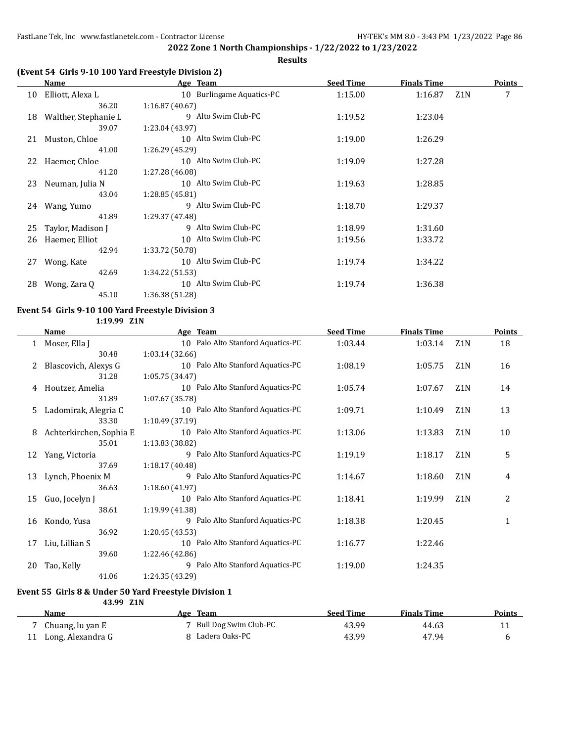2022 Zone 1 North Championships - 1/22/2022 to 1/23/2022

Results

### (Event 54 Girls 9-10 100 Yard Freestyle Division 2)

| | Name | Age | Team | Seed Time | Finals Time | | Points |
|---|---|---|---|---|---|---|---|
| 10 | Elliott, Alexa L | 10 | Burlingame Aquatics-PC | 1:15.00 | 1:16.87 | Z1N | 7 |
| | 36.20 | 1:16.87 (40.67) | | | | | |
| 18 | Walther, Stephanie L | 9 | Alto Swim Club-PC | 1:19.52 | 1:23.04 | | |
| | 39.07 | 1:23.04 (43.97) | | | | | |
| 21 | Muston, Chloe | 10 | Alto Swim Club-PC | 1:19.00 | 1:26.29 | | |
| | 41.00 | 1:26.29 (45.29) | | | | | |
| 22 | Haemer, Chloe | 10 | Alto Swim Club-PC | 1:19.09 | 1:27.28 | | |
| | 41.20 | 1:27.28 (46.08) | | | | | |
| 23 | Neuman, Julia N | 10 | Alto Swim Club-PC | 1:19.63 | 1:28.85 | | |
| | 43.04 | 1:28.85 (45.81) | | | | | |
| 24 | Wang, Yumo | 9 | Alto Swim Club-PC | 1:18.70 | 1:29.37 | | |
| | 41.89 | 1:29.37 (47.48) | | | | | |
| 25 | Taylor, Madison J | 9 | Alto Swim Club-PC | 1:18.99 | 1:31.60 | | |
| 26 | Haemer, Elliot | 10 | Alto Swim Club-PC | 1:19.56 | 1:33.72 | | |
| | 42.94 | 1:33.72 (50.78) | | | | | |
| 27 | Wong, Kate | 10 | Alto Swim Club-PC | 1:19.74 | 1:34.22 | | |
| | 42.69 | 1:34.22 (51.53) | | | | | |
| 28 | Wong, Zara Q | 10 | Alto Swim Club-PC | 1:19.74 | 1:36.38 | | |
| | 45.10 | 1:36.38 (51.28) | | | | | |

### Event 54 Girls 9-10 100 Yard Freestyle Division 3

1:19.99 Z1N

| | Name | Age | Team | Seed Time | Finals Time | | Points |
|---|---|---|---|---|---|---|---|
| 1 | Moser, Ella J | 10 | Palo Alto Stanford Aquatics-PC | 1:03.44 | 1:03.14 | Z1N | 18 |
| | 30.48 | 1:03.14 (32.66) | | | | | |
| 2 | Blascovich, Alexys G | 10 | Palo Alto Stanford Aquatics-PC | 1:08.19 | 1:05.75 | Z1N | 16 |
| | 31.28 | 1:05.75 (34.47) | | | | | |
| 4 | Houtzer, Amelia | 10 | Palo Alto Stanford Aquatics-PC | 1:05.74 | 1:07.67 | Z1N | 14 |
| | 31.89 | 1:07.67 (35.78) | | | | | |
| 5 | Ladomirak, Alegria C | 10 | Palo Alto Stanford Aquatics-PC | 1:09.71 | 1:10.49 | Z1N | 13 |
| | 33.30 | 1:10.49 (37.19) | | | | | |
| 8 | Achterkirchen, Sophia E | 10 | Palo Alto Stanford Aquatics-PC | 1:13.06 | 1:13.83 | Z1N | 10 |
| | 35.01 | 1:13.83 (38.82) | | | | | |
| 12 | Yang, Victoria | 9 | Palo Alto Stanford Aquatics-PC | 1:19.19 | 1:18.17 | Z1N | 5 |
| | 37.69 | 1:18.17 (40.48) | | | | | |
| 13 | Lynch, Phoenix M | 9 | Palo Alto Stanford Aquatics-PC | 1:14.67 | 1:18.60 | Z1N | 4 |
| | 36.63 | 1:18.60 (41.97) | | | | | |
| 15 | Guo, Jocelyn J | 10 | Palo Alto Stanford Aquatics-PC | 1:18.41 | 1:19.99 | Z1N | 2 |
| | 38.61 | 1:19.99 (41.38) | | | | | |
| 16 | Kondo, Yusa | 9 | Palo Alto Stanford Aquatics-PC | 1:18.38 | 1:20.45 | | 1 |
| | 36.92 | 1:20.45 (43.53) | | | | | |
| 17 | Liu, Lillian S | 10 | Palo Alto Stanford Aquatics-PC | 1:16.77 | 1:22.46 | | |
| | 39.60 | 1:22.46 (42.86) | | | | | |
| 20 | Tao, Kelly | 9 | Palo Alto Stanford Aquatics-PC | 1:19.00 | 1:24.35 | | |
| | 41.06 | 1:24.35 (43.29) | | | | | |

### Event 55 Girls 8 & Under 50 Yard Freestyle Division 1

43.99 Z1N

| | Name | Age | Team | Seed Time | Finals Time | Points |
|---|---|---|---|---|---|---|
| 7 | Chuang, lu yan E | 7 | Bull Dog Swim Club-PC | 43.99 | 44.63 | 11 |
| 11 | Long, Alexandra G | 8 | Ladera Oaks-PC | 43.99 | 47.94 | 6 |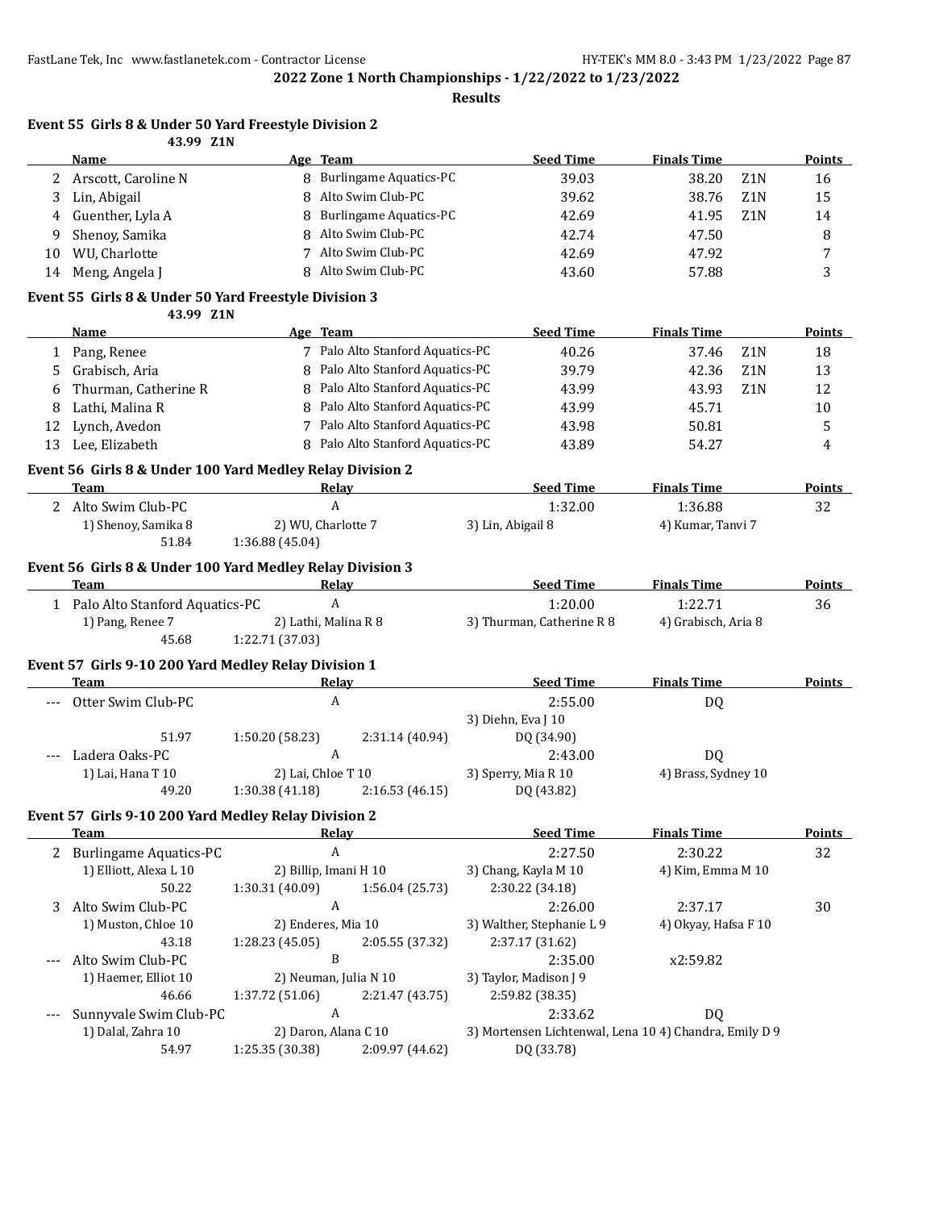**2022 Zone 1 North Championships - 1/22/2022 to 1/23/2022**

**Results**

### Event 55 Girls 8 & Under 50 Yard Freestyle Division 2

43.99 Z1N

| | Name | Age | Team | Seed Time | Finals Time | | Points |
|---|---|---|---|---|---|---|---|
| 2 | Arscott, Caroline N | 8 | Burlingame Aquatics-PC | 39.03 | 38.20 | Z1N | 16 |
| 3 | Lin, Abigail | 8 | Alto Swim Club-PC | 39.62 | 38.76 | Z1N | 15 |
| 4 | Guenther, Lyla A | 8 | Burlingame Aquatics-PC | 42.69 | 41.95 | Z1N | 14 |
| 9 | Shenoy, Samika | 8 | Alto Swim Club-PC | 42.74 | 47.50 | | 8 |
| 10 | WU, Charlotte | 7 | Alto Swim Club-PC | 42.69 | 47.92 | | 7 |
| 14 | Meng, Angela J | 8 | Alto Swim Club-PC | 43.60 | 57.88 | | 3 |

### Event 55 Girls 8 & Under 50 Yard Freestyle Division 3

43.99 Z1N

| | Name | Age | Team | Seed Time | Finals Time | | Points |
|---|---|---|---|---|---|---|---|
| 1 | Pang, Renee | 7 | Palo Alto Stanford Aquatics-PC | 40.26 | 37.46 | Z1N | 18 |
| 5 | Grabisch, Aria | 8 | Palo Alto Stanford Aquatics-PC | 39.79 | 42.36 | Z1N | 13 |
| 6 | Thurman, Catherine R | 8 | Palo Alto Stanford Aquatics-PC | 43.99 | 43.93 | Z1N | 12 |
| 8 | Lathi, Malina R | 8 | Palo Alto Stanford Aquatics-PC | 43.99 | 45.71 | | 10 |
| 12 | Lynch, Avedon | 7 | Palo Alto Stanford Aquatics-PC | 43.98 | 50.81 | | 5 |
| 13 | Lee, Elizabeth | 8 | Palo Alto Stanford Aquatics-PC | 43.89 | 54.27 | | 4 |

### Event 56 Girls 8 & Under 100 Yard Medley Relay Division 2

| | Team | Relay | | Seed Time | Finals Time | Points |
|---|---|---|---|---|---|---|
| 2 | Alto Swim Club-PC | A | | 1:32.00 | 1:36.88 | 32 |
| | 1) Shenoy, Samika 8 | 2) WU, Charlotte 7 | | 3) Lin, Abigail 8 | 4) Kumar, Tanvi 7 | |
| | 51.84 | 1:36.88 (45.04) | | | | |

### Event 56 Girls 8 & Under 100 Yard Medley Relay Division 3

| | Team | Relay | | Seed Time | Finals Time | Points |
|---|---|---|---|---|---|---|
| 1 | Palo Alto Stanford Aquatics-PC | A | | 1:20.00 | 1:22.71 | 36 |
| | 1) Pang, Renee 7 | 2) Lathi, Malina R 8 | | 3) Thurman, Catherine R 8 | 4) Grabisch, Aria 8 | |
| | 45.68 | 1:22.71 (37.03) | | | | |

### Event 57 Girls 9-10 200 Yard Medley Relay Division 1

| | Team | Relay | | Seed Time | Finals Time | Points |
|---|---|---|---|---|---|---|
| --- | Otter Swim Club-PC | A | | 2:55.00 | DQ | |
| | | | | 3) Diehn, Eva J 10 | | |
| | 51.97 | 1:50.20 (58.23) | 2:31.14 (40.94) | DQ (34.90) | | |
| --- | Ladera Oaks-PC | A | | 2:43.00 | DQ | |
| | 1) Lai, Hana T 10 | 2) Lai, Chloe T 10 | | 3) Sperry, Mia R 10 | 4) Brass, Sydney 10 | |
| | 49.20 | 1:30.38 (41.18) | 2:16.53 (46.15) | DQ (43.82) | | |

### Event 57 Girls 9-10 200 Yard Medley Relay Division 2

| | Team | Relay | | Seed Time | Finals Time | Points |
|---|---|---|---|---|---|---|
| 2 | Burlingame Aquatics-PC | A | | 2:27.50 | 2:30.22 | 32 |
| | 1) Elliott, Alexa L 10 | 2) Billip, Imani H 10 | | 3) Chang, Kayla M 10 | 4) Kim, Emma M 10 | |
| | 50.22 | 1:30.31 (40.09) | 1:56.04 (25.73) | 2:30.22 (34.18) | | |
| 3 | Alto Swim Club-PC | A | | 2:26.00 | 2:37.17 | 30 |
| | 1) Muston, Chloe 10 | 2) Enderes, Mia 10 | | 3) Walther, Stephanie L 9 | 4) Okyay, Hafsa F 10 | |
| | 43.18 | 1:28.23 (45.05) | 2:05.55 (37.32) | 2:37.17 (31.62) | | |
| --- | Alto Swim Club-PC | B | | 2:35.00 | x2:59.82 | |
| | 1) Haemer, Elliot 10 | 2) Neuman, Julia N 10 | | 3) Taylor, Madison J 9 | | |
| | 46.66 | 1:37.72 (51.06) | 2:21.47 (43.75) | 2:59.82 (38.35) | | |
| --- | Sunnyvale Swim Club-PC | A | | 2:33.62 | DQ | |
| | 1) Dalal, Zahra 10 | 2) Daron, Alana C 10 | | 3) Mortensen Lichtenwal, Lena 10 | 4) Chandra, Emily D 9 | |
| | 54.97 | 1:25.35 (30.38) | 2:09.97 (44.62) | DQ (33.78) | | |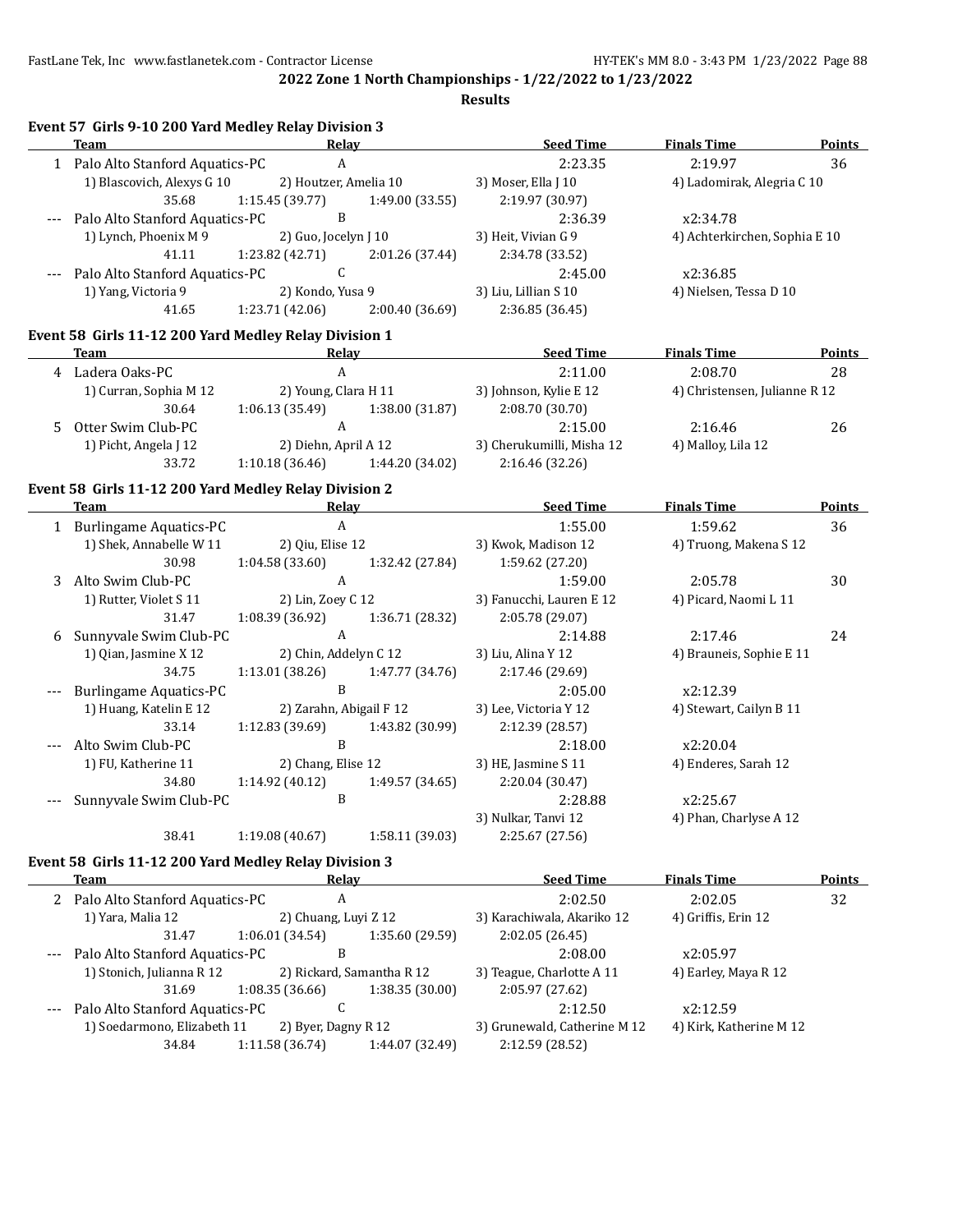**2022 Zone 1 North Championships - 1/22/2022 to 1/23/2022**

**Results**

### Event 57 Girls 9-10 200 Yard Medley Relay Division 3

| | Team | Relay | Seed Time | Finals Time | Points |
|---|---|---|---|---|---|
| 1 | Palo Alto Stanford Aquatics-PC | A | 2:23.35 | 2:19.97 | 36 |
| | 1) Blascovich, Alexys G 10 | 2) Houtzer, Amelia 10 | 3) Moser, Ella J 10 | 4) Ladomirak, Alegria C 10 | |
| | 35.68 | 1:15.45 (39.77) | 1:49.00 (33.55) | 2:19.97 (30.97) | |
| --- | Palo Alto Stanford Aquatics-PC | B | 2:36.39 | x2:34.78 | |
| | 1) Lynch, Phoenix M 9 | 2) Guo, Jocelyn J 10 | 3) Heit, Vivian G 9 | 4) Achterkirchen, Sophia E 10 | |
| | 41.11 | 1:23.82 (42.71) | 2:01.26 (37.44) | 2:34.78 (33.52) | |
| --- | Palo Alto Stanford Aquatics-PC | C | 2:45.00 | x2:36.85 | |
| | 1) Yang, Victoria 9 | 2) Kondo, Yusa 9 | 3) Liu, Lillian S 10 | 4) Nielsen, Tessa D 10 | |
| | 41.65 | 1:23.71 (42.06) | 2:00.40 (36.69) | 2:36.85 (36.45) | |

### Event 58 Girls 11-12 200 Yard Medley Relay Division 1

| | Team | Relay | Seed Time | Finals Time | Points |
|---|---|---|---|---|---|
| 4 | Ladera Oaks-PC | A | 2:11.00 | 2:08.70 | 28 |
| | 1) Curran, Sophia M 12 | 2) Young, Clara H 11 | 3) Johnson, Kylie E 12 | 4) Christensen, Julianne R 12 | |
| | 30.64 | 1:06.13 (35.49) | 1:38.00 (31.87) | 2:08.70 (30.70) | |
| 5 | Otter Swim Club-PC | A | 2:15.00 | 2:16.46 | 26 |
| | 1) Picht, Angela J 12 | 2) Diehn, April A 12 | 3) Cherukumilli, Misha 12 | 4) Malloy, Lila 12 | |
| | 33.72 | 1:10.18 (36.46) | 1:44.20 (34.02) | 2:16.46 (32.26) | |

### Event 58 Girls 11-12 200 Yard Medley Relay Division 2

| | Team | Relay | Seed Time | Finals Time | Points |
|---|---|---|---|---|---|
| 1 | Burlingame Aquatics-PC | A | 1:55.00 | 1:59.62 | 36 |
| | 1) Shek, Annabelle W 11 | 2) Qiu, Elise 12 | 3) Kwok, Madison 12 | 4) Truong, Makena S 12 | |
| | 30.98 | 1:04.58 (33.60) | 1:32.42 (27.84) | 1:59.62 (27.20) | |
| 3 | Alto Swim Club-PC | A | 1:59.00 | 2:05.78 | 30 |
| | 1) Rutter, Violet S 11 | 2) Lin, Zoey C 12 | 3) Fanucchi, Lauren E 12 | 4) Picard, Naomi L 11 | |
| | 31.47 | 1:08.39 (36.92) | 1:36.71 (28.32) | 2:05.78 (29.07) | |
| 6 | Sunnyvale Swim Club-PC | A | 2:14.88 | 2:17.46 | 24 |
| | 1) Qian, Jasmine X 12 | 2) Chin, Addelyn C 12 | 3) Liu, Alina Y 12 | 4) Brauneis, Sophie E 11 | |
| | 34.75 | 1:13.01 (38.26) | 1:47.77 (34.76) | 2:17.46 (29.69) | |
| --- | Burlingame Aquatics-PC | B | 2:05.00 | x2:12.39 | |
| | 1) Huang, Katelin E 12 | 2) Zarahn, Abigail F 12 | 3) Lee, Victoria Y 12 | 4) Stewart, Cailyn B 11 | |
| | 33.14 | 1:12.83 (39.69) | 1:43.82 (30.99) | 2:12.39 (28.57) | |
| --- | Alto Swim Club-PC | B | 2:18.00 | x2:20.04 | |
| | 1) FU, Katherine 11 | 2) Chang, Elise 12 | 3) HE, Jasmine S 11 | 4) Enderes, Sarah 12 | |
| | 34.80 | 1:14.92 (40.12) | 1:49.57 (34.65) | 2:20.04 (30.47) | |
| --- | Sunnyvale Swim Club-PC | B | 2:28.88 | x2:25.67 | |
| | | | 3) Nulkar, Tanvi 12 | 4) Phan, Charlyse A 12 | |
| | 38.41 | 1:19.08 (40.67) | 1:58.11 (39.03) | 2:25.67 (27.56) | |

### Event 58 Girls 11-12 200 Yard Medley Relay Division 3

| | Team | Relay | Seed Time | Finals Time | Points |
|---|---|---|---|---|---|
| 2 | Palo Alto Stanford Aquatics-PC | A | 2:02.50 | 2:02.05 | 32 |
| | 1) Yara, Malia 12 | 2) Chuang, Luyi Z 12 | 3) Karachiwala, Akariko 12 | 4) Griffis, Erin 12 | |
| | 31.47 | 1:06.01 (34.54) | 1:35.60 (29.59) | 2:02.05 (26.45) | |
| --- | Palo Alto Stanford Aquatics-PC | B | 2:08.00 | x2:05.97 | |
| | 1) Stonich, Julianna R 12 | 2) Rickard, Samantha R 12 | 3) Teague, Charlotte A 11 | 4) Earley, Maya R 12 | |
| | 31.69 | 1:08.35 (36.66) | 1:38.35 (30.00) | 2:05.97 (27.62) | |
| --- | Palo Alto Stanford Aquatics-PC | C | 2:12.50 | x2:12.59 | |
| | 1) Soedarmono, Elizabeth 11 | 2) Byer, Dagny R 12 | 3) Grunewald, Catherine M 12 | 4) Kirk, Katherine M 12 | |
| | 34.84 | 1:11.58 (36.74) | 1:44.07 (32.49) | 2:12.59 (28.52) | |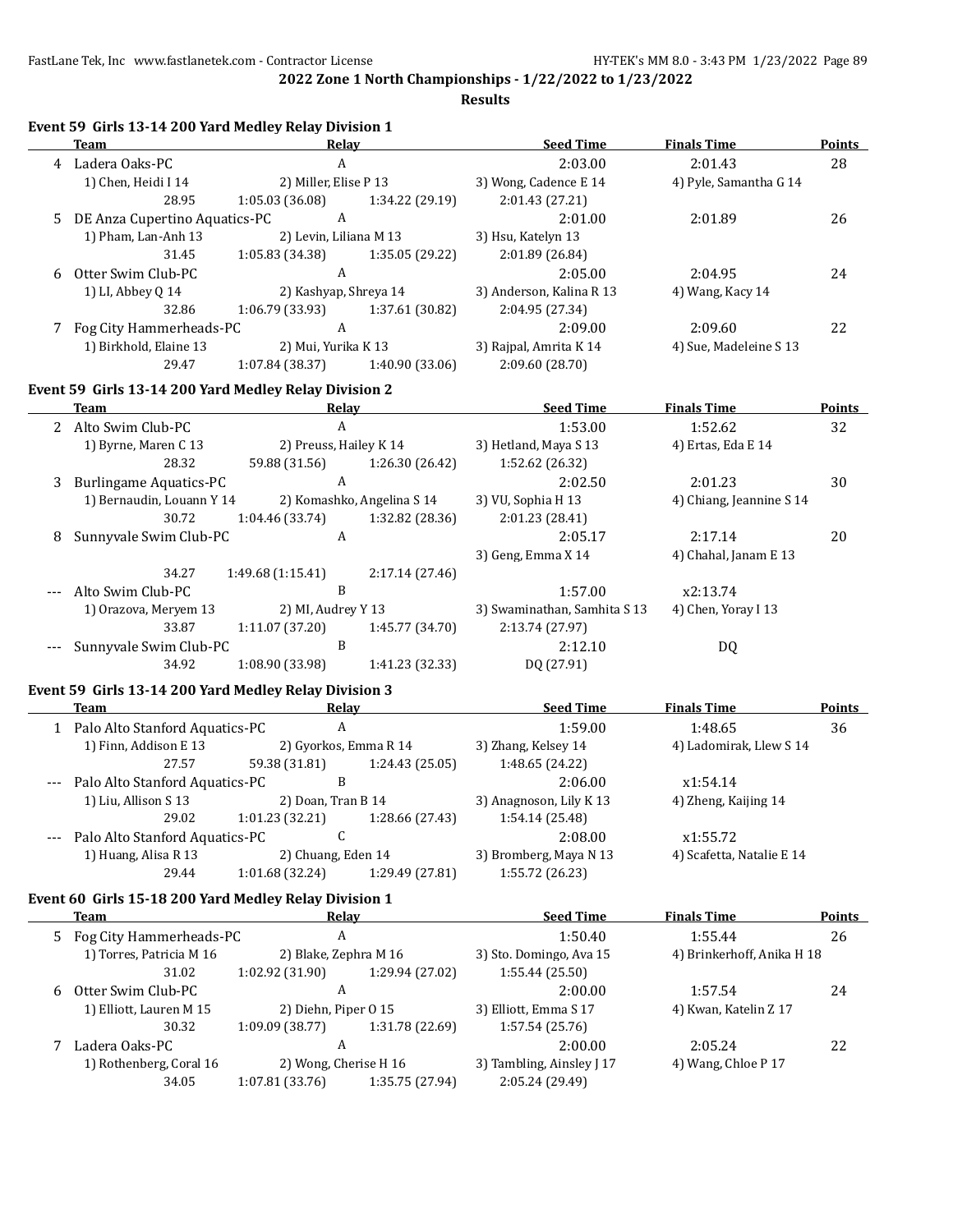## 2022 Zone 1 North Championships - 1/22/2022 to 1/23/2022

**Results**

### Event 59 Girls 13-14 200 Yard Medley Relay Division 1

| | Team | Relay | | Seed Time | Finals Time | Points |
|---|---|---|---|---|---|---|
| 4 | Ladera Oaks-PC | A | | 2:03.00 | 2:01.43 | 28 |
| | 1) Chen, Heidi I 14 | 2) Miller, Elise P 13 | | 3) Wong, Cadence E 14 | 4) Pyle, Samantha G 14 | |
| | 28.95 | 1:05.03 (36.08) | 1:34.22 (29.19) | 2:01.43 (27.21) | | |
| 5 | DE Anza Cupertino Aquatics-PC | A | | 2:01.00 | 2:01.89 | 26 |
| | 1) Pham, Lan-Anh 13 | 2) Levin, Liliana M 13 | | 3) Hsu, Katelyn 13 | | |
| | 31.45 | 1:05.83 (34.38) | 1:35.05 (29.22) | 2:01.89 (26.84) | | |
| 6 | Otter Swim Club-PC | A | | 2:05.00 | 2:04.95 | 24 |
| | 1) LI, Abbey Q 14 | 2) Kashyap, Shreya 14 | | 3) Anderson, Kalina R 13 | 4) Wang, Kacy 14 | |
| | 32.86 | 1:06.79 (33.93) | 1:37.61 (30.82) | 2:04.95 (27.34) | | |
| 7 | Fog City Hammerheads-PC | A | | 2:09.00 | 2:09.60 | 22 |
| | 1) Birkhold, Elaine 13 | 2) Mui, Yurika K 13 | | 3) Rajpal, Amrita K 14 | 4) Sue, Madeleine S 13 | |
| | 29.47 | 1:07.84 (38.37) | 1:40.90 (33.06) | 2:09.60 (28.70) | | |

### Event 59 Girls 13-14 200 Yard Medley Relay Division 2

| | Team | Relay | | Seed Time | Finals Time | Points |
|---|---|---|---|---|---|---|
| 2 | Alto Swim Club-PC | A | | 1:53.00 | 1:52.62 | 32 |
| | 1) Byrne, Maren C 13 | 2) Preuss, Hailey K 14 | | 3) Hetland, Maya S 13 | 4) Ertas, Eda E 14 | |
| | 28.32 | 59.88 (31.56) | 1:26.30 (26.42) | 1:52.62 (26.32) | | |
| 3 | Burlingame Aquatics-PC | A | | 2:02.50 | 2:01.23 | 30 |
| | 1) Bernaudin, Louann Y 14 | 2) Komashko, Angelina S 14 | | 3) VU, Sophia H 13 | 4) Chiang, Jeannine S 14 | |
| | 30.72 | 1:04.46 (33.74) | 1:32.82 (28.36) | 2:01.23 (28.41) | | |
| 8 | Sunnyvale Swim Club-PC | A | | 2:05.17 | 2:17.14 | 20 |
| | | | | 3) Geng, Emma X 14 | 4) Chahal, Janam E 13 | |
| | 34.27 | 1:49.68 (1:15.41) | 2:17.14 (27.46) | | | |
| --- | Alto Swim Club-PC | B | | 1:57.00 | x2:13.74 | |
| | 1) Orazova, Meryem 13 | 2) MI, Audrey Y 13 | | 3) Swaminathan, Samhita S 13 | 4) Chen, Yoray I 13 | |
| | 33.87 | 1:11.07 (37.20) | 1:45.77 (34.70) | 2:13.74 (27.97) | | |
| --- | Sunnyvale Swim Club-PC | B | | 2:12.10 | DQ | |
| | 34.92 | 1:08.90 (33.98) | 1:41.23 (32.33) | DQ (27.91) | | |

### Event 59 Girls 13-14 200 Yard Medley Relay Division 3

| | Team | Relay | | Seed Time | Finals Time | Points |
|---|---|---|---|---|---|---|
| 1 | Palo Alto Stanford Aquatics-PC | A | | 1:59.00 | 1:48.65 | 36 |
| | 1) Finn, Addison E 13 | 2) Gyorkos, Emma R 14 | | 3) Zhang, Kelsey 14 | 4) Ladomirak, Llew S 14 | |
| | 27.57 | 59.38 (31.81) | 1:24.43 (25.05) | 1:48.65 (24.22) | | |
| --- | Palo Alto Stanford Aquatics-PC | B | | 2:06.00 | x1:54.14 | |
| | 1) Liu, Allison S 13 | 2) Doan, Tran B 14 | | 3) Anagnoson, Lily K 13 | 4) Zheng, Kaijing 14 | |
| | 29.02 | 1:01.23 (32.21) | 1:28.66 (27.43) | 1:54.14 (25.48) | | |
| --- | Palo Alto Stanford Aquatics-PC | C | | 2:08.00 | x1:55.72 | |
| | 1) Huang, Alisa R 13 | 2) Chuang, Eden 14 | | 3) Bromberg, Maya N 13 | 4) Scafetta, Natalie E 14 | |
| | 29.44 | 1:01.68 (32.24) | 1:29.49 (27.81) | 1:55.72 (26.23) | | |

### Event 60 Girls 15-18 200 Yard Medley Relay Division 1

| | Team | Relay | | Seed Time | Finals Time | Points |
|---|---|---|---|---|---|---|
| 5 | Fog City Hammerheads-PC | A | | 1:50.40 | 1:55.44 | 26 |
| | 1) Torres, Patricia M 16 | 2) Blake, Zephra M 16 | | 3) Sto. Domingo, Ava 15 | 4) Brinkerhoff, Anika H 18 | |
| | 31.02 | 1:02.92 (31.90) | 1:29.94 (27.02) | 1:55.44 (25.50) | | |
| 6 | Otter Swim Club-PC | A | | 2:00.00 | 1:57.54 | 24 |
| | 1) Elliott, Lauren M 15 | 2) Diehn, Piper O 15 | | 3) Elliott, Emma S 17 | 4) Kwan, Katelin Z 17 | |
| | 30.32 | 1:09.09 (38.77) | 1:31.78 (22.69) | 1:57.54 (25.76) | | |
| 7 | Ladera Oaks-PC | A | | 2:00.00 | 2:05.24 | 22 |
| | 1) Rothenberg, Coral 16 | 2) Wong, Cherise H 16 | | 3) Tambling, Ainsley J 17 | 4) Wang, Chloe P 17 | |
| | 34.05 | 1:07.81 (33.76) | 1:35.75 (27.94) | 2:05.24 (29.49) | | |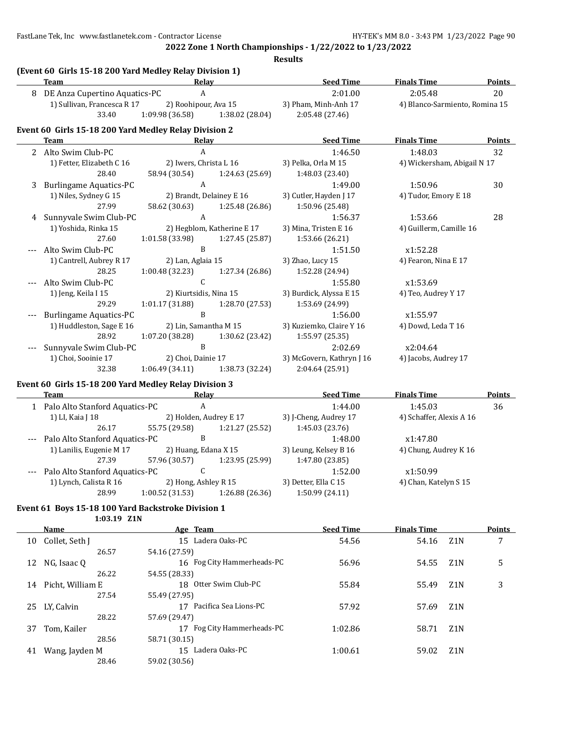## 2022 Zone 1 North Championships - 1/22/2022 to 1/23/2022

**Results**

### (Event 60 Girls 15-18 200 Yard Medley Relay Division 1)

| | Team | Relay | Seed Time | Finals Time | Points |
|---|---|---|---|---|---|
| 8 | DE Anza Cupertino Aquatics-PC | A | 2:01.00 | 2:05.48 | 20 |
| | 1) Sullivan, Francesca R 17 | 2) Roohipour, Ava 15 | 3) Pham, Minh-Anh 17 | 4) Blanco-Sarmiento, Romina 15 | |
| | 33.40 | 1:09.98 (36.58) 1:38.02 (28.04) | 2:05.48 (27.46) | | |

### Event 60 Girls 15-18 200 Yard Medley Relay Division 2

| | Team | Relay | Seed Time | Finals Time | Points |
|---|---|---|---|---|---|
| 2 | Alto Swim Club-PC | A | 1:46.50 | 1:48.03 | 32 |
| | 1) Fetter, Elizabeth C 16 | 2) Iwers, Christa L 16 | 3) Pelka, Orla M 15 | 4) Wickersham, Abigail N 17 | |
| | 28.40 | 58.94 (30.54) 1:24.63 (25.69) | 1:48.03 (23.40) | | |
| 3 | Burlingame Aquatics-PC | A | 1:49.00 | 1:50.96 | 30 |
| | 1) Niles, Sydney G 15 | 2) Brandt, Delainey E 16 | 3) Cutler, Hayden J 17 | 4) Tudor, Emory E 18 | |
| | 27.99 | 58.62 (30.63) 1:25.48 (26.86) | 1:50.96 (25.48) | | |
| 4 | Sunnyvale Swim Club-PC | A | 1:56.37 | 1:53.66 | 28 |
| | 1) Yoshida, Rinka 15 | 2) Hegblom, Katherine E 17 | 3) Mina, Tristen E 16 | 4) Guillerm, Camille 16 | |
| | 27.60 | 1:01.58 (33.98) 1:27.45 (25.87) | 1:53.66 (26.21) | | |
| --- | Alto Swim Club-PC | B | 1:51.50 | x1:52.28 | |
| | 1) Cantrell, Aubrey R 17 | 2) Lan, Aglaia 15 | 3) Zhao, Lucy 15 | 4) Fearon, Nina E 17 | |
| | 28.25 | 1:00.48 (32.23) 1:27.34 (26.86) | 1:52.28 (24.94) | | |
| --- | Alto Swim Club-PC | C | 1:55.80 | x1:53.69 | |
| | 1) Jeng, Keila I 15 | 2) Kiurtsidis, Nina 15 | 3) Burdick, Alyssa E 15 | 4) Teo, Audrey Y 17 | |
| | 29.29 | 1:01.17 (31.88) 1:28.70 (27.53) | 1:53.69 (24.99) | | |
| --- | Burlingame Aquatics-PC | B | 1:56.00 | x1:55.97 | |
| | 1) Huddleston, Sage E 16 | 2) Lin, Samantha M 15 | 3) Kuziemko, Claire Y 16 | 4) Dowd, Leda T 16 | |
| | 28.92 | 1:07.20 (38.28) 1:30.62 (23.42) | 1:55.97 (25.35) | | |
| --- | Sunnyvale Swim Club-PC | B | 2:02.69 | x2:04.64 | |
| | 1) Choi, Sooinie 17 | 2) Choi, Dainie 17 | 3) McGovern, Kathryn J 16 | 4) Jacobs, Audrey 17 | |
| | 32.38 | 1:06.49 (34.11) 1:38.73 (32.24) | 2:04.64 (25.91) | | |

### Event 60 Girls 15-18 200 Yard Medley Relay Division 3

| | Team | Relay | Seed Time | Finals Time | Points |
|---|---|---|---|---|---|
| 1 | Palo Alto Stanford Aquatics-PC | A | 1:44.00 | 1:45.03 | 36 |
| | 1) LI, Kaia J 18 | 2) Holden, Audrey E 17 | 3) J-Cheng, Audrey 17 | 4) Schaffer, Alexis A 16 | |
| | 26.17 | 55.75 (29.58) 1:21.27 (25.52) | 1:45.03 (23.76) | | |
| --- | Palo Alto Stanford Aquatics-PC | B | 1:48.00 | x1:47.80 | |
| | 1) Lanilis, Eugenie M 17 | 2) Huang, Edana X 15 | 3) Leung, Kelsey B 16 | 4) Chung, Audrey K 16 | |
| | 27.39 | 57.96 (30.57) 1:23.95 (25.99) | 1:47.80 (23.85) | | |
| --- | Palo Alto Stanford Aquatics-PC | C | 1:52.00 | x1:50.99 | |
| | 1) Lynch, Calista R 16 | 2) Hong, Ashley R 15 | 3) Detter, Ella C 15 | 4) Chan, Katelyn S 15 | |
| | 28.99 | 1:00.52 (31.53) 1:26.88 (26.36) | 1:50.99 (24.11) | | |

### Event 61 Boys 15-18 100 Yard Backstroke Division 1

1:03.19 Z1N

| | Name | Age | Team | Seed Time | Finals Time | | Points |
|---|---|---|---|---|---|---|---|
| 10 | Collet, Seth J | 15 | Ladera Oaks-PC | 54.56 | 54.16 | Z1N | 7 |
| | 26.57 | | 54.16 (27.59) | | | | |
| 12 | NG, Isaac Q | 16 | Fog City Hammerheads-PC | 56.96 | 54.55 | Z1N | 5 |
| | 26.22 | | 54.55 (28.33) | | | | |
| 14 | Picht, William E | 18 | Otter Swim Club-PC | 55.84 | 55.49 | Z1N | 3 |
| | 27.54 | | 55.49 (27.95) | | | | |
| 25 | LY, Calvin | 17 | Pacifica Sea Lions-PC | 57.92 | 57.69 | Z1N | |
| | 28.22 | | 57.69 (29.47) | | | | |
| 37 | Tom, Kailer | 17 | Fog City Hammerheads-PC | 1:02.86 | 58.71 | Z1N | |
| | 28.56 | | 58.71 (30.15) | | | | |
| 41 | Wang, Jayden M | 15 | Ladera Oaks-PC | 1:00.61 | 59.02 | Z1N | |
| | 28.46 | | 59.02 (30.56) | | | | |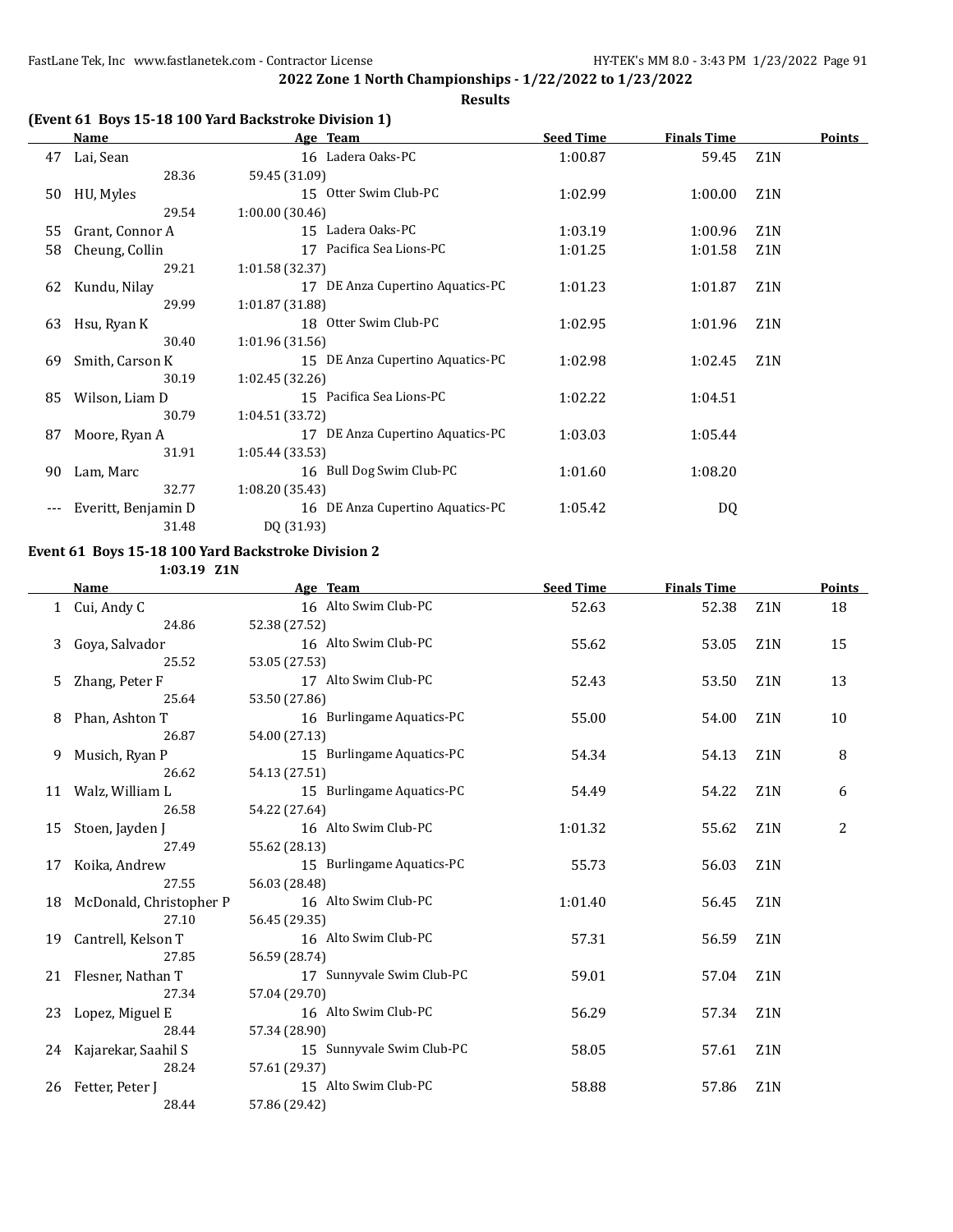**2022 Zone 1 North Championships - 1/22/2022 to 1/23/2022**

**Results**

### (Event 61 Boys 15-18 100 Yard Backstroke Division 1)

| | Name | Age | Team | Seed Time | Finals Time | | Points |
|---|---|---|---|---|---|---|---|
| 47 | Lai, Sean | 16 | Ladera Oaks-PC | 1:00.87 | 59.45 | Z1N | |
| | 28.36 | 59.45 (31.09) | | | | | |
| 50 | HU, Myles | 15 | Otter Swim Club-PC | 1:02.99 | 1:00.00 | Z1N | |
| | 29.54 | 1:00.00 (30.46) | | | | | |
| 55 | Grant, Connor A | 15 | Ladera Oaks-PC | 1:03.19 | 1:00.96 | Z1N | |
| 58 | Cheung, Collin | 17 | Pacifica Sea Lions-PC | 1:01.25 | 1:01.58 | Z1N | |
| | 29.21 | 1:01.58 (32.37) | | | | | |
| 62 | Kundu, Nilay | 17 | DE Anza Cupertino Aquatics-PC | 1:01.23 | 1:01.87 | Z1N | |
| | 29.99 | 1:01.87 (31.88) | | | | | |
| 63 | Hsu, Ryan K | 18 | Otter Swim Club-PC | 1:02.95 | 1:01.96 | Z1N | |
| | 30.40 | 1:01.96 (31.56) | | | | | |
| 69 | Smith, Carson K | 15 | DE Anza Cupertino Aquatics-PC | 1:02.98 | 1:02.45 | Z1N | |
| | 30.19 | 1:02.45 (32.26) | | | | | |
| 85 | Wilson, Liam D | 15 | Pacifica Sea Lions-PC | 1:02.22 | 1:04.51 | | |
| | 30.79 | 1:04.51 (33.72) | | | | | |
| 87 | Moore, Ryan A | 17 | DE Anza Cupertino Aquatics-PC | 1:03.03 | 1:05.44 | | |
| | 31.91 | 1:05.44 (33.53) | | | | | |
| 90 | Lam, Marc | 16 | Bull Dog Swim Club-PC | 1:01.60 | 1:08.20 | | |
| | 32.77 | 1:08.20 (35.43) | | | | | |
| --- | Everitt, Benjamin D | 16 | DE Anza Cupertino Aquatics-PC | 1:05.42 | DQ | | |
| | 31.48 | DQ (31.93) | | | | | |

### Event 61 Boys 15-18 100 Yard Backstroke Division 2

1:03.19 Z1N

| | Name | Age | Team | Seed Time | Finals Time | | Points |
|---|---|---|---|---|---|---|---|
| 1 | Cui, Andy C | 16 | Alto Swim Club-PC | 52.63 | 52.38 | Z1N | 18 |
| | 24.86 | 52.38 (27.52) | | | | | |
| 3 | Goya, Salvador | 16 | Alto Swim Club-PC | 55.62 | 53.05 | Z1N | 15 |
| | 25.52 | 53.05 (27.53) | | | | | |
| 5 | Zhang, Peter F | 17 | Alto Swim Club-PC | 52.43 | 53.50 | Z1N | 13 |
| | 25.64 | 53.50 (27.86) | | | | | |
| 8 | Phan, Ashton T | 16 | Burlingame Aquatics-PC | 55.00 | 54.00 | Z1N | 10 |
| | 26.87 | 54.00 (27.13) | | | | | |
| 9 | Musich, Ryan P | 15 | Burlingame Aquatics-PC | 54.34 | 54.13 | Z1N | 8 |
| | 26.62 | 54.13 (27.51) | | | | | |
| 11 | Walz, William L | 15 | Burlingame Aquatics-PC | 54.49 | 54.22 | Z1N | 6 |
| | 26.58 | 54.22 (27.64) | | | | | |
| 15 | Stoen, Jayden J | 16 | Alto Swim Club-PC | 1:01.32 | 55.62 | Z1N | 2 |
| | 27.49 | 55.62 (28.13) | | | | | |
| 17 | Koika, Andrew | 15 | Burlingame Aquatics-PC | 55.73 | 56.03 | Z1N | |
| | 27.55 | 56.03 (28.48) | | | | | |
| 18 | McDonald, Christopher P | 16 | Alto Swim Club-PC | 1:01.40 | 56.45 | Z1N | |
| | 27.10 | 56.45 (29.35) | | | | | |
| 19 | Cantrell, Kelson T | 16 | Alto Swim Club-PC | 57.31 | 56.59 | Z1N | |
| | 27.85 | 56.59 (28.74) | | | | | |
| 21 | Flesner, Nathan T | 17 | Sunnyvale Swim Club-PC | 59.01 | 57.04 | Z1N | |
| | 27.34 | 57.04 (29.70) | | | | | |
| 23 | Lopez, Miguel E | 16 | Alto Swim Club-PC | 56.29 | 57.34 | Z1N | |
| | 28.44 | 57.34 (28.90) | | | | | |
| 24 | Kajarekar, Saahil S | 15 | Sunnyvale Swim Club-PC | 58.05 | 57.61 | Z1N | |
| | 28.24 | 57.61 (29.37) | | | | | |
| 26 | Fetter, Peter J | 15 | Alto Swim Club-PC | 58.88 | 57.86 | Z1N | |
| | 28.44 | 57.86 (29.42) | | | | | |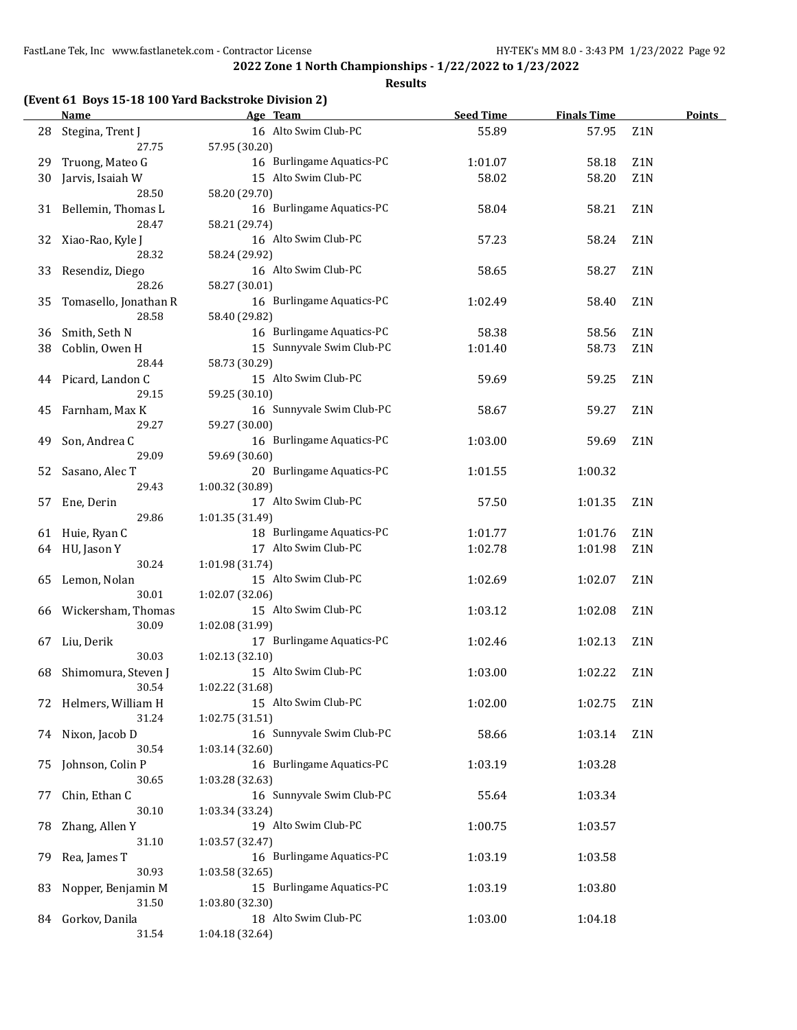**2022 Zone 1 North Championships - 1/22/2022 to 1/23/2022**

**Results**

### (Event 61 Boys 15-18 100 Yard Backstroke Division 2)

| | Name | Age | Team | Seed Time | Finals Time | | Points |
|---|---|---|---|---|---|---|---|
| 28 | Stegina, Trent J | 16 | Alto Swim Club-PC | 55.89 | 57.95 | Z1N | |
| | 27.75 | 57.95 (30.20) | | | | | |
| 29 | Truong, Mateo G | 16 | Burlingame Aquatics-PC | 1:01.07 | 58.18 | Z1N | |
| 30 | Jarvis, Isaiah W | 15 | Alto Swim Club-PC | 58.02 | 58.20 | Z1N | |
| | 28.50 | 58.20 (29.70) | | | | | |
| 31 | Bellemin, Thomas L | 16 | Burlingame Aquatics-PC | 58.04 | 58.21 | Z1N | |
| | 28.47 | 58.21 (29.74) | | | | | |
| 32 | Xiao-Rao, Kyle J | 16 | Alto Swim Club-PC | 57.23 | 58.24 | Z1N | |
| | 28.32 | 58.24 (29.92) | | | | | |
| 33 | Resendiz, Diego | 16 | Alto Swim Club-PC | 58.65 | 58.27 | Z1N | |
| | 28.26 | 58.27 (30.01) | | | | | |
| 35 | Tomasello, Jonathan R | 16 | Burlingame Aquatics-PC | 1:02.49 | 58.40 | Z1N | |
| | 28.58 | 58.40 (29.82) | | | | | |
| 36 | Smith, Seth N | 16 | Burlingame Aquatics-PC | 58.38 | 58.56 | Z1N | |
| 38 | Coblin, Owen H | 15 | Sunnyvale Swim Club-PC | 1:01.40 | 58.73 | Z1N | |
| | 28.44 | 58.73 (30.29) | | | | | |
| 44 | Picard, Landon C | 15 | Alto Swim Club-PC | 59.69 | 59.25 | Z1N | |
| | 29.15 | 59.25 (30.10) | | | | | |
| 45 | Farnham, Max K | 16 | Sunnyvale Swim Club-PC | 58.67 | 59.27 | Z1N | |
| | 29.27 | 59.27 (30.00) | | | | | |
| 49 | Son, Andrea C | 16 | Burlingame Aquatics-PC | 1:03.00 | 59.69 | Z1N | |
| | 29.09 | 59.69 (30.60) | | | | | |
| 52 | Sasano, Alec T | 20 | Burlingame Aquatics-PC | 1:01.55 | 1:00.32 | | |
| | 29.43 | 1:00.32 (30.89) | | | | | |
| 57 | Ene, Derin | 17 | Alto Swim Club-PC | 57.50 | 1:01.35 | Z1N | |
| | 29.86 | 1:01.35 (31.49) | | | | | |
| 61 | Huie, Ryan C | 18 | Burlingame Aquatics-PC | 1:01.77 | 1:01.76 | Z1N | |
| 64 | HU, Jason Y | 17 | Alto Swim Club-PC | 1:02.78 | 1:01.98 | Z1N | |
| | 30.24 | 1:01.98 (31.74) | | | | | |
| 65 | Lemon, Nolan | 15 | Alto Swim Club-PC | 1:02.69 | 1:02.07 | Z1N | |
| | 30.01 | 1:02.07 (32.06) | | | | | |
| 66 | Wickersham, Thomas | 15 | Alto Swim Club-PC | 1:03.12 | 1:02.08 | Z1N | |
| | 30.09 | 1:02.08 (31.99) | | | | | |
| 67 | Liu, Derik | 17 | Burlingame Aquatics-PC | 1:02.46 | 1:02.13 | Z1N | |
| | 30.03 | 1:02.13 (32.10) | | | | | |
| 68 | Shimomura, Steven J | 15 | Alto Swim Club-PC | 1:03.00 | 1:02.22 | Z1N | |
| | 30.54 | 1:02.22 (31.68) | | | | | |
| 72 | Helmers, William H | 15 | Alto Swim Club-PC | 1:02.00 | 1:02.75 | Z1N | |
| | 31.24 | 1:02.75 (31.51) | | | | | |
| 74 | Nixon, Jacob D | 16 | Sunnyvale Swim Club-PC | 58.66 | 1:03.14 | Z1N | |
| | 30.54 | 1:03.14 (32.60) | | | | | |
| 75 | Johnson, Colin P | 16 | Burlingame Aquatics-PC | 1:03.19 | 1:03.28 | | |
| | 30.65 | 1:03.28 (32.63) | | | | | |
| 77 | Chin, Ethan C | 16 | Sunnyvale Swim Club-PC | 55.64 | 1:03.34 | | |
| | 30.10 | 1:03.34 (33.24) | | | | | |
| 78 | Zhang, Allen Y | 19 | Alto Swim Club-PC | 1:00.75 | 1:03.57 | | |
| | 31.10 | 1:03.57 (32.47) | | | | | |
| 79 | Rea, James T | 16 | Burlingame Aquatics-PC | 1:03.19 | 1:03.58 | | |
| | 30.93 | 1:03.58 (32.65) | | | | | |
| 83 | Nopper, Benjamin M | 15 | Burlingame Aquatics-PC | 1:03.19 | 1:03.80 | | |
| | 31.50 | 1:03.80 (32.30) | | | | | |
| 84 | Gorkov, Danila | 18 | Alto Swim Club-PC | 1:03.00 | 1:04.18 | | |
| | 31.54 | 1:04.18 (32.64) | | | | | |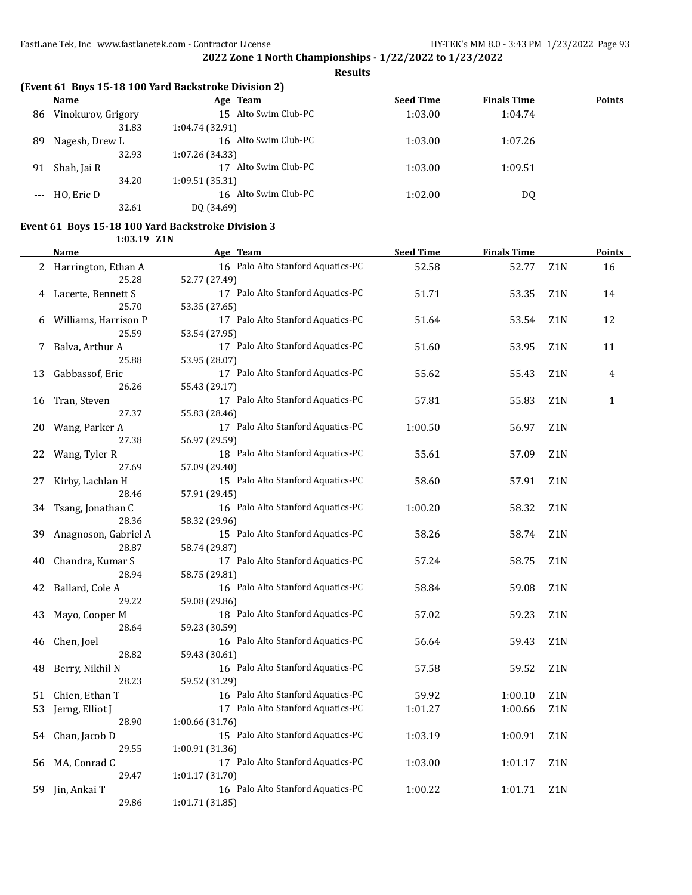2022 Zone 1 North Championships - 1/22/2022 to 1/23/2022

Results

**(Event 61 Boys 15-18 100 Yard Backstroke Division 2)**

| | Name | Age | Team | Seed Time | Finals Time | | Points |
|---|---|---|---|---|---|---|---|
| 86 | Vinokurov, Grigory | 15 | Alto Swim Club-PC | 1:03.00 | 1:04.74 | | |
| | 31.83 | 1:04.74 (32.91) | | | | | |
| 89 | Nagesh, Drew L | 16 | Alto Swim Club-PC | 1:03.00 | 1:07.26 | | |
| | 32.93 | 1:07.26 (34.33) | | | | | |
| 91 | Shah, Jai R | 17 | Alto Swim Club-PC | 1:03.00 | 1:09.51 | | |
| | 34.20 | 1:09.51 (35.31) | | | | | |
| --- | HO, Eric D | 16 | Alto Swim Club-PC | 1:02.00 | DQ | | |
| | 32.61 | DQ (34.69) | | | | | |

**Event 61 Boys 15-18 100 Yard Backstroke Division 3**

1:03.19 Z1N

| | Name | Age | Team | Seed Time | Finals Time | | Points |
|---|---|---|---|---|---|---|---|
| 2 | Harrington, Ethan A | 16 | Palo Alto Stanford Aquatics-PC | 52.58 | 52.77 | Z1N | 16 |
| | 25.28 | 52.77 (27.49) | | | | | |
| 4 | Lacerte, Bennett S | 17 | Palo Alto Stanford Aquatics-PC | 51.71 | 53.35 | Z1N | 14 |
| | 25.70 | 53.35 (27.65) | | | | | |
| 6 | Williams, Harrison P | 17 | Palo Alto Stanford Aquatics-PC | 51.64 | 53.54 | Z1N | 12 |
| | 25.59 | 53.54 (27.95) | | | | | |
| 7 | Balva, Arthur A | 17 | Palo Alto Stanford Aquatics-PC | 51.60 | 53.95 | Z1N | 11 |
| | 25.88 | 53.95 (28.07) | | | | | |
| 13 | Gabbassof, Eric | 17 | Palo Alto Stanford Aquatics-PC | 55.62 | 55.43 | Z1N | 4 |
| | 26.26 | 55.43 (29.17) | | | | | |
| 16 | Tran, Steven | 17 | Palo Alto Stanford Aquatics-PC | 57.81 | 55.83 | Z1N | 1 |
| | 27.37 | 55.83 (28.46) | | | | | |
| 20 | Wang, Parker A | 17 | Palo Alto Stanford Aquatics-PC | 1:00.50 | 56.97 | Z1N | |
| | 27.38 | 56.97 (29.59) | | | | | |
| 22 | Wang, Tyler R | 18 | Palo Alto Stanford Aquatics-PC | 55.61 | 57.09 | Z1N | |
| | 27.69 | 57.09 (29.40) | | | | | |
| 27 | Kirby, Lachlan H | 15 | Palo Alto Stanford Aquatics-PC | 58.60 | 57.91 | Z1N | |
| | 28.46 | 57.91 (29.45) | | | | | |
| 34 | Tsang, Jonathan C | 16 | Palo Alto Stanford Aquatics-PC | 1:00.20 | 58.32 | Z1N | |
| | 28.36 | 58.32 (29.96) | | | | | |
| 39 | Anagnoson, Gabriel A | 15 | Palo Alto Stanford Aquatics-PC | 58.26 | 58.74 | Z1N | |
| | 28.87 | 58.74 (29.87) | | | | | |
| 40 | Chandra, Kumar S | 17 | Palo Alto Stanford Aquatics-PC | 57.24 | 58.75 | Z1N | |
| | 28.94 | 58.75 (29.81) | | | | | |
| 42 | Ballard, Cole A | 16 | Palo Alto Stanford Aquatics-PC | 58.84 | 59.08 | Z1N | |
| | 29.22 | 59.08 (29.86) | | | | | |
| 43 | Mayo, Cooper M | 18 | Palo Alto Stanford Aquatics-PC | 57.02 | 59.23 | Z1N | |
| | 28.64 | 59.23 (30.59) | | | | | |
| 46 | Chen, Joel | 16 | Palo Alto Stanford Aquatics-PC | 56.64 | 59.43 | Z1N | |
| | 28.82 | 59.43 (30.61) | | | | | |
| 48 | Berry, Nikhil N | 16 | Palo Alto Stanford Aquatics-PC | 57.58 | 59.52 | Z1N | |
| | 28.23 | 59.52 (31.29) | | | | | |
| 51 | Chien, Ethan T | 16 | Palo Alto Stanford Aquatics-PC | 59.92 | 1:00.10 | Z1N | |
| 53 | Jerng, Elliot J | 17 | Palo Alto Stanford Aquatics-PC | 1:01.27 | 1:00.66 | Z1N | |
| | 28.90 | 1:00.66 (31.76) | | | | | |
| 54 | Chan, Jacob D | 15 | Palo Alto Stanford Aquatics-PC | 1:03.19 | 1:00.91 | Z1N | |
| | 29.55 | 1:00.91 (31.36) | | | | | |
| 56 | MA, Conrad C | 17 | Palo Alto Stanford Aquatics-PC | 1:03.00 | 1:01.17 | Z1N | |
| | 29.47 | 1:01.17 (31.70) | | | | | |
| 59 | Jin, Ankai T | 16 | Palo Alto Stanford Aquatics-PC | 1:00.22 | 1:01.71 | Z1N | |
| | 29.86 | 1:01.71 (31.85) | | | | | |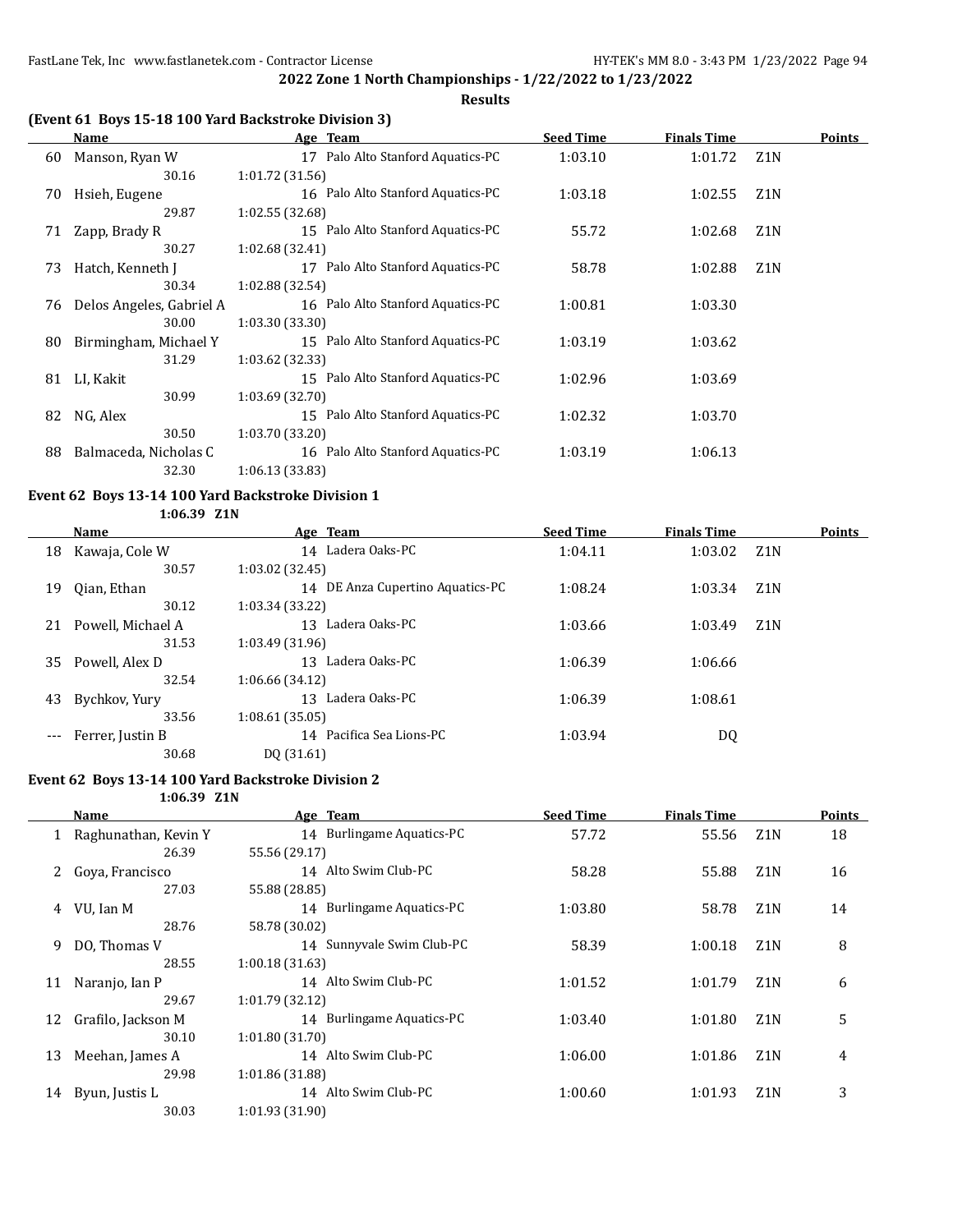## 2022 Zone 1 North Championships - 1/22/2022 to 1/23/2022

### Results

### (Event 61 Boys 15-18 100 Yard Backstroke Division 3)

| | Name | Age | Team | Seed Time | Finals Time | | Points |
|---|---|---|---|---|---|---|---|
| 60 | Manson, Ryan W | 17 | Palo Alto Stanford Aquatics-PC | 1:03.10 | 1:01.72 | Z1N | |
| | 30.16 | 1:01.72 (31.56) | | | | | |
| 70 | Hsieh, Eugene | 16 | Palo Alto Stanford Aquatics-PC | 1:03.18 | 1:02.55 | Z1N | |
| | 29.87 | 1:02.55 (32.68) | | | | | |
| 71 | Zapp, Brady R | 15 | Palo Alto Stanford Aquatics-PC | 55.72 | 1:02.68 | Z1N | |
| | 30.27 | 1:02.68 (32.41) | | | | | |
| 73 | Hatch, Kenneth J | 17 | Palo Alto Stanford Aquatics-PC | 58.78 | 1:02.88 | Z1N | |
| | 30.34 | 1:02.88 (32.54) | | | | | |
| 76 | Delos Angeles, Gabriel A | 16 | Palo Alto Stanford Aquatics-PC | 1:00.81 | 1:03.30 | | |
| | 30.00 | 1:03.30 (33.30) | | | | | |
| 80 | Birmingham, Michael Y | 15 | Palo Alto Stanford Aquatics-PC | 1:03.19 | 1:03.62 | | |
| | 31.29 | 1:03.62 (32.33) | | | | | |
| 81 | LI, Kakit | 15 | Palo Alto Stanford Aquatics-PC | 1:02.96 | 1:03.69 | | |
| | 30.99 | 1:03.69 (32.70) | | | | | |
| 82 | NG, Alex | 15 | Palo Alto Stanford Aquatics-PC | 1:02.32 | 1:03.70 | | |
| | 30.50 | 1:03.70 (33.20) | | | | | |
| 88 | Balmaceda, Nicholas C | 16 | Palo Alto Stanford Aquatics-PC | 1:03.19 | 1:06.13 | | |
| | 32.30 | 1:06.13 (33.83) | | | | | |

### Event 62 Boys 13-14 100 Yard Backstroke Division 1

1:06.39 Z1N

| | Name | Age | Team | Seed Time | Finals Time | | Points |
|---|---|---|---|---|---|---|---|
| 18 | Kawaja, Cole W | 14 | Ladera Oaks-PC | 1:04.11 | 1:03.02 | Z1N | |
| | 30.57 | 1:03.02 (32.45) | | | | | |
| 19 | Qian, Ethan | 14 | DE Anza Cupertino Aquatics-PC | 1:08.24 | 1:03.34 | Z1N | |
| | 30.12 | 1:03.34 (33.22) | | | | | |
| 21 | Powell, Michael A | 13 | Ladera Oaks-PC | 1:03.66 | 1:03.49 | Z1N | |
| | 31.53 | 1:03.49 (31.96) | | | | | |
| 35 | Powell, Alex D | 13 | Ladera Oaks-PC | 1:06.39 | 1:06.66 | | |
| | 32.54 | 1:06.66 (34.12) | | | | | |
| 43 | Bychkov, Yury | 13 | Ladera Oaks-PC | 1:06.39 | 1:08.61 | | |
| | 33.56 | 1:08.61 (35.05) | | | | | |
| --- | Ferrer, Justin B | 14 | Pacifica Sea Lions-PC | 1:03.94 | DQ | | |
| | 30.68 | DQ (31.61) | | | | | |

### Event 62 Boys 13-14 100 Yard Backstroke Division 2

1:06.39 Z1N

| | Name | Age | Team | Seed Time | Finals Time | | Points |
|---|---|---|---|---|---|---|---|
| 1 | Raghunathan, Kevin Y | 14 | Burlingame Aquatics-PC | 57.72 | 55.56 | Z1N | 18 |
| | 26.39 | 55.56 (29.17) | | | | | |
| 2 | Goya, Francisco | 14 | Alto Swim Club-PC | 58.28 | 55.88 | Z1N | 16 |
| | 27.03 | 55.88 (28.85) | | | | | |
| 4 | VU, Ian M | 14 | Burlingame Aquatics-PC | 1:03.80 | 58.78 | Z1N | 14 |
| | 28.76 | 58.78 (30.02) | | | | | |
| 9 | DO, Thomas V | 14 | Sunnyvale Swim Club-PC | 58.39 | 1:00.18 | Z1N | 8 |
| | 28.55 | 1:00.18 (31.63) | | | | | |
| 11 | Naranjo, Ian P | 14 | Alto Swim Club-PC | 1:01.52 | 1:01.79 | Z1N | 6 |
| | 29.67 | 1:01.79 (32.12) | | | | | |
| 12 | Grafilo, Jackson M | 14 | Burlingame Aquatics-PC | 1:03.40 | 1:01.80 | Z1N | 5 |
| | 30.10 | 1:01.80 (31.70) | | | | | |
| 13 | Meehan, James A | 14 | Alto Swim Club-PC | 1:06.00 | 1:01.86 | Z1N | 4 |
| | 29.98 | 1:01.86 (31.88) | | | | | |
| 14 | Byun, Justis L | 14 | Alto Swim Club-PC | 1:00.60 | 1:01.93 | Z1N | 3 |
| | 30.03 | 1:01.93 (31.90) | | | | | |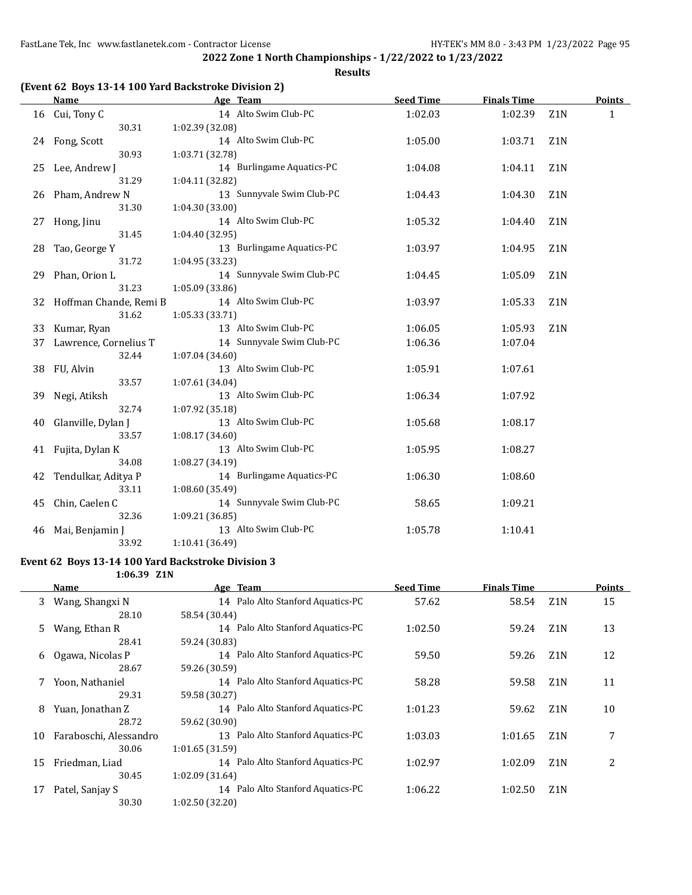**2022 Zone 1 North Championships - 1/22/2022 to 1/23/2022**

**Results**

### (Event 62 Boys 13-14 100 Yard Backstroke Division 2)

| | Name | Age | Team | Seed Time | Finals Time | | Points |
|---|---|---|---|---|---|---|---|
| 16 | Cui, Tony C | 14 | Alto Swim Club-PC | 1:02.03 | 1:02.39 | Z1N | 1 |
| | 30.31 | 1:02.39 (32.08) | | | | | |
| 24 | Fong, Scott | 14 | Alto Swim Club-PC | 1:05.00 | 1:03.71 | Z1N | |
| | 30.93 | 1:03.71 (32.78) | | | | | |
| 25 | Lee, Andrew J | 14 | Burlingame Aquatics-PC | 1:04.08 | 1:04.11 | Z1N | |
| | 31.29 | 1:04.11 (32.82) | | | | | |
| 26 | Pham, Andrew N | 13 | Sunnyvale Swim Club-PC | 1:04.43 | 1:04.30 | Z1N | |
| | 31.30 | 1:04.30 (33.00) | | | | | |
| 27 | Hong, Jinu | 14 | Alto Swim Club-PC | 1:05.32 | 1:04.40 | Z1N | |
| | 31.45 | 1:04.40 (32.95) | | | | | |
| 28 | Tao, George Y | 13 | Burlingame Aquatics-PC | 1:03.97 | 1:04.95 | Z1N | |
| | 31.72 | 1:04.95 (33.23) | | | | | |
| 29 | Phan, Orion L | 14 | Sunnyvale Swim Club-PC | 1:04.45 | 1:05.09 | Z1N | |
| | 31.23 | 1:05.09 (33.86) | | | | | |
| 32 | Hoffman Chande, Remi B | 14 | Alto Swim Club-PC | 1:03.97 | 1:05.33 | Z1N | |
| | 31.62 | 1:05.33 (33.71) | | | | | |
| 33 | Kumar, Ryan | 13 | Alto Swim Club-PC | 1:06.05 | 1:05.93 | Z1N | |
| 37 | Lawrence, Cornelius T | 14 | Sunnyvale Swim Club-PC | 1:06.36 | 1:07.04 | | |
| | 32.44 | 1:07.04 (34.60) | | | | | |
| 38 | FU, Alvin | 13 | Alto Swim Club-PC | 1:05.91 | 1:07.61 | | |
| | 33.57 | 1:07.61 (34.04) | | | | | |
| 39 | Negi, Atiksh | 13 | Alto Swim Club-PC | 1:06.34 | 1:07.92 | | |
| | 32.74 | 1:07.92 (35.18) | | | | | |
| 40 | Glanville, Dylan J | 13 | Alto Swim Club-PC | 1:05.68 | 1:08.17 | | |
| | 33.57 | 1:08.17 (34.60) | | | | | |
| 41 | Fujita, Dylan K | 13 | Alto Swim Club-PC | 1:05.95 | 1:08.27 | | |
| | 34.08 | 1:08.27 (34.19) | | | | | |
| 42 | Tendulkar, Aditya P | 14 | Burlingame Aquatics-PC | 1:06.30 | 1:08.60 | | |
| | 33.11 | 1:08.60 (35.49) | | | | | |
| 45 | Chin, Caelen C | 14 | Sunnyvale Swim Club-PC | 58.65 | 1:09.21 | | |
| | 32.36 | 1:09.21 (36.85) | | | | | |
| 46 | Mai, Benjamin J | 13 | Alto Swim Club-PC | 1:05.78 | 1:10.41 | | |
| | 33.92 | 1:10.41 (36.49) | | | | | |

### Event 62 Boys 13-14 100 Yard Backstroke Division 3

1:06.39 Z1N

| | Name | Age | Team | Seed Time | Finals Time | | Points |
|---|---|---|---|---|---|---|---|
| 3 | Wang, Shangxi N | 14 | Palo Alto Stanford Aquatics-PC | 57.62 | 58.54 | Z1N | 15 |
| | 28.10 | 58.54 (30.44) | | | | | |
| 5 | Wang, Ethan R | 14 | Palo Alto Stanford Aquatics-PC | 1:02.50 | 59.24 | Z1N | 13 |
| | 28.41 | 59.24 (30.83) | | | | | |
| 6 | Ogawa, Nicolas P | 14 | Palo Alto Stanford Aquatics-PC | 59.50 | 59.26 | Z1N | 12 |
| | 28.67 | 59.26 (30.59) | | | | | |
| 7 | Yoon, Nathaniel | 14 | Palo Alto Stanford Aquatics-PC | 58.28 | 59.58 | Z1N | 11 |
| | 29.31 | 59.58 (30.27) | | | | | |
| 8 | Yuan, Jonathan Z | 14 | Palo Alto Stanford Aquatics-PC | 1:01.23 | 59.62 | Z1N | 10 |
| | 28.72 | 59.62 (30.90) | | | | | |
| 10 | Faraboschi, Alessandro | 13 | Palo Alto Stanford Aquatics-PC | 1:03.03 | 1:01.65 | Z1N | 7 |
| | 30.06 | 1:01.65 (31.59) | | | | | |
| 15 | Friedman, Liad | 14 | Palo Alto Stanford Aquatics-PC | 1:02.97 | 1:02.09 | Z1N | 2 |
| | 30.45 | 1:02.09 (31.64) | | | | | |
| 17 | Patel, Sanjay S | 14 | Palo Alto Stanford Aquatics-PC | 1:06.22 | 1:02.50 | Z1N | |
| | 30.30 | 1:02.50 (32.20) | | | | | |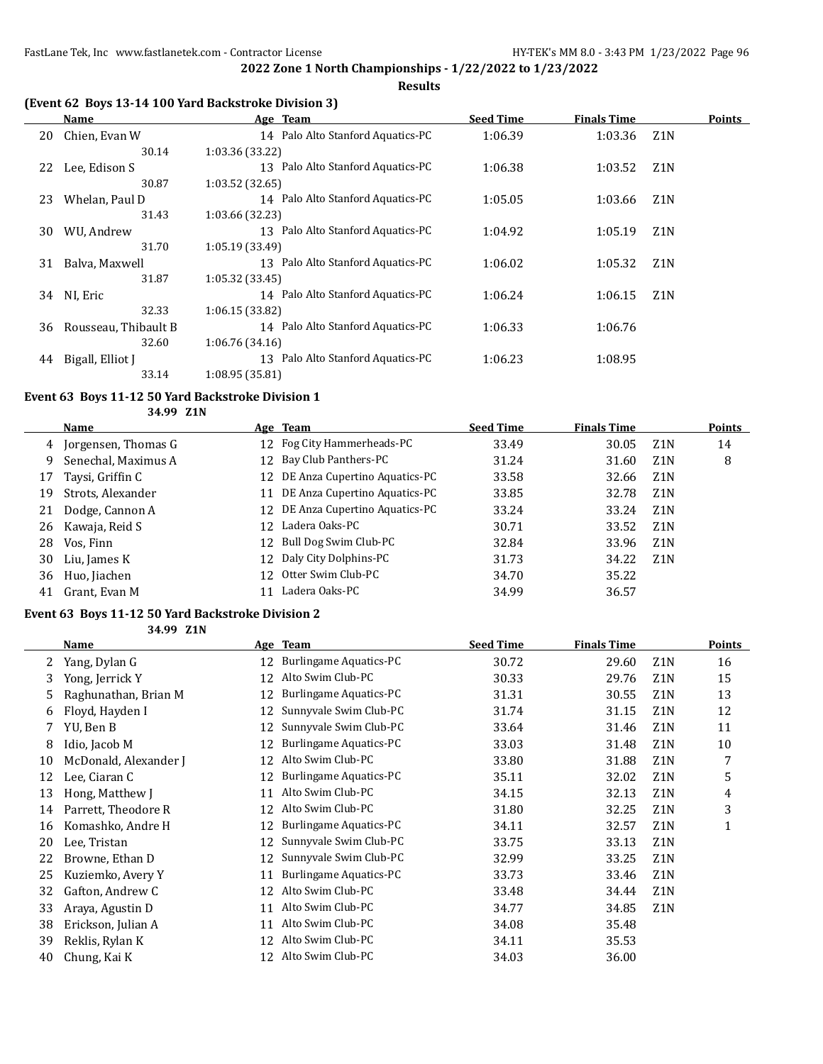**2022 Zone 1 North Championships - 1/22/2022 to 1/23/2022**

**Results**

### (Event 62 Boys 13-14 100 Yard Backstroke Division 3)

| | Name | Age | Team | Seed Time | Finals Time | | Points |
|---|---|---|---|---|---|---|---|
| 20 | Chien, Evan W | 14 | Palo Alto Stanford Aquatics-PC | 1:06.39 | 1:03.36 | Z1N | |
| | 30.14 | 1:03.36 (33.22) | | | | | |
| 22 | Lee, Edison S | 13 | Palo Alto Stanford Aquatics-PC | 1:06.38 | 1:03.52 | Z1N | |
| | 30.87 | 1:03.52 (32.65) | | | | | |
| 23 | Whelan, Paul D | 14 | Palo Alto Stanford Aquatics-PC | 1:05.05 | 1:03.66 | Z1N | |
| | 31.43 | 1:03.66 (32.23) | | | | | |
| 30 | WU, Andrew | 13 | Palo Alto Stanford Aquatics-PC | 1:04.92 | 1:05.19 | Z1N | |
| | 31.70 | 1:05.19 (33.49) | | | | | |
| 31 | Balva, Maxwell | 13 | Palo Alto Stanford Aquatics-PC | 1:06.02 | 1:05.32 | Z1N | |
| | 31.87 | 1:05.32 (33.45) | | | | | |
| 34 | NI, Eric | 14 | Palo Alto Stanford Aquatics-PC | 1:06.24 | 1:06.15 | Z1N | |
| | 32.33 | 1:06.15 (33.82) | | | | | |
| 36 | Rousseau, Thibault B | 14 | Palo Alto Stanford Aquatics-PC | 1:06.33 | 1:06.76 | | |
| | 32.60 | 1:06.76 (34.16) | | | | | |
| 44 | Bigall, Elliot J | 13 | Palo Alto Stanford Aquatics-PC | 1:06.23 | 1:08.95 | | |
| | 33.14 | 1:08.95 (35.81) | | | | | |

### Event 63 Boys 11-12 50 Yard Backstroke Division 1

34.99 Z1N

| | Name | Age | Team | Seed Time | Finals Time | | Points |
|---|---|---|---|---|---|---|---|
| 4 | Jorgensen, Thomas G | 12 | Fog City Hammerheads-PC | 33.49 | 30.05 | Z1N | 14 |
| 9 | Senechal, Maximus A | 12 | Bay Club Panthers-PC | 31.24 | 31.60 | Z1N | 8 |
| 17 | Taysi, Griffin C | 12 | DE Anza Cupertino Aquatics-PC | 33.58 | 32.66 | Z1N | |
| 19 | Strots, Alexander | 11 | DE Anza Cupertino Aquatics-PC | 33.85 | 32.78 | Z1N | |
| 21 | Dodge, Cannon A | 12 | DE Anza Cupertino Aquatics-PC | 33.24 | 33.24 | Z1N | |
| 26 | Kawaja, Reid S | 12 | Ladera Oaks-PC | 30.71 | 33.52 | Z1N | |
| 28 | Vos, Finn | 12 | Bull Dog Swim Club-PC | 32.84 | 33.96 | Z1N | |
| 30 | Liu, James K | 12 | Daly City Dolphins-PC | 31.73 | 34.22 | Z1N | |
| 36 | Huo, Jiachen | 12 | Otter Swim Club-PC | 34.70 | 35.22 | | |
| 41 | Grant, Evan M | 11 | Ladera Oaks-PC | 34.99 | 36.57 | | |

### Event 63 Boys 11-12 50 Yard Backstroke Division 2

34.99 Z1N

| | Name | Age | Team | Seed Time | Finals Time | | Points |
|---|---|---|---|---|---|---|---|
| 2 | Yang, Dylan G | 12 | Burlingame Aquatics-PC | 30.72 | 29.60 | Z1N | 16 |
| 3 | Yong, Jerrick Y | 12 | Alto Swim Club-PC | 30.33 | 29.76 | Z1N | 15 |
| 5 | Raghunathan, Brian M | 12 | Burlingame Aquatics-PC | 31.31 | 30.55 | Z1N | 13 |
| 6 | Floyd, Hayden I | 12 | Sunnyvale Swim Club-PC | 31.74 | 31.15 | Z1N | 12 |
| 7 | YU, Ben B | 12 | Sunnyvale Swim Club-PC | 33.64 | 31.46 | Z1N | 11 |
| 8 | Idio, Jacob M | 12 | Burlingame Aquatics-PC | 33.03 | 31.48 | Z1N | 10 |
| 10 | McDonald, Alexander J | 12 | Alto Swim Club-PC | 33.80 | 31.88 | Z1N | 7 |
| 12 | Lee, Ciaran C | 12 | Burlingame Aquatics-PC | 35.11 | 32.02 | Z1N | 5 |
| 13 | Hong, Matthew J | 11 | Alto Swim Club-PC | 34.15 | 32.13 | Z1N | 4 |
| 14 | Parrett, Theodore R | 12 | Alto Swim Club-PC | 31.80 | 32.25 | Z1N | 3 |
| 16 | Komashko, Andre H | 12 | Burlingame Aquatics-PC | 34.11 | 32.57 | Z1N | 1 |
| 20 | Lee, Tristan | 12 | Sunnyvale Swim Club-PC | 33.75 | 33.13 | Z1N | |
| 22 | Browne, Ethan D | 12 | Sunnyvale Swim Club-PC | 32.99 | 33.25 | Z1N | |
| 25 | Kuziemko, Avery Y | 11 | Burlingame Aquatics-PC | 33.73 | 33.46 | Z1N | |
| 32 | Gafton, Andrew C | 12 | Alto Swim Club-PC | 33.48 | 34.44 | Z1N | |
| 33 | Araya, Agustin D | 11 | Alto Swim Club-PC | 34.77 | 34.85 | Z1N | |
| 38 | Erickson, Julian A | 11 | Alto Swim Club-PC | 34.08 | 35.48 | | |
| 39 | Reklis, Rylan K | 12 | Alto Swim Club-PC | 34.11 | 35.53 | | |
| 40 | Chung, Kai K | 12 | Alto Swim Club-PC | 34.03 | 36.00 | | |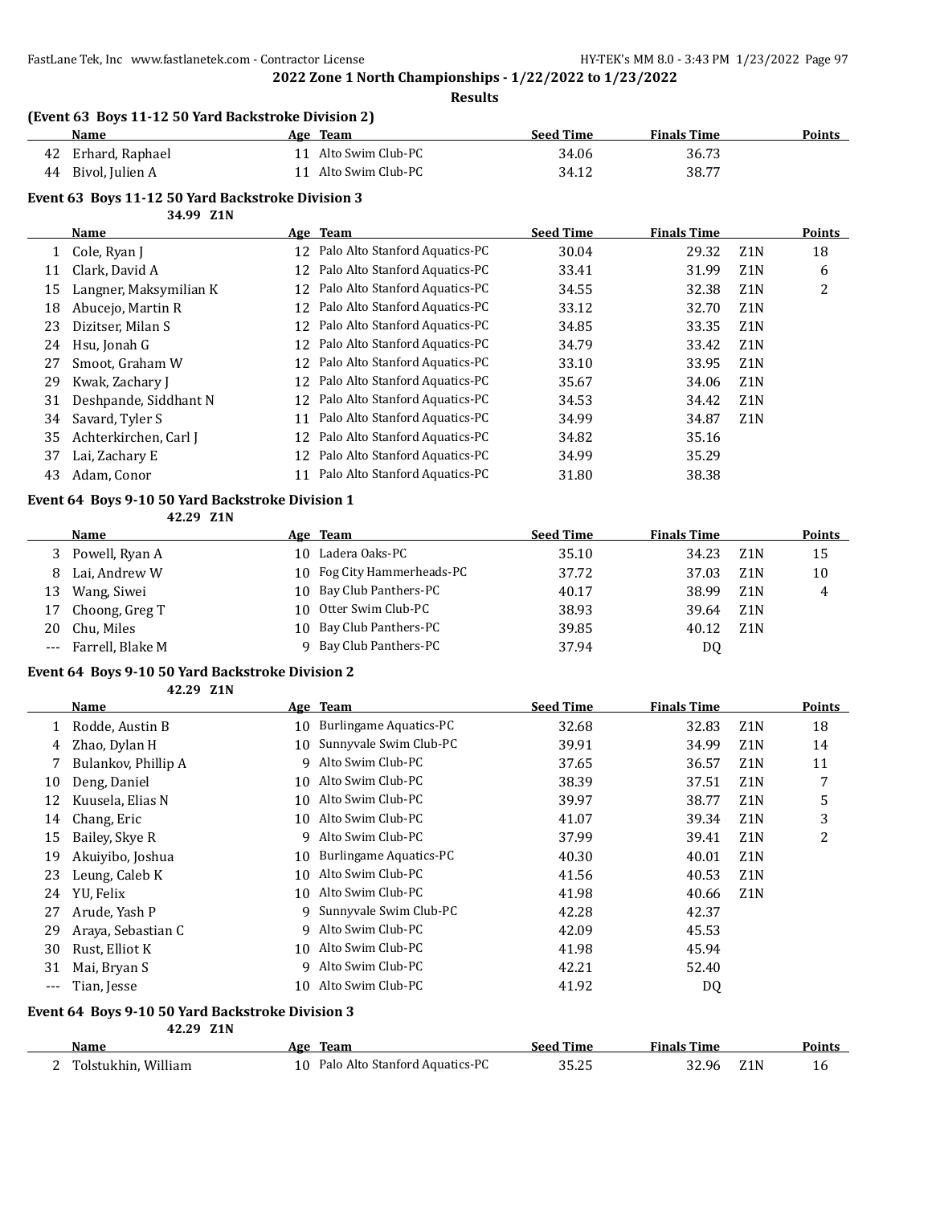**2022 Zone 1 North Championships - 1/22/2022 to 1/23/2022**

**Results**

### (Event 63 Boys 11-12 50 Yard Backstroke Division 2)

| | Name | Age | Team | Seed Time | Finals Time | | Points |
|---|---|---|---|---|---|---|---|
| 42 | Erhard, Raphael | 11 | Alto Swim Club-PC | 34.06 | 36.73 | | |
| 44 | Bivol, Julien A | 11 | Alto Swim Club-PC | 34.12 | 38.77 | | |

### Event 63 Boys 11-12 50 Yard Backstroke Division 3

34.99 Z1N

| | Name | Age | Team | Seed Time | Finals Time | | Points |
|---|---|---|---|---|---|---|---|
| 1 | Cole, Ryan J | 12 | Palo Alto Stanford Aquatics-PC | 30.04 | 29.32 | Z1N | 18 |
| 11 | Clark, David A | 12 | Palo Alto Stanford Aquatics-PC | 33.41 | 31.99 | Z1N | 6 |
| 15 | Langner, Maksymilian K | 12 | Palo Alto Stanford Aquatics-PC | 34.55 | 32.38 | Z1N | 2 |
| 18 | Abucejo, Martin R | 12 | Palo Alto Stanford Aquatics-PC | 33.12 | 32.70 | Z1N | |
| 23 | Dizitser, Milan S | 12 | Palo Alto Stanford Aquatics-PC | 34.85 | 33.35 | Z1N | |
| 24 | Hsu, Jonah G | 12 | Palo Alto Stanford Aquatics-PC | 34.79 | 33.42 | Z1N | |
| 27 | Smoot, Graham W | 12 | Palo Alto Stanford Aquatics-PC | 33.10 | 33.95 | Z1N | |
| 29 | Kwak, Zachary J | 12 | Palo Alto Stanford Aquatics-PC | 35.67 | 34.06 | Z1N | |
| 31 | Deshpande, Siddhant N | 12 | Palo Alto Stanford Aquatics-PC | 34.53 | 34.42 | Z1N | |
| 34 | Savard, Tyler S | 11 | Palo Alto Stanford Aquatics-PC | 34.99 | 34.87 | Z1N | |
| 35 | Achterkirchen, Carl J | 12 | Palo Alto Stanford Aquatics-PC | 34.82 | 35.16 | | |
| 37 | Lai, Zachary E | 12 | Palo Alto Stanford Aquatics-PC | 34.99 | 35.29 | | |
| 43 | Adam, Conor | 11 | Palo Alto Stanford Aquatics-PC | 31.80 | 38.38 | | |

### Event 64 Boys 9-10 50 Yard Backstroke Division 1

42.29 Z1N

| | Name | Age | Team | Seed Time | Finals Time | | Points |
|---|---|---|---|---|---|---|---|
| 3 | Powell, Ryan A | 10 | Ladera Oaks-PC | 35.10 | 34.23 | Z1N | 15 |
| 8 | Lai, Andrew W | 10 | Fog City Hammerheads-PC | 37.72 | 37.03 | Z1N | 10 |
| 13 | Wang, Siwei | 10 | Bay Club Panthers-PC | 40.17 | 38.99 | Z1N | 4 |
| 17 | Choong, Greg T | 10 | Otter Swim Club-PC | 38.93 | 39.64 | Z1N | |
| 20 | Chu, Miles | 10 | Bay Club Panthers-PC | 39.85 | 40.12 | Z1N | |
| --- | Farrell, Blake M | 9 | Bay Club Panthers-PC | 37.94 | DQ | | |

### Event 64 Boys 9-10 50 Yard Backstroke Division 2

42.29 Z1N

| | Name | Age | Team | Seed Time | Finals Time | | Points |
|---|---|---|---|---|---|---|---|
| 1 | Rodde, Austin B | 10 | Burlingame Aquatics-PC | 32.68 | 32.83 | Z1N | 18 |
| 4 | Zhao, Dylan H | 10 | Sunnyvale Swim Club-PC | 39.91 | 34.99 | Z1N | 14 |
| 7 | Bulankov, Phillip A | 9 | Alto Swim Club-PC | 37.65 | 36.57 | Z1N | 11 |
| 10 | Deng, Daniel | 10 | Alto Swim Club-PC | 38.39 | 37.51 | Z1N | 7 |
| 12 | Kuusela, Elias N | 10 | Alto Swim Club-PC | 39.97 | 38.77 | Z1N | 5 |
| 14 | Chang, Eric | 10 | Alto Swim Club-PC | 41.07 | 39.34 | Z1N | 3 |
| 15 | Bailey, Skye R | 9 | Alto Swim Club-PC | 37.99 | 39.41 | Z1N | 2 |
| 19 | Akuiyibo, Joshua | 10 | Burlingame Aquatics-PC | 40.30 | 40.01 | Z1N | |
| 23 | Leung, Caleb K | 10 | Alto Swim Club-PC | 41.56 | 40.53 | Z1N | |
| 24 | YU, Felix | 10 | Alto Swim Club-PC | 41.98 | 40.66 | Z1N | |
| 27 | Arude, Yash P | 9 | Sunnyvale Swim Club-PC | 42.28 | 42.37 | | |
| 29 | Araya, Sebastian C | 9 | Alto Swim Club-PC | 42.09 | 45.53 | | |
| 30 | Rust, Elliot K | 10 | Alto Swim Club-PC | 41.98 | 45.94 | | |
| 31 | Mai, Bryan S | 9 | Alto Swim Club-PC | 42.21 | 52.40 | | |
| --- | Tian, Jesse | 10 | Alto Swim Club-PC | 41.92 | DQ | | |

### Event 64 Boys 9-10 50 Yard Backstroke Division 3

42.29 Z1N

| | Name | Age | Team | Seed Time | Finals Time | | Points |
|---|---|---|---|---|---|---|---|
| 2 | Tolstukhin, William | 10 | Palo Alto Stanford Aquatics-PC | 35.25 | 32.96 | Z1N | 16 |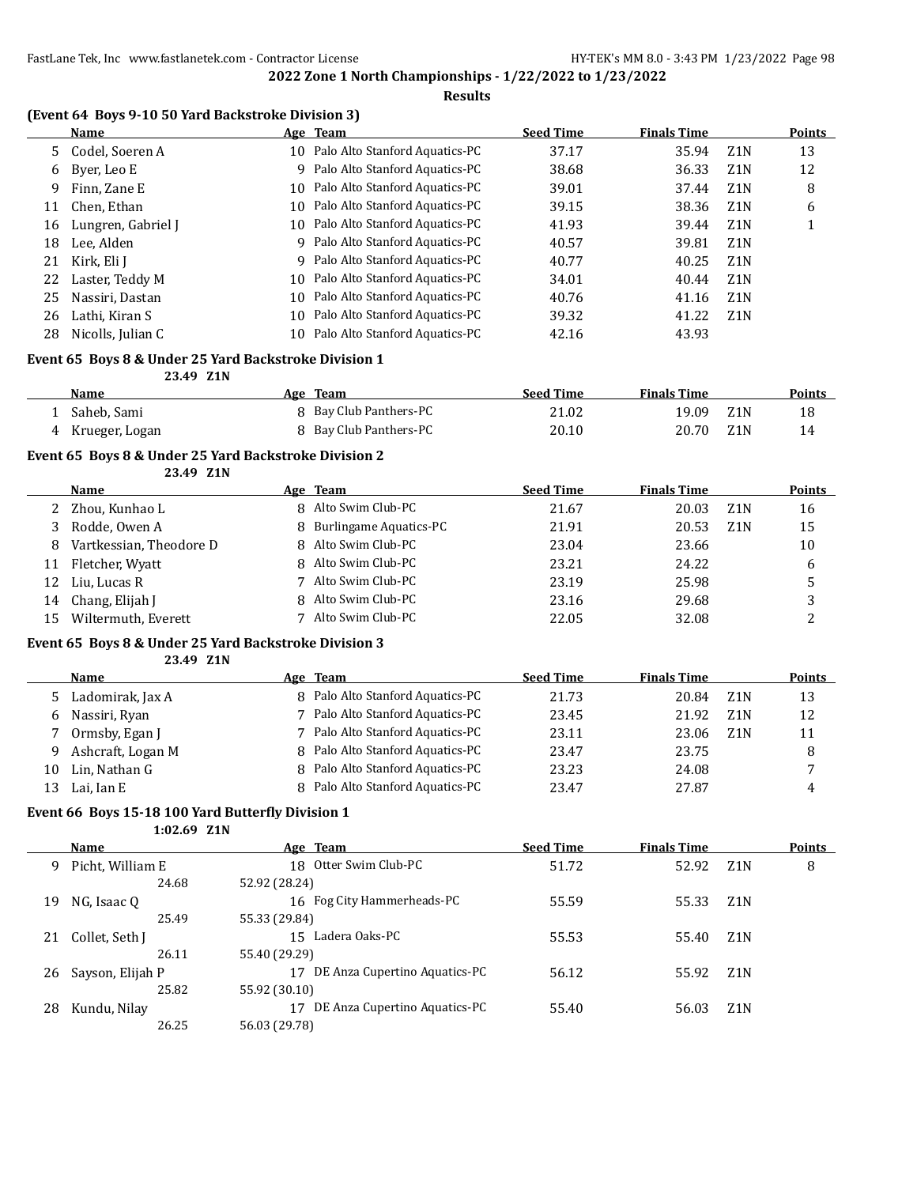**2022 Zone 1 North Championships - 1/22/2022 to 1/23/2022**

**Results**

### (Event 64 Boys 9-10 50 Yard Backstroke Division 3)

| | Name | Age | Team | Seed Time | Finals Time | | Points |
|---|---|---|---|---|---|---|---|
| 5 | Codel, Soeren A | 10 | Palo Alto Stanford Aquatics-PC | 37.17 | 35.94 | Z1N | 13 |
| 6 | Byer, Leo E | 9 | Palo Alto Stanford Aquatics-PC | 38.68 | 36.33 | Z1N | 12 |
| 9 | Finn, Zane E | 10 | Palo Alto Stanford Aquatics-PC | 39.01 | 37.44 | Z1N | 8 |
| 11 | Chen, Ethan | 10 | Palo Alto Stanford Aquatics-PC | 39.15 | 38.36 | Z1N | 6 |
| 16 | Lungren, Gabriel J | 10 | Palo Alto Stanford Aquatics-PC | 41.93 | 39.44 | Z1N | 1 |
| 18 | Lee, Alden | 9 | Palo Alto Stanford Aquatics-PC | 40.57 | 39.81 | Z1N | |
| 21 | Kirk, Eli J | 9 | Palo Alto Stanford Aquatics-PC | 40.77 | 40.25 | Z1N | |
| 22 | Laster, Teddy M | 10 | Palo Alto Stanford Aquatics-PC | 34.01 | 40.44 | Z1N | |
| 25 | Nassiri, Dastan | 10 | Palo Alto Stanford Aquatics-PC | 40.76 | 41.16 | Z1N | |
| 26 | Lathi, Kiran S | 10 | Palo Alto Stanford Aquatics-PC | 39.32 | 41.22 | Z1N | |
| 28 | Nicolls, Julian C | 10 | Palo Alto Stanford Aquatics-PC | 42.16 | 43.93 | | |

### Event 65 Boys 8 & Under 25 Yard Backstroke Division 1

23.49 Z1N

| | Name | Age | Team | Seed Time | Finals Time | | Points |
|---|---|---|---|---|---|---|---|
| 1 | Saheb, Sami | 8 | Bay Club Panthers-PC | 21.02 | 19.09 | Z1N | 18 |
| 4 | Krueger, Logan | 8 | Bay Club Panthers-PC | 20.10 | 20.70 | Z1N | 14 |

### Event 65 Boys 8 & Under 25 Yard Backstroke Division 2

23.49 Z1N

| | Name | Age | Team | Seed Time | Finals Time | | Points |
|---|---|---|---|---|---|---|---|
| 2 | Zhou, Kunhao L | 8 | Alto Swim Club-PC | 21.67 | 20.03 | Z1N | 16 |
| 3 | Rodde, Owen A | 8 | Burlingame Aquatics-PC | 21.91 | 20.53 | Z1N | 15 |
| 8 | Vartkessian, Theodore D | 8 | Alto Swim Club-PC | 23.04 | 23.66 | | 10 |
| 11 | Fletcher, Wyatt | 8 | Alto Swim Club-PC | 23.21 | 24.22 | | 6 |
| 12 | Liu, Lucas R | 7 | Alto Swim Club-PC | 23.19 | 25.98 | | 5 |
| 14 | Chang, Elijah J | 8 | Alto Swim Club-PC | 23.16 | 29.68 | | 3 |
| 15 | Wiltermuth, Everett | 7 | Alto Swim Club-PC | 22.05 | 32.08 | | 2 |

### Event 65 Boys 8 & Under 25 Yard Backstroke Division 3

23.49 Z1N

| | Name | Age | Team | Seed Time | Finals Time | | Points |
|---|---|---|---|---|---|---|---|
| 5 | Ladomirak, Jax A | 8 | Palo Alto Stanford Aquatics-PC | 21.73 | 20.84 | Z1N | 13 |
| 6 | Nassiri, Ryan | 7 | Palo Alto Stanford Aquatics-PC | 23.45 | 21.92 | Z1N | 12 |
| 7 | Ormsby, Egan J | 7 | Palo Alto Stanford Aquatics-PC | 23.11 | 23.06 | Z1N | 11 |
| 9 | Ashcraft, Logan M | 8 | Palo Alto Stanford Aquatics-PC | 23.47 | 23.75 | | 8 |
| 10 | Lin, Nathan G | 8 | Palo Alto Stanford Aquatics-PC | 23.23 | 24.08 | | 7 |
| 13 | Lai, Ian E | 8 | Palo Alto Stanford Aquatics-PC | 23.47 | 27.87 | | 4 |

### Event 66 Boys 15-18 100 Yard Butterfly Division 1

1:02.69 Z1N

| | Name | Age | Team | Seed Time | Finals Time | | Points |
|---|---|---|---|---|---|---|---|
| 9 | Picht, William E | 18 | Otter Swim Club-PC | 51.72 | 52.92 | Z1N | 8 |
| | 24.68 | 52.92 (28.24) | | | | | |
| 19 | NG, Isaac Q | 16 | Fog City Hammerheads-PC | 55.59 | 55.33 | Z1N | |
| | 25.49 | 55.33 (29.84) | | | | | |
| 21 | Collet, Seth J | 15 | Ladera Oaks-PC | 55.53 | 55.40 | Z1N | |
| | 26.11 | 55.40 (29.29) | | | | | |
| 26 | Sayson, Elijah P | 17 | DE Anza Cupertino Aquatics-PC | 56.12 | 55.92 | Z1N | |
| | 25.82 | 55.92 (30.10) | | | | | |
| 28 | Kundu, Nilay | 17 | DE Anza Cupertino Aquatics-PC | 55.40 | 56.03 | Z1N | |
| | 26.25 | 56.03 (29.78) | | | | | |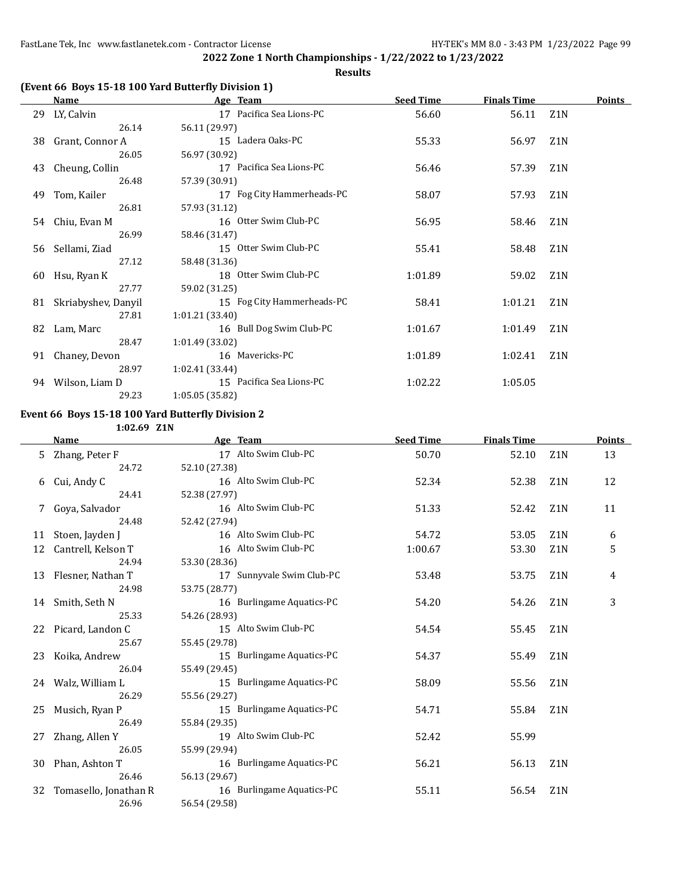2022 Zone 1 North Championships - 1/22/2022 to 1/23/2022

Results

### (Event 66 Boys 15-18 100 Yard Butterfly Division 1)

| | Name | Age | Team | Seed Time | Finals Time | | Points |
|---|---|---|---|---|---|---|---|
| 29 | LY, Calvin | 17 | Pacifica Sea Lions-PC | 56.60 | 56.11 | Z1N | |
| | 26.14 | 56.11 (29.97) | | | | | |
| 38 | Grant, Connor A | 15 | Ladera Oaks-PC | 55.33 | 56.97 | Z1N | |
| | 26.05 | 56.97 (30.92) | | | | | |
| 43 | Cheung, Collin | 17 | Pacifica Sea Lions-PC | 56.46 | 57.39 | Z1N | |
| | 26.48 | 57.39 (30.91) | | | | | |
| 49 | Tom, Kailer | 17 | Fog City Hammerheads-PC | 58.07 | 57.93 | Z1N | |
| | 26.81 | 57.93 (31.12) | | | | | |
| 54 | Chiu, Evan M | 16 | Otter Swim Club-PC | 56.95 | 58.46 | Z1N | |
| | 26.99 | 58.46 (31.47) | | | | | |
| 56 | Sellami, Ziad | 15 | Otter Swim Club-PC | 55.41 | 58.48 | Z1N | |
| | 27.12 | 58.48 (31.36) | | | | | |
| 60 | Hsu, Ryan K | 18 | Otter Swim Club-PC | 1:01.89 | 59.02 | Z1N | |
| | 27.77 | 59.02 (31.25) | | | | | |
| 81 | Skriabyshev, Danyil | 15 | Fog City Hammerheads-PC | 58.41 | 1:01.21 | Z1N | |
| | 27.81 | 1:01.21 (33.40) | | | | | |
| 82 | Lam, Marc | 16 | Bull Dog Swim Club-PC | 1:01.67 | 1:01.49 | Z1N | |
| | 28.47 | 1:01.49 (33.02) | | | | | |
| 91 | Chaney, Devon | 16 | Mavericks-PC | 1:01.89 | 1:02.41 | Z1N | |
| | 28.97 | 1:02.41 (33.44) | | | | | |
| 94 | Wilson, Liam D | 15 | Pacifica Sea Lions-PC | 1:02.22 | 1:05.05 | | |
| | 29.23 | 1:05.05 (35.82) | | | | | |

### Event 66 Boys 15-18 100 Yard Butterfly Division 2

1:02.69 Z1N

| | Name | Age | Team | Seed Time | Finals Time | | Points |
|---|---|---|---|---|---|---|---|
| 5 | Zhang, Peter F | 17 | Alto Swim Club-PC | 50.70 | 52.10 | Z1N | 13 |
| | 24.72 | 52.10 (27.38) | | | | | |
| 6 | Cui, Andy C | 16 | Alto Swim Club-PC | 52.34 | 52.38 | Z1N | 12 |
| | 24.41 | 52.38 (27.97) | | | | | |
| 7 | Goya, Salvador | 16 | Alto Swim Club-PC | 51.33 | 52.42 | Z1N | 11 |
| | 24.48 | 52.42 (27.94) | | | | | |
| 11 | Stoen, Jayden J | 16 | Alto Swim Club-PC | 54.72 | 53.05 | Z1N | 6 |
| 12 | Cantrell, Kelson T | 16 | Alto Swim Club-PC | 1:00.67 | 53.30 | Z1N | 5 |
| | 24.94 | 53.30 (28.36) | | | | | |
| 13 | Flesner, Nathan T | 17 | Sunnyvale Swim Club-PC | 53.48 | 53.75 | Z1N | 4 |
| | 24.98 | 53.75 (28.77) | | | | | |
| 14 | Smith, Seth N | 16 | Burlingame Aquatics-PC | 54.20 | 54.26 | Z1N | 3 |
| | 25.33 | 54.26 (28.93) | | | | | |
| 22 | Picard, Landon C | 15 | Alto Swim Club-PC | 54.54 | 55.45 | Z1N | |
| | 25.67 | 55.45 (29.78) | | | | | |
| 23 | Koika, Andrew | 15 | Burlingame Aquatics-PC | 54.37 | 55.49 | Z1N | |
| | 26.04 | 55.49 (29.45) | | | | | |
| 24 | Walz, William L | 15 | Burlingame Aquatics-PC | 58.09 | 55.56 | Z1N | |
| | 26.29 | 55.56 (29.27) | | | | | |
| 25 | Musich, Ryan P | 15 | Burlingame Aquatics-PC | 54.71 | 55.84 | Z1N | |
| | 26.49 | 55.84 (29.35) | | | | | |
| 27 | Zhang, Allen Y | 19 | Alto Swim Club-PC | 52.42 | 55.99 | | |
| | 26.05 | 55.99 (29.94) | | | | | |
| 30 | Phan, Ashton T | 16 | Burlingame Aquatics-PC | 56.21 | 56.13 | Z1N | |
| | 26.46 | 56.13 (29.67) | | | | | |
| 32 | Tomasello, Jonathan R | 16 | Burlingame Aquatics-PC | 55.11 | 56.54 | Z1N | |
| | 26.96 | 56.54 (29.58) | | | | | |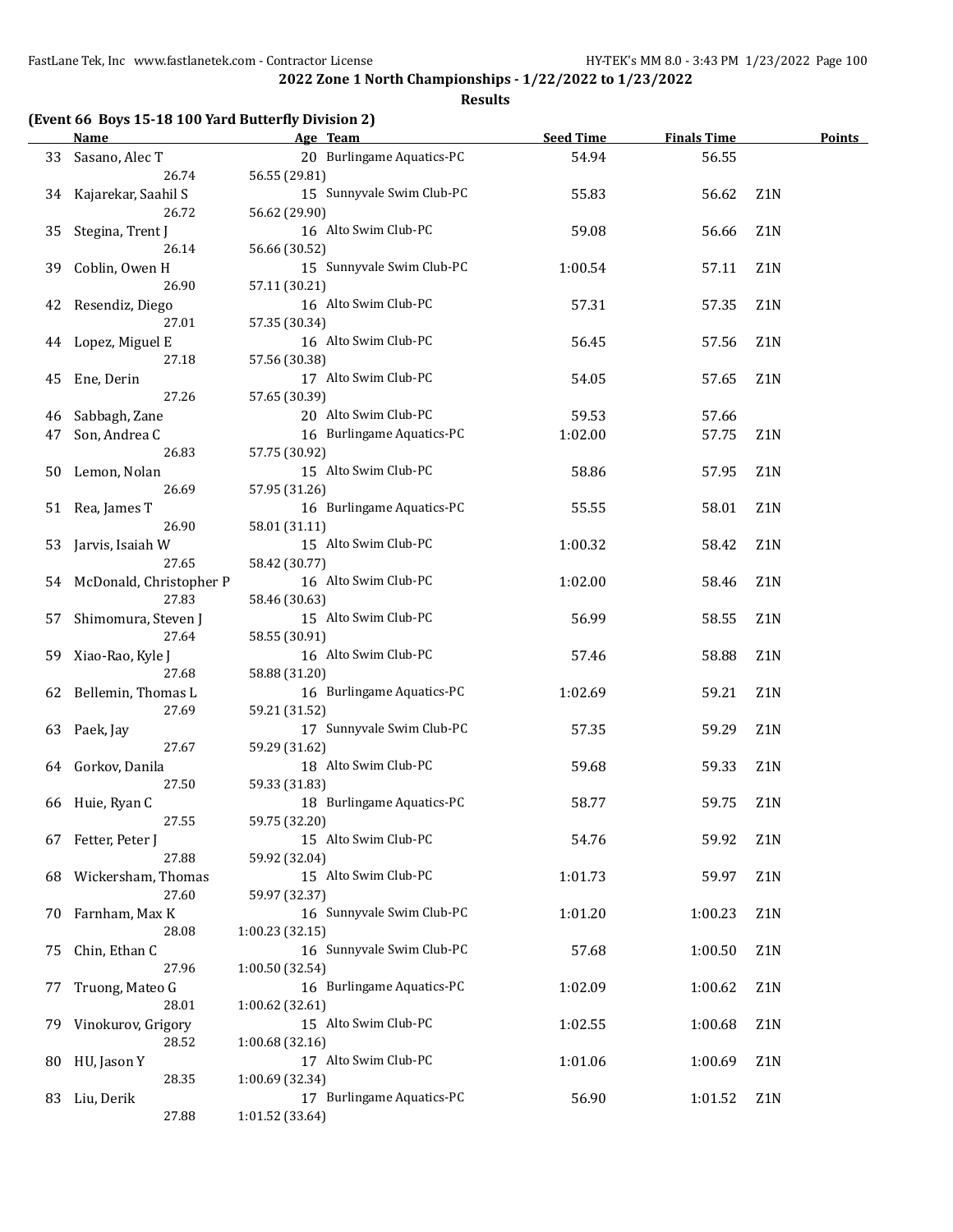## 2022 Zone 1 North Championships - 1/22/2022 to 1/23/2022

### Results

**(Event 66 Boys 15-18 100 Yard Butterfly Division 2)**

| | Name | Age | Team | Seed Time | Finals Time | | Points |
|---|---|---|---|---|---|---|---|
| 33 | Sasano, Alec T | 20 | Burlingame Aquatics-PC | 54.94 | 56.55 | | |
| | 26.74 | 56.55 (29.81) | | | | | |
| 34 | Kajarekar, Saahil S | 15 | Sunnyvale Swim Club-PC | 55.83 | 56.62 | Z1N | |
| | 26.72 | 56.62 (29.90) | | | | | |
| 35 | Stegina, Trent J | 16 | Alto Swim Club-PC | 59.08 | 56.66 | Z1N | |
| | 26.14 | 56.66 (30.52) | | | | | |
| 39 | Coblin, Owen H | 15 | Sunnyvale Swim Club-PC | 1:00.54 | 57.11 | Z1N | |
| | 26.90 | 57.11 (30.21) | | | | | |
| 42 | Resendiz, Diego | 16 | Alto Swim Club-PC | 57.31 | 57.35 | Z1N | |
| | 27.01 | 57.35 (30.34) | | | | | |
| 44 | Lopez, Miguel E | 16 | Alto Swim Club-PC | 56.45 | 57.56 | Z1N | |
| | 27.18 | 57.56 (30.38) | | | | | |
| 45 | Ene, Derin | 17 | Alto Swim Club-PC | 54.05 | 57.65 | Z1N | |
| | 27.26 | 57.65 (30.39) | | | | | |
| 46 | Sabbagh, Zane | 20 | Alto Swim Club-PC | 59.53 | 57.66 | | |
| 47 | Son, Andrea C | 16 | Burlingame Aquatics-PC | 1:02.00 | 57.75 | Z1N | |
| | 26.83 | 57.75 (30.92) | | | | | |
| 50 | Lemon, Nolan | 15 | Alto Swim Club-PC | 58.86 | 57.95 | Z1N | |
| | 26.69 | 57.95 (31.26) | | | | | |
| 51 | Rea, James T | 16 | Burlingame Aquatics-PC | 55.55 | 58.01 | Z1N | |
| | 26.90 | 58.01 (31.11) | | | | | |
| 53 | Jarvis, Isaiah W | 15 | Alto Swim Club-PC | 1:00.32 | 58.42 | Z1N | |
| | 27.65 | 58.42 (30.77) | | | | | |
| 54 | McDonald, Christopher P | 16 | Alto Swim Club-PC | 1:02.00 | 58.46 | Z1N | |
| | 27.83 | 58.46 (30.63) | | | | | |
| 57 | Shimomura, Steven J | 15 | Alto Swim Club-PC | 56.99 | 58.55 | Z1N | |
| | 27.64 | 58.55 (30.91) | | | | | |
| 59 | Xiao-Rao, Kyle J | 16 | Alto Swim Club-PC | 57.46 | 58.88 | Z1N | |
| | 27.68 | 58.88 (31.20) | | | | | |
| 62 | Bellemin, Thomas L | 16 | Burlingame Aquatics-PC | 1:02.69 | 59.21 | Z1N | |
| | 27.69 | 59.21 (31.52) | | | | | |
| 63 | Paek, Jay | 17 | Sunnyvale Swim Club-PC | 57.35 | 59.29 | Z1N | |
| | 27.67 | 59.29 (31.62) | | | | | |
| 64 | Gorkov, Danila | 18 | Alto Swim Club-PC | 59.68 | 59.33 | Z1N | |
| | 27.50 | 59.33 (31.83) | | | | | |
| 66 | Huie, Ryan C | 18 | Burlingame Aquatics-PC | 58.77 | 59.75 | Z1N | |
| | 27.55 | 59.75 (32.20) | | | | | |
| 67 | Fetter, Peter J | 15 | Alto Swim Club-PC | 54.76 | 59.92 | Z1N | |
| | 27.88 | 59.92 (32.04) | | | | | |
| 68 | Wickersham, Thomas | 15 | Alto Swim Club-PC | 1:01.73 | 59.97 | Z1N | |
| | 27.60 | 59.97 (32.37) | | | | | |
| 70 | Farnham, Max K | 16 | Sunnyvale Swim Club-PC | 1:01.20 | 1:00.23 | Z1N | |
| | 28.08 | 1:00.23 (32.15) | | | | | |
| 75 | Chin, Ethan C | 16 | Sunnyvale Swim Club-PC | 57.68 | 1:00.50 | Z1N | |
| | 27.96 | 1:00.50 (32.54) | | | | | |
| 77 | Truong, Mateo G | 16 | Burlingame Aquatics-PC | 1:02.09 | 1:00.62 | Z1N | |
| | 28.01 | 1:00.62 (32.61) | | | | | |
| 79 | Vinokurov, Grigory | 15 | Alto Swim Club-PC | 1:02.55 | 1:00.68 | Z1N | |
| | 28.52 | 1:00.68 (32.16) | | | | | |
| 80 | HU, Jason Y | 17 | Alto Swim Club-PC | 1:01.06 | 1:00.69 | Z1N | |
| | 28.35 | 1:00.69 (32.34) | | | | | |
| 83 | Liu, Derik | 17 | Burlingame Aquatics-PC | 56.90 | 1:01.52 | Z1N | |
| | 27.88 | 1:01.52 (33.64) | | | | | |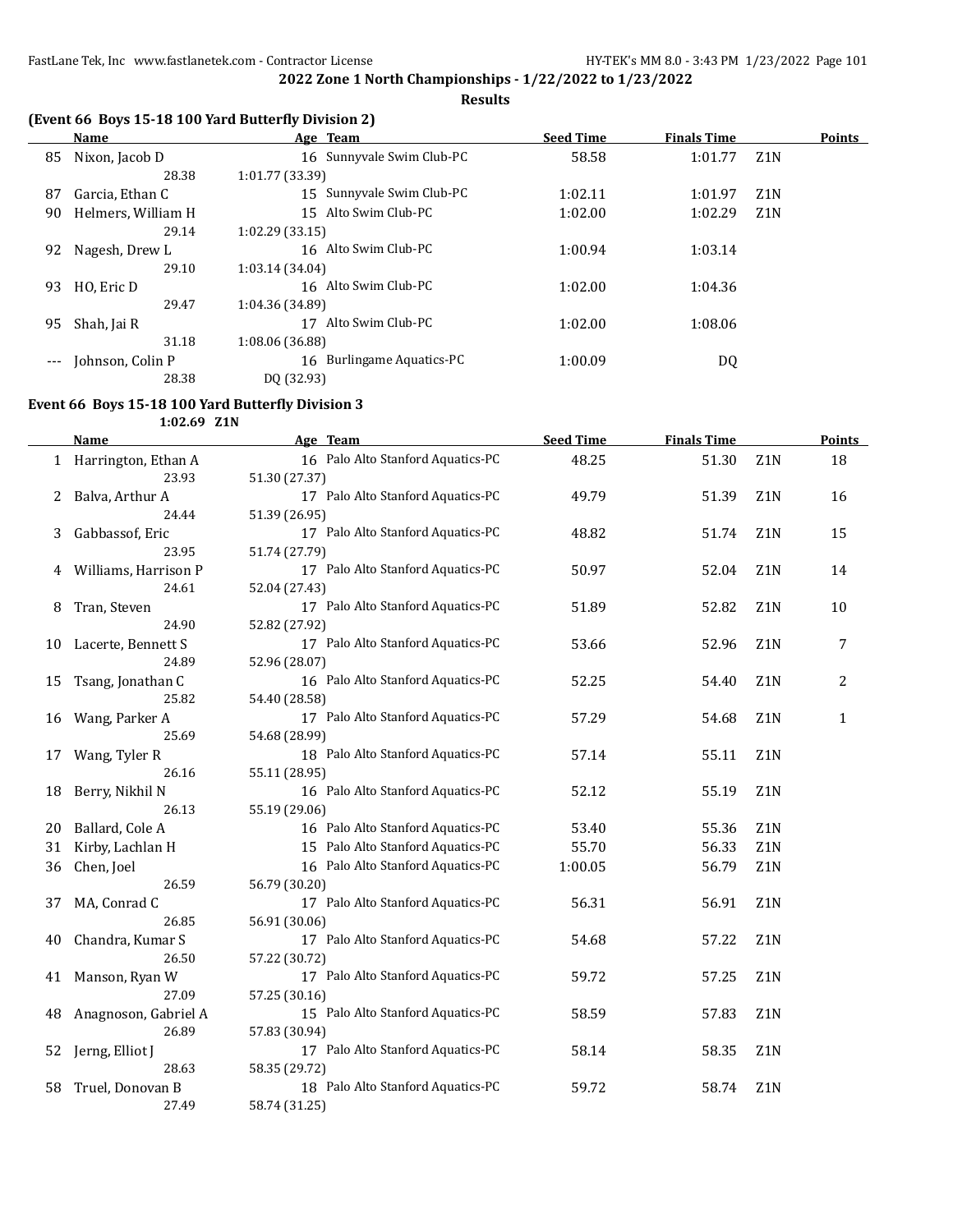## 2022 Zone 1 North Championships - 1/22/2022 to 1/23/2022

### Results

**(Event 66 Boys 15-18 100 Yard Butterfly Division 2)**

| | Name | Age | Team | Seed Time | Finals Time | | Points |
|---|---|---|---|---|---|---|---|
| 85 | Nixon, Jacob D | 16 | Sunnyvale Swim Club-PC | 58.58 | 1:01.77 | Z1N | |
| | 28.38 | 1:01.77 (33.39) | | | | | |
| 87 | Garcia, Ethan C | 15 | Sunnyvale Swim Club-PC | 1:02.11 | 1:01.97 | Z1N | |
| 90 | Helmers, William H | 15 | Alto Swim Club-PC | 1:02.00 | 1:02.29 | Z1N | |
| | 29.14 | 1:02.29 (33.15) | | | | | |
| 92 | Nagesh, Drew L | 16 | Alto Swim Club-PC | 1:00.94 | 1:03.14 | | |
| | 29.10 | 1:03.14 (34.04) | | | | | |
| 93 | HO, Eric D | 16 | Alto Swim Club-PC | 1:02.00 | 1:04.36 | | |
| | 29.47 | 1:04.36 (34.89) | | | | | |
| 95 | Shah, Jai R | 17 | Alto Swim Club-PC | 1:02.00 | 1:08.06 | | |
| | 31.18 | 1:08.06 (36.88) | | | | | |
| --- | Johnson, Colin P | 16 | Burlingame Aquatics-PC | 1:00.09 | DQ | | |
| | 28.38 | DQ (32.93) | | | | | |

**Event 66 Boys 15-18 100 Yard Butterfly Division 3**

1:02.69 Z1N

| | Name | Age | Team | Seed Time | Finals Time | | Points |
|---|---|---|---|---|---|---|---|
| 1 | Harrington, Ethan A | 16 | Palo Alto Stanford Aquatics-PC | 48.25 | 51.30 | Z1N | 18 |
| | 23.93 | 51.30 (27.37) | | | | | |
| 2 | Balva, Arthur A | 17 | Palo Alto Stanford Aquatics-PC | 49.79 | 51.39 | Z1N | 16 |
| | 24.44 | 51.39 (26.95) | | | | | |
| 3 | Gabbassof, Eric | 17 | Palo Alto Stanford Aquatics-PC | 48.82 | 51.74 | Z1N | 15 |
| | 23.95 | 51.74 (27.79) | | | | | |
| 4 | Williams, Harrison P | 17 | Palo Alto Stanford Aquatics-PC | 50.97 | 52.04 | Z1N | 14 |
| | 24.61 | 52.04 (27.43) | | | | | |
| 8 | Tran, Steven | 17 | Palo Alto Stanford Aquatics-PC | 51.89 | 52.82 | Z1N | 10 |
| | 24.90 | 52.82 (27.92) | | | | | |
| 10 | Lacerte, Bennett S | 17 | Palo Alto Stanford Aquatics-PC | 53.66 | 52.96 | Z1N | 7 |
| | 24.89 | 52.96 (28.07) | | | | | |
| 15 | Tsang, Jonathan C | 16 | Palo Alto Stanford Aquatics-PC | 52.25 | 54.40 | Z1N | 2 |
| | 25.82 | 54.40 (28.58) | | | | | |
| 16 | Wang, Parker A | 17 | Palo Alto Stanford Aquatics-PC | 57.29 | 54.68 | Z1N | 1 |
| | 25.69 | 54.68 (28.99) | | | | | |
| 17 | Wang, Tyler R | 18 | Palo Alto Stanford Aquatics-PC | 57.14 | 55.11 | Z1N | |
| | 26.16 | 55.11 (28.95) | | | | | |
| 18 | Berry, Nikhil N | 16 | Palo Alto Stanford Aquatics-PC | 52.12 | 55.19 | Z1N | |
| | 26.13 | 55.19 (29.06) | | | | | |
| 20 | Ballard, Cole A | 16 | Palo Alto Stanford Aquatics-PC | 53.40 | 55.36 | Z1N | |
| 31 | Kirby, Lachlan H | 15 | Palo Alto Stanford Aquatics-PC | 55.70 | 56.33 | Z1N | |
| 36 | Chen, Joel | 16 | Palo Alto Stanford Aquatics-PC | 1:00.05 | 56.79 | Z1N | |
| | 26.59 | 56.79 (30.20) | | | | | |
| 37 | MA, Conrad C | 17 | Palo Alto Stanford Aquatics-PC | 56.31 | 56.91 | Z1N | |
| | 26.85 | 56.91 (30.06) | | | | | |
| 40 | Chandra, Kumar S | 17 | Palo Alto Stanford Aquatics-PC | 54.68 | 57.22 | Z1N | |
| | 26.50 | 57.22 (30.72) | | | | | |
| 41 | Manson, Ryan W | 17 | Palo Alto Stanford Aquatics-PC | 59.72 | 57.25 | Z1N | |
| | 27.09 | 57.25 (30.16) | | | | | |
| 48 | Anagnoson, Gabriel A | 15 | Palo Alto Stanford Aquatics-PC | 58.59 | 57.83 | Z1N | |
| | 26.89 | 57.83 (30.94) | | | | | |
| 52 | Jerng, Elliot J | 17 | Palo Alto Stanford Aquatics-PC | 58.14 | 58.35 | Z1N | |
| | 28.63 | 58.35 (29.72) | | | | | |
| 58 | Truel, Donovan B | 18 | Palo Alto Stanford Aquatics-PC | 59.72 | 58.74 | Z1N | |
| | 27.49 | 58.74 (31.25) | | | | | |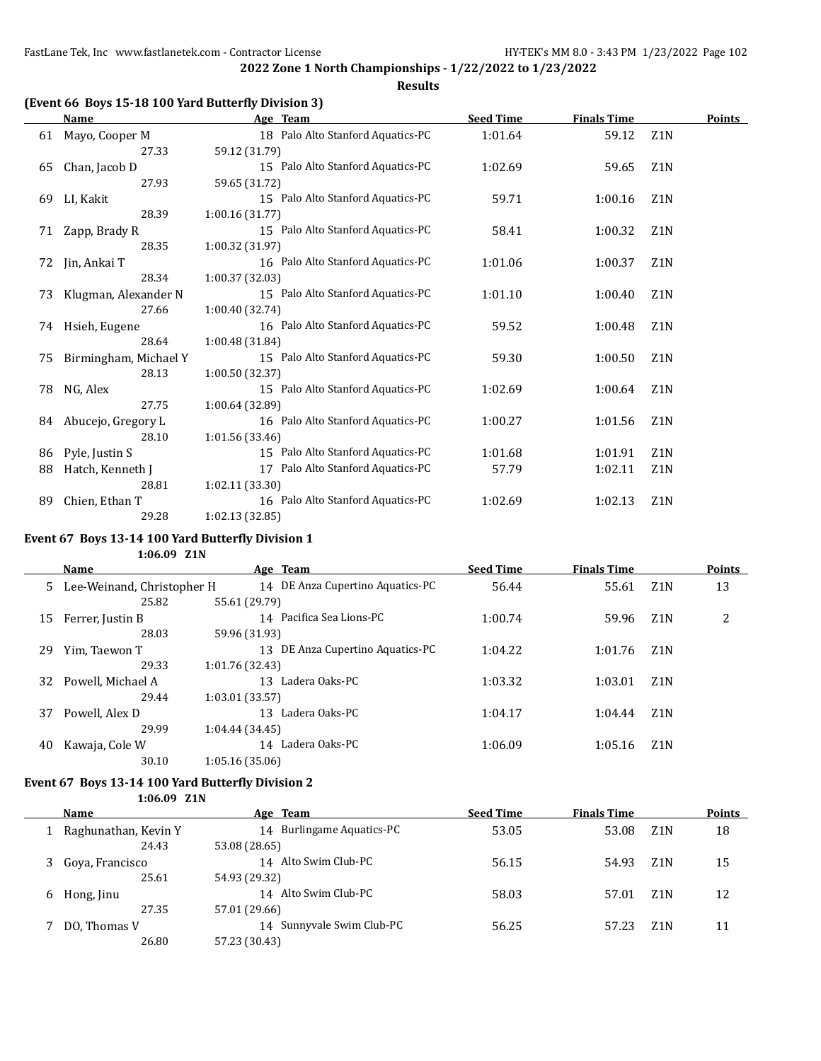## 2022 Zone 1 North Championships - 1/22/2022 to 1/23/2022

### Results

### (Event 66 Boys 15-18 100 Yard Butterfly Division 3)

| | Name | Age | Team | Seed Time | Finals Time | | Points |
|---|---|---|---|---|---|---|---|
| 61 | Mayo, Cooper M | 18 | Palo Alto Stanford Aquatics-PC | 1:01.64 | 59.12 | Z1N | |
| | 27.33 | 59.12 (31.79) | | | | | |
| 65 | Chan, Jacob D | 15 | Palo Alto Stanford Aquatics-PC | 1:02.69 | 59.65 | Z1N | |
| | 27.93 | 59.65 (31.72) | | | | | |
| 69 | LI, Kakit | 15 | Palo Alto Stanford Aquatics-PC | 59.71 | 1:00.16 | Z1N | |
| | 28.39 | 1:00.16 (31.77) | | | | | |
| 71 | Zapp, Brady R | 15 | Palo Alto Stanford Aquatics-PC | 58.41 | 1:00.32 | Z1N | |
| | 28.35 | 1:00.32 (31.97) | | | | | |
| 72 | Jin, Ankai T | 16 | Palo Alto Stanford Aquatics-PC | 1:01.06 | 1:00.37 | Z1N | |
| | 28.34 | 1:00.37 (32.03) | | | | | |
| 73 | Klugman, Alexander N | 15 | Palo Alto Stanford Aquatics-PC | 1:01.10 | 1:00.40 | Z1N | |
| | 27.66 | 1:00.40 (32.74) | | | | | |
| 74 | Hsieh, Eugene | 16 | Palo Alto Stanford Aquatics-PC | 59.52 | 1:00.48 | Z1N | |
| | 28.64 | 1:00.48 (31.84) | | | | | |
| 75 | Birmingham, Michael Y | 15 | Palo Alto Stanford Aquatics-PC | 59.30 | 1:00.50 | Z1N | |
| | 28.13 | 1:00.50 (32.37) | | | | | |
| 78 | NG, Alex | 15 | Palo Alto Stanford Aquatics-PC | 1:02.69 | 1:00.64 | Z1N | |
| | 27.75 | 1:00.64 (32.89) | | | | | |
| 84 | Abucejo, Gregory L | 16 | Palo Alto Stanford Aquatics-PC | 1:00.27 | 1:01.56 | Z1N | |
| | 28.10 | 1:01.56 (33.46) | | | | | |
| 86 | Pyle, Justin S | 15 | Palo Alto Stanford Aquatics-PC | 1:01.68 | 1:01.91 | Z1N | |
| 88 | Hatch, Kenneth J | 17 | Palo Alto Stanford Aquatics-PC | 57.79 | 1:02.11 | Z1N | |
| | 28.81 | 1:02.11 (33.30) | | | | | |
| 89 | Chien, Ethan T | 16 | Palo Alto Stanford Aquatics-PC | 1:02.69 | 1:02.13 | Z1N | |
| | 29.28 | 1:02.13 (32.85) | | | | | |

### Event 67 Boys 13-14 100 Yard Butterfly Division 1

1:06.09 Z1N

| | Name | Age | Team | Seed Time | Finals Time | | Points |
|---|---|---|---|---|---|---|---|
| 5 | Lee-Weinand, Christopher H | 14 | DE Anza Cupertino Aquatics-PC | 56.44 | 55.61 | Z1N | 13 |
| | 25.82 | 55.61 (29.79) | | | | | |
| 15 | Ferrer, Justin B | 14 | Pacifica Sea Lions-PC | 1:00.74 | 59.96 | Z1N | 2 |
| | 28.03 | 59.96 (31.93) | | | | | |
| 29 | Yim, Taewon T | 13 | DE Anza Cupertino Aquatics-PC | 1:04.22 | 1:01.76 | Z1N | |
| | 29.33 | 1:01.76 (32.43) | | | | | |
| 32 | Powell, Michael A | 13 | Ladera Oaks-PC | 1:03.32 | 1:03.01 | Z1N | |
| | 29.44 | 1:03.01 (33.57) | | | | | |
| 37 | Powell, Alex D | 13 | Ladera Oaks-PC | 1:04.17 | 1:04.44 | Z1N | |
| | 29.99 | 1:04.44 (34.45) | | | | | |
| 40 | Kawaja, Cole W | 14 | Ladera Oaks-PC | 1:06.09 | 1:05.16 | Z1N | |
| | 30.10 | 1:05.16 (35.06) | | | | | |

### Event 67 Boys 13-14 100 Yard Butterfly Division 2

1:06.09 Z1N

| | Name | Age | Team | Seed Time | Finals Time | | Points |
|---|---|---|---|---|---|---|---|
| 1 | Raghunathan, Kevin Y | 14 | Burlingame Aquatics-PC | 53.05 | 53.08 | Z1N | 18 |
| | 24.43 | 53.08 (28.65) | | | | | |
| 3 | Goya, Francisco | 14 | Alto Swim Club-PC | 56.15 | 54.93 | Z1N | 15 |
| | 25.61 | 54.93 (29.32) | | | | | |
| 6 | Hong, Jinu | 14 | Alto Swim Club-PC | 58.03 | 57.01 | Z1N | 12 |
| | 27.35 | 57.01 (29.66) | | | | | |
| 7 | DO, Thomas V | 14 | Sunnyvale Swim Club-PC | 56.25 | 57.23 | Z1N | 11 |
| | 26.80 | 57.23 (30.43) | | | | | |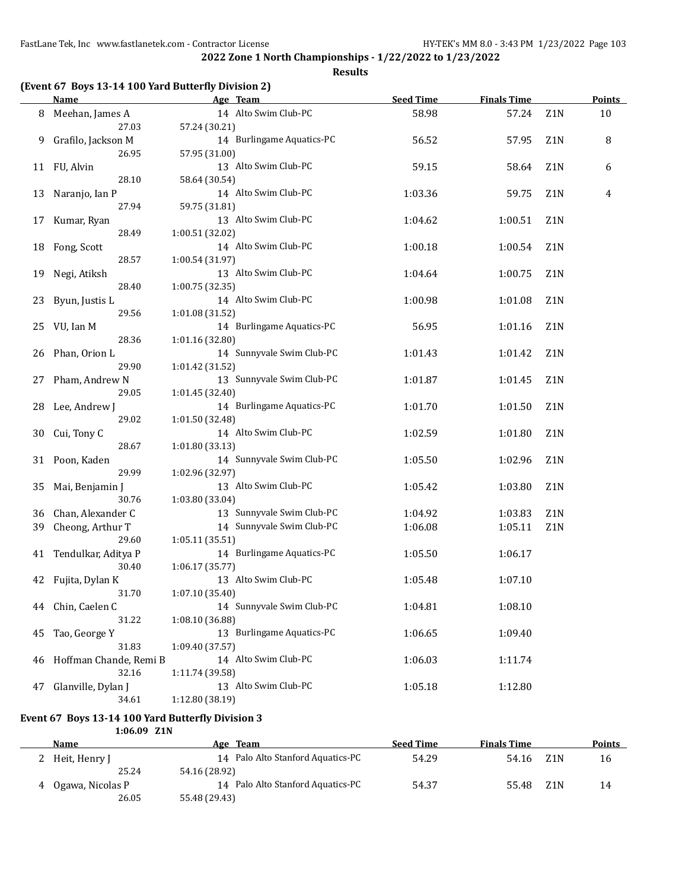2022 Zone 1 North Championships - 1/22/2022 to 1/23/2022

**Results**

### (Event 67 Boys 13-14 100 Yard Butterfly Division 2)

| | Name | Age | Team | Seed Time | Finals Time | | Points |
|---|---|---|---|---|---|---|---|
| 8 | Meehan, James A | 14 | Alto Swim Club-PC | 58.98 | 57.24 | Z1N | 10 |
| | 27.03 | 57.24 (30.21) | | | | | |
| 9 | Grafilo, Jackson M | 14 | Burlingame Aquatics-PC | 56.52 | 57.95 | Z1N | 8 |
| | 26.95 | 57.95 (31.00) | | | | | |
| 11 | FU, Alvin | 13 | Alto Swim Club-PC | 59.15 | 58.64 | Z1N | 6 |
| | 28.10 | 58.64 (30.54) | | | | | |
| 13 | Naranjo, Ian P | 14 | Alto Swim Club-PC | 1:03.36 | 59.75 | Z1N | 4 |
| | 27.94 | 59.75 (31.81) | | | | | |
| 17 | Kumar, Ryan | 13 | Alto Swim Club-PC | 1:04.62 | 1:00.51 | Z1N | |
| | 28.49 | 1:00.51 (32.02) | | | | | |
| 18 | Fong, Scott | 14 | Alto Swim Club-PC | 1:00.18 | 1:00.54 | Z1N | |
| | 28.57 | 1:00.54 (31.97) | | | | | |
| 19 | Negi, Atiksh | 13 | Alto Swim Club-PC | 1:04.64 | 1:00.75 | Z1N | |
| | 28.40 | 1:00.75 (32.35) | | | | | |
| 23 | Byun, Justis L | 14 | Alto Swim Club-PC | 1:00.98 | 1:01.08 | Z1N | |
| | 29.56 | 1:01.08 (31.52) | | | | | |
| 25 | VU, Ian M | 14 | Burlingame Aquatics-PC | 56.95 | 1:01.16 | Z1N | |
| | 28.36 | 1:01.16 (32.80) | | | | | |
| 26 | Phan, Orion L | 14 | Sunnyvale Swim Club-PC | 1:01.43 | 1:01.42 | Z1N | |
| | 29.90 | 1:01.42 (31.52) | | | | | |
| 27 | Pham, Andrew N | 13 | Sunnyvale Swim Club-PC | 1:01.87 | 1:01.45 | Z1N | |
| | 29.05 | 1:01.45 (32.40) | | | | | |
| 28 | Lee, Andrew J | 14 | Burlingame Aquatics-PC | 1:01.70 | 1:01.50 | Z1N | |
| | 29.02 | 1:01.50 (32.48) | | | | | |
| 30 | Cui, Tony C | 14 | Alto Swim Club-PC | 1:02.59 | 1:01.80 | Z1N | |
| | 28.67 | 1:01.80 (33.13) | | | | | |
| 31 | Poon, Kaden | 14 | Sunnyvale Swim Club-PC | 1:05.50 | 1:02.96 | Z1N | |
| | 29.99 | 1:02.96 (32.97) | | | | | |
| 35 | Mai, Benjamin J | 13 | Alto Swim Club-PC | 1:05.42 | 1:03.80 | Z1N | |
| | 30.76 | 1:03.80 (33.04) | | | | | |
| 36 | Chan, Alexander C | 13 | Sunnyvale Swim Club-PC | 1:04.92 | 1:03.83 | Z1N | |
| 39 | Cheong, Arthur T | 14 | Sunnyvale Swim Club-PC | 1:06.08 | 1:05.11 | Z1N | |
| | 29.60 | 1:05.11 (35.51) | | | | | |
| 41 | Tendulkar, Aditya P | 14 | Burlingame Aquatics-PC | 1:05.50 | 1:06.17 | | |
| | 30.40 | 1:06.17 (35.77) | | | | | |
| 42 | Fujita, Dylan K | 13 | Alto Swim Club-PC | 1:05.48 | 1:07.10 | | |
| | 31.70 | 1:07.10 (35.40) | | | | | |
| 44 | Chin, Caelen C | 14 | Sunnyvale Swim Club-PC | 1:04.81 | 1:08.10 | | |
| | 31.22 | 1:08.10 (36.88) | | | | | |
| 45 | Tao, George Y | 13 | Burlingame Aquatics-PC | 1:06.65 | 1:09.40 | | |
| | 31.83 | 1:09.40 (37.57) | | | | | |
| 46 | Hoffman Chande, Remi B | 14 | Alto Swim Club-PC | 1:06.03 | 1:11.74 | | |
| | 32.16 | 1:11.74 (39.58) | | | | | |
| 47 | Glanville, Dylan J | 13 | Alto Swim Club-PC | 1:05.18 | 1:12.80 | | |
| | 34.61 | 1:12.80 (38.19) | | | | | |

### Event 67 Boys 13-14 100 Yard Butterfly Division 3

1:06.09 Z1N

| | Name | Age | Team | Seed Time | Finals Time | | Points |
|---|---|---|---|---|---|---|---|
| 2 | Heit, Henry J | 14 | Palo Alto Stanford Aquatics-PC | 54.29 | 54.16 | Z1N | 16 |
| | 25.24 | 54.16 (28.92) | | | | | |
| 4 | Ogawa, Nicolas P | 14 | Palo Alto Stanford Aquatics-PC | 54.37 | 55.48 | Z1N | 14 |
| | 26.05 | 55.48 (29.43) | | | | | |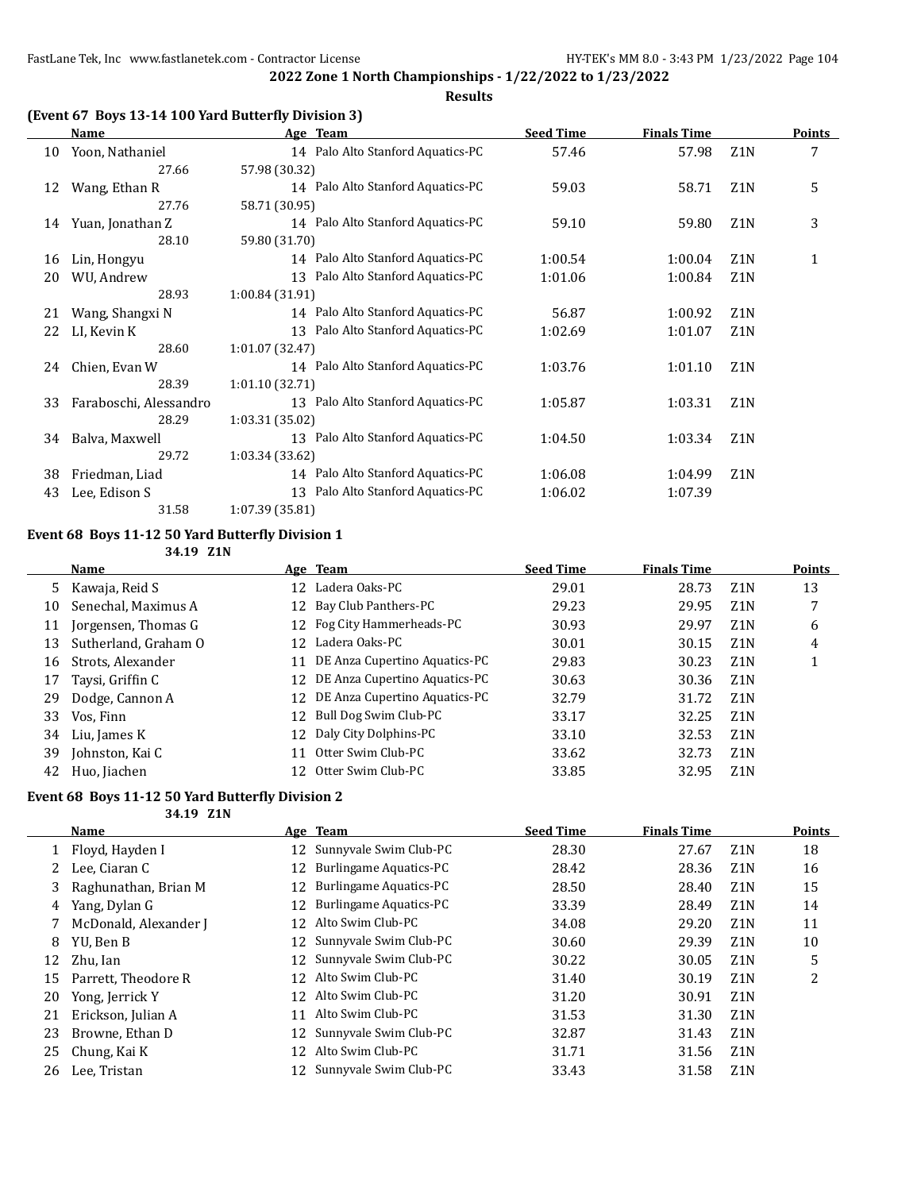**2022 Zone 1 North Championships - 1/22/2022 to 1/23/2022**

**Results**

### (Event 67 Boys 13-14 100 Yard Butterfly Division 3)

| | Name | Age | Team | Seed Time | Finals Time | | Points |
|---|---|---|---|---|---|---|---|
| 10 | Yoon, Nathaniel | 14 | Palo Alto Stanford Aquatics-PC | 57.46 | 57.98 | Z1N | 7 |
| | 27.66 | 57.98 (30.32) | | | | | |
| 12 | Wang, Ethan R | 14 | Palo Alto Stanford Aquatics-PC | 59.03 | 58.71 | Z1N | 5 |
| | 27.76 | 58.71 (30.95) | | | | | |
| 14 | Yuan, Jonathan Z | 14 | Palo Alto Stanford Aquatics-PC | 59.10 | 59.80 | Z1N | 3 |
| | 28.10 | 59.80 (31.70) | | | | | |
| 16 | Lin, Hongyu | 14 | Palo Alto Stanford Aquatics-PC | 1:00.54 | 1:00.04 | Z1N | 1 |
| 20 | WU, Andrew | 13 | Palo Alto Stanford Aquatics-PC | 1:01.06 | 1:00.84 | Z1N | |
| | 28.93 | 1:00.84 (31.91) | | | | | |
| 21 | Wang, Shangxi N | 14 | Palo Alto Stanford Aquatics-PC | 56.87 | 1:00.92 | Z1N | |
| 22 | LI, Kevin K | 13 | Palo Alto Stanford Aquatics-PC | 1:02.69 | 1:01.07 | Z1N | |
| | 28.60 | 1:01.07 (32.47) | | | | | |
| 24 | Chien, Evan W | 14 | Palo Alto Stanford Aquatics-PC | 1:03.76 | 1:01.10 | Z1N | |
| | 28.39 | 1:01.10 (32.71) | | | | | |
| 33 | Faraboschi, Alessandro | 13 | Palo Alto Stanford Aquatics-PC | 1:05.87 | 1:03.31 | Z1N | |
| | 28.29 | 1:03.31 (35.02) | | | | | |
| 34 | Balva, Maxwell | 13 | Palo Alto Stanford Aquatics-PC | 1:04.50 | 1:03.34 | Z1N | |
| | 29.72 | 1:03.34 (33.62) | | | | | |
| 38 | Friedman, Liad | 14 | Palo Alto Stanford Aquatics-PC | 1:06.08 | 1:04.99 | Z1N | |
| 43 | Lee, Edison S | 13 | Palo Alto Stanford Aquatics-PC | 1:06.02 | 1:07.39 | | |
| | 31.58 | 1:07.39 (35.81) | | | | | |

### Event 68 Boys 11-12 50 Yard Butterfly Division 1

34.19 Z1N

| | Name | Age | Team | Seed Time | Finals Time | | Points |
|---|---|---|---|---|---|---|---|
| 5 | Kawaja, Reid S | 12 | Ladera Oaks-PC | 29.01 | 28.73 | Z1N | 13 |
| 10 | Senechal, Maximus A | 12 | Bay Club Panthers-PC | 29.23 | 29.95 | Z1N | 7 |
| 11 | Jorgensen, Thomas G | 12 | Fog City Hammerheads-PC | 30.93 | 29.97 | Z1N | 6 |
| 13 | Sutherland, Graham O | 12 | Ladera Oaks-PC | 30.01 | 30.15 | Z1N | 4 |
| 16 | Strots, Alexander | 11 | DE Anza Cupertino Aquatics-PC | 29.83 | 30.23 | Z1N | 1 |
| 17 | Taysi, Griffin C | 12 | DE Anza Cupertino Aquatics-PC | 30.63 | 30.36 | Z1N | |
| 29 | Dodge, Cannon A | 12 | DE Anza Cupertino Aquatics-PC | 32.79 | 31.72 | Z1N | |
| 33 | Vos, Finn | 12 | Bull Dog Swim Club-PC | 33.17 | 32.25 | Z1N | |
| 34 | Liu, James K | 12 | Daly City Dolphins-PC | 33.10 | 32.53 | Z1N | |
| 39 | Johnston, Kai C | 11 | Otter Swim Club-PC | 33.62 | 32.73 | Z1N | |
| 42 | Huo, Jiachen | 12 | Otter Swim Club-PC | 33.85 | 32.95 | Z1N | |

### Event 68 Boys 11-12 50 Yard Butterfly Division 2

34.19 Z1N

| | Name | Age | Team | Seed Time | Finals Time | | Points |
|---|---|---|---|---|---|---|---|
| 1 | Floyd, Hayden I | 12 | Sunnyvale Swim Club-PC | 28.30 | 27.67 | Z1N | 18 |
| 2 | Lee, Ciaran C | 12 | Burlingame Aquatics-PC | 28.42 | 28.36 | Z1N | 16 |
| 3 | Raghunathan, Brian M | 12 | Burlingame Aquatics-PC | 28.50 | 28.40 | Z1N | 15 |
| 4 | Yang, Dylan G | 12 | Burlingame Aquatics-PC | 33.39 | 28.49 | Z1N | 14 |
| 7 | McDonald, Alexander J | 12 | Alto Swim Club-PC | 34.08 | 29.20 | Z1N | 11 |
| 8 | YU, Ben B | 12 | Sunnyvale Swim Club-PC | 30.60 | 29.39 | Z1N | 10 |
| 12 | Zhu, Ian | 12 | Sunnyvale Swim Club-PC | 30.22 | 30.05 | Z1N | 5 |
| 15 | Parrett, Theodore R | 12 | Alto Swim Club-PC | 31.40 | 30.19 | Z1N | 2 |
| 20 | Yong, Jerrick Y | 12 | Alto Swim Club-PC | 31.20 | 30.91 | Z1N | |
| 21 | Erickson, Julian A | 11 | Alto Swim Club-PC | 31.53 | 31.30 | Z1N | |
| 23 | Browne, Ethan D | 12 | Sunnyvale Swim Club-PC | 32.87 | 31.43 | Z1N | |
| 25 | Chung, Kai K | 12 | Alto Swim Club-PC | 31.71 | 31.56 | Z1N | |
| 26 | Lee, Tristan | 12 | Sunnyvale Swim Club-PC | 33.43 | 31.58 | Z1N | |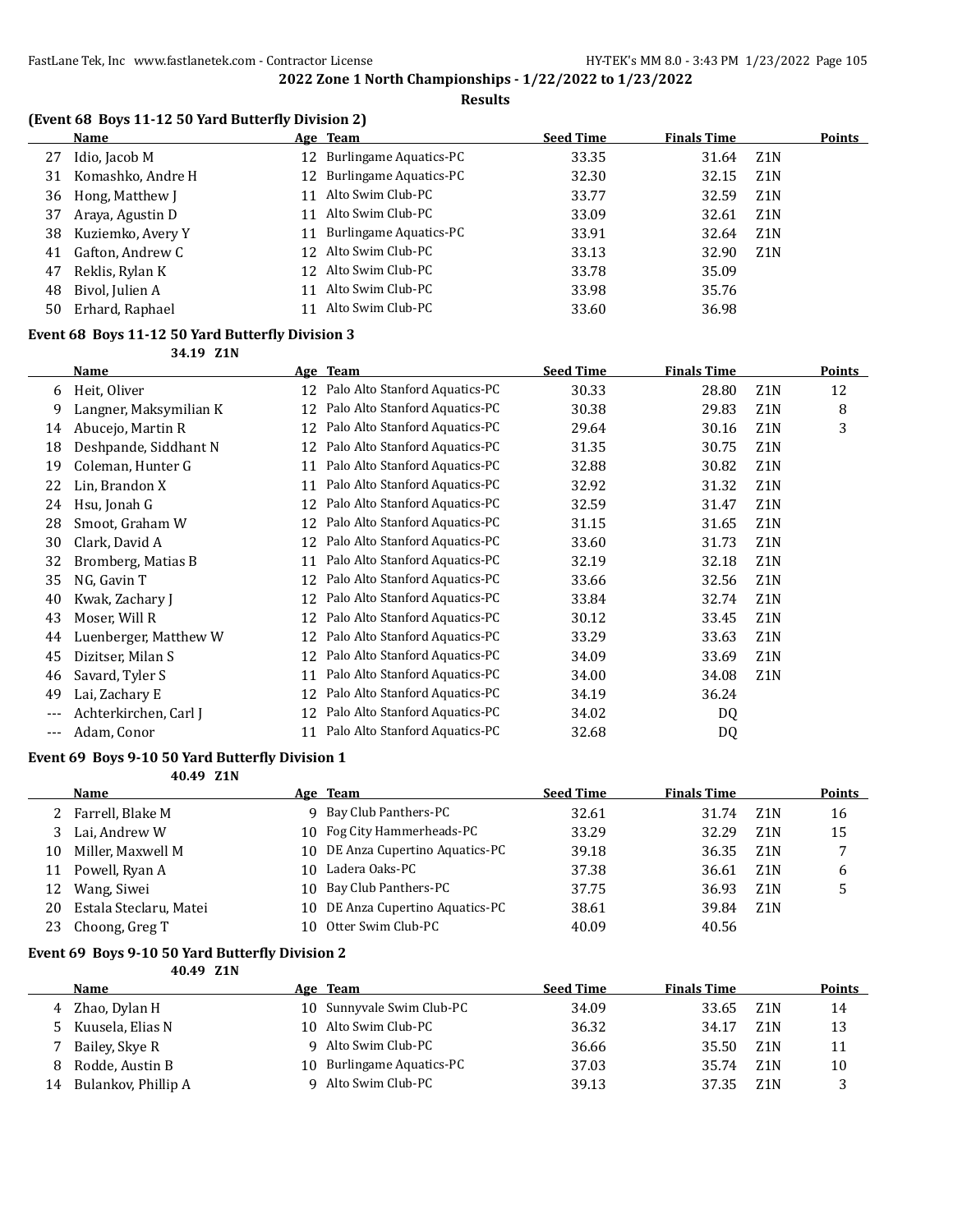**2022 Zone 1 North Championships - 1/22/2022 to 1/23/2022**

**Results**

### (Event 68 Boys 11-12 50 Yard Butterfly Division 2)

| | Name | Age | Team | Seed Time | Finals Time | | Points |
|---|---|---|---|---|---|---|---|
| 27 | Idio, Jacob M | 12 | Burlingame Aquatics-PC | 33.35 | 31.64 | Z1N | |
| 31 | Komashko, Andre H | 12 | Burlingame Aquatics-PC | 32.30 | 32.15 | Z1N | |
| 36 | Hong, Matthew J | 11 | Alto Swim Club-PC | 33.77 | 32.59 | Z1N | |
| 37 | Araya, Agustin D | 11 | Alto Swim Club-PC | 33.09 | 32.61 | Z1N | |
| 38 | Kuziemko, Avery Y | 11 | Burlingame Aquatics-PC | 33.91 | 32.64 | Z1N | |
| 41 | Gafton, Andrew C | 12 | Alto Swim Club-PC | 33.13 | 32.90 | Z1N | |
| 47 | Reklis, Rylan K | 12 | Alto Swim Club-PC | 33.78 | 35.09 | | |
| 48 | Bivol, Julien A | 11 | Alto Swim Club-PC | 33.98 | 35.76 | | |
| 50 | Erhard, Raphael | 11 | Alto Swim Club-PC | 33.60 | 36.98 | | |

### Event 68 Boys 11-12 50 Yard Butterfly Division 3

34.19 Z1N

| | Name | Age | Team | Seed Time | Finals Time | | Points |
|---|---|---|---|---|---|---|---|
| 6 | Heit, Oliver | 12 | Palo Alto Stanford Aquatics-PC | 30.33 | 28.80 | Z1N | 12 |
| 9 | Langner, Maksymilian K | 12 | Palo Alto Stanford Aquatics-PC | 30.38 | 29.83 | Z1N | 8 |
| 14 | Abucejo, Martin R | 12 | Palo Alto Stanford Aquatics-PC | 29.64 | 30.16 | Z1N | 3 |
| 18 | Deshpande, Siddhant N | 12 | Palo Alto Stanford Aquatics-PC | 31.35 | 30.75 | Z1N | |
| 19 | Coleman, Hunter G | 11 | Palo Alto Stanford Aquatics-PC | 32.88 | 30.82 | Z1N | |
| 22 | Lin, Brandon X | 11 | Palo Alto Stanford Aquatics-PC | 32.92 | 31.32 | Z1N | |
| 24 | Hsu, Jonah G | 12 | Palo Alto Stanford Aquatics-PC | 32.59 | 31.47 | Z1N | |
| 28 | Smoot, Graham W | 12 | Palo Alto Stanford Aquatics-PC | 31.15 | 31.65 | Z1N | |
| 30 | Clark, David A | 12 | Palo Alto Stanford Aquatics-PC | 33.60 | 31.73 | Z1N | |
| 32 | Bromberg, Matias B | 11 | Palo Alto Stanford Aquatics-PC | 32.19 | 32.18 | Z1N | |
| 35 | NG, Gavin T | 12 | Palo Alto Stanford Aquatics-PC | 33.66 | 32.56 | Z1N | |
| 40 | Kwak, Zachary J | 12 | Palo Alto Stanford Aquatics-PC | 33.84 | 32.74 | Z1N | |
| 43 | Moser, Will R | 12 | Palo Alto Stanford Aquatics-PC | 30.12 | 33.45 | Z1N | |
| 44 | Luenberger, Matthew W | 12 | Palo Alto Stanford Aquatics-PC | 33.29 | 33.63 | Z1N | |
| 45 | Dizitser, Milan S | 12 | Palo Alto Stanford Aquatics-PC | 34.09 | 33.69 | Z1N | |
| 46 | Savard, Tyler S | 11 | Palo Alto Stanford Aquatics-PC | 34.00 | 34.08 | Z1N | |
| 49 | Lai, Zachary E | 12 | Palo Alto Stanford Aquatics-PC | 34.19 | 36.24 | | |
| --- | Achterkirchen, Carl J | 12 | Palo Alto Stanford Aquatics-PC | 34.02 | DQ | | |
| --- | Adam, Conor | 11 | Palo Alto Stanford Aquatics-PC | 32.68 | DQ | | |

### Event 69 Boys 9-10 50 Yard Butterfly Division 1

40.49 Z1N

| | Name | Age | Team | Seed Time | Finals Time | | Points |
|---|---|---|---|---|---|---|---|
| 2 | Farrell, Blake M | 9 | Bay Club Panthers-PC | 32.61 | 31.74 | Z1N | 16 |
| 3 | Lai, Andrew W | 10 | Fog City Hammerheads-PC | 33.29 | 32.29 | Z1N | 15 |
| 10 | Miller, Maxwell M | 10 | DE Anza Cupertino Aquatics-PC | 39.18 | 36.35 | Z1N | 7 |
| 11 | Powell, Ryan A | 10 | Ladera Oaks-PC | 37.38 | 36.61 | Z1N | 6 |
| 12 | Wang, Siwei | 10 | Bay Club Panthers-PC | 37.75 | 36.93 | Z1N | 5 |
| 20 | Estala Steclaru, Matei | 10 | DE Anza Cupertino Aquatics-PC | 38.61 | 39.84 | Z1N | |
| 23 | Choong, Greg T | 10 | Otter Swim Club-PC | 40.09 | 40.56 | | |

### Event 69 Boys 9-10 50 Yard Butterfly Division 2

40.49 Z1N

| | Name | Age | Team | Seed Time | Finals Time | | Points |
|---|---|---|---|---|---|---|---|
| 4 | Zhao, Dylan H | 10 | Sunnyvale Swim Club-PC | 34.09 | 33.65 | Z1N | 14 |
| 5 | Kuusela, Elias N | 10 | Alto Swim Club-PC | 36.32 | 34.17 | Z1N | 13 |
| 7 | Bailey, Skye R | 9 | Alto Swim Club-PC | 36.66 | 35.50 | Z1N | 11 |
| 8 | Rodde, Austin B | 10 | Burlingame Aquatics-PC | 37.03 | 35.74 | Z1N | 10 |
| 14 | Bulankov, Phillip A | 9 | Alto Swim Club-PC | 39.13 | 37.35 | Z1N | 3 |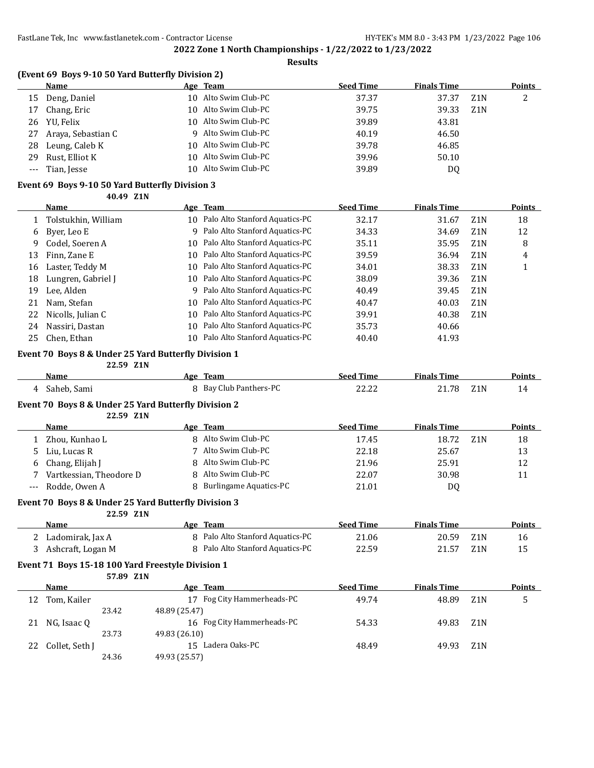## 2022 Zone 1 North Championships - 1/22/2022 to 1/23/2022

**Results**

### (Event 69 Boys 9-10 50 Yard Butterfly Division 2)

| | Name | Age | Team | Seed Time | Finals Time | | Points |
|---|---|---|---|---|---|---|---|
| 15 | Deng, Daniel | 10 | Alto Swim Club-PC | 37.37 | 37.37 | Z1N | 2 |
| 17 | Chang, Eric | 10 | Alto Swim Club-PC | 39.75 | 39.33 | Z1N | |
| 26 | YU, Felix | 10 | Alto Swim Club-PC | 39.89 | 43.81 | | |
| 27 | Araya, Sebastian C | 9 | Alto Swim Club-PC | 40.19 | 46.50 | | |
| 28 | Leung, Caleb K | 10 | Alto Swim Club-PC | 39.78 | 46.85 | | |
| 29 | Rust, Elliot K | 10 | Alto Swim Club-PC | 39.96 | 50.10 | | |
| --- | Tian, Jesse | 10 | Alto Swim Club-PC | 39.89 | DQ | | |

### Event 69 Boys 9-10 50 Yard Butterfly Division 3

40.49 Z1N

| | Name | Age | Team | Seed Time | Finals Time | | Points |
|---|---|---|---|---|---|---|---|
| 1 | Tolstukhin, William | 10 | Palo Alto Stanford Aquatics-PC | 32.17 | 31.67 | Z1N | 18 |
| 6 | Byer, Leo E | 9 | Palo Alto Stanford Aquatics-PC | 34.33 | 34.69 | Z1N | 12 |
| 9 | Codel, Soeren A | 10 | Palo Alto Stanford Aquatics-PC | 35.11 | 35.95 | Z1N | 8 |
| 13 | Finn, Zane E | 10 | Palo Alto Stanford Aquatics-PC | 39.59 | 36.94 | Z1N | 4 |
| 16 | Laster, Teddy M | 10 | Palo Alto Stanford Aquatics-PC | 34.01 | 38.33 | Z1N | 1 |
| 18 | Lungren, Gabriel J | 10 | Palo Alto Stanford Aquatics-PC | 38.09 | 39.36 | Z1N | |
| 19 | Lee, Alden | 9 | Palo Alto Stanford Aquatics-PC | 40.49 | 39.45 | Z1N | |
| 21 | Nam, Stefan | 10 | Palo Alto Stanford Aquatics-PC | 40.47 | 40.03 | Z1N | |
| 22 | Nicolls, Julian C | 10 | Palo Alto Stanford Aquatics-PC | 39.91 | 40.38 | Z1N | |
| 24 | Nassiri, Dastan | 10 | Palo Alto Stanford Aquatics-PC | 35.73 | 40.66 | | |
| 25 | Chen, Ethan | 10 | Palo Alto Stanford Aquatics-PC | 40.40 | 41.93 | | |

### Event 70 Boys 8 & Under 25 Yard Butterfly Division 1

22.59 Z1N

| | Name | Age | Team | Seed Time | Finals Time | | Points |
|---|---|---|---|---|---|---|---|
| 4 | Saheb, Sami | 8 | Bay Club Panthers-PC | 22.22 | 21.78 | Z1N | 14 |

### Event 70 Boys 8 & Under 25 Yard Butterfly Division 2

22.59 Z1N

| | Name | Age | Team | Seed Time | Finals Time | | Points |
|---|---|---|---|---|---|---|---|
| 1 | Zhou, Kunhao L | 8 | Alto Swim Club-PC | 17.45 | 18.72 | Z1N | 18 |
| 5 | Liu, Lucas R | 7 | Alto Swim Club-PC | 22.18 | 25.67 | | 13 |
| 6 | Chang, Elijah J | 8 | Alto Swim Club-PC | 21.96 | 25.91 | | 12 |
| 7 | Vartkessian, Theodore D | 8 | Alto Swim Club-PC | 22.07 | 30.98 | | 11 |
| --- | Rodde, Owen A | 8 | Burlingame Aquatics-PC | 21.01 | DQ | | |

### Event 70 Boys 8 & Under 25 Yard Butterfly Division 3

22.59 Z1N

| | Name | Age | Team | Seed Time | Finals Time | | Points |
|---|---|---|---|---|---|---|---|
| 2 | Ladomirak, Jax A | 8 | Palo Alto Stanford Aquatics-PC | 21.06 | 20.59 | Z1N | 16 |
| 3 | Ashcraft, Logan M | 8 | Palo Alto Stanford Aquatics-PC | 22.59 | 21.57 | Z1N | 15 |

### Event 71 Boys 15-18 100 Yard Freestyle Division 1

57.89 Z1N

| | Name | Age | Team | Seed Time | Finals Time | | Points |
|---|---|---|---|---|---|---|---|
| 12 | Tom, Kailer | 17 | Fog City Hammerheads-PC | 49.74 | 48.89 | Z1N | 5 |
| | 23.42 | 48.89 (25.47) | | | | | |
| 21 | NG, Isaac Q | 16 | Fog City Hammerheads-PC | 54.33 | 49.83 | Z1N | |
| | 23.73 | 49.83 (26.10) | | | | | |
| 22 | Collet, Seth J | 15 | Ladera Oaks-PC | 48.49 | 49.93 | Z1N | |
| | 24.36 | 49.93 (25.57) | | | | | |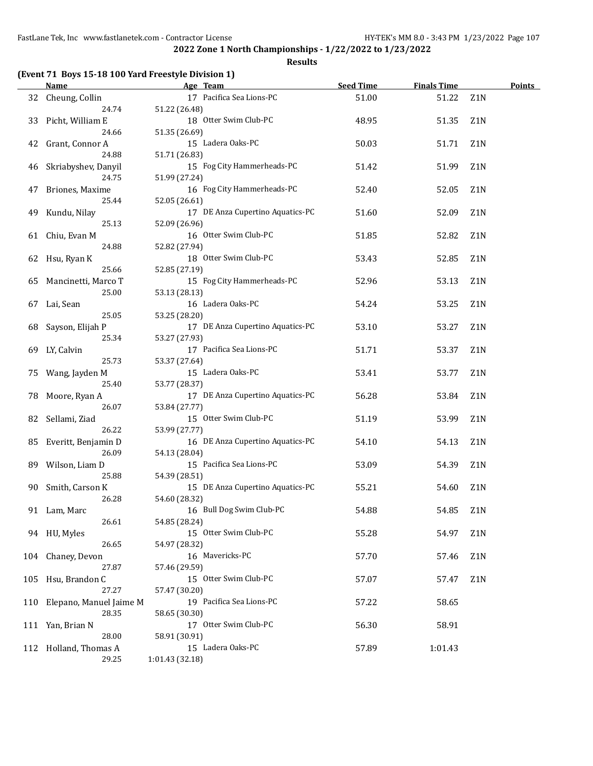## 2022 Zone 1 North Championships - 1/22/2022 to 1/23/2022

### Results

**(Event 71 Boys 15-18 100 Yard Freestyle Division 1)**

| | Name | Age | Team | Seed Time | Finals Time | | Points |
|---|---|---|---|---|---|---|---|
| 32 | Cheung, Collin | 17 | Pacifica Sea Lions-PC | 51.00 | 51.22 | Z1N | |
| | 24.74 | 51.22 (26.48) | | | | | |
| 33 | Picht, William E | 18 | Otter Swim Club-PC | 48.95 | 51.35 | Z1N | |
| | 24.66 | 51.35 (26.69) | | | | | |
| 42 | Grant, Connor A | 15 | Ladera Oaks-PC | 50.03 | 51.71 | Z1N | |
| | 24.88 | 51.71 (26.83) | | | | | |
| 46 | Skriabyshev, Danyil | 15 | Fog City Hammerheads-PC | 51.42 | 51.99 | Z1N | |
| | 24.75 | 51.99 (27.24) | | | | | |
| 47 | Briones, Maxime | 16 | Fog City Hammerheads-PC | 52.40 | 52.05 | Z1N | |
| | 25.44 | 52.05 (26.61) | | | | | |
| 49 | Kundu, Nilay | 17 | DE Anza Cupertino Aquatics-PC | 51.60 | 52.09 | Z1N | |
| | 25.13 | 52.09 (26.96) | | | | | |
| 61 | Chiu, Evan M | 16 | Otter Swim Club-PC | 51.85 | 52.82 | Z1N | |
| | 24.88 | 52.82 (27.94) | | | | | |
| 62 | Hsu, Ryan K | 18 | Otter Swim Club-PC | 53.43 | 52.85 | Z1N | |
| | 25.66 | 52.85 (27.19) | | | | | |
| 65 | Mancinetti, Marco T | 15 | Fog City Hammerheads-PC | 52.96 | 53.13 | Z1N | |
| | 25.00 | 53.13 (28.13) | | | | | |
| 67 | Lai, Sean | 16 | Ladera Oaks-PC | 54.24 | 53.25 | Z1N | |
| | 25.05 | 53.25 (28.20) | | | | | |
| 68 | Sayson, Elijah P | 17 | DE Anza Cupertino Aquatics-PC | 53.10 | 53.27 | Z1N | |
| | 25.34 | 53.27 (27.93) | | | | | |
| 69 | LY, Calvin | 17 | Pacifica Sea Lions-PC | 51.71 | 53.37 | Z1N | |
| | 25.73 | 53.37 (27.64) | | | | | |
| 75 | Wang, Jayden M | 15 | Ladera Oaks-PC | 53.41 | 53.77 | Z1N | |
| | 25.40 | 53.77 (28.37) | | | | | |
| 78 | Moore, Ryan A | 17 | DE Anza Cupertino Aquatics-PC | 56.28 | 53.84 | Z1N | |
| | 26.07 | 53.84 (27.77) | | | | | |
| 82 | Sellami, Ziad | 15 | Otter Swim Club-PC | 51.19 | 53.99 | Z1N | |
| | 26.22 | 53.99 (27.77) | | | | | |
| 85 | Everitt, Benjamin D | 16 | DE Anza Cupertino Aquatics-PC | 54.10 | 54.13 | Z1N | |
| | 26.09 | 54.13 (28.04) | | | | | |
| 89 | Wilson, Liam D | 15 | Pacifica Sea Lions-PC | 53.09 | 54.39 | Z1N | |
| | 25.88 | 54.39 (28.51) | | | | | |
| 90 | Smith, Carson K | 15 | DE Anza Cupertino Aquatics-PC | 55.21 | 54.60 | Z1N | |
| | 26.28 | 54.60 (28.32) | | | | | |
| 91 | Lam, Marc | 16 | Bull Dog Swim Club-PC | 54.88 | 54.85 | Z1N | |
| | 26.61 | 54.85 (28.24) | | | | | |
| 94 | HU, Myles | 15 | Otter Swim Club-PC | 55.28 | 54.97 | Z1N | |
| | 26.65 | 54.97 (28.32) | | | | | |
| 104 | Chaney, Devon | 16 | Mavericks-PC | 57.70 | 57.46 | Z1N | |
| | 27.87 | 57.46 (29.59) | | | | | |
| 105 | Hsu, Brandon C | 15 | Otter Swim Club-PC | 57.07 | 57.47 | Z1N | |
| | 27.27 | 57.47 (30.20) | | | | | |
| 110 | Elepano, Manuel Jaime M | 19 | Pacifica Sea Lions-PC | 57.22 | 58.65 | | |
| | 28.35 | 58.65 (30.30) | | | | | |
| 111 | Yan, Brian N | 17 | Otter Swim Club-PC | 56.30 | 58.91 | | |
| | 28.00 | 58.91 (30.91) | | | | | |
| 112 | Holland, Thomas A | 15 | Ladera Oaks-PC | 57.89 | 1:01.43 | | |
| | 29.25 | 1:01.43 (32.18) | | | | | |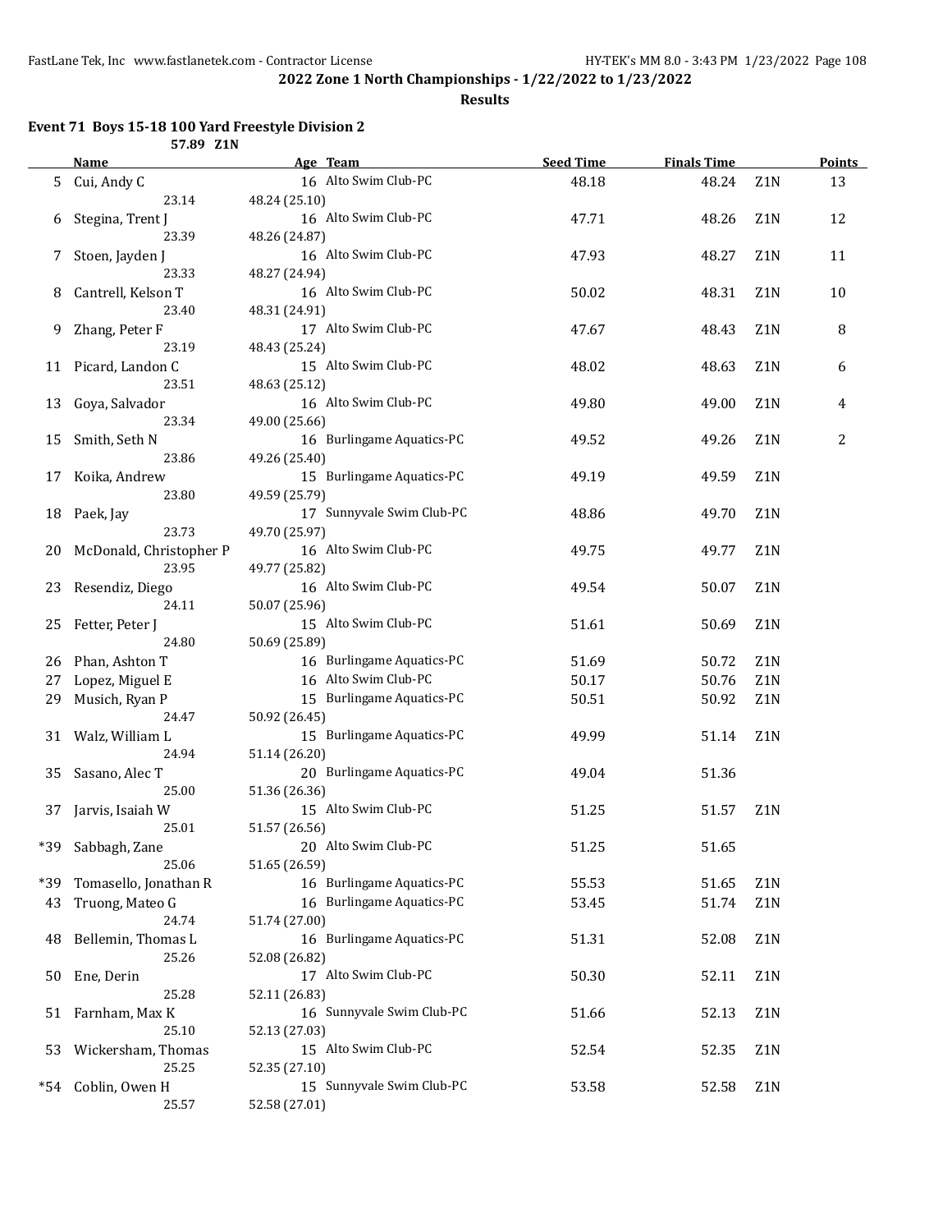**2022 Zone 1 North Championships - 1/22/2022 to 1/23/2022**

**Results**

### Event 71 Boys 15-18 100 Yard Freestyle Division 2

57.89 Z1N

| | Name | Age | Team | Seed Time | Finals Time | | Points |
|---|---|---|---|---|---|---|---|
| 5 | Cui, Andy C | 16 | Alto Swim Club-PC | 48.18 | 48.24 | Z1N | 13 |
| | 23.14 | 48.24 (25.10) | | | | | |
| 6 | Stegina, Trent J | 16 | Alto Swim Club-PC | 47.71 | 48.26 | Z1N | 12 |
| | 23.39 | 48.26 (24.87) | | | | | |
| 7 | Stoen, Jayden J | 16 | Alto Swim Club-PC | 47.93 | 48.27 | Z1N | 11 |
| | 23.33 | 48.27 (24.94) | | | | | |
| 8 | Cantrell, Kelson T | 16 | Alto Swim Club-PC | 50.02 | 48.31 | Z1N | 10 |
| | 23.40 | 48.31 (24.91) | | | | | |
| 9 | Zhang, Peter F | 17 | Alto Swim Club-PC | 47.67 | 48.43 | Z1N | 8 |
| | 23.19 | 48.43 (25.24) | | | | | |
| 11 | Picard, Landon C | 15 | Alto Swim Club-PC | 48.02 | 48.63 | Z1N | 6 |
| | 23.51 | 48.63 (25.12) | | | | | |
| 13 | Goya, Salvador | 16 | Alto Swim Club-PC | 49.80 | 49.00 | Z1N | 4 |
| | 23.34 | 49.00 (25.66) | | | | | |
| 15 | Smith, Seth N | 16 | Burlingame Aquatics-PC | 49.52 | 49.26 | Z1N | 2 |
| | 23.86 | 49.26 (25.40) | | | | | |
| 17 | Koika, Andrew | 15 | Burlingame Aquatics-PC | 49.19 | 49.59 | Z1N | |
| | 23.80 | 49.59 (25.79) | | | | | |
| 18 | Paek, Jay | 17 | Sunnyvale Swim Club-PC | 48.86 | 49.70 | Z1N | |
| | 23.73 | 49.70 (25.97) | | | | | |
| 20 | McDonald, Christopher P | 16 | Alto Swim Club-PC | 49.75 | 49.77 | Z1N | |
| | 23.95 | 49.77 (25.82) | | | | | |
| 23 | Resendiz, Diego | 16 | Alto Swim Club-PC | 49.54 | 50.07 | Z1N | |
| | 24.11 | 50.07 (25.96) | | | | | |
| 25 | Fetter, Peter J | 15 | Alto Swim Club-PC | 51.61 | 50.69 | Z1N | |
| | 24.80 | 50.69 (25.89) | | | | | |
| 26 | Phan, Ashton T | 16 | Burlingame Aquatics-PC | 51.69 | 50.72 | Z1N | |
| 27 | Lopez, Miguel E | 16 | Alto Swim Club-PC | 50.17 | 50.76 | Z1N | |
| 29 | Musich, Ryan P | 15 | Burlingame Aquatics-PC | 50.51 | 50.92 | Z1N | |
| | 24.47 | 50.92 (26.45) | | | | | |
| 31 | Walz, William L | 15 | Burlingame Aquatics-PC | 49.99 | 51.14 | Z1N | |
| | 24.94 | 51.14 (26.20) | | | | | |
| 35 | Sasano, Alec T | 20 | Burlingame Aquatics-PC | 49.04 | 51.36 | | |
| | 25.00 | 51.36 (26.36) | | | | | |
| 37 | Jarvis, Isaiah W | 15 | Alto Swim Club-PC | 51.25 | 51.57 | Z1N | |
| | 25.01 | 51.57 (26.56) | | | | | |
| *39 | Sabbagh, Zane | 20 | Alto Swim Club-PC | 51.25 | 51.65 | | |
| | 25.06 | 51.65 (26.59) | | | | | |
| *39 | Tomasello, Jonathan R | 16 | Burlingame Aquatics-PC | 55.53 | 51.65 | Z1N | |
| 43 | Truong, Mateo G | 16 | Burlingame Aquatics-PC | 53.45 | 51.74 | Z1N | |
| | 24.74 | 51.74 (27.00) | | | | | |
| 48 | Bellemin, Thomas L | 16 | Burlingame Aquatics-PC | 51.31 | 52.08 | Z1N | |
| | 25.26 | 52.08 (26.82) | | | | | |
| 50 | Ene, Derin | 17 | Alto Swim Club-PC | 50.30 | 52.11 | Z1N | |
| | 25.28 | 52.11 (26.83) | | | | | |
| 51 | Farnham, Max K | 16 | Sunnyvale Swim Club-PC | 51.66 | 52.13 | Z1N | |
| | 25.10 | 52.13 (27.03) | | | | | |
| 53 | Wickersham, Thomas | 15 | Alto Swim Club-PC | 52.54 | 52.35 | Z1N | |
| | 25.25 | 52.35 (27.10) | | | | | |
| *54 | Coblin, Owen H | 15 | Sunnyvale Swim Club-PC | 53.58 | 52.58 | Z1N | |
| | 25.57 | 52.58 (27.01) | | | | | |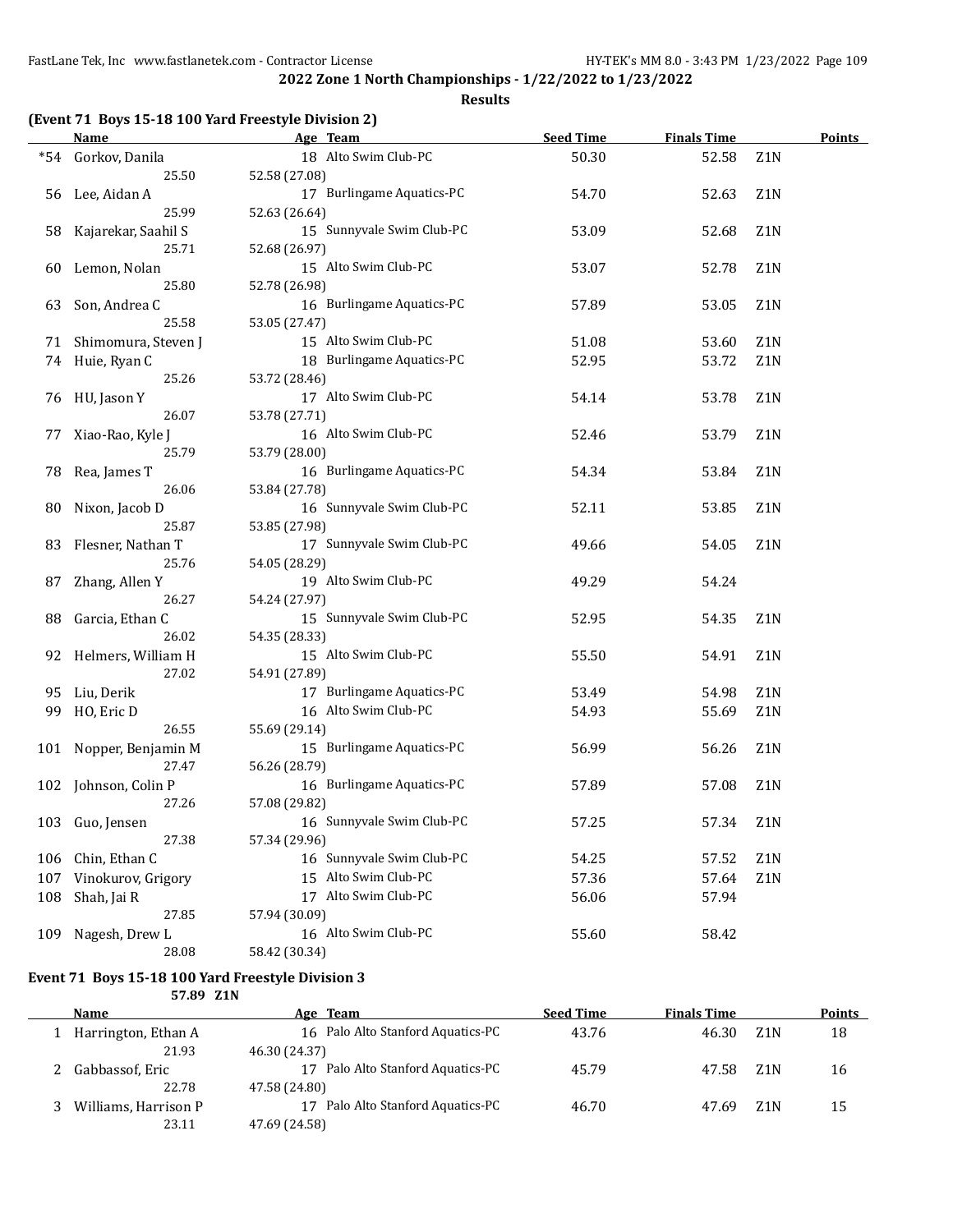**2022 Zone 1 North Championships - 1/22/2022 to 1/23/2022**

**Results**

### (Event 71 Boys 15-18 100 Yard Freestyle Division 2)

| | Name | Age | Team | Seed Time | Finals Time | | Points |
|---|---|---|---|---|---|---|---|
| *54 | Gorkov, Danila | 18 | Alto Swim Club-PC | 50.30 | 52.58 | Z1N | |
| | 25.50 | 52.58 (27.08) | | | | | |
| 56 | Lee, Aidan A | 17 | Burlingame Aquatics-PC | 54.70 | 52.63 | Z1N | |
| | 25.99 | 52.63 (26.64) | | | | | |
| 58 | Kajarekar, Saahil S | 15 | Sunnyvale Swim Club-PC | 53.09 | 52.68 | Z1N | |
| | 25.71 | 52.68 (26.97) | | | | | |
| 60 | Lemon, Nolan | 15 | Alto Swim Club-PC | 53.07 | 52.78 | Z1N | |
| | 25.80 | 52.78 (26.98) | | | | | |
| 63 | Son, Andrea C | 16 | Burlingame Aquatics-PC | 57.89 | 53.05 | Z1N | |
| | 25.58 | 53.05 (27.47) | | | | | |
| 71 | Shimomura, Steven J | 15 | Alto Swim Club-PC | 51.08 | 53.60 | Z1N | |
| 74 | Huie, Ryan C | 18 | Burlingame Aquatics-PC | 52.95 | 53.72 | Z1N | |
| | 25.26 | 53.72 (28.46) | | | | | |
| 76 | HU, Jason Y | 17 | Alto Swim Club-PC | 54.14 | 53.78 | Z1N | |
| | 26.07 | 53.78 (27.71) | | | | | |
| 77 | Xiao-Rao, Kyle J | 16 | Alto Swim Club-PC | 52.46 | 53.79 | Z1N | |
| | 25.79 | 53.79 (28.00) | | | | | |
| 78 | Rea, James T | 16 | Burlingame Aquatics-PC | 54.34 | 53.84 | Z1N | |
| | 26.06 | 53.84 (27.78) | | | | | |
| 80 | Nixon, Jacob D | 16 | Sunnyvale Swim Club-PC | 52.11 | 53.85 | Z1N | |
| | 25.87 | 53.85 (27.98) | | | | | |
| 83 | Flesner, Nathan T | 17 | Sunnyvale Swim Club-PC | 49.66 | 54.05 | Z1N | |
| | 25.76 | 54.05 (28.29) | | | | | |
| 87 | Zhang, Allen Y | 19 | Alto Swim Club-PC | 49.29 | 54.24 | | |
| | 26.27 | 54.24 (27.97) | | | | | |
| 88 | Garcia, Ethan C | 15 | Sunnyvale Swim Club-PC | 52.95 | 54.35 | Z1N | |
| | 26.02 | 54.35 (28.33) | | | | | |
| 92 | Helmers, William H | 15 | Alto Swim Club-PC | 55.50 | 54.91 | Z1N | |
| | 27.02 | 54.91 (27.89) | | | | | |
| 95 | Liu, Derik | 17 | Burlingame Aquatics-PC | 53.49 | 54.98 | Z1N | |
| 99 | HO, Eric D | 16 | Alto Swim Club-PC | 54.93 | 55.69 | Z1N | |
| | 26.55 | 55.69 (29.14) | | | | | |
| 101 | Nopper, Benjamin M | 15 | Burlingame Aquatics-PC | 56.99 | 56.26 | Z1N | |
| | 27.47 | 56.26 (28.79) | | | | | |
| 102 | Johnson, Colin P | 16 | Burlingame Aquatics-PC | 57.89 | 57.08 | Z1N | |
| | 27.26 | 57.08 (29.82) | | | | | |
| 103 | Guo, Jensen | 16 | Sunnyvale Swim Club-PC | 57.25 | 57.34 | Z1N | |
| | 27.38 | 57.34 (29.96) | | | | | |
| 106 | Chin, Ethan C | 16 | Sunnyvale Swim Club-PC | 54.25 | 57.52 | Z1N | |
| 107 | Vinokurov, Grigory | 15 | Alto Swim Club-PC | 57.36 | 57.64 | Z1N | |
| 108 | Shah, Jai R | 17 | Alto Swim Club-PC | 56.06 | 57.94 | | |
| | 27.85 | 57.94 (30.09) | | | | | |
| 109 | Nagesh, Drew L | 16 | Alto Swim Club-PC | 55.60 | 58.42 | | |
| | 28.08 | 58.42 (30.34) | | | | | |

### Event 71 Boys 15-18 100 Yard Freestyle Division 3

57.89 Z1N

| | Name | Age | Team | Seed Time | Finals Time | | Points |
|---|---|---|---|---|---|---|---|
| 1 | Harrington, Ethan A | 16 | Palo Alto Stanford Aquatics-PC | 43.76 | 46.30 | Z1N | 18 |
| | 21.93 | 46.30 (24.37) | | | | | |
| 2 | Gabbassof, Eric | 17 | Palo Alto Stanford Aquatics-PC | 45.79 | 47.58 | Z1N | 16 |
| | 22.78 | 47.58 (24.80) | | | | | |
| 3 | Williams, Harrison P | 17 | Palo Alto Stanford Aquatics-PC | 46.70 | 47.69 | Z1N | 15 |
| | 23.11 | 47.69 (24.58) | | | | | |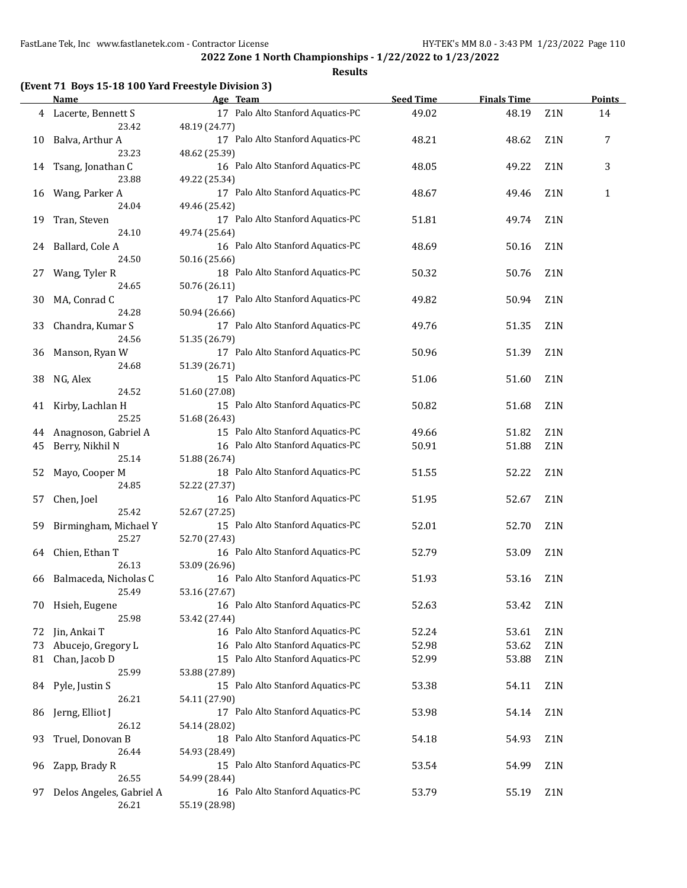## 2022 Zone 1 North Championships - 1/22/2022 to 1/23/2022

### Results

**(Event 71 Boys 15-18 100 Yard Freestyle Division 3)**

| | Name | Age | Team | Seed Time | Finals Time | | Points |
|---|---|---|---|---|---|---|---|
| 4 | Lacerte, Bennett S | 17 | Palo Alto Stanford Aquatics-PC | 49.02 | 48.19 | Z1N | 14 |
| | 23.42 | 48.19 (24.77) | | | | | |
| 10 | Balva, Arthur A | 17 | Palo Alto Stanford Aquatics-PC | 48.21 | 48.62 | Z1N | 7 |
| | 23.23 | 48.62 (25.39) | | | | | |
| 14 | Tsang, Jonathan C | 16 | Palo Alto Stanford Aquatics-PC | 48.05 | 49.22 | Z1N | 3 |
| | 23.88 | 49.22 (25.34) | | | | | |
| 16 | Wang, Parker A | 17 | Palo Alto Stanford Aquatics-PC | 48.67 | 49.46 | Z1N | 1 |
| | 24.04 | 49.46 (25.42) | | | | | |
| 19 | Tran, Steven | 17 | Palo Alto Stanford Aquatics-PC | 51.81 | 49.74 | Z1N | |
| | 24.10 | 49.74 (25.64) | | | | | |
| 24 | Ballard, Cole A | 16 | Palo Alto Stanford Aquatics-PC | 48.69 | 50.16 | Z1N | |
| | 24.50 | 50.16 (25.66) | | | | | |
| 27 | Wang, Tyler R | 18 | Palo Alto Stanford Aquatics-PC | 50.32 | 50.76 | Z1N | |
| | 24.65 | 50.76 (26.11) | | | | | |
| 30 | MA, Conrad C | 17 | Palo Alto Stanford Aquatics-PC | 49.82 | 50.94 | Z1N | |
| | 24.28 | 50.94 (26.66) | | | | | |
| 33 | Chandra, Kumar S | 17 | Palo Alto Stanford Aquatics-PC | 49.76 | 51.35 | Z1N | |
| | 24.56 | 51.35 (26.79) | | | | | |
| 36 | Manson, Ryan W | 17 | Palo Alto Stanford Aquatics-PC | 50.96 | 51.39 | Z1N | |
| | 24.68 | 51.39 (26.71) | | | | | |
| 38 | NG, Alex | 15 | Palo Alto Stanford Aquatics-PC | 51.06 | 51.60 | Z1N | |
| | 24.52 | 51.60 (27.08) | | | | | |
| 41 | Kirby, Lachlan H | 15 | Palo Alto Stanford Aquatics-PC | 50.82 | 51.68 | Z1N | |
| | 25.25 | 51.68 (26.43) | | | | | |
| 44 | Anagnoson, Gabriel A | 15 | Palo Alto Stanford Aquatics-PC | 49.66 | 51.82 | Z1N | |
| 45 | Berry, Nikhil N | 16 | Palo Alto Stanford Aquatics-PC | 50.91 | 51.88 | Z1N | |
| | 25.14 | 51.88 (26.74) | | | | | |
| 52 | Mayo, Cooper M | 18 | Palo Alto Stanford Aquatics-PC | 51.55 | 52.22 | Z1N | |
| | 24.85 | 52.22 (27.37) | | | | | |
| 57 | Chen, Joel | 16 | Palo Alto Stanford Aquatics-PC | 51.95 | 52.67 | Z1N | |
| | 25.42 | 52.67 (27.25) | | | | | |
| 59 | Birmingham, Michael Y | 15 | Palo Alto Stanford Aquatics-PC | 52.01 | 52.70 | Z1N | |
| | 25.27 | 52.70 (27.43) | | | | | |
| 64 | Chien, Ethan T | 16 | Palo Alto Stanford Aquatics-PC | 52.79 | 53.09 | Z1N | |
| | 26.13 | 53.09 (26.96) | | | | | |
| 66 | Balmaceda, Nicholas C | 16 | Palo Alto Stanford Aquatics-PC | 51.93 | 53.16 | Z1N | |
| | 25.49 | 53.16 (27.67) | | | | | |
| 70 | Hsieh, Eugene | 16 | Palo Alto Stanford Aquatics-PC | 52.63 | 53.42 | Z1N | |
| | 25.98 | 53.42 (27.44) | | | | | |
| 72 | Jin, Ankai T | 16 | Palo Alto Stanford Aquatics-PC | 52.24 | 53.61 | Z1N | |
| 73 | Abucejo, Gregory L | 16 | Palo Alto Stanford Aquatics-PC | 52.98 | 53.62 | Z1N | |
| 81 | Chan, Jacob D | 15 | Palo Alto Stanford Aquatics-PC | 52.99 | 53.88 | Z1N | |
| | 25.99 | 53.88 (27.89) | | | | | |
| 84 | Pyle, Justin S | 15 | Palo Alto Stanford Aquatics-PC | 53.38 | 54.11 | Z1N | |
| | 26.21 | 54.11 (27.90) | | | | | |
| 86 | Jerng, Elliot J | 17 | Palo Alto Stanford Aquatics-PC | 53.98 | 54.14 | Z1N | |
| | 26.12 | 54.14 (28.02) | | | | | |
| 93 | Truel, Donovan B | 18 | Palo Alto Stanford Aquatics-PC | 54.18 | 54.93 | Z1N | |
| | 26.44 | 54.93 (28.49) | | | | | |
| 96 | Zapp, Brady R | 15 | Palo Alto Stanford Aquatics-PC | 53.54 | 54.99 | Z1N | |
| | 26.55 | 54.99 (28.44) | | | | | |
| 97 | Delos Angeles, Gabriel A | 16 | Palo Alto Stanford Aquatics-PC | 53.79 | 55.19 | Z1N | |
| | 26.21 | 55.19 (28.98) | | | | | |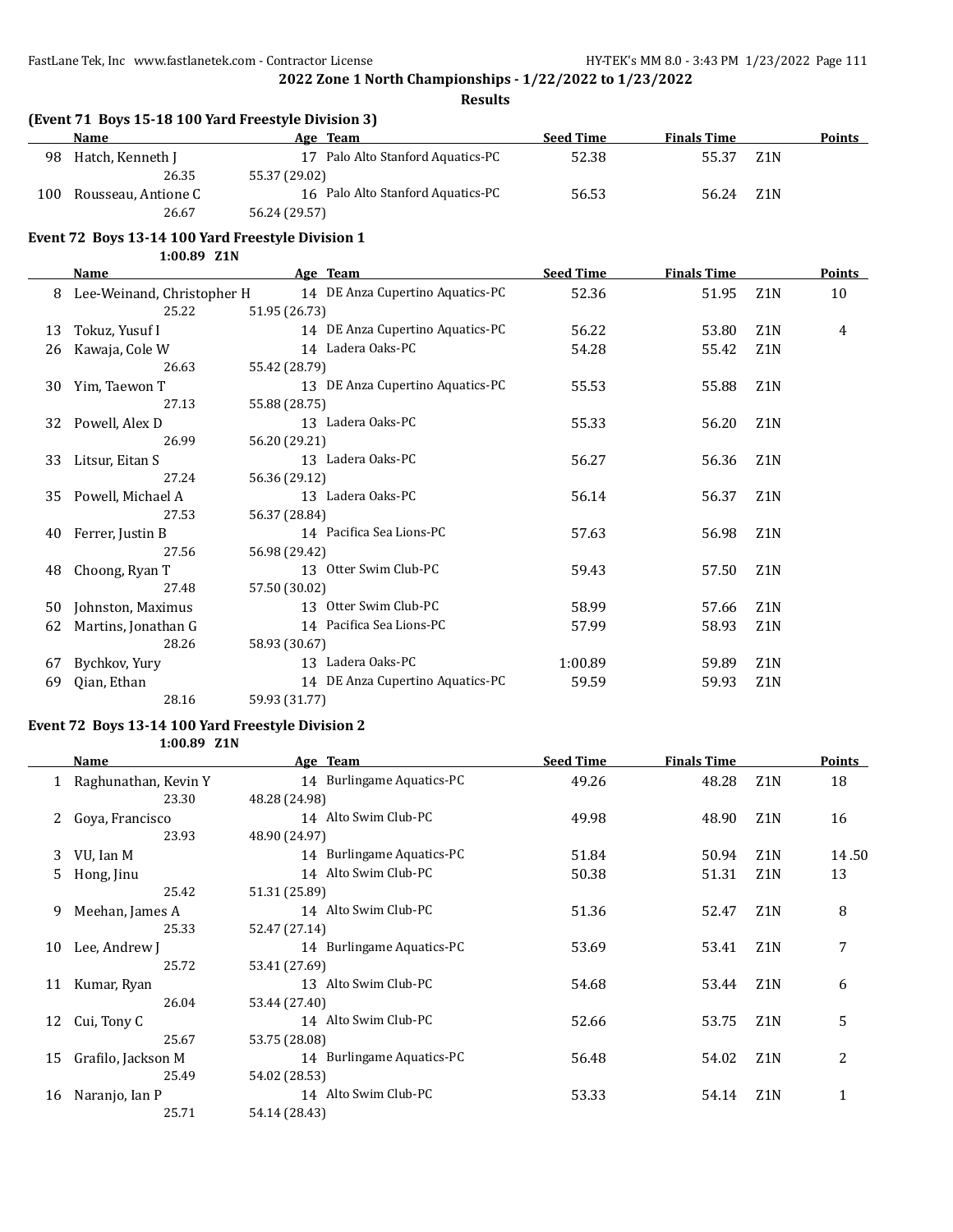**2022 Zone 1 North Championships - 1/22/2022 to 1/23/2022**

**Results**

### (Event 71 Boys 15-18 100 Yard Freestyle Division 3)

| | Name | Age | Team | Seed Time | Finals Time | | Points |
|---|---|---|---|---|---|---|---|
| 98 | Hatch, Kenneth J | 17 | Palo Alto Stanford Aquatics-PC | 52.38 | 55.37 | Z1N | |
| | 26.35 | 55.37 (29.02) | | | | | |
| 100 | Rousseau, Antione C | 16 | Palo Alto Stanford Aquatics-PC | 56.53 | 56.24 | Z1N | |
| | 26.67 | 56.24 (29.57) | | | | | |

### Event 72 Boys 13-14 100 Yard Freestyle Division 1

1:00.89 Z1N

| | Name | Age | Team | Seed Time | Finals Time | | Points |
|---|---|---|---|---|---|---|---|
| 8 | Lee-Weinand, Christopher H | 14 | DE Anza Cupertino Aquatics-PC | 52.36 | 51.95 | Z1N | 10 |
| | 25.22 | 51.95 (26.73) | | | | | |
| 13 | Tokuz, Yusuf I | 14 | DE Anza Cupertino Aquatics-PC | 56.22 | 53.80 | Z1N | 4 |
| 26 | Kawaja, Cole W | 14 | Ladera Oaks-PC | 54.28 | 55.42 | Z1N | |
| | 26.63 | 55.42 (28.79) | | | | | |
| 30 | Yim, Taewon T | 13 | DE Anza Cupertino Aquatics-PC | 55.53 | 55.88 | Z1N | |
| | 27.13 | 55.88 (28.75) | | | | | |
| 32 | Powell, Alex D | 13 | Ladera Oaks-PC | 55.33 | 56.20 | Z1N | |
| | 26.99 | 56.20 (29.21) | | | | | |
| 33 | Litsur, Eitan S | 13 | Ladera Oaks-PC | 56.27 | 56.36 | Z1N | |
| | 27.24 | 56.36 (29.12) | | | | | |
| 35 | Powell, Michael A | 13 | Ladera Oaks-PC | 56.14 | 56.37 | Z1N | |
| | 27.53 | 56.37 (28.84) | | | | | |
| 40 | Ferrer, Justin B | 14 | Pacifica Sea Lions-PC | 57.63 | 56.98 | Z1N | |
| | 27.56 | 56.98 (29.42) | | | | | |
| 48 | Choong, Ryan T | 13 | Otter Swim Club-PC | 59.43 | 57.50 | Z1N | |
| | 27.48 | 57.50 (30.02) | | | | | |
| 50 | Johnston, Maximus | 13 | Otter Swim Club-PC | 58.99 | 57.66 | Z1N | |
| 62 | Martins, Jonathan G | 14 | Pacifica Sea Lions-PC | 57.99 | 58.93 | Z1N | |
| | 28.26 | 58.93 (30.67) | | | | | |
| 67 | Bychkov, Yury | 13 | Ladera Oaks-PC | 1:00.89 | 59.89 | Z1N | |
| 69 | Qian, Ethan | 14 | DE Anza Cupertino Aquatics-PC | 59.59 | 59.93 | Z1N | |
| | 28.16 | 59.93 (31.77) | | | | | |

### Event 72 Boys 13-14 100 Yard Freestyle Division 2

1:00.89 Z1N

| | Name | Age | Team | Seed Time | Finals Time | | Points |
|---|---|---|---|---|---|---|---|
| 1 | Raghunathan, Kevin Y | 14 | Burlingame Aquatics-PC | 49.26 | 48.28 | Z1N | 18 |
| | 23.30 | 48.28 (24.98) | | | | | |
| 2 | Goya, Francisco | 14 | Alto Swim Club-PC | 49.98 | 48.90 | Z1N | 16 |
| | 23.93 | 48.90 (24.97) | | | | | |
| 3 | VU, Ian M | 14 | Burlingame Aquatics-PC | 51.84 | 50.94 | Z1N | 14.50 |
| 5 | Hong, Jinu | 14 | Alto Swim Club-PC | 50.38 | 51.31 | Z1N | 13 |
| | 25.42 | 51.31 (25.89) | | | | | |
| 9 | Meehan, James A | 14 | Alto Swim Club-PC | 51.36 | 52.47 | Z1N | 8 |
| | 25.33 | 52.47 (27.14) | | | | | |
| 10 | Lee, Andrew J | 14 | Burlingame Aquatics-PC | 53.69 | 53.41 | Z1N | 7 |
| | 25.72 | 53.41 (27.69) | | | | | |
| 11 | Kumar, Ryan | 13 | Alto Swim Club-PC | 54.68 | 53.44 | Z1N | 6 |
| | 26.04 | 53.44 (27.40) | | | | | |
| 12 | Cui, Tony C | 14 | Alto Swim Club-PC | 52.66 | 53.75 | Z1N | 5 |
| | 25.67 | 53.75 (28.08) | | | | | |
| 15 | Grafilo, Jackson M | 14 | Burlingame Aquatics-PC | 56.48 | 54.02 | Z1N | 2 |
| | 25.49 | 54.02 (28.53) | | | | | |
| 16 | Naranjo, Ian P | 14 | Alto Swim Club-PC | 53.33 | 54.14 | Z1N | 1 |
| | 25.71 | 54.14 (28.43) | | | | | |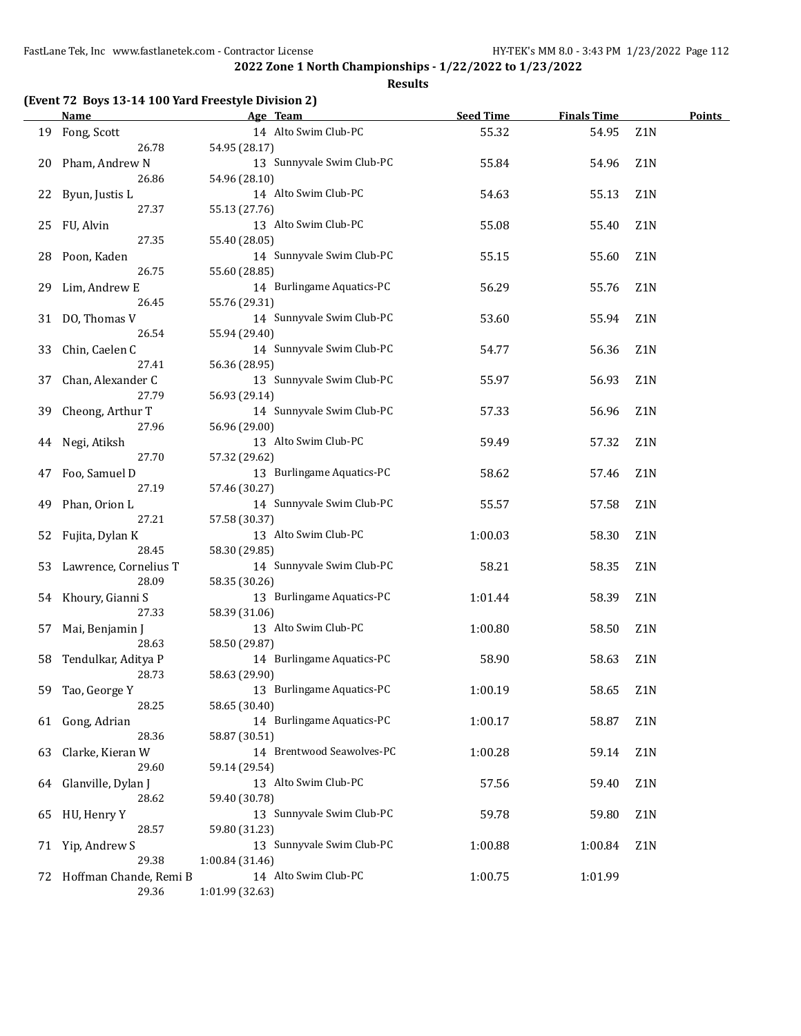**2022 Zone 1 North Championships - 1/22/2022 to 1/23/2022**

**Results**

### (Event 72 Boys 13-14 100 Yard Freestyle Division 2)

| | Name | Age | Team | Seed Time | Finals Time | | Points |
|---|---|---|---|---|---|---|---|
| 19 | Fong, Scott | 14 | Alto Swim Club-PC | 55.32 | 54.95 | Z1N | |
| | 26.78 | 54.95 (28.17) | | | | | |
| 20 | Pham, Andrew N | 13 | Sunnyvale Swim Club-PC | 55.84 | 54.96 | Z1N | |
| | 26.86 | 54.96 (28.10) | | | | | |
| 22 | Byun, Justis L | 14 | Alto Swim Club-PC | 54.63 | 55.13 | Z1N | |
| | 27.37 | 55.13 (27.76) | | | | | |
| 25 | FU, Alvin | 13 | Alto Swim Club-PC | 55.08 | 55.40 | Z1N | |
| | 27.35 | 55.40 (28.05) | | | | | |
| 28 | Poon, Kaden | 14 | Sunnyvale Swim Club-PC | 55.15 | 55.60 | Z1N | |
| | 26.75 | 55.60 (28.85) | | | | | |
| 29 | Lim, Andrew E | 14 | Burlingame Aquatics-PC | 56.29 | 55.76 | Z1N | |
| | 26.45 | 55.76 (29.31) | | | | | |
| 31 | DO, Thomas V | 14 | Sunnyvale Swim Club-PC | 53.60 | 55.94 | Z1N | |
| | 26.54 | 55.94 (29.40) | | | | | |
| 33 | Chin, Caelen C | 14 | Sunnyvale Swim Club-PC | 54.77 | 56.36 | Z1N | |
| | 27.41 | 56.36 (28.95) | | | | | |
| 37 | Chan, Alexander C | 13 | Sunnyvale Swim Club-PC | 55.97 | 56.93 | Z1N | |
| | 27.79 | 56.93 (29.14) | | | | | |
| 39 | Cheong, Arthur T | 14 | Sunnyvale Swim Club-PC | 57.33 | 56.96 | Z1N | |
| | 27.96 | 56.96 (29.00) | | | | | |
| 44 | Negi, Atiksh | 13 | Alto Swim Club-PC | 59.49 | 57.32 | Z1N | |
| | 27.70 | 57.32 (29.62) | | | | | |
| 47 | Foo, Samuel D | 13 | Burlingame Aquatics-PC | 58.62 | 57.46 | Z1N | |
| | 27.19 | 57.46 (30.27) | | | | | |
| 49 | Phan, Orion L | 14 | Sunnyvale Swim Club-PC | 55.57 | 57.58 | Z1N | |
| | 27.21 | 57.58 (30.37) | | | | | |
| 52 | Fujita, Dylan K | 13 | Alto Swim Club-PC | 1:00.03 | 58.30 | Z1N | |
| | 28.45 | 58.30 (29.85) | | | | | |
| 53 | Lawrence, Cornelius T | 14 | Sunnyvale Swim Club-PC | 58.21 | 58.35 | Z1N | |
| | 28.09 | 58.35 (30.26) | | | | | |
| 54 | Khoury, Gianni S | 13 | Burlingame Aquatics-PC | 1:01.44 | 58.39 | Z1N | |
| | 27.33 | 58.39 (31.06) | | | | | |
| 57 | Mai, Benjamin J | 13 | Alto Swim Club-PC | 1:00.80 | 58.50 | Z1N | |
| | 28.63 | 58.50 (29.87) | | | | | |
| 58 | Tendulkar, Aditya P | 14 | Burlingame Aquatics-PC | 58.90 | 58.63 | Z1N | |
| | 28.73 | 58.63 (29.90) | | | | | |
| 59 | Tao, George Y | 13 | Burlingame Aquatics-PC | 1:00.19 | 58.65 | Z1N | |
| | 28.25 | 58.65 (30.40) | | | | | |
| 61 | Gong, Adrian | 14 | Burlingame Aquatics-PC | 1:00.17 | 58.87 | Z1N | |
| | 28.36 | 58.87 (30.51) | | | | | |
| 63 | Clarke, Kieran W | 14 | Brentwood Seawolves-PC | 1:00.28 | 59.14 | Z1N | |
| | 29.60 | 59.14 (29.54) | | | | | |
| 64 | Glanville, Dylan J | 13 | Alto Swim Club-PC | 57.56 | 59.40 | Z1N | |
| | 28.62 | 59.40 (30.78) | | | | | |
| 65 | HU, Henry Y | 13 | Sunnyvale Swim Club-PC | 59.78 | 59.80 | Z1N | |
| | 28.57 | 59.80 (31.23) | | | | | |
| 71 | Yip, Andrew S | 13 | Sunnyvale Swim Club-PC | 1:00.88 | 1:00.84 | Z1N | |
| | 29.38 | 1:00.84 (31.46) | | | | | |
| 72 | Hoffman Chande, Remi B | 14 | Alto Swim Club-PC | 1:00.75 | 1:01.99 | | |
| | 29.36 | 1:01.99 (32.63) | | | | | |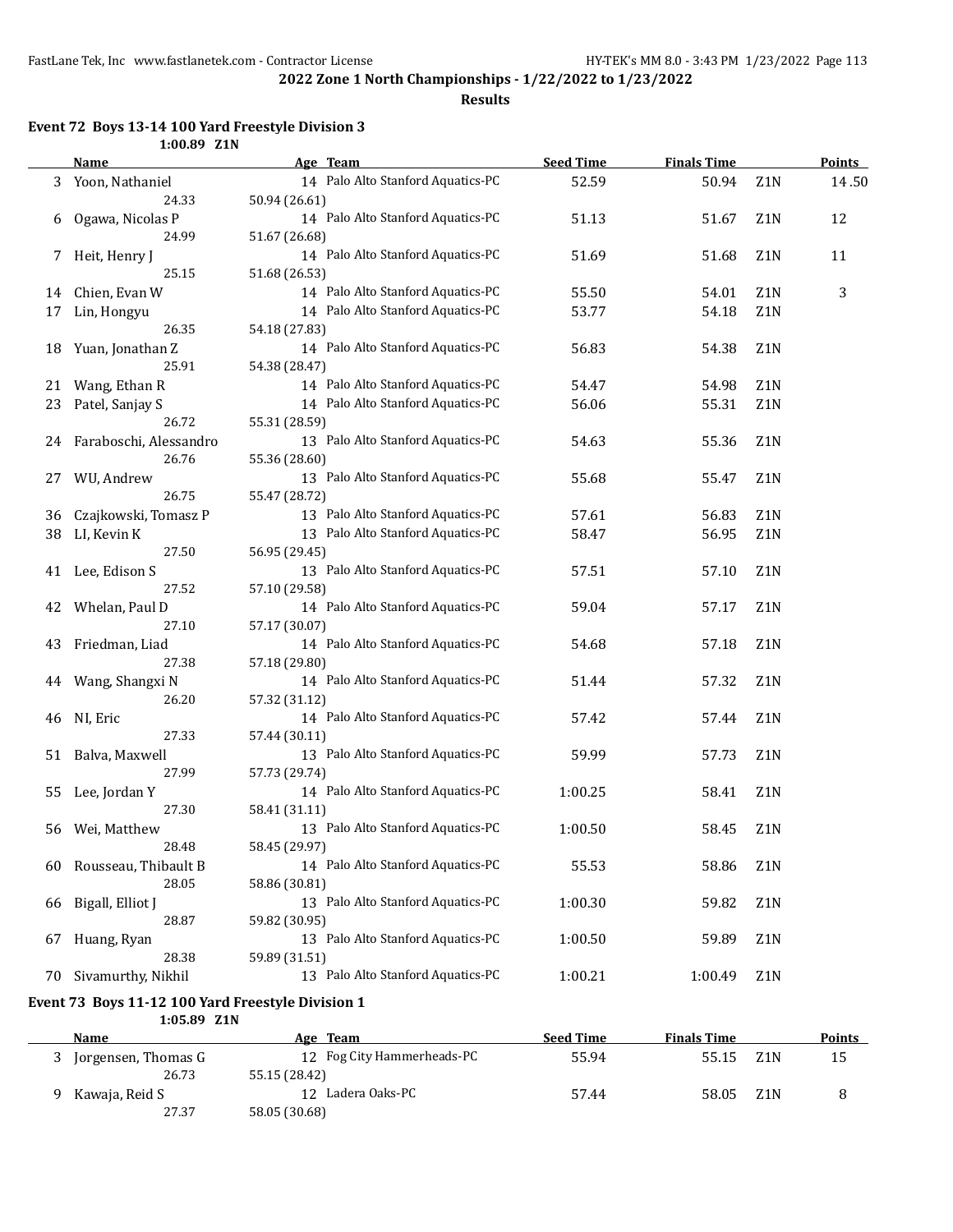2022 Zone 1 North Championships - 1/22/2022 to 1/23/2022

**Results**

### Event 72 Boys 13-14 100 Yard Freestyle Division 3

1:00.89 Z1N

| | Name | Age | Team | Seed Time | Finals Time | | Points |
|---|---|---|---|---|---|---|---|
| 3 | Yoon, Nathaniel | 14 | Palo Alto Stanford Aquatics-PC | 52.59 | 50.94 | Z1N | 14.50 |
| | 24.33 | 50.94 (26.61) | | | | | |
| 6 | Ogawa, Nicolas P | 14 | Palo Alto Stanford Aquatics-PC | 51.13 | 51.67 | Z1N | 12 |
| | 24.99 | 51.67 (26.68) | | | | | |
| 7 | Heit, Henry J | 14 | Palo Alto Stanford Aquatics-PC | 51.69 | 51.68 | Z1N | 11 |
| | 25.15 | 51.68 (26.53) | | | | | |
| 14 | Chien, Evan W | 14 | Palo Alto Stanford Aquatics-PC | 55.50 | 54.01 | Z1N | 3 |
| 17 | Lin, Hongyu | 14 | Palo Alto Stanford Aquatics-PC | 53.77 | 54.18 | Z1N | |
| | 26.35 | 54.18 (27.83) | | | | | |
| 18 | Yuan, Jonathan Z | 14 | Palo Alto Stanford Aquatics-PC | 56.83 | 54.38 | Z1N | |
| | 25.91 | 54.38 (28.47) | | | | | |
| 21 | Wang, Ethan R | 14 | Palo Alto Stanford Aquatics-PC | 54.47 | 54.98 | Z1N | |
| 23 | Patel, Sanjay S | 14 | Palo Alto Stanford Aquatics-PC | 56.06 | 55.31 | Z1N | |
| | 26.72 | 55.31 (28.59) | | | | | |
| 24 | Faraboschi, Alessandro | 13 | Palo Alto Stanford Aquatics-PC | 54.63 | 55.36 | Z1N | |
| | 26.76 | 55.36 (28.60) | | | | | |
| 27 | WU, Andrew | 13 | Palo Alto Stanford Aquatics-PC | 55.68 | 55.47 | Z1N | |
| | 26.75 | 55.47 (28.72) | | | | | |
| 36 | Czajkowski, Tomasz P | 13 | Palo Alto Stanford Aquatics-PC | 57.61 | 56.83 | Z1N | |
| 38 | LI, Kevin K | 13 | Palo Alto Stanford Aquatics-PC | 58.47 | 56.95 | Z1N | |
| | 27.50 | 56.95 (29.45) | | | | | |
| 41 | Lee, Edison S | 13 | Palo Alto Stanford Aquatics-PC | 57.51 | 57.10 | Z1N | |
| | 27.52 | 57.10 (29.58) | | | | | |
| 42 | Whelan, Paul D | 14 | Palo Alto Stanford Aquatics-PC | 59.04 | 57.17 | Z1N | |
| | 27.10 | 57.17 (30.07) | | | | | |
| 43 | Friedman, Liad | 14 | Palo Alto Stanford Aquatics-PC | 54.68 | 57.18 | Z1N | |
| | 27.38 | 57.18 (29.80) | | | | | |
| 44 | Wang, Shangxi N | 14 | Palo Alto Stanford Aquatics-PC | 51.44 | 57.32 | Z1N | |
| | 26.20 | 57.32 (31.12) | | | | | |
| 46 | NI, Eric | 14 | Palo Alto Stanford Aquatics-PC | 57.42 | 57.44 | Z1N | |
| | 27.33 | 57.44 (30.11) | | | | | |
| 51 | Balva, Maxwell | 13 | Palo Alto Stanford Aquatics-PC | 59.99 | 57.73 | Z1N | |
| | 27.99 | 57.73 (29.74) | | | | | |
| 55 | Lee, Jordan Y | 14 | Palo Alto Stanford Aquatics-PC | 1:00.25 | 58.41 | Z1N | |
| | 27.30 | 58.41 (31.11) | | | | | |
| 56 | Wei, Matthew | 13 | Palo Alto Stanford Aquatics-PC | 1:00.50 | 58.45 | Z1N | |
| | 28.48 | 58.45 (29.97) | | | | | |
| 60 | Rousseau, Thibault B | 14 | Palo Alto Stanford Aquatics-PC | 55.53 | 58.86 | Z1N | |
| | 28.05 | 58.86 (30.81) | | | | | |
| 66 | Bigall, Elliot J | 13 | Palo Alto Stanford Aquatics-PC | 1:00.30 | 59.82 | Z1N | |
| | 28.87 | 59.82 (30.95) | | | | | |
| 67 | Huang, Ryan | 13 | Palo Alto Stanford Aquatics-PC | 1:00.50 | 59.89 | Z1N | |
| | 28.38 | 59.89 (31.51) | | | | | |
| 70 | Sivamurthy, Nikhil | 13 | Palo Alto Stanford Aquatics-PC | 1:00.21 | 1:00.49 | Z1N | |

### Event 73 Boys 11-12 100 Yard Freestyle Division 1

1:05.89 Z1N

| | Name | Age | Team | Seed Time | Finals Time | | Points |
|---|---|---|---|---|---|---|---|
| 3 | Jorgensen, Thomas G | 12 | Fog City Hammerheads-PC | 55.94 | 55.15 | Z1N | 15 |
| | 26.73 | 55.15 (28.42) | | | | | |
| 9 | Kawaja, Reid S | 12 | Ladera Oaks-PC | 57.44 | 58.05 | Z1N | 8 |
| | 27.37 | 58.05 (30.68) | | | | | |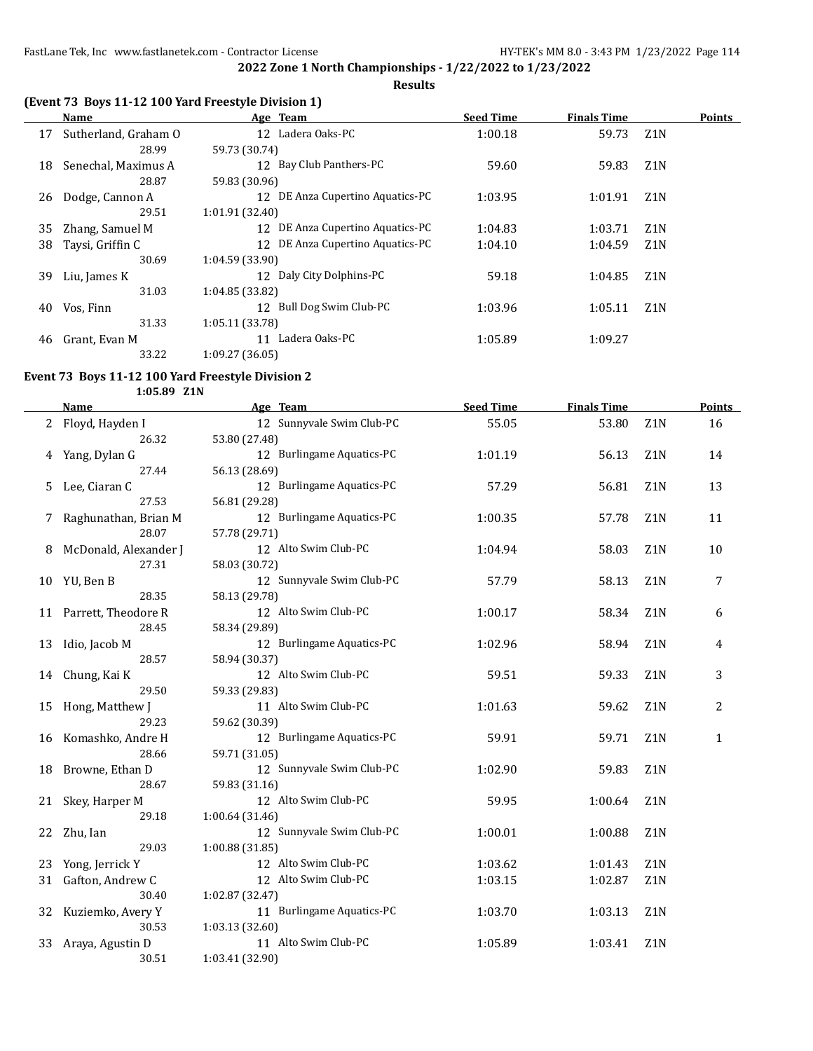**2022 Zone 1 North Championships - 1/22/2022 to 1/23/2022**

**Results**

### (Event 73 Boys 11-12 100 Yard Freestyle Division 1)

| | Name | Age | Team | Seed Time | Finals Time | | Points |
|---|---|---|---|---|---|---|---|
| 17 | Sutherland, Graham O | 12 | Ladera Oaks-PC | 1:00.18 | 59.73 | Z1N | |
| | 28.99 | 59.73 (30.74) | | | | | |
| 18 | Senechal, Maximus A | 12 | Bay Club Panthers-PC | 59.60 | 59.83 | Z1N | |
| | 28.87 | 59.83 (30.96) | | | | | |
| 26 | Dodge, Cannon A | 12 | DE Anza Cupertino Aquatics-PC | 1:03.95 | 1:01.91 | Z1N | |
| | 29.51 | 1:01.91 (32.40) | | | | | |
| 35 | Zhang, Samuel M | 12 | DE Anza Cupertino Aquatics-PC | 1:04.83 | 1:03.71 | Z1N | |
| 38 | Taysi, Griffin C | 12 | DE Anza Cupertino Aquatics-PC | 1:04.10 | 1:04.59 | Z1N | |
| | 30.69 | 1:04.59 (33.90) | | | | | |
| 39 | Liu, James K | 12 | Daly City Dolphins-PC | 59.18 | 1:04.85 | Z1N | |
| | 31.03 | 1:04.85 (33.82) | | | | | |
| 40 | Vos, Finn | 12 | Bull Dog Swim Club-PC | 1:03.96 | 1:05.11 | Z1N | |
| | 31.33 | 1:05.11 (33.78) | | | | | |
| 46 | Grant, Evan M | 11 | Ladera Oaks-PC | 1:05.89 | 1:09.27 | | |
| | 33.22 | 1:09.27 (36.05) | | | | | |

### Event 73 Boys 11-12 100 Yard Freestyle Division 2

1:05.89 Z1N

| | Name | Age | Team | Seed Time | Finals Time | | Points |
|---|---|---|---|---|---|---|---|
| 2 | Floyd, Hayden I | 12 | Sunnyvale Swim Club-PC | 55.05 | 53.80 | Z1N | 16 |
| | 26.32 | 53.80 (27.48) | | | | | |
| 4 | Yang, Dylan G | 12 | Burlingame Aquatics-PC | 1:01.19 | 56.13 | Z1N | 14 |
| | 27.44 | 56.13 (28.69) | | | | | |
| 5 | Lee, Ciaran C | 12 | Burlingame Aquatics-PC | 57.29 | 56.81 | Z1N | 13 |
| | 27.53 | 56.81 (29.28) | | | | | |
| 7 | Raghunathan, Brian M | 12 | Burlingame Aquatics-PC | 1:00.35 | 57.78 | Z1N | 11 |
| | 28.07 | 57.78 (29.71) | | | | | |
| 8 | McDonald, Alexander J | 12 | Alto Swim Club-PC | 1:04.94 | 58.03 | Z1N | 10 |
| | 27.31 | 58.03 (30.72) | | | | | |
| 10 | YU, Ben B | 12 | Sunnyvale Swim Club-PC | 57.79 | 58.13 | Z1N | 7 |
| | 28.35 | 58.13 (29.78) | | | | | |
| 11 | Parrett, Theodore R | 12 | Alto Swim Club-PC | 1:00.17 | 58.34 | Z1N | 6 |
| | 28.45 | 58.34 (29.89) | | | | | |
| 13 | Idio, Jacob M | 12 | Burlingame Aquatics-PC | 1:02.96 | 58.94 | Z1N | 4 |
| | 28.57 | 58.94 (30.37) | | | | | |
| 14 | Chung, Kai K | 12 | Alto Swim Club-PC | 59.51 | 59.33 | Z1N | 3 |
| | 29.50 | 59.33 (29.83) | | | | | |
| 15 | Hong, Matthew J | 11 | Alto Swim Club-PC | 1:01.63 | 59.62 | Z1N | 2 |
| | 29.23 | 59.62 (30.39) | | | | | |
| 16 | Komashko, Andre H | 12 | Burlingame Aquatics-PC | 59.91 | 59.71 | Z1N | 1 |
| | 28.66 | 59.71 (31.05) | | | | | |
| 18 | Browne, Ethan D | 12 | Sunnyvale Swim Club-PC | 1:02.90 | 59.83 | Z1N | |
| | 28.67 | 59.83 (31.16) | | | | | |
| 21 | Skey, Harper M | 12 | Alto Swim Club-PC | 59.95 | 1:00.64 | Z1N | |
| | 29.18 | 1:00.64 (31.46) | | | | | |
| 22 | Zhu, Ian | 12 | Sunnyvale Swim Club-PC | 1:00.01 | 1:00.88 | Z1N | |
| | 29.03 | 1:00.88 (31.85) | | | | | |
| 23 | Yong, Jerrick Y | 12 | Alto Swim Club-PC | 1:03.62 | 1:01.43 | Z1N | |
| 31 | Gafton, Andrew C | 12 | Alto Swim Club-PC | 1:03.15 | 1:02.87 | Z1N | |
| | 30.40 | 1:02.87 (32.47) | | | | | |
| 32 | Kuziemko, Avery Y | 11 | Burlingame Aquatics-PC | 1:03.70 | 1:03.13 | Z1N | |
| | 30.53 | 1:03.13 (32.60) | | | | | |
| 33 | Araya, Agustin D | 11 | Alto Swim Club-PC | 1:05.89 | 1:03.41 | Z1N | |
| | 30.51 | 1:03.41 (32.90) | | | | | |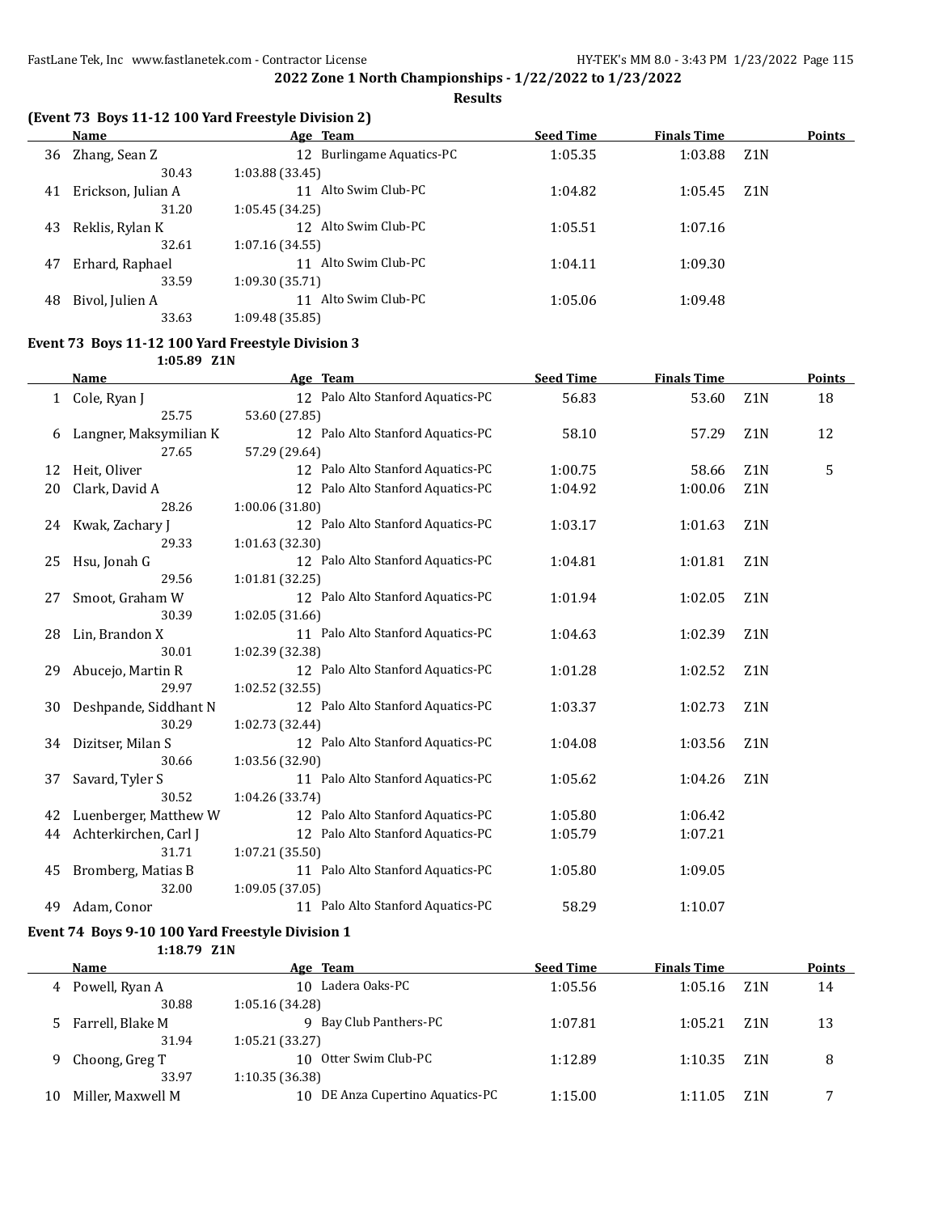## 2022 Zone 1 North Championships - 1/22/2022 to 1/23/2022

### Results

**(Event 73 Boys 11-12 100 Yard Freestyle Division 2)**

| | Name | Age | Team | Seed Time | Finals Time | | Points |
|---|---|---|---|---|---|---|---|
| 36 | Zhang, Sean Z | 12 | Burlingame Aquatics-PC | 1:05.35 | 1:03.88 | Z1N | |
| | 30.43 | 1:03.88 (33.45) | | | | | |
| 41 | Erickson, Julian A | 11 | Alto Swim Club-PC | 1:04.82 | 1:05.45 | Z1N | |
| | 31.20 | 1:05.45 (34.25) | | | | | |
| 43 | Reklis, Rylan K | 12 | Alto Swim Club-PC | 1:05.51 | 1:07.16 | | |
| | 32.61 | 1:07.16 (34.55) | | | | | |
| 47 | Erhard, Raphael | 11 | Alto Swim Club-PC | 1:04.11 | 1:09.30 | | |
| | 33.59 | 1:09.30 (35.71) | | | | | |
| 48 | Bivol, Julien A | 11 | Alto Swim Club-PC | 1:05.06 | 1:09.48 | | |
| | 33.63 | 1:09.48 (35.85) | | | | | |

**Event 73 Boys 11-12 100 Yard Freestyle Division 3**

1:05.89 Z1N

| | Name | Age | Team | Seed Time | Finals Time | | Points |
|---|---|---|---|---|---|---|---|
| 1 | Cole, Ryan J | 12 | Palo Alto Stanford Aquatics-PC | 56.83 | 53.60 | Z1N | 18 |
| | 25.75 | 53.60 (27.85) | | | | | |
| 6 | Langner, Maksymilian K | 12 | Palo Alto Stanford Aquatics-PC | 58.10 | 57.29 | Z1N | 12 |
| | 27.65 | 57.29 (29.64) | | | | | |
| 12 | Heit, Oliver | 12 | Palo Alto Stanford Aquatics-PC | 1:00.75 | 58.66 | Z1N | 5 |
| 20 | Clark, David A | 12 | Palo Alto Stanford Aquatics-PC | 1:04.92 | 1:00.06 | Z1N | |
| | 28.26 | 1:00.06 (31.80) | | | | | |
| 24 | Kwak, Zachary J | 12 | Palo Alto Stanford Aquatics-PC | 1:03.17 | 1:01.63 | Z1N | |
| | 29.33 | 1:01.63 (32.30) | | | | | |
| 25 | Hsu, Jonah G | 12 | Palo Alto Stanford Aquatics-PC | 1:04.81 | 1:01.81 | Z1N | |
| | 29.56 | 1:01.81 (32.25) | | | | | |
| 27 | Smoot, Graham W | 12 | Palo Alto Stanford Aquatics-PC | 1:01.94 | 1:02.05 | Z1N | |
| | 30.39 | 1:02.05 (31.66) | | | | | |
| 28 | Lin, Brandon X | 11 | Palo Alto Stanford Aquatics-PC | 1:04.63 | 1:02.39 | Z1N | |
| | 30.01 | 1:02.39 (32.38) | | | | | |
| 29 | Abucejo, Martin R | 12 | Palo Alto Stanford Aquatics-PC | 1:01.28 | 1:02.52 | Z1N | |
| | 29.97 | 1:02.52 (32.55) | | | | | |
| 30 | Deshpande, Siddhant N | 12 | Palo Alto Stanford Aquatics-PC | 1:03.37 | 1:02.73 | Z1N | |
| | 30.29 | 1:02.73 (32.44) | | | | | |
| 34 | Dizitser, Milan S | 12 | Palo Alto Stanford Aquatics-PC | 1:04.08 | 1:03.56 | Z1N | |
| | 30.66 | 1:03.56 (32.90) | | | | | |
| 37 | Savard, Tyler S | 11 | Palo Alto Stanford Aquatics-PC | 1:05.62 | 1:04.26 | Z1N | |
| | 30.52 | 1:04.26 (33.74) | | | | | |
| 42 | Luenberger, Matthew W | 12 | Palo Alto Stanford Aquatics-PC | 1:05.80 | 1:06.42 | | |
| 44 | Achterkirchen, Carl J | 12 | Palo Alto Stanford Aquatics-PC | 1:05.79 | 1:07.21 | | |
| | 31.71 | 1:07.21 (35.50) | | | | | |
| 45 | Bromberg, Matias B | 11 | Palo Alto Stanford Aquatics-PC | 1:05.80 | 1:09.05 | | |
| | 32.00 | 1:09.05 (37.05) | | | | | |
| 49 | Adam, Conor | 11 | Palo Alto Stanford Aquatics-PC | 58.29 | 1:10.07 | | |

**Event 74 Boys 9-10 100 Yard Freestyle Division 1**

1:18.79 Z1N

| | Name | Age | Team | Seed Time | Finals Time | | Points |
|---|---|---|---|---|---|---|---|
| 4 | Powell, Ryan A | 10 | Ladera Oaks-PC | 1:05.56 | 1:05.16 | Z1N | 14 |
| | 30.88 | 1:05.16 (34.28) | | | | | |
| 5 | Farrell, Blake M | 9 | Bay Club Panthers-PC | 1:07.81 | 1:05.21 | Z1N | 13 |
| | 31.94 | 1:05.21 (33.27) | | | | | |
| 9 | Choong, Greg T | 10 | Otter Swim Club-PC | 1:12.89 | 1:10.35 | Z1N | 8 |
| | 33.97 | 1:10.35 (36.38) | | | | | |
| 10 | Miller, Maxwell M | 10 | DE Anza Cupertino Aquatics-PC | 1:15.00 | 1:11.05 | Z1N | 7 |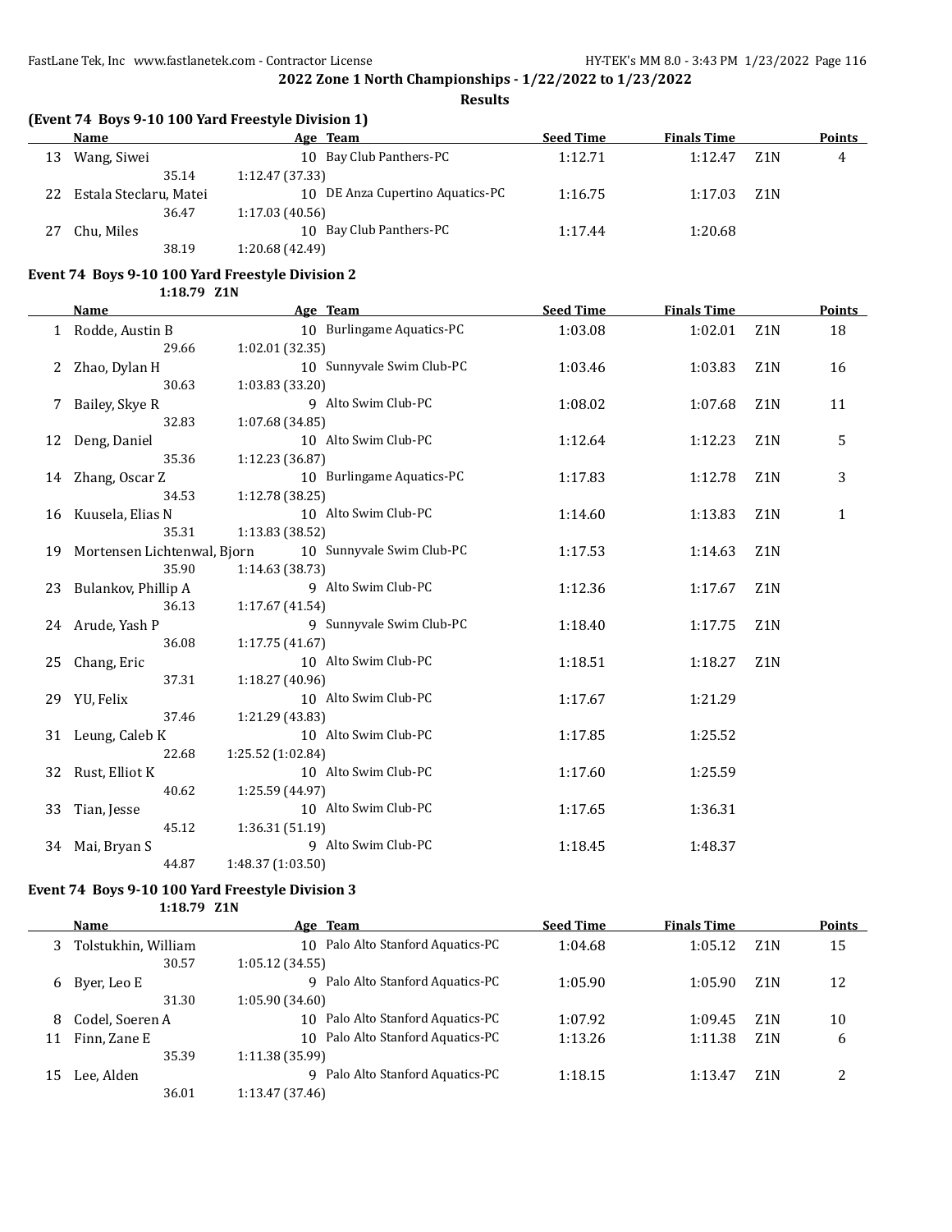## 2022 Zone 1 North Championships - 1/22/2022 to 1/23/2022

**Results**

### (Event 74 Boys 9-10 100 Yard Freestyle Division 1)

| | Name | Age | Team | Seed Time | Finals Time | | Points |
|---|---|---|---|---|---|---|---|
| 13 | Wang, Siwei | 10 | Bay Club Panthers-PC | 1:12.71 | 1:12.47 | Z1N | 4 |
| | 35.14 | 1:12.47 (37.33) | | | | | |
| 22 | Estala Steclaru, Matei | 10 | DE Anza Cupertino Aquatics-PC | 1:16.75 | 1:17.03 | Z1N | |
| | 36.47 | 1:17.03 (40.56) | | | | | |
| 27 | Chu, Miles | 10 | Bay Club Panthers-PC | 1:17.44 | 1:20.68 | | |
| | 38.19 | 1:20.68 (42.49) | | | | | |

### Event 74 Boys 9-10 100 Yard Freestyle Division 2

1:18.79 Z1N

| | Name | Age | Team | Seed Time | Finals Time | | Points |
|---|---|---|---|---|---|---|---|
| 1 | Rodde, Austin B | 10 | Burlingame Aquatics-PC | 1:03.08 | 1:02.01 | Z1N | 18 |
| | 29.66 | 1:02.01 (32.35) | | | | | |
| 2 | Zhao, Dylan H | 10 | Sunnyvale Swim Club-PC | 1:03.46 | 1:03.83 | Z1N | 16 |
| | 30.63 | 1:03.83 (33.20) | | | | | |
| 7 | Bailey, Skye R | 9 | Alto Swim Club-PC | 1:08.02 | 1:07.68 | Z1N | 11 |
| | 32.83 | 1:07.68 (34.85) | | | | | |
| 12 | Deng, Daniel | 10 | Alto Swim Club-PC | 1:12.64 | 1:12.23 | Z1N | 5 |
| | 35.36 | 1:12.23 (36.87) | | | | | |
| 14 | Zhang, Oscar Z | 10 | Burlingame Aquatics-PC | 1:17.83 | 1:12.78 | Z1N | 3 |
| | 34.53 | 1:12.78 (38.25) | | | | | |
| 16 | Kuusela, Elias N | 10 | Alto Swim Club-PC | 1:14.60 | 1:13.83 | Z1N | 1 |
| | 35.31 | 1:13.83 (38.52) | | | | | |
| 19 | Mortensen Lichtenwal, Bjorn | 10 | Sunnyvale Swim Club-PC | 1:17.53 | 1:14.63 | Z1N | |
| | 35.90 | 1:14.63 (38.73) | | | | | |
| 23 | Bulankov, Phillip A | 9 | Alto Swim Club-PC | 1:12.36 | 1:17.67 | Z1N | |
| | 36.13 | 1:17.67 (41.54) | | | | | |
| 24 | Arude, Yash P | 9 | Sunnyvale Swim Club-PC | 1:18.40 | 1:17.75 | Z1N | |
| | 36.08 | 1:17.75 (41.67) | | | | | |
| 25 | Chang, Eric | 10 | Alto Swim Club-PC | 1:18.51 | 1:18.27 | Z1N | |
| | 37.31 | 1:18.27 (40.96) | | | | | |
| 29 | YU, Felix | 10 | Alto Swim Club-PC | 1:17.67 | 1:21.29 | | |
| | 37.46 | 1:21.29 (43.83) | | | | | |
| 31 | Leung, Caleb K | 10 | Alto Swim Club-PC | 1:17.85 | 1:25.52 | | |
| | 22.68 | 1:25.52 (1:02.84) | | | | | |
| 32 | Rust, Elliot K | 10 | Alto Swim Club-PC | 1:17.60 | 1:25.59 | | |
| | 40.62 | 1:25.59 (44.97) | | | | | |
| 33 | Tian, Jesse | 10 | Alto Swim Club-PC | 1:17.65 | 1:36.31 | | |
| | 45.12 | 1:36.31 (51.19) | | | | | |
| 34 | Mai, Bryan S | 9 | Alto Swim Club-PC | 1:18.45 | 1:48.37 | | |
| | 44.87 | 1:48.37 (1:03.50) | | | | | |

### Event 74 Boys 9-10 100 Yard Freestyle Division 3

1:18.79 Z1N

| | Name | Age | Team | Seed Time | Finals Time | | Points |
|---|---|---|---|---|---|---|---|
| 3 | Tolstukhin, William | 10 | Palo Alto Stanford Aquatics-PC | 1:04.68 | 1:05.12 | Z1N | 15 |
| | 30.57 | 1:05.12 (34.55) | | | | | |
| 6 | Byer, Leo E | 9 | Palo Alto Stanford Aquatics-PC | 1:05.90 | 1:05.90 | Z1N | 12 |
| | 31.30 | 1:05.90 (34.60) | | | | | |
| 8 | Codel, Soeren A | 10 | Palo Alto Stanford Aquatics-PC | 1:07.92 | 1:09.45 | Z1N | 10 |
| 11 | Finn, Zane E | 10 | Palo Alto Stanford Aquatics-PC | 1:13.26 | 1:11.38 | Z1N | 6 |
| | 35.39 | 1:11.38 (35.99) | | | | | |
| 15 | Lee, Alden | 9 | Palo Alto Stanford Aquatics-PC | 1:18.15 | 1:13.47 | Z1N | 2 |
| | 36.01 | 1:13.47 (37.46) | | | | | |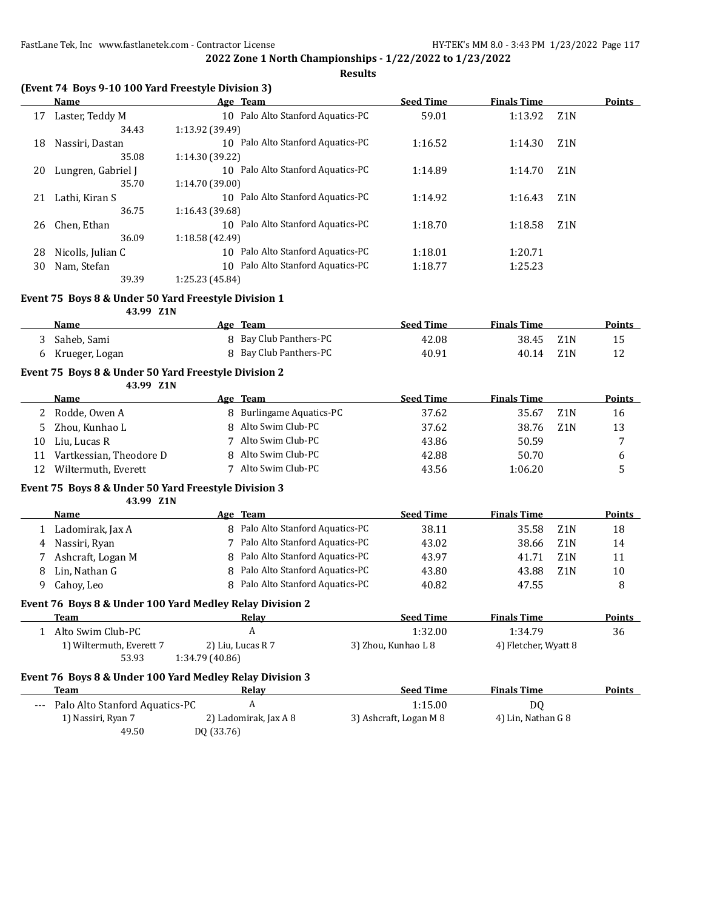**2022 Zone 1 North Championships - 1/22/2022 to 1/23/2022**

**Results**

### (Event 74 Boys 9-10 100 Yard Freestyle Division 3)

| | Name | Age | Team | Seed Time | Finals Time | | Points |
|---|---|---|---|---|---|---|---|
| 17 | Laster, Teddy M | 10 | Palo Alto Stanford Aquatics-PC | 59.01 | 1:13.92 | Z1N | |
| | 34.43 | 1:13.92 (39.49) | | | | | |
| 18 | Nassiri, Dastan | 10 | Palo Alto Stanford Aquatics-PC | 1:16.52 | 1:14.30 | Z1N | |
| | 35.08 | 1:14.30 (39.22) | | | | | |
| 20 | Lungren, Gabriel J | 10 | Palo Alto Stanford Aquatics-PC | 1:14.89 | 1:14.70 | Z1N | |
| | 35.70 | 1:14.70 (39.00) | | | | | |
| 21 | Lathi, Kiran S | 10 | Palo Alto Stanford Aquatics-PC | 1:14.92 | 1:16.43 | Z1N | |
| | 36.75 | 1:16.43 (39.68) | | | | | |
| 26 | Chen, Ethan | 10 | Palo Alto Stanford Aquatics-PC | 1:18.70 | 1:18.58 | Z1N | |
| | 36.09 | 1:18.58 (42.49) | | | | | |
| 28 | Nicolls, Julian C | 10 | Palo Alto Stanford Aquatics-PC | 1:18.01 | 1:20.71 | | |
| 30 | Nam, Stefan | 10 | Palo Alto Stanford Aquatics-PC | 1:18.77 | 1:25.23 | | |
| | 39.39 | 1:25.23 (45.84) | | | | | |

### Event 75 Boys 8 & Under 50 Yard Freestyle Division 1

43.99 Z1N

| | Name | Age | Team | Seed Time | Finals Time | | Points |
|---|---|---|---|---|---|---|---|
| 3 | Saheb, Sami | 8 | Bay Club Panthers-PC | 42.08 | 38.45 | Z1N | 15 |
| 6 | Krueger, Logan | 8 | Bay Club Panthers-PC | 40.91 | 40.14 | Z1N | 12 |

### Event 75 Boys 8 & Under 50 Yard Freestyle Division 2

43.99 Z1N

| | Name | Age | Team | Seed Time | Finals Time | | Points |
|---|---|---|---|---|---|---|---|
| 2 | Rodde, Owen A | 8 | Burlingame Aquatics-PC | 37.62 | 35.67 | Z1N | 16 |
| 5 | Zhou, Kunhao L | 8 | Alto Swim Club-PC | 37.62 | 38.76 | Z1N | 13 |
| 10 | Liu, Lucas R | 7 | Alto Swim Club-PC | 43.86 | 50.59 | | 7 |
| 11 | Vartkessian, Theodore D | 8 | Alto Swim Club-PC | 42.88 | 50.70 | | 6 |
| 12 | Wiltermuth, Everett | 7 | Alto Swim Club-PC | 43.56 | 1:06.20 | | 5 |

### Event 75 Boys 8 & Under 50 Yard Freestyle Division 3

43.99 Z1N

| | Name | Age | Team | Seed Time | Finals Time | | Points |
|---|---|---|---|---|---|---|---|
| 1 | Ladomirak, Jax A | 8 | Palo Alto Stanford Aquatics-PC | 38.11 | 35.58 | Z1N | 18 |
| 4 | Nassiri, Ryan | 7 | Palo Alto Stanford Aquatics-PC | 43.02 | 38.66 | Z1N | 14 |
| 7 | Ashcraft, Logan M | 8 | Palo Alto Stanford Aquatics-PC | 43.97 | 41.71 | Z1N | 11 |
| 8 | Lin, Nathan G | 8 | Palo Alto Stanford Aquatics-PC | 43.80 | 43.88 | Z1N | 10 |
| 9 | Cahoy, Leo | 8 | Palo Alto Stanford Aquatics-PC | 40.82 | 47.55 | | 8 |

### Event 76 Boys 8 & Under 100 Yard Medley Relay Division 2

| | Team | Relay | Seed Time | Finals Time | Points |
|---|---|---|---|---|---|
| 1 | Alto Swim Club-PC | A | 1:32.00 | 1:34.79 | 36 |
| | 1) Wiltermuth, Everett 7 | 2) Liu, Lucas R 7 | 3) Zhou, Kunhao L 8 | 4) Fletcher, Wyatt 8 | |
| | 53.93 | 1:34.79 (40.86) | | | |

### Event 76 Boys 8 & Under 100 Yard Medley Relay Division 3

| | Team | Relay | Seed Time | Finals Time | Points |
|---|---|---|---|---|---|
| --- | Palo Alto Stanford Aquatics-PC | A | 1:15.00 | DQ | |
| | 1) Nassiri, Ryan 7 | 2) Ladomirak, Jax A 8 | 3) Ashcraft, Logan M 8 | 4) Lin, Nathan G 8 | |
| | 49.50 | DQ (33.76) | | | |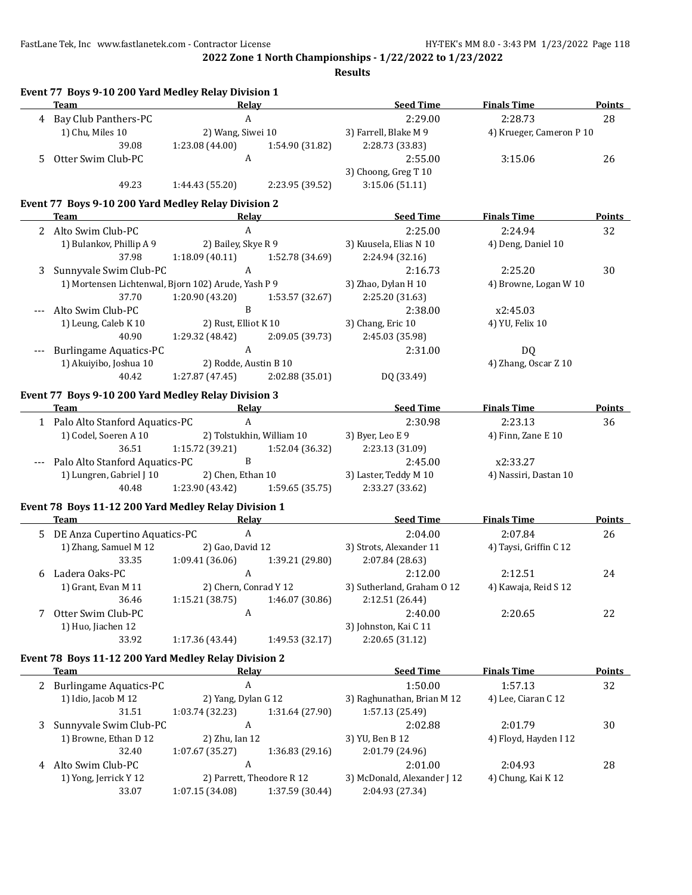**2022 Zone 1 North Championships - 1/22/2022 to 1/23/2022**

**Results**

### Event 77 Boys 9-10 200 Yard Medley Relay Division 1

| | Team | Relay | | Seed Time | Finals Time | Points |
|---|---|---|---|---|---|---|
| 4 | Bay Club Panthers-PC | A | | 2:29.00 | 2:28.73 | 28 |
| | 1) Chu, Miles 10 | 2) Wang, Siwei 10 | | 3) Farrell, Blake M 9 | 4) Krueger, Cameron P 10 | |
| | 39.08 | 1:23.08 (44.00) | 1:54.90 (31.82) | 2:28.73 (33.83) | | |
| 5 | Otter Swim Club-PC | A | | 2:55.00 | 3:15.06 | 26 |
| | | | | 3) Choong, Greg T 10 | | |
| | 49.23 | 1:44.43 (55.20) | 2:23.95 (39.52) | 3:15.06 (51.11) | | |

### Event 77 Boys 9-10 200 Yard Medley Relay Division 2

| | Team | Relay | | Seed Time | Finals Time | Points |
|---|---|---|---|---|---|---|
| 2 | Alto Swim Club-PC | A | | 2:25.00 | 2:24.94 | 32 |
| | 1) Bulankov, Phillip A 9 | 2) Bailey, Skye R 9 | | 3) Kuusela, Elias N 10 | 4) Deng, Daniel 10 | |
| | 37.98 | 1:18.09 (40.11) | 1:52.78 (34.69) | 2:24.94 (32.16) | | |
| 3 | Sunnyvale Swim Club-PC | A | | 2:16.73 | 2:25.20 | 30 |
| | 1) Mortensen Lichtenwal, Bjorn 10 | 2) Arude, Yash P 9 | | 3) Zhao, Dylan H 10 | 4) Browne, Logan W 10 | |
| | 37.70 | 1:20.90 (43.20) | 1:53.57 (32.67) | 2:25.20 (31.63) | | |
| --- | Alto Swim Club-PC | B | | 2:38.00 | x2:45.03 | |
| | 1) Leung, Caleb K 10 | 2) Rust, Elliot K 10 | | 3) Chang, Eric 10 | 4) YU, Felix 10 | |
| | 40.90 | 1:29.32 (48.42) | 2:09.05 (39.73) | 2:45.03 (35.98) | | |
| --- | Burlingame Aquatics-PC | A | | 2:31.00 | DQ | |
| | 1) Akuiyibo, Joshua 10 | 2) Rodde, Austin B 10 | | | 4) Zhang, Oscar Z 10 | |
| | 40.42 | 1:27.87 (47.45) | 2:02.88 (35.01) | DQ (33.49) | | |

### Event 77 Boys 9-10 200 Yard Medley Relay Division 3

| | Team | Relay | | Seed Time | Finals Time | Points |
|---|---|---|---|---|---|---|
| 1 | Palo Alto Stanford Aquatics-PC | A | | 2:30.98 | 2:23.13 | 36 |
| | 1) Codel, Soeren A 10 | 2) Tolstukhin, William 10 | | 3) Byer, Leo E 9 | 4) Finn, Zane E 10 | |
| | 36.51 | 1:15.72 (39.21) | 1:52.04 (36.32) | 2:23.13 (31.09) | | |
| --- | Palo Alto Stanford Aquatics-PC | B | | 2:45.00 | x2:33.27 | |
| | 1) Lungren, Gabriel J 10 | 2) Chen, Ethan 10 | | 3) Laster, Teddy M 10 | 4) Nassiri, Dastan 10 | |
| | 40.48 | 1:23.90 (43.42) | 1:59.65 (35.75) | 2:33.27 (33.62) | | |

### Event 78 Boys 11-12 200 Yard Medley Relay Division 1

| | Team | Relay | | Seed Time | Finals Time | Points |
|---|---|---|---|---|---|---|
| 5 | DE Anza Cupertino Aquatics-PC | A | | 2:04.00 | 2:07.84 | 26 |
| | 1) Zhang, Samuel M 12 | 2) Gao, David 12 | | 3) Strots, Alexander 11 | 4) Taysi, Griffin C 12 | |
| | 33.35 | 1:09.41 (36.06) | 1:39.21 (29.80) | 2:07.84 (28.63) | | |
| 6 | Ladera Oaks-PC | A | | 2:12.00 | 2:12.51 | 24 |
| | 1) Grant, Evan M 11 | 2) Chern, Conrad Y 12 | | 3) Sutherland, Graham O 12 | 4) Kawaja, Reid S 12 | |
| | 36.46 | 1:15.21 (38.75) | 1:46.07 (30.86) | 2:12.51 (26.44) | | |
| 7 | Otter Swim Club-PC | A | | 2:40.00 | 2:20.65 | 22 |
| | 1) Huo, Jiachen 12 | | | 3) Johnston, Kai C 11 | | |
| | 33.92 | 1:17.36 (43.44) | 1:49.53 (32.17) | 2:20.65 (31.12) | | |

### Event 78 Boys 11-12 200 Yard Medley Relay Division 2

| | Team | Relay | | Seed Time | Finals Time | Points |
|---|---|---|---|---|---|---|
| 2 | Burlingame Aquatics-PC | A | | 1:50.00 | 1:57.13 | 32 |
| | 1) Idio, Jacob M 12 | 2) Yang, Dylan G 12 | | 3) Raghunathan, Brian M 12 | 4) Lee, Ciaran C 12 | |
| | 31.51 | 1:03.74 (32.23) | 1:31.64 (27.90) | 1:57.13 (25.49) | | |
| 3 | Sunnyvale Swim Club-PC | A | | 2:02.88 | 2:01.79 | 30 |
| | 1) Browne, Ethan D 12 | 2) Zhu, Ian 12 | | 3) YU, Ben B 12 | 4) Floyd, Hayden I 12 | |
| | 32.40 | 1:07.67 (35.27) | 1:36.83 (29.16) | 2:01.79 (24.96) | | |
| 4 | Alto Swim Club-PC | A | | 2:01.00 | 2:04.93 | 28 |
| | 1) Yong, Jerrick Y 12 | 2) Parrett, Theodore R 12 | | 3) McDonald, Alexander J 12 | 4) Chung, Kai K 12 | |
| | 33.07 | 1:07.15 (34.08) | 1:37.59 (30.44) | 2:04.93 (27.34) | | |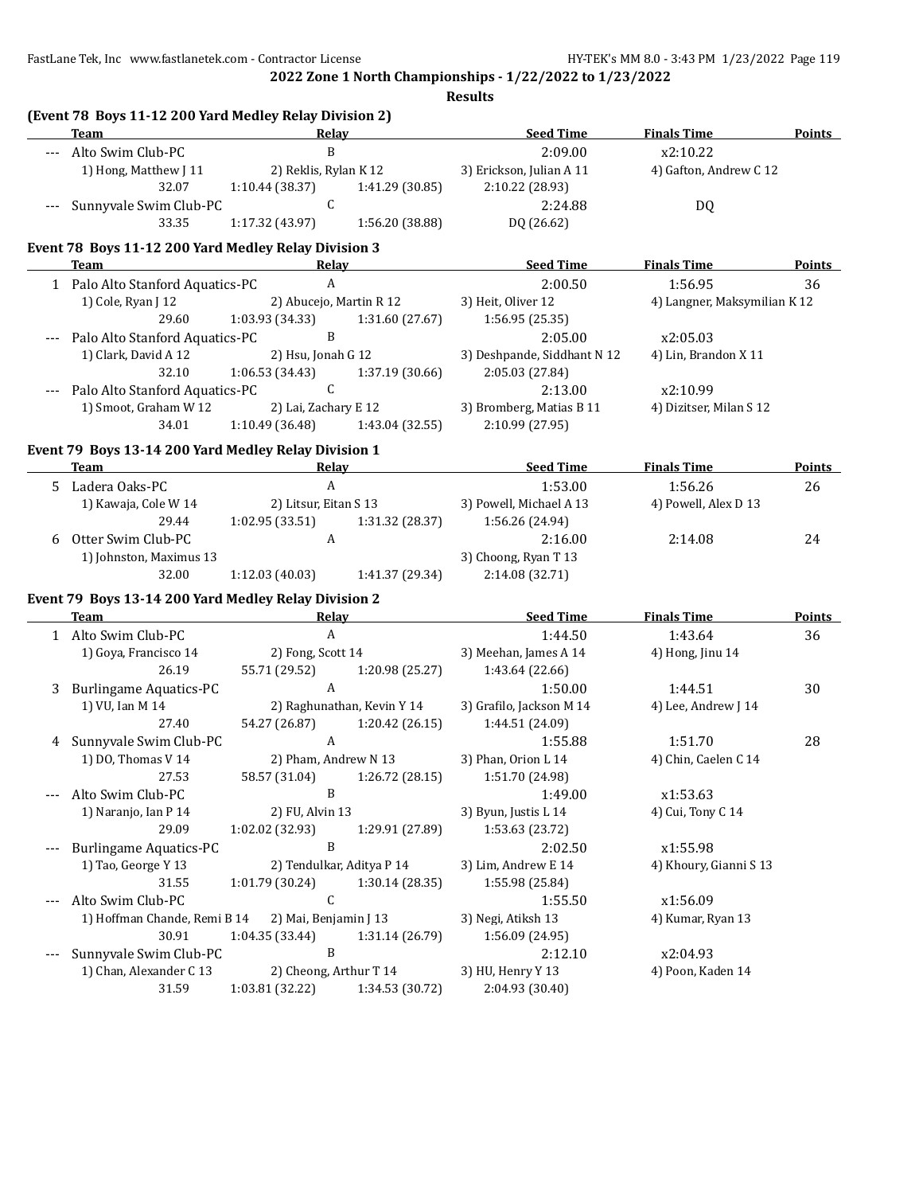**2022 Zone 1 North Championships - 1/22/2022 to 1/23/2022**

**Results**

### (Event 78 Boys 11-12 200 Yard Medley Relay Division 2)

| | Team | Relay | | Seed Time | Finals Time | Points |
|---|---|---|---|---|---|---|
| --- | Alto Swim Club-PC | B | | 2:09.00 | x2:10.22 | |
| | 1) Hong, Matthew J 11 | 2) Reklis, Rylan K 12 | | 3) Erickson, Julian A 11 | 4) Gafton, Andrew C 12 | |
| | 32.07 | 1:10.44 (38.37) | 1:41.29 (30.85) | 2:10.22 (28.93) | | |
| --- | Sunnyvale Swim Club-PC | C | | 2:24.88 | DQ | |
| | 33.35 | 1:17.32 (43.97) | 1:56.20 (38.88) | DQ (26.62) | | |

### Event 78 Boys 11-12 200 Yard Medley Relay Division 3

| | Team | Relay | | Seed Time | Finals Time | Points |
|---|---|---|---|---|---|---|
| 1 | Palo Alto Stanford Aquatics-PC | A | | 2:00.50 | 1:56.95 | 36 |
| | 1) Cole, Ryan J 12 | 2) Abucejo, Martin R 12 | | 3) Heit, Oliver 12 | 4) Langner, Maksymilian K 12 | |
| | 29.60 | 1:03.93 (34.33) | 1:31.60 (27.67) | 1:56.95 (25.35) | | |
| --- | Palo Alto Stanford Aquatics-PC | B | | 2:05.00 | x2:05.03 | |
| | 1) Clark, David A 12 | 2) Hsu, Jonah G 12 | | 3) Deshpande, Siddhant N 12 | 4) Lin, Brandon X 11 | |
| | 32.10 | 1:06.53 (34.43) | 1:37.19 (30.66) | 2:05.03 (27.84) | | |
| --- | Palo Alto Stanford Aquatics-PC | C | | 2:13.00 | x2:10.99 | |
| | 1) Smoot, Graham W 12 | 2) Lai, Zachary E 12 | | 3) Bromberg, Matias B 11 | 4) Dizitser, Milan S 12 | |
| | 34.01 | 1:10.49 (36.48) | 1:43.04 (32.55) | 2:10.99 (27.95) | | |

### Event 79 Boys 13-14 200 Yard Medley Relay Division 1

| | Team | Relay | | Seed Time | Finals Time | Points |
|---|---|---|---|---|---|---|
| 5 | Ladera Oaks-PC | A | | 1:53.00 | 1:56.26 | 26 |
| | 1) Kawaja, Cole W 14 | 2) Litsur, Eitan S 13 | | 3) Powell, Michael A 13 | 4) Powell, Alex D 13 | |
| | 29.44 | 1:02.95 (33.51) | 1:31.32 (28.37) | 1:56.26 (24.94) | | |
| 6 | Otter Swim Club-PC | A | | 2:16.00 | 2:14.08 | 24 |
| | 1) Johnston, Maximus 13 | | | 3) Choong, Ryan T 13 | | |
| | 32.00 | 1:12.03 (40.03) | 1:41.37 (29.34) | 2:14.08 (32.71) | | |

### Event 79 Boys 13-14 200 Yard Medley Relay Division 2

| | Team | Relay | | Seed Time | Finals Time | Points |
|---|---|---|---|---|---|---|
| 1 | Alto Swim Club-PC | A | | 1:44.50 | 1:43.64 | 36 |
| | 1) Goya, Francisco 14 | 2) Fong, Scott 14 | | 3) Meehan, James A 14 | 4) Hong, Jinu 14 | |
| | 26.19 | 55.71 (29.52) | 1:20.98 (25.27) | 1:43.64 (22.66) | | |
| 3 | Burlingame Aquatics-PC | A | | 1:50.00 | 1:44.51 | 30 |
| | 1) VU, Ian M 14 | 2) Raghunathan, Kevin Y 14 | | 3) Grafilo, Jackson M 14 | 4) Lee, Andrew J 14 | |
| | 27.40 | 54.27 (26.87) | 1:20.42 (26.15) | 1:44.51 (24.09) | | |
| 4 | Sunnyvale Swim Club-PC | A | | 1:55.88 | 1:51.70 | 28 |
| | 1) DO, Thomas V 14 | 2) Pham, Andrew N 13 | | 3) Phan, Orion L 14 | 4) Chin, Caelen C 14 | |
| | 27.53 | 58.57 (31.04) | 1:26.72 (28.15) | 1:51.70 (24.98) | | |
| --- | Alto Swim Club-PC | B | | 1:49.00 | x1:53.63 | |
| | 1) Naranjo, Ian P 14 | 2) FU, Alvin 13 | | 3) Byun, Justis L 14 | 4) Cui, Tony C 14 | |
| | 29.09 | 1:02.02 (32.93) | 1:29.91 (27.89) | 1:53.63 (23.72) | | |
| --- | Burlingame Aquatics-PC | B | | 2:02.50 | x1:55.98 | |
| | 1) Tao, George Y 13 | 2) Tendulkar, Aditya P 14 | | 3) Lim, Andrew E 14 | 4) Khoury, Gianni S 13 | |
| | 31.55 | 1:01.79 (30.24) | 1:30.14 (28.35) | 1:55.98 (25.84) | | |
| --- | Alto Swim Club-PC | C | | 1:55.50 | x1:56.09 | |
| | 1) Hoffman Chande, Remi B 14 | 2) Mai, Benjamin J 13 | | 3) Negi, Atiksh 13 | 4) Kumar, Ryan 13 | |
| | 30.91 | 1:04.35 (33.44) | 1:31.14 (26.79) | 1:56.09 (24.95) | | |
| --- | Sunnyvale Swim Club-PC | B | | 2:12.10 | x2:04.93 | |
| | 1) Chan, Alexander C 13 | 2) Cheong, Arthur T 14 | | 3) HU, Henry Y 13 | 4) Poon, Kaden 14 | |
| | 31.59 | 1:03.81 (32.22) | 1:34.53 (30.72) | 2:04.93 (30.40) | | |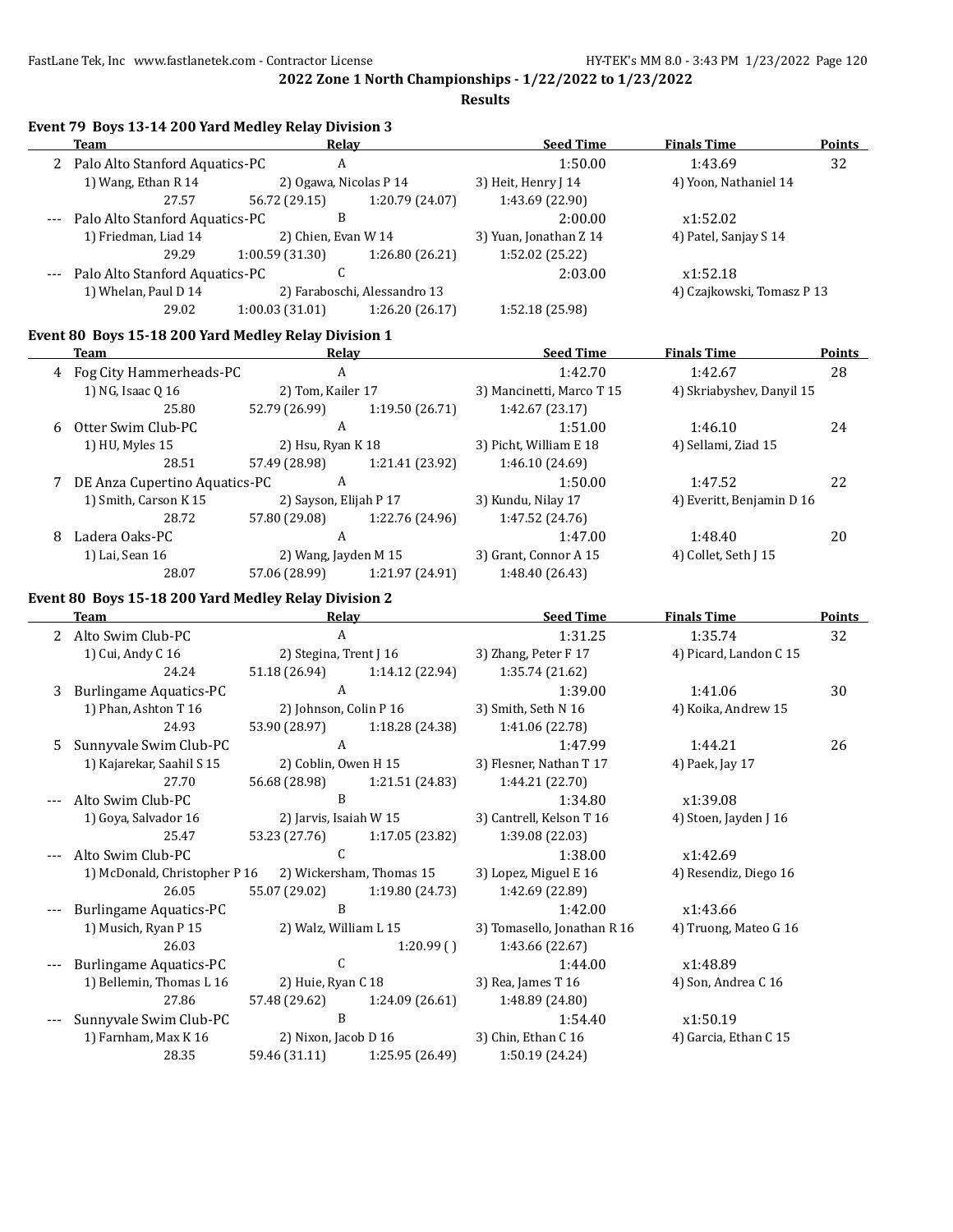**2022 Zone 1 North Championships - 1/22/2022 to 1/23/2022**

**Results**

### Event 79 Boys 13-14 200 Yard Medley Relay Division 3

| | Team | Relay | Seed Time | Finals Time | Points |
|---|---|---|---|---|---|
| 2 | Palo Alto Stanford Aquatics-PC | A | 1:50.00 | 1:43.69 | 32 |
| | 1) Wang, Ethan R 14 | 2) Ogawa, Nicolas P 14 | 3) Heit, Henry J 14 | 4) Yoon, Nathaniel 14 | |
| | 27.57 | 56.72 (29.15) | 1:20.79 (24.07) | 1:43.69 (22.90) | |
| --- | Palo Alto Stanford Aquatics-PC | B | 2:00.00 | x1:52.02 | |
| | 1) Friedman, Liad 14 | 2) Chien, Evan W 14 | 3) Yuan, Jonathan Z 14 | 4) Patel, Sanjay S 14 | |
| | 29.29 | 1:00.59 (31.30) | 1:26.80 (26.21) | 1:52.02 (25.22) | |
| --- | Palo Alto Stanford Aquatics-PC | C | 2:03.00 | x1:52.18 | |
| | 1) Whelan, Paul D 14 | 2) Faraboschi, Alessandro 13 | | 4) Czajkowski, Tomasz P 13 | |
| | 29.02 | 1:00.03 (31.01) | 1:26.20 (26.17) | 1:52.18 (25.98) | |

### Event 80 Boys 15-18 200 Yard Medley Relay Division 1

| | Team | Relay | Seed Time | Finals Time | Points |
|---|---|---|---|---|---|
| 4 | Fog City Hammerheads-PC | A | 1:42.70 | 1:42.67 | 28 |
| | 1) NG, Isaac Q 16 | 2) Tom, Kailer 17 | 3) Mancinetti, Marco T 15 | 4) Skriabyshev, Danyil 15 | |
| | 25.80 | 52.79 (26.99) | 1:19.50 (26.71) | 1:42.67 (23.17) | |
| 6 | Otter Swim Club-PC | A | 1:51.00 | 1:46.10 | 24 |
| | 1) HU, Myles 15 | 2) Hsu, Ryan K 18 | 3) Picht, William E 18 | 4) Sellami, Ziad 15 | |
| | 28.51 | 57.49 (28.98) | 1:21.41 (23.92) | 1:46.10 (24.69) | |
| 7 | DE Anza Cupertino Aquatics-PC | A | 1:50.00 | 1:47.52 | 22 |
| | 1) Smith, Carson K 15 | 2) Sayson, Elijah P 17 | 3) Kundu, Nilay 17 | 4) Everitt, Benjamin D 16 | |
| | 28.72 | 57.80 (29.08) | 1:22.76 (24.96) | 1:47.52 (24.76) | |
| 8 | Ladera Oaks-PC | A | 1:47.00 | 1:48.40 | 20 |
| | 1) Lai, Sean 16 | 2) Wang, Jayden M 15 | 3) Grant, Connor A 15 | 4) Collet, Seth J 15 | |
| | 28.07 | 57.06 (28.99) | 1:21.97 (24.91) | 1:48.40 (26.43) | |

### Event 80 Boys 15-18 200 Yard Medley Relay Division 2

| | Team | Relay | Seed Time | Finals Time | Points |
|---|---|---|---|---|---|
| 2 | Alto Swim Club-PC | A | 1:31.25 | 1:35.74 | 32 |
| | 1) Cui, Andy C 16 | 2) Stegina, Trent J 16 | 3) Zhang, Peter F 17 | 4) Picard, Landon C 15 | |
| | 24.24 | 51.18 (26.94) | 1:14.12 (22.94) | 1:35.74 (21.62) | |
| 3 | Burlingame Aquatics-PC | A | 1:39.00 | 1:41.06 | 30 |
| | 1) Phan, Ashton T 16 | 2) Johnson, Colin P 16 | 3) Smith, Seth N 16 | 4) Koika, Andrew 15 | |
| | 24.93 | 53.90 (28.97) | 1:18.28 (24.38) | 1:41.06 (22.78) | |
| 5 | Sunnyvale Swim Club-PC | A | 1:47.99 | 1:44.21 | 26 |
| | 1) Kajarekar, Saahil S 15 | 2) Coblin, Owen H 15 | 3) Flesner, Nathan T 17 | 4) Paek, Jay 17 | |
| | 27.70 | 56.68 (28.98) | 1:21.51 (24.83) | 1:44.21 (22.70) | |
| --- | Alto Swim Club-PC | B | 1:34.80 | x1:39.08 | |
| | 1) Goya, Salvador 16 | 2) Jarvis, Isaiah W 15 | 3) Cantrell, Kelson T 16 | 4) Stoen, Jayden J 16 | |
| | 25.47 | 53.23 (27.76) | 1:17.05 (23.82) | 1:39.08 (22.03) | |
| --- | Alto Swim Club-PC | C | 1:38.00 | x1:42.69 | |
| | 1) McDonald, Christopher P 16 | 2) Wickersham, Thomas 15 | 3) Lopez, Miguel E 16 | 4) Resendiz, Diego 16 | |
| | 26.05 | 55.07 (29.02) | 1:19.80 (24.73) | 1:42.69 (22.89) | |
| --- | Burlingame Aquatics-PC | B | 1:42.00 | x1:43.66 | |
| | 1) Musich, Ryan P 15 | 2) Walz, William L 15 | 3) Tomasello, Jonathan R 16 | 4) Truong, Mateo G 16 | |
| | 26.03 | | 1:20.99 ( ) | 1:43.66 (22.67) | |
| --- | Burlingame Aquatics-PC | C | 1:44.00 | x1:48.89 | |
| | 1) Bellemin, Thomas L 16 | 2) Huie, Ryan C 18 | 3) Rea, James T 16 | 4) Son, Andrea C 16 | |
| | 27.86 | 57.48 (29.62) | 1:24.09 (26.61) | 1:48.89 (24.80) | |
| --- | Sunnyvale Swim Club-PC | B | 1:54.40 | x1:50.19 | |
| | 1) Farnham, Max K 16 | 2) Nixon, Jacob D 16 | 3) Chin, Ethan C 16 | 4) Garcia, Ethan C 15 | |
| | 28.35 | 59.46 (31.11) | 1:25.95 (26.49) | 1:50.19 (24.24) | |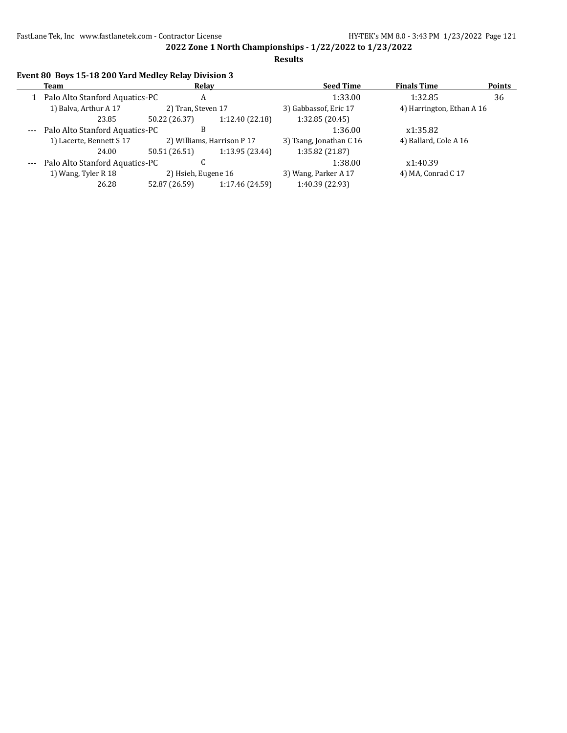## 2022 Zone 1 North Championships - 1/22/2022 to 1/23/2022

**Results**

### Event 80 Boys 15-18 200 Yard Medley Relay Division 3

| | Team | Relay | Seed Time | Finals Time | Points |
|---|---|---|---|---|---|
| 1 | Palo Alto Stanford Aquatics-PC | A | 1:33.00 | 1:32.85 | 36 |
| | 1) Balva, Arthur A 17 | 2) Tran, Steven 17 | 3) Gabbassof, Eric 17 | 4) Harrington, Ethan A 16 | |
| | 23.85 | 50.22 (26.37) | 1:12.40 (22.18) | 1:32.85 (20.45) | |
| --- | Palo Alto Stanford Aquatics-PC | B | 1:36.00 | x1:35.82 | |
| | 1) Lacerte, Bennett S 17 | 2) Williams, Harrison P 17 | 3) Tsang, Jonathan C 16 | 4) Ballard, Cole A 16 | |
| | 24.00 | 50.51 (26.51) | 1:13.95 (23.44) | 1:35.82 (21.87) | |
| --- | Palo Alto Stanford Aquatics-PC | C | 1:38.00 | x1:40.39 | |
| | 1) Wang, Tyler R 18 | 2) Hsieh, Eugene 16 | 3) Wang, Parker A 17 | 4) MA, Conrad C 17 | |
| | 26.28 | 52.87 (26.59) | 1:17.46 (24.59) | 1:40.39 (22.93) | |